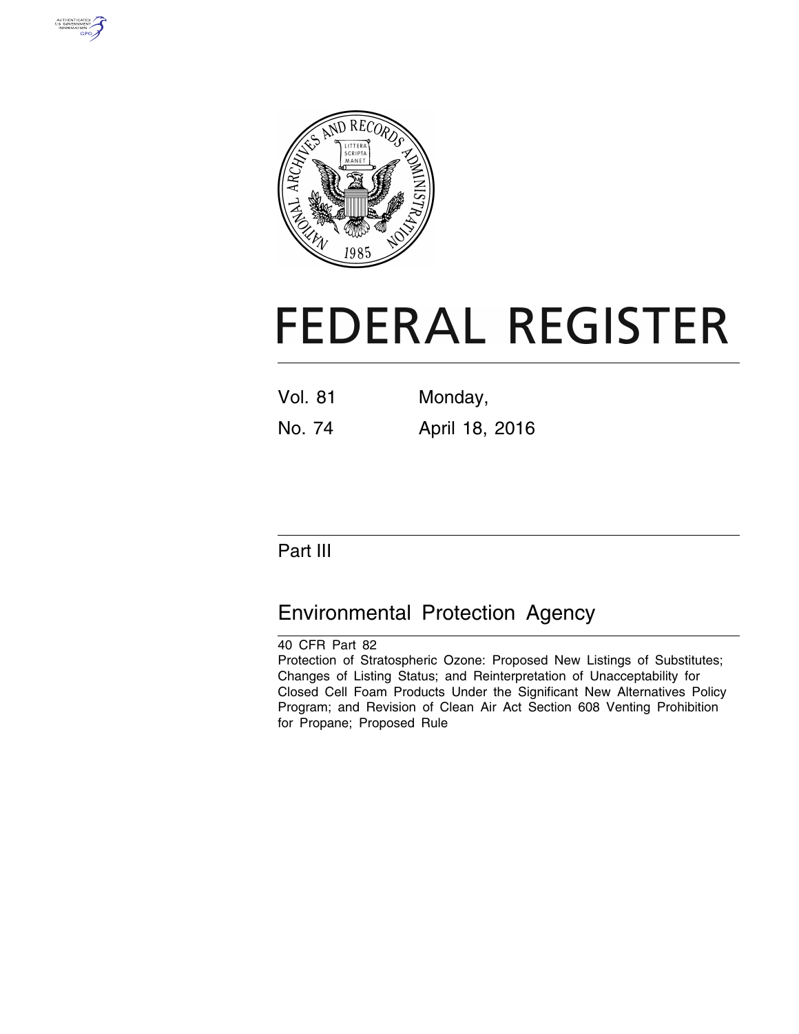# FEDERAL REGISTER

Vol. 81 Monday,

No. 74 April 18, 2016

## Part III

## Environmental Protection Agency

40 CFR Part 82

Protection of Stratospheric Ozone: Proposed New Listings of Substitutes; Changes of Listing Status; and Reinterpretation of Unacceptability for Closed Cell Foam Products Under the Significant New Alternatives Policy Program; and Revision of Clean Air Act Section 608 Venting Prohibition for Propane; Proposed Rule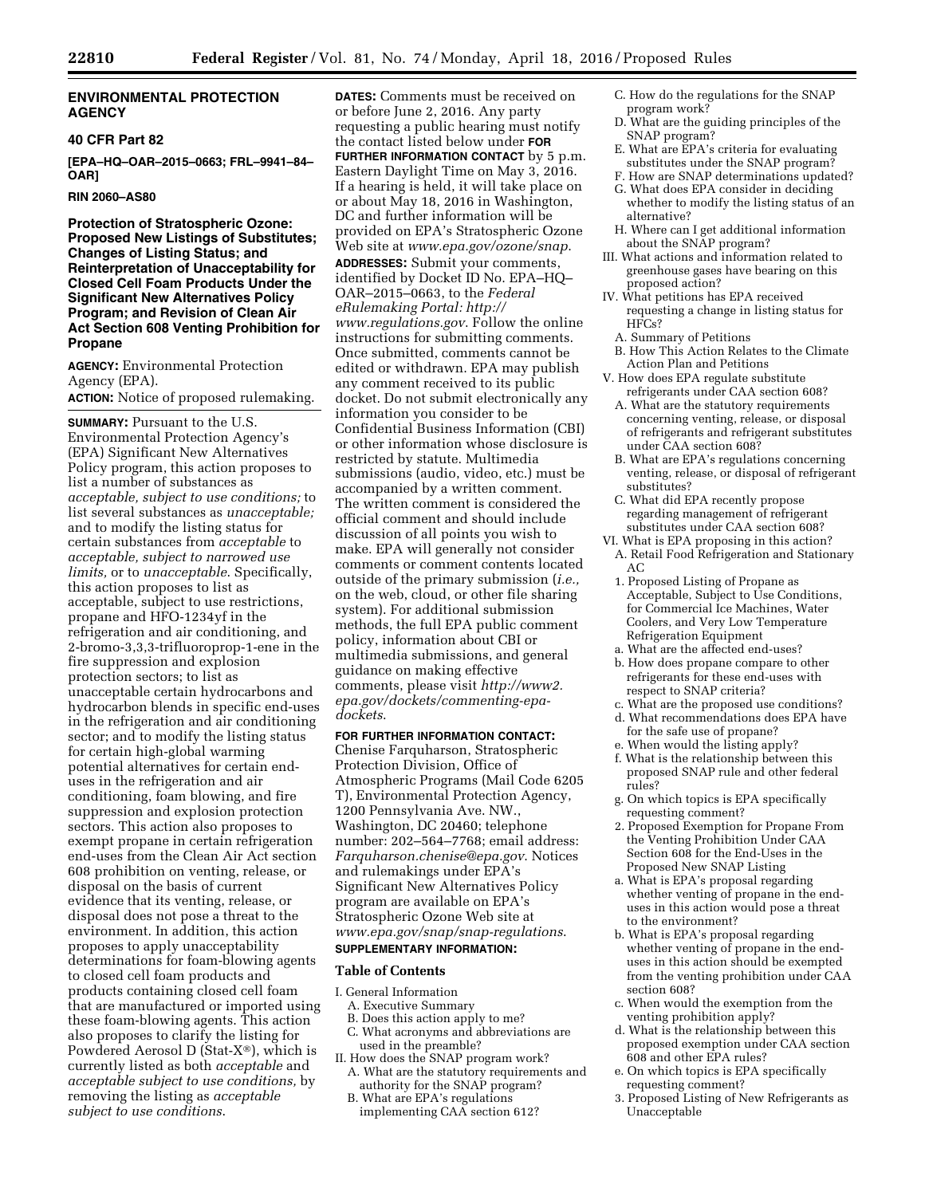## ENVIRONMENTAL PROTECTION AGENCY

### 40 CFR Part 82

**[EPA–HQ–OAR–2015–0663; FRL–9941–84–OAR]**

**RIN 2060–AS80**

### Protection of Stratospheric Ozone: Proposed New Listings of Substitutes; Changes of Listing Status; and Reinterpretation of Unacceptability for Closed Cell Foam Products Under the Significant New Alternatives Policy Program; and Revision of Clean Air Act Section 608 Venting Prohibition for Propane

**AGENCY:** Environmental Protection Agency (EPA).

**ACTION:** Notice of proposed rulemaking.

---

**SUMMARY:** Pursuant to the U.S. Environmental Protection Agency's (EPA) Significant New Alternatives Policy program, this action proposes to list a number of substances as *acceptable, subject to use conditions;* to list several substances as *unacceptable;* and to modify the listing status for certain substances from *acceptable* to *acceptable, subject to narrowed use limits,* or to *unacceptable*. Specifically, this action proposes to list as acceptable, subject to use restrictions, propane and HFO-1234yf in the refrigeration and air conditioning, and 2-bromo-3,3,3-trifluoroprop-1-ene in the fire suppression and explosion protection sectors; to list as unacceptable certain hydrocarbons and hydrocarbon blends in specific end-uses in the refrigeration and air conditioning sector; and to modify the listing status for certain high-global warming potential alternatives for certain end-uses in the refrigeration and air conditioning, foam blowing, and fire suppression and explosion protection sectors. This action also proposes to exempt propane in certain refrigeration end-uses from the Clean Air Act section 608 prohibition on venting, release, or disposal on the basis of current evidence that its venting, release, or disposal does not pose a threat to the environment. In addition, this action proposes to apply unacceptability determinations for foam-blowing agents to closed cell foam products and products containing closed cell foam that are manufactured or imported using these foam-blowing agents. This action also proposes to clarify the listing for Powdered Aerosol D (Stat-X®), which is currently listed as both *acceptable* and *acceptable subject to use conditions,* by removing the listing as *acceptable subject to use conditions*.

**DATES:** Comments must be received on or before June 2, 2016. Any party requesting a public hearing must notify the contact listed below under **FOR FURTHER INFORMATION CONTACT** by 5 p.m. Eastern Daylight Time on May 3, 2016. If a hearing is held, it will take place on or about May 18, 2016 in Washington, DC and further information will be provided on EPA's Stratospheric Ozone Web site at *www.epa.gov/ozone/snap*.

**ADDRESSES:** Submit your comments, identified by Docket ID No. EPA–HQ–OAR–2015–0663, to the *Federal eRulemaking Portal: http://www.regulations.gov*. Follow the online instructions for submitting comments. Once submitted, comments cannot be edited or withdrawn. EPA may publish any comment received to its public docket. Do not submit electronically any information you consider to be Confidential Business Information (CBI) or other information whose disclosure is restricted by statute. Multimedia submissions (audio, video, etc.) must be accompanied by a written comment. The written comment is considered the official comment and should include discussion of all points you wish to make. EPA will generally not consider comments or comment contents located outside of the primary submission (*i.e.,* on the web, cloud, or other file sharing system). For additional submission methods, the full EPA public comment policy, information about CBI or multimedia submissions, and general guidance on making effective comments, please visit *http://www2.epa.gov/dockets/commenting-epa-dockets*.

**FOR FURTHER INFORMATION CONTACT:** Chenise Farquharson, Stratospheric Protection Division, Office of Atmospheric Programs (Mail Code 6205 T), Environmental Protection Agency, 1200 Pennsylvania Ave. NW., Washington, DC 20460; telephone number: 202–564–7768; email address: *Farquharson.chenise@epa.gov*. Notices and rulemakings under EPA's Significant New Alternatives Policy program are available on EPA's Stratospheric Ozone Web site at *www.epa.gov/snap/snap-regulations*.

**SUPPLEMENTARY INFORMATION:**

### Table of Contents

I. General Information
  A. Executive Summary
  B. Does this action apply to me?
  C. What acronyms and abbreviations are used in the preamble?
II. How does the SNAP program work?
  A. What are the statutory requirements and authority for the SNAP program?
  B. What are EPA's regulations implementing CAA section 612?
  C. How do the regulations for the SNAP program work?
  D. What are the guiding principles of the SNAP program?
  E. What are EPA's criteria for evaluating substitutes under the SNAP program?
  F. How are SNAP determinations updated?
  G. What does EPA consider in deciding whether to modify the listing status of an alternative?
  H. Where can I get additional information about the SNAP program?
III. What actions and information related to greenhouse gases have bearing on this proposed action?
IV. What petitions has EPA received requesting a change in listing status for HFCs?
  A. Summary of Petitions
  B. How This Action Relates to the Climate Action Plan and Petitions
V. How does EPA regulate substitute refrigerants under CAA section 608?
  A. What are the statutory requirements concerning venting, release, or disposal of refrigerants and refrigerant substitutes under CAA section 608?
  B. What are EPA's regulations concerning venting, release, or disposal of refrigerant substitutes?
  C. What did EPA recently propose regarding management of refrigerant substitutes under CAA section 608?
VI. What is EPA proposing in this action?
  A. Retail Food Refrigeration and Stationary AC
    1. Proposed Listing of Propane as Acceptable, Subject to Use Conditions, for Commercial Ice Machines, Water Coolers, and Very Low Temperature Refrigeration Equipment
      a. What are the affected end-uses?
      b. How does propane compare to other refrigerants for these end-uses with respect to SNAP criteria?
      c. What are the proposed use conditions?
      d. What recommendations does EPA have for the safe use of propane?
      e. When would the listing apply?
      f. What is the relationship between this proposed SNAP rule and other federal rules?
      g. On which topics is EPA specifically requesting comment?
    2. Proposed Exemption for Propane From the Venting Prohibition Under CAA Section 608 for the End-Uses in the Proposed New SNAP Listing
      a. What is EPA's proposal regarding whether venting of propane in the end-uses in this action would pose a threat to the environment?
      b. What is EPA's proposal regarding whether venting of propane in the end-uses in this action should be exempted from the venting prohibition under CAA section 608?
      c. When would the exemption from the venting prohibition apply?
      d. What is the relationship between this proposed exemption under CAA section 608 and other EPA rules?
      e. On which topics is EPA specifically requesting comment?
    3. Proposed Listing of New Refrigerants as Unacceptable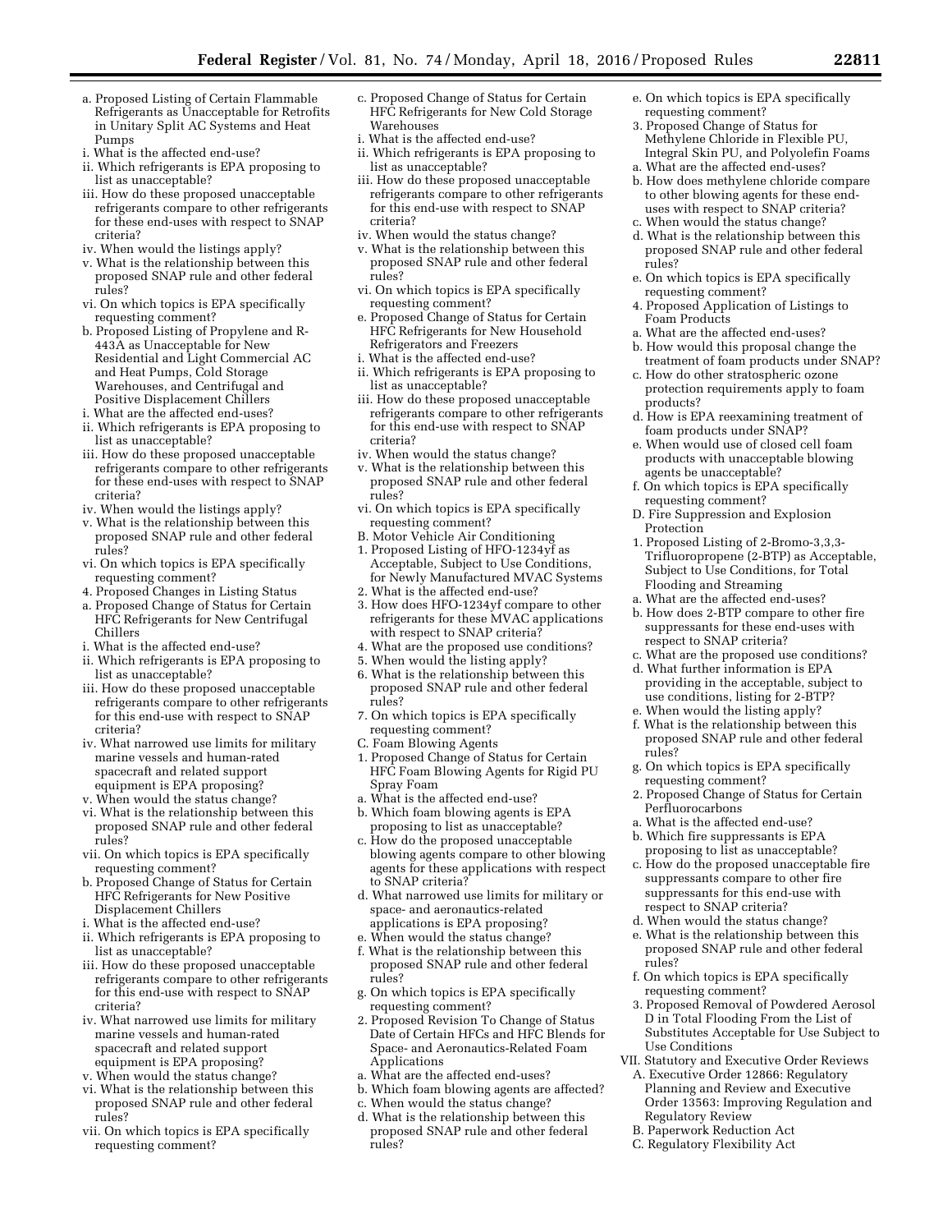a. Proposed Listing of Certain Flammable Refrigerants as Unacceptable for Retrofits in Unitary Split AC Systems and Heat Pumps
i. What is the affected end-use?
ii. Which refrigerants is EPA proposing to list as unacceptable?
iii. How do these proposed unacceptable refrigerants compare to other refrigerants for these end-uses with respect to SNAP criteria?
iv. When would the listings apply?
v. What is the relationship between this proposed SNAP rule and other federal rules?
vi. On which topics is EPA specifically requesting comment?
b. Proposed Listing of Propylene and R-443A as Unacceptable for New Residential and Light Commercial AC and Heat Pumps, Cold Storage Warehouses, and Centrifugal and Positive Displacement Chillers
i. What are the affected end-uses?
ii. Which refrigerants is EPA proposing to list as unacceptable?
iii. How do these proposed unacceptable refrigerants compare to other refrigerants for these end-uses with respect to SNAP criteria?
iv. When would the listings apply?
v. What is the relationship between this proposed SNAP rule and other federal rules?
vi. On which topics is EPA specifically requesting comment?
4. Proposed Changes in Listing Status
a. Proposed Change of Status for Certain HFC Refrigerants for New Centrifugal Chillers
i. What is the affected end-use?
ii. Which refrigerants is EPA proposing to list as unacceptable?
iii. How do these proposed unacceptable refrigerants compare to other refrigerants for this end-use with respect to SNAP criteria?
iv. What narrowed use limits for military marine vessels and human-rated spacecraft and related support equipment is EPA proposing?
v. When would the status change?
vi. What is the relationship between this proposed SNAP rule and other federal rules?
vii. On which topics is EPA specifically requesting comment?
b. Proposed Change of Status for Certain HFC Refrigerants for New Positive Displacement Chillers
i. What is the affected end-use?
ii. Which refrigerants is EPA proposing to list as unacceptable?
iii. How do these proposed unacceptable refrigerants compare to other refrigerants for this end-use with respect to SNAP criteria?
iv. What narrowed use limits for military marine vessels and human-rated spacecraft and related support equipment is EPA proposing?
v. When would the status change?
vi. What is the relationship between this proposed SNAP rule and other federal rules?
vii. On which topics is EPA specifically requesting comment?
c. Proposed Change of Status for Certain HFC Refrigerants for New Cold Storage Warehouses
i. What is the affected end-use?
ii. Which refrigerants is EPA proposing to list as unacceptable?
iii. How do these proposed unacceptable refrigerants compare to other refrigerants for this end-use with respect to SNAP criteria?
iv. When would the status change?
v. What is the relationship between this proposed SNAP rule and other federal rules?
vi. On which topics is EPA specifically requesting comment?
e. Proposed Change of Status for Certain HFC Refrigerants for New Household Refrigerators and Freezers
i. What is the affected end-use?
ii. Which refrigerants is EPA proposing to list as unacceptable?
iii. How do these proposed unacceptable refrigerants compare to other refrigerants for this end-use with respect to SNAP criteria?
iv. When would the status change?
v. What is the relationship between this proposed SNAP rule and other federal rules?
vi. On which topics is EPA specifically requesting comment?
B. Motor Vehicle Air Conditioning
1. Proposed Listing of HFO-1234yf as Acceptable, Subject to Use Conditions, for Newly Manufactured MVAC Systems
2. What is the affected end-use?
3. How does HFO-1234yf compare to other refrigerants for these MVAC applications with respect to SNAP criteria?
4. What are the proposed use conditions?
5. When would the listing apply?
6. What is the relationship between this proposed SNAP rule and other federal rules?
7. On which topics is EPA specifically requesting comment?
C. Foam Blowing Agents
1. Proposed Change of Status for Certain HFC Foam Blowing Agents for Rigid PU Spray Foam
a. What is the affected end-use?
b. Which foam blowing agents is EPA proposing to list as unacceptable?
c. How do the proposed unacceptable blowing agents compare to other blowing agents for these applications with respect to SNAP criteria?
d. What narrowed use limits for military or space- and aeronautics-related applications is EPA proposing?
e. When would the status change?
f. What is the relationship between this proposed SNAP rule and other federal rules?
g. On which topics is EPA specifically requesting comment?
2. Proposed Revision To Change of Status Date of Certain HFCs and HFC Blends for Space- and Aeronautics-Related Foam Applications
a. What are the affected end-uses?
b. Which foam blowing agents are affected?
c. When would the status change?
d. What is the relationship between this proposed SNAP rule and other federal rules?
e. On which topics is EPA specifically requesting comment?
3. Proposed Change of Status for Methylene Chloride in Flexible PU, Integral Skin PU, and Polyolefin Foams
a. What are the affected end-uses?
b. How does methylene chloride compare to other blowing agents for these end-uses with respect to SNAP criteria?
c. When would the status change?
d. What is the relationship between this proposed SNAP rule and other federal rules?
e. On which topics is EPA specifically requesting comment?
4. Proposed Application of Listings to Foam Products
a. What are the affected end-uses?
b. How would this proposal change the treatment of foam products under SNAP?
c. How do other stratospheric ozone protection requirements apply to foam products?
d. How is EPA reexamining treatment of foam products under SNAP?
e. When would use of closed cell foam products with unacceptable blowing agents be unacceptable?
f. On which topics is EPA specifically requesting comment?
D. Fire Suppression and Explosion Protection
1. Proposed Listing of 2-Bromo-3,3,3-Trifluoropropene (2-BTP) as Acceptable, Subject to Use Conditions, for Total Flooding and Streaming
a. What are the affected end-uses?
b. How does 2-BTP compare to other fire suppressants for these end-uses with respect to SNAP criteria?
c. What are the proposed use conditions?
d. What further information is EPA providing in the acceptable, subject to use conditions, listing for 2-BTP?
e. When would the listing apply?
f. What is the relationship between this proposed SNAP rule and other federal rules?
g. On which topics is EPA specifically requesting comment?
2. Proposed Change of Status for Certain Perfluorocarbons
a. What is the affected end-use?
b. Which fire suppressants is EPA proposing to list as unacceptable?
c. How do the proposed unacceptable fire suppressants compare to other fire suppressants for this end-use with respect to SNAP criteria?
d. When would the status change?
e. What is the relationship between this proposed SNAP rule and other federal rules?
f. On which topics is EPA specifically requesting comment?
3. Proposed Removal of Powdered Aerosol D in Total Flooding From the List of Substitutes Acceptable for Use Subject to Use Conditions
VII. Statutory and Executive Order Reviews
A. Executive Order 12866: Regulatory Planning and Review and Executive Order 13563: Improving Regulation and Regulatory Review
B. Paperwork Reduction Act
C. Regulatory Flexibility Act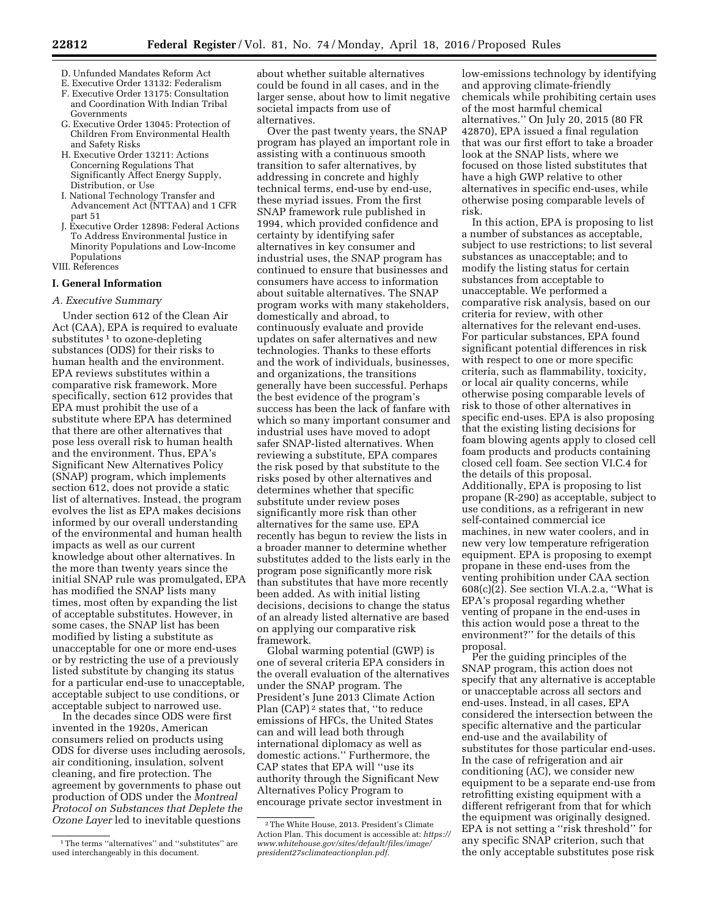D. Unfunded Mandates Reform Act
E. Executive Order 13132: Federalism
F. Executive Order 13175: Consultation and Coordination With Indian Tribal Governments
G. Executive Order 13045: Protection of Children From Environmental Health and Safety Risks
H. Executive Order 13211: Actions Concerning Regulations That Significantly Affect Energy Supply, Distribution, or Use
I. National Technology Transfer and Advancement Act (NTTAA) and 1 CFR part 51
J. Executive Order 12898: Federal Actions To Address Environmental Justice in Minority Populations and Low-Income Populations

VIII. References

## I. General Information

### A. Executive Summary

Under section 612 of the Clean Air Act (CAA), EPA is required to evaluate substitutes [1] to ozone-depleting substances (ODS) for their risks to human health and the environment. EPA reviews substitutes within a comparative risk framework. More specifically, section 612 provides that EPA must prohibit the use of a substitute where EPA has determined that there are other alternatives that pose less overall risk to human health and the environment. Thus, EPA's Significant New Alternatives Policy (SNAP) program, which implements section 612, does not provide a static list of alternatives. Instead, the program evolves the list as EPA makes decisions informed by our overall understanding of the environmental and human health impacts as well as our current knowledge about other alternatives. In the more than twenty years since the initial SNAP rule was promulgated, EPA has modified the SNAP lists many times, most often by expanding the list of acceptable substitutes. However, in some cases, the SNAP list has been modified by listing a substitute as unacceptable for one or more end-uses or by restricting the use of a previously listed substitute by changing its status for a particular end-use to unacceptable, acceptable subject to use conditions, or acceptable subject to narrowed use.

In the decades since ODS were first invented in the 1920s, American consumers relied on products using ODS for diverse uses including aerosols, air conditioning, insulation, solvent cleaning, and fire protection. The agreement by governments to phase out production of ODS under the *Montreal Protocol on Substances that Deplete the Ozone Layer* led to inevitable questions about whether suitable alternatives could be found in all cases, and in the larger sense, about how to limit negative societal impacts from use of alternatives.

Over the past twenty years, the SNAP program has played an important role in assisting with a continuous smooth transition to safer alternatives, by addressing in concrete and highly technical terms, end-use by end-use, these myriad issues. From the first SNAP framework rule published in 1994, which provided confidence and certainty by identifying safer alternatives in key consumer and industrial uses, the SNAP program has continued to ensure that businesses and consumers have access to information about suitable alternatives. The SNAP program works with many stakeholders, domestically and abroad, to continuously evaluate and provide updates on safer alternatives and new technologies. Thanks to these efforts and the work of individuals, businesses, and organizations, the transitions generally have been successful. Perhaps the best evidence of the program's success has been the lack of fanfare with which so many important consumer and industrial uses have moved to adopt safer SNAP-listed alternatives. When reviewing a substitute, EPA compares the risk posed by that substitute to the risks posed by other alternatives and determines whether that specific substitute under review poses significantly more risk than other alternatives for the same use. EPA recently has begun to review the lists in a broader manner to determine whether substitutes added to the lists early in the program pose significantly more risk than substitutes that have more recently been added. As with initial listing decisions, decisions to change the status of an already listed alternative are based on applying our comparative risk framework.

Global warming potential (GWP) is one of several criteria EPA considers in the overall evaluation of the alternatives under the SNAP program. The President's June 2013 Climate Action Plan (CAP) [2] states that, ''to reduce emissions of HFCs, the United States can and will lead both through international diplomacy as well as domestic actions.'' Furthermore, the CAP states that EPA will ''use its authority through the Significant New Alternatives Policy Program to encourage private sector investment in low-emissions technology by identifying and approving climate-friendly chemicals while prohibiting certain uses of the most harmful chemical alternatives.'' On July 20, 2015 (80 FR 42870), EPA issued a final regulation that was our first effort to take a broader look at the SNAP lists, where we focused on those listed substitutes that have a high GWP relative to other alternatives in specific end-uses, while otherwise posing comparable levels of risk.

In this action, EPA is proposing to list a number of substances as acceptable, subject to use restrictions; to list several substances as unacceptable; and to modify the listing status for certain substances from acceptable to unacceptable. We performed a comparative risk analysis, based on our criteria for review, with other alternatives for the relevant end-uses. For particular substances, EPA found significant potential differences in risk with respect to one or more specific criteria, such as flammability, toxicity, or local air quality concerns, while otherwise posing comparable levels of risk to those of other alternatives in specific end-uses. EPA is also proposing that the existing listing decisions for foam blowing agents apply to closed cell foam products and products containing closed cell foam. See section VI.C.4 for the details of this proposal. Additionally, EPA is proposing to list propane (R-290) as acceptable, subject to use conditions, as a refrigerant in new self-contained commercial ice machines, in new water coolers, and in new very low temperature refrigeration equipment. EPA is proposing to exempt propane in these end-uses from the venting prohibition under CAA section 608(c)(2). See section VI.A.2.a, ''What is EPA's proposal regarding whether venting of propane in the end-uses in this action would pose a threat to the environment?'' for the details of this proposal.

Per the guiding principles of the SNAP program, this action does not specify that any alternative is acceptable or unacceptable across all sectors and end-uses. Instead, in all cases, EPA considered the intersection between the specific alternative and the particular end-use and the availability of substitutes for those particular end-uses. In the case of refrigeration and air conditioning (AC), we consider new equipment to be a separate end-use from retrofitting existing equipment with a different refrigerant from that for which the equipment was originally designed. EPA is not setting a ''risk threshold'' for any specific SNAP criterion, such that the only acceptable substitutes pose risk

---

[1] The terms ''alternatives'' and ''substitutes'' are used interchangeably in this document.

[2] The White House, 2013. President's Climate Action Plan. This document is accessible at: *https://www.whitehouse.gov/sites/default/files/image/president27sclimateactionplan.pdf.*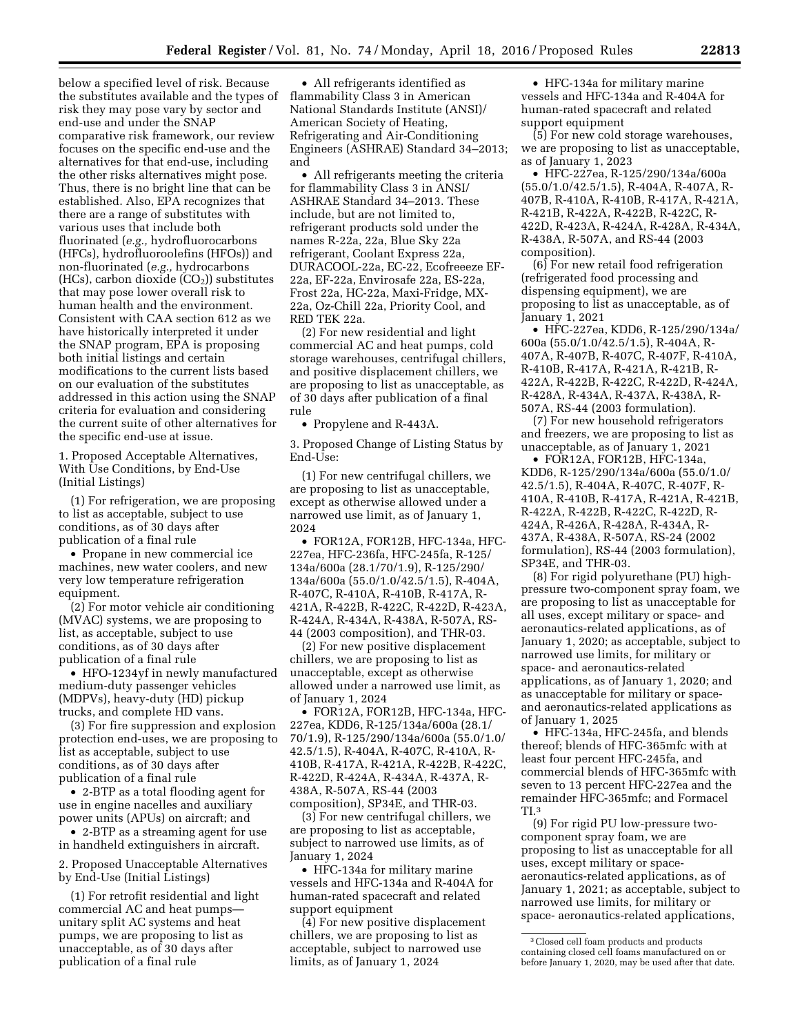below a specified level of risk. Because the substitutes available and the types of risk they may pose vary by sector and end-use and under the SNAP comparative risk framework, our review focuses on the specific end-use and the alternatives for that end-use, including the other risks alternatives might pose. Thus, there is no bright line that can be established. Also, EPA recognizes that there are a range of substitutes with various uses that include both fluorinated (*e.g.,* hydrofluorocarbons (HFCs), hydrofluoroolefins (HFOs)) and non-fluorinated (*e.g.,* hydrocarbons (HCs), carbon dioxide ($CO_2$)) substitutes that may pose lower overall risk to human health and the environment. Consistent with CAA section 612 as we have historically interpreted it under the SNAP program, EPA is proposing both initial listings and certain modifications to the current lists based on our evaluation of the substitutes addressed in this action using the SNAP criteria for evaluation and considering the current suite of other alternatives for the specific end-use at issue.

1. Proposed Acceptable Alternatives, With Use Conditions, by End-Use (Initial Listings)

(1) For refrigeration, we are proposing to list as acceptable, subject to use conditions, as of 30 days after publication of a final rule

• Propane in new commercial ice machines, new water coolers, and new very low temperature refrigeration equipment.

(2) For motor vehicle air conditioning (MVAC) systems, we are proposing to list, as acceptable, subject to use conditions, as of 30 days after publication of a final rule

• HFO-1234yf in newly manufactured medium-duty passenger vehicles (MDPVs), heavy-duty (HD) pickup trucks, and complete HD vans.

(3) For fire suppression and explosion protection end-uses, we are proposing to list as acceptable, subject to use conditions, as of 30 days after publication of a final rule

• 2-BTP as a total flooding agent for use in engine nacelles and auxiliary power units (APUs) on aircraft; and

• 2-BTP as a streaming agent for use in handheld extinguishers in aircraft.

2. Proposed Unacceptable Alternatives by End-Use (Initial Listings)

(1) For retrofit residential and light commercial AC and heat pumps—unitary split AC systems and heat pumps, we are proposing to list as unacceptable, as of 30 days after publication of a final rule

• All refrigerants identified as flammability Class 3 in American National Standards Institute (ANSI)/American Society of Heating, Refrigerating and Air-Conditioning Engineers (ASHRAE) Standard 34–2013; and

• All refrigerants meeting the criteria for flammability Class 3 in ANSI/ASHRAE Standard 34–2013. These include, but are not limited to, refrigerant products sold under the names R-22a, 22a, Blue Sky 22a refrigerant, Coolant Express 22a, DURACOOL-22a, EC-22, Ecofreeeze EF-22a, EF-22a, Envirosafe 22a, ES-22a, Frost 22a, HC-22a, Maxi-Fridge, MX-22a, Oz-Chill 22a, Priority Cool, and RED TEK 22a.

(2) For new residential and light commercial AC and heat pumps, cold storage warehouses, centrifugal chillers, and positive displacement chillers, we are proposing to list as unacceptable, as of 30 days after publication of a final rule

• Propylene and R-443A.

3. Proposed Change of Listing Status by End-Use:

(1) For new centrifugal chillers, we are proposing to list as unacceptable, except as otherwise allowed under a narrowed use limit, as of January 1, 2024

• FOR12A, FOR12B, HFC-134a, HFC-227ea, HFC-236fa, HFC-245fa, R-125/134a/600a (28.1/70/1.9), R-125/290/134a/600a (55.0/1.0/42.5/1.5), R-404A, R-407C, R-410A, R-410B, R-417A, R-421A, R-422B, R-422C, R-422D, R-423A, R-424A, R-434A, R-438A, R-507A, RS-44 (2003 composition), and THR-03.

(2) For new positive displacement chillers, we are proposing to list as unacceptable, except as otherwise allowed under a narrowed use limit, as of January 1, 2024

• FOR12A, FOR12B, HFC-134a, HFC-227ea, KDD6, R-125/134a/600a (28.1/70/1.9), R-125/290/134a/600a (55.0/1.0/42.5/1.5), R-404A, R-407C, R-410A, R-410B, R-417A, R-421A, R-422B, R-422C, R-422D, R-424A, R-434A, R-437A, R-438A, R-507A, RS-44 (2003 composition), SP34E, and THR-03.

(3) For new centrifugal chillers, we are proposing to list as acceptable, subject to narrowed use limits, as of January 1, 2024

• HFC-134a for military marine vessels and HFC-134a and R-404A for human-rated spacecraft and related support equipment

(4) For new positive displacement chillers, we are proposing to list as acceptable, subject to narrowed use limits, as of January 1, 2024

• HFC-134a for military marine vessels and HFC-134a and R-404A for human-rated spacecraft and related support equipment

(5) For new cold storage warehouses, we are proposing to list as unacceptable, as of January 1, 2023

• HFC-227ea, R-125/290/134a/600a (55.0/1.0/42.5/1.5), R-404A, R-407A, R-407B, R-410A, R-410B, R-417A, R-421A, R-421B, R-422A, R-422B, R-422C, R-422D, R-423A, R-424A, R-428A, R-434A, R-438A, R-507A, and RS-44 (2003 composition).

(6) For new retail food refrigeration (refrigerated food processing and dispensing equipment), we are proposing to list as unacceptable, as of January 1, 2021

• HFC-227ea, KDD6, R-125/290/134a/600a (55.0/1.0/42.5/1.5), R-404A, R-407A, R-407B, R-407C, R-407F, R-410A, R-410B, R-417A, R-421A, R-421B, R-422A, R-422B, R-422C, R-422D, R-424A, R-428A, R-434A, R-437A, R-438A, R-507A, RS-44 (2003 formulation).

(7) For new household refrigerators and freezers, we are proposing to list as unacceptable, as of January 1, 2021

• FOR12A, FOR12B, HFC-134a, KDD6, R-125/290/134a/600a (55.0/1.0/42.5/1.5), R-404A, R-407C, R-407F, R-410A, R-410B, R-417A, R-421A, R-421B, R-422A, R-422B, R-422C, R-422D, R-424A, R-426A, R-428A, R-434A, R-437A, R-438A, R-507A, RS-24 (2002 formulation), RS-44 (2003 formulation), SP34E, and THR-03.

(8) For rigid polyurethane (PU) high-pressure two-component spray foam, we are proposing to list as unacceptable for all uses, except military or space- and aeronautics-related applications, as of January 1, 2020; as acceptable, subject to narrowed use limits, for military or space- and aeronautics-related applications, as of January 1, 2020; and as unacceptable for military or space- and aeronautics-related applications as of January 1, 2025

• HFC-134a, HFC-245fa, and blends thereof; blends of HFC-365mfc with at least four percent HFC-245fa, and commercial blends of HFC-365mfc with seven to 13 percent HFC-227ea and the remainder HFC-365mfc; and Formacel TI.[3]

(9) For rigid PU low-pressure two-component spray foam, we are proposing to list as unacceptable for all uses, except military or space-aeronautics-related applications, as of January 1, 2021; as acceptable, subject to narrowed use limits, for military or space- aeronautics-related applications,

[3] Closed cell foam products and products containing closed cell foams manufactured on or before January 1, 2020, may be used after that date.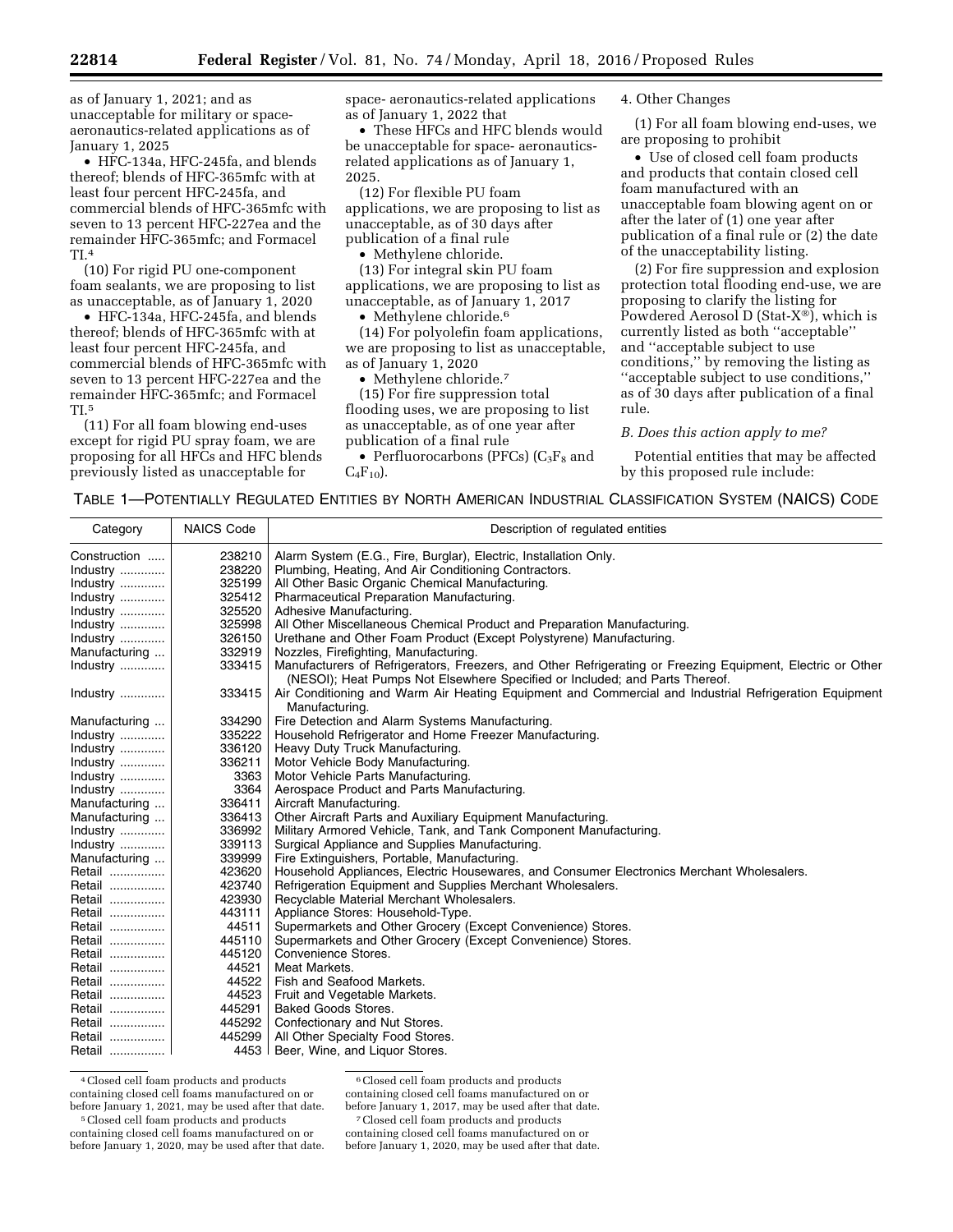as of January 1, 2021; and as unacceptable for military or space-aeronautics-related applications as of January 1, 2025

- HFC-134a, HFC-245fa, and blends thereof; blends of HFC-365mfc with at least four percent HFC-245fa, and commercial blends of HFC-365mfc with seven to 13 percent HFC-227ea and the remainder HFC-365mfc; and Formacel TI.[4]

(10) For rigid PU one-component foam sealants, we are proposing to list as unacceptable, as of January 1, 2020

- HFC-134a, HFC-245fa, and blends thereof; blends of HFC-365mfc with at least four percent HFC-245fa, and commercial blends of HFC-365mfc with seven to 13 percent HFC-227ea and the remainder HFC-365mfc; and Formacel TI.[5]

(11) For all foam blowing end-uses except for rigid PU spray foam, we are proposing for all HFCs and HFC blends previously listed as unacceptable for space- aeronautics-related applications as of January 1, 2022 that

- These HFCs and HFC blends would be unacceptable for space- aeronautics-related applications as of January 1, 2025.

(12) For flexible PU foam applications, we are proposing to list as unacceptable, as of 30 days after publication of a final rule

- Methylene chloride.

(13) For integral skin PU foam applications, we are proposing to list as unacceptable, as of January 1, 2017

- Methylene chloride.[6]

(14) For polyolefin foam applications, we are proposing to list as unacceptable, as of January 1, 2020

- Methylene chloride.[7]

(15) For fire suppression total flooding uses, we are proposing to list as unacceptable, as of one year after publication of a final rule

- Perfluorocarbons (PFCs) ($C_3F_8$ and $C_4F_{10}$).

4. Other Changes

(1) For all foam blowing end-uses, we are proposing to prohibit

- Use of closed cell foam products and products that contain closed cell foam manufactured with an unacceptable foam blowing agent on or after the later of (1) one year after publication of a final rule or (2) the date of the unacceptability listing.

(2) For fire suppression and explosion protection total flooding end-use, we are proposing to clarify the listing for Powdered Aerosol D (Stat-X®), which is currently listed as both "acceptable" and "acceptable subject to use conditions," by removing the listing as "acceptable subject to use conditions," as of 30 days after publication of a final rule.

*B. Does this action apply to me?*

Potential entities that may be affected by this proposed rule include:

TABLE 1—POTENTIALLY REGULATED ENTITIES BY NORTH AMERICAN INDUSTRIAL CLASSIFICATION SYSTEM (NAICS) CODE

| Category | NAICS Code | Description of regulated entities |
|---|---|---|
| Construction | 238210 | Alarm System (E.G., Fire, Burglar), Electric, Installation Only. |
| Industry | 238220 | Plumbing, Heating, And Air Conditioning Contractors. |
| Industry | 325199 | All Other Basic Organic Chemical Manufacturing. |
| Industry | 325412 | Pharmaceutical Preparation Manufacturing. |
| Industry | 325520 | Adhesive Manufacturing. |
| Industry | 325998 | All Other Miscellaneous Chemical Product and Preparation Manufacturing. |
| Industry | 326150 | Urethane and Other Foam Product (Except Polystyrene) Manufacturing. |
| Manufacturing | 332919 | Nozzles, Firefighting, Manufacturing. |
| Industry | 333415 | Manufacturers of Refrigerators, Freezers, and Other Refrigerating or Freezing Equipment, Electric or Other (NESOI); Heat Pumps Not Elsewhere Specified or Included; and Parts Thereof. |
| Industry | 333415 | Air Conditioning and Warm Air Heating Equipment and Commercial and Industrial Refrigeration Equipment Manufacturing. |
| Manufacturing | 334290 | Fire Detection and Alarm Systems Manufacturing. |
| Industry | 335222 | Household Refrigerator and Home Freezer Manufacturing. |
| Industry | 336120 | Heavy Duty Truck Manufacturing. |
| Industry | 336211 | Motor Vehicle Body Manufacturing. |
| Industry | 3363 | Motor Vehicle Parts Manufacturing. |
| Industry | 3364 | Aerospace Product and Parts Manufacturing. |
| Manufacturing | 336411 | Aircraft Manufacturing. |
| Manufacturing | 336413 | Other Aircraft Parts and Auxiliary Equipment Manufacturing. |
| Industry | 336992 | Military Armored Vehicle, Tank, and Tank Component Manufacturing. |
| Industry | 339113 | Surgical Appliance and Supplies Manufacturing. |
| Manufacturing | 339999 | Fire Extinguishers, Portable, Manufacturing. |
| Retail | 423620 | Household Appliances, Electric Housewares, and Consumer Electronics Merchant Wholesalers. |
| Retail | 423740 | Refrigeration Equipment and Supplies Merchant Wholesalers. |
| Retail | 423930 | Recyclable Material Merchant Wholesalers. |
| Retail | 443111 | Appliance Stores: Household-Type. |
| Retail | 44511 | Supermarkets and Other Grocery (Except Convenience) Stores. |
| Retail | 445110 | Supermarkets and Other Grocery (Except Convenience) Stores. |
| Retail | 445120 | Convenience Stores. |
| Retail | 44521 | Meat Markets. |
| Retail | 44522 | Fish and Seafood Markets. |
| Retail | 44523 | Fruit and Vegetable Markets. |
| Retail | 445291 | Baked Goods Stores. |
| Retail | 445292 | Confectionary and Nut Stores. |
| Retail | 445299 | All Other Specialty Food Stores. |
| Retail | 4453 | Beer, Wine, and Liquor Stores. |

[4] Closed cell foam products and products containing closed cell foams manufactured on or before January 1, 2021, may be used after that date.

[5] Closed cell foam products and products containing closed cell foams manufactured on or before January 1, 2020, may be used after that date.

[6] Closed cell foam products and products containing closed cell foams manufactured on or before January 1, 2017, may be used after that date.

[7] Closed cell foam products and products containing closed cell foams manufactured on or before January 1, 2020, may be used after that date.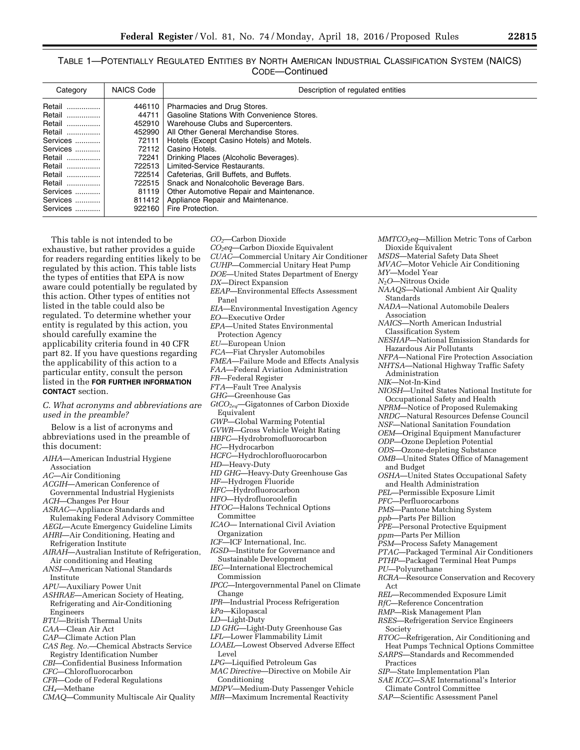TABLE 1—POTENTIALLY REGULATED ENTITIES BY NORTH AMERICAN INDUSTRIAL CLASSIFICATION SYSTEM (NAICS) CODE—Continued

| Category | NAICS Code | Description of regulated entities |
| --- | --- | --- |
| Retail | 446110 | Pharmacies and Drug Stores. |
| Retail | 44711 | Gasoline Stations With Convenience Stores. |
| Retail | 452910 | Warehouse Clubs and Supercenters. |
| Retail | 452990 | All Other General Merchandise Stores. |
| Services | 72111 | Hotels (Except Casino Hotels) and Motels. |
| Services | 72112 | Casino Hotels. |
| Retail | 72241 | Drinking Places (Alcoholic Beverages). |
| Retail | 722513 | Limited-Service Restaurants. |
| Retail | 722514 | Cafeterias, Grill Buffets, and Buffets. |
| Retail | 722515 | Snack and Nonalcoholic Beverage Bars. |
| Services | 81119 | Other Automotive Repair and Maintenance. |
| Services | 811412 | Appliance Repair and Maintenance. |
| Services | 922160 | Fire Protection. |

This table is not intended to be exhaustive, but rather provides a guide for readers regarding entities likely to be regulated by this action. This table lists the types of entities that EPA is now aware could potentially be regulated by this action. Other types of entities not listed in the table could also be regulated. To determine whether your entity is regulated by this action, you should carefully examine the applicability criteria found in 40 CFR part 82. If you have questions regarding the applicability of this action to a particular entity, consult the person listed in the **FOR FURTHER INFORMATION CONTACT** section.

### *C. What acronyms and abbreviations are used in the preamble?*

Below is a list of acronyms and abbreviations used in the preamble of this document:

*AIHA*—American Industrial Hygiene Association
*AC*—Air Conditioning
*ACGIH*—American Conference of Governmental Industrial Hygienists
*ACH*—Changes Per Hour
*ASRAC*—Appliance Standards and Rulemaking Federal Advisory Committee
*AEGL*—Acute Emergency Guideline Limits
*AHRI*—Air Conditioning, Heating and Refrigeration Institute
*AIRAH*—Australian Institute of Refrigeration, Air conditioning and Heating
*ANSI*—American National Standards Institute
*APU*—Auxiliary Power Unit
*ASHRAE*—American Society of Heating, Refrigerating and Air-Conditioning Engineers
*BTU*—British Thermal Units
*CAA*—Clean Air Act
*CAP*—Climate Action Plan
*CAS Reg. No.*—Chemical Abstracts Service Registry Identification Number
*CBI*—Confidential Business Information
*CFC*—Chlorofluorocarbon
*CFR*—Code of Federal Regulations
*$CH_4$*—Methane
*CMAQ*—Community Multiscale Air Quality
*$CO_2$*—Carbon Dioxide
*$CO_2eq$*—Carbon Dioxide Equivalent
*CUAC*—Commercial Unitary Air Conditioner
*CUHP*—Commercial Unitary Heat Pump
*DOE*—United States Department of Energy
*DX*—Direct Expansion
*EEAP*—Environmental Effects Assessment Panel
*EIA*—Environmental Investigation Agency
*EO*—Executive Order
*EPA*—United States Environmental Protection Agency
*EU*—European Union
*FCA*—Fiat Chrysler Automobiles
*FMEA*—Failure Mode and Effects Analysis
*FAA*—Federal Aviation Administration
*FR*—Federal Register
*FTA*—Fault Tree Analysis
*GHG*—Greenhouse Gas
*$GtCO_{2eq}$*—Gigatonnes of Carbon Dioxide Equivalent
*GWP*—Global Warming Potential
*GVWR*—Gross Vehicle Weight Rating
*HBFC*—Hydrobromofluorocarbon
*HC*—Hydrocarbon
*HCFC*—Hydrochlorofluorocarbon
*HD*—Heavy-Duty
*HD GHG*—Heavy-Duty Greenhouse Gas
*HF*—Hydrogen Fluoride
*HFC*—Hydrofluorocarbon
*HFO*—Hydrofluoroolefin
*HTOC*—Halons Technical Options Committee
*ICAO*— International Civil Aviation Organization
*ICF*—ICF International, Inc.
*IGSD*—Institute for Governance and Sustainable Development
*IEC*—International Electrochemical Commission
*IPCC*—Intergovernmental Panel on Climate Change
*IPR*—Industrial Process Refrigeration
*kPa*—Kilopascal
*LD*—Light-Duty
*LD GHG*—Light-Duty Greenhouse Gas
*LFL*—Lower Flammability Limit
*LOAEL*—Lowest Observed Adverse Effect Level
*LPG*—Liquified Petroleum Gas
*MAC Directive*—Directive on Mobile Air Conditioning
*MDPV*—Medium-Duty Passenger Vehicle
*MIR*—Maximum Incremental Reactivity
*$MMTCO_2eq$*—Million Metric Tons of Carbon Dioxide Equivalent
*MSDS*—Material Safety Data Sheet
*MVAC*—Motor Vehicle Air Conditioning
*MY*—Model Year
*$N_2O$*—Nitrous Oxide
*NAAQS*—National Ambient Air Quality Standards
*NADA*—National Automobile Dealers Association
*NAICS*—North American Industrial Classification System
*NESHAP*—National Emission Standards for Hazardous Air Pollutants
*NFPA*—National Fire Protection Association
*NHTSA*—National Highway Traffic Safety Administration
*NIK*—Not-In-Kind
*NIOSH*—United States National Institute for Occupational Safety and Health
*NPRM*—Notice of Proposed Rulemaking
*NRDC*—Natural Resources Defense Council
*NSF*—National Sanitation Foundation
*OEM*—Original Equipment Manufacturer
*ODP*—Ozone Depletion Potential
*ODS*—Ozone-depleting Substance
*OMB*—United States Office of Management and Budget
*OSHA*—United States Occupational Safety and Health Administration
*PEL*—Permissible Exposure Limit
*PFC*—Perfluorocarbons
*PMS*—Pantone Matching System
*ppb*—Parts Per Billion
*PPE*—Personal Protective Equipment
*ppm*—Parts Per Million
*PSM*—Process Safety Management
*PTAC*—Packaged Terminal Air Conditioners
*PTHP*—Packaged Terminal Heat Pumps
*PU*—Polyurethane
*RCRA*—Resource Conservation and Recovery Act
*REL*—Recommended Exposure Limit
*RfC*—Reference Concentration
*RMP*—Risk Management Plan
*RSES*—Refrigeration Service Engineers Society
*RTOC*—Refrigeration, Air Conditioning and Heat Pumps Technical Options Committee
*SARPS*—Standards and Recommended Practices
*SIP*—State Implementation Plan
*SAE ICCC*—SAE International's Interior Climate Control Committee
*SAP*—Scientific Assessment Panel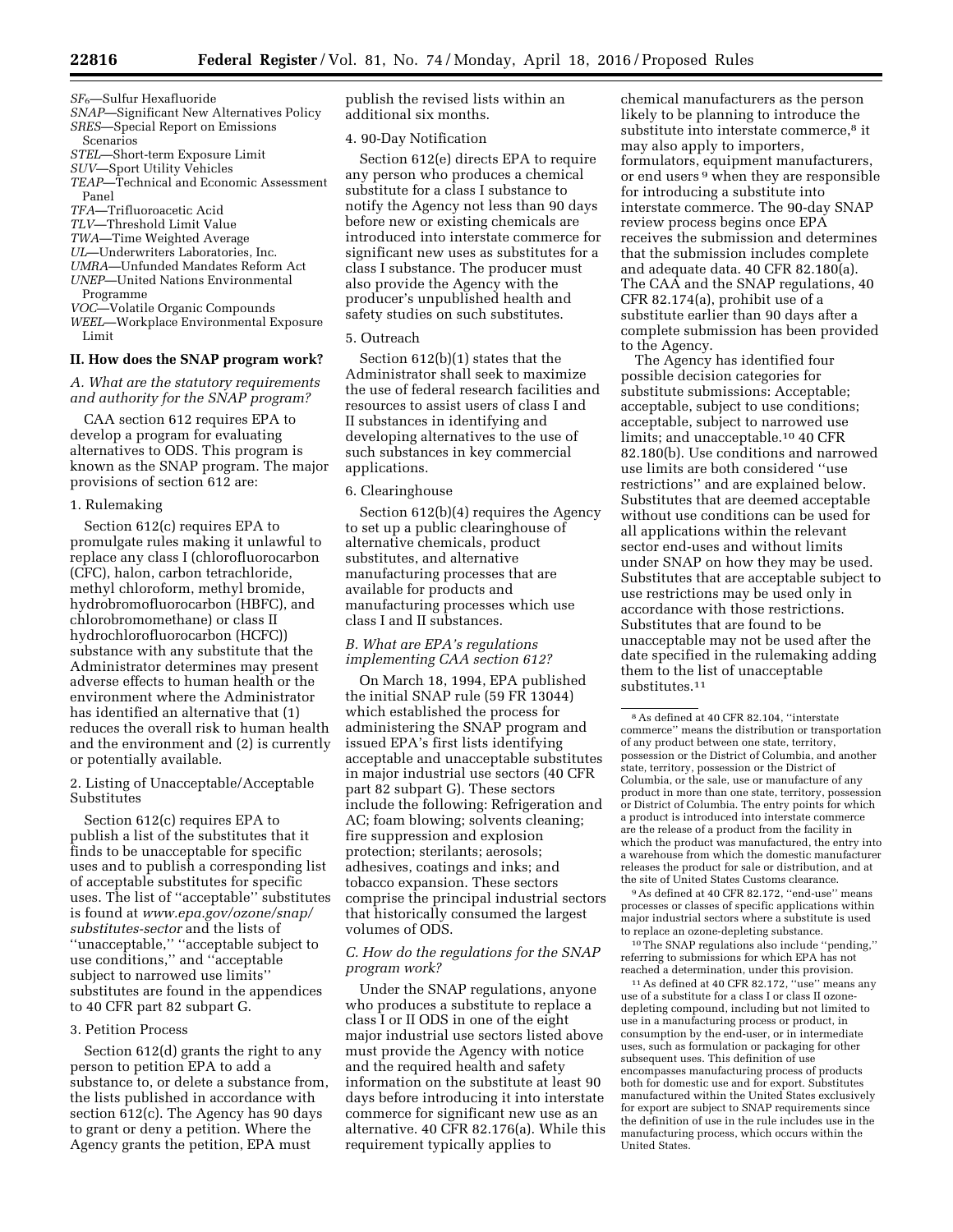*SF*$_6$—Sulfur Hexafluoride
*SNAP*—Significant New Alternatives Policy
*SRES*—Special Report on Emissions Scenarios
*STEL*—Short-term Exposure Limit
*SUV*—Sport Utility Vehicles
*TEAP*—Technical and Economic Assessment Panel
*TFA*—Trifluoroacetic Acid
*TLV*—Threshold Limit Value
*TWA*—Time Weighted Average
*UL*—Underwriters Laboratories, Inc.
*UMRA*—Unfunded Mandates Reform Act
*UNEP*—United Nations Environmental Programme
*VOC*—Volatile Organic Compounds
*WEEL*—Workplace Environmental Exposure Limit

## II. How does the SNAP program work?

### *A. What are the statutory requirements and authority for the SNAP program?*

CAA section 612 requires EPA to develop a program for evaluating alternatives to ODS. This program is known as the SNAP program. The major provisions of section 612 are:

#### 1. Rulemaking

Section 612(c) requires EPA to promulgate rules making it unlawful to replace any class I (chlorofluorocarbon (CFC), halon, carbon tetrachloride, methyl chloroform, methyl bromide, hydrobromofluorocarbon (HBFC), and chlorobromomethane) or class II hydrochlorofluorocarbon (HCFC)) substance with any substitute that the Administrator determines may present adverse effects to human health or the environment where the Administrator has identified an alternative that (1) reduces the overall risk to human health and the environment and (2) is currently or potentially available.

#### 2. Listing of Unacceptable/Acceptable Substitutes

Section 612(c) requires EPA to publish a list of the substitutes that it finds to be unacceptable for specific uses and to publish a corresponding list of acceptable substitutes for specific uses. The list of "acceptable" substitutes is found at *www.epa.gov/ozone/snap/substitutes-sector* and the lists of "unacceptable," "acceptable subject to use conditions," and "acceptable subject to narrowed use limits" substitutes are found in the appendices to 40 CFR part 82 subpart G.

#### 3. Petition Process

Section 612(d) grants the right to any person to petition EPA to add a substance to, or delete a substance from, the lists published in accordance with section 612(c). The Agency has 90 days to grant or deny a petition. Where the Agency grants the petition, EPA must publish the revised lists within an additional six months.

#### 4. 90-Day Notification

Section 612(e) directs EPA to require any person who produces a chemical substitute for a class I substance to notify the Agency not less than 90 days before new or existing chemicals are introduced into interstate commerce for significant new uses as substitutes for a class I substance. The producer must also provide the Agency with the producer's unpublished health and safety studies on such substitutes.

#### 5. Outreach

Section 612(b)(1) states that the Administrator shall seek to maximize the use of federal research facilities and resources to assist users of class I and II substances in identifying and developing alternatives to the use of such substances in key commercial applications.

#### 6. Clearinghouse

Section 612(b)(4) requires the Agency to set up a public clearinghouse of alternative chemicals, product substitutes, and alternative manufacturing processes that are available for products and manufacturing processes which use class I and II substances.

### *B. What are EPA's regulations implementing CAA section 612?*

On March 18, 1994, EPA published the initial SNAP rule (59 FR 13044) which established the process for administering the SNAP program and issued EPA's first lists identifying acceptable and unacceptable substitutes in major industrial use sectors (40 CFR part 82 subpart G). These sectors include the following: Refrigeration and AC; foam blowing; solvents cleaning; fire suppression and explosion protection; sterilants; aerosols; adhesives, coatings and inks; and tobacco expansion. These sectors comprise the principal industrial sectors that historically consumed the largest volumes of ODS.

### *C. How do the regulations for the SNAP program work?*

Under the SNAP regulations, anyone who produces a substitute to replace a class I or II ODS in one of the eight major industrial use sectors listed above must provide the Agency with notice and the required health and safety information on the substitute at least 90 days before introducing it into interstate commerce for significant new use as an alternative. 40 CFR 82.176(a). While this requirement typically applies to chemical manufacturers as the person likely to be planning to introduce the substitute into interstate commerce,[8] it may also apply to importers, formulators, equipment manufacturers, or end users[9] when they are responsible for introducing a substitute into interstate commerce. The 90-day SNAP review process begins once EPA receives the submission and determines that the submission includes complete and adequate data. 40 CFR 82.180(a). The CAA and the SNAP regulations, 40 CFR 82.174(a), prohibit use of a substitute earlier than 90 days after a complete submission has been provided to the Agency.

The Agency has identified four possible decision categories for substitute submissions: Acceptable; acceptable, subject to use conditions; acceptable, subject to narrowed use limits; and unacceptable.[10] 40 CFR 82.180(b). Use conditions and narrowed use limits are both considered "use restrictions" and are explained below. Substitutes that are deemed acceptable without use conditions can be used for all applications within the relevant sector end-uses and without limits under SNAP on how they may be used. Substitutes that are acceptable subject to use restrictions may be used only in accordance with those restrictions. Substitutes that are found to be unacceptable may not be used after the date specified in the rulemaking adding them to the list of unacceptable substitutes.[11]

---

[8] As defined at 40 CFR 82.104, "interstate commerce" means the distribution or transportation of any product between one state, territory, possession or the District of Columbia, and another state, territory, possession or the District of Columbia, or the sale, use or manufacture of any product in more than one state, territory, possession or District of Columbia. The entry points for which a product is introduced into interstate commerce are the release of a product from the facility in which the product was manufactured, the entry into a warehouse from which the domestic manufacturer releases the product for sale or distribution, and at the site of United States Customs clearance.

[9] As defined at 40 CFR 82.172, "end-use" means processes or classes of specific applications within major industrial sectors where a substitute is used to replace an ozone-depleting substance.

[10] The SNAP regulations also include "pending," referring to submissions for which EPA has not reached a determination, under this provision.

[11] As defined at 40 CFR 82.172, "use" means any use of a substitute for a class I or class II ozone-depleting compound, including but not limited to use in a manufacturing process or product, in consumption by the end-user, or in intermediate uses, such as formulation or packaging for other subsequent uses. This definition of use encompasses manufacturing process of products both for domestic use and for export. Substitutes manufactured within the United States exclusively for export are subject to SNAP requirements since the definition of use in the rule includes use in the manufacturing process, which occurs within the United States.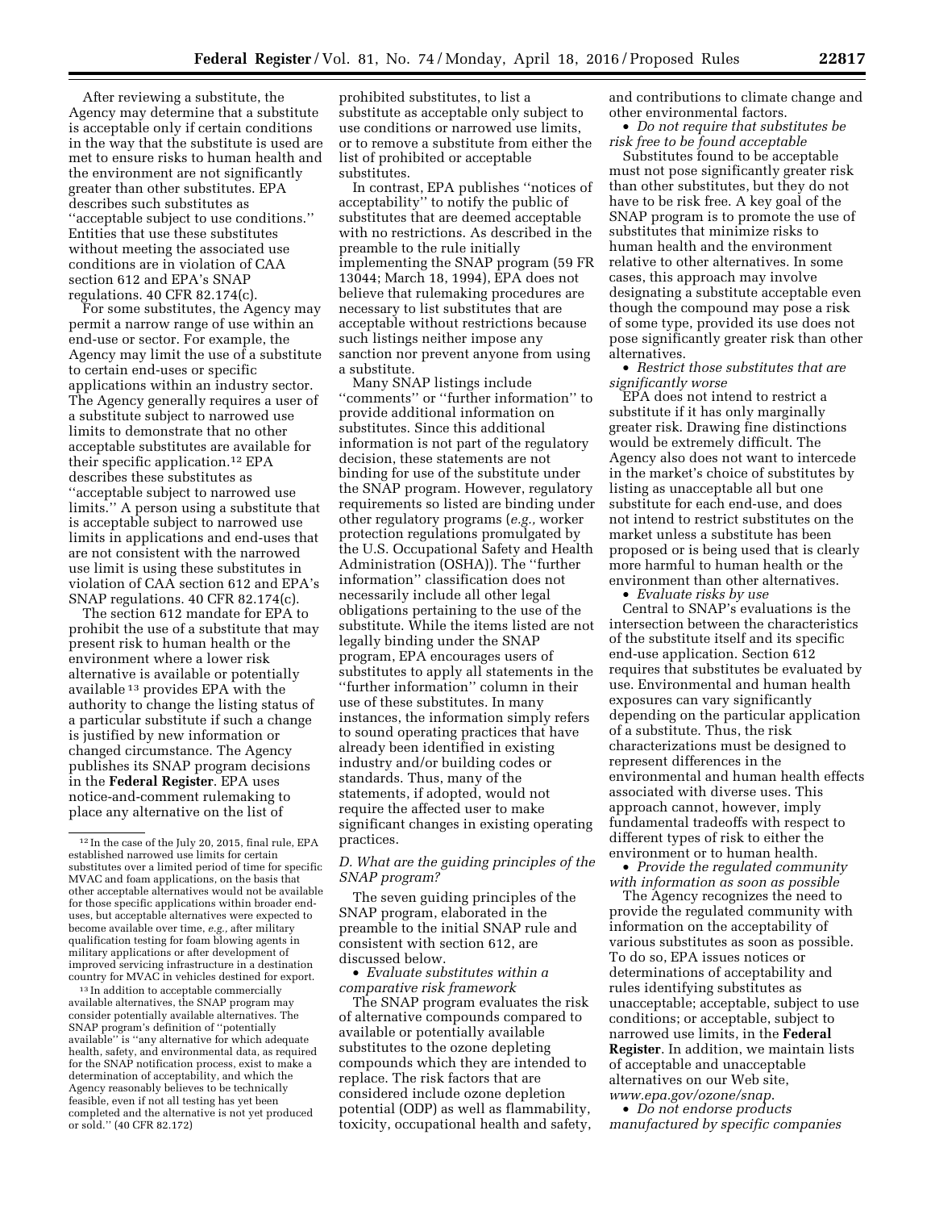After reviewing a substitute, the Agency may determine that a substitute is acceptable only if certain conditions in the way that the substitute is used are met to ensure risks to human health and the environment are not significantly greater than other substitutes. EPA describes such substitutes as ''acceptable subject to use conditions.'' Entities that use these substitutes without meeting the associated use conditions are in violation of CAA section 612 and EPA's SNAP regulations. 40 CFR 82.174(c).

For some substitutes, the Agency may permit a narrow range of use within an end-use or sector. For example, the Agency may limit the use of a substitute to certain end-uses or specific applications within an industry sector. The Agency generally requires a user of a substitute subject to narrowed use limits to demonstrate that no other acceptable substitutes are available for their specific application.[12] EPA describes these substitutes as ''acceptable subject to narrowed use limits.'' A person using a substitute that is acceptable subject to narrowed use limits in applications and end-uses that are not consistent with the narrowed use limit is using these substitutes in violation of CAA section 612 and EPA's SNAP regulations. 40 CFR 82.174(c).

The section 612 mandate for EPA to prohibit the use of a substitute that may present risk to human health or the environment where a lower risk alternative is available or potentially available[13] provides EPA with the authority to change the listing status of a particular substitute if such a change is justified by new information or changed circumstance. The Agency publishes its SNAP program decisions in the **Federal Register**. EPA uses notice-and-comment rulemaking to place any alternative on the list of prohibited substitutes, to list a substitute as acceptable only subject to use conditions or narrowed use limits, or to remove a substitute from either the list of prohibited or acceptable substitutes.

In contrast, EPA publishes ''notices of acceptability'' to notify the public of substitutes that are deemed acceptable with no restrictions. As described in the preamble to the rule initially implementing the SNAP program (59 FR 13044; March 18, 1994), EPA does not believe that rulemaking procedures are necessary to list substitutes that are acceptable without restrictions because such listings neither impose any sanction nor prevent anyone from using a substitute.

Many SNAP listings include ''comments'' or ''further information'' to provide additional information on substitutes. Since this additional information is not part of the regulatory decision, these statements are not binding for use of the substitute under the SNAP program. However, regulatory requirements so listed are binding under other regulatory programs (*e.g.,* worker protection regulations promulgated by the U.S. Occupational Safety and Health Administration (OSHA)). The ''further information'' classification does not necessarily include all other legal obligations pertaining to the use of the substitute. While the items listed are not legally binding under the SNAP program, EPA encourages users of substitutes to apply all statements in the ''further information'' column in their use of these substitutes. In many instances, the information simply refers to sound operating practices that have already been identified in existing industry and/or building codes or standards. Thus, many of the statements, if adopted, would not require the affected user to make significant changes in existing operating practices.

### *D. What are the guiding principles of the SNAP program?*

The seven guiding principles of the SNAP program, elaborated in the preamble to the initial SNAP rule and consistent with section 612, are discussed below.

- *Evaluate substitutes within a comparative risk framework*

The SNAP program evaluates the risk of alternative compounds compared to available or potentially available substitutes to the ozone depleting compounds which they are intended to replace. The risk factors that are considered include ozone depletion potential (ODP) as well as flammability, toxicity, occupational health and safety, and contributions to climate change and other environmental factors.

- *Do not require that substitutes be risk free to be found acceptable*

Substitutes found to be acceptable must not pose significantly greater risk than other substitutes, but they do not have to be risk free. A key goal of the SNAP program is to promote the use of substitutes that minimize risks to human health and the environment relative to other alternatives. In some cases, this approach may involve designating a substitute acceptable even though the compound may pose a risk of some type, provided its use does not pose significantly greater risk than other alternatives.

- *Restrict those substitutes that are significantly worse*

EPA does not intend to restrict a substitute if it has only marginally greater risk. Drawing fine distinctions would be extremely difficult. The Agency also does not want to intercede in the market's choice of substitutes by listing as unacceptable all but one substitute for each end-use, and does not intend to restrict substitutes on the market unless a substitute has been proposed or is being used that is clearly more harmful to human health or the environment than other alternatives.

- *Evaluate risks by use*

Central to SNAP's evaluations is the intersection between the characteristics of the substitute itself and its specific end-use application. Section 612 requires that substitutes be evaluated by use. Environmental and human health exposures can vary significantly depending on the particular application of a substitute. Thus, the risk characterizations must be designed to represent differences in the environmental and human health effects associated with diverse uses. This approach cannot, however, imply fundamental tradeoffs with respect to different types of risk to either the environment or to human health.

- *Provide the regulated community with information as soon as possible*

The Agency recognizes the need to provide the regulated community with information on the acceptability of various substitutes as soon as possible. To do so, EPA issues notices or determinations of acceptability and rules identifying substitutes as unacceptable; acceptable, subject to use conditions; or acceptable, subject to narrowed use limits, in the **Federal Register**. In addition, we maintain lists of acceptable and unacceptable alternatives on our Web site, *www.epa.gov/ozone/snap.*

- *Do not endorse products manufactured by specific companies*

---

[12] In the case of the July 20, 2015, final rule, EPA established narrowed use limits for certain substitutes over a limited period of time for specific MVAC and foam applications, on the basis that other acceptable alternatives would not be available for those specific applications within broader end-uses, but acceptable alternatives were expected to become available over time, *e.g.,* after military qualification testing for foam blowing agents in military applications or after development of improved servicing infrastructure in a destination country for MVAC in vehicles destined for export.

[13] In addition to acceptable commercially available alternatives, the SNAP program may consider potentially available alternatives. The SNAP program's definition of ''potentially available'' is ''any alternative for which adequate health, safety, and environmental data, as required for the SNAP notification process, exist to make a determination of acceptability, and which the Agency reasonably believes to be technically feasible, even if not all testing has yet been completed and the alternative is not yet produced or sold.'' (40 CFR 82.172)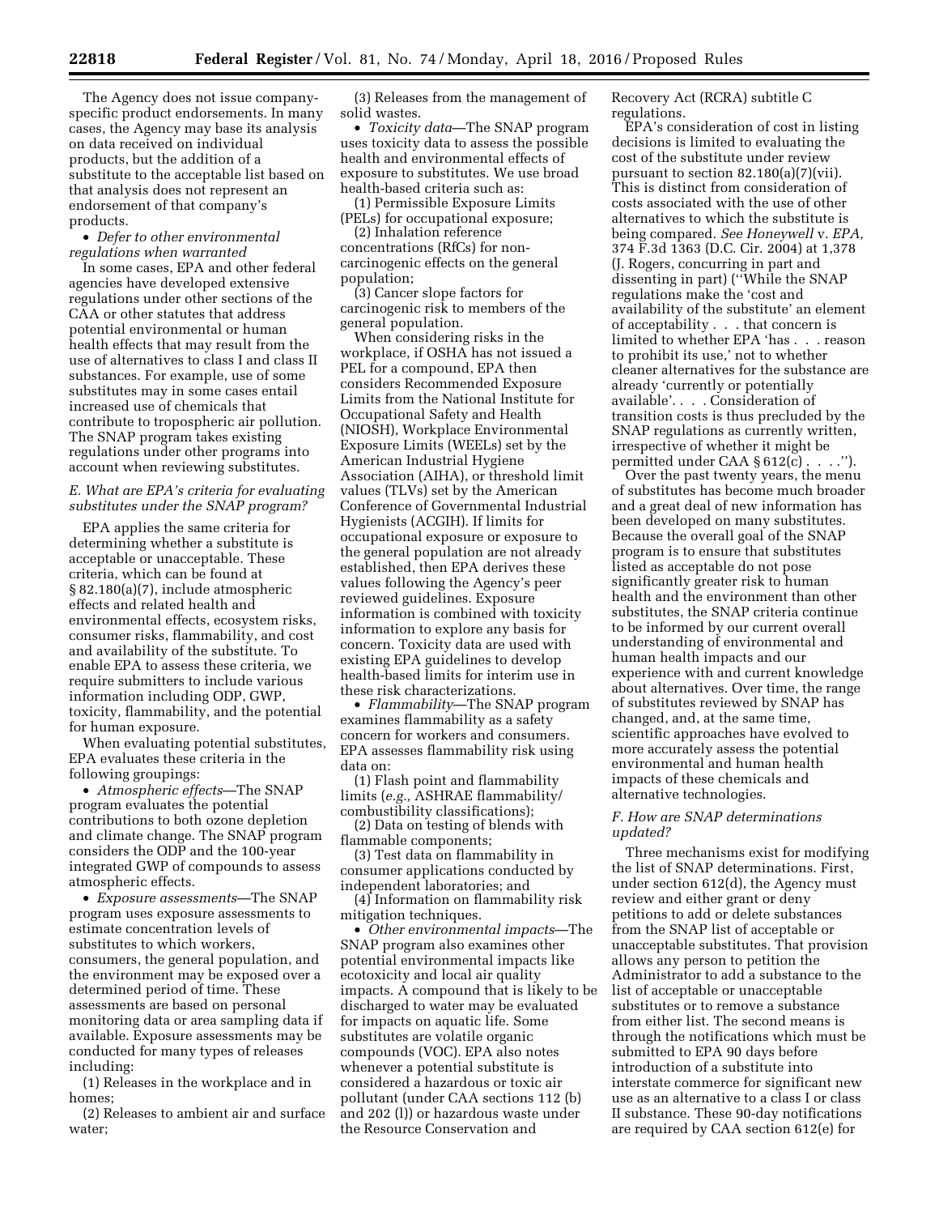The Agency does not issue company-specific product endorsements. In many cases, the Agency may base its analysis on data received on individual products, but the addition of a substitute to the acceptable list based on that analysis does not represent an endorsement of that company's products.

• *Defer to other environmental regulations when warranted*

In some cases, EPA and other federal agencies have developed extensive regulations under other sections of the CAA or other statutes that address potential environmental or human health effects that may result from the use of alternatives to class I and class II substances. For example, use of some substitutes may in some cases entail increased use of chemicals that contribute to tropospheric air pollution. The SNAP program takes existing regulations under other programs into account when reviewing substitutes.

### *E. What are EPA's criteria for evaluating substitutes under the SNAP program?*

EPA applies the same criteria for determining whether a substitute is acceptable or unacceptable. These criteria, which can be found at § 82.180(a)(7), include atmospheric effects and related health and environmental effects, ecosystem risks, consumer risks, flammability, and cost and availability of the substitute. To enable EPA to assess these criteria, we require submitters to include various information including ODP, GWP, toxicity, flammability, and the potential for human exposure.

When evaluating potential substitutes, EPA evaluates these criteria in the following groupings:

• *Atmospheric effects*—The SNAP program evaluates the potential contributions to both ozone depletion and climate change. The SNAP program considers the ODP and the 100-year integrated GWP of compounds to assess atmospheric effects.

• *Exposure assessments*—The SNAP program uses exposure assessments to estimate concentration levels of substitutes to which workers, consumers, the general population, and the environment may be exposed over a determined period of time. These assessments are based on personal monitoring data or area sampling data if available. Exposure assessments may be conducted for many types of releases including:

(1) Releases in the workplace and in homes;

(2) Releases to ambient air and surface water;

(3) Releases from the management of solid wastes.

• *Toxicity data*—The SNAP program uses toxicity data to assess the possible health and environmental effects of exposure to substitutes. We use broad health-based criteria such as:

(1) Permissible Exposure Limits (PELs) for occupational exposure;

(2) Inhalation reference concentrations (RfCs) for non-carcinogenic effects on the general population;

(3) Cancer slope factors for carcinogenic risk to members of the general population.

When considering risks in the workplace, if OSHA has not issued a PEL for a compound, EPA then considers Recommended Exposure Limits from the National Institute for Occupational Safety and Health (NIOSH), Workplace Environmental Exposure Limits (WEELs) set by the American Industrial Hygiene Association (AIHA), or threshold limit values (TLVs) set by the American Conference of Governmental Industrial Hygienists (ACGIH). If limits for occupational exposure or exposure to the general population are not already established, then EPA derives these values following the Agency's peer reviewed guidelines. Exposure information is combined with toxicity information to explore any basis for concern. Toxicity data are used with existing EPA guidelines to develop health-based limits for interim use in these risk characterizations.

• *Flammability*—The SNAP program examines flammability as a safety concern for workers and consumers. EPA assesses flammability risk using data on:

(1) Flash point and flammability limits (*e.g.,* ASHRAE flammability/combustibility classifications);

(2) Data on testing of blends with flammable components;

(3) Test data on flammability in consumer applications conducted by independent laboratories; and

(4) Information on flammability risk mitigation techniques.

• *Other environmental impacts*—The SNAP program also examines other potential environmental impacts like ecotoxicity and local air quality impacts. A compound that is likely to be discharged to water may be evaluated for impacts on aquatic life. Some substitutes are volatile organic compounds (VOC). EPA also notes whenever a potential substitute is considered a hazardous or toxic air pollutant (under CAA sections 112 (b) and 202 (l)) or hazardous waste under the Resource Conservation and Recovery Act (RCRA) subtitle C regulations.

EPA's consideration of cost in listing decisions is limited to evaluating the cost of the substitute under review pursuant to section 82.180(a)(7)(vii). This is distinct from consideration of costs associated with the use of other alternatives to which the substitute is being compared. *See Honeywell* v. *EPA,* 374 F.3d 1363 (D.C. Cir. 2004) at 1,378 (J. Rogers, concurring in part and dissenting in part) (''While the SNAP regulations make the 'cost and availability of the substitute' an element of acceptability . . . that concern is limited to whether EPA 'has . . . reason to prohibit its use,' not to whether cleaner alternatives for the substance are already 'currently or potentially available'. . . . Consideration of transition costs is thus precluded by the SNAP regulations as currently written, irrespective of whether it might be permitted under CAA § 612(c) . . . .'').

Over the past twenty years, the menu of substitutes has become much broader and a great deal of new information has been developed on many substitutes. Because the overall goal of the SNAP program is to ensure that substitutes listed as acceptable do not pose significantly greater risk to human health and the environment than other substitutes, the SNAP criteria continue to be informed by our current overall understanding of environmental and human health impacts and our experience with and current knowledge about alternatives. Over time, the range of substitutes reviewed by SNAP has changed, and, at the same time, scientific approaches have evolved to more accurately assess the potential environmental and human health impacts of these chemicals and alternative technologies.

### *F. How are SNAP determinations updated?*

Three mechanisms exist for modifying the list of SNAP determinations. First, under section 612(d), the Agency must review and either grant or deny petitions to add or delete substances from the SNAP list of acceptable or unacceptable substitutes. That provision allows any person to petition the Administrator to add a substance to the list of acceptable or unacceptable substitutes or to remove a substance from either list. The second means is through the notifications which must be submitted to EPA 90 days before introduction of a substitute into interstate commerce for significant new use as an alternative to a class I or class II substance. These 90-day notifications are required by CAA section 612(e) for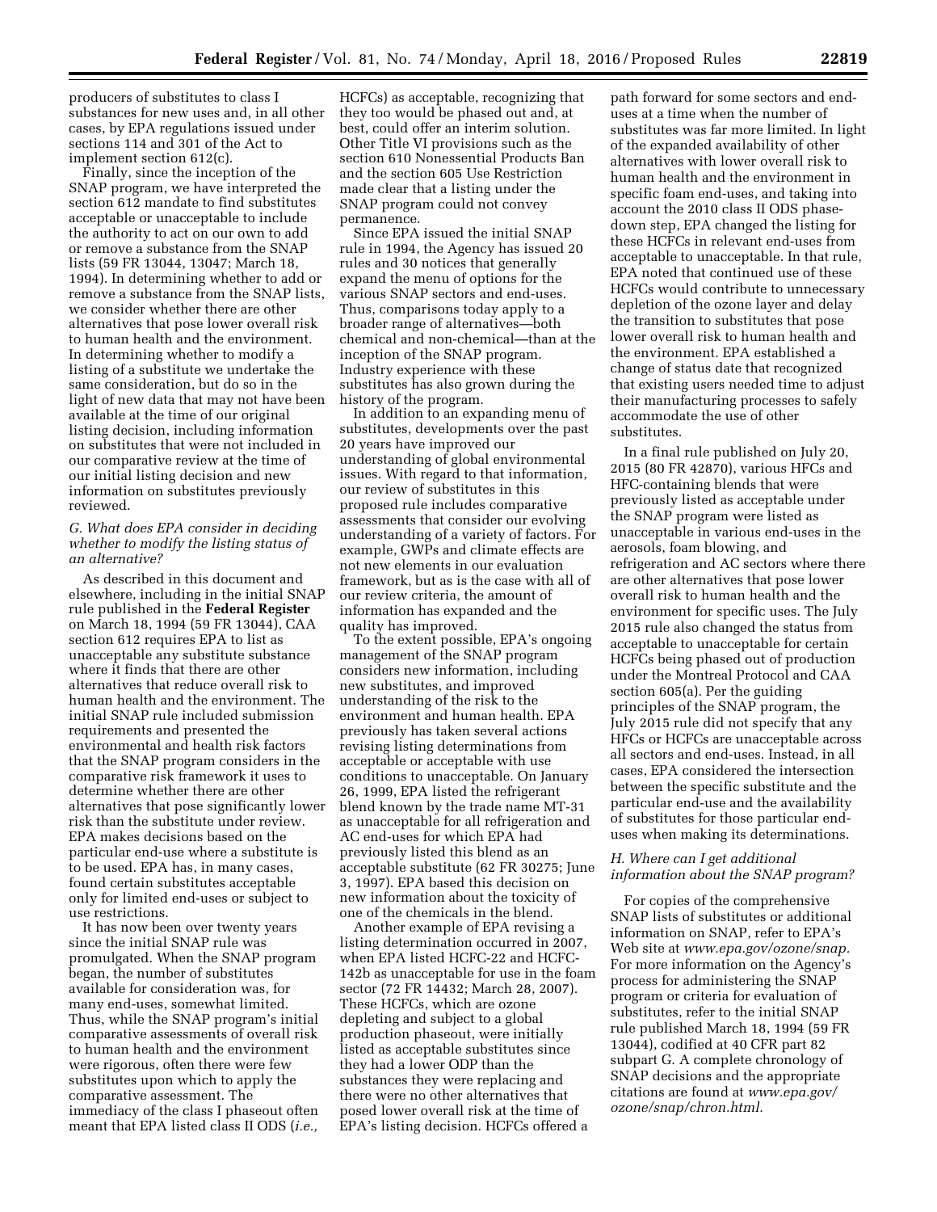producers of substitutes to class I substances for new uses and, in all other cases, by EPA regulations issued under sections 114 and 301 of the Act to implement section 612(c).

Finally, since the inception of the SNAP program, we have interpreted the section 612 mandate to find substitutes acceptable or unacceptable to include the authority to act on our own to add or remove a substance from the SNAP lists (59 FR 13044, 13047; March 18, 1994). In determining whether to add or remove a substance from the SNAP lists, we consider whether there are other alternatives that pose lower overall risk to human health and the environment. In determining whether to modify a listing of a substitute we undertake the same consideration, but do so in the light of new data that may not have been available at the time of our original listing decision, including information on substitutes that were not included in our comparative review at the time of our initial listing decision and new information on substitutes previously reviewed.

### *G. What does EPA consider in deciding whether to modify the listing status of an alternative?*

As described in this document and elsewhere, including in the initial SNAP rule published in the **Federal Register** on March 18, 1994 (59 FR 13044), CAA section 612 requires EPA to list as unacceptable any substitute substance where it finds that there are other alternatives that reduce overall risk to human health and the environment. The initial SNAP rule included submission requirements and presented the environmental and health risk factors that the SNAP program considers in the comparative risk framework it uses to determine whether there are other alternatives that pose significantly lower risk than the substitute under review. EPA makes decisions based on the particular end-use where a substitute is to be used. EPA has, in many cases, found certain substitutes acceptable only for limited end-uses or subject to use restrictions.

It has now been over twenty years since the initial SNAP rule was promulgated. When the SNAP program began, the number of substitutes available for consideration was, for many end-uses, somewhat limited. Thus, while the SNAP program's initial comparative assessments of overall risk to human health and the environment were rigorous, often there were few substitutes upon which to apply the comparative assessment. The immediacy of the class I phaseout often meant that EPA listed class II ODS (*i.e.,* HCFCs) as acceptable, recognizing that they too would be phased out and, at best, could offer an interim solution. Other Title VI provisions such as the section 610 Nonessential Products Ban and the section 605 Use Restriction made clear that a listing under the SNAP program could not convey permanence.

Since EPA issued the initial SNAP rule in 1994, the Agency has issued 20 rules and 30 notices that generally expand the menu of options for the various SNAP sectors and end-uses. Thus, comparisons today apply to a broader range of alternatives—both chemical and non-chemical—than at the inception of the SNAP program. Industry experience with these substitutes has also grown during the history of the program.

In addition to an expanding menu of substitutes, developments over the past 20 years have improved our understanding of global environmental issues. With regard to that information, our review of substitutes in this proposed rule includes comparative assessments that consider our evolving understanding of a variety of factors. For example, GWPs and climate effects are not new elements in our evaluation framework, but as is the case with all of our review criteria, the amount of information has expanded and the quality has improved.

To the extent possible, EPA's ongoing management of the SNAP program considers new information, including new substitutes, and improved understanding of the risk to the environment and human health. EPA previously has taken several actions revising listing determinations from acceptable or acceptable with use conditions to unacceptable. On January 26, 1999, EPA listed the refrigerant blend known by the trade name MT-31 as unacceptable for all refrigeration and AC end-uses for which EPA had previously listed this blend as an acceptable substitute (62 FR 30275; June 3, 1997). EPA based this decision on new information about the toxicity of one of the chemicals in the blend.

Another example of EPA revising a listing determination occurred in 2007, when EPA listed HCFC-22 and HCFC-142b as unacceptable for use in the foam sector (72 FR 14432; March 28, 2007). These HCFCs, which are ozone depleting and subject to a global production phaseout, were initially listed as acceptable substitutes since they had a lower ODP than the substances they were replacing and there were no other alternatives that posed lower overall risk at the time of EPA's listing decision. HCFCs offered a path forward for some sectors and end-uses at a time when the number of substitutes was far more limited. In light of the expanded availability of other alternatives with lower overall risk to human health and the environment in specific foam end-uses, and taking into account the 2010 class II ODS phase-down step, EPA changed the listing for these HCFCs in relevant end-uses from acceptable to unacceptable. In that rule, EPA noted that continued use of these HCFCs would contribute to unnecessary depletion of the ozone layer and delay the transition to substitutes that pose lower overall risk to human health and the environment. EPA established a change of status date that recognized that existing users needed time to adjust their manufacturing processes to safely accommodate the use of other substitutes.

In a final rule published on July 20, 2015 (80 FR 42870), various HFCs and HFC-containing blends that were previously listed as acceptable under the SNAP program were listed as unacceptable in various end-uses in the aerosols, foam blowing, and refrigeration and AC sectors where there are other alternatives that pose lower overall risk to human health and the environment for specific uses. The July 2015 rule also changed the status from acceptable to unacceptable for certain HCFCs being phased out of production under the Montreal Protocol and CAA section 605(a). Per the guiding principles of the SNAP program, the July 2015 rule did not specify that any HFCs or HCFCs are unacceptable across all sectors and end-uses. Instead, in all cases, EPA considered the intersection between the specific substitute and the particular end-use and the availability of substitutes for those particular end-uses when making its determinations.

### *H. Where can I get additional information about the SNAP program?*

For copies of the comprehensive SNAP lists of substitutes or additional information on SNAP, refer to EPA's Web site at *www.epa.gov/ozone/snap*. For more information on the Agency's process for administering the SNAP program or criteria for evaluation of substitutes, refer to the initial SNAP rule published March 18, 1994 (59 FR 13044), codified at 40 CFR part 82 subpart G. A complete chronology of SNAP decisions and the appropriate citations are found at *www.epa.gov/ozone/snap/chron.html.*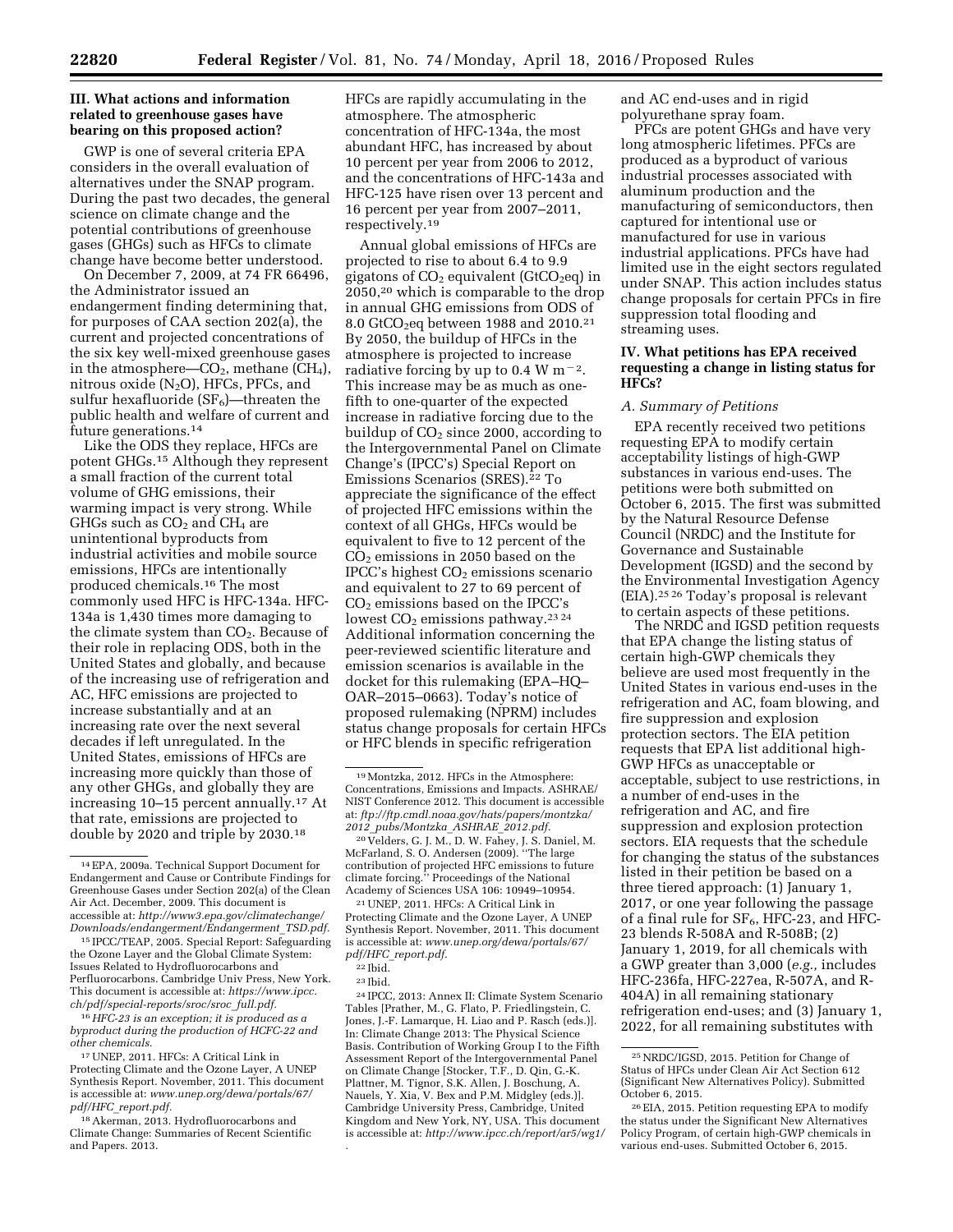## III. What actions and information related to greenhouse gases have bearing on this proposed action?

GWP is one of several criteria EPA considers in the overall evaluation of alternatives under the SNAP program. During the past two decades, the general science on climate change and the potential contributions of greenhouse gases (GHGs) such as HFCs to climate change have become better understood.

On December 7, 2009, at 74 FR 66496, the Administrator issued an endangerment finding determining that, for purposes of CAA section 202(a), the current and projected concentrations of the six key well-mixed greenhouse gases in the atmosphere—$CO_2$, methane ($CH_4$), nitrous oxide ($N_2O$), HFCs, PFCs, and sulfur hexafluoride ($SF_6$)—threaten the public health and welfare of current and future generations.[14]

Like the ODS they replace, HFCs are potent GHGs.[15] Although they represent a small fraction of the current total volume of GHG emissions, their warming impact is very strong. While GHGs such as $CO_2$ and $CH_4$ are unintentional byproducts from industrial activities and mobile source emissions, HFCs are intentionally produced chemicals.[16] The most commonly used HFC is HFC-134a. HFC-134a is 1,430 times more damaging to the climate system than $CO_2$. Because of their role in replacing ODS, both in the United States and globally, and because of the increasing use of refrigeration and AC, HFC emissions are projected to increase substantially and at an increasing rate over the next several decades if left unregulated. In the United States, emissions of HFCs are increasing more quickly than those of any other GHGs, and globally they are increasing 10–15 percent annually.[17] At that rate, emissions are projected to double by 2020 and triple by 2030.[18]

HFCs are rapidly accumulating in the atmosphere. The atmospheric concentration of HFC-134a, the most abundant HFC, has increased by about 10 percent per year from 2006 to 2012, and the concentrations of HFC-143a and HFC-125 have risen over 13 percent and 16 percent per year from 2007–2011, respectively.[19]

Annual global emissions of HFCs are projected to rise to about 6.4 to 9.9 gigatons of $CO_2$ equivalent ($GtCO_2eq$) in 2050,[20] which is comparable to the drop in annual GHG emissions from ODS of 8.0 $GtCO_2eq$ between 1988 and 2010.[21] By 2050, the buildup of HFCs in the atmosphere is projected to increase radiative forcing by up to 0.4 W $m^{-2}$. This increase may be as much as one-fifth to one-quarter of the expected increase in radiative forcing due to the buildup of $CO_2$ since 2000, according to the Intergovernmental Panel on Climate Change's (IPCC's) Special Report on Emissions Scenarios (SRES).[22] To appreciate the significance of the effect of projected HFC emissions within the context of all GHGs, HFCs would be equivalent to five to 12 percent of the $CO_2$ emissions in 2050 based on the IPCC's highest $CO_2$ emissions scenario and equivalent to 27 to 69 percent of $CO_2$ emissions based on the IPCC's lowest $CO_2$ emissions pathway.[23 24] Additional information concerning the peer-reviewed scientific literature and emission scenarios is available in the docket for this rulemaking (EPA–HQ–OAR–2015–0663). Today's notice of proposed rulemaking (NPRM) includes status change proposals for certain HFCs or HFC blends in specific refrigeration and AC end-uses and in rigid polyurethane spray foam.

PFCs are potent GHGs and have very long atmospheric lifetimes. PFCs are produced as a byproduct of various industrial processes associated with aluminum production and the manufacturing of semiconductors, then captured for intentional use or manufactured for use in various industrial applications. PFCs have had limited use in the eight sectors regulated under SNAP. This action includes status change proposals for certain PFCs in fire suppression total flooding and streaming uses.

## IV. What petitions has EPA received requesting a change in listing status for HFCs?

### A. Summary of Petitions

EPA recently received two petitions requesting EPA to modify certain acceptability listings of high-GWP substances in various end-uses. The petitions were both submitted on October 6, 2015. The first was submitted by the Natural Resource Defense Council (NRDC) and the Institute for Governance and Sustainable Development (IGSD) and the second by the Environmental Investigation Agency (EIA).[25 26] Today's proposal is relevant to certain aspects of these petitions.

The NRDC and IGSD petition requests that EPA change the listing status of certain high-GWP chemicals they believe are used most frequently in the United States in various end-uses in the refrigeration and AC, foam blowing, and fire suppression and explosion protection sectors. The EIA petition requests that EPA list additional high-GWP HFCs as unacceptable or acceptable, subject to use restrictions, in a number of end-uses in the refrigeration and AC, and fire suppression and explosion protection sectors. EIA requests that the schedule for changing the status of the substances listed in their petition be based on a three tiered approach: (1) January 1, 2017, or one year following the passage of a final rule for $SF_6$, HFC-23, and HFC-23 blends R-508A and R-508B; (2) January 1, 2019, for all chemicals with a GWP greater than 3,000 (*e.g.,* includes HFC-236fa, HFC-227ea, R-507A, and R-404A) in all remaining stationary refrigeration end-uses; and (3) January 1, 2022, for all remaining substitutes with

---

[14] EPA, 2009a. Technical Support Document for Endangerment and Cause or Contribute Findings for Greenhouse Gases under Section 202(a) of the Clean Air Act. December, 2009. This document is accessible at: *http://www3.epa.gov/climatechange/Downloads/endangerment/Endangerment_TSD.pdf.*

[15] IPCC/TEAP, 2005. Special Report: Safeguarding the Ozone Layer and the Global Climate System: Issues Related to Hydrofluorocarbons and Perfluorocarbons. Cambridge Univ Press, New York. This document is accessible at: *https://www.ipcc.ch/pdf/special-reports/sroc/sroc_full.pdf.*

[16] *HFC-23 is an exception; it is produced as a byproduct during the production of HCFC-22 and other chemicals.*

[17] UNEP, 2011. HFCs: A Critical Link in Protecting Climate and the Ozone Layer, A UNEP Synthesis Report. November, 2011. This document is accessible at: *www.unep.org/dewa/portals/67/pdf/HFC_report.pdf.*

[18] Akerman, 2013. Hydrofluorocarbons and Climate Change: Summaries of Recent Scientific and Papers. 2013.

[19] Montzka, 2012. HFCs in the Atmosphere: Concentrations, Emissions and Impacts. ASHRAE/NIST Conference 2012. This document is accessible at: *ftp://ftp.cmdl.noaa.gov/hats/papers/montzka/2012_pubs/Montzka_ASHRAE_2012.pdf.*

[20] Velders, G. J. M., D. W. Fahey, J. S. Daniel, M. McFarland, S. O. Andersen (2009). ''The large contribution of projected HFC emissions to future climate forcing.'' Proceedings of the National Academy of Sciences USA 106: 10949–10954.

[21] UNEP, 2011. HFCs: A Critical Link in Protecting Climate and the Ozone Layer, A UNEP Synthesis Report. November, 2011. This document is accessible at: *www.unep.org/dewa/portals/67/pdf/HFC_report.pdf.*

[22] Ibid.

[23] Ibid.

[24] IPCC, 2013: Annex II: Climate System Scenario Tables [Prather, M., G. Flato, P. Friedlingstein, C. Jones, J.-F. Lamarque, H. Liao and P. Rasch (eds.)]. In: Climate Change 2013: The Physical Science Basis. Contribution of Working Group I to the Fifth Assessment Report of the Intergovernmental Panel on Climate Change [Stocker, T.F., D. Qin, G.-K. Plattner, M. Tignor, S.K. Allen, J. Boschung, A. Nauels, Y. Xia, V. Bex and P.M. Midgley (eds.)]. Cambridge University Press, Cambridge, United Kingdom and New York, NY, USA. This document is accessible at: *http://www.ipcc.ch/report/ar5/wg1/.*

[25] NRDC/IGSD, 2015. Petition for Change of Status of HFCs under Clean Air Act Section 612 (Significant New Alternatives Policy). Submitted October 6, 2015.

[26] EIA, 2015. Petition requesting EPA to modify the status under the Significant New Alternatives Policy Program, of certain high-GWP chemicals in various end-uses. Submitted October 6, 2015.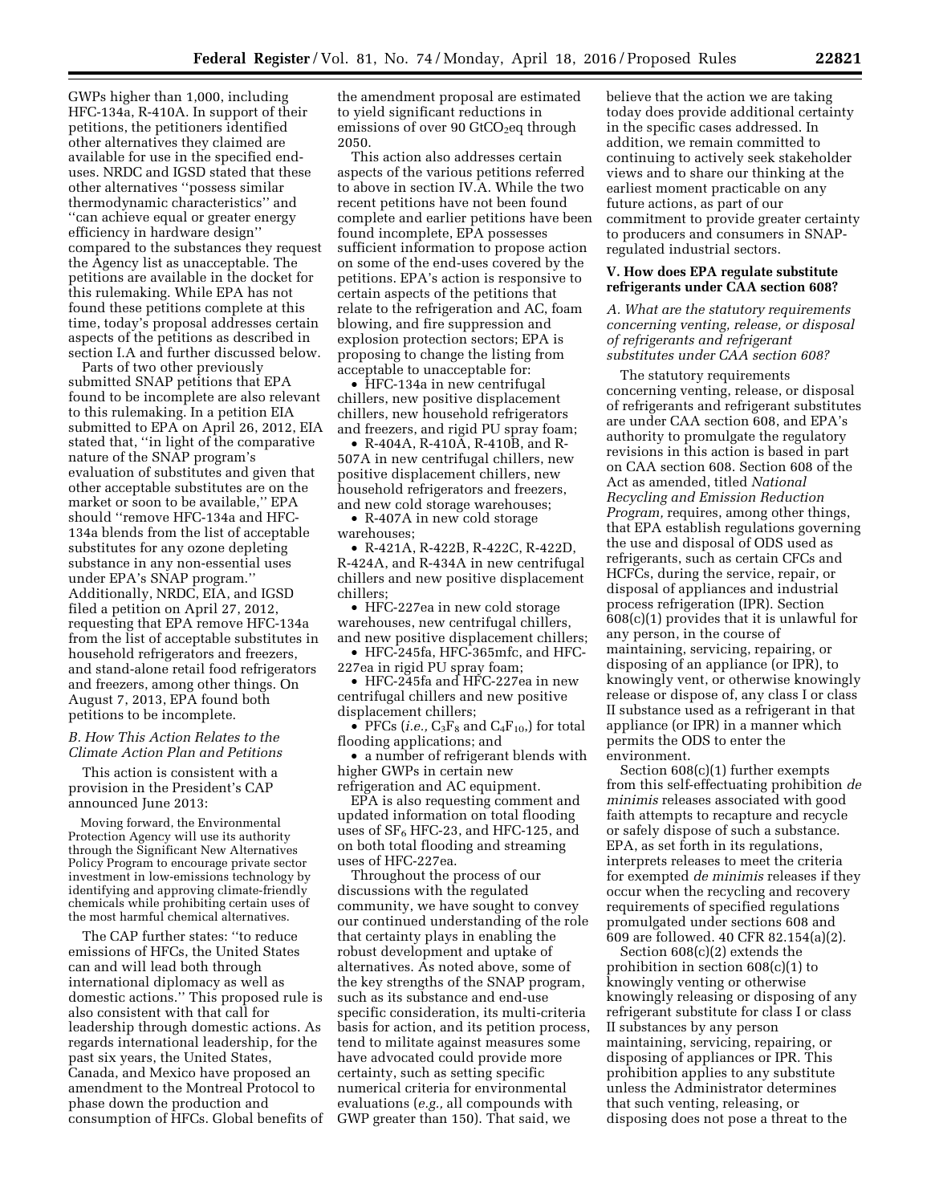GWPs higher than 1,000, including HFC-134a, R-410A. In support of their petitions, the petitioners identified other alternatives they claimed are available for use in the specified end-uses. NRDC and IGSD stated that these other alternatives ''possess similar thermodynamic characteristics'' and ''can achieve equal or greater energy efficiency in hardware design'' compared to the substances they request the Agency list as unacceptable. The petitions are available in the docket for this rulemaking. While EPA has not found these petitions complete at this time, today's proposal addresses certain aspects of the petitions as described in section I.A and further discussed below.

Parts of two other previously submitted SNAP petitions that EPA found to be incomplete are also relevant to this rulemaking. In a petition EIA submitted to EPA on April 26, 2012, EIA stated that, ''in light of the comparative nature of the SNAP program's evaluation of substitutes and given that other acceptable substitutes are on the market or soon to be available,'' EPA should ''remove HFC-134a and HFC-134a blends from the list of acceptable substitutes for ozone depleting substance in any non-essential uses under EPA's SNAP program.'' Additionally, NRDC, EIA, and IGSD filed a petition on April 27, 2012, requesting that EPA remove HFC-134a from the list of acceptable substitutes in household refrigerators and freezers, and stand-alone retail food refrigerators and freezers, among other things. On August 7, 2013, EPA found both petitions to be incomplete.

### *B. How This Action Relates to the Climate Action Plan and Petitions*

This action is consistent with a provision in the President's CAP announced June 2013:

> Moving forward, the Environmental Protection Agency will use its authority through the Significant New Alternatives Policy Program to encourage private sector investment in low-emissions technology by identifying and approving climate-friendly chemicals while prohibiting certain uses of the most harmful chemical alternatives.

The CAP further states: ''to reduce emissions of HFCs, the United States can and will lead both through international diplomacy as well as domestic actions.'' This proposed rule is also consistent with that call for leadership through domestic actions. As regards international leadership, for the past six years, the United States, Canada, and Mexico have proposed an amendment to the Montreal Protocol to phase down the production and consumption of HFCs. Global benefits of the amendment proposal are estimated to yield significant reductions in emissions of over 90 $GtCO_2eq$ through 2050.

This action also addresses certain aspects of the various petitions referred to above in section IV.A. While the two recent petitions have not been found complete and earlier petitions have been found incomplete, EPA possesses sufficient information to propose action on some of the end-uses covered by the petitions. EPA's action is responsive to certain aspects of the petitions that relate to the refrigeration and AC, foam blowing, and fire suppression and explosion protection sectors; EPA is proposing to change the listing from acceptable to unacceptable for:

- HFC-134a in new centrifugal chillers, new positive displacement chillers, new household refrigerators and freezers, and rigid PU spray foam;
- R-404A, R-410A, R-410B, and R-507A in new centrifugal chillers, new positive displacement chillers, new household refrigerators and freezers, and new cold storage warehouses;
- R-407A in new cold storage warehouses;
- R-421A, R-422B, R-422C, R-422D, R-424A, and R-434A in new centrifugal chillers and new positive displacement chillers;
- HFC-227ea in new cold storage warehouses, new centrifugal chillers, and new positive displacement chillers;
- HFC-245fa, HFC-365mfc, and HFC-227ea in rigid PU spray foam;
- HFC-245fa and HFC-227ea in new centrifugal chillers and new positive displacement chillers;
- PFCs (*i.e.,* $C_3F_8$ and $C_4F_{10}$,) for total flooding applications; and
- a number of refrigerant blends with higher GWPs in certain new refrigeration and AC equipment.

EPA is also requesting comment and updated information on total flooding uses of $SF_6$ HFC-23, and HFC-125, and on both total flooding and streaming uses of HFC-227ea.

Throughout the process of our discussions with the regulated community, we have sought to convey our continued understanding of the role that certainty plays in enabling the robust development and uptake of alternatives. As noted above, some of the key strengths of the SNAP program, such as its substance and end-use specific consideration, its multi-criteria basis for action, and its petition process, tend to militate against measures some have advocated could provide more certainty, such as setting specific numerical criteria for environmental evaluations (*e.g.,* all compounds with GWP greater than 150). That said, we believe that the action we are taking today does provide additional certainty in the specific cases addressed. In addition, we remain committed to continuing to actively seek stakeholder views and to share our thinking at the earliest moment practicable on any future actions, as part of our commitment to provide greater certainty to producers and consumers in SNAP-regulated industrial sectors.

## V. How does EPA regulate substitute refrigerants under CAA section 608?

### *A. What are the statutory requirements concerning venting, release, or disposal of refrigerants and refrigerant substitutes under CAA section 608?*

The statutory requirements concerning venting, release, or disposal of refrigerants and refrigerant substitutes are under CAA section 608, and EPA's authority to promulgate the regulatory revisions in this action is based in part on CAA section 608. Section 608 of the Act as amended, titled *National Recycling and Emission Reduction Program,* requires, among other things, that EPA establish regulations governing the use and disposal of ODS used as refrigerants, such as certain CFCs and HCFCs, during the service, repair, or disposal of appliances and industrial process refrigeration (IPR). Section 608(c)(1) provides that it is unlawful for any person, in the course of maintaining, servicing, repairing, or disposing of an appliance (or IPR), to knowingly vent, or otherwise knowingly release or dispose of, any class I or class II substance used as a refrigerant in that appliance (or IPR) in a manner which permits the ODS to enter the environment.

Section 608(c)(1) further exempts from this self-effectuating prohibition *de minimis* releases associated with good faith attempts to recapture and recycle or safely dispose of such a substance. EPA, as set forth in its regulations, interprets releases to meet the criteria for exempted *de minimis* releases if they occur when the recycling and recovery requirements of specified regulations promulgated under sections 608 and 609 are followed. 40 CFR 82.154(a)(2).

Section 608(c)(2) extends the prohibition in section 608(c)(1) to knowingly venting or otherwise knowingly releasing or disposing of any refrigerant substitute for class I or class II substances by any person maintaining, servicing, repairing, or disposing of appliances or IPR. This prohibition applies to any substitute unless the Administrator determines that such venting, releasing, or disposing does not pose a threat to the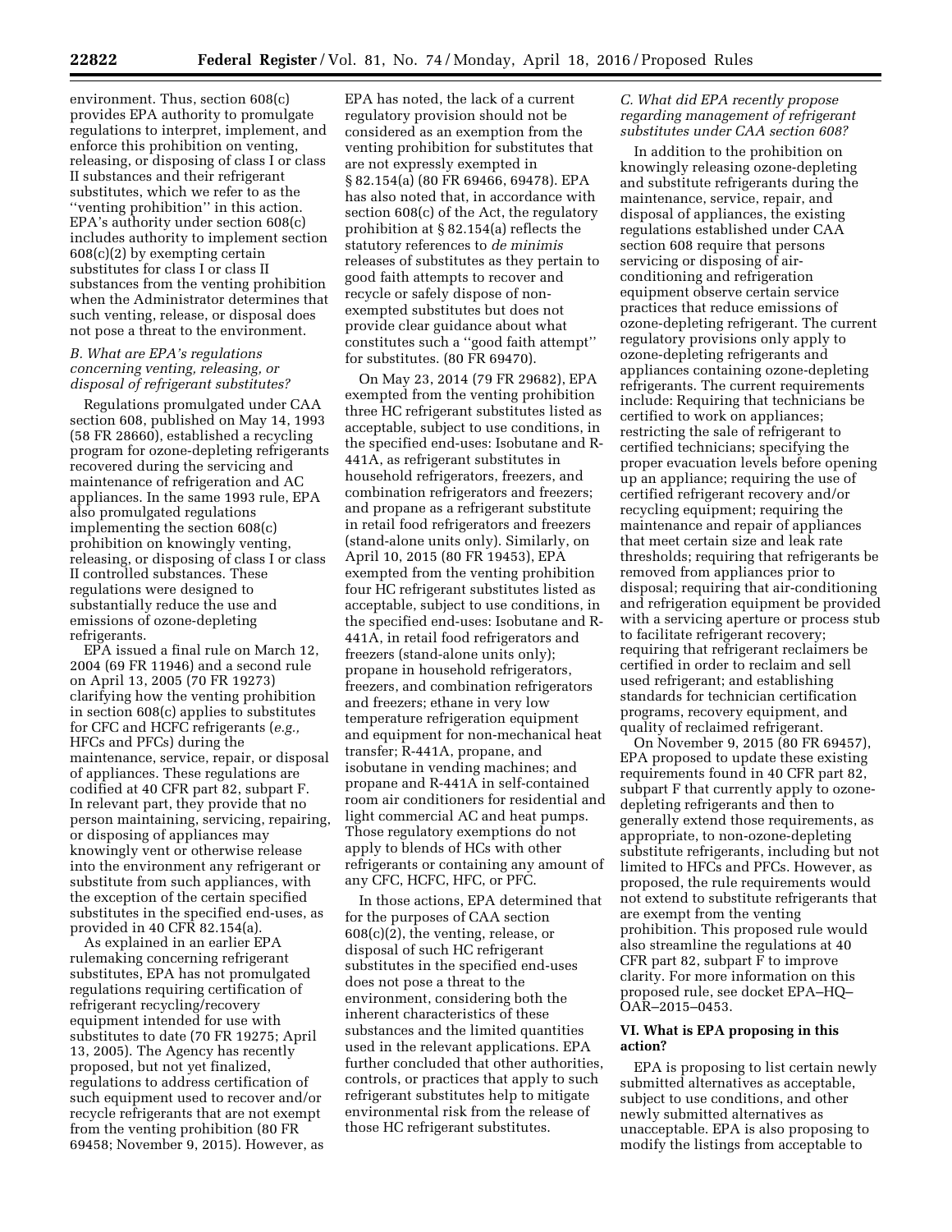environment. Thus, section 608(c) provides EPA authority to promulgate regulations to interpret, implement, and enforce this prohibition on venting, releasing, or disposing of class I or class II substances and their refrigerant substitutes, which we refer to as the ''venting prohibition'' in this action. EPA's authority under section 608(c) includes authority to implement section 608(c)(2) by exempting certain substitutes for class I or class II substances from the venting prohibition when the Administrator determines that such venting, release, or disposal does not pose a threat to the environment.

### *B. What are EPA's regulations concerning venting, releasing, or disposal of refrigerant substitutes?*

Regulations promulgated under CAA section 608, published on May 14, 1993 (58 FR 28660), established a recycling program for ozone-depleting refrigerants recovered during the servicing and maintenance of refrigeration and AC appliances. In the same 1993 rule, EPA also promulgated regulations implementing the section 608(c) prohibition on knowingly venting, releasing, or disposing of class I or class II controlled substances. These regulations were designed to substantially reduce the use and emissions of ozone-depleting refrigerants.

EPA issued a final rule on March 12, 2004 (69 FR 11946) and a second rule on April 13, 2005 (70 FR 19273) clarifying how the venting prohibition in section 608(c) applies to substitutes for CFC and HCFC refrigerants (*e.g.,* HFCs and PFCs) during the maintenance, service, repair, or disposal of appliances. These regulations are codified at 40 CFR part 82, subpart F. In relevant part, they provide that no person maintaining, servicing, repairing, or disposing of appliances may knowingly vent or otherwise release into the environment any refrigerant or substitute from such appliances, with the exception of the certain specified substitutes in the specified end-uses, as provided in 40 CFR 82.154(a).

As explained in an earlier EPA rulemaking concerning refrigerant substitutes, EPA has not promulgated regulations requiring certification of refrigerant recycling/recovery equipment intended for use with substitutes to date (70 FR 19275; April 13, 2005). The Agency has recently proposed, but not yet finalized, regulations to address certification of such equipment used to recover and/or recycle refrigerants that are not exempt from the venting prohibition (80 FR 69458; November 9, 2015). However, as EPA has noted, the lack of a current regulatory provision should not be considered as an exemption from the venting prohibition for substitutes that are not expressly exempted in § 82.154(a) (80 FR 69466, 69478). EPA has also noted that, in accordance with section 608(c) of the Act, the regulatory prohibition at § 82.154(a) reflects the statutory references to *de minimis* releases of substitutes as they pertain to good faith attempts to recover and recycle or safely dispose of non-exempted substitutes but does not provide clear guidance about what constitutes such a ''good faith attempt'' for substitutes. (80 FR 69470).

On May 23, 2014 (79 FR 29682), EPA exempted from the venting prohibition three HC refrigerant substitutes listed as acceptable, subject to use conditions, in the specified end-uses: Isobutane and R-441A, as refrigerant substitutes in household refrigerators, freezers, and combination refrigerators and freezers; and propane as a refrigerant substitute in retail food refrigerators and freezers (stand-alone units only). Similarly, on April 10, 2015 (80 FR 19453), EPA exempted from the venting prohibition four HC refrigerant substitutes listed as acceptable, subject to use conditions, in the specified end-uses: Isobutane and R-441A, in retail food refrigerators and freezers (stand-alone units only); propane in household refrigerators, freezers, and combination refrigerators and freezers; ethane in very low temperature refrigeration equipment and equipment for non-mechanical heat transfer; R-441A, propane, and isobutane in vending machines; and propane and R-441A in self-contained room air conditioners for residential and light commercial AC and heat pumps. Those regulatory exemptions do not apply to blends of HCs with other refrigerants or containing any amount of any CFC, HCFC, HFC, or PFC.

In those actions, EPA determined that for the purposes of CAA section 608(c)(2), the venting, release, or disposal of such HC refrigerant substitutes in the specified end-uses does not pose a threat to the environment, considering both the inherent characteristics of these substances and the limited quantities used in the relevant applications. EPA further concluded that other authorities, controls, or practices that apply to such refrigerant substitutes help to mitigate environmental risk from the release of those HC refrigerant substitutes.

### *C. What did EPA recently propose regarding management of refrigerant substitutes under CAA section 608?*

In addition to the prohibition on knowingly releasing ozone-depleting and substitute refrigerants during the maintenance, service, repair, and disposal of appliances, the existing regulations established under CAA section 608 require that persons servicing or disposing of air-conditioning and refrigeration equipment observe certain service practices that reduce emissions of ozone-depleting refrigerant. The current regulatory provisions only apply to ozone-depleting refrigerants and appliances containing ozone-depleting refrigerants. The current requirements include: Requiring that technicians be certified to work on appliances; restricting the sale of refrigerant to certified technicians; specifying the proper evacuation levels before opening up an appliance; requiring the use of certified refrigerant recovery and/or recycling equipment; requiring the maintenance and repair of appliances that meet certain size and leak rate thresholds; requiring that refrigerants be removed from appliances prior to disposal; requiring that air-conditioning and refrigeration equipment be provided with a servicing aperture or process stub to facilitate refrigerant recovery; requiring that refrigerant reclaimers be certified in order to reclaim and sell used refrigerant; and establishing standards for technician certification programs, recovery equipment, and quality of reclaimed refrigerant.

On November 9, 2015 (80 FR 69457), EPA proposed to update these existing requirements found in 40 CFR part 82, subpart F that currently apply to ozone-depleting refrigerants and then to generally extend those requirements, as appropriate, to non-ozone-depleting substitute refrigerants, including but not limited to HFCs and PFCs. However, as proposed, the rule requirements would not extend to substitute refrigerants that are exempt from the venting prohibition. This proposed rule would also streamline the regulations at 40 CFR part 82, subpart F to improve clarity. For more information on this proposed rule, see docket EPA–HQ–OAR–2015–0453.

## VI. What is EPA proposing in this action?

EPA is proposing to list certain newly submitted alternatives as acceptable, subject to use conditions, and other newly submitted alternatives as unacceptable. EPA is also proposing to modify the listings from acceptable to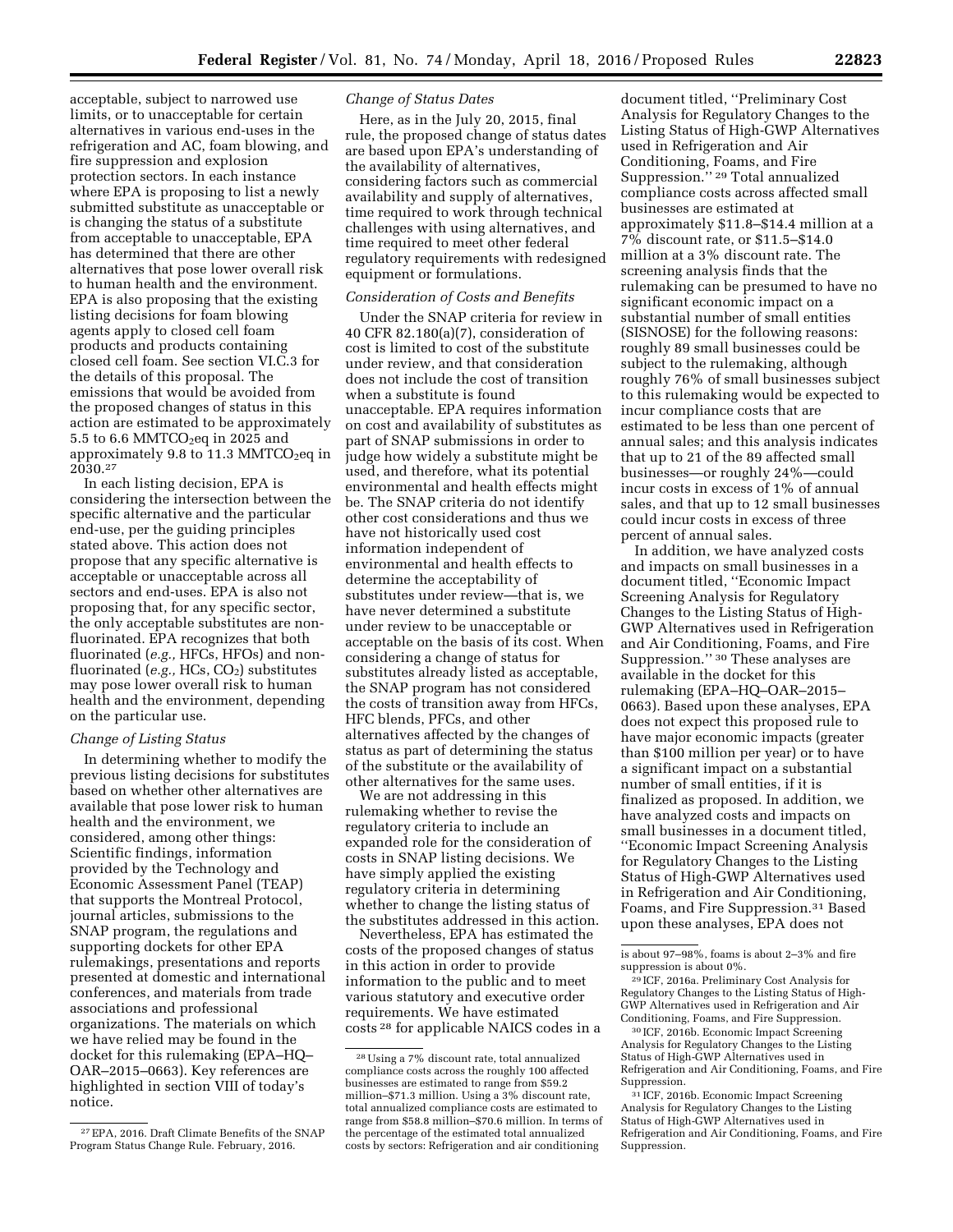acceptable, subject to narrowed use limits, or to unacceptable for certain alternatives in various end-uses in the refrigeration and AC, foam blowing, and fire suppression and explosion protection sectors. In each instance where EPA is proposing to list a newly submitted substitute as unacceptable or is changing the status of a substitute from acceptable to unacceptable, EPA has determined that there are other alternatives that pose lower overall risk to human health and the environment. EPA is also proposing that the existing listing decisions for foam blowing agents apply to closed cell foam products and products containing closed cell foam. See section VI.C.3 for the details of this proposal. The emissions that would be avoided from the proposed changes of status in this action are estimated to be approximately 5.5 to 6.6 $MMTCO_2eq$ in 2025 and approximately 9.8 to 11.3 $MMTCO_2eq$ in 2030.[27]

In each listing decision, EPA is considering the intersection between the specific alternative and the particular end-use, per the guiding principles stated above. This action does not propose that any specific alternative is acceptable or unacceptable across all sectors and end-uses. EPA is also not proposing that, for any specific sector, the only acceptable substitutes are non-fluorinated. EPA recognizes that both fluorinated (*e.g.,* HFCs, HFOs) and non-fluorinated (*e.g.,* HCs, $CO_2$) substitutes may pose lower overall risk to human health and the environment, depending on the particular use.

*Change of Listing Status*

In determining whether to modify the previous listing decisions for substitutes based on whether other alternatives are available that pose lower risk to human health and the environment, we considered, among other things: Scientific findings, information provided by the Technology and Economic Assessment Panel (TEAP) that supports the Montreal Protocol, journal articles, submissions to the SNAP program, the regulations and supporting dockets for other EPA rulemakings, presentations and reports presented at domestic and international conferences, and materials from trade associations and professional organizations. The materials on which we have relied may be found in the docket for this rulemaking (EPA–HQ–OAR–2015–0663). Key references are highlighted in section VIII of today's notice.

*Change of Status Dates*

Here, as in the July 20, 2015, final rule, the proposed change of status dates are based upon EPA's understanding of the availability of alternatives, considering factors such as commercial availability and supply of alternatives, time required to work through technical challenges with using alternatives, and time required to meet other federal regulatory requirements with redesigned equipment or formulations.

*Consideration of Costs and Benefits*

Under the SNAP criteria for review in 40 CFR 82.180(a)(7), consideration of cost is limited to cost of the substitute under review, and that consideration does not include the cost of transition when a substitute is found unacceptable. EPA requires information on cost and availability of substitutes as part of SNAP submissions in order to judge how widely a substitute might be used, and therefore, what its potential environmental and health effects might be. The SNAP criteria do not identify other cost considerations and thus we have not historically used cost information independent of environmental and health effects to determine the acceptability of substitutes under review—that is, we have never determined a substitute under review to be unacceptable or acceptable on the basis of its cost. When considering a change of status for substitutes already listed as acceptable, the SNAP program has not considered the costs of transition away from HFCs, HFC blends, PFCs, and other alternatives affected by the changes of status as part of determining the status of the substitute or the availability of other alternatives for the same uses.

We are not addressing in this rulemaking whether to revise the regulatory criteria to include an expanded role for the consideration of costs in SNAP listing decisions. We have simply applied the existing regulatory criteria in determining whether to change the listing status of the substitutes addressed in this action.

Nevertheless, EPA has estimated the costs of the proposed changes of status in this action in order to provide information to the public and to meet various statutory and executive order requirements. We have estimated costs[28] for applicable NAICS codes in a document titled, "Preliminary Cost Analysis for Regulatory Changes to the Listing Status of High-GWP Alternatives used in Refrigeration and Air Conditioning, Foams, and Fire Suppression."[29] Total annualized compliance costs across affected small businesses are estimated at approximately \$11.8–\$14.4 million at a 7% discount rate, or \$11.5–\$14.0 million at a 3% discount rate. The screening analysis finds that the rulemaking can be presumed to have no significant economic impact on a substantial number of small entities (SISNOSE) for the following reasons: roughly 89 small businesses could be subject to the rulemaking, although roughly 76% of small businesses subject to this rulemaking would be expected to incur compliance costs that are estimated to be less than one percent of annual sales; and this analysis indicates that up to 21 of the 89 affected small businesses—or roughly 24%—could incur costs in excess of 1% of annual sales, and that up to 12 small businesses could incur costs in excess of three percent of annual sales.

In addition, we have analyzed costs and impacts on small businesses in a document titled, "Economic Impact Screening Analysis for Regulatory Changes to the Listing Status of High-GWP Alternatives used in Refrigeration and Air Conditioning, Foams, and Fire Suppression."[30] These analyses are available in the docket for this rulemaking (EPA–HQ–OAR–2015–0663). Based upon these analyses, EPA does not expect this proposed rule to have major economic impacts (greater than \$100 million per year) or to have a significant impact on a substantial number of small entities, if it is finalized as proposed. In addition, we have analyzed costs and impacts on small businesses in a document titled, "Economic Impact Screening Analysis for Regulatory Changes to the Listing Status of High-GWP Alternatives used in Refrigeration and Air Conditioning, Foams, and Fire Suppression.[31] Based upon these analyses, EPA does not

---

[27] EPA, 2016. Draft Climate Benefits of the SNAP Program Status Change Rule. February, 2016.

[28] Using a 7% discount rate, total annualized compliance costs across the roughly 100 affected businesses are estimated to range from \$59.2 million–\$71.3 million. Using a 3% discount rate, total annualized compliance costs are estimated to range from \$58.8 million–\$70.6 million. In terms of the percentage of the estimated total annualized costs by sectors: Refrigeration and air conditioning is about 97–98%, foams is about 2–3% and fire suppression is about 0%.

[29] ICF, 2016a. Preliminary Cost Analysis for Regulatory Changes to the Listing Status of High-GWP Alternatives used in Refrigeration and Air Conditioning, Foams, and Fire Suppression.

[30] ICF, 2016b. Economic Impact Screening Analysis for Regulatory Changes to the Listing Status of High-GWP Alternatives used in Refrigeration and Air Conditioning, Foams, and Fire Suppression.

[31] ICF, 2016b. Economic Impact Screening Analysis for Regulatory Changes to the Listing Status of High-GWP Alternatives used in Refrigeration and Air Conditioning, Foams, and Fire Suppression.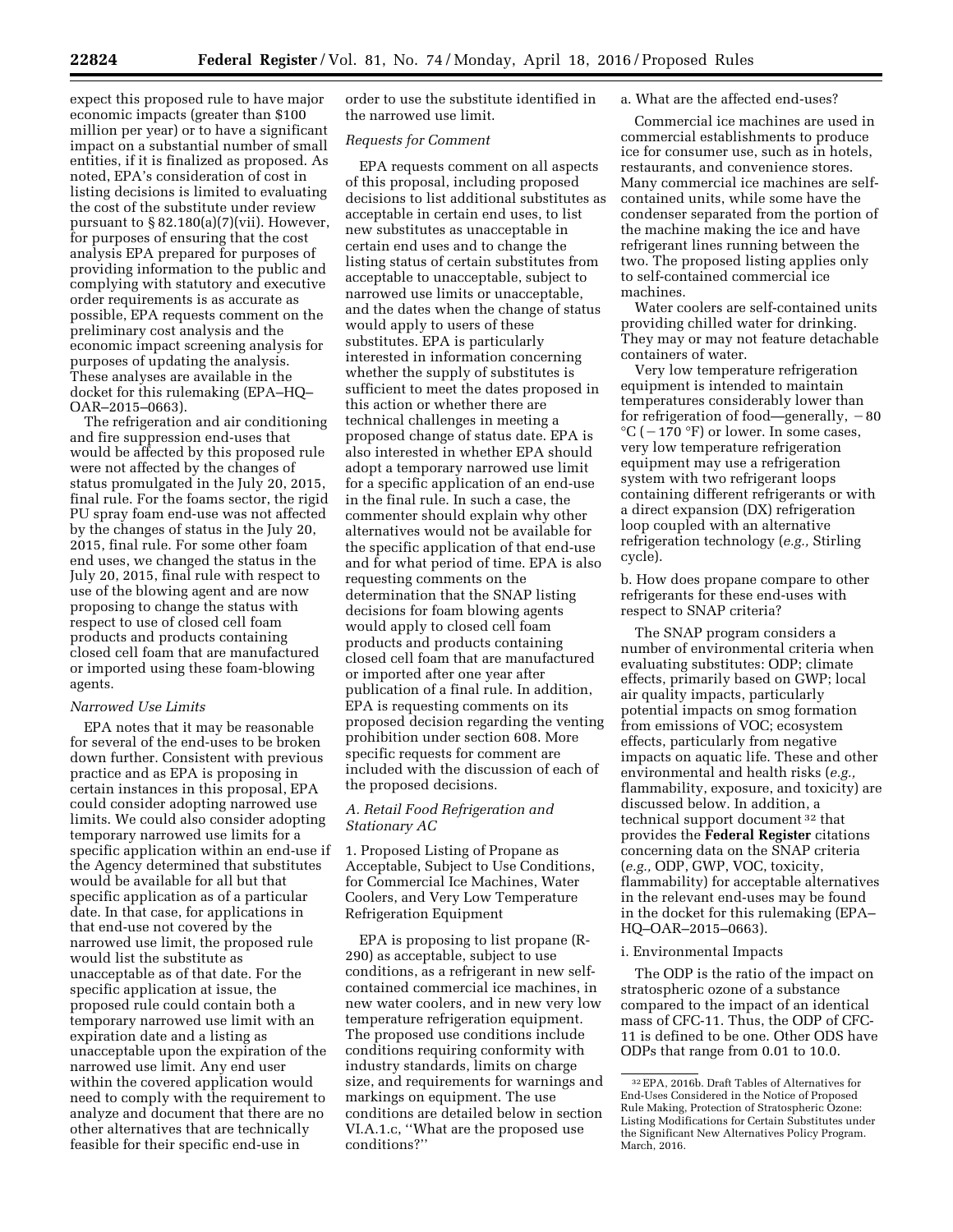expect this proposed rule to have major economic impacts (greater than $100 million per year) or to have a significant impact on a substantial number of small entities, if it is finalized as proposed. As noted, EPA's consideration of cost in listing decisions is limited to evaluating the cost of the substitute under review pursuant to § 82.180(a)(7)(vii). However, for purposes of ensuring that the cost analysis EPA prepared for purposes of providing information to the public and complying with statutory and executive order requirements is as accurate as possible, EPA requests comment on the preliminary cost analysis and the economic impact screening analysis for purposes of updating the analysis. These analyses are available in the docket for this rulemaking (EPA–HQ–OAR–2015–0663).

The refrigeration and air conditioning and fire suppression end-uses that would be affected by this proposed rule were not affected by the changes of status promulgated in the July 20, 2015, final rule. For the foams sector, the rigid PU spray foam end-use was not affected by the changes of status in the July 20, 2015, final rule. For some other foam end uses, we changed the status in the July 20, 2015, final rule with respect to use of the blowing agent and are now proposing to change the status with respect to use of closed cell foam products and products containing closed cell foam that are manufactured or imported using these foam-blowing agents.

*Narrowed Use Limits*

EPA notes that it may be reasonable for several of the end-uses to be broken down further. Consistent with previous practice and as EPA is proposing in certain instances in this proposal, EPA could consider adopting narrowed use limits. We could also consider adopting temporary narrowed use limits for a specific application within an end-use if the Agency determined that substitutes would be available for all but that specific application as of a particular date. In that case, for applications in that end-use not covered by the narrowed use limit, the proposed rule would list the substitute as unacceptable as of that date. For the specific application at issue, the proposed rule could contain both a temporary narrowed use limit with an expiration date and a listing as unacceptable upon the expiration of the narrowed use limit. Any end user within the covered application would need to comply with the requirement to analyze and document that there are no other alternatives that are technically feasible for their specific end-use in order to use the substitute identified in the narrowed use limit.

*Requests for Comment*

EPA requests comment on all aspects of this proposal, including proposed decisions to list additional substitutes as acceptable in certain end uses, to list new substitutes as unacceptable in certain end uses and to change the listing status of certain substitutes from acceptable to unacceptable, subject to narrowed use limits or unacceptable, and the dates when the change of status would apply to users of these substitutes. EPA is particularly interested in information concerning whether the supply of substitutes is sufficient to meet the dates proposed in this action or whether there are technical challenges in meeting a proposed change of status date. EPA is also interested in whether EPA should adopt a temporary narrowed use limit for a specific application of an end-use in the final rule. In such a case, the commenter should explain why other alternatives would not be available for the specific application of that end-use and for what period of time. EPA is also requesting comments on the determination that the SNAP listing decisions for foam blowing agents would apply to closed cell foam products and products containing closed cell foam that are manufactured or imported after one year after publication of a final rule. In addition, EPA is requesting comments on its proposed decision regarding the venting prohibition under section 608. More specific requests for comment are included with the discussion of each of the proposed decisions.

### *A. Retail Food Refrigeration and Stationary AC*

1. Proposed Listing of Propane as Acceptable, Subject to Use Conditions, for Commercial Ice Machines, Water Coolers, and Very Low Temperature Refrigeration Equipment

EPA is proposing to list propane (R-290) as acceptable, subject to use conditions, as a refrigerant in new self-contained commercial ice machines, in new water coolers, and in new very low temperature refrigeration equipment. The proposed use conditions include conditions requiring conformity with industry standards, limits on charge size, and requirements for warnings and markings on equipment. The use conditions are detailed below in section VI.A.1.c, ''What are the proposed use conditions?''

a. What are the affected end-uses?

Commercial ice machines are used in commercial establishments to produce ice for consumer use, such as in hotels, restaurants, and convenience stores. Many commercial ice machines are self-contained units, while some have the condenser separated from the portion of the machine making the ice and have refrigerant lines running between the two. The proposed listing applies only to self-contained commercial ice machines.

Water coolers are self-contained units providing chilled water for drinking. They may or may not feature detachable containers of water.

Very low temperature refrigeration equipment is intended to maintain temperatures considerably lower than for refrigeration of food—generally, −80 °C (−170 °F) or lower. In some cases, very low temperature refrigeration equipment may use a refrigeration system with two refrigerant loops containing different refrigerants or with a direct expansion (DX) refrigeration loop coupled with an alternative refrigeration technology (*e.g.,* Stirling cycle).

b. How does propane compare to other refrigerants for these end-uses with respect to SNAP criteria?

The SNAP program considers a number of environmental criteria when evaluating substitutes: ODP; climate effects, primarily based on GWP; local air quality impacts, particularly potential impacts on smog formation from emissions of VOC; ecosystem effects, particularly from negative impacts on aquatic life. These and other environmental and health risks (*e.g.,* flammability, exposure, and toxicity) are discussed below. In addition, a technical support document [32] that provides the **Federal Register** citations concerning data on the SNAP criteria (*e.g.,* ODP, GWP, VOC, toxicity, flammability) for acceptable alternatives in the relevant end-uses may be found in the docket for this rulemaking (EPA–HQ–OAR–2015–0663).

i. Environmental Impacts

The ODP is the ratio of the impact on stratospheric ozone of a substance compared to the impact of an identical mass of CFC-11. Thus, the ODP of CFC-11 is defined to be one. Other ODS have ODPs that range from 0.01 to 10.0.

[32] EPA, 2016b. Draft Tables of Alternatives for End-Uses Considered in the Notice of Proposed Rule Making, Protection of Stratospheric Ozone: Listing Modifications for Certain Substitutes under the Significant New Alternatives Policy Program. March, 2016.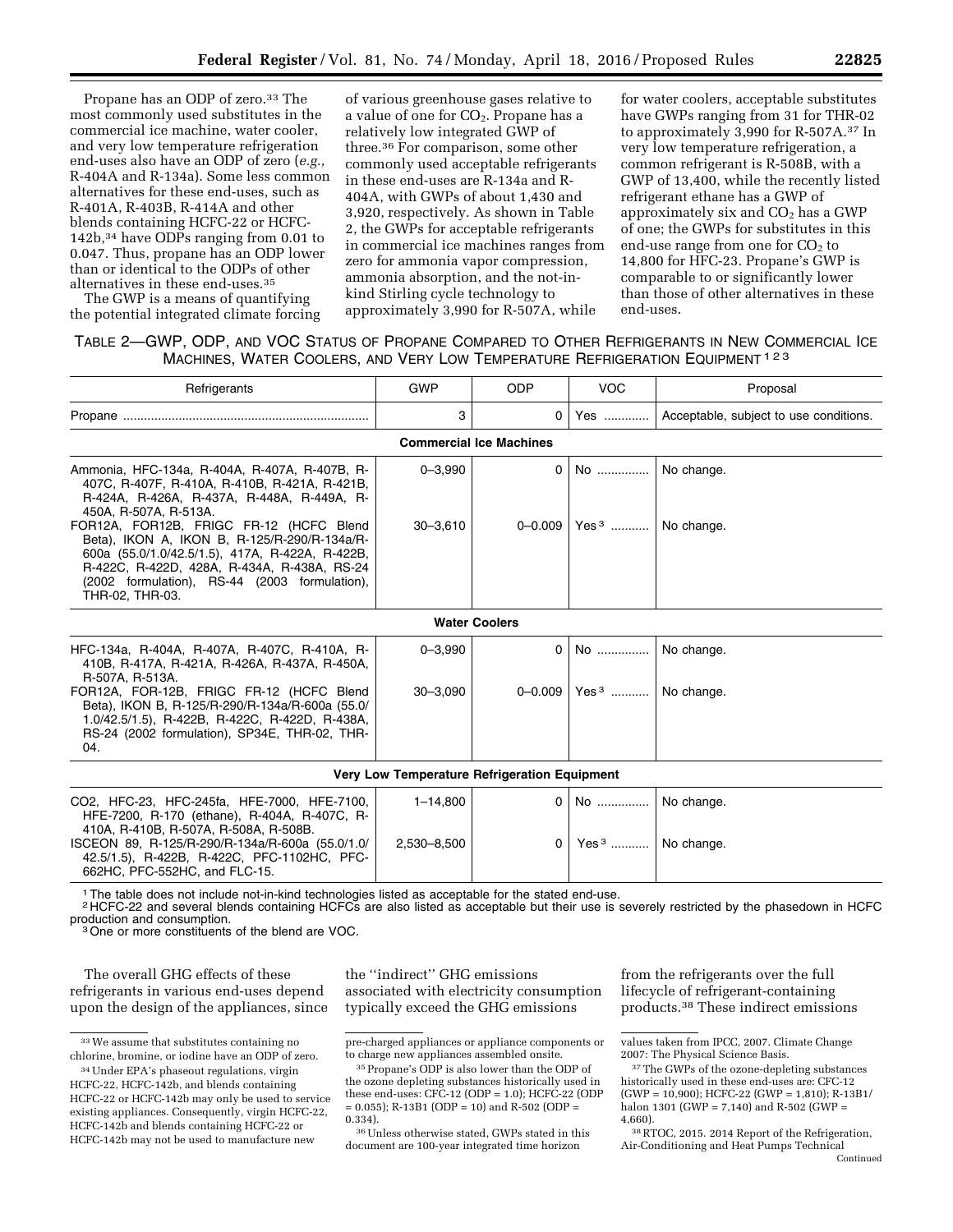Propane has an ODP of zero.[33] The most commonly used substitutes in the commercial ice machine, water cooler, and very low temperature refrigeration end-uses also have an ODP of zero (*e.g.,* R-404A and R-134a). Some less common alternatives for these end-uses, such as R-401A, R-403B, R-414A and other blends containing HCFC-22 or HCFC-142b,[34] have ODPs ranging from 0.01 to 0.047. Thus, propane has an ODP lower than or identical to the ODPs of other alternatives in these end-uses.[35]

The GWP is a means of quantifying the potential integrated climate forcing of various greenhouse gases relative to a value of one for $CO_2$. Propane has a relatively low integrated GWP of three.[36] For comparison, some other commonly used acceptable refrigerants in these end-uses are R-134a and R-404A, with GWPs of about 1,430 and 3,920, respectively. As shown in Table 2, the GWPs for acceptable refrigerants in commercial ice machines ranges from zero for ammonia vapor compression, ammonia absorption, and the not-in-kind Stirling cycle technology to approximately 3,990 for R-507A, while for water coolers, acceptable substitutes have GWPs ranging from 31 for THR-02 to approximately 3,990 for R-507A.[37] In very low temperature refrigeration, a common refrigerant is R-508B, with a GWP of 13,400, while the recently listed refrigerant ethane has a GWP of approximately six and $CO_2$ has a GWP of one; the GWPs for substitutes in this end-use range from one for $CO_2$ to 14,800 for HFC-23. Propane's GWP is comparable to or significantly lower than those of other alternatives in these end-uses.

TABLE 2—GWP, ODP, AND VOC STATUS OF PROPANE COMPARED TO OTHER REFRIGERANTS IN NEW COMMERCIAL ICE MACHINES, WATER COOLERS, AND VERY LOW TEMPERATURE REFRIGERATION EQUIPMENT [1 2 3]

| Refrigerants | GWP | ODP | VOC | Proposal |
|---|---|---|---|---|
| Propane | 3 | 0 | Yes | Acceptable, subject to use conditions. |
| **Commercial Ice Machines** | | | | |
| Ammonia, HFC-134a, R-404A, R-407A, R-407B, R-407C, R-407F, R-410A, R-410B, R-421A, R-421B, R-424A, R-426A, R-437A, R-448A, R-449A, R-450A, R-507A, R-513A. | 0–3,990 | 0 | No | No change. |
| FOR12A, FOR12B, FRIGC FR-12 (HCFC Blend Beta), IKON A, IKON B, R-125/R-290/R-134a/R-600a (55.0/1.0/42.5/1.5), 417A, R-422A, R-422B, R-422C, R-422D, 428A, R-434A, R-438A, RS-24 (2002 formulation), RS-44 (2003 formulation), THR-02, THR-03. | 30–3,610 | 0–0.009 | Yes [3] | No change. |
| **Water Coolers** | | | | |
| HFC-134a, R-404A, R-407A, R-407C, R-410A, R-410B, R-417A, R-421A, R-426A, R-437A, R-450A, R-507A, R-513A. | 0–3,990 | 0 | No | No change. |
| FOR12A, FOR-12B, FRIGC FR-12 (HCFC Blend Beta), IKON B, R-125/R-290/R-134a/R-600a (55.0/1.0/42.5/1.5), R-422B, R-422C, R-422D, R-438A, RS-24 (2002 formulation), SP34E, THR-02, THR-04. | 30–3,090 | 0–0.009 | Yes [3] | No change. |
| **Very Low Temperature Refrigeration Equipment** | | | | |
| CO2, HFC-23, HFC-245fa, HFE-7000, HFE-7100, HFE-7200, R-170 (ethane), R-404A, R-407C, R-410A, R-410B, R-507A, R-508A, R-508B. | 1–14,800 | 0 | No | No change. |
| ISCEON 89, R-125/R-290/R-134a/R-600a (55.0/1.0/42.5/1.5), R-422B, R-422C, PFC-1102HC, PFC-662HC, PFC-552HC, and FLC-15. | 2,530–8,500 | 0 | Yes [3] | No change. |

[1] The table does not include not-in-kind technologies listed as acceptable for the stated end-use.
[2] HCFC-22 and several blends containing HCFCs are also listed as acceptable but their use is severely restricted by the phasedown in HCFC production and consumption.
[3] One or more constituents of the blend are VOC.

The overall GHG effects of these refrigerants in various end-uses depend upon the design of the appliances, since the "indirect" GHG emissions associated with electricity consumption typically exceed the GHG emissions from the refrigerants over the full lifecycle of refrigerant-containing products.[38] These indirect emissions

---

[33] We assume that substitutes containing no chlorine, bromine, or iodine have an ODP of zero.

[34] Under EPA's phaseout regulations, virgin HCFC-22, HCFC-142b, and blends containing HCFC-22 or HCFC-142b may only be used to service existing appliances. Consequently, virgin HCFC-22, HCFC-142b and blends containing HCFC-22 or HCFC-142b may not be used to manufacture new pre-charged appliances or appliance components or to charge new appliances assembled onsite.

[35] Propane's ODP is also lower than the ODP of the ozone depleting substances historically used in these end-uses: CFC-12 (ODP = 1.0); HCFC-22 (ODP = 0.055); R-13B1 (ODP = 10) and R-502 (ODP = 0.334).

[36] Unless otherwise stated, GWPs stated in this document are 100-year integrated time horizon values taken from IPCC, 2007. Climate Change 2007: The Physical Science Basis.

[37] The GWPs of the ozone-depleting substances historically used in these end-uses are: CFC-12 (GWP = 10,900); HCFC-22 (GWP = 1,810); R-13B1/halon 1301 (GWP = 7,140) and R-502 (GWP = 4,660).

[38] RTOC, 2015. 2014 Report of the Refrigeration, Air-Conditioning and Heat Pumps Technical
Continued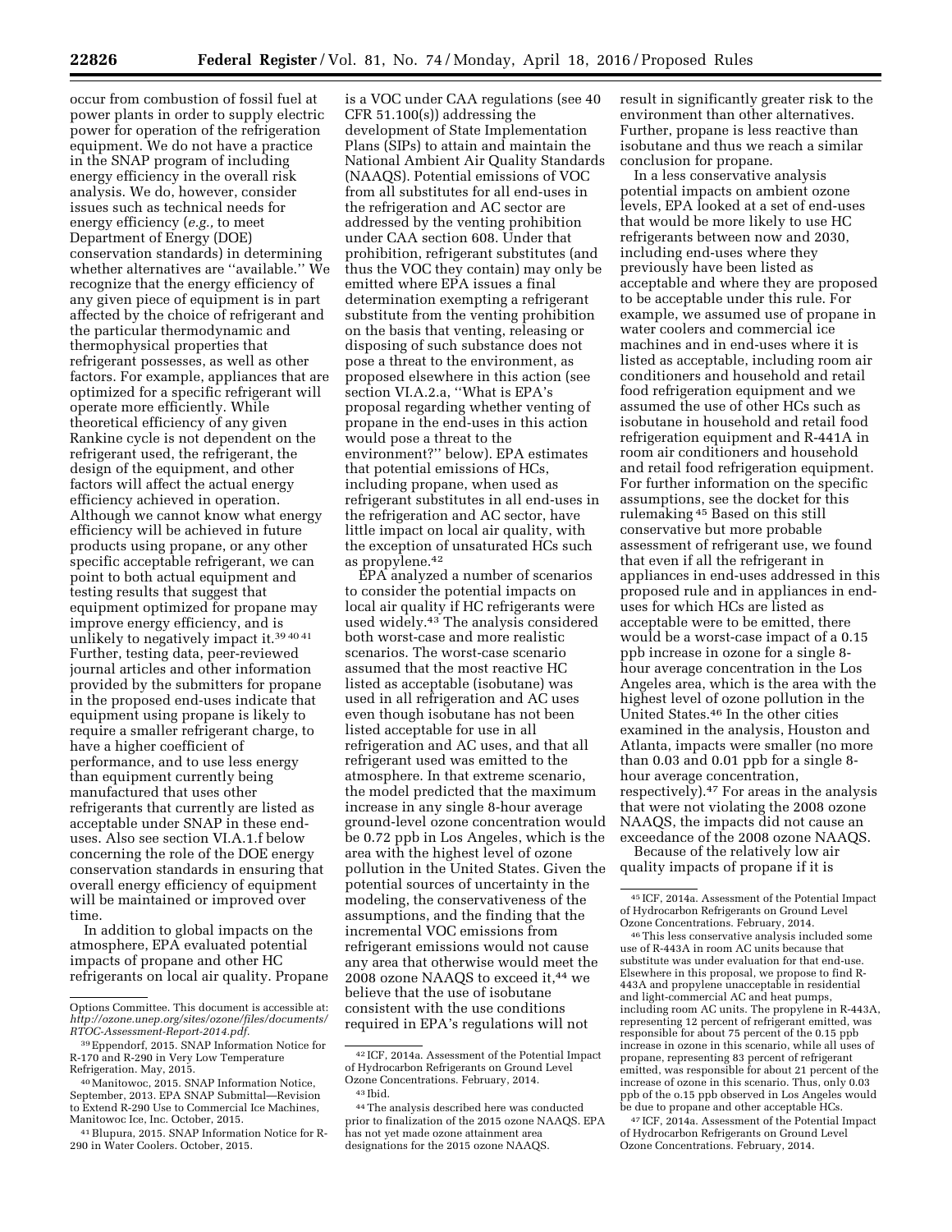occur from combustion of fossil fuel at power plants in order to supply electric power for operation of the refrigeration equipment. We do not have a practice in the SNAP program of including energy efficiency in the overall risk analysis. We do, however, consider issues such as technical needs for energy efficiency (*e.g.,* to meet Department of Energy (DOE) conservation standards) in determining whether alternatives are ''available.'' We recognize that the energy efficiency of any given piece of equipment is in part affected by the choice of refrigerant and the particular thermodynamic and thermophysical properties that refrigerant possesses, as well as other factors. For example, appliances that are optimized for a specific refrigerant will operate more efficiently. While theoretical efficiency of any given Rankine cycle is not dependent on the refrigerant used, the refrigerant, the design of the equipment, and other factors will affect the actual energy efficiency achieved in operation. Although we cannot know what energy efficiency will be achieved in future products using propane, or any other specific acceptable refrigerant, we can point to both actual equipment and testing results that suggest that equipment optimized for propane may improve energy efficiency, and is unlikely to negatively impact it.[39 40 41] Further, testing data, peer-reviewed journal articles and other information provided by the submitters for propane in the proposed end-uses indicate that equipment using propane is likely to require a smaller refrigerant charge, to have a higher coefficient of performance, and to use less energy than equipment currently being manufactured that uses other refrigerants that currently are listed as acceptable under SNAP in these end-uses. Also see section VI.A.1.f below concerning the role of the DOE energy conservation standards in ensuring that overall energy efficiency of equipment will be maintained or improved over time.

In addition to global impacts on the atmosphere, EPA evaluated potential impacts of propane and other HC refrigerants on local air quality. Propane is a VOC under CAA regulations (see 40 CFR 51.100(s)) addressing the development of State Implementation Plans (SIPs) to attain and maintain the National Ambient Air Quality Standards (NAAQS). Potential emissions of VOC from all substitutes for all end-uses in the refrigeration and AC sector are addressed by the venting prohibition under CAA section 608. Under that prohibition, refrigerant substitutes (and thus the VOC they contain) may only be emitted where EPA issues a final determination exempting a refrigerant substitute from the venting prohibition on the basis that venting, releasing or disposing of such substance does not pose a threat to the environment, as proposed elsewhere in this action (see section VI.A.2.a, ''What is EPA's proposal regarding whether venting of propane in the end-uses in this action would pose a threat to the environment?'' below). EPA estimates that potential emissions of HCs, including propane, when used as refrigerant substitutes in all end-uses in the refrigeration and AC sector, have little impact on local air quality, with the exception of unsaturated HCs such as propylene.[42]

EPA analyzed a number of scenarios to consider the potential impacts on local air quality if HC refrigerants were used widely.[43] The analysis considered both worst-case and more realistic scenarios. The worst-case scenario assumed that the most reactive HC listed as acceptable (isobutane) was used in all refrigeration and AC uses even though isobutane has not been listed acceptable for use in all refrigeration and AC uses, and that all refrigerant used was emitted to the atmosphere. In that extreme scenario, the model predicted that the maximum increase in any single 8-hour average ground-level ozone concentration would be 0.72 ppb in Los Angeles, which is the area with the highest level of ozone pollution in the United States. Given the potential sources of uncertainty in the modeling, the conservativeness of the assumptions, and the finding that the incremental VOC emissions from refrigerant emissions would not cause any area that otherwise would meet the 2008 ozone NAAQS to exceed it,[44] we believe that the use of isobutane consistent with the use conditions required in EPA's regulations will not result in significantly greater risk to the environment than other alternatives. Further, propane is less reactive than isobutane and thus we reach a similar conclusion for propane.

In a less conservative analysis potential impacts on ambient ozone levels, EPA looked at a set of end-uses that would be more likely to use HC refrigerants between now and 2030, including end-uses where they previously have been listed as acceptable and where they are proposed to be acceptable under this rule. For example, we assumed use of propane in water coolers and commercial ice machines and in end-uses where it is listed as acceptable, including room air conditioners and household and retail food refrigeration equipment and we assumed the use of other HCs such as isobutane in household and retail food refrigeration equipment and R-441A in room air conditioners and household and retail food refrigeration equipment. For further information on the specific assumptions, see the docket for this rulemaking[45] Based on this still conservative but more probable assessment of refrigerant use, we found that even if all the refrigerant in appliances in end-uses addressed in this proposed rule and in appliances in end-uses for which HCs are listed as acceptable were to be emitted, there would be a worst-case impact of a 0.15 ppb increase in ozone for a single 8-hour average concentration in the Los Angeles area, which is the area with the highest level of ozone pollution in the United States.[46] In the other cities examined in the analysis, Houston and Atlanta, impacts were smaller (no more than 0.03 and 0.01 ppb for a single 8-hour average concentration, respectively).[47] For areas in the analysis that were not violating the 2008 ozone NAAQS, the impacts did not cause an exceedance of the 2008 ozone NAAQS.

Because of the relatively low air quality impacts of propane if it is

---

Options Committee. This document is accessible at: *http://ozone.unep.org/sites/ozone/files/documents/RTOC-Assessment-Report-2014.pdf*.

[39] Eppendorf, 2015. SNAP Information Notice for R-170 and R-290 in Very Low Temperature Refrigeration. May, 2015.

[40] Manitowoc, 2015. SNAP Information Notice, September, 2013. EPA SNAP Submittal—Revision to Extend R-290 Use to Commercial Ice Machines, Manitowoc Ice, Inc. October, 2015.

[41] Blupura, 2015. SNAP Information Notice for R-290 in Water Coolers. October, 2015.

[42] ICF, 2014a. Assessment of the Potential Impact of Hydrocarbon Refrigerants on Ground Level Ozone Concentrations. February, 2014.

[43] Ibid.

[44] The analysis described here was conducted prior to finalization of the 2015 ozone NAAQS. EPA has not yet made ozone attainment area designations for the 2015 ozone NAAQS.

[45] ICF, 2014a. Assessment of the Potential Impact of Hydrocarbon Refrigerants on Ground Level Ozone Concentrations. February, 2014.

[46] This less conservative analysis included some use of R-443A in room AC units because that substitute was under evaluation for that end-use. Elsewhere in this proposal, we propose to find R-443A and propylene unacceptable in residential and light-commercial AC and heat pumps, including room AC units. The propylene in R-443A, representing 12 percent of refrigerant emitted, was responsible for about 75 percent of the 0.15 ppb increase in ozone in this scenario, while all uses of propane, representing 83 percent of refrigerant emitted, was responsible for about 21 percent of the increase of ozone in this scenario. Thus, only 0.03 ppb of the o.15 ppb observed in Los Angeles would be due to propane and other acceptable HCs.

[47] ICF, 2014a. Assessment of the Potential Impact of Hydrocarbon Refrigerants on Ground Level Ozone Concentrations. February, 2014.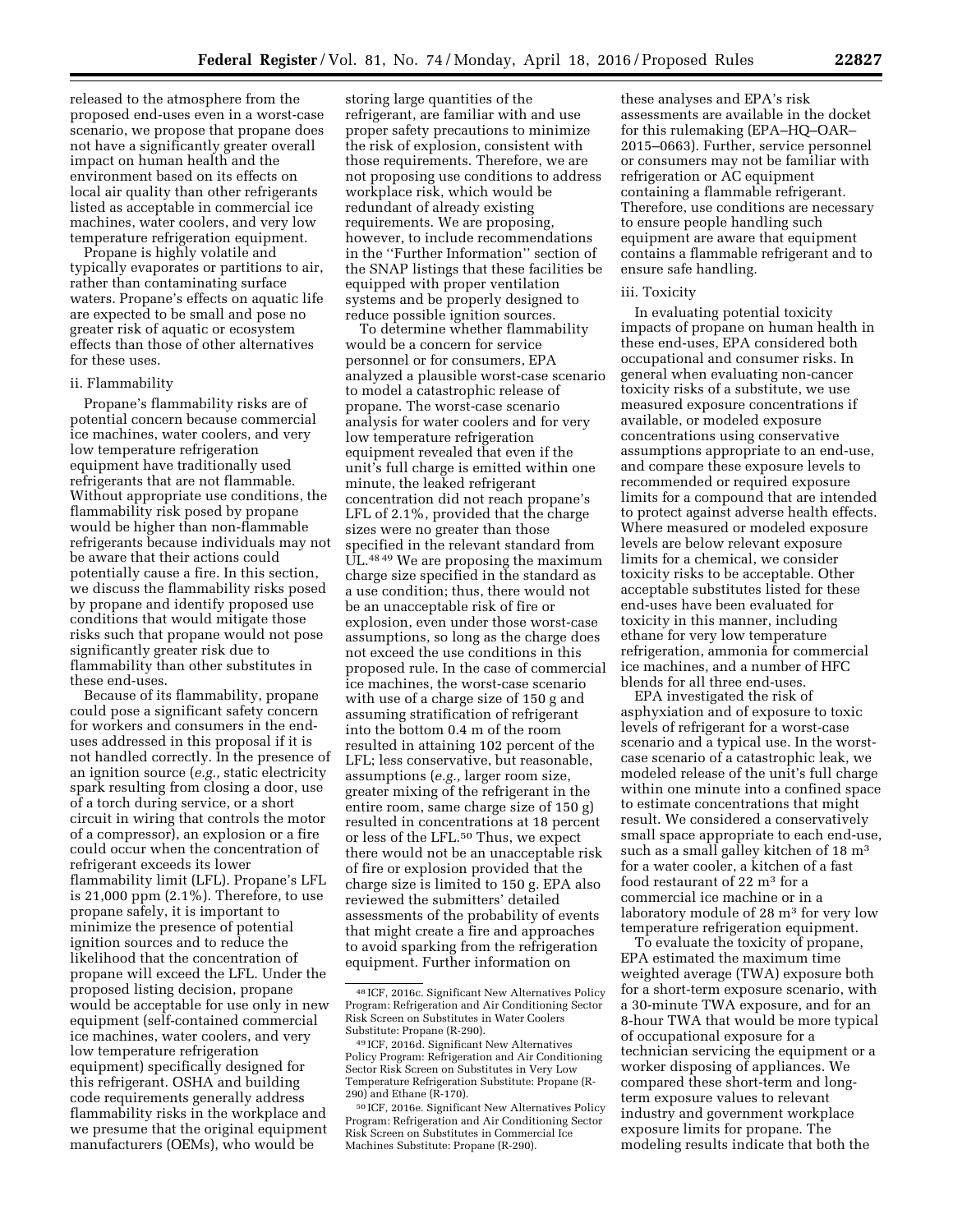released to the atmosphere from the proposed end-uses even in a worst-case scenario, we propose that propane does not have a significantly greater overall impact on human health and the environment based on its effects on local air quality than other refrigerants listed as acceptable in commercial ice machines, water coolers, and very low temperature refrigeration equipment.

Propane is highly volatile and typically evaporates or partitions to air, rather than contaminating surface waters. Propane's effects on aquatic life are expected to be small and pose no greater risk of aquatic or ecosystem effects than those of other alternatives for these uses.

ii. Flammability

Propane's flammability risks are of potential concern because commercial ice machines, water coolers, and very low temperature refrigeration equipment have traditionally used refrigerants that are not flammable. Without appropriate use conditions, the flammability risk posed by propane would be higher than non-flammable refrigerants because individuals may not be aware that their actions could potentially cause a fire. In this section, we discuss the flammability risks posed by propane and identify proposed use conditions that would mitigate those risks such that propane would not pose significantly greater risk due to flammability than other substitutes in these end-uses.

Because of its flammability, propane could pose a significant safety concern for workers and consumers in the end-uses addressed in this proposal if it is not handled correctly. In the presence of an ignition source (*e.g.,* static electricity spark resulting from closing a door, use of a torch during service, or a short circuit in wiring that controls the motor of a compressor), an explosion or a fire could occur when the concentration of refrigerant exceeds its lower flammability limit (LFL). Propane's LFL is 21,000 ppm (2.1%). Therefore, to use propane safely, it is important to minimize the presence of potential ignition sources and to reduce the likelihood that the concentration of propane will exceed the LFL. Under the proposed listing decision, propane would be acceptable for use only in new equipment (self-contained commercial ice machines, water coolers, and very low temperature refrigeration equipment) specifically designed for this refrigerant. OSHA and building code requirements generally address flammability risks in the workplace and we presume that the original equipment manufacturers (OEMs), who would be storing large quantities of the refrigerant, are familiar with and use proper safety precautions to minimize the risk of explosion, consistent with those requirements. Therefore, we are not proposing use conditions to address workplace risk, which would be redundant of already existing requirements. We are proposing, however, to include recommendations in the ''Further Information'' section of the SNAP listings that these facilities be equipped with proper ventilation systems and be properly designed to reduce possible ignition sources.

To determine whether flammability would be a concern for service personnel or for consumers, EPA analyzed a plausible worst-case scenario to model a catastrophic release of propane. The worst-case scenario analysis for water coolers and for very low temperature refrigeration equipment revealed that even if the unit's full charge is emitted within one minute, the leaked refrigerant concentration did not reach propane's LFL of 2.1%, provided that the charge sizes were no greater than those specified in the relevant standard from UL.[48] [49] We are proposing the maximum charge size specified in the standard as a use condition; thus, there would not be an unacceptable risk of fire or explosion, even under those worst-case assumptions, so long as the charge does not exceed the use conditions in this proposed rule. In the case of commercial ice machines, the worst-case scenario with use of a charge size of 150 g and assuming stratification of refrigerant into the bottom 0.4 m of the room resulted in attaining 102 percent of the LFL; less conservative, but reasonable, assumptions (*e.g.,* larger room size, greater mixing of the refrigerant in the entire room, same charge size of 150 g) resulted in concentrations at 18 percent or less of the LFL.[50] Thus, we expect there would not be an unacceptable risk of fire or explosion provided that the charge size is limited to 150 g. EPA also reviewed the submitters' detailed assessments of the probability of events that might create a fire and approaches to avoid sparking from the refrigeration equipment. Further information on these analyses and EPA's risk assessments are available in the docket for this rulemaking (EPA–HQ–OAR–2015–0663). Further, service personnel or consumers may not be familiar with refrigeration or AC equipment containing a flammable refrigerant. Therefore, use conditions are necessary to ensure people handling such equipment are aware that equipment contains a flammable refrigerant and to ensure safe handling.

iii. Toxicity

In evaluating potential toxicity impacts of propane on human health in these end-uses, EPA considered both occupational and consumer risks. In general when evaluating non-cancer toxicity risks of a substitute, we use measured exposure concentrations if available, or modeled exposure concentrations using conservative assumptions appropriate to an end-use, and compare these exposure levels to recommended or required exposure limits for a compound that are intended to protect against adverse health effects. Where measured or modeled exposure levels are below relevant exposure limits for a chemical, we consider toxicity risks to be acceptable. Other acceptable substitutes listed for these end-uses have been evaluated for toxicity in this manner, including ethane for very low temperature refrigeration, ammonia for commercial ice machines, and a number of HFC blends for all three end-uses.

EPA investigated the risk of asphyxiation and of exposure to toxic levels of refrigerant for a worst-case scenario and a typical use. In the worst-case scenario of a catastrophic leak, we modeled release of the unit's full charge within one minute into a confined space to estimate concentrations that might result. We considered a conservatively small space appropriate to each end-use, such as a small galley kitchen of 18 $m^3$ for a water cooler, a kitchen of a fast food restaurant of 22 $m^3$ for a commercial ice machine or in a laboratory module of 28 $m^3$ for very low temperature refrigeration equipment.

To evaluate the toxicity of propane, EPA estimated the maximum time weighted average (TWA) exposure both for a short-term exposure scenario, with a 30-minute TWA exposure, and for an 8-hour TWA that would be more typical of occupational exposure for a technician servicing the equipment or a worker disposing of appliances. We compared these short-term and long-term exposure values to relevant industry and government workplace exposure limits for propane. The modeling results indicate that both the

---

[48] ICF, 2016c. Significant New Alternatives Policy Program: Refrigeration and Air Conditioning Sector Risk Screen on Substitutes in Water Coolers Substitute: Propane (R-290).

[49] ICF, 2016d. Significant New Alternatives Policy Program: Refrigeration and Air Conditioning Sector Risk Screen on Substitutes in Very Low Temperature Refrigeration Substitute: Propane (R-290) and Ethane (R-170).

[50] ICF, 2016e. Significant New Alternatives Policy Program: Refrigeration and Air Conditioning Sector Risk Screen on Substitutes in Commercial Ice Machines Substitute: Propane (R-290).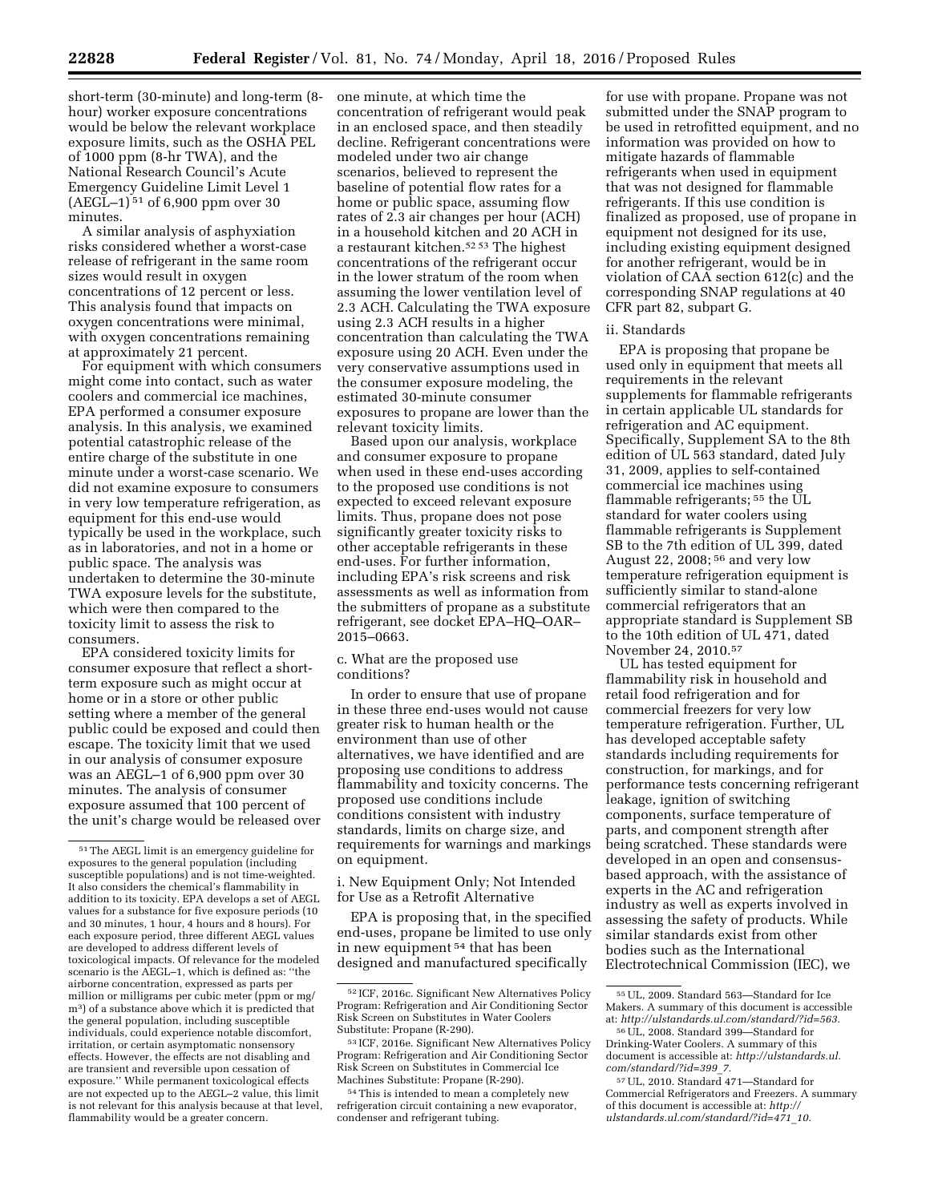short-term (30-minute) and long-term (8-hour) worker exposure concentrations would be below the relevant workplace exposure limits, such as the OSHA PEL of 1000 ppm (8-hr TWA), and the National Research Council's Acute Emergency Guideline Limit Level 1 (AEGL–1)[51] of 6,900 ppm over 30 minutes.

A similar analysis of asphyxiation risks considered whether a worst-case release of refrigerant in the same room sizes would result in oxygen concentrations of 12 percent or less. This analysis found that impacts on oxygen concentrations were minimal, with oxygen concentrations remaining at approximately 21 percent.

For equipment with which consumers might come into contact, such as water coolers and commercial ice machines, EPA performed a consumer exposure analysis. In this analysis, we examined potential catastrophic release of the entire charge of the substitute in one minute under a worst-case scenario. We did not examine exposure to consumers in very low temperature refrigeration, as equipment for this end-use would typically be used in the workplace, such as in laboratories, and not in a home or public space. The analysis was undertaken to determine the 30-minute TWA exposure levels for the substitute, which were then compared to the toxicity limit to assess the risk to consumers.

EPA considered toxicity limits for consumer exposure that reflect a short-term exposure such as might occur at home or in a store or other public setting where a member of the general public could be exposed and could then escape. The toxicity limit that we used in our analysis of consumer exposure was an AEGL–1 of 6,900 ppm over 30 minutes. The analysis of consumer exposure assumed that 100 percent of the unit's charge would be released over one minute, at which time the concentration of refrigerant would peak in an enclosed space, and then steadily decline. Refrigerant concentrations were modeled under two air change scenarios, believed to represent the baseline of potential flow rates for a home or public space, assuming flow rates of 2.3 air changes per hour (ACH) in a household kitchen and 20 ACH in a restaurant kitchen.[52,53] The highest concentrations of the refrigerant occur in the lower stratum of the room when assuming the lower ventilation level of 2.3 ACH. Calculating the TWA exposure using 2.3 ACH results in a higher concentration than calculating the TWA exposure using 20 ACH. Even under the very conservative assumptions used in the consumer exposure modeling, the estimated 30-minute consumer exposures to propane are lower than the relevant toxicity limits.

Based upon our analysis, workplace and consumer exposure to propane when used in these end-uses according to the proposed use conditions is not expected to exceed relevant exposure limits. Thus, propane does not pose significantly greater toxicity risks to other acceptable refrigerants in these end-uses. For further information, including EPA's risk screens and risk assessments as well as information from the submitters of propane as a substitute refrigerant, see docket EPA–HQ–OAR–2015–0663.

c. What are the proposed use conditions?

In order to ensure that use of propane in these three end-uses would not cause greater risk to human health or the environment than use of other alternatives, we have identified and are proposing use conditions to address flammability and toxicity concerns. The proposed use conditions include conditions consistent with industry standards, limits on charge size, and requirements for warnings and markings on equipment.

i. New Equipment Only; Not Intended for Use as a Retrofit Alternative

EPA is proposing that, in the specified end-uses, propane be limited to use only in new equipment[54] that has been designed and manufactured specifically for use with propane. Propane was not submitted under the SNAP program to be used in retrofitted equipment, and no information was provided on how to mitigate hazards of flammable refrigerants when used in equipment that was not designed for flammable refrigerants. If this use condition is finalized as proposed, use of propane in equipment not designed for its use, including existing equipment designed for another refrigerant, would be in violation of CAA section 612(c) and the corresponding SNAP regulations at 40 CFR part 82, subpart G.

ii. Standards

EPA is proposing that propane be used only in equipment that meets all requirements in the relevant supplements for flammable refrigerants in certain applicable UL standards for refrigeration and AC equipment. Specifically, Supplement SA to the 8th edition of UL 563 standard, dated July 31, 2009, applies to self-contained commercial ice machines using flammable refrigerants;[55] the UL standard for water coolers using flammable refrigerants is Supplement SB to the 7th edition of UL 399, dated August 22, 2008;[56] and very low temperature refrigeration equipment is sufficiently similar to stand-alone commercial refrigerators that an appropriate standard is Supplement SB to the 10th edition of UL 471, dated November 24, 2010.[57]

UL has tested equipment for flammability risk in household and retail food refrigeration and for commercial freezers for very low temperature refrigeration. Further, UL has developed acceptable safety standards including requirements for construction, for markings, and for performance tests concerning refrigerant leakage, ignition of switching components, surface temperature of parts, and component strength after being scratched. These standards were developed in an open and consensus-based approach, with the assistance of experts in the AC and refrigeration industry as well as experts involved in assessing the safety of products. While similar standards exist from other bodies such as the International Electrotechnical Commission (IEC), we

---

[51] The AEGL limit is an emergency guideline for exposures to the general population (including susceptible populations) and is not time-weighted. It also considers the chemical's flammability in addition to its toxicity. EPA develops a set of AEGL values for a substance for five exposure periods (10 and 30 minutes, 1 hour, 4 hours and 8 hours). For each exposure period, three different AEGL values are developed to address different levels of toxicological impacts. Of relevance for the modeled scenario is the AEGL–1, which is defined as: "the airborne concentration, expressed as parts per million or milligrams per cubic meter (ppm or mg/m$^3$) of a substance above which it is predicted that the general population, including susceptible individuals, could experience notable discomfort, irritation, or certain asymptomatic nonsensory effects. However, the effects are not disabling and are transient and reversible upon cessation of exposure." While permanent toxicological effects are not expected up to the AEGL–2 value, this limit is not relevant for this analysis because at that level, flammability would be a greater concern.

[52] ICF, 2016c. Significant New Alternatives Policy Program: Refrigeration and Air Conditioning Sector Risk Screen on Substitutes in Water Coolers Substitute: Propane (R-290).

[53] ICF, 2016e. Significant New Alternatives Policy Program: Refrigeration and Air Conditioning Sector Risk Screen on Substitutes in Commercial Ice Machines Substitute: Propane (R-290).

[54] This is intended to mean a completely new refrigeration circuit containing a new evaporator, condenser and refrigerant tubing.

[55] UL, 2009. Standard 563—Standard for Ice Makers. A summary of this document is accessible at: *http://ulstandards.ul.com/standard/?id=563*.

[56] UL, 2008. Standard 399—Standard for Drinking-Water Coolers. A summary of this document is accessible at: *http://ulstandards.ul.com/standard/?id=399_7*.

[57] UL, 2010. Standard 471—Standard for Commercial Refrigerators and Freezers. A summary of this document is accessible at: *http://ulstandards.ul.com/standard/?id=471_10*.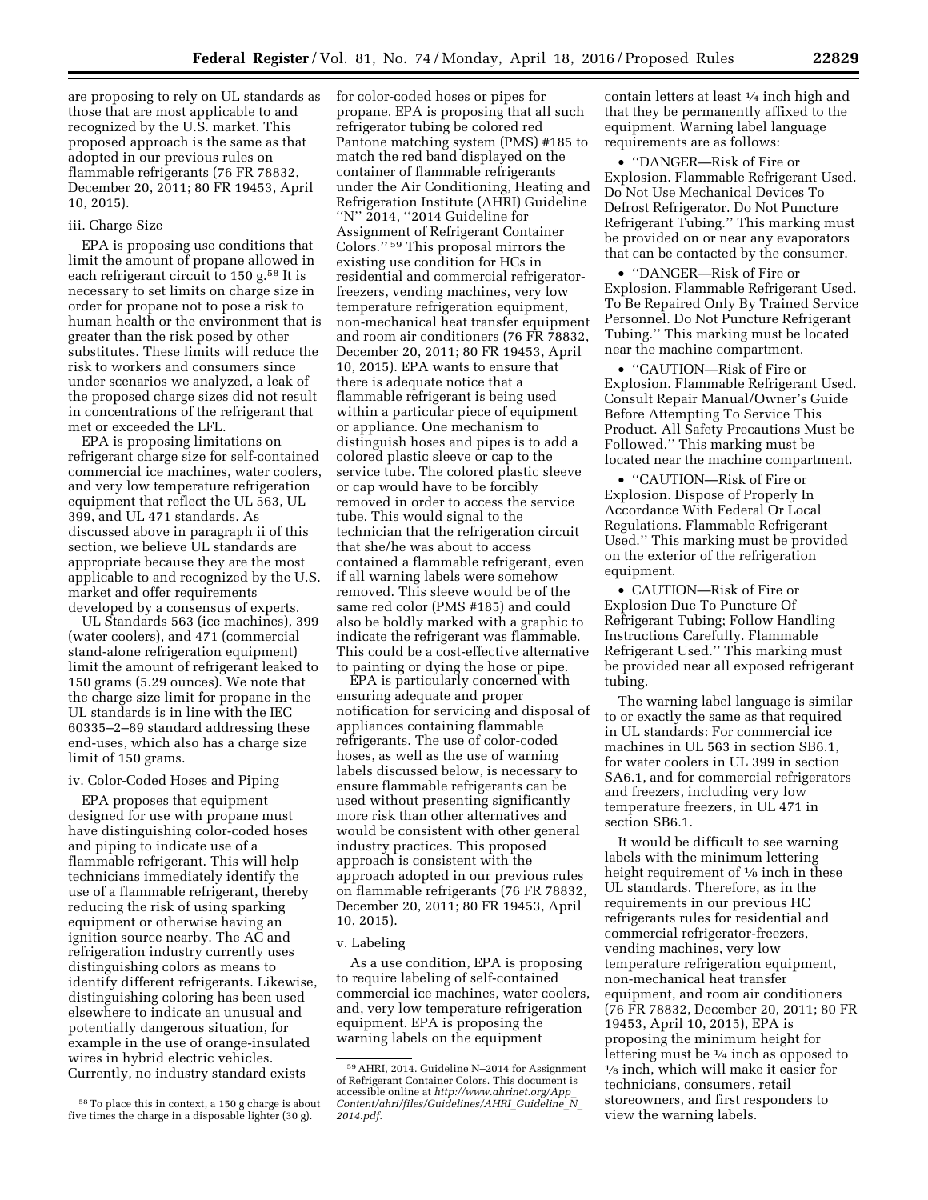are proposing to rely on UL standards as those that are most applicable to and recognized by the U.S. market. This proposed approach is the same as that adopted in our previous rules on flammable refrigerants (76 FR 78832, December 20, 2011; 80 FR 19453, April 10, 2015).

iii. Charge Size

EPA is proposing use conditions that limit the amount of propane allowed in each refrigerant circuit to 150 g.[58] It is necessary to set limits on charge size in order for propane not to pose a risk to human health or the environment that is greater than the risk posed by other substitutes. These limits will reduce the risk to workers and consumers since under scenarios we analyzed, a leak of the proposed charge sizes did not result in concentrations of the refrigerant that met or exceeded the LFL.

EPA is proposing limitations on refrigerant charge size for self-contained commercial ice machines, water coolers, and very low temperature refrigeration equipment that reflect the UL 563, UL 399, and UL 471 standards. As discussed above in paragraph ii of this section, we believe UL standards are appropriate because they are the most applicable to and recognized by the U.S. market and offer requirements developed by a consensus of experts.

UL Standards 563 (ice machines), 399 (water coolers), and 471 (commercial stand-alone refrigeration equipment) limit the amount of refrigerant leaked to 150 grams (5.29 ounces). We note that the charge size limit for propane in the UL standards is in line with the IEC 60335–2–89 standard addressing these end-uses, which also has a charge size limit of 150 grams.

iv. Color-Coded Hoses and Piping

EPA proposes that equipment designed for use with propane must have distinguishing color-coded hoses and piping to indicate use of a flammable refrigerant. This will help technicians immediately identify the use of a flammable refrigerant, thereby reducing the risk of using sparking equipment or otherwise having an ignition source nearby. The AC and refrigeration industry currently uses distinguishing colors as means to identify different refrigerants. Likewise, distinguishing coloring has been used elsewhere to indicate an unusual and potentially dangerous situation, for example in the use of orange-insulated wires in hybrid electric vehicles. Currently, no industry standard exists for color-coded hoses or pipes for propane. EPA is proposing that all such refrigerator tubing be colored red Pantone matching system (PMS) #185 to match the red band displayed on the container of flammable refrigerants under the Air Conditioning, Heating and Refrigeration Institute (AHRI) Guideline "N" 2014, "2014 Guideline for Assignment of Refrigerant Container Colors."[59] This proposal mirrors the existing use condition for HCs in residential and commercial refrigerator-freezers, vending machines, very low temperature refrigeration equipment, non-mechanical heat transfer equipment and room air conditioners (76 FR 78832, December 20, 2011; 80 FR 19453, April 10, 2015). EPA wants to ensure that there is adequate notice that a flammable refrigerant is being used within a particular piece of equipment or appliance. One mechanism to distinguish hoses and pipes is to add a colored plastic sleeve or cap to the service tube. The colored plastic sleeve or cap would have to be forcibly removed in order to access the service tube. This would signal to the technician that the refrigeration circuit that she/he was about to access contained a flammable refrigerant, even if all warning labels were somehow removed. This sleeve would be of the same red color (PMS #185) and could also be boldly marked with a graphic to indicate the refrigerant was flammable. This could be a cost-effective alternative to painting or dying the hose or pipe.

EPA is particularly concerned with ensuring adequate and proper notification for servicing and disposal of appliances containing flammable refrigerants. The use of color-coded hoses, as well as the use of warning labels discussed below, is necessary to ensure flammable refrigerants can be used without presenting significantly more risk than other alternatives and would be consistent with other general industry practices. This proposed approach is consistent with the approach adopted in our previous rules on flammable refrigerants (76 FR 78832, December 20, 2011; 80 FR 19453, April 10, 2015).

v. Labeling

As a use condition, EPA is proposing to require labeling of self-contained commercial ice machines, water coolers, and, very low temperature refrigeration equipment. EPA is proposing the warning labels on the equipment contain letters at least ¼ inch high and that they be permanently affixed to the equipment. Warning label language requirements are as follows:

- "DANGER—Risk of Fire or Explosion. Flammable Refrigerant Used. Do Not Use Mechanical Devices To Defrost Refrigerator. Do Not Puncture Refrigerant Tubing." This marking must be provided on or near any evaporators that can be contacted by the consumer.
- "DANGER—Risk of Fire or Explosion. Flammable Refrigerant Used. To Be Repaired Only By Trained Service Personnel. Do Not Puncture Refrigerant Tubing." This marking must be located near the machine compartment.
- "CAUTION—Risk of Fire or Explosion. Flammable Refrigerant Used. Consult Repair Manual/Owner's Guide Before Attempting To Service This Product. All Safety Precautions Must be Followed." This marking must be located near the machine compartment.
- "CAUTION—Risk of Fire or Explosion. Dispose of Properly In Accordance With Federal Or Local Regulations. Flammable Refrigerant Used." This marking must be provided on the exterior of the refrigeration equipment.
- CAUTION—Risk of Fire or Explosion Due To Puncture Of Refrigerant Tubing; Follow Handling Instructions Carefully. Flammable Refrigerant Used." This marking must be provided near all exposed refrigerant tubing.

The warning label language is similar to or exactly the same as that required in UL standards: For commercial ice machines in UL 563 in section SB6.1, for water coolers in UL 399 in section SA6.1, and for commercial refrigerators and freezers, including very low temperature freezers, in UL 471 in section SB6.1.

It would be difficult to see warning labels with the minimum lettering height requirement of ⅛ inch in these UL standards. Therefore, as in the requirements in our previous HC refrigerants rules for residential and commercial refrigerator-freezers, vending machines, very low temperature refrigeration equipment, non-mechanical heat transfer equipment, and room air conditioners (76 FR 78832, December 20, 2011; 80 FR 19453, April 10, 2015), EPA is proposing the minimum height for lettering must be ¼ inch as opposed to ⅛ inch, which will make it easier for technicians, consumers, retail storeowners, and first responders to view the warning labels.

---

[58] To place this in context, a 150 g charge is about five times the charge in a disposable lighter (30 g).

[59] AHRI, 2014. Guideline N–2014 for Assignment of Refrigerant Container Colors. This document is accessible online at *http://www.ahrinet.org/App_Content/ahri/files/Guidelines/AHRI_Guideline_N_2014.pdf*.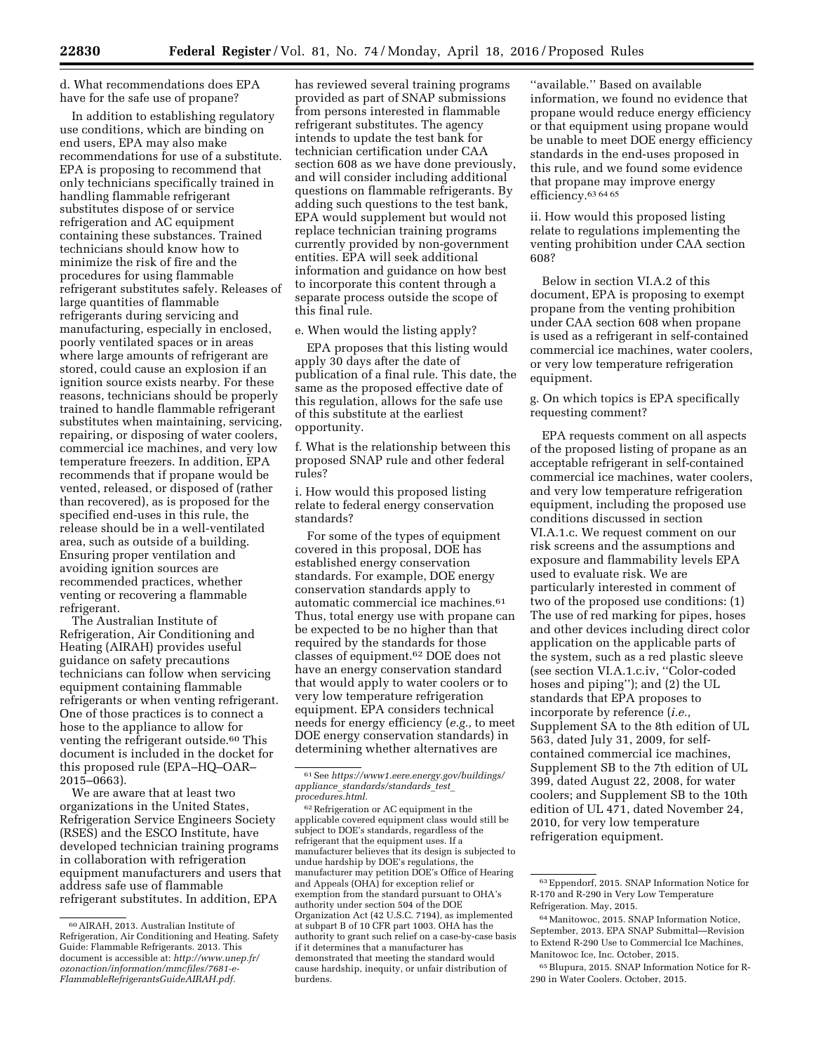d. What recommendations does EPA have for the safe use of propane?

In addition to establishing regulatory use conditions, which are binding on end users, EPA may also make recommendations for use of a substitute. EPA is proposing to recommend that only technicians specifically trained in handling flammable refrigerant substitutes dispose of or service refrigeration and AC equipment containing these substances. Trained technicians should know how to minimize the risk of fire and the procedures for using flammable refrigerant substitutes safely. Releases of large quantities of flammable refrigerants during servicing and manufacturing, especially in enclosed, poorly ventilated spaces or in areas where large amounts of refrigerant are stored, could cause an explosion if an ignition source exists nearby. For these reasons, technicians should be properly trained to handle flammable refrigerant substitutes when maintaining, servicing, repairing, or disposing of water coolers, commercial ice machines, and very low temperature freezers. In addition, EPA recommends that if propane would be vented, released, or disposed of (rather than recovered), as is proposed for the specified end-uses in this rule, the release should be in a well-ventilated area, such as outside of a building. Ensuring proper ventilation and avoiding ignition sources are recommended practices, whether venting or recovering a flammable refrigerant.

The Australian Institute of Refrigeration, Air Conditioning and Heating (AIRAH) provides useful guidance on safety precautions technicians can follow when servicing equipment containing flammable refrigerants or when venting refrigerant. One of those practices is to connect a hose to the appliance to allow for venting the refrigerant outside.[60] This document is included in the docket for this proposed rule (EPA–HQ–OAR–2015–0663).

We are aware that at least two organizations in the United States, Refrigeration Service Engineers Society (RSES) and the ESCO Institute, have developed technician training programs in collaboration with refrigeration equipment manufacturers and users that address safe use of flammable refrigerant substitutes. In addition, EPA has reviewed several training programs provided as part of SNAP submissions from persons interested in flammable refrigerant substitutes. The agency intends to update the test bank for technician certification under CAA section 608 as we have done previously, and will consider including additional questions on flammable refrigerants. By adding such questions to the test bank, EPA would supplement but would not replace technician training programs currently provided by non-government entities. EPA will seek additional information and guidance on how best to incorporate this content through a separate process outside the scope of this final rule.

e. When would the listing apply?

EPA proposes that this listing would apply 30 days after the date of publication of a final rule. This date, the same as the proposed effective date of this regulation, allows for the safe use of this substitute at the earliest opportunity.

f. What is the relationship between this proposed SNAP rule and other federal rules?

i. How would this proposed listing relate to federal energy conservation standards?

For some of the types of equipment covered in this proposal, DOE has established energy conservation standards. For example, DOE energy conservation standards apply to automatic commercial ice machines.[61] Thus, total energy use with propane can be expected to be no higher than that required by the standards for those classes of equipment.[62] DOE does not have an energy conservation standard that would apply to water coolers or to very low temperature refrigeration equipment. EPA considers technical needs for energy efficiency (*e.g.,* to meet DOE energy conservation standards) in determining whether alternatives are ''available.'' Based on available information, we found no evidence that propane would reduce energy efficiency or that equipment using propane would be unable to meet DOE energy efficiency standards in the end-uses proposed in this rule, and we found some evidence that propane may improve energy efficiency.[63] [64] [65]

ii. How would this proposed listing relate to regulations implementing the venting prohibition under CAA section 608?

Below in section VI.A.2 of this document, EPA is proposing to exempt propane from the venting prohibition under CAA section 608 when propane is used as a refrigerant in self-contained commercial ice machines, water coolers, or very low temperature refrigeration equipment.

g. On which topics is EPA specifically requesting comment?

EPA requests comment on all aspects of the proposed listing of propane as an acceptable refrigerant in self-contained commercial ice machines, water coolers, and very low temperature refrigeration equipment, including the proposed use conditions discussed in section VI.A.1.c. We request comment on our risk screens and the assumptions and exposure and flammability levels EPA used to evaluate risk. We are particularly interested in comment of two of the proposed use conditions: (1) The use of red marking for pipes, hoses and other devices including direct color application on the applicable parts of the system, such as a red plastic sleeve (see section VI.A.1.c.iv, ''Color-coded hoses and piping''); and (2) the UL standards that EPA proposes to incorporate by reference (*i.e.,* Supplement SA to the 8th edition of UL 563, dated July 31, 2009, for self-contained commercial ice machines, Supplement SB to the 7th edition of UL 399, dated August 22, 2008, for water coolers; and Supplement SB to the 10th edition of UL 471, dated November 24, 2010, for very low temperature refrigeration equipment.

---

[60] AIRAH, 2013. Australian Institute of Refrigeration, Air Conditioning and Heating. Safety Guide: Flammable Refrigerants. 2013. This document is accessible at: *http://www.unep.fr/ozonaction/information/mmcfiles/7681-e-FlammableRefrigerantsGuideAIRAH.pdf.*

[61] See *https://www1.eere.energy.gov/buildings/appliance_standards/standards_test_procedures.html.*

[62] Refrigeration or AC equipment in the applicable covered equipment class would still be subject to DOE's standards, regardless of the refrigerant that the equipment uses. If a manufacturer believes that its design is subjected to undue hardship by DOE's regulations, the manufacturer may petition DOE's Office of Hearing and Appeals (OHA) for exception relief or exemption from the standard pursuant to OHA's authority under section 504 of the DOE Organization Act (42 U.S.C. 7194), as implemented at subpart B of 10 CFR part 1003. OHA has the authority to grant such relief on a case-by-case basis if it determines that a manufacturer has demonstrated that meeting the standard would cause hardship, inequity, or unfair distribution of burdens.

[63] Eppendorf, 2015. SNAP Information Notice for R-170 and R-290 in Very Low Temperature Refrigeration. May, 2015.

[64] Manitowoc, 2015. SNAP Information Notice, September, 2013. EPA SNAP Submittal—Revision to Extend R-290 Use to Commercial Ice Machines, Manitowoc Ice, Inc. October, 2015.

[65] Blupura, 2015. SNAP Information Notice for R-290 in Water Coolers. October, 2015.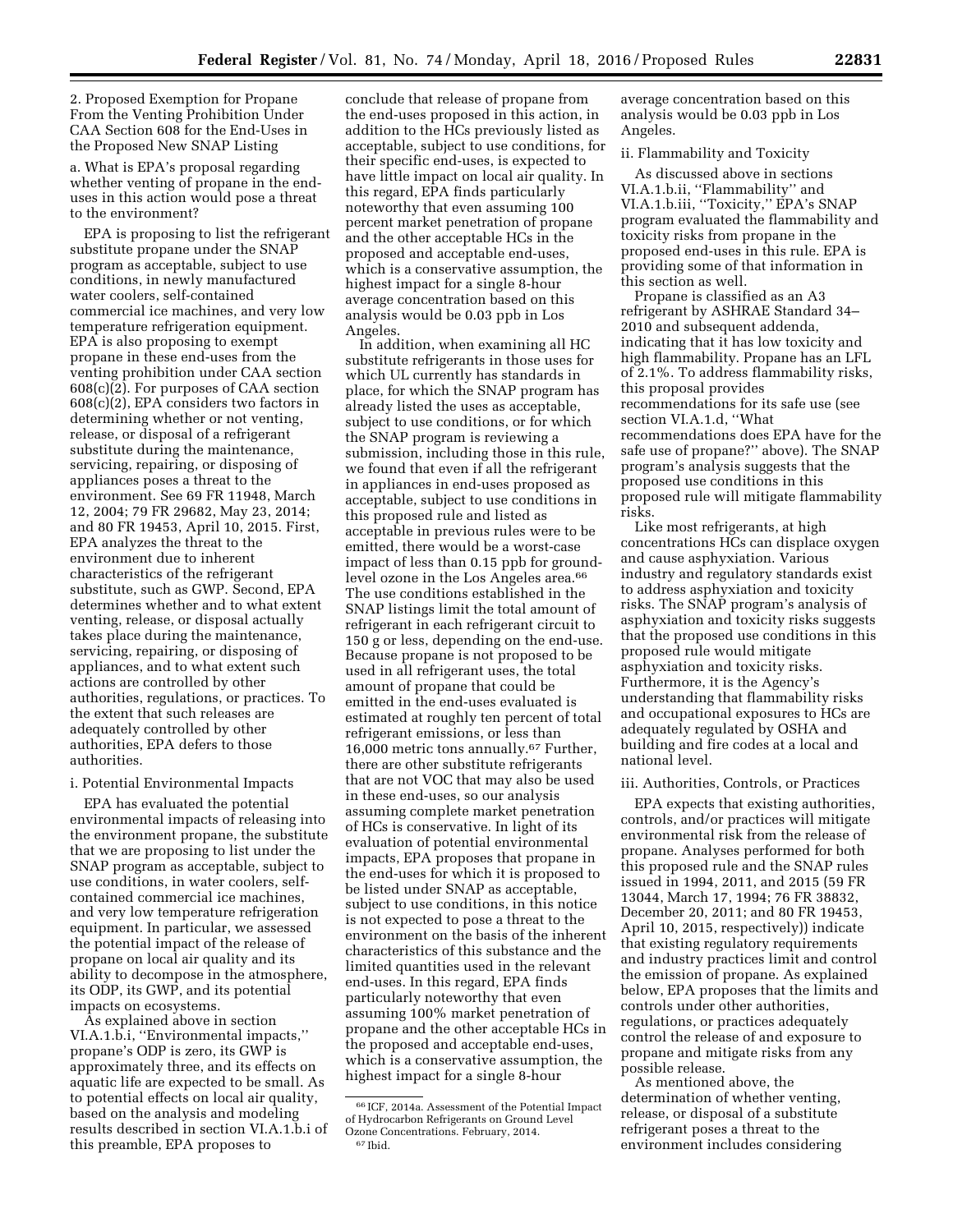2. Proposed Exemption for Propane From the Venting Prohibition Under CAA Section 608 for the End-Uses in the Proposed New SNAP Listing

a. What is EPA's proposal regarding whether venting of propane in the end-uses in this action would pose a threat to the environment?

EPA is proposing to list the refrigerant substitute propane under the SNAP program as acceptable, subject to use conditions, in newly manufactured water coolers, self-contained commercial ice machines, and very low temperature refrigeration equipment. EPA is also proposing to exempt propane in these end-uses from the venting prohibition under CAA section 608(c)(2). For purposes of CAA section 608(c)(2), EPA considers two factors in determining whether or not venting, release, or disposal of a refrigerant substitute during the maintenance, servicing, repairing, or disposing of appliances poses a threat to the environment. See 69 FR 11948, March 12, 2004; 79 FR 29682, May 23, 2014; and 80 FR 19453, April 10, 2015. First, EPA analyzes the threat to the environment due to inherent characteristics of the refrigerant substitute, such as GWP. Second, EPA determines whether and to what extent venting, release, or disposal actually takes place during the maintenance, servicing, repairing, or disposing of appliances, and to what extent such actions are controlled by other authorities, regulations, or practices. To the extent that such releases are adequately controlled by other authorities, EPA defers to those authorities.

i. Potential Environmental Impacts

EPA has evaluated the potential environmental impacts of releasing into the environment propane, the substitute that we are proposing to list under the SNAP program as acceptable, subject to use conditions, in water coolers, self-contained commercial ice machines, and very low temperature refrigeration equipment. In particular, we assessed the potential impact of the release of propane on local air quality and its ability to decompose in the atmosphere, its ODP, its GWP, and its potential impacts on ecosystems.

As explained above in section VI.A.1.b.i, ''Environmental impacts,'' propane's ODP is zero, its GWP is approximately three, and its effects on aquatic life are expected to be small. As to potential effects on local air quality, based on the analysis and modeling results described in section VI.A.1.b.i of this preamble, EPA proposes to conclude that release of propane from the end-uses proposed in this action, in addition to the HCs previously listed as acceptable, subject to use conditions, for their specific end-uses, is expected to have little impact on local air quality. In this regard, EPA finds particularly noteworthy that even assuming 100 percent market penetration of propane and the other acceptable HCs in the proposed and acceptable end-uses, which is a conservative assumption, the highest impact for a single 8-hour average concentration based on this analysis would be 0.03 ppb in Los Angeles.

In addition, when examining all HC substitute refrigerants in those uses for which UL currently has standards in place, for which the SNAP program has already listed the uses as acceptable, subject to use conditions, or for which the SNAP program is reviewing a submission, including those in this rule, we found that even if all the refrigerant in appliances in end-uses proposed as acceptable, subject to use conditions in this proposed rule and listed as acceptable in previous rules were to be emitted, there would be a worst-case impact of less than 0.15 ppb for ground-level ozone in the Los Angeles area.[66] The use conditions established in the SNAP listings limit the total amount of refrigerant in each refrigerant circuit to 150 g or less, depending on the end-use. Because propane is not proposed to be used in all refrigerant uses, the total amount of propane that could be emitted in the end-uses evaluated is estimated at roughly ten percent of total refrigerant emissions, or less than 16,000 metric tons annually.[67] Further, there are other substitute refrigerants that are not VOC that may also be used in these end-uses, so our analysis assuming complete market penetration of HCs is conservative. In light of its evaluation of potential environmental impacts, EPA proposes that propane in the end-uses for which it is proposed to be listed under SNAP as acceptable, subject to use conditions, in this notice is not expected to pose a threat to the environment on the basis of the inherent characteristics of this substance and the limited quantities used in the relevant end-uses. In this regard, EPA finds particularly noteworthy that even assuming 100% market penetration of propane and the other acceptable HCs in the proposed and acceptable end-uses, which is a conservative assumption, the highest impact for a single 8-hour average concentration based on this analysis would be 0.03 ppb in Los Angeles.

ii. Flammability and Toxicity

As discussed above in sections VI.A.1.b.ii, ''Flammability'' and VI.A.1.b.iii, ''Toxicity,'' EPA's SNAP program evaluated the flammability and toxicity risks from propane in the proposed end-uses in this rule. EPA is providing some of that information in this section as well.

Propane is classified as an A3 refrigerant by ASHRAE Standard 34–2010 and subsequent addenda, indicating that it has low toxicity and high flammability. Propane has an LFL of 2.1%. To address flammability risks, this proposal provides recommendations for its safe use (see section VI.A.1.d, ''What recommendations does EPA have for the safe use of propane?'' above). The SNAP program's analysis suggests that the proposed use conditions in this proposed rule will mitigate flammability risks.

Like most refrigerants, at high concentrations HCs can displace oxygen and cause asphyxiation. Various industry and regulatory standards exist to address asphyxiation and toxicity risks. The SNAP program's analysis of asphyxiation and toxicity risks suggests that the proposed use conditions in this proposed rule would mitigate asphyxiation and toxicity risks. Furthermore, it is the Agency's understanding that flammability risks and occupational exposures to HCs are adequately regulated by OSHA and building and fire codes at a local and national level.

iii. Authorities, Controls, or Practices

EPA expects that existing authorities, controls, and/or practices will mitigate environmental risk from the release of propane. Analyses performed for both this proposed rule and the SNAP rules issued in 1994, 2011, and 2015 (59 FR 13044, March 17, 1994; 76 FR 38832, December 20, 2011; and 80 FR 19453, April 10, 2015, respectively)) indicate that existing regulatory requirements and industry practices limit and control the emission of propane. As explained below, EPA proposes that the limits and controls under other authorities, regulations, or practices adequately control the release of and exposure to propane and mitigate risks from any possible release.

As mentioned above, the determination of whether venting, release, or disposal of a substitute refrigerant poses a threat to the environment includes considering

[66] ICF, 2014a. Assessment of the Potential Impact of Hydrocarbon Refrigerants on Ground Level Ozone Concentrations. February, 2014.

[67] Ibid.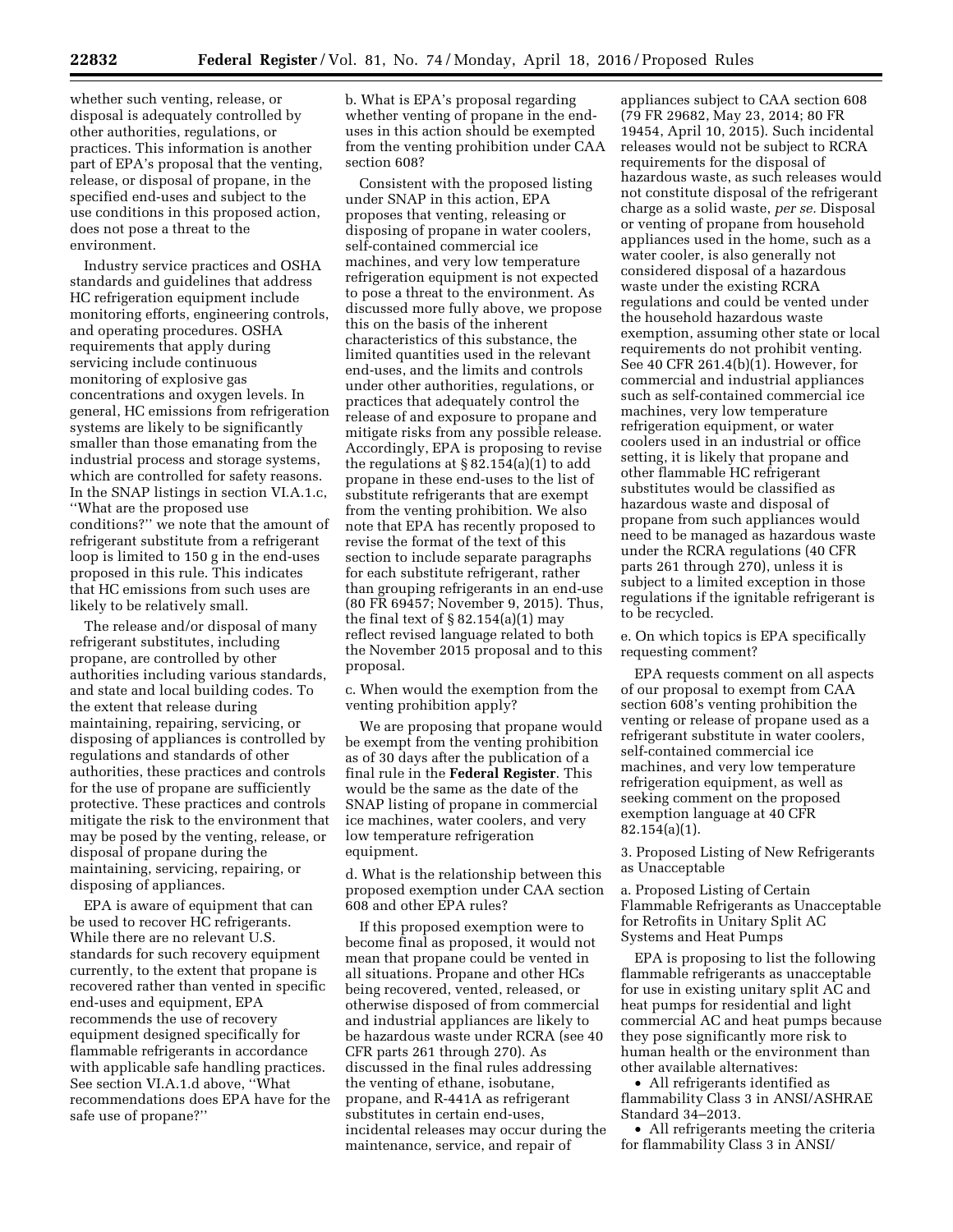whether such venting, release, or disposal is adequately controlled by other authorities, regulations, or practices. This information is another part of EPA's proposal that the venting, release, or disposal of propane, in the specified end-uses and subject to the use conditions in this proposed action, does not pose a threat to the environment.

Industry service practices and OSHA standards and guidelines that address HC refrigeration equipment include monitoring efforts, engineering controls, and operating procedures. OSHA requirements that apply during servicing include continuous monitoring of explosive gas concentrations and oxygen levels. In general, HC emissions from refrigeration systems are likely to be significantly smaller than those emanating from the industrial process and storage systems, which are controlled for safety reasons. In the SNAP listings in section VI.A.1.c, "What are the proposed use conditions?" we note that the amount of refrigerant substitute from a refrigerant loop is limited to 150 g in the end-uses proposed in this rule. This indicates that HC emissions from such uses are likely to be relatively small.

The release and/or disposal of many refrigerant substitutes, including propane, are controlled by other authorities including various standards, and state and local building codes. To the extent that release during maintaining, repairing, servicing, or disposing of appliances is controlled by regulations and standards of other authorities, these practices and controls for the use of propane are sufficiently protective. These practices and controls mitigate the risk to the environment that may be posed by the venting, release, or disposal of propane during the maintaining, servicing, repairing, or disposing of appliances.

EPA is aware of equipment that can be used to recover HC refrigerants. While there are no relevant U.S. standards for such recovery equipment currently, to the extent that propane is recovered rather than vented in specific end-uses and equipment, EPA recommends the use of recovery equipment designed specifically for flammable refrigerants in accordance with applicable safe handling practices. See section VI.A.1.d above, "What recommendations does EPA have for the safe use of propane?"

b. What is EPA's proposal regarding whether venting of propane in the end-uses in this action should be exempted from the venting prohibition under CAA section 608?

Consistent with the proposed listing under SNAP in this action, EPA proposes that venting, releasing or disposing of propane in water coolers, self-contained commercial ice machines, and very low temperature refrigeration equipment is not expected to pose a threat to the environment. As discussed more fully above, we propose this on the basis of the inherent characteristics of this substance, the limited quantities used in the relevant end-uses, and the limits and controls under other authorities, regulations, or practices that adequately control the release of and exposure to propane and mitigate risks from any possible release. Accordingly, EPA is proposing to revise the regulations at § 82.154(a)(1) to add propane in these end-uses to the list of substitute refrigerants that are exempt from the venting prohibition. We also note that EPA has recently proposed to revise the format of the text of this section to include separate paragraphs for each substitute refrigerant, rather than grouping refrigerants in an end-use (80 FR 69457; November 9, 2015). Thus, the final text of § 82.154(a)(1) may reflect revised language related to both the November 2015 proposal and to this proposal.

c. When would the exemption from the venting prohibition apply?

We are proposing that propane would be exempt from the venting prohibition as of 30 days after the publication of a final rule in the **Federal Register**. This would be the same as the date of the SNAP listing of propane in commercial ice machines, water coolers, and very low temperature refrigeration equipment.

d. What is the relationship between this proposed exemption under CAA section 608 and other EPA rules?

If this proposed exemption were to become final as proposed, it would not mean that propane could be vented in all situations. Propane and other HCs being recovered, vented, released, or otherwise disposed of from commercial and industrial appliances are likely to be hazardous waste under RCRA (see 40 CFR parts 261 through 270). As discussed in the final rules addressing the venting of ethane, isobutane, propane, and R-441A as refrigerant substitutes in certain end-uses, incidental releases may occur during the maintenance, service, and repair of appliances subject to CAA section 608 (79 FR 29682, May 23, 2014; 80 FR 19454, April 10, 2015). Such incidental releases would not be subject to RCRA requirements for the disposal of hazardous waste, as such releases would not constitute disposal of the refrigerant charge as a solid waste, *per se.* Disposal or venting of propane from household appliances used in the home, such as a water cooler, is also generally not considered disposal of a hazardous waste under the existing RCRA regulations and could be vented under the household hazardous waste exemption, assuming other state or local requirements do not prohibit venting. See 40 CFR 261.4(b)(1). However, for commercial and industrial appliances such as self-contained commercial ice machines, very low temperature refrigeration equipment, or water coolers used in an industrial or office setting, it is likely that propane and other flammable HC refrigerant substitutes would be classified as hazardous waste and disposal of propane from such appliances would need to be managed as hazardous waste under the RCRA regulations (40 CFR parts 261 through 270), unless it is subject to a limited exception in those regulations if the ignitable refrigerant is to be recycled.

e. On which topics is EPA specifically requesting comment?

EPA requests comment on all aspects of our proposal to exempt from CAA section 608's venting prohibition the venting or release of propane used as a refrigerant substitute in water coolers, self-contained commercial ice machines, and very low temperature refrigeration equipment, as well as seeking comment on the proposed exemption language at 40 CFR 82.154(a)(1).

3. Proposed Listing of New Refrigerants as Unacceptable

a. Proposed Listing of Certain Flammable Refrigerants as Unacceptable for Retrofits in Unitary Split AC Systems and Heat Pumps

EPA is proposing to list the following flammable refrigerants as unacceptable for use in existing unitary split AC and heat pumps for residential and light commercial AC and heat pumps because they pose significantly more risk to human health or the environment than other available alternatives:

- All refrigerants identified as flammability Class 3 in ANSI/ASHRAE Standard 34–2013.
- All refrigerants meeting the criteria for flammability Class 3 in ANSI/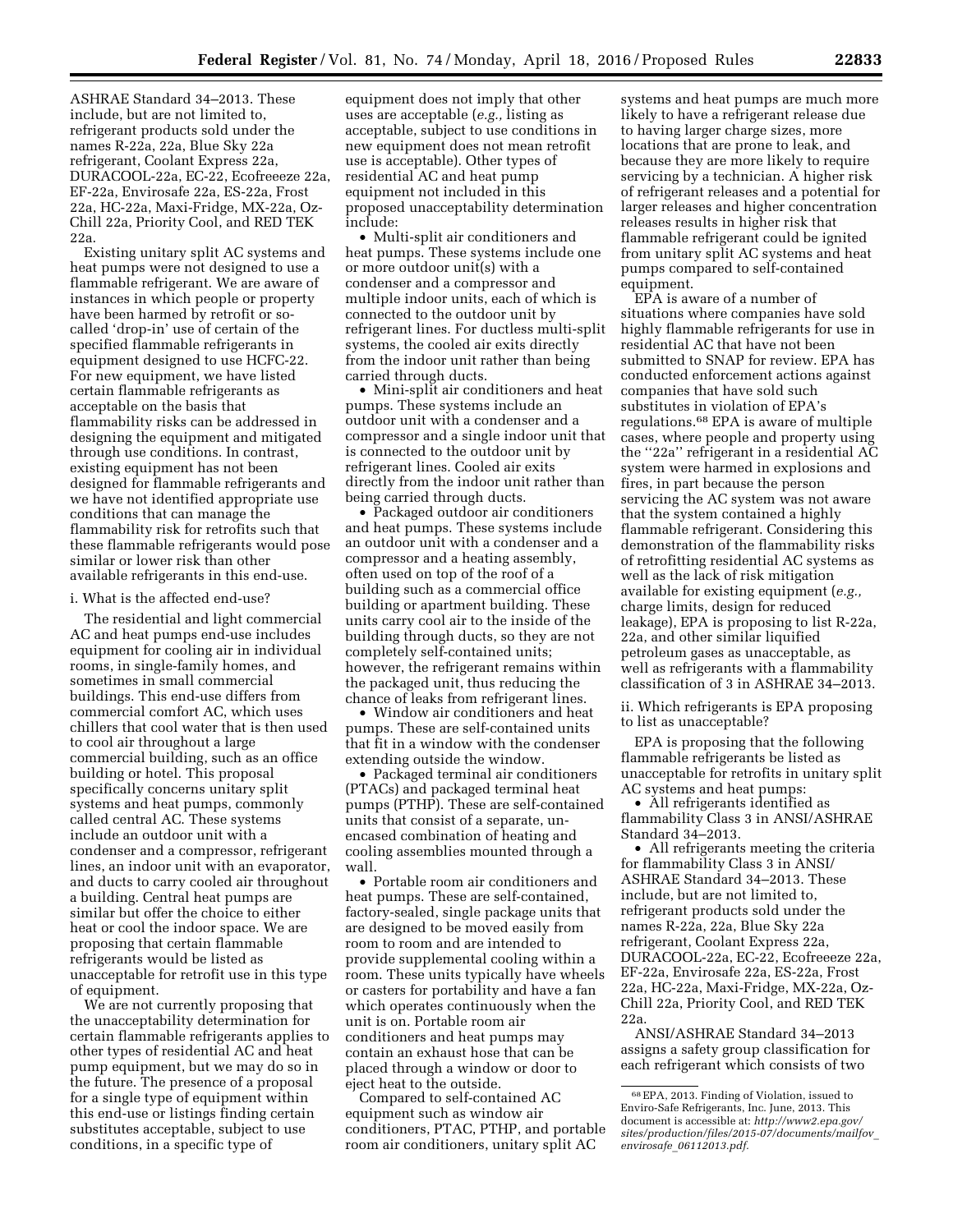ASHRAE Standard 34–2013. These include, but are not limited to, refrigerant products sold under the names R-22a, 22a, Blue Sky 22a refrigerant, Coolant Express 22a, DURACOOL-22a, EC-22, Ecofreeeze 22a, EF-22a, Envirosafe 22a, ES-22a, Frost 22a, HC-22a, Maxi-Fridge, MX-22a, Oz-Chill 22a, Priority Cool, and RED TEK 22a.

Existing unitary split AC systems and heat pumps were not designed to use a flammable refrigerant. We are aware of instances in which people or property have been harmed by retrofit or so-called 'drop-in' use of certain of the specified flammable refrigerants in equipment designed to use HCFC-22. For new equipment, we have listed certain flammable refrigerants as acceptable on the basis that flammability risks can be addressed in designing the equipment and mitigated through use conditions. In contrast, existing equipment has not been designed for flammable refrigerants and we have not identified appropriate use conditions that can manage the flammability risk for retrofits such that these flammable refrigerants would pose similar or lower risk than other available refrigerants in this end-use.

i. What is the affected end-use?

The residential and light commercial AC and heat pumps end-use includes equipment for cooling air in individual rooms, in single-family homes, and sometimes in small commercial buildings. This end-use differs from commercial comfort AC, which uses chillers that cool water that is then used to cool air throughout a large commercial building, such as an office building or hotel. This proposal specifically concerns unitary split systems and heat pumps, commonly called central AC. These systems include an outdoor unit with a condenser and a compressor, refrigerant lines, an indoor unit with an evaporator, and ducts to carry cooled air throughout a building. Central heat pumps are similar but offer the choice to either heat or cool the indoor space. We are proposing that certain flammable refrigerants would be listed as unacceptable for retrofit use in this type of equipment.

We are not currently proposing that the unacceptability determination for certain flammable refrigerants applies to other types of residential AC and heat pump equipment, but we may do so in the future. The presence of a proposal for a single type of equipment within this end-use or listings finding certain substitutes acceptable, subject to use conditions, in a specific type of equipment does not imply that other uses are acceptable (*e.g.,* listing as acceptable, subject to use conditions in new equipment does not mean retrofit use is acceptable). Other types of residential AC and heat pump equipment not included in this proposed unacceptability determination include:

- Multi-split air conditioners and heat pumps. These systems include one or more outdoor unit(s) with a condenser and a compressor and multiple indoor units, each of which is connected to the outdoor unit by refrigerant lines. For ductless multi-split systems, the cooled air exits directly from the indoor unit rather than being carried through ducts.
- Mini-split air conditioners and heat pumps. These systems include an outdoor unit with a condenser and a compressor and a single indoor unit that is connected to the outdoor unit by refrigerant lines. Cooled air exits directly from the indoor unit rather than being carried through ducts.
- Packaged outdoor air conditioners and heat pumps. These systems include an outdoor unit with a condenser and a compressor and a heating assembly, often used on top of the roof of a building such as a commercial office building or apartment building. These units carry cool air to the inside of the building through ducts, so they are not completely self-contained units; however, the refrigerant remains within the packaged unit, thus reducing the chance of leaks from refrigerant lines.
- Window air conditioners and heat pumps. These are self-contained units that fit in a window with the condenser extending outside the window.
- Packaged terminal air conditioners (PTACs) and packaged terminal heat pumps (PTHP). These are self-contained units that consist of a separate, un-encased combination of heating and cooling assemblies mounted through a wall.
- Portable room air conditioners and heat pumps. These are self-contained, factory-sealed, single package units that are designed to be moved easily from room to room and are intended to provide supplemental cooling within a room. These units typically have wheels or casters for portability and have a fan which operates continuously when the unit is on. Portable room air conditioners and heat pumps may contain an exhaust hose that can be placed through a window or door to eject heat to the outside.

Compared to self-contained AC equipment such as window air conditioners, PTAC, PTHP, and portable room air conditioners, unitary split AC systems and heat pumps are much more likely to have a refrigerant release due to having larger charge sizes, more locations that are prone to leak, and because they are more likely to require servicing by a technician. A higher risk of refrigerant releases and a potential for larger releases and higher concentration releases results in higher risk that flammable refrigerant could be ignited from unitary split AC systems and heat pumps compared to self-contained equipment.

EPA is aware of a number of situations where companies have sold highly flammable refrigerants for use in residential AC that have not been submitted to SNAP for review. EPA has conducted enforcement actions against companies that have sold such substitutes in violation of EPA's regulations.[68] EPA is aware of multiple cases, where people and property using the ''22a'' refrigerant in a residential AC system were harmed in explosions and fires, in part because the person servicing the AC system was not aware that the system contained a highly flammable refrigerant. Considering this demonstration of the flammability risks of retrofitting residential AC systems as well as the lack of risk mitigation available for existing equipment (*e.g.,* charge limits, design for reduced leakage), EPA is proposing to list R-22a, 22a, and other similar liquified petroleum gases as unacceptable, as well as refrigerants with a flammability classification of 3 in ASHRAE 34–2013.

ii. Which refrigerants is EPA proposing to list as unacceptable?

EPA is proposing that the following flammable refrigerants be listed as unacceptable for retrofits in unitary split AC systems and heat pumps:

- All refrigerants identified as flammability Class 3 in ANSI/ASHRAE Standard 34–2013.
- All refrigerants meeting the criteria for flammability Class 3 in ANSI/ASHRAE Standard 34–2013. These include, but are not limited to, refrigerant products sold under the names R-22a, 22a, Blue Sky 22a refrigerant, Coolant Express 22a, DURACOOL-22a, EC-22, Ecofreeeze 22a, EF-22a, Envirosafe 22a, ES-22a, Frost 22a, HC-22a, Maxi-Fridge, MX-22a, Oz-Chill 22a, Priority Cool, and RED TEK 22a.

ANSI/ASHRAE Standard 34–2013 assigns a safety group classification for each refrigerant which consists of two

[68] EPA, 2013. Finding of Violation, issued to Enviro-Safe Refrigerants, Inc. June, 2013. This document is accessible at: *http://www2.epa.gov/sites/production/files/2015-07/documents/mailfov_envirosafe_06112013.pdf.*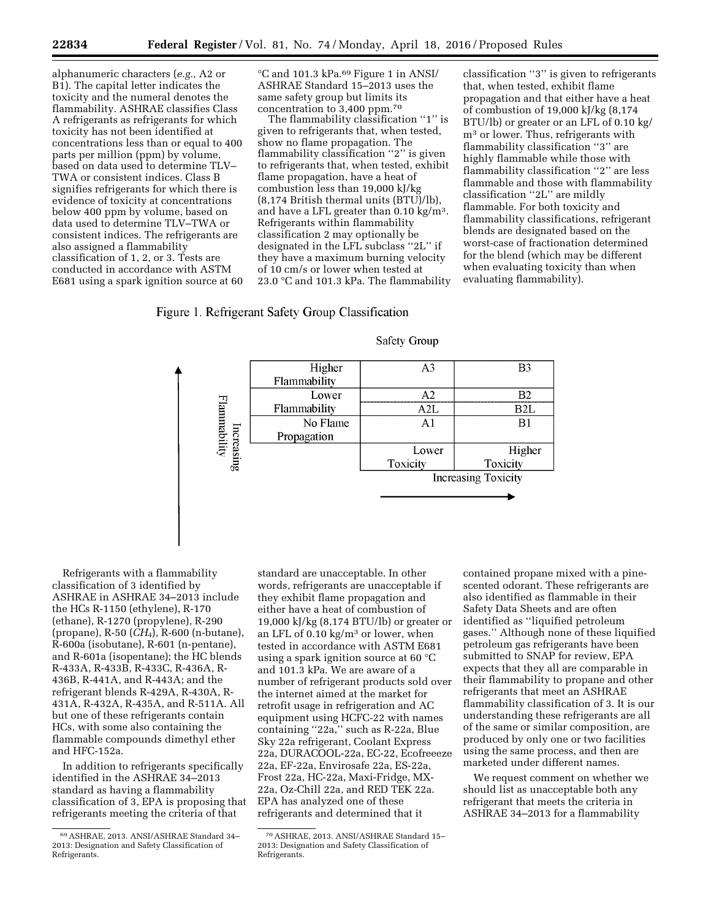alphanumeric characters (*e.g.,* A2 or B1). The capital letter indicates the toxicity and the numeral denotes the flammability. ASHRAE classifies Class A refrigerants as refrigerants for which toxicity has not been identified at concentrations less than or equal to 400 parts per million (ppm) by volume, based on data used to determine TLV–TWA or consistent indices. Class B signifies refrigerants for which there is evidence of toxicity at concentrations below 400 ppm by volume, based on data used to determine TLV–TWA or consistent indices. The refrigerants are also assigned a flammability classification of 1, 2, or 3. Tests are conducted in accordance with ASTM E681 using a spark ignition source at 60 °C and 101.3 kPa.[69] Figure 1 in ANSI/ASHRAE Standard 15–2013 uses the same safety group but limits its concentration to 3,400 ppm.[70]

The flammability classification "1" is given to refrigerants that, when tested, show no flame propagation. The flammability classification "2" is given to refrigerants that, when tested, exhibit flame propagation, have a heat of combustion less than 19,000 kJ/kg (8,174 British thermal units (BTU)/lb), and have a LFL greater than 0.10 kg/m$^3$. Refrigerants within flammability classification 2 may optionally be designated in the LFL subclass "2L" if they have a maximum burning velocity of 10 cm/s or lower when tested at 23.0 °C and 101.3 kPa. The flammability classification "3" is given to refrigerants that, when tested, exhibit flame propagation and that either have a heat of combustion of 19,000 kJ/kg (8,174 BTU/lb) or greater or an LFL of 0.10 kg/m$^3$ or lower. Thus, refrigerants with flammability classification "3" are highly flammable while those with flammability classification "2" are less flammable and those with flammability classification "2L" are mildly flammable. For both toxicity and flammability classifications, refrigerant blends are designated based on the worst-case of fractionation determined for the blend (which may be different when evaluating toxicity than when evaluating flammability).

Figure 1. Refrigerant Safety Group Classification

Safety Group

| Increasing Flammability ↑ | | |
|---|---|---|
| Higher Flammability | A3 | B3 |
| Lower Flammability | A2 | B2 |
| | A2L | B2L |
| No Flame Propagation | A1 | B1 |
| | Lower Toxicity | Higher Toxicity |

Increasing Toxicity →

Refrigerants with a flammability classification of 3 identified by ASHRAE in ASHRAE 34–2013 include the HCs R-1150 (ethylene), R-170 (ethane), R-1270 (propylene), R-290 (propane), R-50 ($CH_4$), R-600 (n-butane), R-600a (isobutane), R-601 (n-pentane), and R-601a (isopentane); the HC blends R-433A, R-433B, R-433C, R-436A, R-436B, R-441A, and R-443A; and the refrigerant blends R-429A, R-430A, R-431A, R-432A, R-435A, and R-511A. All but one of these refrigerants contain HCs, with some also containing the flammable compounds dimethyl ether and HFC-152a.

In addition to refrigerants specifically identified in the ASHRAE 34–2013 standard as having a flammability classification of 3, EPA is proposing that refrigerants meeting the criteria of that standard are unacceptable. In other words, refrigerants are unacceptable if they exhibit flame propagation and either have a heat of combustion of 19,000 kJ/kg (8,174 BTU/lb) or greater or an LFL of 0.10 kg/m$^3$ or lower, when tested in accordance with ASTM E681 using a spark ignition source at 60 °C and 101.3 kPa. We are aware of a number of refrigerant products sold over the internet aimed at the market for retrofit usage in refrigeration and AC equipment using HCFC-22 with names containing "22a," such as R-22a, Blue Sky 22a refrigerant, Coolant Express 22a, DURACOOL-22a, EC-22, Ecofreeeze 22a, EF-22a, Envirosafe 22a, ES-22a, Frost 22a, HC-22a, Maxi-Fridge, MX-22a, Oz-Chill 22a, and RED TEK 22a. EPA has analyzed one of these refrigerants and determined that it contained propane mixed with a pine-scented odorant. These refrigerants are also identified as flammable in their Safety Data Sheets and are often identified as "liquified petroleum gases." Although none of these liquified petroleum gas refrigerants have been submitted to SNAP for review, EPA expects that they all are comparable in their flammability to propane and other refrigerants that meet an ASHRAE flammability classification of 3. It is our understanding these refrigerants are all of the same or similar composition, are produced by only one or two facilities using the same process, and then are marketed under different names.

We request comment on whether we should list as unacceptable both any refrigerant that meets the criteria in ASHRAE 34–2013 for a flammability

[69] ASHRAE, 2013. ANSI/ASHRAE Standard 34–2013: Designation and Safety Classification of Refrigerants.

[70] ASHRAE, 2013. ANSI/ASHRAE Standard 15–2013: Designation and Safety Classification of Refrigerants.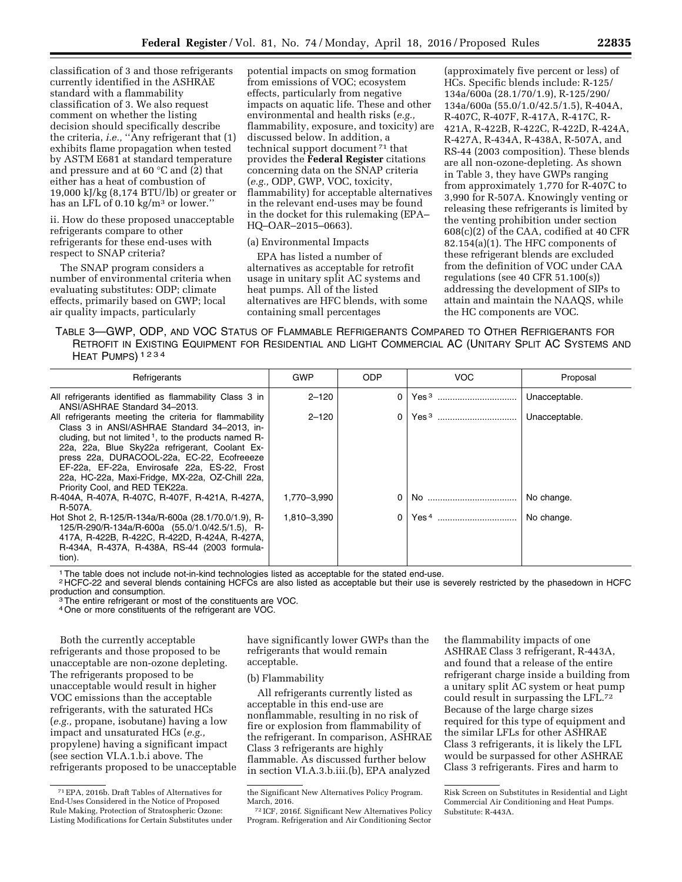classification of 3 and those refrigerants currently identified in the ASHRAE standard with a flammability classification of 3. We also request comment on whether the listing decision should specifically describe the criteria, *i.e.,* ''Any refrigerant that (1) exhibits flame propagation when tested by ASTM E681 at standard temperature and pressure and at 60 °C and (2) that either has a heat of combustion of 19,000 kJ/kg (8,174 BTU/lb) or greater or has an LFL of 0.10 kg/m³ or lower.''

ii. How do these proposed unacceptable refrigerants compare to other refrigerants for these end-uses with respect to SNAP criteria?

The SNAP program considers a number of environmental criteria when evaluating substitutes: ODP; climate effects, primarily based on GWP; local air quality impacts, particularly potential impacts on smog formation from emissions of VOC; ecosystem effects, particularly from negative impacts on aquatic life. These and other environmental and health risks (*e.g.,* flammability, exposure, and toxicity) are discussed below. In addition, a technical support document[71] that provides the **Federal Register** citations concerning data on the SNAP criteria (*e.g.,* ODP, GWP, VOC, toxicity, flammability) for acceptable alternatives in the relevant end-uses may be found in the docket for this rulemaking (EPA–HQ–OAR–2015–0663).

(a) Environmental Impacts

EPA has listed a number of alternatives as acceptable for retrofit usage in unitary split AC systems and heat pumps. All of the listed alternatives are HFC blends, with some containing small percentages (approximately five percent or less) of HCs. Specific blends include: R-125/134a/600a (28.1/70/1.9), R-125/290/134a/600a (55.0/1.0/42.5/1.5), R-404A, R-407C, R-407F, R-417A, R-417C, R-421A, R-422B, R-422C, R-422D, R-424A, R-427A, R-434A, R-438A, R-507A, and RS-44 (2003 composition). These blends are all non-ozone-depleting. As shown in Table 3, they have GWPs ranging from approximately 1,770 for R-407C to 3,990 for R-507A. Knowingly venting or releasing these refrigerants is limited by the venting prohibition under section 608(c)(2) of the CAA, codified at 40 CFR 82.154(a)(1). The HFC components of these refrigerant blends are excluded from the definition of VOC under CAA regulations (see 40 CFR 51.100(s)) addressing the development of SIPs to attain and maintain the NAAQS, while the HC components are VOC.

TABLE 3—GWP, ODP, AND VOC STATUS OF FLAMMABLE REFRIGERANTS COMPARED TO OTHER REFRIGERANTS FOR RETROFIT IN EXISTING EQUIPMENT FOR RESIDENTIAL AND LIGHT COMMERCIAL AC (UNITARY SPLIT AC SYSTEMS AND HEAT PUMPS) [1 2 3 4]

| Refrigerants | GWP | ODP | VOC | Proposal |
|---|---|---|---|---|
| All refrigerants identified as flammability Class 3 in ANSI/ASHRAE Standard 34–2013. | 2–120 | 0 | Yes [3] | Unacceptable. |
| All refrigerants meeting the criteria for flammability Class 3 in ANSI/ASHRAE Standard 34–2013, including, but not limited [1], to the products named R-22a, 22a, Blue Sky22a refrigerant, Coolant Express 22a, DURACOOL-22a, EC-22, Ecofreeeze EF-22a, EF-22a, Envirosafe 22a, ES-22, Frost 22a, HC-22a, Maxi-Fridge, MX-22a, OZ-Chill 22a, Priority Cool, and RED TEK22a. | 2–120 | 0 | Yes [3] | Unacceptable. |
| R-404A, R-407A, R-407C, R-407F, R-421A, R-427A, R-507A. | 1,770–3,990 | 0 | No | No change. |
| Hot Shot 2, R-125/R-134a/R-600a (28.1/70.0/1.9), R-125/R-290/R-134a/R-600a (55.0/1.0/42.5/1.5), R-417A, R-422B, R-422C, R-422D, R-424A, R-427A, R-434A, R-437A, R-438A, RS-44 (2003 formulation). | 1,810–3,390 | 0 | Yes [4] | No change. |

[1] The table does not include not-in-kind technologies listed as acceptable for the stated end-use.
[2] HCFC-22 and several blends containing HCFCs are also listed as acceptable but their use is severely restricted by the phasedown in HCFC production and consumption.
[3] The entire refrigerant or most of the constituents are VOC.
[4] One or more constituents of the refrigerant are VOC.

Both the currently acceptable refrigerants and those proposed to be unacceptable are non-ozone depleting. The refrigerants proposed to be unacceptable would result in higher VOC emissions than the acceptable refrigerants, with the saturated HCs (*e.g.,* propane, isobutane) having a low impact and unsaturated HCs (*e.g.,* propylene) having a significant impact (see section VI.A.1.b.i above. The refrigerants proposed to be unacceptable have significantly lower GWPs than the refrigerants that would remain acceptable.

(b) Flammability

All refrigerants currently listed as acceptable in this end-use are nonflammable, resulting in no risk of fire or explosion from flammability of the refrigerant. In comparison, ASHRAE Class 3 refrigerants are highly flammable. As discussed further below in section VI.A.3.b.iii.(b), EPA analyzed the flammability impacts of one ASHRAE Class 3 refrigerant, R-443A, and found that a release of the entire refrigerant charge inside a building from a unitary split AC system or heat pump could result in surpassing the LFL.[72] Because of the large charge sizes required for this type of equipment and the similar LFLs for other ASHRAE Class 3 refrigerants, it is likely the LFL would be surpassed for other ASHRAE Class 3 refrigerants. Fires and harm to

[71] EPA, 2016b. Draft Tables of Alternatives for End-Uses Considered in the Notice of Proposed Rule Making, Protection of Stratospheric Ozone: Listing Modifications for Certain Substitutes under the Significant New Alternatives Policy Program. March, 2016.

[72] ICF, 2016f. Significant New Alternatives Policy Program. Refrigeration and Air Conditioning Sector Risk Screen on Substitutes in Residential and Light Commercial Air Conditioning and Heat Pumps. Substitute: R-443A.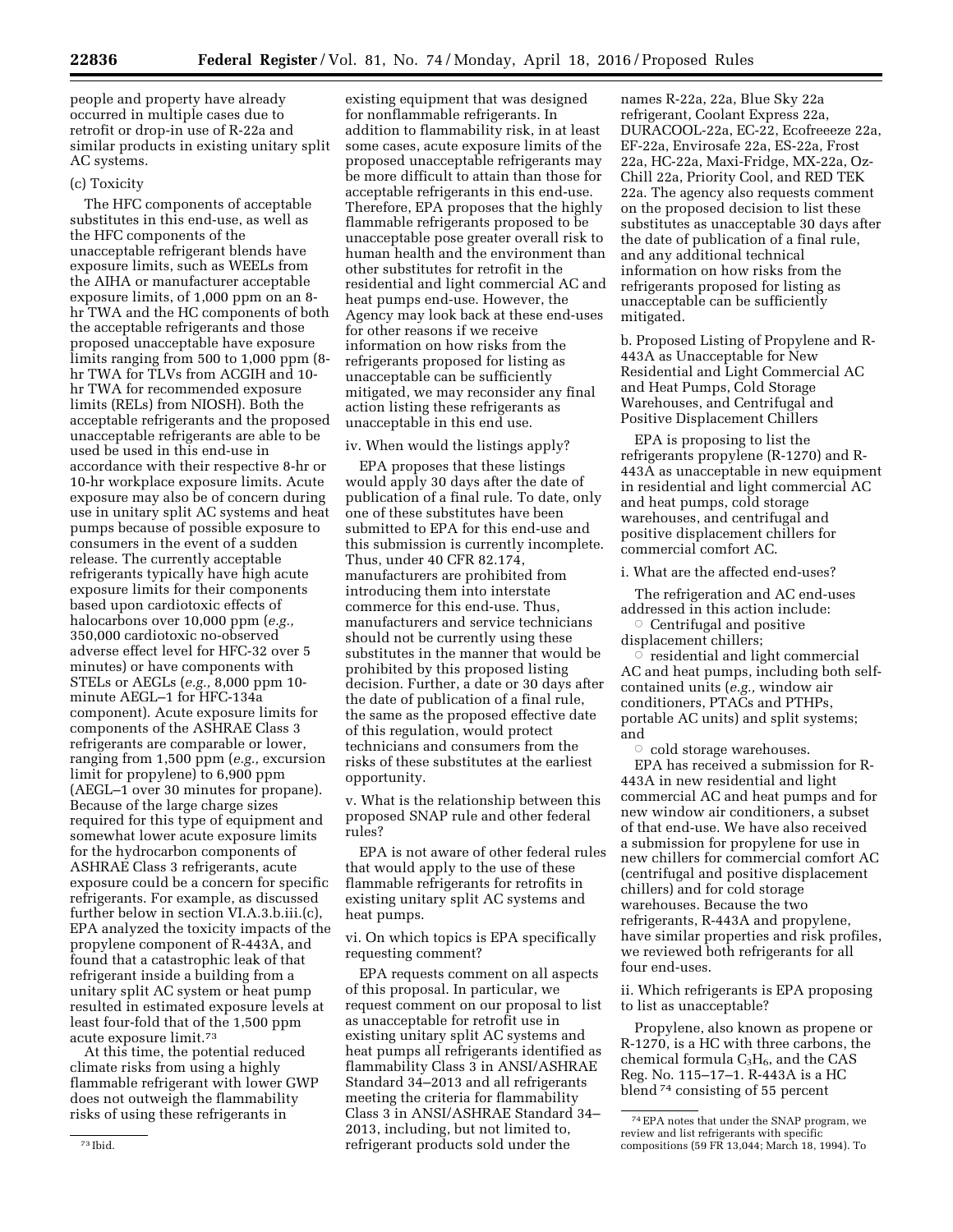people and property have already occurred in multiple cases due to retrofit or drop-in use of R-22a and similar products in existing unitary split AC systems.

(c) Toxicity

The HFC components of acceptable substitutes in this end-use, as well as the HFC components of the unacceptable refrigerant blends have exposure limits, such as WEELs from the AIHA or manufacturer acceptable exposure limits, of 1,000 ppm on an 8-hr TWA and the HC components of both the acceptable refrigerants and those proposed unacceptable have exposure limits ranging from 500 to 1,000 ppm (8-hr TWA for TLVs from ACGIH and 10-hr TWA for recommended exposure limits (RELs) from NIOSH). Both the acceptable refrigerants and the proposed unacceptable refrigerants are able to be used be used in this end-use in accordance with their respective 8-hr or 10-hr workplace exposure limits. Acute exposure may also be of concern during use in unitary split AC systems and heat pumps because of possible exposure to consumers in the event of a sudden release. The currently acceptable refrigerants typically have high acute exposure limits for their components based upon cardiotoxic effects of halocarbons over 10,000 ppm (*e.g.,* 350,000 cardiotoxic no-observed adverse effect level for HFC-32 over 5 minutes) or have components with STELs or AEGLs (*e.g.,* 8,000 ppm 10-minute AEGL–1 for HFC-134a component). Acute exposure limits for components of the ASHRAE Class 3 refrigerants are comparable or lower, ranging from 1,500 ppm (*e.g.,* excursion limit for propylene) to 6,900 ppm (AEGL–1 over 30 minutes for propane). Because of the large charge sizes required for this type of equipment and somewhat lower acute exposure limits for the hydrocarbon components of ASHRAE Class 3 refrigerants, acute exposure could be a concern for specific refrigerants. For example, as discussed further below in section VI.A.3.b.iii.(c), EPA analyzed the toxicity impacts of the propylene component of R-443A, and found that a catastrophic leak of that refrigerant inside a building from a unitary split AC system or heat pump resulted in estimated exposure levels at least four-fold that of the 1,500 ppm acute exposure limit.[73]

At this time, the potential reduced climate risks from using a highly flammable refrigerant with lower GWP does not outweigh the flammability risks of using these refrigerants in existing equipment that was designed for nonflammable refrigerants. In addition to flammability risk, in at least some cases, acute exposure limits of the proposed unacceptable refrigerants may be more difficult to attain than those for acceptable refrigerants in this end-use. Therefore, EPA proposes that the highly flammable refrigerants proposed to be unacceptable pose greater overall risk to human health and the environment than other substitutes for retrofit in the residential and light commercial AC and heat pumps end-use. However, the Agency may look back at these end-uses for other reasons if we receive information on how risks from the refrigerants proposed for listing as unacceptable can be sufficiently mitigated, we may reconsider any final action listing these refrigerants as unacceptable in this end use.

iv. When would the listings apply?

EPA proposes that these listings would apply 30 days after the date of publication of a final rule. To date, only one of these substitutes have been submitted to EPA for this end-use and this submission is currently incomplete. Thus, under 40 CFR 82.174, manufacturers are prohibited from introducing them into interstate commerce for this end-use. Thus, manufacturers and service technicians should not be currently using these substitutes in the manner that would be prohibited by this proposed listing decision. Further, a date or 30 days after the date of publication of a final rule, the same as the proposed effective date of this regulation, would protect technicians and consumers from the risks of these substitutes at the earliest opportunity.

v. What is the relationship between this proposed SNAP rule and other federal rules?

EPA is not aware of other federal rules that would apply to the use of these flammable refrigerants for retrofits in existing unitary split AC systems and heat pumps.

vi. On which topics is EPA specifically requesting comment?

EPA requests comment on all aspects of this proposal. In particular, we request comment on our proposal to list as unacceptable for retrofit use in existing unitary split AC systems and heat pumps all refrigerants identified as flammability Class 3 in ANSI/ASHRAE Standard 34–2013 and all refrigerants meeting the criteria for flammability Class 3 in ANSI/ASHRAE Standard 34–2013, including, but not limited to, refrigerant products sold under the names R-22a, 22a, Blue Sky 22a refrigerant, Coolant Express 22a, DURACOOL-22a, EC-22, Ecofreeeze 22a, EF-22a, Envirosafe 22a, ES-22a, Frost 22a, HC-22a, Maxi-Fridge, MX-22a, Oz-Chill 22a, Priority Cool, and RED TEK 22a. The agency also requests comment on the proposed decision to list these substitutes as unacceptable 30 days after the date of publication of a final rule, and any additional technical information on how risks from the refrigerants proposed for listing as unacceptable can be sufficiently mitigated.

b. Proposed Listing of Propylene and R-443A as Unacceptable for New Residential and Light Commercial AC and Heat Pumps, Cold Storage Warehouses, and Centrifugal and Positive Displacement Chillers

EPA is proposing to list the refrigerants propylene (R-1270) and R-443A as unacceptable in new equipment in residential and light commercial AC and heat pumps, cold storage warehouses, and centrifugal and positive displacement chillers for commercial comfort AC.

i. What are the affected end-uses?

The refrigeration and AC end-uses addressed in this action include:

- Centrifugal and positive displacement chillers;
- residential and light commercial AC and heat pumps, including both self-contained units (*e.g.,* window air conditioners, PTACs and PTHPs, portable AC units) and split systems; and
- cold storage warehouses.

EPA has received a submission for R-443A in new residential and light commercial AC and heat pumps and for new window air conditioners, a subset of that end-use. We have also received a submission for propylene for use in new chillers for commercial comfort AC (centrifugal and positive displacement chillers) and for cold storage warehouses. Because the two refrigerants, R-443A and propylene, have similar properties and risk profiles, we reviewed both refrigerants for all four end-uses.

ii. Which refrigerants is EPA proposing to list as unacceptable?

Propylene, also known as propene or R-1270, is a HC with three carbons, the chemical formula $C_3H_6$, and the CAS Reg. No. 115–17–1. R-443A is a HC blend[74] consisting of 55 percent

[73] Ibid.

[74] EPA notes that under the SNAP program, we review and list refrigerants with specific compositions (59 FR 13,044; March 18, 1994). To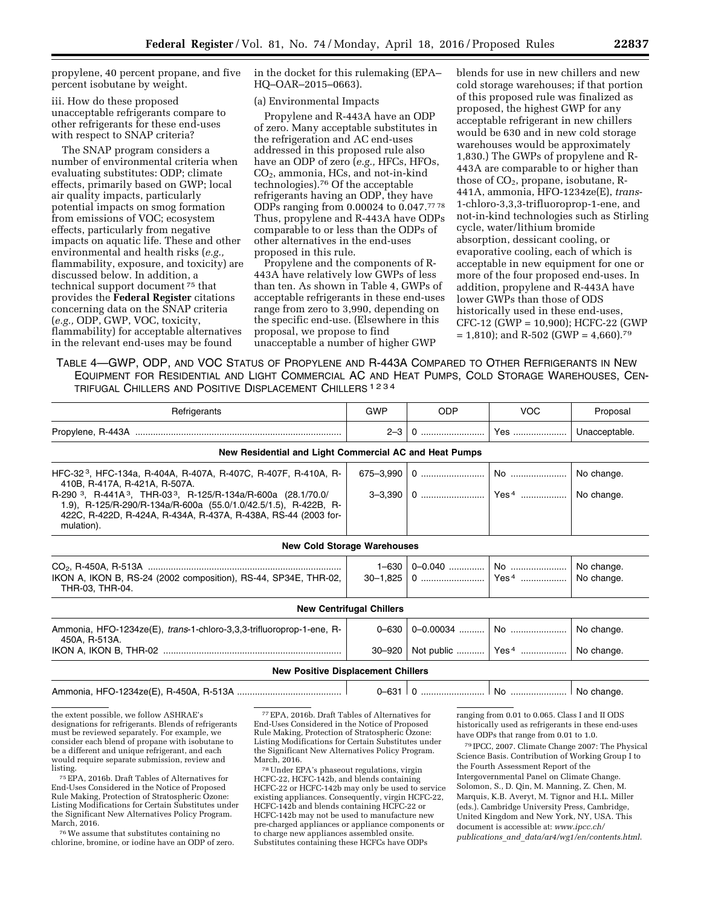propylene, 40 percent propane, and five percent isobutane by weight.

iii. How do these proposed unacceptable refrigerants compare to other refrigerants for these end-uses with respect to SNAP criteria?

The SNAP program considers a number of environmental criteria when evaluating substitutes: ODP; climate effects, primarily based on GWP; local air quality impacts, particularly potential impacts on smog formation from emissions of VOC; ecosystem effects, particularly from negative impacts on aquatic life. These and other environmental and health risks (*e.g.,* flammability, exposure, and toxicity) are discussed below. In addition, a technical support document [75] that provides the **Federal Register** citations concerning data on the SNAP criteria (*e.g.,* ODP, GWP, VOC, toxicity, flammability) for acceptable alternatives in the relevant end-uses may be found in the docket for this rulemaking (EPA–HQ–OAR–2015–0663).

(a) Environmental Impacts

Propylene and R-443A have an ODP of zero. Many acceptable substitutes in the refrigeration and AC end-uses addressed in this proposed rule also have an ODP of zero (*e.g.,* HFCs, HFOs, $CO_2$, ammonia, HCs, and not-in-kind technologies).[76] Of the acceptable refrigerants having an ODP, they have ODPs ranging from 0.00024 to 0.047.[77 78] Thus, propylene and R-443A have ODPs comparable to or less than the ODPs of other alternatives in the end-uses proposed in this rule.

Propylene and the components of R-443A have relatively low GWPs of less than ten. As shown in Table 4, GWPs of acceptable refrigerants in these end-uses range from zero to 3,990, depending on the specific end-use. (Elsewhere in this proposal, we propose to find unacceptable a number of higher GWP blends for use in new chillers and new cold storage warehouses; if that portion of this proposed rule was finalized as proposed, the highest GWP for any acceptable refrigerant in new chillers would be 630 and in new cold storage warehouses would be approximately 1,830.) The GWPs of propylene and R-443A are comparable to or higher than those of $CO_2$, propane, isobutane, R-441A, ammonia, HFO-1234ze(E), *trans*-1-chloro-3,3,3-trifluoroprop-1-ene, and not-in-kind technologies such as Stirling cycle, water/lithium bromide absorption, dessicant cooling, or evaporative cooling, each of which is acceptable in new equipment for one or more of the four proposed end-uses. In addition, propylene and R-443A have lower GWPs than those of ODS historically used in these end-uses, CFC-12 (GWP = 10,900); HCFC-22 (GWP = 1,810); and R-502 (GWP = 4,660).[79]

TABLE 4—GWP, ODP, AND VOC STATUS OF PROPYLENE AND R-443A COMPARED TO OTHER REFRIGERANTS IN NEW EQUIPMENT FOR RESIDENTIAL AND LIGHT COMMERCIAL AC AND HEAT PUMPS, COLD STORAGE WAREHOUSES, CENTRIFUGAL CHILLERS AND POSITIVE DISPLACEMENT CHILLERS [1 2 3 4]

| Refrigerants | GWP | ODP | VOC | Proposal |
|---|---|---|---|---|
| Propylene, R-443A | 2–3 | 0 | Yes | Unacceptable. |
| **New Residential and Light Commercial AC and Heat Pumps** | | | | |
| HFC-32 [3], HFC-134a, R-404A, R-407A, R-407C, R-407F, R-410A, R-410B, R-417A, R-421A, R-507A. | 675–3,990 | 0 | No | No change. |
| R-290 [3], R-441A [3], THR-03 [3], R-125/R-134a/R-600a (28.1/70.0/1.9), R-125/R-290/R-134a/R-600a (55.0/1.0/42.5/1.5), R-422B, R-422C, R-422D, R-424A, R-434A, R-437A, R-438A, RS-44 (2003 formulation). | 3–3,390 | 0 | Yes [4] | No change. |
| **New Cold Storage Warehouses** | | | | |
| $CO_2$, R-450A, R-513A | 1–630 | 0–0.040 | No | No change. |
| IKON A, IKON B, RS-24 (2002 composition), RS-44, SP34E, THR-02, THR-03, THR-04. | 30–1,825 | 0 | Yes [4] | No change. |
| **New Centrifugal Chillers** | | | | |
| Ammonia, HFO-1234ze(E), *trans*-1-chloro-3,3,3-trifluoroprop-1-ene, R-450A, R-513A. | 0–630 | 0–0.00034 | No | No change. |
| IKON A, IKON B, THR-02 | 30–920 | Not public | Yes [4] | No change. |
| **New Positive Displacement Chillers** | | | | |
| Ammonia, HFO-1234ze(E), R-450A, R-513A | 0–631 | 0 | No | No change. |

the extent possible, we follow ASHRAE's designations for refrigerants. Blends of refrigerants must be reviewed separately. For example, we consider each blend of propane with isobutane to be a different and unique refrigerant, and each would require separate submission, review and listing.

[75] EPA, 2016b. Draft Tables of Alternatives for End-Uses Considered in the Notice of Proposed Rule Making, Protection of Stratospheric Ozone: Listing Modifications for Certain Substitutes under the Significant New Alternatives Policy Program. March, 2016.

[76] We assume that substitutes containing no chlorine, bromine, or iodine have an ODP of zero.

[77] EPA, 2016b. Draft Tables of Alternatives for End-Uses Considered in the Notice of Proposed Rule Making, Protection of Stratospheric Ozone: Listing Modifications for Certain Substitutes under the Significant New Alternatives Policy Program. March, 2016.

[78] Under EPA's phaseout regulations, virgin HCFC-22, HCFC-142b, and blends containing HCFC-22 or HCFC-142b may only be used to service existing appliances. Consequently, virgin HCFC-22, HCFC-142b and blends containing HCFC-22 or HCFC-142b may not be used to manufacture new pre-charged appliances or appliance components or to charge new appliances assembled onsite. Substitutes containing these HCFCs have ODPs ranging from 0.01 to 0.065. Class I and II ODS historically used as refrigerants in these end-uses have ODPs that range from 0.01 to 1.0.

[79] IPCC, 2007. Climate Change 2007: The Physical Science Basis. Contribution of Working Group I to the Fourth Assessment Report of the Intergovernmental Panel on Climate Change. Solomon, S., D. Qin, M. Manning, Z. Chen, M. Marquis, K.B. Averyt, M. Tignor and H.L. Miller (eds.). Cambridge University Press, Cambridge, United Kingdom and New York, NY, USA. This document is accessible at: *www.ipcc.ch/publications_and_data/ar4/wg1/en/contents.html*.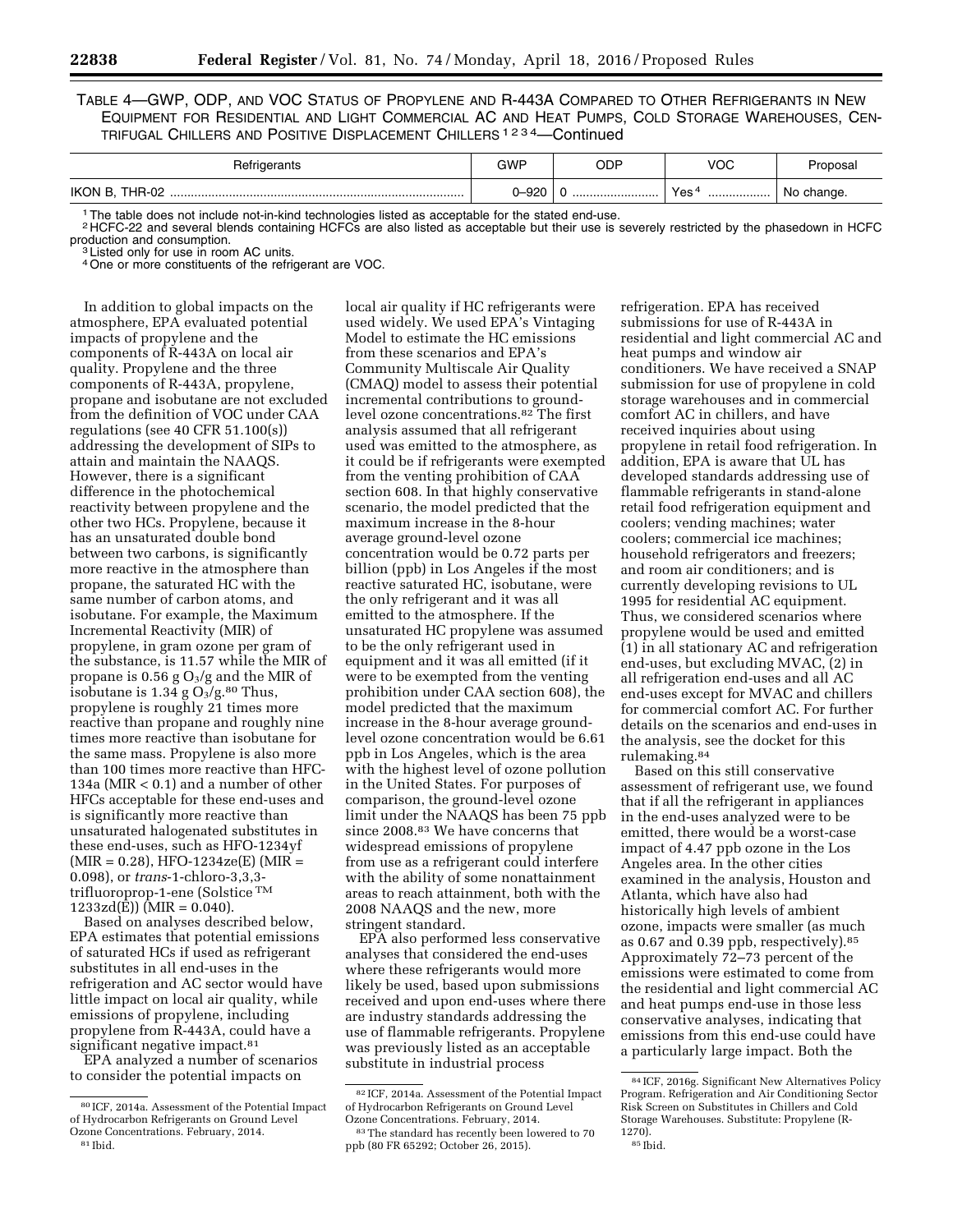TABLE 4—GWP, ODP, AND VOC STATUS OF PROPYLENE AND R-443A COMPARED TO OTHER REFRIGERANTS IN NEW EQUIPMENT FOR RESIDENTIAL AND LIGHT COMMERCIAL AC AND HEAT PUMPS, COLD STORAGE WAREHOUSES, CENTRIFUGAL CHILLERS AND POSITIVE DISPLACEMENT CHILLERS [1 2 3 4]—Continued

| Refrigerants | GWP | ODP | VOC | Proposal |
|---|---|---|---|---|
| IKON B, THR-02 | 0–920 | 0 | Yes [4] | No change. |

[1] The table does not include not-in-kind technologies listed as acceptable for the stated end-use.
[2] HCFC-22 and several blends containing HCFCs are also listed as acceptable but their use is severely restricted by the phasedown in HCFC production and consumption.
[3] Listed only for use in room AC units.
[4] One or more constituents of the refrigerant are VOC.

In addition to global impacts on the atmosphere, EPA evaluated potential impacts of propylene and the components of R-443A on local air quality. Propylene and the three components of R-443A, propylene, propane and isobutane are not excluded from the definition of VOC under CAA regulations (see 40 CFR 51.100(s)) addressing the development of SIPs to attain and maintain the NAAQS. However, there is a significant difference in the photochemical reactivity between propylene and the other two HCs. Propylene, because it has an unsaturated double bond between two carbons, is significantly more reactive in the atmosphere than propane, the saturated HC with the same number of carbon atoms, and isobutane. For example, the Maximum Incremental Reactivity (MIR) of propylene, in gram ozone per gram of the substance, is 11.57 while the MIR of propane is 0.56 g $O_3$/g and the MIR of isobutane is 1.34 g $O_3$/g.[80] Thus, propylene is roughly 21 times more reactive than propane and roughly nine times more reactive than isobutane for the same mass. Propylene is also more than 100 times more reactive than HFC-134a (MIR < 0.1) and a number of other HFCs acceptable for these end-uses and is significantly more reactive than unsaturated halogenated substitutes in these end-uses, such as HFO-1234yf (MIR = 0.28), HFO-1234ze(E) (MIR = 0.098), or *trans*-1-chloro-3,3,3-trifluoroprop-1-ene (Solstice™ 1233zd(E)) (MIR = 0.040).

Based on analyses described below, EPA estimates that potential emissions of saturated HCs if used as refrigerant substitutes in all end-uses in the refrigeration and AC sector would have little impact on local air quality, while emissions of propylene, including propylene from R-443A, could have a significant negative impact.[81]

EPA analyzed a number of scenarios to consider the potential impacts on local air quality if HC refrigerants were used widely. We used EPA's Vintaging Model to estimate the HC emissions from these scenarios and EPA's Community Multiscale Air Quality (CMAQ) model to assess their potential incremental contributions to ground-level ozone concentrations.[82] The first analysis assumed that all refrigerant used was emitted to the atmosphere, as it could be if refrigerants were exempted from the venting prohibition of CAA section 608. In that highly conservative scenario, the model predicted that the maximum increase in the 8-hour average ground-level ozone concentration would be 0.72 parts per billion (ppb) in Los Angeles if the most reactive saturated HC, isobutane, were the only refrigerant and it was all emitted to the atmosphere. If the unsaturated HC propylene was assumed to be the only refrigerant used in equipment and it was all emitted (if it were to be exempted from the venting prohibition under CAA section 608), the model predicted that the maximum increase in the 8-hour average ground-level ozone concentration would be 6.61 ppb in Los Angeles, which is the area with the highest level of ozone pollution in the United States. For purposes of comparison, the ground-level ozone limit under the NAAQS has been 75 ppb since 2008.[83] We have concerns that widespread emissions of propylene from use as a refrigerant could interfere with the ability of some nonattainment areas to reach attainment, both with the 2008 NAAQS and the new, more stringent standard.

EPA also performed less conservative analyses that considered the end-uses where these refrigerants would more likely be used, based upon submissions received and upon end-uses where there are industry standards addressing the use of flammable refrigerants. Propylene was previously listed as an acceptable substitute in industrial process refrigeration. EPA has received submissions for use of R-443A in residential and light commercial AC and heat pumps and window air conditioners. We have received a SNAP submission for use of propylene in cold storage warehouses and in commercial comfort AC in chillers, and have received inquiries about using propylene in retail food refrigeration. In addition, EPA is aware that UL has developed standards addressing use of flammable refrigerants in stand-alone retail food refrigeration equipment and coolers; vending machines; water coolers; commercial ice machines; household refrigerators and freezers; and room air conditioners; and is currently developing revisions to UL 1995 for residential AC equipment. Thus, we considered scenarios where propylene would be used and emitted (1) in all stationary AC and refrigeration end-uses, but excluding MVAC, (2) in all refrigeration end-uses and all AC end-uses except for MVAC and chillers for commercial comfort AC. For further details on the scenarios and end-uses in the analysis, see the docket for this rulemaking.[84]

Based on this still conservative assessment of refrigerant use, we found that if all the refrigerant in appliances in the end-uses analyzed were to be emitted, there would be a worst-case impact of 4.47 ppb ozone in the Los Angeles area. In the other cities examined in the analysis, Houston and Atlanta, which have also had historically high levels of ambient ozone, impacts were smaller (as much as 0.67 and 0.39 ppb, respectively).[85] Approximately 72–73 percent of the emissions were estimated to come from the residential and light commercial AC and heat pumps end-use in those less conservative analyses, indicating that emissions from this end-use could have a particularly large impact. Both the

[80] ICF, 2014a. Assessment of the Potential Impact of Hydrocarbon Refrigerants on Ground Level Ozone Concentrations. February, 2014.

[81] Ibid.

[82] ICF, 2014a. Assessment of the Potential Impact of Hydrocarbon Refrigerants on Ground Level Ozone Concentrations. February, 2014.

[83] The standard has recently been lowered to 70 ppb (80 FR 65292; October 26, 2015).

[84] ICF, 2016g. Significant New Alternatives Policy Program. Refrigeration and Air Conditioning Sector Risk Screen on Substitutes in Chillers and Cold Storage Warehouses. Substitute: Propylene (R-1270).

[85] Ibid.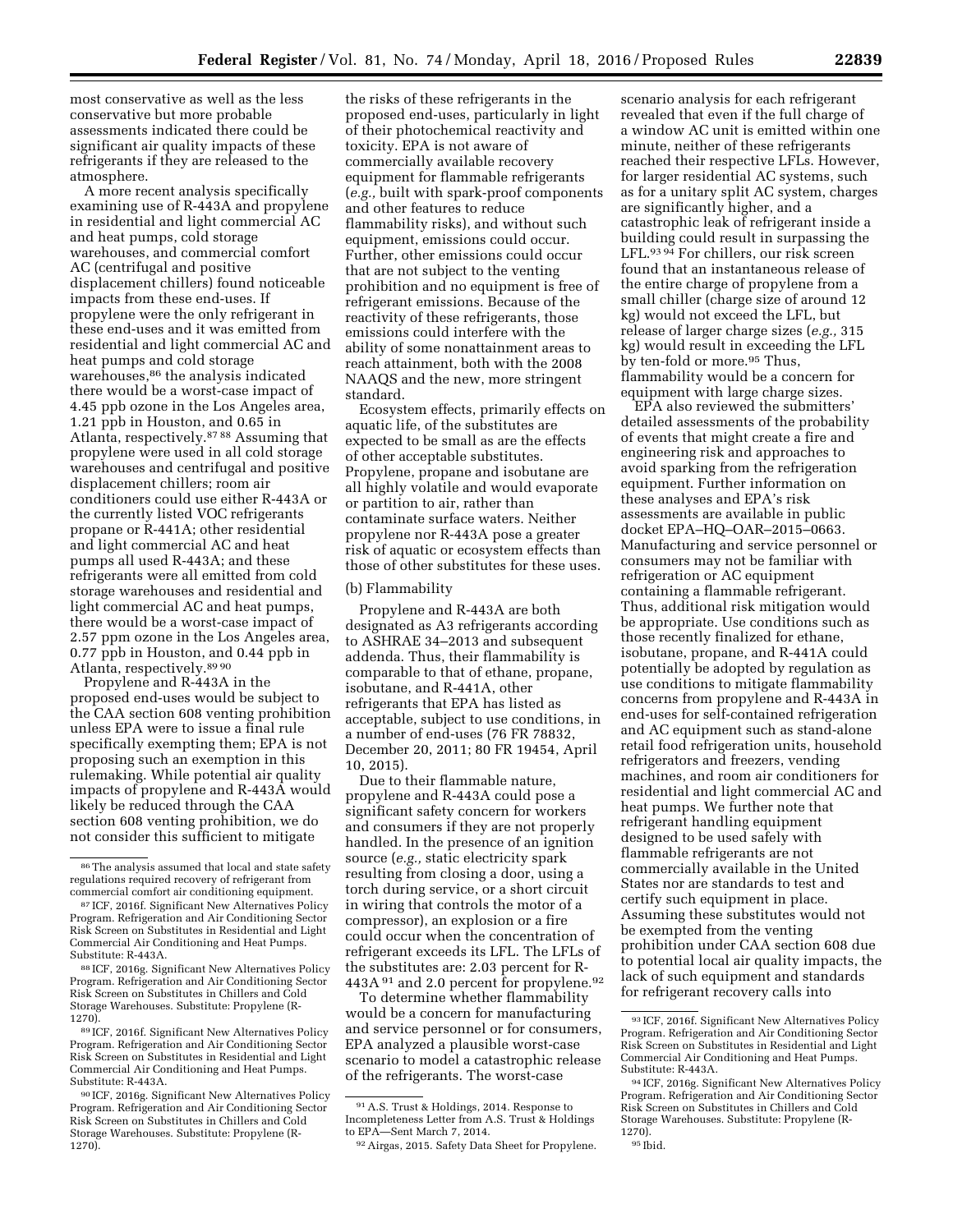most conservative as well as the less conservative but more probable assessments indicated there could be significant air quality impacts of these refrigerants if they are released to the atmosphere.

A more recent analysis specifically examining use of R-443A and propylene in residential and light commercial AC and heat pumps, cold storage warehouses, and commercial comfort AC (centrifugal and positive displacement chillers) found noticeable impacts from these end-uses. If propylene were the only refrigerant in these end-uses and it was emitted from residential and light commercial AC and heat pumps and cold storage warehouses,[86] the analysis indicated there would be a worst-case impact of 4.45 ppb ozone in the Los Angeles area, 1.21 ppb in Houston, and 0.65 in Atlanta, respectively.[87 88] Assuming that propylene were used in all cold storage warehouses and centrifugal and positive displacement chillers; room air conditioners could use either R-443A or the currently listed VOC refrigerants propane or R-441A; other residential and light commercial AC and heat pumps all used R-443A; and these refrigerants were all emitted from cold storage warehouses and residential and light commercial AC and heat pumps, there would be a worst-case impact of 2.57 ppm ozone in the Los Angeles area, 0.77 ppb in Houston, and 0.44 ppb in Atlanta, respectively.[89 90]

Propylene and R-443A in the proposed end-uses would be subject to the CAA section 608 venting prohibition unless EPA were to issue a final rule specifically exempting them; EPA is not proposing such an exemption in this rulemaking. While potential air quality impacts of propylene and R-443A would likely be reduced through the CAA section 608 venting prohibition, we do not consider this sufficient to mitigate the risks of these refrigerants in the proposed end-uses, particularly in light of their photochemical reactivity and toxicity. EPA is not aware of commercially available recovery equipment for flammable refrigerants (*e.g.,* built with spark-proof components and other features to reduce flammability risks), and without such equipment, emissions could occur. Further, other emissions could occur that are not subject to the venting prohibition and no equipment is free of refrigerant emissions. Because of the reactivity of these refrigerants, those emissions could interfere with the ability of some nonattainment areas to reach attainment, both with the 2008 NAAQS and the new, more stringent standard.

Ecosystem effects, primarily effects on aquatic life, of the substitutes are expected to be small as are the effects of other acceptable substitutes. Propylene, propane and isobutane are all highly volatile and would evaporate or partition to air, rather than contaminate surface waters. Neither propylene nor R-443A pose a greater risk of aquatic or ecosystem effects than those of other substitutes for these uses.

(b) Flammability

Propylene and R-443A are both designated as A3 refrigerants according to ASHRAE 34–2013 and subsequent addenda. Thus, their flammability is comparable to that of ethane, propane, isobutane, and R-441A, other refrigerants that EPA has listed as acceptable, subject to use conditions, in a number of end-uses (76 FR 78832, December 20, 2011; 80 FR 19454, April 10, 2015).

Due to their flammable nature, propylene and R-443A could pose a significant safety concern for workers and consumers if they are not properly handled. In the presence of an ignition source (*e.g.,* static electricity spark resulting from closing a door, using a torch during service, or a short circuit in wiring that controls the motor of a compressor), an explosion or a fire could occur when the concentration of refrigerant exceeds its LFL. The LFLs of the substitutes are: 2.03 percent for R-443A[91] and 2.0 percent for propylene.[92]

To determine whether flammability would be a concern for manufacturing and service personnel or for consumers, EPA analyzed a plausible worst-case scenario to model a catastrophic release of the refrigerants. The worst-case scenario analysis for each refrigerant revealed that even if the full charge of a window AC unit is emitted within one minute, neither of these refrigerants reached their respective LFLs. However, for larger residential AC systems, such as for a unitary split AC system, charges are significantly higher, and a catastrophic leak of refrigerant inside a building could result in surpassing the LFL.[93 94] For chillers, our risk screen found that an instantaneous release of the entire charge of propylene from a small chiller (charge size of around 12 kg) would not exceed the LFL, but release of larger charge sizes (*e.g.,* 315 kg) would result in exceeding the LFL by ten-fold or more.[95] Thus, flammability would be a concern for equipment with large charge sizes.

EPA also reviewed the submitters' detailed assessments of the probability of events that might create a fire and engineering risk and approaches to avoid sparking from the refrigeration equipment. Further information on these analyses and EPA's risk assessments are available in public docket EPA–HQ–OAR–2015–0663. Manufacturing and service personnel or consumers may not be familiar with refrigeration or AC equipment containing a flammable refrigerant. Thus, additional risk mitigation would be appropriate. Use conditions such as those recently finalized for ethane, isobutane, propane, and R-441A could potentially be adopted by regulation as use conditions to mitigate flammability concerns from propylene and R-443A in end-uses for self-contained refrigeration and AC equipment such as stand-alone retail food refrigeration units, household refrigerators and freezers, vending machines, and room air conditioners for residential and light commercial AC and heat pumps. We further note that refrigerant handling equipment designed to be used safely with flammable refrigerants are not commercially available in the United States nor are standards to test and certify such equipment in place. Assuming these substitutes would not be exempted from the venting prohibition under CAA section 608 due to potential local air quality impacts, the lack of such equipment and standards for refrigerant recovery calls into

---

[86] The analysis assumed that local and state safety regulations required recovery of refrigerant from commercial comfort air conditioning equipment.

[87] ICF, 2016f. Significant New Alternatives Policy Program. Refrigeration and Air Conditioning Sector Risk Screen on Substitutes in Residential and Light Commercial Air Conditioning and Heat Pumps. Substitute: R-443A.

[88] ICF, 2016g. Significant New Alternatives Policy Program. Refrigeration and Air Conditioning Sector Risk Screen on Substitutes in Chillers and Cold Storage Warehouses. Substitute: Propylene (R-1270).

[89] ICF, 2016f. Significant New Alternatives Policy Program. Refrigeration and Air Conditioning Sector Risk Screen on Substitutes in Residential and Light Commercial Air Conditioning and Heat Pumps. Substitute: R-443A.

[90] ICF, 2016g. Significant New Alternatives Policy Program. Refrigeration and Air Conditioning Sector Risk Screen on Substitutes in Chillers and Cold Storage Warehouses. Substitute: Propylene (R-1270).

[91] A.S. Trust & Holdings, 2014. Response to Incompleteness Letter from A.S. Trust & Holdings to EPA—Sent March 7, 2014.

[92] Airgas, 2015. Safety Data Sheet for Propylene.

[93] ICF, 2016f. Significant New Alternatives Policy Program. Refrigeration and Air Conditioning Sector Risk Screen on Substitutes in Residential and Light Commercial Air Conditioning and Heat Pumps. Substitute: R-443A.

[94] ICF, 2016g. Significant New Alternatives Policy Program. Refrigeration and Air Conditioning Sector Risk Screen on Substitutes in Chillers and Cold Storage Warehouses. Substitute: Propylene (R-1270).

[95] Ibid.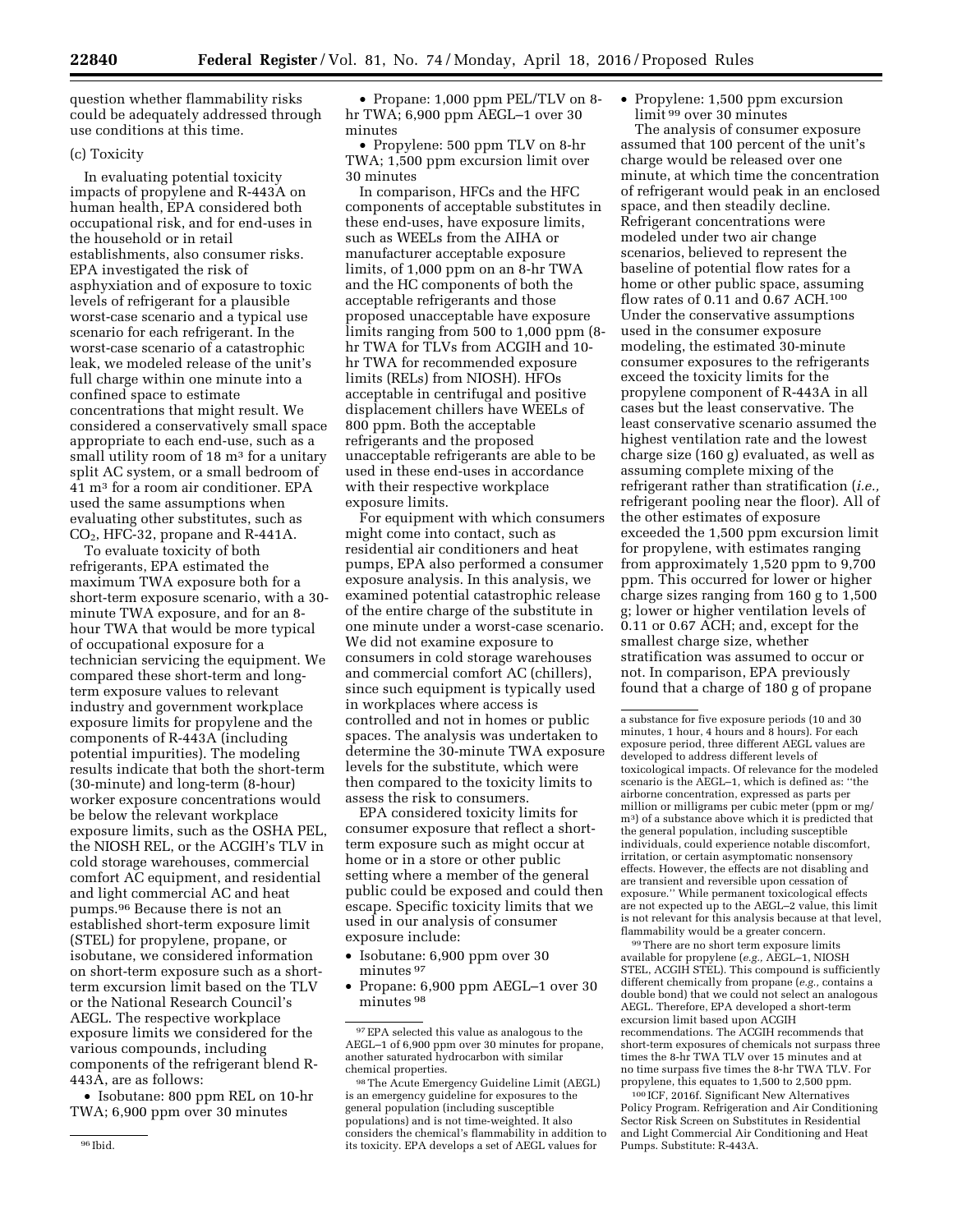question whether flammability risks could be adequately addressed through use conditions at this time.

(c) Toxicity

In evaluating potential toxicity impacts of propylene and R-443A on human health, EPA considered both occupational risk, and for end-uses in the household or in retail establishments, also consumer risks. EPA investigated the risk of asphyxiation and of exposure to toxic levels of refrigerant for a plausible worst-case scenario and a typical use scenario for each refrigerant. In the worst-case scenario of a catastrophic leak, we modeled release of the unit's full charge within one minute into a confined space to estimate concentrations that might result. We considered a conservatively small space appropriate to each end-use, such as a small utility room of 18 $m^3$ for a unitary split AC system, or a small bedroom of 41 $m^3$ for a room air conditioner. EPA used the same assumptions when evaluating other substitutes, such as $CO_2$, HFC-32, propane and R-441A.

To evaluate toxicity of both refrigerants, EPA estimated the maximum TWA exposure both for a short-term exposure scenario, with a 30-minute TWA exposure, and for an 8-hour TWA that would be more typical of occupational exposure for a technician servicing the equipment. We compared these short-term and long-term exposure values to relevant industry and government workplace exposure limits for propylene and the components of R-443A (including potential impurities). The modeling results indicate that both the short-term (30-minute) and long-term (8-hour) worker exposure concentrations would be below the relevant workplace exposure limits, such as the OSHA PEL, the NIOSH REL, or the ACGIH's TLV in cold storage warehouses, commercial comfort AC equipment, and residential and light commercial AC and heat pumps.[96] Because there is not an established short-term exposure limit (STEL) for propylene, propane, or isobutane, we considered information on short-term exposure such as a short-term excursion limit based on the TLV or the National Research Council's AEGL. The respective workplace exposure limits we considered for the various compounds, including components of the refrigerant blend R-443A, are as follows:

- Isobutane: 800 ppm REL on 10-hr TWA; 6,900 ppm over 30 minutes
- Propane: 1,000 ppm PEL/TLV on 8-hr TWA; 6,900 ppm AEGL–1 over 30 minutes
- Propylene: 500 ppm TLV on 8-hr TWA; 1,500 ppm excursion limit over 30 minutes

In comparison, HFCs and the HFC components of acceptable substitutes in these end-uses, have exposure limits, such as WEELs from the AIHA or manufacturer acceptable exposure limits, of 1,000 ppm on an 8-hr TWA and the HC components of both the acceptable refrigerants and those proposed unacceptable have exposure limits ranging from 500 to 1,000 ppm (8-hr TWA for TLVs from ACGIH and 10-hr TWA for recommended exposure limits (RELs) from NIOSH). HFOs acceptable in centrifugal and positive displacement chillers have WEELs of 800 ppm. Both the acceptable refrigerants and the proposed unacceptable refrigerants are able to be used in these end-uses in accordance with their respective workplace exposure limits.

For equipment with which consumers might come into contact, such as residential air conditioners and heat pumps, EPA also performed a consumer exposure analysis. In this analysis, we examined potential catastrophic release of the entire charge of the substitute in one minute under a worst-case scenario. We did not examine exposure to consumers in cold storage warehouses and commercial comfort AC (chillers), since such equipment is typically used in workplaces where access is controlled and not in homes or public spaces. The analysis was undertaken to determine the 30-minute TWA exposure levels for the substitute, which were then compared to the toxicity limits to assess the risk to consumers.

EPA considered toxicity limits for consumer exposure that reflect a short-term exposure such as might occur at home or in a store or other public setting where a member of the general public could be exposed and could then escape. Specific toxicity limits that we used in our analysis of consumer exposure include:

- Isobutane: 6,900 ppm over 30 minutes[97]
- Propane: 6,900 ppm AEGL–1 over 30 minutes[98]
- Propylene: 1,500 ppm excursion limit[99] over 30 minutes

The analysis of consumer exposure assumed that 100 percent of the unit's charge would be released over one minute, at which time the concentration of refrigerant would peak in an enclosed space, and then steadily decline. Refrigerant concentrations were modeled under two air change scenarios, believed to represent the baseline of potential flow rates for a home or other public space, assuming flow rates of 0.11 and 0.67 ACH.[100] Under the conservative assumptions used in the consumer exposure modeling, the estimated 30-minute consumer exposures to the refrigerants exceed the toxicity limits for the propylene component of R-443A in all cases but the least conservative. The least conservative scenario assumed the highest ventilation rate and the lowest charge size (160 g) evaluated, as well as assuming complete mixing of the refrigerant rather than stratification (*i.e.,* refrigerant pooling near the floor). All of the other estimates of exposure exceeded the 1,500 ppm excursion limit for propylene, with estimates ranging from approximately 1,520 ppm to 9,700 ppm. This occurred for lower or higher charge sizes ranging from 160 g to 1,500 g; lower or higher ventilation levels of 0.11 or 0.67 ACH; and, except for the smallest charge size, whether stratification was assumed to occur or not. In comparison, EPA previously found that a charge of 180 g of propane

---

[96] Ibid.

[97] EPA selected this value as analogous to the AEGL–1 of 6,900 ppm over 30 minutes for propane, another saturated hydrocarbon with similar chemical properties.

[98] The Acute Emergency Guideline Limit (AEGL) is an emergency guideline for exposures to the general population (including susceptible populations) and is not time-weighted. It also considers the chemical's flammability in addition to its toxicity. EPA develops a set of AEGL values for a substance for five exposure periods (10 and 30 minutes, 1 hour, 4 hours and 8 hours). For each exposure period, three different AEGL values are developed to address different levels of toxicological impacts. Of relevance for the modeled scenario is the AEGL–1, which is defined as: "the airborne concentration, expressed as parts per million or milligrams per cubic meter (ppm or mg/$m^3$) of a substance above which it is predicted that the general population, including susceptible individuals, could experience notable discomfort, irritation, or certain asymptomatic nonsensory effects. However, the effects are not disabling and are transient and reversible upon cessation of exposure." While permanent toxicological effects are not expected up to the AEGL–2 value, this limit is not relevant for this analysis because at that level, flammability would be a greater concern.

[99] There are no short term exposure limits available for propylene (*e.g.,* AEGL–1, NIOSH STEL, ACGIH STEL). This compound is sufficiently different chemically from propane (*e.g.,* contains a double bond) that we could not select an analogous AEGL. Therefore, EPA developed a short-term excursion limit based upon ACGIH recommendations. The ACGIH recommends that short-term exposures of chemicals not surpass three times the 8-hr TWA TLV over 15 minutes and at no time surpass five times the 8-hr TWA TLV. For propylene, this equates to 1,500 to 2,500 ppm.

[100] ICF, 2016f. Significant New Alternatives Policy Program. Refrigeration and Air Conditioning Sector Risk Screen on Substitutes in Residential and Light Commercial Air Conditioning and Heat Pumps. Substitute: R-443A.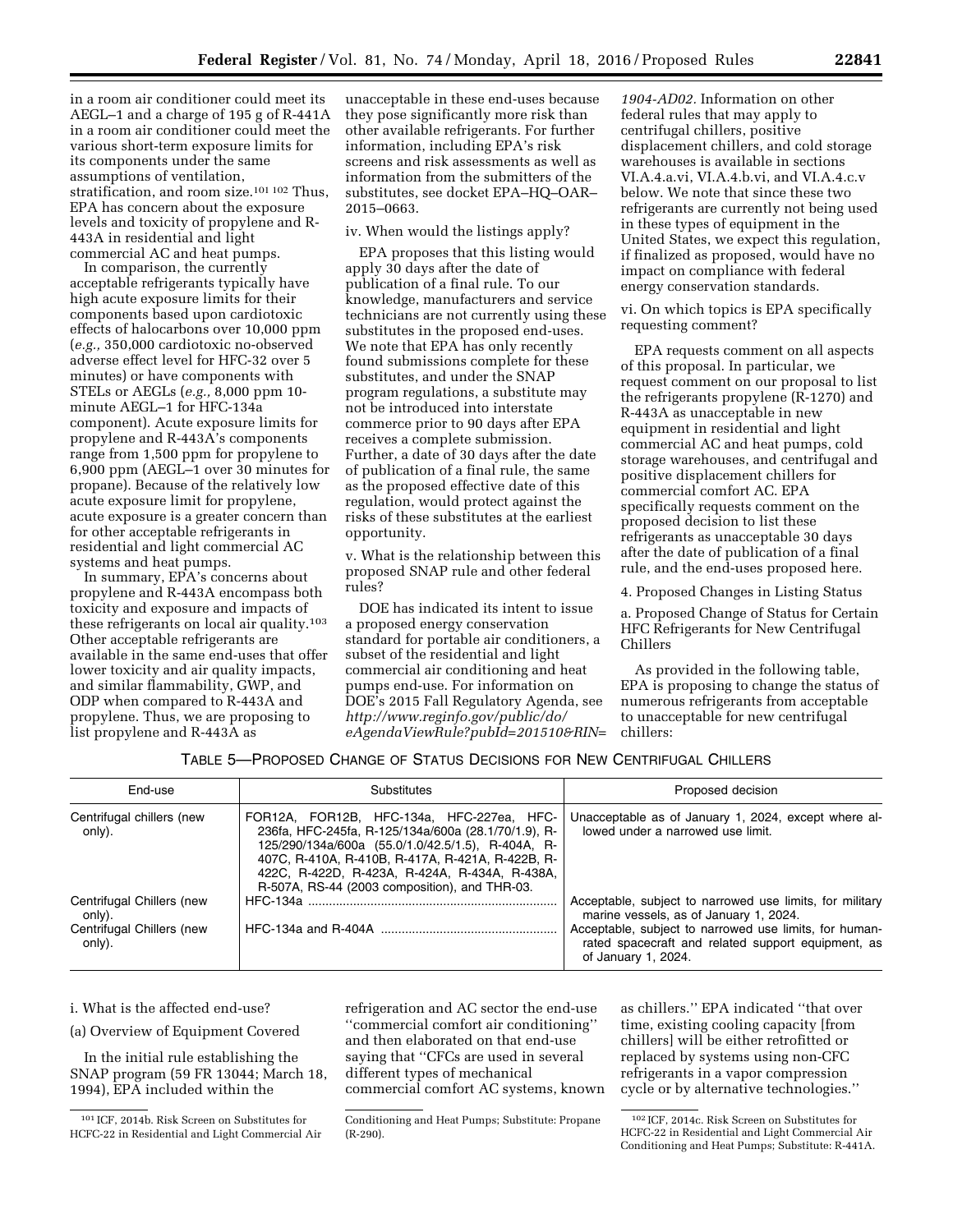in a room air conditioner could meet its AEGL–1 and a charge of 195 g of R-441A in a room air conditioner could meet the various short-term exposure limits for its components under the same assumptions of ventilation, stratification, and room size.[101] [102] Thus, EPA has concern about the exposure levels and toxicity of propylene and R-443A in residential and light commercial AC and heat pumps.

In comparison, the currently acceptable refrigerants typically have high acute exposure limits for their components based upon cardiotoxic effects of halocarbons over 10,000 ppm (*e.g.,* 350,000 cardiotoxic no-observed adverse effect level for HFC-32 over 5 minutes) or have components with STELs or AEGLs (*e.g.,* 8,000 ppm 10-minute AEGL–1 for HFC-134a component). Acute exposure limits for propylene and R-443A's components range from 1,500 ppm for propylene to 6,900 ppm (AEGL–1 over 30 minutes for propane). Because of the relatively low acute exposure limit for propylene, acute exposure is a greater concern than for other acceptable refrigerants in residential and light commercial AC systems and heat pumps.

In summary, EPA's concerns about propylene and R-443A encompass both toxicity and exposure and impacts of these refrigerants on local air quality.[103] Other acceptable refrigerants are available in the same end-uses that offer lower toxicity and air quality impacts, and similar flammability, GWP, and ODP when compared to R-443A and propylene. Thus, we are proposing to list propylene and R-443A as unacceptable in these end-uses because they pose significantly more risk than other available refrigerants. For further information, including EPA's risk screens and risk assessments as well as information from the submitters of the substitutes, see docket EPA–HQ–OAR–2015–0663.

iv. When would the listings apply?

EPA proposes that this listing would apply 30 days after the date of publication of a final rule. To our knowledge, manufacturers and service technicians are not currently using these substitutes in the proposed end-uses. We note that EPA has only recently found submissions complete for these substitutes, and under the SNAP program regulations, a substitute may not be introduced into interstate commerce prior to 90 days after EPA receives a complete submission. Further, a date of 30 days after the date of publication of a final rule, the same as the proposed effective date of this regulation, would protect against the risks of these substitutes at the earliest opportunity.

v. What is the relationship between this proposed SNAP rule and other federal rules?

DOE has indicated its intent to issue a proposed energy conservation standard for portable air conditioners, a subset of the residential and light commercial air conditioning and heat pumps end-use. For information on DOE's 2015 Fall Regulatory Agenda, see *http://www.reginfo.gov/public/do/eAgendaViewRule?pubId=201510&RIN=1904-AD02.* Information on other federal rules that may apply to centrifugal chillers, positive displacement chillers, and cold storage warehouses is available in sections VI.A.4.a.vi, VI.A.4.b.vi, and VI.A.4.c.v below. We note that since these two refrigerants are currently not being used in these types of equipment in the United States, we expect this regulation, if finalized as proposed, would have no impact on compliance with federal energy conservation standards.

vi. On which topics is EPA specifically requesting comment?

EPA requests comment on all aspects of this proposal. In particular, we request comment on our proposal to list the refrigerants propylene (R-1270) and R-443A as unacceptable in new equipment in residential and light commercial AC and heat pumps, cold storage warehouses, and centrifugal and positive displacement chillers for commercial comfort AC. EPA specifically requests comment on the proposed decision to list these refrigerants as unacceptable 30 days after the date of publication of a final rule, and the end-uses proposed here.

4. Proposed Changes in Listing Status

a. Proposed Change of Status for Certain HFC Refrigerants for New Centrifugal Chillers

As provided in the following table, EPA is proposing to change the status of numerous refrigerants from acceptable to unacceptable for new centrifugal chillers:

TABLE 5—PROPOSED CHANGE OF STATUS DECISIONS FOR NEW CENTRIFUGAL CHILLERS

| End-use | Substitutes | Proposed decision |
|---|---|---|
| Centrifugal chillers (new only). | FOR12A, FOR12B, HFC-134a, HFC-227ea, HFC-236fa, HFC-245fa, R-125/134a/600a (28.1/70/1.9), R-125/290/134a/600a (55.0/1.0/42.5/1.5), R-404A, R-407C, R-410A, R-410B, R-417A, R-421A, R-422B, R-422C, R-422D, R-423A, R-424A, R-434A, R-438A, R-507A, RS-44 (2003 composition), and THR-03. | Unacceptable as of January 1, 2024, except where allowed under a narrowed use limit. |
| Centrifugal Chillers (new only). | HFC-134a | Acceptable, subject to narrowed use limits, for military marine vessels, as of January 1, 2024. |
| Centrifugal Chillers (new only). | HFC-134a and R-404A | Acceptable, subject to narrowed use limits, for human-rated spacecraft and related support equipment, as of January 1, 2024. |

i. What is the affected end-use?

(a) Overview of Equipment Covered

In the initial rule establishing the SNAP program (59 FR 13044; March 18, 1994), EPA included within the refrigeration and AC sector the end-use "commercial comfort air conditioning" and then elaborated on that end-use saying that "CFCs are used in several different types of mechanical commercial comfort AC systems, known as chillers." EPA indicated "that over time, existing cooling capacity [from chillers] will be either retrofitted or replaced by systems using non-CFC refrigerants in a vapor compression cycle or by alternative technologies."

[101] ICF, 2014b. Risk Screen on Substitutes for HCFC-22 in Residential and Light Commercial Air Conditioning and Heat Pumps; Substitute: Propane (R-290).

[102] ICF, 2014c. Risk Screen on Substitutes for HCFC-22 in Residential and Light Commercial Air Conditioning and Heat Pumps; Substitute: R-441A.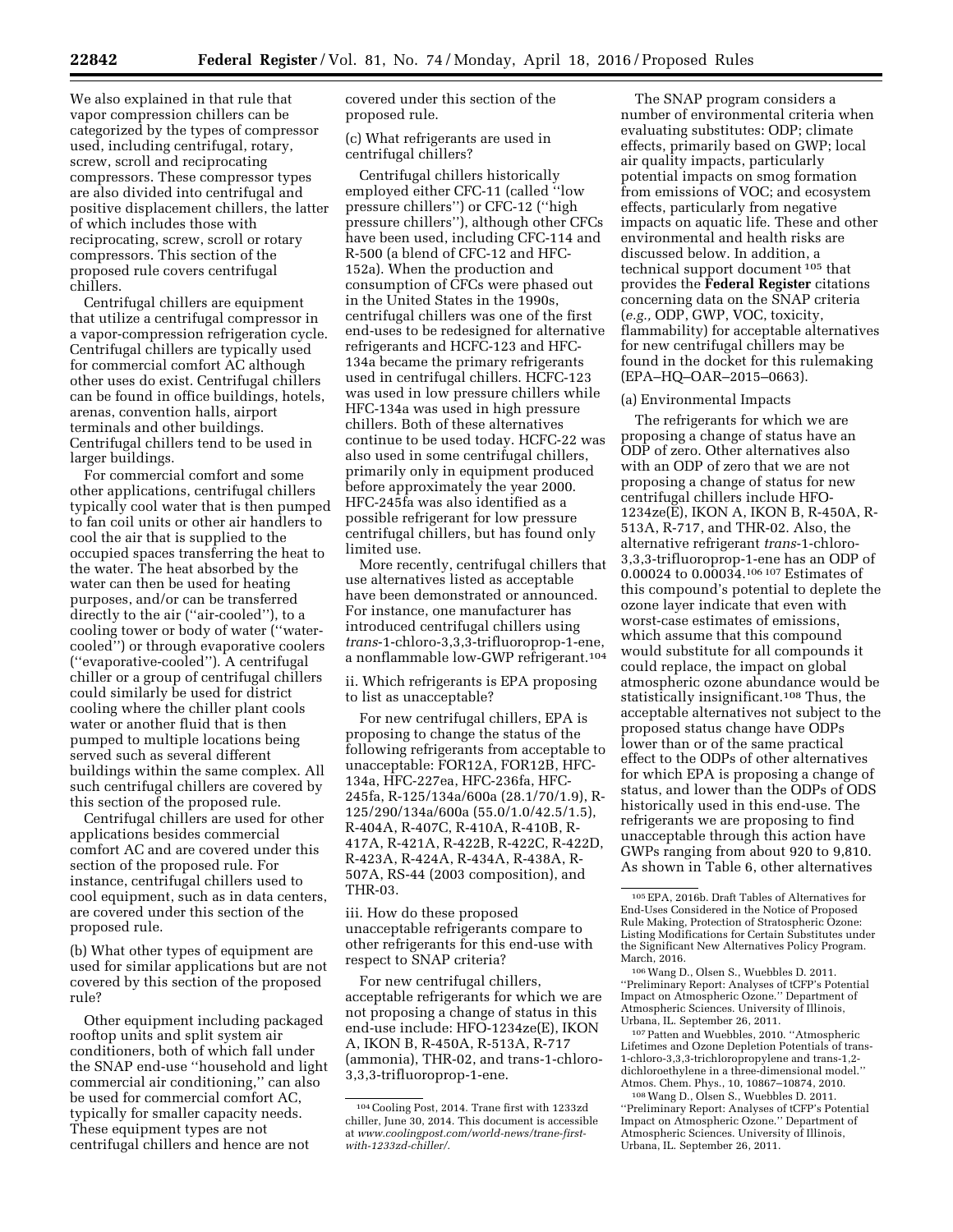We also explained in that rule that vapor compression chillers can be categorized by the types of compressor used, including centrifugal, rotary, screw, scroll and reciprocating compressors. These compressor types are also divided into centrifugal and positive displacement chillers, the latter of which includes those with reciprocating, screw, scroll or rotary compressors. This section of the proposed rule covers centrifugal chillers.

Centrifugal chillers are equipment that utilize a centrifugal compressor in a vapor-compression refrigeration cycle. Centrifugal chillers are typically used for commercial comfort AC although other uses do exist. Centrifugal chillers can be found in office buildings, hotels, arenas, convention halls, airport terminals and other buildings. Centrifugal chillers tend to be used in larger buildings.

For commercial comfort and some other applications, centrifugal chillers typically cool water that is then pumped to fan coil units or other air handlers to cool the air that is supplied to the occupied spaces transferring the heat to the water. The heat absorbed by the water can then be used for heating purposes, and/or can be transferred directly to the air (''air-cooled''), to a cooling tower or body of water (''water-cooled'') or through evaporative coolers (''evaporative-cooled''). A centrifugal chiller or a group of centrifugal chillers could similarly be used for district cooling where the chiller plant cools water or another fluid that is then pumped to multiple locations being served such as several different buildings within the same complex. All such centrifugal chillers are covered by this section of the proposed rule.

Centrifugal chillers are used for other applications besides commercial comfort AC and are covered under this section of the proposed rule. For instance, centrifugal chillers used to cool equipment, such as in data centers, are covered under this section of the proposed rule.

(b) What other types of equipment are used for similar applications but are not covered by this section of the proposed rule?

Other equipment including packaged rooftop units and split system air conditioners, both of which fall under the SNAP end-use ''household and light commercial air conditioning,'' can also be used for commercial comfort AC, typically for smaller capacity needs. These equipment types are not centrifugal chillers and hence are not covered under this section of the proposed rule.

(c) What refrigerants are used in centrifugal chillers?

Centrifugal chillers historically employed either CFC-11 (called ''low pressure chillers'') or CFC-12 (''high pressure chillers''), although other CFCs have been used, including CFC-114 and R-500 (a blend of CFC-12 and HFC-152a). When the production and consumption of CFCs were phased out in the United States in the 1990s, centrifugal chillers was one of the first end-uses to be redesigned for alternative refrigerants and HCFC-123 and HFC-134a became the primary refrigerants used in centrifugal chillers. HCFC-123 was used in low pressure chillers while HFC-134a was used in high pressure chillers. Both of these alternatives continue to be used today. HCFC-22 was also used in some centrifugal chillers, primarily only in equipment produced before approximately the year 2000. HFC-245fa was also identified as a possible refrigerant for low pressure centrifugal chillers, but has found only limited use.

More recently, centrifugal chillers that use alternatives listed as acceptable have been demonstrated or announced. For instance, one manufacturer has introduced centrifugal chillers using *trans*-1-chloro-3,3,3-trifluoroprop-1-ene, a nonflammable low-GWP refrigerant.[104]

ii. Which refrigerants is EPA proposing to list as unacceptable?

For new centrifugal chillers, EPA is proposing to change the status of the following refrigerants from acceptable to unacceptable: FOR12A, FOR12B, HFC-134a, HFC-227ea, HFC-236fa, HFC-245fa, R-125/134a/600a (28.1/70/1.9), R-125/290/134a/600a (55.0/1.0/42.5/1.5), R-404A, R-407C, R-410A, R-410B, R-417A, R-421A, R-422B, R-422C, R-422D, R-423A, R-424A, R-434A, R-438A, R-507A, RS-44 (2003 composition), and THR-03.

iii. How do these proposed unacceptable refrigerants compare to other refrigerants for this end-use with respect to SNAP criteria?

For new centrifugal chillers, acceptable refrigerants for which we are not proposing a change of status in this end-use include: HFO-1234ze(E), IKON A, IKON B, R-450A, R-513A, R-717 (ammonia), THR-02, and trans-1-chloro-3,3,3-trifluoroprop-1-ene.

The SNAP program considers a number of environmental criteria when evaluating substitutes: ODP; climate effects, primarily based on GWP; local air quality impacts, particularly potential impacts on smog formation from emissions of VOC; and ecosystem effects, particularly from negative impacts on aquatic life. These and other environmental and health risks are discussed below. In addition, a technical support document[105] that provides the **Federal Register** citations concerning data on the SNAP criteria (*e.g.,* ODP, GWP, VOC, toxicity, flammability) for acceptable alternatives for new centrifugal chillers may be found in the docket for this rulemaking (EPA–HQ–OAR–2015–0663).

(a) Environmental Impacts

The refrigerants for which we are proposing a change of status have an ODP of zero. Other alternatives also with an ODP of zero that we are not proposing a change of status for new centrifugal chillers include HFO-1234ze(E), IKON A, IKON B, R-450A, R-513A, R-717, and THR-02. Also, the alternative refrigerant *trans*-1-chloro-3,3,3-trifluoroprop-1-ene has an ODP of 0.00024 to 0.00034.[106,107] Estimates of this compound's potential to deplete the ozone layer indicate that even with worst-case estimates of emissions, which assume that this compound would substitute for all compounds it could replace, the impact on global atmospheric ozone abundance would be statistically insignificant.[108] Thus, the acceptable alternatives not subject to the proposed status change have ODPs lower than or of the same practical effect to the ODPs of other alternatives for which EPA is proposing a change of status, and lower than the ODPs of ODS historically used in this end-use. The refrigerants we are proposing to find unacceptable through this action have GWPs ranging from about 920 to 9,810. As shown in Table 6, other alternatives

---

[104] Cooling Post, 2014. Trane first with 1233zd chiller, June 30, 2014. This document is accessible at *www.coolingpost.com/world-news/trane-first-with-1233zd-chiller/.*

[105] EPA, 2016b. Draft Tables of Alternatives for End-Uses Considered in the Notice of Proposed Rule Making, Protection of Stratospheric Ozone: Listing Modifications for Certain Substitutes under the Significant New Alternatives Policy Program. March, 2016.

[106] Wang D., Olsen S., Wuebbles D. 2011. ''Preliminary Report: Analyses of tCFP's Potential Impact on Atmospheric Ozone.'' Department of Atmospheric Sciences. University of Illinois, Urbana, IL. September 26, 2011.

[107] Patten and Wuebbles, 2010. ''Atmospheric Lifetimes and Ozone Depletion Potentials of trans-1-chloro-3,3,3-trichloropropylene and trans-1,2-dichloroethylene in a three-dimensional model.'' Atmos. Chem. Phys., 10, 10867–10874, 2010.

[108] Wang D., Olsen S., Wuebbles D. 2011. ''Preliminary Report: Analyses of tCFP's Potential Impact on Atmospheric Ozone.'' Department of Atmospheric Sciences. University of Illinois, Urbana, IL. September 26, 2011.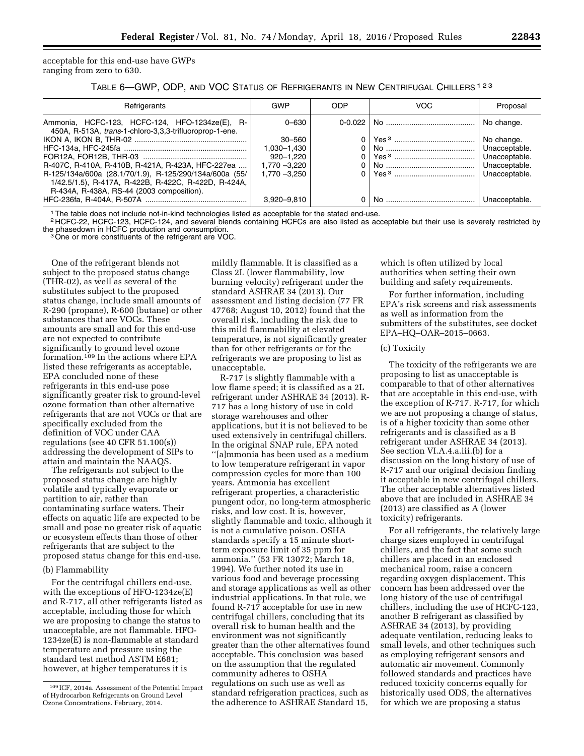acceptable for this end-use have GWPs ranging from zero to 630.

TABLE 6—GWP, ODP, AND VOC STATUS OF REFRIGERANTS IN NEW CENTRIFUGAL CHILLERS [1 2 3]

| Refrigerants | GWP | ODP | VOC | Proposal |
|---|---|---|---|---|
| Ammonia, HCFC-123, HCFC-124, HFO-1234ze(E), R-450A, R-513A, *trans*-1-chloro-3,3,3-trifluoroprop-1-ene. | 0–630 | 0-0.022 | No | No change. |
| IKON A, IKON B, THR-02 | 30–560 | 0 | Yes [3] | No change. |
| HFC-134a, HFC-245fa | 1,030–1,430 | 0 | No | Unacceptable. |
| FOR12A, FOR12B, THR-03 | 920–1,220 | 0 | Yes [3] | Unacceptable. |
| R-407C, R-410A, R-410B, R-421A, R-423A, HFC-227ea | 1,770 –3,220 | 0 | No | Unacceptable. |
| R-125/134a/600a (28.1/70/1.9), R-125/290/134a/600a (55/1/42.5/1.5), R-417A, R-422B, R-422C, R-422D, R-424A, R-434A, R-438A, RS-44 (2003 composition). | 1,770 –3,250 | 0 | Yes [3] | Unacceptable. |
| HFC-236fa, R-404A, R-507A | 3,920–9,810 | 0 | No | Unacceptable. |

[1] The table does not include not-in-kind technologies listed as acceptable for the stated end-use.

[2] HCFC-22, HCFC-123, HCFC-124, and several blends containing HCFCs are also listed as acceptable but their use is severely restricted by the phasedown in HCFC production and consumption.

[3] One or more constituents of the refrigerant are VOC.

One of the refrigerant blends not subject to the proposed status change (THR-02), as well as several of the substitutes subject to the proposed status change, include small amounts of R-290 (propane), R-600 (butane) or other substances that are VOCs. These amounts are small and for this end-use are not expected to contribute significantly to ground level ozone formation.[109] In the actions where EPA listed these refrigerants as acceptable, EPA concluded none of these refrigerants in this end-use pose significantly greater risk to ground-level ozone formation than other alternative refrigerants that are not VOCs or that are specifically excluded from the definition of VOC under CAA regulations (see 40 CFR 51.100(s)) addressing the development of SIPs to attain and maintain the NAAQS.

The refrigerants not subject to the proposed status change are highly volatile and typically evaporate or partition to air, rather than contaminating surface waters. Their effects on aquatic life are expected to be small and pose no greater risk of aquatic or ecosystem effects than those of other refrigerants that are subject to the proposed status change for this end-use.

(b) Flammability

For the centrifugal chillers end-use, with the exceptions of HFO-1234ze(E) and R-717, all other refrigerants listed as acceptable, including those for which we are proposing to change the status to unacceptable, are not flammable. HFO-1234ze(E) is non-flammable at standard temperature and pressure using the standard test method ASTM E681; however, at higher temperatures it is mildly flammable. It is classified as a Class 2L (lower flammability, low burning velocity) refrigerant under the standard ASHRAE 34 (2013). Our assessment and listing decision (77 FR 47768; August 10, 2012) found that the overall risk, including the risk due to this mild flammability at elevated temperature, is not significantly greater than for other refrigerants or for the refrigerants we are proposing to list as unacceptable.

R-717 is slightly flammable with a low flame speed; it is classified as a 2L refrigerant under ASHRAE 34 (2013). R-717 has a long history of use in cold storage warehouses and other applications, but it is not believed to be used extensively in centrifugal chillers. In the original SNAP rule, EPA noted ''[a]mmonia has been used as a medium to low temperature refrigerant in vapor compression cycles for more than 100 years. Ammonia has excellent refrigerant properties, a characteristic pungent odor, no long-term atmospheric risks, and low cost. It is, however, slightly flammable and toxic, although it is not a cumulative poison. OSHA standards specify a 15 minute short-term exposure limit of 35 ppm for ammonia.'' (53 FR 13072; March 18, 1994). We further noted its use in various food and beverage processing and storage applications as well as other industrial applications. In that rule, we found R-717 acceptable for use in new centrifugal chillers, concluding that its overall risk to human health and the environment was not significantly greater than the other alternatives found acceptable. This conclusion was based on the assumption that the regulated community adheres to OSHA regulations on such use as well as standard refrigeration practices, such as the adherence to ASHRAE Standard 15, which is often utilized by local authorities when setting their own building and safety requirements.

For further information, including EPA's risk screens and risk assessments as well as information from the submitters of the substitutes, see docket EPA–HQ–OAR–2015–0663.

(c) Toxicity

The toxicity of the refrigerants we are proposing to list as unacceptable is comparable to that of other alternatives that are acceptable in this end-use, with the exception of R-717. R-717, for which we are not proposing a change of status, is of a higher toxicity than some other refrigerants and is classified as a B refrigerant under ASHRAE 34 (2013). See section VI.A.4.a.iii.(b) for a discussion on the long history of use of R-717 and our original decision finding it acceptable in new centrifugal chillers. The other acceptable alternatives listed above that are included in ASHRAE 34 (2013) are classified as A (lower toxicity) refrigerants.

For all refrigerants, the relatively large charge sizes employed in centrifugal chillers, and the fact that some such chillers are placed in an enclosed mechanical room, raise a concern regarding oxygen displacement. This concern has been addressed over the long history of the use of centrifugal chillers, including the use of HCFC-123, another B refrigerant as classified by ASHRAE 34 (2013), by providing adequate ventilation, reducing leaks to small levels, and other techniques such as employing refrigerant sensors and automatic air movement. Commonly followed standards and practices have reduced toxicity concerns equally for historically used ODS, the alternatives for which we are proposing a status

[109] ICF, 2014a. Assessment of the Potential Impact of Hydrocarbon Refrigerants on Ground Level Ozone Concentrations. February, 2014.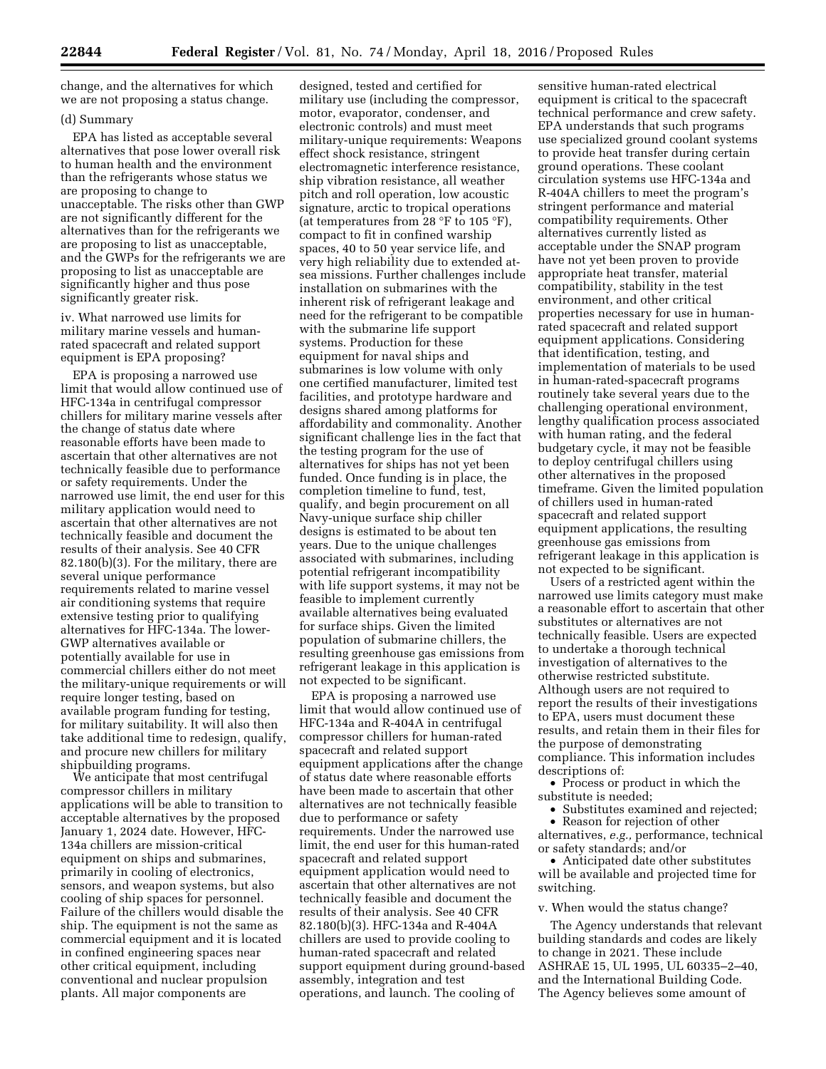change, and the alternatives for which we are not proposing a status change.

(d) Summary

EPA has listed as acceptable several alternatives that pose lower overall risk to human health and the environment than the refrigerants whose status we are proposing to change to unacceptable. The risks other than GWP are not significantly different for the alternatives than for the refrigerants we are proposing to list as unacceptable, and the GWPs for the refrigerants we are proposing to list as unacceptable are significantly higher and thus pose significantly greater risk.

iv. What narrowed use limits for military marine vessels and human-rated spacecraft and related support equipment is EPA proposing?

EPA is proposing a narrowed use limit that would allow continued use of HFC-134a in centrifugal compressor chillers for military marine vessels after the change of status date where reasonable efforts have been made to ascertain that other alternatives are not technically feasible due to performance or safety requirements. Under the narrowed use limit, the end user for this military application would need to ascertain that other alternatives are not technically feasible and document the results of their analysis. See 40 CFR 82.180(b)(3). For the military, there are several unique performance requirements related to marine vessel air conditioning systems that require extensive testing prior to qualifying alternatives for HFC-134a. The lower-GWP alternatives available or potentially available for use in commercial chillers either do not meet the military-unique requirements or will require longer testing, based on available program funding for testing, for military suitability. It will also then take additional time to redesign, qualify, and procure new chillers for military shipbuilding programs.

We anticipate that most centrifugal compressor chillers in military applications will be able to transition to acceptable alternatives by the proposed January 1, 2024 date. However, HFC-134a chillers are mission-critical equipment on ships and submarines, primarily in cooling of electronics, sensors, and weapon systems, but also cooling of ship spaces for personnel. Failure of the chillers would disable the ship. The equipment is not the same as commercial equipment and it is located in confined engineering spaces near other critical equipment, including conventional and nuclear propulsion plants. All major components are designed, tested and certified for military use (including the compressor, motor, evaporator, condenser, and electronic controls) and must meet military-unique requirements: Weapons effect shock resistance, stringent electromagnetic interference resistance, ship vibration resistance, all weather pitch and roll operation, low acoustic signature, arctic to tropical operations (at temperatures from 28 °F to 105 °F), compact to fit in confined warship spaces, 40 to 50 year service life, and very high reliability due to extended at-sea missions. Further challenges include installation on submarines with the inherent risk of refrigerant leakage and need for the refrigerant to be compatible with the submarine life support systems. Production for these equipment for naval ships and submarines is low volume with only one certified manufacturer, limited test facilities, and prototype hardware and designs shared among platforms for affordability and commonality. Another significant challenge lies in the fact that the testing program for the use of alternatives for ships has not yet been funded. Once funding is in place, the completion timeline to fund, test, qualify, and begin procurement on all Navy-unique surface ship chiller designs is estimated to be about ten years. Due to the unique challenges associated with submarines, including potential refrigerant incompatibility with life support systems, it may not be feasible to implement currently available alternatives being evaluated for surface ships. Given the limited population of submarine chillers, the resulting greenhouse gas emissions from refrigerant leakage in this application is not expected to be significant.

EPA is proposing a narrowed use limit that would allow continued use of HFC-134a and R-404A in centrifugal compressor chillers for human-rated spacecraft and related support equipment applications after the change of status date where reasonable efforts have been made to ascertain that other alternatives are not technically feasible due to performance or safety requirements. Under the narrowed use limit, the end user for this human-rated spacecraft and related support equipment application would need to ascertain that other alternatives are not technically feasible and document the results of their analysis. See 40 CFR 82.180(b)(3). HFC-134a and R-404A chillers are used to provide cooling to human-rated spacecraft and related support equipment during ground-based assembly, integration and test operations, and launch. The cooling of sensitive human-rated electrical equipment is critical to the spacecraft technical performance and crew safety. EPA understands that such programs use specialized ground coolant systems to provide heat transfer during certain ground operations. These coolant circulation systems use HFC-134a and R-404A chillers to meet the program's stringent performance and material compatibility requirements. Other alternatives currently listed as acceptable under the SNAP program have not yet been proven to provide appropriate heat transfer, material compatibility, stability in the test environment, and other critical properties necessary for use in human-rated spacecraft and related support equipment applications. Considering that identification, testing, and implementation of materials to be used in human-rated-spacecraft programs routinely take several years due to the challenging operational environment, lengthy qualification process associated with human rating, and the federal budgetary cycle, it may not be feasible to deploy centrifugal chillers using other alternatives in the proposed timeframe. Given the limited population of chillers used in human-rated spacecraft and related support equipment applications, the resulting greenhouse gas emissions from refrigerant leakage in this application is not expected to be significant.

Users of a restricted agent within the narrowed use limits category must make a reasonable effort to ascertain that other substitutes or alternatives are not technically feasible. Users are expected to undertake a thorough technical investigation of alternatives to the otherwise restricted substitute. Although users are not required to report the results of their investigations to EPA, users must document these results, and retain them in their files for the purpose of demonstrating compliance. This information includes descriptions of:

- Process or product in which the substitute is needed;
- Substitutes examined and rejected;
- Reason for rejection of other alternatives, *e.g.,* performance, technical or safety standards; and/or
- Anticipated date other substitutes will be available and projected time for switching.

v. When would the status change?

The Agency understands that relevant building standards and codes are likely to change in 2021. These include ASHRAE 15, UL 1995, UL 60335–2–40, and the International Building Code. The Agency believes some amount of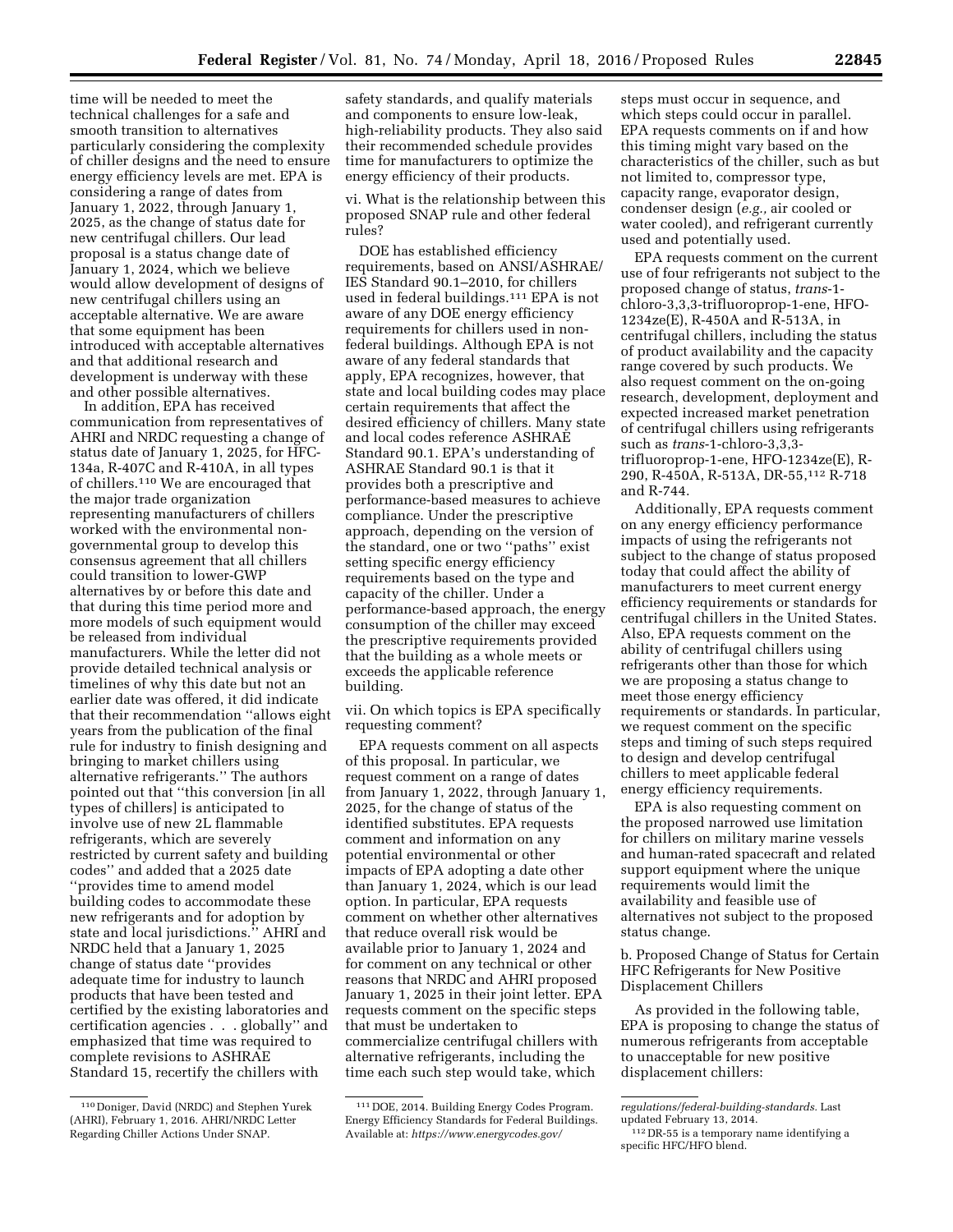time will be needed to meet the technical challenges for a safe and smooth transition to alternatives particularly considering the complexity of chiller designs and the need to ensure energy efficiency levels are met. EPA is considering a range of dates from January 1, 2022, through January 1, 2025, as the change of status date for new centrifugal chillers. Our lead proposal is a status change date of January 1, 2024, which we believe would allow development of designs of new centrifugal chillers using an acceptable alternative. We are aware that some equipment has been introduced with acceptable alternatives and that additional research and development is underway with these and other possible alternatives.

In addition, EPA has received communication from representatives of AHRI and NRDC requesting a change of status date of January 1, 2025, for HFC-134a, R-407C and R-410A, in all types of chillers.[110] We are encouraged that the major trade organization representing manufacturers of chillers worked with the environmental non-governmental group to develop this consensus agreement that all chillers could transition to lower-GWP alternatives by or before this date and that during this time period more and more models of such equipment would be released from individual manufacturers. While the letter did not provide detailed technical analysis or timelines of why this date but not an earlier date was offered, it did indicate that their recommendation "allows eight years from the publication of the final rule for industry to finish designing and bringing to market chillers using alternative refrigerants." The authors pointed out that "this conversion [in all types of chillers] is anticipated to involve use of new 2L flammable refrigerants, which are severely restricted by current safety and building codes" and added that a 2025 date "provides time to amend model building codes to accommodate these new refrigerants and for adoption by state and local jurisdictions." AHRI and NRDC held that a January 1, 2025 change of status date "provides adequate time for industry to launch products that have been tested and certified by the existing laboratories and certification agencies . . . globally" and emphasized that time was required to complete revisions to ASHRAE Standard 15, recertify the chillers with safety standards, and qualify materials and components to ensure low-leak, high-reliability products. They also said their recommended schedule provides time for manufacturers to optimize the energy efficiency of their products.

vi. What is the relationship between this proposed SNAP rule and other federal rules?

DOE has established efficiency requirements, based on ANSI/ASHRAE/IES Standard 90.1–2010, for chillers used in federal buildings.[111] EPA is not aware of any DOE energy efficiency requirements for chillers used in non-federal buildings. Although EPA is not aware of any federal standards that apply, EPA recognizes, however, that state and local building codes may place certain requirements that affect the desired efficiency of chillers. Many state and local codes reference ASHRAE Standard 90.1. EPA's understanding of ASHRAE Standard 90.1 is that it provides both a prescriptive and performance-based measures to achieve compliance. Under the prescriptive approach, depending on the version of the standard, one or two "paths" exist setting specific energy efficiency requirements based on the type and capacity of the chiller. Under a performance-based approach, the energy consumption of the chiller may exceed the prescriptive requirements provided that the building as a whole meets or exceeds the applicable reference building.

vii. On which topics is EPA specifically requesting comment?

EPA requests comment on all aspects of this proposal. In particular, we request comment on a range of dates from January 1, 2022, through January 1, 2025, for the change of status of the identified substitutes. EPA requests comment and information on any potential environmental or other impacts of EPA adopting a date other than January 1, 2024, which is our lead option. In particular, EPA requests comment on whether other alternatives that reduce overall risk would be available prior to January 1, 2024 and for comment on any technical or other reasons that NRDC and AHRI proposed January 1, 2025 in their joint letter. EPA requests comment on the specific steps that must be undertaken to commercialize centrifugal chillers with alternative refrigerants, including the time each such step would take, which steps must occur in sequence, and which steps could occur in parallel. EPA requests comments on if and how this timing might vary based on the characteristics of the chiller, such as but not limited to, compressor type, capacity range, evaporator design, condenser design (*e.g.,* air cooled or water cooled), and refrigerant currently used and potentially used.

EPA requests comment on the current use of four refrigerants not subject to the proposed change of status, *trans*-1-chloro-3,3,3-trifluoroprop-1-ene, HFO-1234ze(E), R-450A and R-513A, in centrifugal chillers, including the status of product availability and the capacity range covered by such products. We also request comment on the on-going research, development, deployment and expected increased market penetration of centrifugal chillers using refrigerants such as *trans*-1-chloro-3,3,3-trifluoroprop-1-ene, HFO-1234ze(E), R-290, R-450A, R-513A, DR-55,[112] R-718 and R-744.

Additionally, EPA requests comment on any energy efficiency performance impacts of using the refrigerants not subject to the change of status proposed today that could affect the ability of manufacturers to meet current energy efficiency requirements or standards for centrifugal chillers in the United States. Also, EPA requests comment on the ability of centrifugal chillers using refrigerants other than those for which we are proposing a status change to meet those energy efficiency requirements or standards. In particular, we request comment on the specific steps and timing of such steps required to design and develop centrifugal chillers to meet applicable federal energy efficiency requirements.

EPA is also requesting comment on the proposed narrowed use limitation for chillers on military marine vessels and human-rated spacecraft and related support equipment where the unique requirements would limit the availability and feasible use of alternatives not subject to the proposed status change.

b. Proposed Change of Status for Certain HFC Refrigerants for New Positive Displacement Chillers

As provided in the following table, EPA is proposing to change the status of numerous refrigerants from acceptable to unacceptable for new positive displacement chillers:

---

[110] Doniger, David (NRDC) and Stephen Yurek (AHRI), February 1, 2016. AHRI/NRDC Letter Regarding Chiller Actions Under SNAP.

[111] DOE, 2014. Building Energy Codes Program. Energy Efficiency Standards for Federal Buildings. Available at: *https://www.energycodes.gov/regulations/federal-building-standards.* Last updated February 13, 2014.

[112] DR-55 is a temporary name identifying a specific HFC/HFO blend.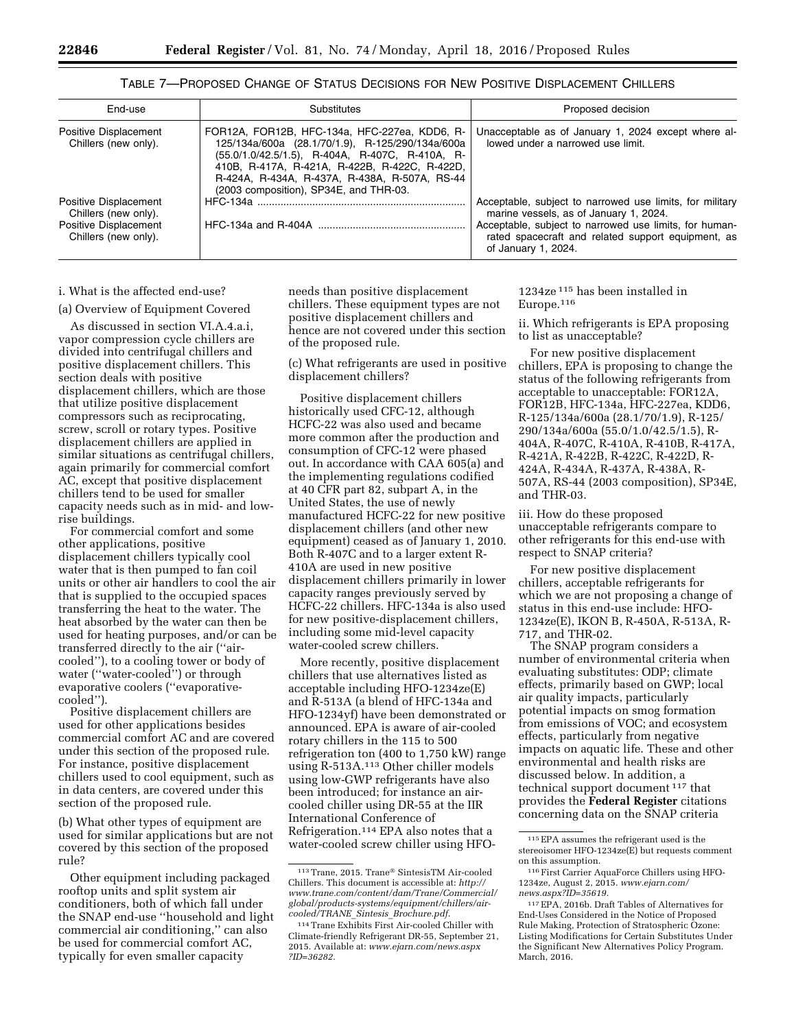TABLE 7—PROPOSED CHANGE OF STATUS DECISIONS FOR NEW POSITIVE DISPLACEMENT CHILLERS

| End-use | Substitutes | Proposed decision |
| --- | --- | --- |
| Positive Displacement Chillers (new only). | FOR12A, FOR12B, HFC-134a, HFC-227ea, KDD6, R-125/134a/600a (28.1/70/1.9), R-125/290/134a/600a (55.0/1.0/42.5/1.5), R-404A, R-407C, R-410A, R-410B, R-417A, R-421A, R-422B, R-422C, R-422D, R-424A, R-434A, R-437A, R-438A, R-507A, RS-44 (2003 composition), SP34E, and THR-03. | Unacceptable as of January 1, 2024 except where allowed under a narrowed use limit. |
| Positive Displacement Chillers (new only). | HFC-134a | Acceptable, subject to narrowed use limits, for military marine vessels, as of January 1, 2024. |
| Positive Displacement Chillers (new only). | HFC-134a and R-404A | Acceptable, subject to narrowed use limits, for human-rated spacecraft and related support equipment, as of January 1, 2024. |

i. What is the affected end-use?

(a) Overview of Equipment Covered

As discussed in section VI.A.4.a.i, vapor compression cycle chillers are divided into centrifugal chillers and positive displacement chillers. This section deals with positive displacement chillers, which are those that utilize positive displacement compressors such as reciprocating, screw, scroll or rotary types. Positive displacement chillers are applied in similar situations as centrifugal chillers, again primarily for commercial comfort AC, except that positive displacement chillers tend to be used for smaller capacity needs such as in mid- and low-rise buildings.

For commercial comfort and some other applications, positive displacement chillers typically cool water that is then pumped to fan coil units or other air handlers to cool the air that is supplied to the occupied spaces transferring the heat to the water. The heat absorbed by the water can then be used for heating purposes, and/or can be transferred directly to the air (''air-cooled''), to a cooling tower or body of water (''water-cooled'') or through evaporative coolers (''evaporative-cooled'').

Positive displacement chillers are used for other applications besides commercial comfort AC and are covered under this section of the proposed rule. For instance, positive displacement chillers used to cool equipment, such as in data centers, are covered under this section of the proposed rule.

(b) What other types of equipment are used for similar applications but are not covered by this section of the proposed rule?

Other equipment including packaged rooftop units and split system air conditioners, both of which fall under the SNAP end-use ''household and light commercial air conditioning,'' can also be used for commercial comfort AC, typically for even smaller capacity needs than positive displacement chillers. These equipment types are not positive displacement chillers and hence are not covered under this section of the proposed rule.

(c) What refrigerants are used in positive displacement chillers?

Positive displacement chillers historically used CFC-12, although HCFC-22 was also used and became more common after the production and consumption of CFC-12 were phased out. In accordance with CAA 605(a) and the implementing regulations codified at 40 CFR part 82, subpart A, in the United States, the use of newly manufactured HCFC-22 for new positive displacement chillers (and other new equipment) ceased as of January 1, 2010. Both R-407C and to a larger extent R-410A are used in new positive displacement chillers primarily in lower capacity ranges previously served by HCFC-22 chillers. HFC-134a is also used for new positive-displacement chillers, including some mid-level capacity water-cooled screw chillers.

More recently, positive displacement chillers that use alternatives listed as acceptable including HFO-1234ze(E) and R-513A (a blend of HFC-134a and HFO-1234yf) have been demonstrated or announced. EPA is aware of air-cooled rotary chillers in the 115 to 500 refrigeration ton (400 to 1,750 kW) range using R-513A.[113] Other chiller models using low-GWP refrigerants have also been introduced; for instance an air-cooled chiller using DR-55 at the IIR International Conference of Refrigeration.[114] EPA also notes that a water-cooled screw chiller using HFO-1234ze[115] has been installed in Europe.[116]

ii. Which refrigerants is EPA proposing to list as unacceptable?

For new positive displacement chillers, EPA is proposing to change the status of the following refrigerants from acceptable to unacceptable: FOR12A, FOR12B, HFC-134a, HFC-227ea, KDD6, R-125/134a/600a (28.1/70/1.9), R-125/290/134a/600a (55.0/1.0/42.5/1.5), R-404A, R-407C, R-410A, R-410B, R-417A, R-421A, R-422B, R-422C, R-422D, R-424A, R-434A, R-437A, R-438A, R-507A, RS-44 (2003 composition), SP34E, and THR-03.

iii. How do these proposed unacceptable refrigerants compare to other refrigerants for this end-use with respect to SNAP criteria?

For new positive displacement chillers, acceptable refrigerants for which we are not proposing a change of status in this end-use include: HFO-1234ze(E), IKON B, R-450A, R-513A, R-717, and THR-02.

The SNAP program considers a number of environmental criteria when evaluating substitutes: ODP; climate effects, primarily based on GWP; local air quality impacts, particularly potential impacts on smog formation from emissions of VOC; and ecosystem effects, particularly from negative impacts on aquatic life. These and other environmental and health risks are discussed below. In addition, a technical support document[117] that provides the **Federal Register** citations concerning data on the SNAP criteria

[113] Trane, 2015. Trane® SintesisTM Air-cooled Chillers. This document is accessible at: *http://www.trane.com/content/dam/Trane/Commercial/global/products-systems/equipment/chillers/air-cooled/TRANE_Sintesis_Brochure.pdf.*

[114] Trane Exhibits First Air-cooled Chiller with Climate-friendly Refrigerant DR-55, September 21, 2015. Available at: *www.ejarn.com/news.aspx?ID=36282.*

[115] EPA assumes the refrigerant used is the stereoisomer HFO-1234ze(E) but requests comment on this assumption.

[116] First Carrier AquaForce Chillers using HFO-1234ze, August 2, 2015. *www.ejarn.com/news.aspx?ID=35619.*

[117] EPA, 2016b. Draft Tables of Alternatives for End-Uses Considered in the Notice of Proposed Rule Making, Protection of Stratospheric Ozone: Listing Modifications for Certain Substitutes Under the Significant New Alternatives Policy Program. March, 2016.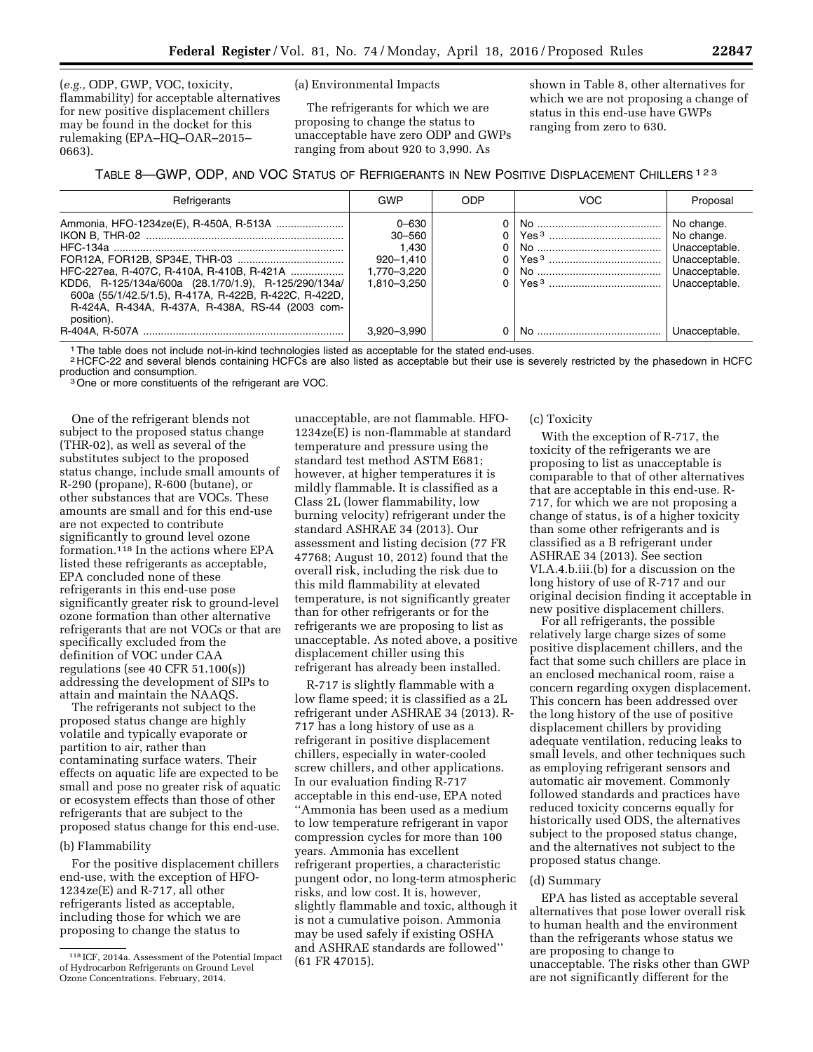(*e.g.,* ODP, GWP, VOC, toxicity, flammability) for acceptable alternatives for new positive displacement chillers may be found in the docket for this rulemaking (EPA–HQ–OAR–2015–0663).

(a) Environmental Impacts

The refrigerants for which we are proposing to change the status to unacceptable have zero ODP and GWPs ranging from about 920 to 3,990. As shown in Table 8, other alternatives for which we are not proposing a change of status in this end-use have GWPs ranging from zero to 630.

TABLE 8—GWP, ODP, AND VOC STATUS OF REFRIGERANTS IN NEW POSITIVE DISPLACEMENT CHILLERS [1 2 3]

| Refrigerants | GWP | ODP | VOC | Proposal |
|---|---|---|---|---|
| Ammonia, HFO-1234ze(E), R-450A, R-513A | 0–630 | 0 | No | No change. |
| IKON B, THR-02 | 30–560 | 0 | Yes [3] | No change. |
| HFC-134a | 1,430 | 0 | No | Unacceptable. |
| FOR12A, FOR12B, SP34E, THR-03 | 920–1,410 | 0 | Yes [3] | Unacceptable. |
| HFC-227ea, R-407C, R-410A, R-410B, R-421A | 1,770–3,220 | 0 | No | Unacceptable. |
| KDD6, R-125/134a/600a (28.1/70/1.9), R-125/290/134a/600a (55/1/42.5/1.5), R-417A, R-422B, R-422C, R-422D, R-424A, R-434A, R-437A, R-438A, RS-44 (2003 composition). | 1,810–3,250 | 0 | Yes [3] | Unacceptable. |
| R-404A, R-507A | 3,920–3,990 | 0 | No | Unacceptable. |

[1] The table does not include not-in-kind technologies listed as acceptable for the stated end-uses.
[2] HCFC-22 and several blends containing HCFCs are also listed as acceptable but their use is severely restricted by the phasedown in HCFC production and consumption.
[3] One or more constituents of the refrigerant are VOC.

One of the refrigerant blends not subject to the proposed status change (THR-02), as well as several of the substitutes subject to the proposed status change, include small amounts of R-290 (propane), R-600 (butane), or other substances that are VOCs. These amounts are small and for this end-use are not expected to contribute significantly to ground level ozone formation.[118] In the actions where EPA listed these refrigerants as acceptable, EPA concluded none of these refrigerants in this end-use pose significantly greater risk to ground-level ozone formation than other alternative refrigerants that are not VOCs or that are specifically excluded from the definition of VOC under CAA regulations (see 40 CFR 51.100(s)) addressing the development of SIPs to attain and maintain the NAAQS.

The refrigerants not subject to the proposed status change are highly volatile and typically evaporate or partition to air, rather than contaminating surface waters. Their effects on aquatic life are expected to be small and pose no greater risk of aquatic or ecosystem effects than those of other refrigerants that are subject to the proposed status change for this end-use.

(b) Flammability

For the positive displacement chillers end-use, with the exception of HFO-1234ze(E) and R-717, all other refrigerants listed as acceptable, including those for which we are proposing to change the status to unacceptable, are not flammable. HFO-1234ze(E) is non-flammable at standard temperature and pressure using the standard test method ASTM E681; however, at higher temperatures it is mildly flammable. It is classified as a Class 2L (lower flammability, low burning velocity) refrigerant under the standard ASHRAE 34 (2013). Our assessment and listing decision (77 FR 47768; August 10, 2012) found that the overall risk, including the risk due to this mild flammability at elevated temperature, is not significantly greater than for other refrigerants or for the refrigerants we are proposing to list as unacceptable. As noted above, a positive displacement chiller using this refrigerant has already been installed.

R-717 is slightly flammable with a low flame speed; it is classified as a 2L refrigerant under ASHRAE 34 (2013). R-717 has a long history of use as a refrigerant in positive displacement chillers, especially in water-cooled screw chillers, and other applications. In our evaluation finding R-717 acceptable in this end-use, EPA noted "Ammonia has been used as a medium to low temperature refrigerant in vapor compression cycles for more than 100 years. Ammonia has excellent refrigerant properties, a characteristic pungent odor, no long-term atmospheric risks, and low cost. It is, however, slightly flammable and toxic, although it is not a cumulative poison. Ammonia may be used safely if existing OSHA and ASHRAE standards are followed" (61 FR 47015).

(c) Toxicity

With the exception of R-717, the toxicity of the refrigerants we are proposing to list as unacceptable is comparable to that of other alternatives that are acceptable in this end-use. R-717, for which we are not proposing a change of status, is of a higher toxicity than some other refrigerants and is classified as a B refrigerant under ASHRAE 34 (2013). See section VI.A.4.b.iii.(b) for a discussion on the long history of use of R-717 and our original decision finding it acceptable in new positive displacement chillers.

For all refrigerants, the possible relatively large charge sizes of some positive displacement chillers, and the fact that some such chillers are place in an enclosed mechanical room, raise a concern regarding oxygen displacement. This concern has been addressed over the long history of the use of positive displacement chillers by providing adequate ventilation, reducing leaks to small levels, and other techniques such as employing refrigerant sensors and automatic air movement. Commonly followed standards and practices have reduced toxicity concerns equally for historically used ODS, the alternatives subject to the proposed status change, and the alternatives not subject to the proposed status change.

(d) Summary

EPA has listed as acceptable several alternatives that pose lower overall risk to human health and the environment than the refrigerants whose status we are proposing to change to unacceptable. The risks other than GWP are not significantly different for the

[118] ICF, 2014a. Assessment of the Potential Impact of Hydrocarbon Refrigerants on Ground Level Ozone Concentrations. February, 2014.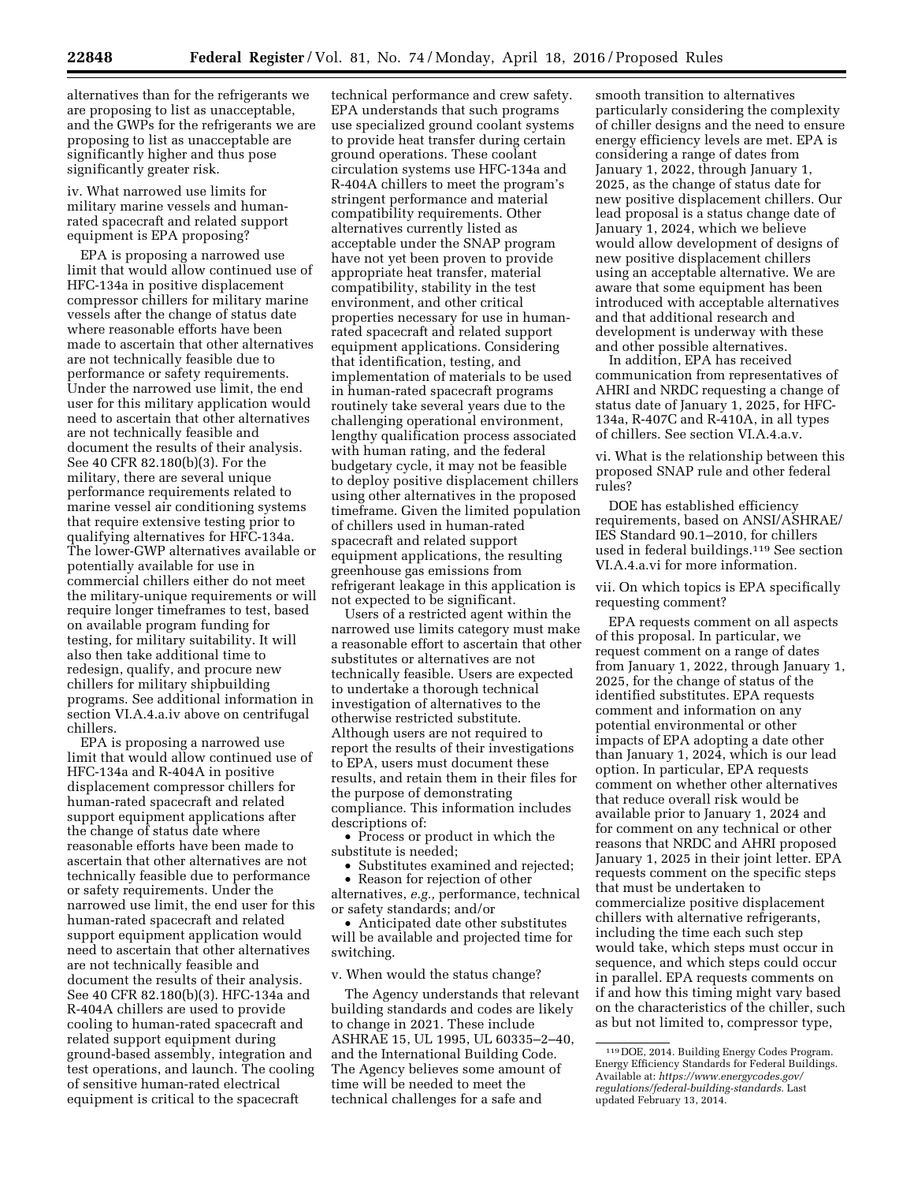alternatives than for the refrigerants we are proposing to list as unacceptable, and the GWPs for the refrigerants we are proposing to list as unacceptable are significantly higher and thus pose significantly greater risk.

iv. What narrowed use limits for military marine vessels and human-rated spacecraft and related support equipment is EPA proposing?

EPA is proposing a narrowed use limit that would allow continued use of HFC-134a in positive displacement compressor chillers for military marine vessels after the change of status date where reasonable efforts have been made to ascertain that other alternatives are not technically feasible due to performance or safety requirements. Under the narrowed use limit, the end user for this military application would need to ascertain that other alternatives are not technically feasible and document the results of their analysis. See 40 CFR 82.180(b)(3). For the military, there are several unique performance requirements related to marine vessel air conditioning systems that require extensive testing prior to qualifying alternatives for HFC-134a. The lower-GWP alternatives available or potentially available for use in commercial chillers either do not meet the military-unique requirements or will require longer timeframes to test, based on available program funding for testing, for military suitability. It will also then take additional time to redesign, qualify, and procure new chillers for military shipbuilding programs. See additional information in section VI.A.4.a.iv above on centrifugal chillers.

EPA is proposing a narrowed use limit that would allow continued use of HFC-134a and R-404A in positive displacement compressor chillers for human-rated spacecraft and related support equipment applications after the change of status date where reasonable efforts have been made to ascertain that other alternatives are not technically feasible due to performance or safety requirements. Under the narrowed use limit, the end user for this human-rated spacecraft and related support equipment application would need to ascertain that other alternatives are not technically feasible and document the results of their analysis. See 40 CFR 82.180(b)(3). HFC-134a and R-404A chillers are used to provide cooling to human-rated spacecraft and related support equipment during ground-based assembly, integration and test operations, and launch. The cooling of sensitive human-rated electrical equipment is critical to the spacecraft technical performance and crew safety. EPA understands that such programs use specialized ground coolant systems to provide heat transfer during certain ground operations. These coolant circulation systems use HFC-134a and R-404A chillers to meet the program's stringent performance and material compatibility requirements. Other alternatives currently listed as acceptable under the SNAP program have not yet been proven to provide appropriate heat transfer, material compatibility, stability in the test environment, and other critical properties necessary for use in human-rated spacecraft and related support equipment applications. Considering that identification, testing, and implementation of materials to be used in human-rated spacecraft programs routinely take several years due to the challenging operational environment, lengthy qualification process associated with human rating, and the federal budgetary cycle, it may not be feasible to deploy positive displacement chillers using other alternatives in the proposed timeframe. Given the limited population of chillers used in human-rated spacecraft and related support equipment applications, the resulting greenhouse gas emissions from refrigerant leakage in this application is not expected to be significant.

Users of a restricted agent within the narrowed use limits category must make a reasonable effort to ascertain that other substitutes or alternatives are not technically feasible. Users are expected to undertake a thorough technical investigation of alternatives to the otherwise restricted substitute. Although users are not required to report the results of their investigations to EPA, users must document these results, and retain them in their files for the purpose of demonstrating compliance. This information includes descriptions of:

- Process or product in which the substitute is needed;
- Substitutes examined and rejected;
- Reason for rejection of other alternatives, *e.g.,* performance, technical or safety standards; and/or
- Anticipated date other substitutes will be available and projected time for switching.

v. When would the status change?

The Agency understands that relevant building standards and codes are likely to change in 2021. These include ASHRAE 15, UL 1995, UL 60335–2–40, and the International Building Code. The Agency believes some amount of time will be needed to meet the technical challenges for a safe and smooth transition to alternatives particularly considering the complexity of chiller designs and the need to ensure energy efficiency levels are met. EPA is considering a range of dates from January 1, 2022, through January 1, 2025, as the change of status date for new positive displacement chillers. Our lead proposal is a status change date of January 1, 2024, which we believe would allow development of designs of new positive displacement chillers using an acceptable alternative. We are aware that some equipment has been introduced with acceptable alternatives and that additional research and development is underway with these and other possible alternatives.

In addition, EPA has received communication from representatives of AHRI and NRDC requesting a change of status date of January 1, 2025, for HFC-134a, R-407C and R-410A, in all types of chillers. See section VI.A.4.a.v.

vi. What is the relationship between this proposed SNAP rule and other federal rules?

DOE has established efficiency requirements, based on ANSI/ASHRAE/IES Standard 90.1–2010, for chillers used in federal buildings.[119] See section VI.A.4.a.vi for more information.

vii. On which topics is EPA specifically requesting comment?

EPA requests comment on all aspects of this proposal. In particular, we request comment on a range of dates from January 1, 2022, through January 1, 2025, for the change of status of the identified substitutes. EPA requests comment and information on any potential environmental or other impacts of EPA adopting a date other than January 1, 2024, which is our lead option. In particular, EPA requests comment on whether other alternatives that reduce overall risk would be available prior to January 1, 2024 and for comment on any technical or other reasons that NRDC and AHRI proposed January 1, 2025 in their joint letter. EPA requests comment on the specific steps that must be undertaken to commercialize positive displacement chillers with alternative refrigerants, including the time each such step would take, which steps must occur in sequence, and which steps could occur in parallel. EPA requests comments on if and how this timing might vary based on the characteristics of the chiller, such as but not limited to, compressor type,

[119] DOE, 2014. Building Energy Codes Program. Energy Efficiency Standards for Federal Buildings. Available at: *https://www.energycodes.gov/regulations/federal-building-standards.* Last updated February 13, 2014.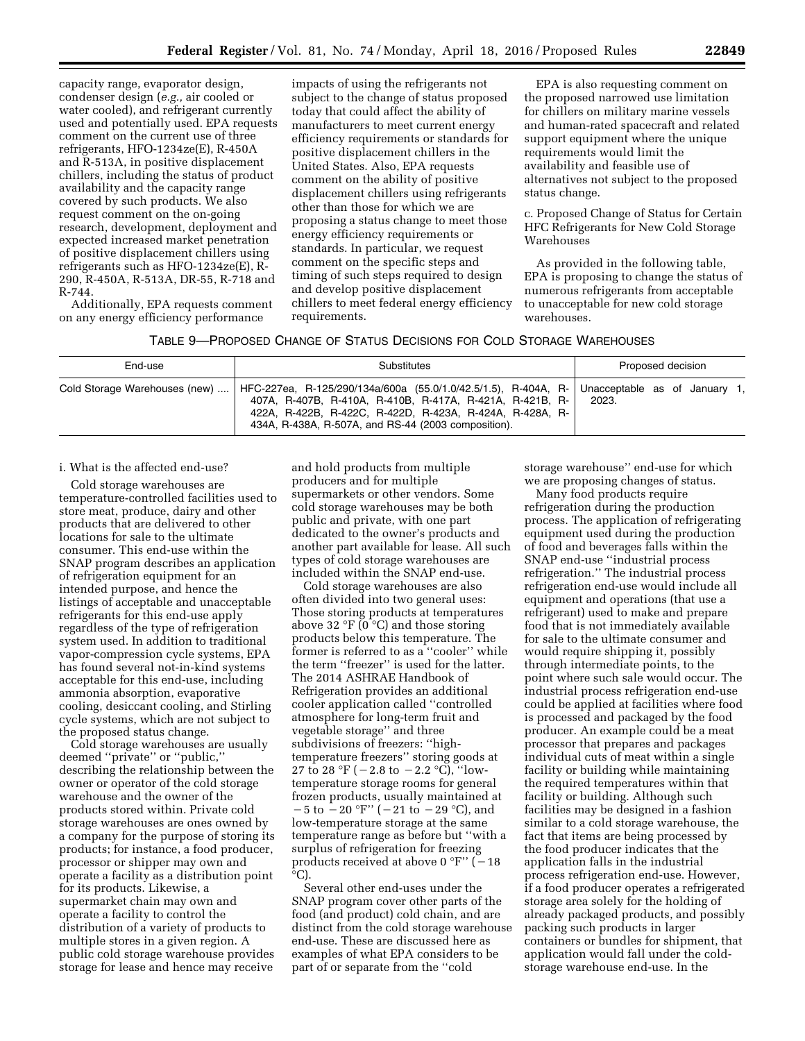capacity range, evaporator design, condenser design (*e.g.,* air cooled or water cooled), and refrigerant currently used and potentially used. EPA requests comment on the current use of three refrigerants, HFO-1234ze(E), R-450A and R-513A, in positive displacement chillers, including the status of product availability and the capacity range covered by such products. We also request comment on the on-going research, development, deployment and expected increased market penetration of positive displacement chillers using refrigerants such as HFO-1234ze(E), R-290, R-450A, R-513A, DR-55, R-718 and R-744.

Additionally, EPA requests comment on any energy efficiency performance impacts of using the refrigerants not subject to the change of status proposed today that could affect the ability of manufacturers to meet current energy efficiency requirements or standards for positive displacement chillers in the United States. Also, EPA requests comment on the ability of positive displacement chillers using refrigerants other than those for which we are proposing a status change to meet those energy efficiency requirements or standards. In particular, we request comment on the specific steps and timing of such steps required to design and develop positive displacement chillers to meet federal energy efficiency requirements.

EPA is also requesting comment on the proposed narrowed use limitation for chillers on military marine vessels and human-rated spacecraft and related support equipment where the unique requirements would limit the availability and feasible use of alternatives not subject to the proposed status change.

c. Proposed Change of Status for Certain HFC Refrigerants for New Cold Storage Warehouses

As provided in the following table, EPA is proposing to change the status of numerous refrigerants from acceptable to unacceptable for new cold storage warehouses.

TABLE 9—PROPOSED CHANGE OF STATUS DECISIONS FOR COLD STORAGE WAREHOUSES

| End-use | Substitutes | Proposed decision |
|---|---|---|
| Cold Storage Warehouses (new) .... | HFC-227ea, R-125/290/134a/600a (55.0/1.0/42.5/1.5), R-404A, R-407A, R-407B, R-410A, R-410B, R-417A, R-421A, R-421B, R-422A, R-422B, R-422C, R-422D, R-423A, R-424A, R-428A, R-434A, R-438A, R-507A, and RS-44 (2003 composition). | Unacceptable as of January 1, 2023. |

i. What is the affected end-use?

Cold storage warehouses are temperature-controlled facilities used to store meat, produce, dairy and other products that are delivered to other locations for sale to the ultimate consumer. This end-use within the SNAP program describes an application of refrigeration equipment for an intended purpose, and hence the listings of acceptable and unacceptable refrigerants for this end-use apply regardless of the type of refrigeration system used. In addition to traditional vapor-compression cycle systems, EPA has found several not-in-kind systems acceptable for this end-use, including ammonia absorption, evaporative cooling, desiccant cooling, and Stirling cycle systems, which are not subject to the proposed status change.

Cold storage warehouses are usually deemed ''private'' or ''public,'' describing the relationship between the owner or operator of the cold storage warehouse and the owner of the products stored within. Private cold storage warehouses are ones owned by a company for the purpose of storing its products; for instance, a food producer, processor or shipper may own and operate a facility as a distribution point for its products. Likewise, a supermarket chain may own and operate a facility to control the distribution of a variety of products to multiple stores in a given region. A public cold storage warehouse provides storage for lease and hence may receive and hold products from multiple producers and for multiple supermarkets or other vendors. Some cold storage warehouses may be both public and private, with one part dedicated to the owner's products and another part available for lease. All such types of cold storage warehouses are included within the SNAP end-use.

Cold storage warehouses are also often divided into two general uses: Those storing products at temperatures above 32 °F (0 °C) and those storing products below this temperature. The former is referred to as a ''cooler'' while the term ''freezer'' is used for the latter. The 2014 ASHRAE Handbook of Refrigeration provides an additional cooler application called ''controlled atmosphere for long-term fruit and vegetable storage'' and three subdivisions of freezers: ''high-temperature freezers'' storing goods at 27 to 28 °F (−2.8 to −2.2 °C), ''low-temperature storage rooms for general frozen products, usually maintained at −5 to −20 °F'' (−21 to −29 °C), and low-temperature storage at the same temperature range as before but ''with a surplus of refrigeration for freezing products received at above 0 °F'' (−18 °C).

Several other end-uses under the SNAP program cover other parts of the food (and product) cold chain, and are distinct from the cold storage warehouse end-use. These are discussed here as examples of what EPA considers to be part of or separate from the ''cold storage warehouse'' end-use for which we are proposing changes of status.

Many food products require refrigeration during the production process. The application of refrigerating equipment used during the production of food and beverages falls within the SNAP end-use ''industrial process refrigeration.'' The industrial process refrigeration end-use would include all equipment and operations (that use a refrigerant) used to make and prepare food that is not immediately available for sale to the ultimate consumer and would require shipping it, possibly through intermediate points, to the point where such sale would occur. The industrial process refrigeration end-use could be applied at facilities where food is processed and packaged by the food producer. An example could be a meat processor that prepares and packages individual cuts of meat within a single facility or building while maintaining the required temperatures within that facility or building. Although such facilities may be designed in a fashion similar to a cold storage warehouse, the fact that items are being processed by the food producer indicates that the application falls in the industrial process refrigeration end-use. However, if a food producer operates a refrigerated storage area solely for the holding of already packaged products, and possibly packing such products in larger containers or bundles for shipment, that application would fall under the cold-storage warehouse end-use. In the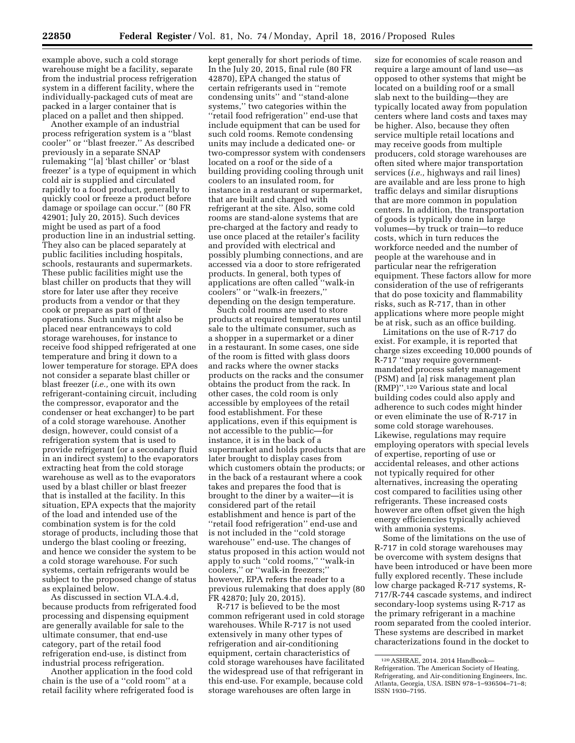example above, such a cold storage warehouse might be a facility, separate from the industrial process refrigeration system in a different facility, where the individually-packaged cuts of meat are packed in a larger container that is placed on a pallet and then shipped.

Another example of an industrial process refrigeration system is a ''blast cooler'' or ''blast freezer.'' As described previously in a separate SNAP rulemaking ''[a] 'blast chiller' or 'blast freezer' is a type of equipment in which cold air is supplied and circulated rapidly to a food product, generally to quickly cool or freeze a product before damage or spoilage can occur.'' (80 FR 42901; July 20, 2015). Such devices might be used as part of a food production line in an industrial setting. They also can be placed separately at public facilities including hospitals, schools, restaurants and supermarkets. These public facilities might use the blast chiller on products that they will store for later use after they receive products from a vendor or that they cook or prepare as part of their operations. Such units might also be placed near entranceways to cold storage warehouses, for instance to receive food shipped refrigerated at one temperature and bring it down to a lower temperature for storage. EPA does not consider a separate blast chiller or blast freezer (*i.e.,* one with its own refrigerant-containing circuit, including the compressor, evaporator and the condenser or heat exchanger) to be part of a cold storage warehouse. Another design, however, could consist of a refrigeration system that is used to provide refrigerant (or a secondary fluid in an indirect system) to the evaporators extracting heat from the cold storage warehouse as well as to the evaporators used by a blast chiller or blast freezer that is installed at the facility. In this situation, EPA expects that the majority of the load and intended use of the combination system is for the cold storage of products, including those that undergo the blast cooling or freezing, and hence we consider the system to be a cold storage warehouse. For such systems, certain refrigerants would be subject to the proposed change of status as explained below.

As discussed in section VI.A.4.d, because products from refrigerated food processing and dispensing equipment are generally available for sale to the ultimate consumer, that end-use category, part of the retail food refrigeration end-use, is distinct from industrial process refrigeration.

Another application in the food cold chain is the use of a ''cold room'' at a retail facility where refrigerated food is kept generally for short periods of time. In the July 20, 2015, final rule (80 FR 42870), EPA changed the status of certain refrigerants used in ''remote condensing units'' and ''stand-alone systems,'' two categories within the ''retail food refrigeration'' end-use that include equipment that can be used for such cold rooms. Remote condensing units may include a dedicated one- or two-compressor system with condensers located on a roof or the side of a building providing cooling through unit coolers to an insulated room, for instance in a restaurant or supermarket, that are built and charged with refrigerant at the site. Also, some cold rooms are stand-alone systems that are pre-charged at the factory and ready to use once placed at the retailer's facility and provided with electrical and possibly plumbing connections, and are accessed via a door to store refrigerated products. In general, both types of applications are often called ''walk-in coolers'' or ''walk-in freezers,'' depending on the design temperature.

Such cold rooms are used to store products at required temperatures until sale to the ultimate consumer, such as a shopper in a supermarket or a diner in a restaurant. In some cases, one side of the room is fitted with glass doors and racks where the owner stacks products on the racks and the consumer obtains the product from the rack. In other cases, the cold room is only accessible by employees of the retail food establishment. For these applications, even if this equipment is not accessible to the public—for instance, it is in the back of a supermarket and holds products that are later brought to display cases from which customers obtain the products; or in the back of a restaurant where a cook takes and prepares the food that is brought to the diner by a waiter—it is considered part of the retail establishment and hence is part of the ''retail food refrigeration'' end-use and is not included in the ''cold storage warehouse'' end-use. The changes of status proposed in this action would not apply to such ''cold rooms,'' ''walk-in coolers,'' or ''walk-in freezers;'' however, EPA refers the reader to a previous rulemaking that does apply (80 FR 42870; July 20, 2015).

R-717 is believed to be the most common refrigerant used in cold storage warehouses. While R-717 is not used extensively in many other types of refrigeration and air-conditioning equipment, certain characteristics of cold storage warehouses have facilitated the widespread use of that refrigerant in this end-use. For example, because cold storage warehouses are often large in size for economies of scale reason and require a large amount of land use—as opposed to other systems that might be located on a building roof or a small slab next to the building—they are typically located away from population centers where land costs and taxes may be higher. Also, because they often service multiple retail locations and may receive goods from multiple producers, cold storage warehouses are often sited where major transportation services (*i.e.,* highways and rail lines) are available and are less prone to high traffic delays and similar disruptions that are more common in population centers. In addition, the transportation of goods is typically done in large volumes—by truck or train—to reduce costs, which in turn reduces the workforce needed and the number of people at the warehouse and in particular near the refrigeration equipment. These factors allow for more consideration of the use of refrigerants that do pose toxicity and flammability risks, such as R-717, than in other applications where more people might be at risk, such as an office building.

Limitations on the use of R-717 do exist. For example, it is reported that charge sizes exceeding 10,000 pounds of R-717 ''may require government-mandated process safety management (PSM) and [a] risk management plan (RMP)''.[120] Various state and local building codes could also apply and adherence to such codes might hinder or even eliminate the use of R-717 in some cold storage warehouses. Likewise, regulations may require employing operators with special levels of expertise, reporting of use or accidental releases, and other actions not typically required for other alternatives, increasing the operating cost compared to facilities using other refrigerants. These increased costs however are often offset given the high energy efficiencies typically achieved with ammonia systems.

Some of the limitations on the use of R-717 in cold storage warehouses may be overcome with system designs that have been introduced or have been more fully explored recently. These include low charge packaged R-717 systems, R-717/R-744 cascade systems, and indirect secondary-loop systems using R-717 as the primary refrigerant in a machine room separated from the cooled interior. These systems are described in market characterizations found in the docket to

[120] ASHRAE, 2014. 2014 Handbook—Refrigeration. The American Society of Heating, Refrigerating, and Air-conditioning Engineers, Inc. Atlanta, Georgia, USA. ISBN 978–1–936504–71–8; ISSN 1930–7195.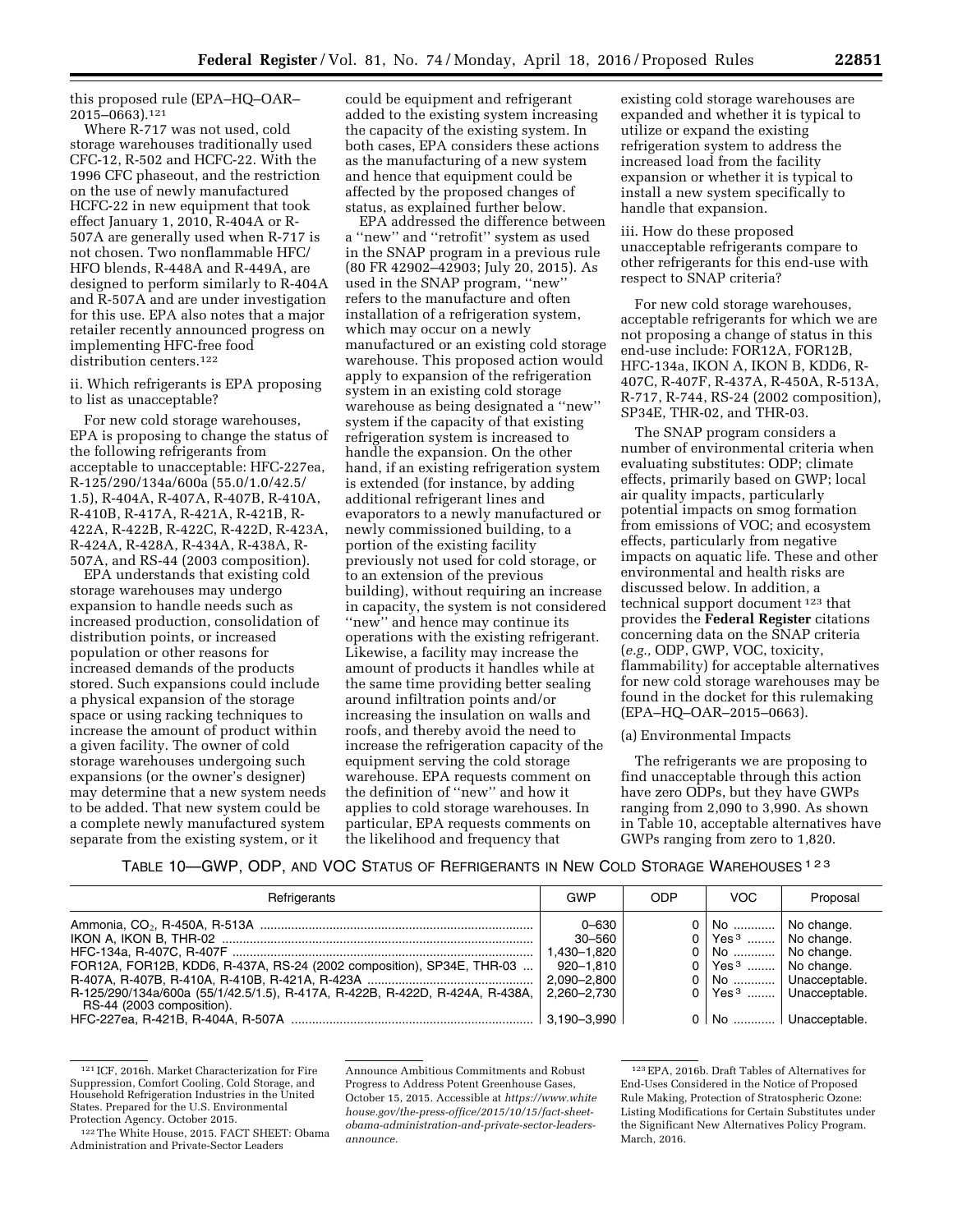this proposed rule (EPA–HQ–OAR–2015–0663).[121]

Where R-717 was not used, cold storage warehouses traditionally used CFC-12, R-502 and HCFC-22. With the 1996 CFC phaseout, and the restriction on the use of newly manufactured HCFC-22 in new equipment that took effect January 1, 2010, R-404A or R-507A are generally used when R-717 is not chosen. Two nonflammable HFC/HFO blends, R-448A and R-449A, are designed to perform similarly to R-404A and R-507A and are under investigation for this use. EPA also notes that a major retailer recently announced progress on implementing HFC-free food distribution centers.[122]

ii. Which refrigerants is EPA proposing to list as unacceptable?

For new cold storage warehouses, EPA is proposing to change the status of the following refrigerants from acceptable to unacceptable: HFC-227ea, R-125/290/134a/600a (55.0/1.0/42.5/1.5), R-404A, R-407A, R-407B, R-410A, R-410B, R-417A, R-421A, R-421B, R-422A, R-422B, R-422C, R-422D, R-423A, R-424A, R-428A, R-434A, R-438A, R-507A, and RS-44 (2003 composition).

EPA understands that existing cold storage warehouses may undergo expansion to handle needs such as increased production, consolidation of distribution points, or increased population or other reasons for increased demands of the products stored. Such expansions could include a physical expansion of the storage space or using racking techniques to increase the amount of product within a given facility. The owner of cold storage warehouses undergoing such expansions (or the owner's designer) may determine that a new system needs to be added. That new system could be a complete newly manufactured system separate from the existing system, or it could be equipment and refrigerant added to the existing system increasing the capacity of the existing system. In both cases, EPA considers these actions as the manufacturing of a new system and hence that equipment could be affected by the proposed changes of status, as explained further below.

EPA addressed the difference between a "new" and "retrofit" system as used in the SNAP program in a previous rule (80 FR 42902–42903; July 20, 2015). As used in the SNAP program, "new" refers to the manufacture and often installation of a refrigeration system, which may occur on a newly manufactured or an existing cold storage warehouse. This proposed action would apply to expansion of the refrigeration system in an existing cold storage warehouse as being designated a "new" system if the capacity of that existing refrigeration system is increased to handle the expansion. On the other hand, if an existing refrigeration system is extended (for instance, by adding additional refrigerant lines and evaporators to a newly manufactured or newly commissioned building, to a portion of the existing facility previously not used for cold storage, or to an extension of the previous building), without requiring an increase in capacity, the system is not considered "new" and hence may continue its operations with the existing refrigerant. Likewise, a facility may increase the amount of products it handles while at the same time providing better sealing around infiltration points and/or increasing the insulation on walls and roofs, and thereby avoid the need to increase the refrigeration capacity of the equipment serving the cold storage warehouse. EPA requests comment on the definition of "new" and how it applies to cold storage warehouses. In particular, EPA requests comments on the likelihood and frequency that existing cold storage warehouses are expanded and whether it is typical to utilize or expand the existing refrigeration system to address the increased load from the facility expansion or whether it is typical to install a new system specifically to handle that expansion.

iii. How do these proposed unacceptable refrigerants compare to other refrigerants for this end-use with respect to SNAP criteria?

For new cold storage warehouses, acceptable refrigerants for which we are not proposing a change of status in this end-use include: FOR12A, FOR12B, HFC-134a, IKON A, IKON B, KDD6, R-407C, R-407F, R-437A, R-450A, R-513A, R-717, R-744, RS-24 (2002 composition), SP34E, THR-02, and THR-03.

The SNAP program considers a number of environmental criteria when evaluating substitutes: ODP; climate effects, primarily based on GWP; local air quality impacts, particularly potential impacts on smog formation from emissions of VOC; and ecosystem effects, particularly from negative impacts on aquatic life. These and other environmental and health risks are discussed below. In addition, a technical support document[123] that provides the **Federal Register** citations concerning data on the SNAP criteria (*e.g.,* ODP, GWP, VOC, toxicity, flammability) for acceptable alternatives for new cold storage warehouses may be found in the docket for this rulemaking (EPA–HQ–OAR–2015–0663).

(a) Environmental Impacts

The refrigerants we are proposing to find unacceptable through this action have zero ODPs, but they have GWPs ranging from 2,090 to 3,990. As shown in Table 10, acceptable alternatives have GWPs ranging from zero to 1,820.

TABLE 10—GWP, ODP, AND VOC STATUS OF REFRIGERANTS IN NEW COLD STORAGE WAREHOUSES [1 2 3]

| Refrigerants | GWP | ODP | VOC | Proposal |
|---|---|---|---|---|
| Ammonia, $CO_2$, R-450A, R-513A | 0–630 | 0 | No | No change. |
| IKON A, IKON B, THR-02 | 30–560 | 0 | Yes [3] | No change. |
| HFC-134a, R-407C, R-407F | 1,430–1,820 | 0 | No | No change. |
| FOR12A, FOR12B, KDD6, R-437A, RS-24 (2002 composition), SP34E, THR-03 | 920–1,810 | 0 | Yes [3] | No change. |
| R-407A, R-407B, R-410A, R-410B, R-421A, R-423A | 2,090–2,800 | 0 | No | Unacceptable. |
| R-125/290/134a/600a (55/1/42.5/1.5), R-417A, R-422B, R-422D, R-424A, R-438A, RS-44 (2003 composition). | 2,260–2,730 | 0 | Yes [3] | Unacceptable. |
| HFC-227ea, R-421B, R-404A, R-507A | 3,190–3,990 | 0 | No | Unacceptable. |

[121] ICF, 2016h. Market Characterization for Fire Suppression, Comfort Cooling, Cold Storage, and Household Refrigeration Industries in the United States. Prepared for the U.S. Environmental Protection Agency. October 2015.

[122] The White House, 2015. FACT SHEET: Obama Administration and Private-Sector Leaders Announce Ambitious Commitments and Robust Progress to Address Potent Greenhouse Gases, October 15, 2015. Accessible at *https://www.whitehouse.gov/the-press-office/2015/10/15/fact-sheet-obama-administration-and-private-sector-leaders-announce.*

[123] EPA, 2016b. Draft Tables of Alternatives for End-Uses Considered in the Notice of Proposed Rule Making, Protection of Stratospheric Ozone: Listing Modifications for Certain Substitutes under the Significant New Alternatives Policy Program. March, 2016.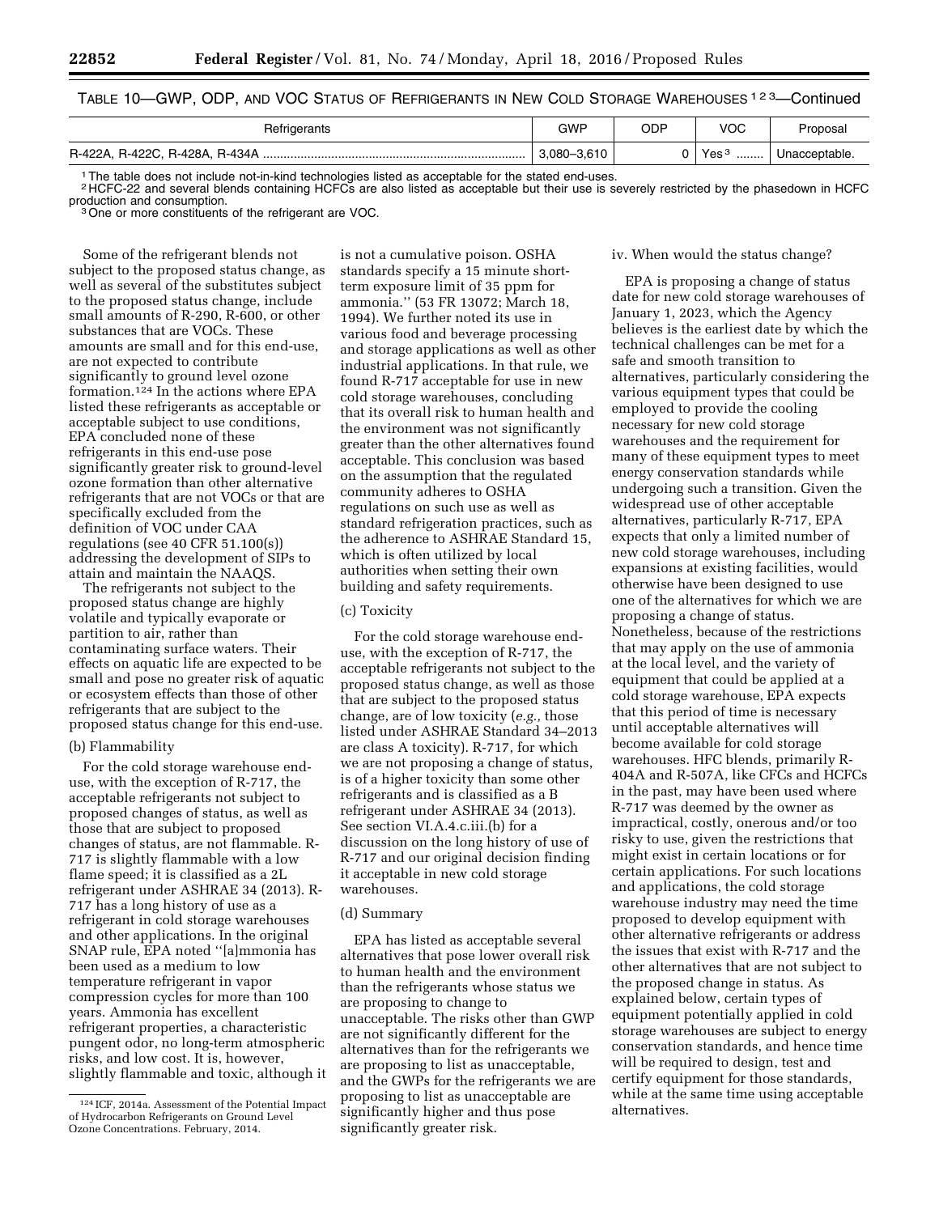TABLE 10—GWP, ODP, AND VOC STATUS OF REFRIGERANTS IN NEW COLD STORAGE WAREHOUSES [1 2 3]—Continued

| Refrigerants | GWP | ODP | VOC | Proposal |
|---|---|---|---|---|
| R-422A, R-422C, R-428A, R-434A | 3,080–3,610 | 0 | Yes [3] | Unacceptable. |

[1] The table does not include not-in-kind technologies listed as acceptable for the stated end-uses.
[2] HCFC-22 and several blends containing HCFCs are also listed as acceptable but their use is severely restricted by the phasedown in HCFC production and consumption.
[3] One or more constituents of the refrigerant are VOC.

Some of the refrigerant blends not subject to the proposed status change, as well as several of the substitutes subject to the proposed status change, include small amounts of R-290, R-600, or other substances that are VOCs. These amounts are small and for this end-use, are not expected to contribute significantly to ground level ozone formation.[124] In the actions where EPA listed these refrigerants as acceptable or acceptable subject to use conditions, EPA concluded none of these refrigerants in this end-use pose significantly greater risk to ground-level ozone formation than other alternative refrigerants that are not VOCs or that are specifically excluded from the definition of VOC under CAA regulations (see 40 CFR 51.100(s)) addressing the development of SIPs to attain and maintain the NAAQS.

The refrigerants not subject to the proposed status change are highly volatile and typically evaporate or partition to air, rather than contaminating surface waters. Their effects on aquatic life are expected to be small and pose no greater risk of aquatic or ecosystem effects than those of other refrigerants that are subject to the proposed status change for this end-use.

(b) Flammability

For the cold storage warehouse end-use, with the exception of R-717, the acceptable refrigerants not subject to proposed changes of status, as well as those that are subject to proposed changes of status, are not flammable. R-717 is slightly flammable with a low flame speed; it is classified as a 2L refrigerant under ASHRAE 34 (2013). R-717 has a long history of use as a refrigerant in cold storage warehouses and other applications. In the original SNAP rule, EPA noted "[a]mmonia has been used as a medium to low temperature refrigerant in vapor compression cycles for more than 100 years. Ammonia has excellent refrigerant properties, a characteristic pungent odor, no long-term atmospheric risks, and low cost. It is, however, slightly flammable and toxic, although it is not a cumulative poison. OSHA standards specify a 15 minute short-term exposure limit of 35 ppm for ammonia." (53 FR 13072; March 18, 1994). We further noted its use in various food and beverage processing and storage applications as well as other industrial applications. In that rule, we found R-717 acceptable for use in new cold storage warehouses, concluding that its overall risk to human health and the environment was not significantly greater than the other alternatives found acceptable. This conclusion was based on the assumption that the regulated community adheres to OSHA regulations on such use as well as standard refrigeration practices, such as the adherence to ASHRAE Standard 15, which is often utilized by local authorities when setting their own building and safety requirements.

(c) Toxicity

For the cold storage warehouse end-use, with the exception of R-717, the acceptable refrigerants not subject to the proposed status change, as well as those that are subject to the proposed status change, are of low toxicity (*e.g.,* those listed under ASHRAE Standard 34–2013 are class A toxicity). R-717, for which we are not proposing a change of status, is of a higher toxicity than some other refrigerants and is classified as a B refrigerant under ASHRAE 34 (2013). See section VI.A.4.c.iii.(b) for a discussion on the long history of use of R-717 and our original decision finding it acceptable in new cold storage warehouses.

(d) Summary

EPA has listed as acceptable several alternatives that pose lower overall risk to human health and the environment than the refrigerants whose status we are proposing to change to unacceptable. The risks other than GWP are not significantly different for the alternatives than for the refrigerants we are proposing to list as unacceptable, and the GWPs for the refrigerants we are proposing to list as unacceptable are significantly higher and thus pose significantly greater risk.

iv. When would the status change?

EPA is proposing a change of status date for new cold storage warehouses of January 1, 2023, which the Agency believes is the earliest date by which the technical challenges can be met for a safe and smooth transition to alternatives, particularly considering the various equipment types that could be employed to provide the cooling necessary for new cold storage warehouses and the requirement for many of these equipment types to meet energy conservation standards while undergoing such a transition. Given the widespread use of other acceptable alternatives, particularly R-717, EPA expects that only a limited number of new cold storage warehouses, including expansions at existing facilities, would otherwise have been designed to use one of the alternatives for which we are proposing a change of status. Nonetheless, because of the restrictions that may apply on the use of ammonia at the local level, and the variety of equipment that could be applied at a cold storage warehouse, EPA expects that this period of time is necessary until acceptable alternatives will become available for cold storage warehouses. HFC blends, primarily R-404A and R-507A, like CFCs and HCFCs in the past, may have been used where R-717 was deemed by the owner as impractical, costly, onerous and/or too risky to use, given the restrictions that might exist in certain locations or for certain applications. For such locations and applications, the cold storage warehouse industry may need the time proposed to develop equipment with other alternative refrigerants or address the issues that exist with R-717 and the other alternatives that are not subject to the proposed change in status. As explained below, certain types of equipment potentially applied in cold storage warehouses are subject to energy conservation standards, and hence time will be required to design, test and certify equipment for those standards, while at the same time using acceptable alternatives.

[124] ICF, 2014a. Assessment of the Potential Impact of Hydrocarbon Refrigerants on Ground Level Ozone Concentrations. February, 2014.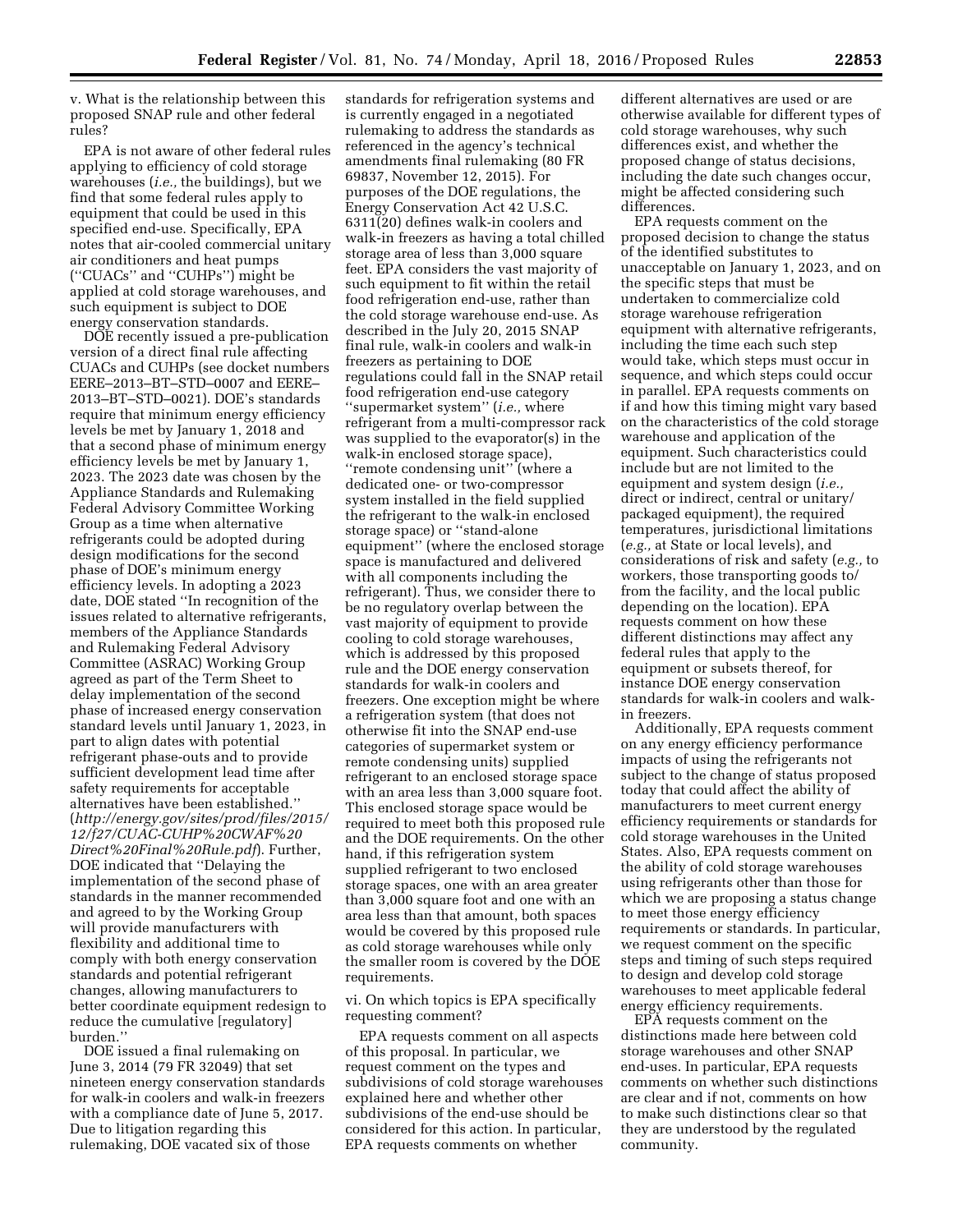v. What is the relationship between this proposed SNAP rule and other federal rules?

EPA is not aware of other federal rules applying to efficiency of cold storage warehouses (*i.e.,* the buildings), but we find that some federal rules apply to equipment that could be used in this specified end-use. Specifically, EPA notes that air-cooled commercial unitary air conditioners and heat pumps (''CUACs'' and ''CUHPs'') might be applied at cold storage warehouses, and such equipment is subject to DOE energy conservation standards.

DOE recently issued a pre-publication version of a direct final rule affecting CUACs and CUHPs (see docket numbers EERE–2013–BT–STD–0007 and EERE–2013–BT–STD–0021). DOE's standards require that minimum energy efficiency levels be met by January 1, 2018 and that a second phase of minimum energy efficiency levels be met by January 1, 2023. The 2023 date was chosen by the Appliance Standards and Rulemaking Federal Advisory Committee Working Group as a time when alternative refrigerants could be adopted during design modifications for the second phase of DOE's minimum energy efficiency levels. In adopting a 2023 date, DOE stated ''In recognition of the issues related to alternative refrigerants, members of the Appliance Standards and Rulemaking Federal Advisory Committee (ASRAC) Working Group agreed as part of the Term Sheet to delay implementation of the second phase of increased energy conservation standard levels until January 1, 2023, in part to align dates with potential refrigerant phase-outs and to provide sufficient development lead time after safety requirements for acceptable alternatives have been established.'' (*http://energy.gov/sites/prod/files/2015/12/f27/CUAC-CUHP%20CWAF%20Direct%20Final%20Rule.pdf*). Further, DOE indicated that ''Delaying the implementation of the second phase of standards in the manner recommended and agreed to by the Working Group will provide manufacturers with flexibility and additional time to comply with both energy conservation standards and potential refrigerant changes, allowing manufacturers to better coordinate equipment redesign to reduce the cumulative [regulatory] burden.''

DOE issued a final rulemaking on June 3, 2014 (79 FR 32049) that set nineteen energy conservation standards for walk-in coolers and walk-in freezers with a compliance date of June 5, 2017. Due to litigation regarding this rulemaking, DOE vacated six of those standards for refrigeration systems and is currently engaged in a negotiated rulemaking to address the standards as referenced in the agency's technical amendments final rulemaking (80 FR 69837, November 12, 2015). For purposes of the DOE regulations, the Energy Conservation Act 42 U.S.C. 6311(20) defines walk-in coolers and walk-in freezers as having a total chilled storage area of less than 3,000 square feet. EPA considers the vast majority of such equipment to fit within the retail food refrigeration end-use, rather than the cold storage warehouse end-use. As described in the July 20, 2015 SNAP final rule, walk-in coolers and walk-in freezers as pertaining to DOE regulations could fall in the SNAP retail food refrigeration end-use category ''supermarket system'' (*i.e.,* where refrigerant from a multi-compressor rack was supplied to the evaporator(s) in the walk-in enclosed storage space), ''remote condensing unit'' (where a dedicated one- or two-compressor system installed in the field supplied the refrigerant to the walk-in enclosed storage space) or ''stand-alone equipment'' (where the enclosed storage space is manufactured and delivered with all components including the refrigerant). Thus, we consider there to be no regulatory overlap between the vast majority of equipment to provide cooling to cold storage warehouses, which is addressed by this proposed rule and the DOE energy conservation standards for walk-in coolers and freezers. One exception might be where a refrigeration system (that does not otherwise fit into the SNAP end-use categories of supermarket system or remote condensing units) supplied refrigerant to an enclosed storage space with an area less than 3,000 square foot. This enclosed storage space would be required to meet both this proposed rule and the DOE requirements. On the other hand, if this refrigeration system supplied refrigerant to two enclosed storage spaces, one with an area greater than 3,000 square foot and one with an area less than that amount, both spaces would be covered by this proposed rule as cold storage warehouses while only the smaller room is covered by the DOE requirements.

vi. On which topics is EPA specifically requesting comment?

EPA requests comment on all aspects of this proposal. In particular, we request comment on the types and subdivisions of cold storage warehouses explained here and whether other subdivisions of the end-use should be considered for this action. In particular, EPA requests comments on whether different alternatives are used or are otherwise available for different types of cold storage warehouses, why such differences exist, and whether the proposed change of status decisions, including the date such changes occur, might be affected considering such differences.

EPA requests comment on the proposed decision to change the status of the identified substitutes to unacceptable on January 1, 2023, and on the specific steps that must be undertaken to commercialize cold storage warehouse refrigeration equipment with alternative refrigerants, including the time each such step would take, which steps must occur in sequence, and which steps could occur in parallel. EPA requests comments on if and how this timing might vary based on the characteristics of the cold storage warehouse and application of the equipment. Such characteristics could include but are not limited to the equipment and system design (*i.e.,* direct or indirect, central or unitary/packaged equipment), the required temperatures, jurisdictional limitations (*e.g.,* at State or local levels), and considerations of risk and safety (*e.g.,* to workers, those transporting goods to/from the facility, and the local public depending on the location). EPA requests comment on how these different distinctions may affect any federal rules that apply to the equipment or subsets thereof, for instance DOE energy conservation standards for walk-in coolers and walk-in freezers.

Additionally, EPA requests comment on any energy efficiency performance impacts of using the refrigerants not subject to the change of status proposed today that could affect the ability of manufacturers to meet current energy efficiency requirements or standards for cold storage warehouses in the United States. Also, EPA requests comment on the ability of cold storage warehouses using refrigerants other than those for which we are proposing a status change to meet those energy efficiency requirements or standards. In particular, we request comment on the specific steps and timing of such steps required to design and develop cold storage warehouses to meet applicable federal energy efficiency requirements.

EPA requests comment on the distinctions made here between cold storage warehouses and other SNAP end-uses. In particular, EPA requests comments on whether such distinctions are clear and if not, comments on how to make such distinctions clear so that they are understood by the regulated community.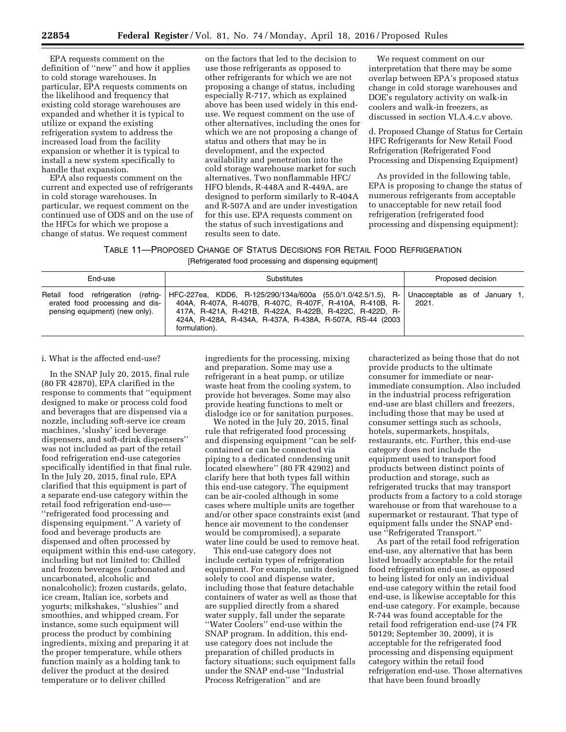EPA requests comment on the definition of "new" and how it applies to cold storage warehouses. In particular, EPA requests comments on the likelihood and frequency that existing cold storage warehouses are expanded and whether it is typical to utilize or expand the existing refrigeration system to address the increased load from the facility expansion or whether it is typical to install a new system specifically to handle that expansion.

EPA also requests comment on the current and expected use of refrigerants in cold storage warehouses. In particular, we request comment on the continued use of ODS and on the use of the HFCs for which we propose a change of status. We request comment on the factors that led to the decision to use those refrigerants as opposed to other refrigerants for which we are not proposing a change of status, including especially R-717, which as explained above has been used widely in this end-use. We request comment on the use of other alternatives, including the ones for which we are not proposing a change of status and others that may be in development, and the expected availability and penetration into the cold storage warehouse market for such alternatives. Two nonflammable HFC/HFO blends, R-448A and R-449A, are designed to perform similarly to R-404A and R-507A and are under investigation for this use. EPA requests comment on the status of such investigations and results seen to date.

We request comment on our interpretation that there may be some overlap between EPA's proposed status change in cold storage warehouses and DOE's regulatory activity on walk-in coolers and walk-in freezers, as discussed in section VI.A.4.c.v above.

d. Proposed Change of Status for Certain HFC Refrigerants for New Retail Food Refrigeration (Refrigerated Food Processing and Dispensing Equipment)

As provided in the following table, EPA is proposing to change the status of numerous refrigerants from acceptable to unacceptable for new retail food refrigeration (refrigerated food processing and dispensing equipment):

TABLE 11—PROPOSED CHANGE OF STATUS DECISIONS FOR RETAIL FOOD REFRIGERATION

[Refrigerated food processing and dispensing equipment]

| End-use | Substitutes | Proposed decision |
|---|---|---|
| Retail food refrigeration (refrigerated food processing and dispensing equipment) (new only). | HFC-227ea, KDD6, R-125/290/134a/600a (55.0/1.0/42.5/1.5), R-404A, R-407A, R-407B, R-407C, R-407F, R-410A, R-410B, R-417A, R-421A, R-421B, R-422A, R-422B, R-422C, R-422D, R-424A, R-428A, R-434A, R-437A, R-438A, R-507A, RS-44 (2003 formulation). | Unacceptable as of January 1, 2021. |

i. What is the affected end-use?

In the SNAP July 20, 2015, final rule (80 FR 42870), EPA clarified in the response to comments that "equipment designed to make or process cold food and beverages that are dispensed via a nozzle, including soft-serve ice cream machines, 'slushy' iced beverage dispensers, and soft-drink dispensers" was not included as part of the retail food refrigeration end-use categories specifically identified in that final rule. In the July 20, 2015, final rule, EPA clarified that this equipment is part of a separate end-use category within the retail food refrigeration end-use— "refrigerated food processing and dispensing equipment." A variety of food and beverage products are dispensed and often processed by equipment within this end-use category, including but not limited to: Chilled and frozen beverages (carbonated and uncarbonated, alcoholic and nonalcoholic); frozen custards, gelato, ice cream, Italian ice, sorbets and yogurts; milkshakes, "slushies" and smoothies, and whipped cream. For instance, some such equipment will process the product by combining ingredients, mixing and preparing it at the proper temperature, while others function mainly as a holding tank to deliver the product at the desired temperature or to deliver chilled ingredients for the processing, mixing and preparation. Some may use a refrigerant in a heat pump, or utilize waste heat from the cooling system, to provide hot beverages. Some may also provide heating functions to melt or dislodge ice or for sanitation purposes.

We noted in the July 20, 2015, final rule that refrigerated food processing and dispensing equipment "can be self-contained or can be connected via piping to a dedicated condensing unit located elsewhere" (80 FR 42902) and clarify here that both types fall within this end-use category. The equipment can be air-cooled although in some cases where multiple units are together and/or other space constraints exist (and hence air movement to the condenser would be compromised), a separate water line could be used to remove heat.

This end-use category does not include certain types of refrigeration equipment. For example, units designed solely to cool and dispense water, including those that feature detachable containers of water as well as those that are supplied directly from a shared water supply, fall under the separate "Water Coolers" end-use within the SNAP program. In addition, this end-use category does not include the preparation of chilled products in factory situations; such equipment falls under the SNAP end-use "Industrial Process Refrigeration" and are characterized as being those that do not provide products to the ultimate consumer for immediate or near-immediate consumption. Also included in the industrial process refrigeration end-use are blast chillers and freezers, including those that may be used at consumer settings such as schools, hotels, supermarkets, hospitals, restaurants, etc. Further, this end-use category does not include the equipment used to transport food products between distinct points of production and storage, such as refrigerated trucks that may transport products from a factory to a cold storage warehouse or from that warehouse to a supermarket or restaurant. That type of equipment falls under the SNAP end-use "Refrigerated Transport."

As part of the retail food refrigeration end-use, any alternative that has been listed broadly acceptable for the retail food refrigeration end-use, as opposed to being listed for only an individual end-use category within the retail food end-use, is likewise acceptable for this end-use category. For example, because R-744 was found acceptable for the retail food refrigeration end-use (74 FR 50129; September 30, 2009), it is acceptable for the refrigerated food processing and dispensing equipment category within the retail food refrigeration end-use. Those alternatives that have been found broadly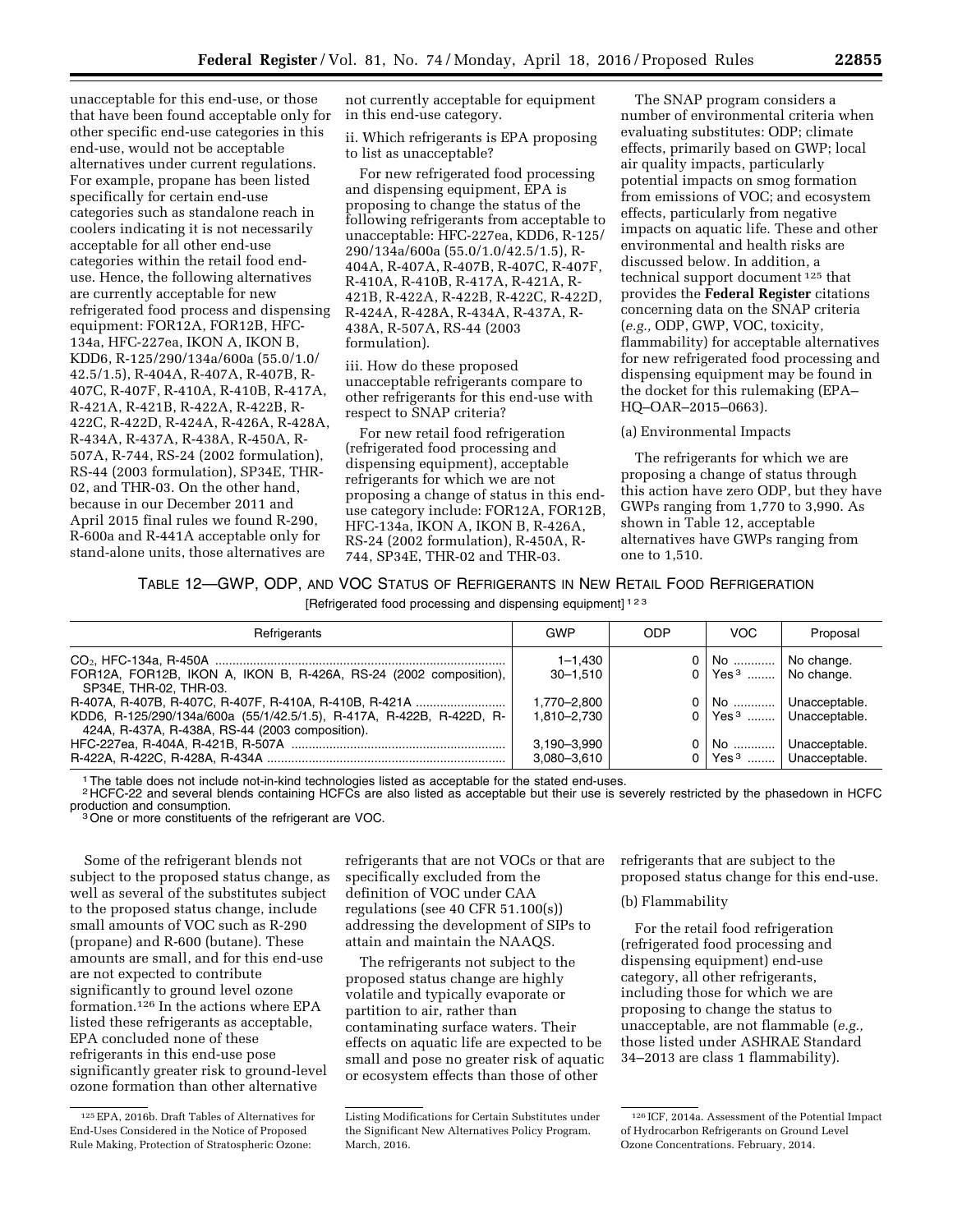unacceptable for this end-use, or those that have been found acceptable only for other specific end-use categories in this end-use, would not be acceptable alternatives under current regulations. For example, propane has been listed specifically for certain end-use categories such as standalone reach in coolers indicating it is not necessarily acceptable for all other end-use categories within the retail food end-use. Hence, the following alternatives are currently acceptable for new refrigerated food process and dispensing equipment: FOR12A, FOR12B, HFC-134a, HFC-227ea, IKON A, IKON B, KDD6, R-125/290/134a/600a (55.0/1.0/42.5/1.5), R-404A, R-407A, R-407B, R-407C, R-407F, R-410A, R-410B, R-417A, R-421A, R-421B, R-422A, R-422B, R-422C, R-422D, R-424A, R-426A, R-428A, R-434A, R-437A, R-438A, R-450A, R-507A, R-744, RS-24 (2002 formulation), RS-44 (2003 formulation), SP34E, THR-02, and THR-03. On the other hand, because in our December 2011 and April 2015 final rules we found R-290, R-600a and R-441A acceptable only for stand-alone units, those alternatives are not currently acceptable for equipment in this end-use category.

ii. Which refrigerants is EPA proposing to list as unacceptable?

For new refrigerated food processing and dispensing equipment, EPA is proposing to change the status of the following refrigerants from acceptable to unacceptable: HFC-227ea, KDD6, R-125/290/134a/600a (55.0/1.0/42.5/1.5), R-404A, R-407A, R-407B, R-407C, R-407F, R-410A, R-410B, R-417A, R-421A, R-421B, R-422A, R-422B, R-422C, R-422D, R-424A, R-428A, R-434A, R-437A, R-438A, R-507A, RS-44 (2003 formulation).

iii. How do these proposed unacceptable refrigerants compare to other refrigerants for this end-use with respect to SNAP criteria?

For new retail food refrigeration (refrigerated food processing and dispensing equipment), acceptable refrigerants for which we are not proposing a change of status in this end-use category include: FOR12A, FOR12B, HFC-134a, IKON A, IKON B, R-426A, RS-24 (2002 formulation), R-450A, R-744, SP34E, THR-02 and THR-03.

The SNAP program considers a number of environmental criteria when evaluating substitutes: ODP; climate effects, primarily based on GWP; local air quality impacts, particularly potential impacts on smog formation from emissions of VOC; and ecosystem effects, particularly from negative impacts on aquatic life. These and other environmental and health risks are discussed below. In addition, a technical support document [125] that provides the **Federal Register** citations concerning data on the SNAP criteria (*e.g.,* ODP, GWP, VOC, toxicity, flammability) for acceptable alternatives for new refrigerated food processing and dispensing equipment may be found in the docket for this rulemaking (EPA–HQ–OAR–2015–0663).

(a) Environmental Impacts

The refrigerants for which we are proposing a change of status through this action have zero ODP, but they have GWPs ranging from 1,770 to 3,990. As shown in Table 12, acceptable alternatives have GWPs ranging from one to 1,510.

TABLE 12—GWP, ODP, AND VOC STATUS OF REFRIGERANTS IN NEW RETAIL FOOD REFRIGERATION

[Refrigerated food processing and dispensing equipment] [1] [2] [3]

| Refrigerants | GWP | ODP | VOC | Proposal |
|---|---|---|---|---|
| $CO_2$, HFC-134a, R-450A | 1–1,430 | 0 | No | No change. |
| FOR12A, FOR12B, IKON A, IKON B, R-426A, RS-24 (2002 composition), SP34E, THR-02, THR-03. | 30–1,510 | 0 | Yes [3] | No change. |
| R-407A, R-407B, R-407C, R-407F, R-410A, R-410B, R-421A | 1,770–2,800 | 0 | No | Unacceptable. |
| KDD6, R-125/290/134a/600a (55/1/42.5/1.5), R-417A, R-422B, R-422D, R-424A, R-437A, R-438A, RS-44 (2003 composition). | 1,810–2,730 | 0 | Yes [3] | Unacceptable. |
| HFC-227ea, R-404A, R-421B, R-507A | 3,190–3,990 | 0 | No | Unacceptable. |
| R-422A, R-422C, R-428A, R-434A | 3,080–3,610 | 0 | Yes [3] | Unacceptable. |

[1] The table does not include not-in-kind technologies listed as acceptable for the stated end-uses.

[2] HCFC-22 and several blends containing HCFCs are also listed as acceptable but their use is severely restricted by the phasedown in HCFC production and consumption.

[3] One or more constituents of the refrigerant are VOC.

Some of the refrigerant blends not subject to the proposed status change, as well as several of the substitutes subject to the proposed status change, include small amounts of VOC such as R-290 (propane) and R-600 (butane). These amounts are small, and for this end-use are not expected to contribute significantly to ground level ozone formation.[126] In the actions where EPA listed these refrigerants as acceptable, EPA concluded none of these refrigerants in this end-use pose significantly greater risk to ground-level ozone formation than other alternative refrigerants that are not VOCs or that are specifically excluded from the definition of VOC under CAA regulations (see 40 CFR 51.100(s)) addressing the development of SIPs to attain and maintain the NAAQS.

The refrigerants not subject to the proposed status change are highly volatile and typically evaporate or partition to air, rather than contaminating surface waters. Their effects on aquatic life are expected to be small and pose no greater risk of aquatic or ecosystem effects than those of other refrigerants that are subject to the proposed status change for this end-use.

(b) Flammability

For the retail food refrigeration (refrigerated food processing and dispensing equipment) end-use category, all other refrigerants, including those for which we are proposing to change the status to unacceptable, are not flammable (*e.g.,* those listed under ASHRAE Standard 34–2013 are class 1 flammability).

[125] EPA, 2016b. Draft Tables of Alternatives for End-Uses Considered in the Notice of Proposed Rule Making, Protection of Stratospheric Ozone: Listing Modifications for Certain Substitutes under the Significant New Alternatives Policy Program. March, 2016.

[126] ICF, 2014a. Assessment of the Potential Impact of Hydrocarbon Refrigerants on Ground Level Ozone Concentrations. February, 2014.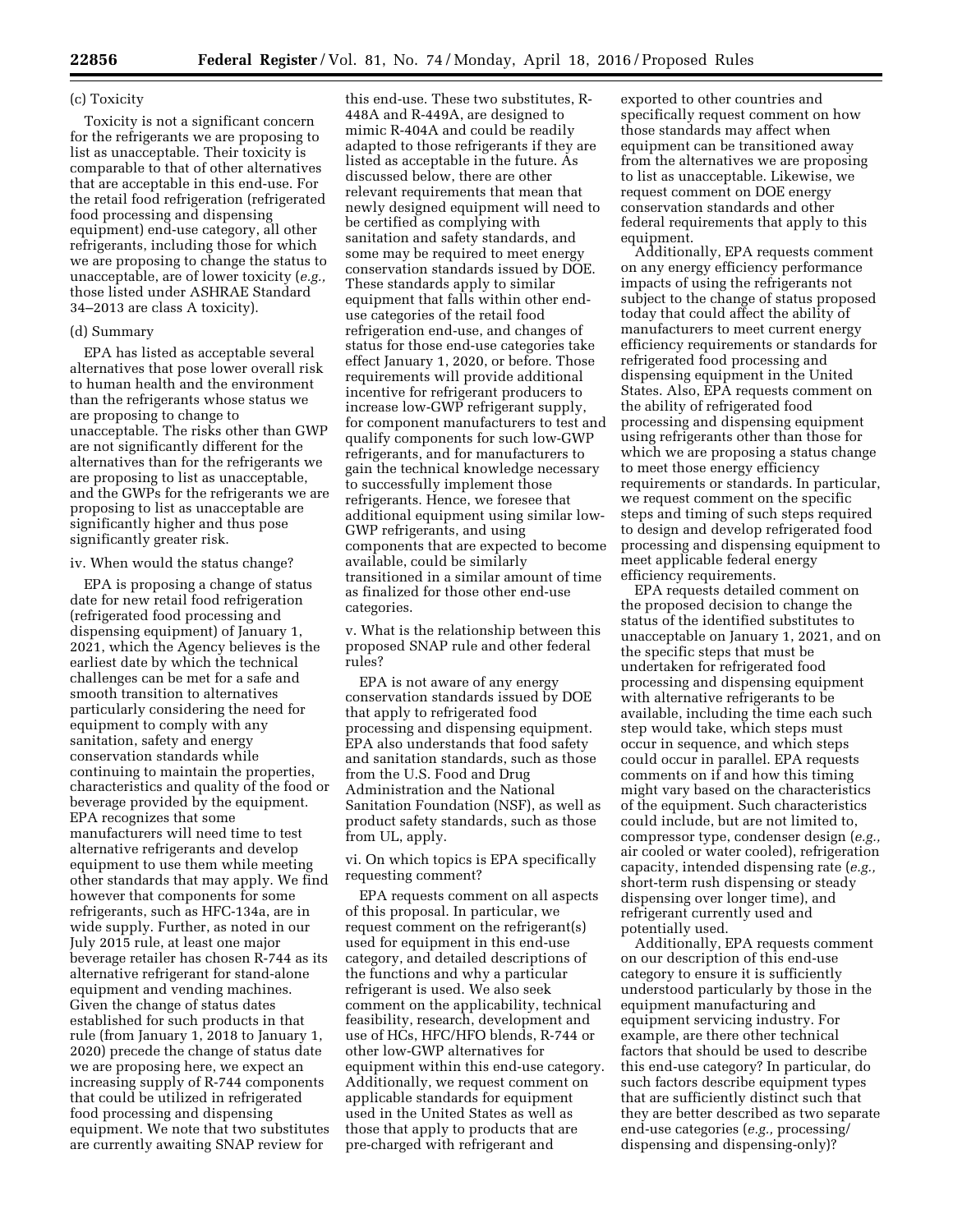(c) Toxicity

Toxicity is not a significant concern for the refrigerants we are proposing to list as unacceptable. Their toxicity is comparable to that of other alternatives that are acceptable in this end-use. For the retail food refrigeration (refrigerated food processing and dispensing equipment) end-use category, all other refrigerants, including those for which we are proposing to change the status to unacceptable, are of lower toxicity (*e.g.,* those listed under ASHRAE Standard 34–2013 are class A toxicity).

(d) Summary

EPA has listed as acceptable several alternatives that pose lower overall risk to human health and the environment than the refrigerants whose status we are proposing to change to unacceptable. The risks other than GWP are not significantly different for the alternatives than for the refrigerants we are proposing to list as unacceptable, and the GWPs for the refrigerants we are proposing to list as unacceptable are significantly higher and thus pose significantly greater risk.

iv. When would the status change?

EPA is proposing a change of status date for new retail food refrigeration (refrigerated food processing and dispensing equipment) of January 1, 2021, which the Agency believes is the earliest date by which the technical challenges can be met for a safe and smooth transition to alternatives particularly considering the need for equipment to comply with any sanitation, safety and energy conservation standards while continuing to maintain the properties, characteristics and quality of the food or beverage provided by the equipment. EPA recognizes that some manufacturers will need time to test alternative refrigerants and develop equipment to use them while meeting other standards that may apply. We find however that components for some refrigerants, such as HFC-134a, are in wide supply. Further, as noted in our July 2015 rule, at least one major beverage retailer has chosen R-744 as its alternative refrigerant for stand-alone equipment and vending machines. Given the change of status dates established for such products in that rule (from January 1, 2018 to January 1, 2020) precede the change of status date we are proposing here, we expect an increasing supply of R-744 components that could be utilized in refrigerated food processing and dispensing equipment. We note that two substitutes are currently awaiting SNAP review for this end-use. These two substitutes, R-448A and R-449A, are designed to mimic R-404A and could be readily adapted to those refrigerants if they are listed as acceptable in the future. As discussed below, there are other relevant requirements that mean that newly designed equipment will need to be certified as complying with sanitation and safety standards, and some may be required to meet energy conservation standards issued by DOE. These standards apply to similar equipment that falls within other end-use categories of the retail food refrigeration end-use, and changes of status for those end-use categories take effect January 1, 2020, or before. Those requirements will provide additional incentive for refrigerant producers to increase low-GWP refrigerant supply, for component manufacturers to test and qualify components for such low-GWP refrigerants, and for manufacturers to gain the technical knowledge necessary to successfully implement those refrigerants. Hence, we foresee that additional equipment using similar low-GWP refrigerants, and using components that are expected to become available, could be similarly transitioned in a similar amount of time as finalized for those other end-use categories.

v. What is the relationship between this proposed SNAP rule and other federal rules?

EPA is not aware of any energy conservation standards issued by DOE that apply to refrigerated food processing and dispensing equipment. EPA also understands that food safety and sanitation standards, such as those from the U.S. Food and Drug Administration and the National Sanitation Foundation (NSF), as well as product safety standards, such as those from UL, apply.

vi. On which topics is EPA specifically requesting comment?

EPA requests comment on all aspects of this proposal. In particular, we request comment on the refrigerant(s) used for equipment in this end-use category, and detailed descriptions of the functions and why a particular refrigerant is used. We also seek comment on the applicability, technical feasibility, research, development and use of HCs, HFC/HFO blends, R-744 or other low-GWP alternatives for equipment within this end-use category. Additionally, we request comment on applicable standards for equipment used in the United States as well as those that apply to products that are pre-charged with refrigerant and exported to other countries and specifically request comment on how those standards may affect when equipment can be transitioned away from the alternatives we are proposing to list as unacceptable. Likewise, we request comment on DOE energy conservation standards and other federal requirements that apply to this equipment.

Additionally, EPA requests comment on any energy efficiency performance impacts of using the refrigerants not subject to the change of status proposed today that could affect the ability of manufacturers to meet current energy efficiency requirements or standards for refrigerated food processing and dispensing equipment in the United States. Also, EPA requests comment on the ability of refrigerated food processing and dispensing equipment using refrigerants other than those for which we are proposing a status change to meet those energy efficiency requirements or standards. In particular, we request comment on the specific steps and timing of such steps required to design and develop refrigerated food processing and dispensing equipment to meet applicable federal energy efficiency requirements.

EPA requests detailed comment on the proposed decision to change the status of the identified substitutes to unacceptable on January 1, 2021, and on the specific steps that must be undertaken for refrigerated food processing and dispensing equipment with alternative refrigerants to be available, including the time each such step would take, which steps must occur in sequence, and which steps could occur in parallel. EPA requests comments on if and how this timing might vary based on the characteristics of the equipment. Such characteristics could include, but are not limited to, compressor type, condenser design (*e.g.,* air cooled or water cooled), refrigeration capacity, intended dispensing rate (*e.g.,* short-term rush dispensing or steady dispensing over longer time), and refrigerant currently used and potentially used.

Additionally, EPA requests comment on our description of this end-use category to ensure it is sufficiently understood particularly by those in the equipment manufacturing and equipment servicing industry. For example, are there other technical factors that should be used to describe this end-use category? In particular, do such factors describe equipment types that are sufficiently distinct such that they are better described as two separate end-use categories (*e.g.,* processing/dispensing and dispensing-only)?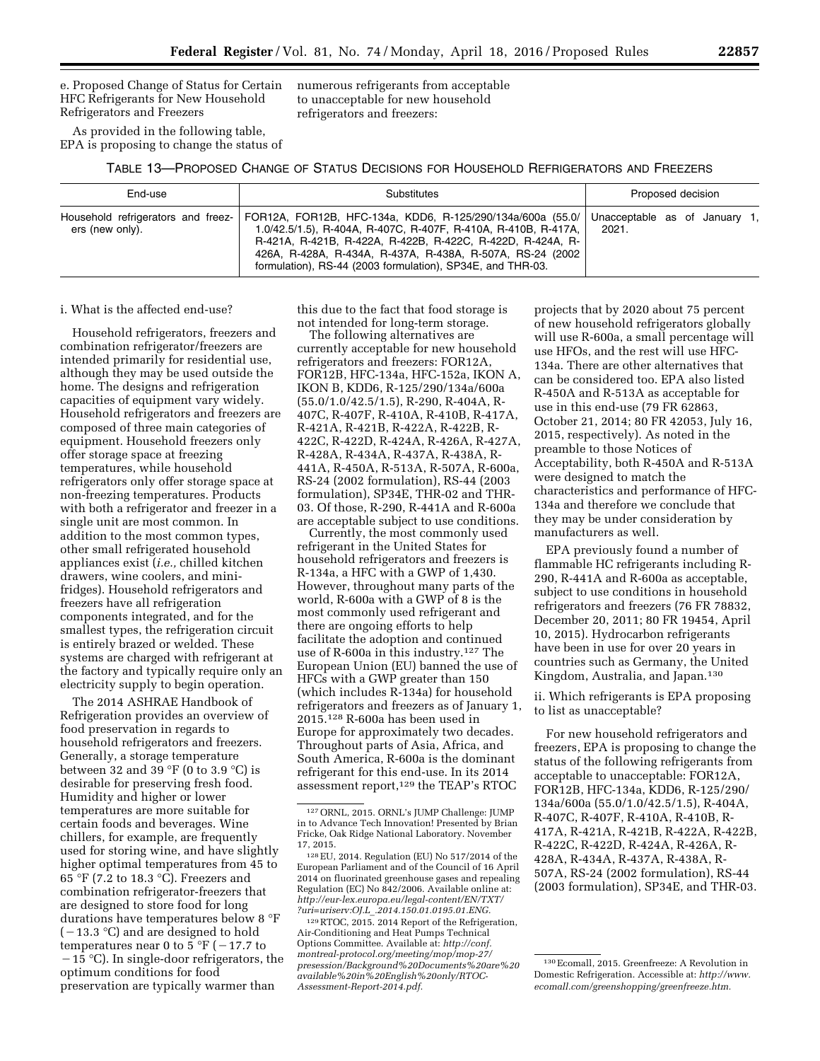e. Proposed Change of Status for Certain HFC Refrigerants for New Household Refrigerators and Freezers

As provided in the following table, EPA is proposing to change the status of numerous refrigerants from acceptable to unacceptable for new household refrigerators and freezers:

TABLE 13—PROPOSED CHANGE OF STATUS DECISIONS FOR HOUSEHOLD REFRIGERATORS AND FREEZERS

| End-use | Substitutes | Proposed decision |
|---|---|---|
| Household refrigerators and freezers (new only). | FOR12A, FOR12B, HFC-134a, KDD6, R-125/290/134a/600a (55.0/1.0/42.5/1.5), R-404A, R-407C, R-407F, R-410A, R-410B, R-417A, R-421A, R-421B, R-422A, R-422B, R-422C, R-422D, R-424A, R-426A, R-428A, R-434A, R-437A, R-438A, R-507A, RS-24 (2002 formulation), RS-44 (2003 formulation), SP34E, and THR-03. | Unacceptable as of January 1, 2021. |

i. What is the affected end-use?

Household refrigerators, freezers and combination refrigerator/freezers are intended primarily for residential use, although they may be used outside the home. The designs and refrigeration capacities of equipment vary widely. Household refrigerators and freezers are composed of three main categories of equipment. Household freezers only offer storage space at freezing temperatures, while household refrigerators only offer storage space at non-freezing temperatures. Products with both a refrigerator and freezer in a single unit are most common. In addition to the most common types, other small refrigerated household appliances exist (*i.e.,* chilled kitchen drawers, wine coolers, and mini-fridges). Household refrigerators and freezers have all refrigeration components integrated, and for the smallest types, the refrigeration circuit is entirely brazed or welded. These systems are charged with refrigerant at the factory and typically require only an electricity supply to begin operation.

The 2014 ASHRAE Handbook of Refrigeration provides an overview of food preservation in regards to household refrigerators and freezers. Generally, a storage temperature between 32 and 39 °F (0 to 3.9 °C) is desirable for preserving fresh food. Humidity and higher or lower temperatures are more suitable for certain foods and beverages. Wine chillers, for example, are frequently used for storing wine, and have slightly higher optimal temperatures from 45 to 65 °F (7.2 to 18.3 °C). Freezers and combination refrigerator-freezers that are designed to store food for long durations have temperatures below 8 °F (−13.3 °C) and are designed to hold temperatures near 0 to 5 °F (−17.7 to −15 °C). In single-door refrigerators, the optimum conditions for food preservation are typically warmer than this due to the fact that food storage is not intended for long-term storage.

The following alternatives are currently acceptable for new household refrigerators and freezers: FOR12A, FOR12B, HFC-134a, HFC-152a, IKON A, IKON B, KDD6, R-125/290/134a/600a (55.0/1.0/42.5/1.5), R-290, R-404A, R-407C, R-407F, R-410A, R-410B, R-417A, R-421A, R-421B, R-422A, R-422B, R-422C, R-422D, R-424A, R-426A, R-427A, R-428A, R-434A, R-437A, R-438A, R-441A, R-450A, R-513A, R-507A, R-600a, RS-24 (2002 formulation), RS-44 (2003 formulation), SP34E, THR-02 and THR-03. Of those, R-290, R-441A and R-600a are acceptable subject to use conditions.

Currently, the most commonly used refrigerant in the United States for household refrigerators and freezers is R-134a, a HFC with a GWP of 1,430. However, throughout many parts of the world, R-600a with a GWP of 8 is the most commonly used refrigerant and there are ongoing efforts to help facilitate the adoption and continued use of R-600a in this industry.[127] The European Union (EU) banned the use of HFCs with a GWP greater than 150 (which includes R-134a) for household refrigerators and freezers as of January 1, 2015.[128] R-600a has been used in Europe for approximately two decades. Throughout parts of Asia, Africa, and South America, R-600a is the dominant refrigerant for this end-use. In its 2014 assessment report,[129] the TEAP's RTOC projects that by 2020 about 75 percent of new household refrigerators globally will use R-600a, a small percentage will use HFOs, and the rest will use HFC-134a. There are other alternatives that can be considered too. EPA also listed R-450A and R-513A as acceptable for use in this end-use (79 FR 62863, October 21, 2014; 80 FR 42053, July 16, 2015, respectively). As noted in the preamble to those Notices of Acceptability, both R-450A and R-513A were designed to match the characteristics and performance of HFC-134a and therefore we conclude that they may be under consideration by manufacturers as well.

EPA previously found a number of flammable HC refrigerants including R-290, R-441A and R-600a as acceptable, subject to use conditions in household refrigerators and freezers (76 FR 78832, December 20, 2011; 80 FR 19454, April 10, 2015). Hydrocarbon refrigerants have been in use for over 20 years in countries such as Germany, the United Kingdom, Australia, and Japan.[130]

ii. Which refrigerants is EPA proposing to list as unacceptable?

For new household refrigerators and freezers, EPA is proposing to change the status of the following refrigerants from acceptable to unacceptable: FOR12A, FOR12B, HFC-134a, KDD6, R-125/290/134a/600a (55.0/1.0/42.5/1.5), R-404A, R-407C, R-407F, R-410A, R-410B, R-417A, R-421A, R-421B, R-422A, R-422B, R-422C, R-422D, R-424A, R-426A, R-428A, R-434A, R-437A, R-438A, R-507A, RS-24 (2002 formulation), RS-44 (2003 formulation), SP34E, and THR-03.

[127] ORNL, 2015. ORNL's JUMP Challenge: JUMP in to Advance Tech Innovation! Presented by Brian Fricke, Oak Ridge National Laboratory. November 17, 2015.

[128] EU, 2014. Regulation (EU) No 517/2014 of the European Parliament and of the Council of 16 April 2014 on fluorinated greenhouse gases and repealing Regulation (EC) No 842/2006. Available online at: *http://eur-lex.europa.eu/legal-content/EN/TXT/?uri=uriserv:OJ.L_.2014.150.01.0195.01.ENG.*

[129] RTOC, 2015. 2014 Report of the Refrigeration, Air-Conditioning and Heat Pumps Technical Options Committee. Available at: *http://conf.montreal-protocol.org/meeting/mop/mop-27/presession/Background%20Documents%20are%20available%20in%20English%20only/RTOC-Assessment-Report-2014.pdf.*

[130] Ecomall, 2015. Greenfreeze: A Revolution in Domestic Refrigeration. Accessible at: *http://www.ecomall.com/greenshopping/greenfreeze.htm.*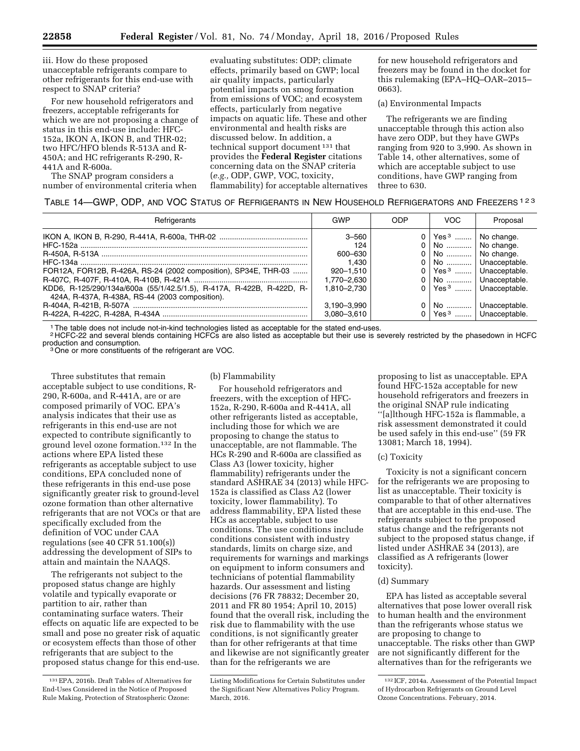iii. How do these proposed unacceptable refrigerants compare to other refrigerants for this end-use with respect to SNAP criteria?

For new household refrigerators and freezers, acceptable refrigerants for which we are not proposing a change of status in this end-use include: HFC-152a, IKON A, IKON B, and THR-02; two HFC/HFO blends R-513A and R-450A; and HC refrigerants R-290, R-441A and R-600a.

The SNAP program considers a number of environmental criteria when evaluating substitutes: ODP; climate effects, primarily based on GWP; local air quality impacts, particularly potential impacts on smog formation from emissions of VOC; and ecosystem effects, particularly from negative impacts on aquatic life. These and other environmental and health risks are discussed below. In addition, a technical support document[131] that provides the **Federal Register** citations concerning data on the SNAP criteria (*e.g.,* ODP, GWP, VOC, toxicity, flammability) for acceptable alternatives for new household refrigerators and freezers may be found in the docket for this rulemaking (EPA–HQ–OAR–2015–0663).

(a) Environmental Impacts

The refrigerants we are finding unacceptable through this action also have zero ODP, but they have GWPs ranging from 920 to 3,990. As shown in Table 14, other alternatives, some of which are acceptable subject to use conditions, have GWP ranging from three to 630.

TABLE 14—GWP, ODP, AND VOC STATUS OF REFRIGERANTS IN NEW HOUSEHOLD REFRIGERATORS AND FREEZERS [1 2 3]

| Refrigerants | GWP | ODP | VOC | Proposal |
|---|---|---|---|---|
| IKON A, IKON B, R-290, R-441A, R-600a, THR-02 | 3–560 | 0 | Yes[3] | No change. |
| HFC-152a | 124 | 0 | No | No change. |
| R-450A, R-513A | 600–630 | 0 | No | No change. |
| HFC-134a | 1,430 | 0 | No | Unacceptable. |
| FOR12A, FOR12B, R-426A, RS-24 (2002 composition), SP34E, THR-03 | 920–1,510 | 0 | Yes[3] | Unacceptable. |
| R-407C, R-407F, R-410A, R-410B, R-421A | 1,770–2,630 | 0 | No | Unacceptable. |
| KDD6, R-125/290/134a/600a (55/1/42.5/1.5), R-417A, R-422B, R-422D, R-424A, R-437A, R-438A, RS-44 (2003 composition). | 1,810–2,730 | 0 | Yes[3] | Unacceptable. |
| R-404A, R-421B, R-507A | 3,190–3,990 | 0 | No | Unacceptable. |
| R-422A, R-422C, R-428A, R-434A | 3,080–3,610 | 0 | Yes[3] | Unacceptable. |

[1] The table does not include not-in-kind technologies listed as acceptable for the stated end-uses.
[2] HCFC-22 and several blends containing HCFCs are also listed as acceptable but their use is severely restricted by the phasedown in HCFC production and consumption.
[3] One or more constituents of the refrigerant are VOC.

Three substitutes that remain acceptable subject to use conditions, R-290, R-600a, and R-441A, are or are composed primarily of VOC. EPA's analysis indicates that their use as refrigerants in this end-use are not expected to contribute significantly to ground level ozone formation.[132] In the actions where EPA listed these refrigerants as acceptable subject to use conditions, EPA concluded none of these refrigerants in this end-use pose significantly greater risk to ground-level ozone formation than other alternative refrigerants that are not VOCs or that are specifically excluded from the definition of VOC under CAA regulations (see 40 CFR 51.100(s)) addressing the development of SIPs to attain and maintain the NAAQS.

The refrigerants not subject to the proposed status change are highly volatile and typically evaporate or partition to air, rather than contaminating surface waters. Their effects on aquatic life are expected to be small and pose no greater risk of aquatic or ecosystem effects than those of other refrigerants that are subject to the proposed status change for this end-use.

(b) Flammability

For household refrigerators and freezers, with the exception of HFC-152a, R-290, R-600a and R-441A, all other refrigerants listed as acceptable, including those for which we are proposing to change the status to unacceptable, are not flammable. The HCs R-290 and R-600a are classified as Class A3 (lower toxicity, higher flammability) refrigerants under the standard ASHRAE 34 (2013) while HFC-152a is classified as Class A2 (lower toxicity, lower flammability). To address flammability, EPA listed these HCs as acceptable, subject to use conditions. The use conditions include conditions consistent with industry standards, limits on charge size, and requirements for warnings and markings on equipment to inform consumers and technicians of potential flammability hazards. Our assessment and listing decisions (76 FR 78832; December 20, 2011 and FR 80 1954; April 10, 2015) found that the overall risk, including the risk due to flammability with the use conditions, is not significantly greater than for other refrigerants at that time and likewise are not significantly greater than for the refrigerants we are proposing to list as unacceptable. EPA found HFC-152a acceptable for new household refrigerators and freezers in the original SNAP rule indicating "[a]lthough HFC-152a is flammable, a risk assessment demonstrated it could be used safely in this end-use" (59 FR 13081; March 18, 1994).

(c) Toxicity

Toxicity is not a significant concern for the refrigerants we are proposing to list as unacceptable. Their toxicity is comparable to that of other alternatives that are acceptable in this end-use. The refrigerants subject to the proposed status change and the refrigerants not subject to the proposed status change, if listed under ASHRAE 34 (2013), are classified as A refrigerants (lower toxicity).

(d) Summary

EPA has listed as acceptable several alternatives that pose lower overall risk to human health and the environment than the refrigerants whose status we are proposing to change to unacceptable. The risks other than GWP are not significantly different for the alternatives than for the refrigerants we

[131] EPA, 2016b. Draft Tables of Alternatives for End-Uses Considered in the Notice of Proposed Rule Making, Protection of Stratospheric Ozone: Listing Modifications for Certain Substitutes under the Significant New Alternatives Policy Program. March, 2016.

[132] ICF, 2014a. Assessment of the Potential Impact of Hydrocarbon Refrigerants on Ground Level Ozone Concentrations. February, 2014.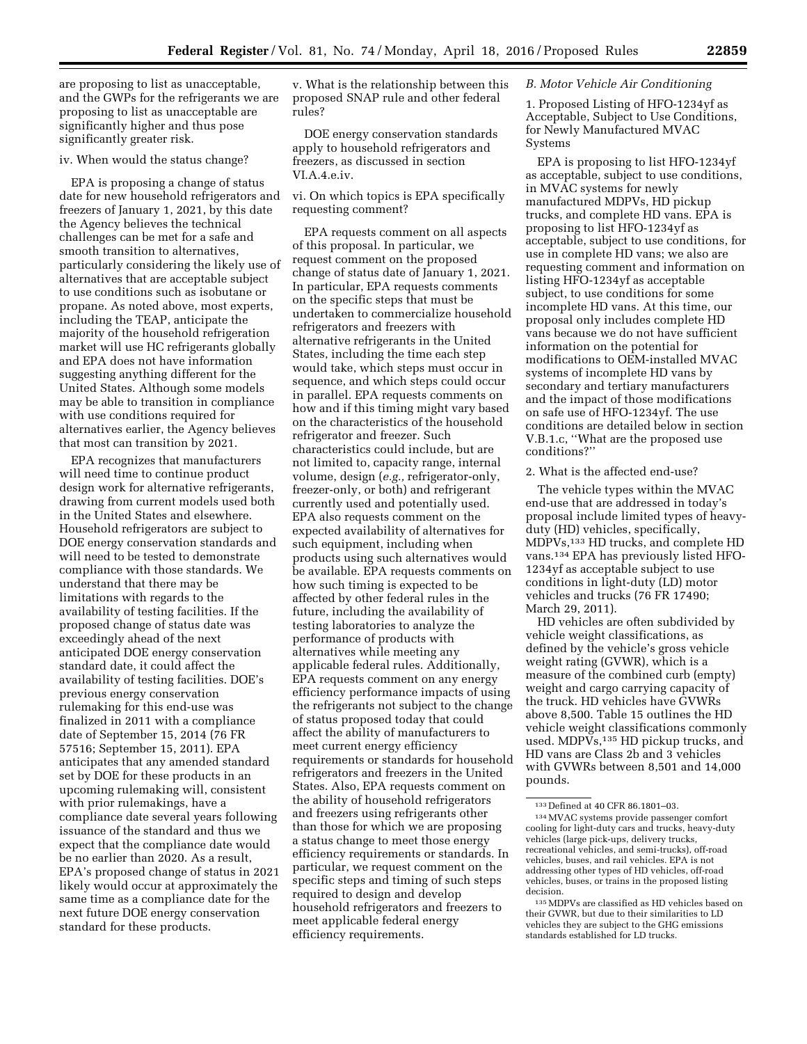are proposing to list as unacceptable, and the GWPs for the refrigerants we are proposing to list as unacceptable are significantly higher and thus pose significantly greater risk.

iv. When would the status change?

EPA is proposing a change of status date for new household refrigerators and freezers of January 1, 2021, by this date the Agency believes the technical challenges can be met for a safe and smooth transition to alternatives, particularly considering the likely use of alternatives that are acceptable subject to use conditions such as isobutane or propane. As noted above, most experts, including the TEAP, anticipate the majority of the household refrigeration market will use HC refrigerants globally and EPA does not have information suggesting anything different for the United States. Although some models may be able to transition in compliance with use conditions required for alternatives earlier, the Agency believes that most can transition by 2021.

EPA recognizes that manufacturers will need time to continue product design work for alternative refrigerants, drawing from current models used both in the United States and elsewhere. Household refrigerators are subject to DOE energy conservation standards and will need to be tested to demonstrate compliance with those standards. We understand that there may be limitations with regards to the availability of testing facilities. If the proposed change of status date was exceedingly ahead of the next anticipated DOE energy conservation standard date, it could affect the availability of testing facilities. DOE's previous energy conservation rulemaking for this end-use was finalized in 2011 with a compliance date of September 15, 2014 (76 FR 57516; September 15, 2011). EPA anticipates that any amended standard set by DOE for these products in an upcoming rulemaking will, consistent with prior rulemakings, have a compliance date several years following issuance of the standard and thus we expect that the compliance date would be no earlier than 2020. As a result, EPA's proposed change of status in 2021 likely would occur at approximately the same time as a compliance date for the next future DOE energy conservation standard for these products.

v. What is the relationship between this proposed SNAP rule and other federal rules?

DOE energy conservation standards apply to household refrigerators and freezers, as discussed in section VI.A.4.e.iv.

vi. On which topics is EPA specifically requesting comment?

EPA requests comment on all aspects of this proposal. In particular, we request comment on the proposed change of status date of January 1, 2021. In particular, EPA requests comments on the specific steps that must be undertaken to commercialize household refrigerators and freezers with alternative refrigerants in the United States, including the time each step would take, which steps must occur in sequence, and which steps could occur in parallel. EPA requests comments on how and if this timing might vary based on the characteristics of the household refrigerator and freezer. Such characteristics could include, but are not limited to, capacity range, internal volume, design (*e.g.,* refrigerator-only, freezer-only, or both) and refrigerant currently used and potentially used. EPA also requests comment on the expected availability of alternatives for such equipment, including when products using such alternatives would be available. EPA requests comments on how such timing is expected to be affected by other federal rules in the future, including the availability of testing laboratories to analyze the performance of products with alternatives while meeting any applicable federal rules. Additionally, EPA requests comment on any energy efficiency performance impacts of using the refrigerants not subject to the change of status proposed today that could affect the ability of manufacturers to meet current energy efficiency requirements or standards for household refrigerators and freezers in the United States. Also, EPA requests comment on the ability of household refrigerators and freezers using refrigerants other than those for which we are proposing a status change to meet those energy efficiency requirements or standards. In particular, we request comment on the specific steps and timing of such steps required to design and develop household refrigerators and freezers to meet applicable federal energy efficiency requirements.

*B. Motor Vehicle Air Conditioning*

1. Proposed Listing of HFO-1234yf as Acceptable, Subject to Use Conditions, for Newly Manufactured MVAC Systems

EPA is proposing to list HFO-1234yf as acceptable, subject to use conditions, in MVAC systems for newly manufactured MDPVs, HD pickup trucks, and complete HD vans. EPA is proposing to list HFO-1234yf as acceptable, subject to use conditions, for use in complete HD vans; we also are requesting comment and information on listing HFO-1234yf as acceptable subject, to use conditions for some incomplete HD vans. At this time, our proposal only includes complete HD vans because we do not have sufficient information on the potential for modifications to OEM-installed MVAC systems of incomplete HD vans by secondary and tertiary manufacturers and the impact of those modifications on safe use of HFO-1234yf. The use conditions are detailed below in section V.B.1.c, ''What are the proposed use conditions?''

2. What is the affected end-use?

The vehicle types within the MVAC end-use that are addressed in today's proposal include limited types of heavy-duty (HD) vehicles, specifically, MDPVs,[133] HD trucks, and complete HD vans.[134] EPA has previously listed HFO-1234yf as acceptable subject to use conditions in light-duty (LD) motor vehicles and trucks (76 FR 17490; March 29, 2011).

HD vehicles are often subdivided by vehicle weight classifications, as defined by the vehicle's gross vehicle weight rating (GVWR), which is a measure of the combined curb (empty) weight and cargo carrying capacity of the truck. HD vehicles have GVWRs above 8,500. Table 15 outlines the HD vehicle weight classifications commonly used. MDPVs,[135] HD pickup trucks, and HD vans are Class 2b and 3 vehicles with GVWRs between 8,501 and 14,000 pounds.

[133] Defined at 40 CFR 86.1801–03.

[134] MVAC systems provide passenger comfort cooling for light-duty cars and trucks, heavy-duty vehicles (large pick-ups, delivery trucks, recreational vehicles, and semi-trucks), off-road vehicles, buses, and rail vehicles. EPA is not addressing other types of HD vehicles, off-road vehicles, buses, or trains in the proposed listing decision.

[135] MDPVs are classified as HD vehicles based on their GVWR, but due to their similarities to LD vehicles they are subject to the GHG emissions standards established for LD trucks.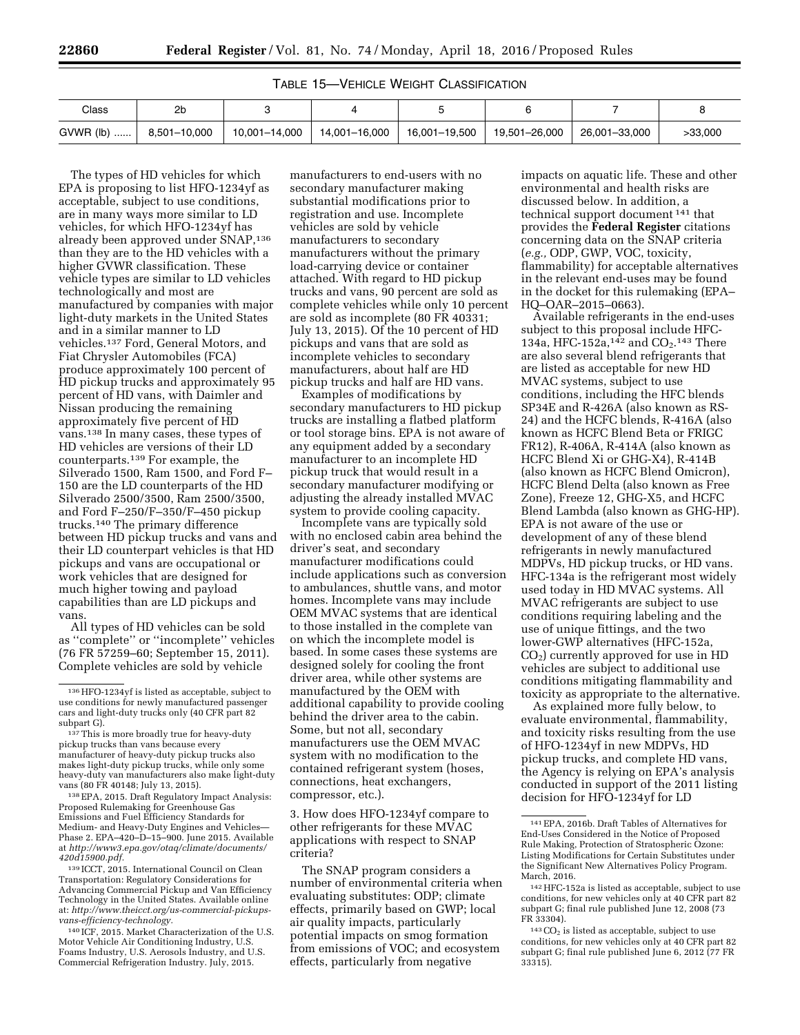TABLE 15—VEHICLE WEIGHT CLASSIFICATION

| Class | 2b | 3 | 4 | 5 | 6 | 7 | 8 |
|---|---|---|---|---|---|---|---|
| GVWR (lb) ...... | 8,501–10,000 | 10,001–14,000 | 14,001–16,000 | 16,001–19,500 | 19,501–26,000 | 26,001–33,000 | >33,000 |

The types of HD vehicles for which EPA is proposing to list HFO-1234yf as acceptable, subject to use conditions, are in many ways more similar to LD vehicles, for which HFO-1234yf has already been approved under SNAP,[136] than they are to the HD vehicles with a higher GVWR classification. These vehicle types are similar to LD vehicles technologically and most are manufactured by companies with major light-duty markets in the United States and in a similar manner to LD vehicles.[137] Ford, General Motors, and Fiat Chrysler Automobiles (FCA) produce approximately 100 percent of HD pickup trucks and approximately 95 percent of HD vans, with Daimler and Nissan producing the remaining approximately five percent of HD vans.[138] In many cases, these types of HD vehicles are versions of their LD counterparts.[139] For example, the Silverado 1500, Ram 1500, and Ford F–150 are the LD counterparts of the HD Silverado 2500/3500, Ram 2500/3500, and Ford F–250/F–350/F–450 pickup trucks.[140] The primary difference between HD pickup trucks and vans and their LD counterpart vehicles is that HD pickups and vans are occupational or work vehicles that are designed for much higher towing and payload capabilities than are LD pickups and vans.

All types of HD vehicles can be sold as ''complete'' or ''incomplete'' vehicles (76 FR 57259–60; September 15, 2011). Complete vehicles are sold by vehicle manufacturers to end-users with no secondary manufacturer making substantial modifications prior to registration and use. Incomplete vehicles are sold by vehicle manufacturers to secondary manufacturers without the primary load-carrying device or container attached. With regard to HD pickup trucks and vans, 90 percent are sold as complete vehicles while only 10 percent are sold as incomplete (80 FR 40331; July 13, 2015). Of the 10 percent of HD pickups and vans that are sold as incomplete vehicles to secondary manufacturers, about half are HD pickup trucks and half are HD vans.

Examples of modifications by secondary manufacturers to HD pickup trucks are installing a flatbed platform or tool storage bins. EPA is not aware of any equipment added by a secondary manufacturer to an incomplete HD pickup truck that would result in a secondary manufacturer modifying or adjusting the already installed MVAC system to provide cooling capacity.

Incomplete vans are typically sold with no enclosed cabin area behind the driver's seat, and secondary manufacturer modifications could include applications such as conversion to ambulances, shuttle vans, and motor homes. Incomplete vans may include OEM MVAC systems that are identical to those installed in the complete van on which the incomplete model is based. In some cases these systems are designed solely for cooling the front driver area, while other systems are manufactured by the OEM with additional capability to provide cooling behind the driver area to the cabin. Some, but not all, secondary manufacturers use the OEM MVAC system with no modification to the contained refrigerant system (hoses, connections, heat exchangers, compressor, etc.).

### 3. How does HFO-1234yf compare to other refrigerants for these MVAC applications with respect to SNAP criteria?

The SNAP program considers a number of environmental criteria when evaluating substitutes: ODP; climate effects, primarily based on GWP; local air quality impacts, particularly potential impacts on smog formation from emissions of VOC; and ecosystem effects, particularly from negative impacts on aquatic life. These and other environmental and health risks are discussed below. In addition, a technical support document[141] that provides the **Federal Register** citations concerning data on the SNAP criteria (*e.g.,* ODP, GWP, VOC, toxicity, flammability) for acceptable alternatives in the relevant end-uses may be found in the docket for this rulemaking (EPA–HQ–OAR–2015–0663).

Available refrigerants in the end-uses subject to this proposal include HFC-134a, HFC-152a,[142] and $CO_2$.[143] There are also several blend refrigerants that are listed as acceptable for new HD MVAC systems, subject to use conditions, including the HFC blends SP34E and R-426A (also known as RS-24) and the HCFC blends, R-416A (also known as HCFC Blend Beta or FRIGC FR12), R-406A, R-414A (also known as HCFC Blend Xi or GHG-X4), R-414B (also known as HCFC Blend Omicron), HCFC Blend Delta (also known as Free Zone), Freeze 12, GHG-X5, and HCFC Blend Lambda (also known as GHG-HP). EPA is not aware of the use or development of any of these blend refrigerants in newly manufactured MDPVs, HD pickup trucks, or HD vans. HFC-134a is the refrigerant most widely used today in HD MVAC systems. All MVAC refrigerants are subject to use conditions requiring labeling and the use of unique fittings, and the two lower-GWP alternatives (HFC-152a, $CO_2$) currently approved for use in HD vehicles are subject to additional use conditions mitigating flammability and toxicity as appropriate to the alternative.

As explained more fully below, to evaluate environmental, flammability, and toxicity risks resulting from the use of HFO-1234yf in new MDPVs, HD pickup trucks, and complete HD vans, the Agency is relying on EPA's analysis conducted in support of the 2011 listing decision for HFO-1234yf for LD

---

[136] HFO-1234yf is listed as acceptable, subject to use conditions for newly manufactured passenger cars and light-duty trucks only (40 CFR part 82 subpart G).

[137] This is more broadly true for heavy-duty pickup trucks than vans because every manufacturer of heavy-duty pickup trucks also makes light-duty pickup trucks, while only some heavy-duty van manufacturers also make light-duty vans (80 FR 40148; July 13, 2015).

[138] EPA, 2015. Draft Regulatory Impact Analysis: Proposed Rulemaking for Greenhouse Gas Emissions and Fuel Efficiency Standards for Medium- and Heavy-Duty Engines and Vehicles—Phase 2. EPA–420–D–15–900. June 2015. Available at *http://www3.epa.gov/otaq/climate/documents/420d15900.pdf.*

[139] ICCT, 2015. International Council on Clean Transportation: Regulatory Considerations for Advancing Commercial Pickup and Van Efficiency Technology in the United States. Available online at: *http://www.theicct.org/us-commercial-pickups-vans-efficiency-technology.*

[140] ICF, 2015. Market Characterization of the U.S. Motor Vehicle Air Conditioning Industry, U.S. Foams Industry, U.S. Aerosols Industry, and U.S. Commercial Refrigeration Industry. July, 2015.

[141] EPA, 2016b. Draft Tables of Alternatives for End-Uses Considered in the Notice of Proposed Rule Making, Protection of Stratospheric Ozone: Listing Modifications for Certain Substitutes under the Significant New Alternatives Policy Program. March, 2016.

[142] HFC-152a is listed as acceptable, subject to use conditions, for new vehicles only at 40 CFR part 82 subpart G; final rule published June 12, 2008 (73 FR 33304).

[143] $CO_2$ is listed as acceptable, subject to use conditions, for new vehicles only at 40 CFR part 82 subpart G; final rule published June 6, 2012 (77 FR 33315).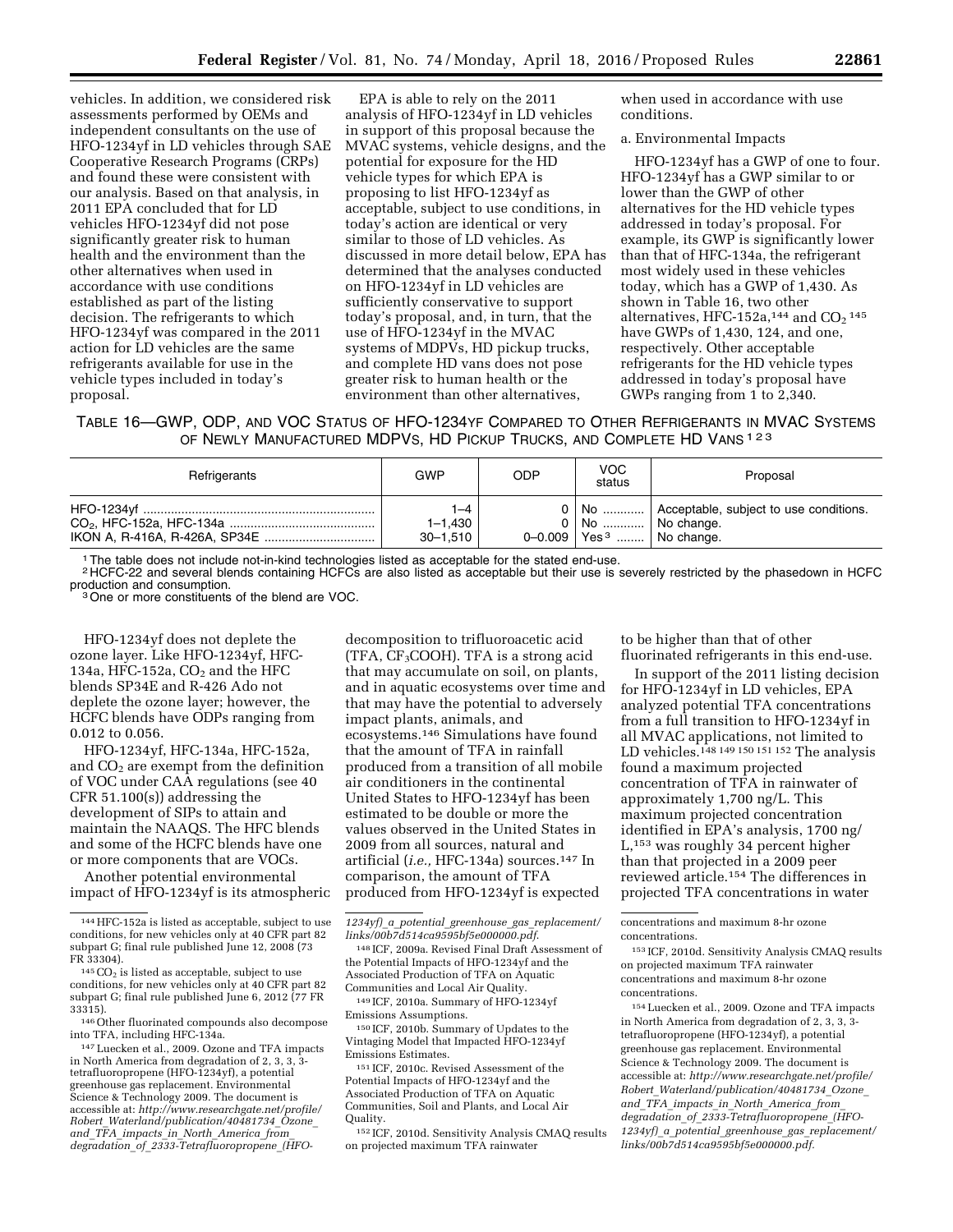vehicles. In addition, we considered risk assessments performed by OEMs and independent consultants on the use of HFO-1234yf in LD vehicles through SAE Cooperative Research Programs (CRPs) and found these were consistent with our analysis. Based on that analysis, in 2011 EPA concluded that for LD vehicles HFO-1234yf did not pose significantly greater risk to human health and the environment than the other alternatives when used in accordance with use conditions established as part of the listing decision. The refrigerants to which HFO-1234yf was compared in the 2011 action for LD vehicles are the same refrigerants available for use in the vehicle types included in today's proposal.

EPA is able to rely on the 2011 analysis of HFO-1234yf in LD vehicles in support of this proposal because the MVAC systems, vehicle designs, and the potential for exposure for the HD vehicle types for which EPA is proposing to list HFO-1234yf as acceptable, subject to use conditions, in today's action are identical or very similar to those of LD vehicles. As discussed in more detail below, EPA has determined that the analyses conducted on HFO-1234yf in LD vehicles are sufficiently conservative to support today's proposal, and, in turn, that the use of HFO-1234yf in the MVAC systems of MDPVs, HD pickup trucks, and complete HD vans does not pose greater risk to human health or the environment than other alternatives, when used in accordance with use conditions.

a. Environmental Impacts

HFO-1234yf has a GWP of one to four. HFO-1234yf has a GWP similar to or lower than the GWP of other alternatives for the HD vehicle types addressed in today's proposal. For example, its GWP is significantly lower than that of HFC-134a, the refrigerant most widely used in these vehicles today, which has a GWP of 1,430. As shown in Table 16, two other alternatives, HFC-152a,[144] and $CO_2$ [145] have GWPs of 1,430, 124, and one, respectively. Other acceptable refrigerants for the HD vehicle types addressed in today's proposal have GWPs ranging from 1 to 2,340.

TABLE 16—GWP, ODP, AND VOC STATUS OF HFO-1234YF COMPARED TO OTHER REFRIGERANTS IN MVAC SYSTEMS OF NEWLY MANUFACTURED MDPVS, HD PICKUP TRUCKS, AND COMPLETE HD VANS [1 2 3]

| Refrigerants | GWP | ODP | VOC status | Proposal |
|---|---|---|---|---|
| HFO-1234yf | 1–4 | 0 | No | Acceptable, subject to use conditions. |
| $CO_2$, HFC-152a, HFC-134a | 1–1,430 | 0 | No | No change. |
| IKON A, R-416A, R-426A, SP34E | 30–1,510 | 0–0.009 | Yes [3] | No change. |

[1] The table does not include not-in-kind technologies listed as acceptable for the stated end-use.
[2] HCFC-22 and several blends containing HCFCs are also listed as acceptable but their use is severely restricted by the phasedown in HCFC production and consumption.
[3] One or more constituents of the blend are VOC.

HFO-1234yf does not deplete the ozone layer. Like HFO-1234yf, HFC-134a, HFC-152a, $CO_2$ and the HFC blends SP34E and R-426 Ado not deplete the ozone layer; however, the HCFC blends have ODPs ranging from 0.012 to 0.056.

HFO-1234yf, HFC-134a, HFC-152a, and $CO_2$ are exempt from the definition of VOC under CAA regulations (see 40 CFR 51.100(s)) addressing the development of SIPs to attain and maintain the NAAQS. The HFC blends and some of the HCFC blends have one or more components that are VOCs.

Another potential environmental impact of HFO-1234yf is its atmospheric decomposition to trifluoroacetic acid (TFA, $CF_3COOH$). TFA is a strong acid that may accumulate on soil, on plants, and in aquatic ecosystems over time and that may have the potential to adversely impact plants, animals, and ecosystems.[146] Simulations have found that the amount of TFA in rainfall produced from a transition of all mobile air conditioners in the continental United States to HFO-1234yf has been estimated to be double or more the values observed in the United States in 2009 from all sources, natural and artificial (*i.e.,* HFC-134a) sources.[147] In comparison, the amount of TFA produced from HFO-1234yf is expected to be higher than that of other fluorinated refrigerants in this end-use.

In support of the 2011 listing decision for HFO-1234yf in LD vehicles, EPA analyzed potential TFA concentrations from a full transition to HFO-1234yf in all MVAC applications, not limited to LD vehicles.[148 149 150 151 152] The analysis found a maximum projected concentration of TFA in rainwater of approximately 1,700 ng/L. This maximum projected concentration identified in EPA's analysis, 1700 ng/L,[153] was roughly 34 percent higher than that projected in a 2009 peer reviewed article.[154] The differences in projected TFA concentrations in water

[144] HFC-152a is listed as acceptable, subject to use conditions, for new vehicles only at 40 CFR part 82 subpart G; final rule published June 12, 2008 (73 FR 33304).

[145] $CO_2$ is listed as acceptable, subject to use conditions, for new vehicles only at 40 CFR part 82 subpart G; final rule published June 6, 2012 (77 FR 33315).

[146] Other fluorinated compounds also decompose into TFA, including HFC-134a.

[147] Luecken et al., 2009. Ozone and TFA impacts in North America from degradation of 2, 3, 3, 3-tetrafluoropropene (HFO-1234yf), a potential greenhouse gas replacement. Environmental Science & Technology 2009. The document is accessible at: *http://www.researchgate.net/profile/Robert_Waterland/publication/40481734_Ozone_and_TFA_impacts_in_North_America_from_degradation_of_2333-Tetrafluoropropene_(HFO-1234yf)_a_potential_greenhouse_gas_replacement/links/00b7d514ca9595bf5e000000.pdf.*

[148] ICF, 2009a. Revised Final Draft Assessment of the Potential Impacts of HFO-1234yf and the Associated Production of TFA on Aquatic Communities and Local Air Quality.

[149] ICF, 2010a. Summary of HFO-1234yf Emissions Assumptions.

[150] ICF, 2010b. Summary of Updates to the Vintaging Model that Impacted HFO-1234yf Emissions Estimates.

[151] ICF, 2010c. Revised Assessment of the Potential Impacts of HFO-1234yf and the Associated Production of TFA on Aquatic Communities, Soil and Plants, and Local Air Quality.

[152] ICF, 2010d. Sensitivity Analysis CMAQ results on projected maximum TFA rainwater concentrations and maximum 8-hr ozone concentrations.

[153] ICF, 2010d. Sensitivity Analysis CMAQ results on projected maximum TFA rainwater concentrations and maximum 8-hr ozone concentrations.

[154] Luecken et al., 2009. Ozone and TFA impacts in North America from degradation of 2, 3, 3, 3-tetrafluoropropene (HFO-1234yf), a potential greenhouse gas replacement. Environmental Science & Technology 2009. The document is accessible at: *http://www.researchgate.net/profile/Robert_Waterland/publication/40481734_Ozone_and_TFA_impacts_in_North_America_from_degradation_of_2333-Tetrafluoropropene_(HFO-1234yf)_a_potential_greenhouse_gas_replacement/links/00b7d514ca9595bf5e000000.pdf.*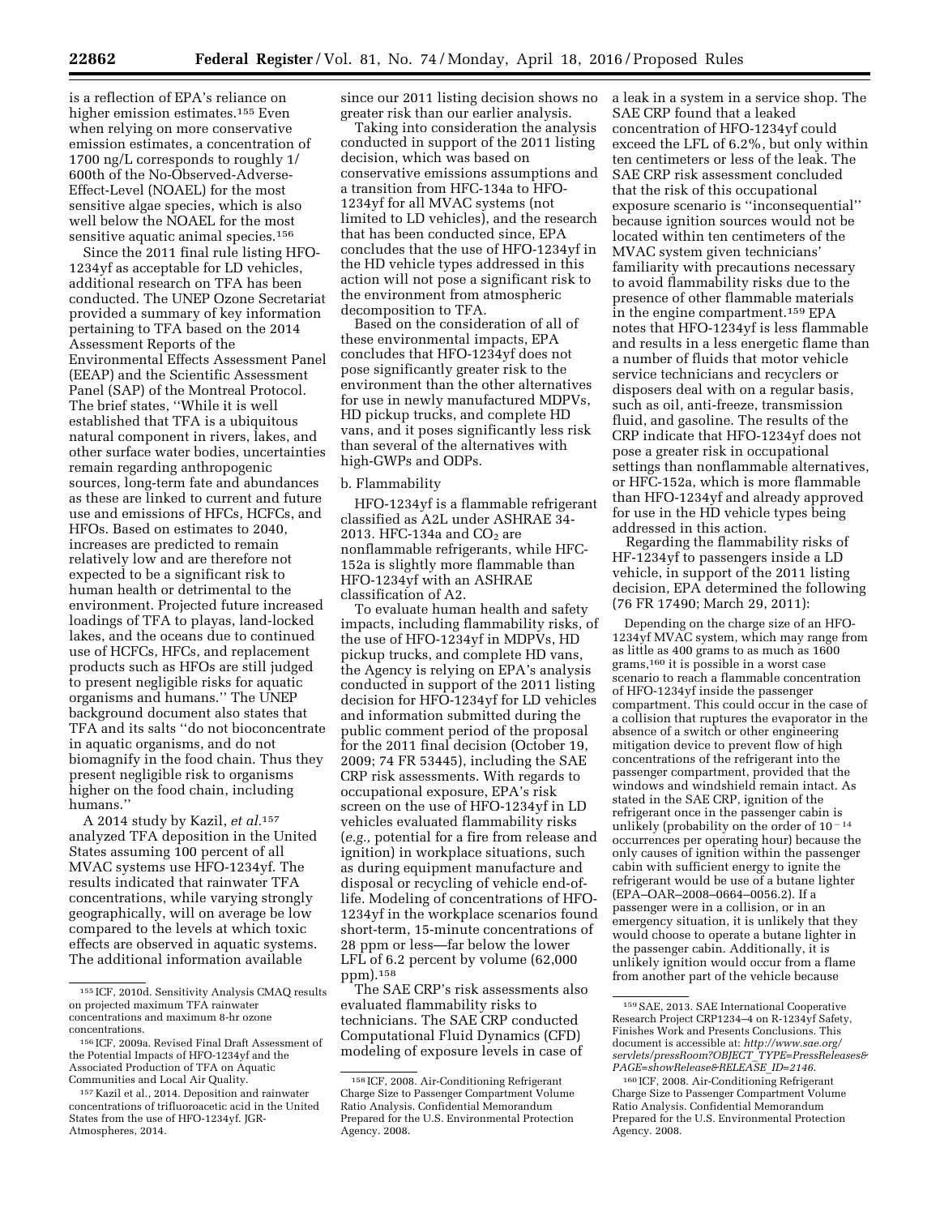is a reflection of EPA's reliance on higher emission estimates.[155] Even when relying on more conservative emission estimates, a concentration of 1700 ng/L corresponds to roughly 1/600th of the No-Observed-Adverse-Effect-Level (NOAEL) for the most sensitive algae species, which is also well below the NOAEL for the most sensitive aquatic animal species.[156]

Since the 2011 final rule listing HFO-1234yf as acceptable for LD vehicles, additional research on TFA has been conducted. The UNEP Ozone Secretariat provided a summary of key information pertaining to TFA based on the 2014 Assessment Reports of the Environmental Effects Assessment Panel (EEAP) and the Scientific Assessment Panel (SAP) of the Montreal Protocol. The brief states, ''While it is well established that TFA is a ubiquitous natural component in rivers, lakes, and other surface water bodies, uncertainties remain regarding anthropogenic sources, long-term fate and abundances as these are linked to current and future use and emissions of HFCs, HCFCs, and HFOs. Based on estimates to 2040, increases are predicted to remain relatively low and are therefore not expected to be a significant risk to human health or detrimental to the environment. Projected future increased loadings of TFA to playas, land-locked lakes, and the oceans due to continued use of HCFCs, HFCs, and replacement products such as HFOs are still judged to present negligible risks for aquatic organisms and humans.'' The UNEP background document also states that TFA and its salts ''do not bioconcentrate in aquatic organisms, and do not biomagnify in the food chain. Thus they present negligible risk to organisms higher on the food chain, including humans.''

A 2014 study by Kazil, *et al.*[157] analyzed TFA deposition in the United States assuming 100 percent of all MVAC systems use HFO-1234yf. The results indicated that rainwater TFA concentrations, while varying strongly geographically, will on average be low compared to the levels at which toxic effects are observed in aquatic systems. The additional information available since our 2011 listing decision shows no greater risk than our earlier analysis.

Taking into consideration the analysis conducted in support of the 2011 listing decision, which was based on conservative emissions assumptions and a transition from HFC-134a to HFO-1234yf for all MVAC systems (not limited to LD vehicles), and the research that has been conducted since, EPA concludes that the use of HFO-1234yf in the HD vehicle types addressed in this action will not pose a significant risk to the environment from atmospheric decomposition to TFA.

Based on the consideration of all of these environmental impacts, EPA concludes that HFO-1234yf does not pose significantly greater risk to the environment than the other alternatives for use in newly manufactured MDPVs, HD pickup trucks, and complete HD vans, and it poses significantly less risk than several of the alternatives with high-GWPs and ODPs.

b. Flammability

HFO-1234yf is a flammable refrigerant classified as A2L under ASHRAE 34-2013. HFC-134a and $CO_2$ are nonflammable refrigerants, while HFC-152a is slightly more flammable than HFO-1234yf with an ASHRAE classification of A2.

To evaluate human health and safety impacts, including flammability risks, of the use of HFO-1234yf in MDPVs, HD pickup trucks, and complete HD vans, the Agency is relying on EPA's analysis conducted in support of the 2011 listing decision for HFO-1234yf for LD vehicles and information submitted during the public comment period of the proposal for the 2011 final decision (October 19, 2009; 74 FR 53445), including the SAE CRP risk assessments. With regards to occupational exposure, EPA's risk screen on the use of HFO-1234yf in LD vehicles evaluated flammability risks (*e.g.,* potential for a fire from release and ignition) in workplace situations, such as during equipment manufacture and disposal or recycling of vehicle end-of-life. Modeling of concentrations of HFO-1234yf in the workplace scenarios found short-term, 15-minute concentrations of 28 ppm or less—far below the lower LFL of 6.2 percent by volume (62,000 ppm).[158]

The SAE CRP's risk assessments also evaluated flammability risks to technicians. The SAE CRP conducted Computational Fluid Dynamics (CFD) modeling of exposure levels in case of a leak in a system in a service shop. The SAE CRP found that a leaked concentration of HFO-1234yf could exceed the LFL of 6.2%, but only within ten centimeters or less of the leak. The SAE CRP risk assessment concluded that the risk of this occupational exposure scenario is ''inconsequential'' because ignition sources would not be located within ten centimeters of the MVAC system given technicians' familiarity with precautions necessary to avoid flammability risks due to the presence of other flammable materials in the engine compartment.[159] EPA notes that HFO-1234yf is less flammable and results in a less energetic flame than a number of fluids that motor vehicle service technicians and recyclers or disposers deal with on a regular basis, such as oil, anti-freeze, transmission fluid, and gasoline. The results of the CRP indicate that HFO-1234yf does not pose a greater risk in occupational settings than nonflammable alternatives, or HFC-152a, which is more flammable than HFO-1234yf and already approved for use in the HD vehicle types being addressed in this action.

Regarding the flammability risks of HF-1234yf to passengers inside a LD vehicle, in support of the 2011 listing decision, EPA determined the following (76 FR 17490; March 29, 2011):

> Depending on the charge size of an HFO-1234yf MVAC system, which may range from as little as 400 grams to as much as 1600 grams,[160] it is possible in a worst case scenario to reach a flammable concentration of HFO-1234yf inside the passenger compartment. This could occur in the case of a collision that ruptures the evaporator in the absence of a switch or other engineering mitigation device to prevent flow of high concentrations of the refrigerant into the passenger compartment, provided that the windows and windshield remain intact. As stated in the SAE CRP, ignition of the refrigerant once in the passenger cabin is unlikely (probability on the order of $10^{-14}$ occurrences per operating hour) because the only causes of ignition within the passenger cabin with sufficient energy to ignite the refrigerant would be use of a butane lighter (EPA–OAR–2008–0664–0056.2). If a passenger were in a collision, or in an emergency situation, it is unlikely that they would choose to operate a butane lighter in the passenger cabin. Additionally, it is unlikely ignition would occur from a flame from another part of the vehicle because

---

[155] ICF, 2010d. Sensitivity Analysis CMAQ results on projected maximum TFA rainwater concentrations and maximum 8-hr ozone concentrations.

[156] ICF, 2009a. Revised Final Draft Assessment of the Potential Impacts of HFO-1234yf and the Associated Production of TFA on Aquatic Communities and Local Air Quality.

[157] Kazil et al., 2014. Deposition and rainwater concentrations of trifluoroacetic acid in the United States from the use of HFO-1234yf. JGR-Atmospheres, 2014.

[158] ICF, 2008. Air-Conditioning Refrigerant Charge Size to Passenger Compartment Volume Ratio Analysis. Confidential Memorandum Prepared for the U.S. Environmental Protection Agency. 2008.

[159] SAE, 2013. SAE International Cooperative Research Project CRP1234–4 on R-1234yf Safety, Finishes Work and Presents Conclusions. This document is accessible at: *http://www.sae.org/servlets/pressRoom?OBJECT_TYPE=PressReleases&PAGE=showRelease&RELEASE_ID=2146.*

[160] ICF, 2008. Air-Conditioning Refrigerant Charge Size to Passenger Compartment Volume Ratio Analysis. Confidential Memorandum Prepared for the U.S. Environmental Protection Agency. 2008.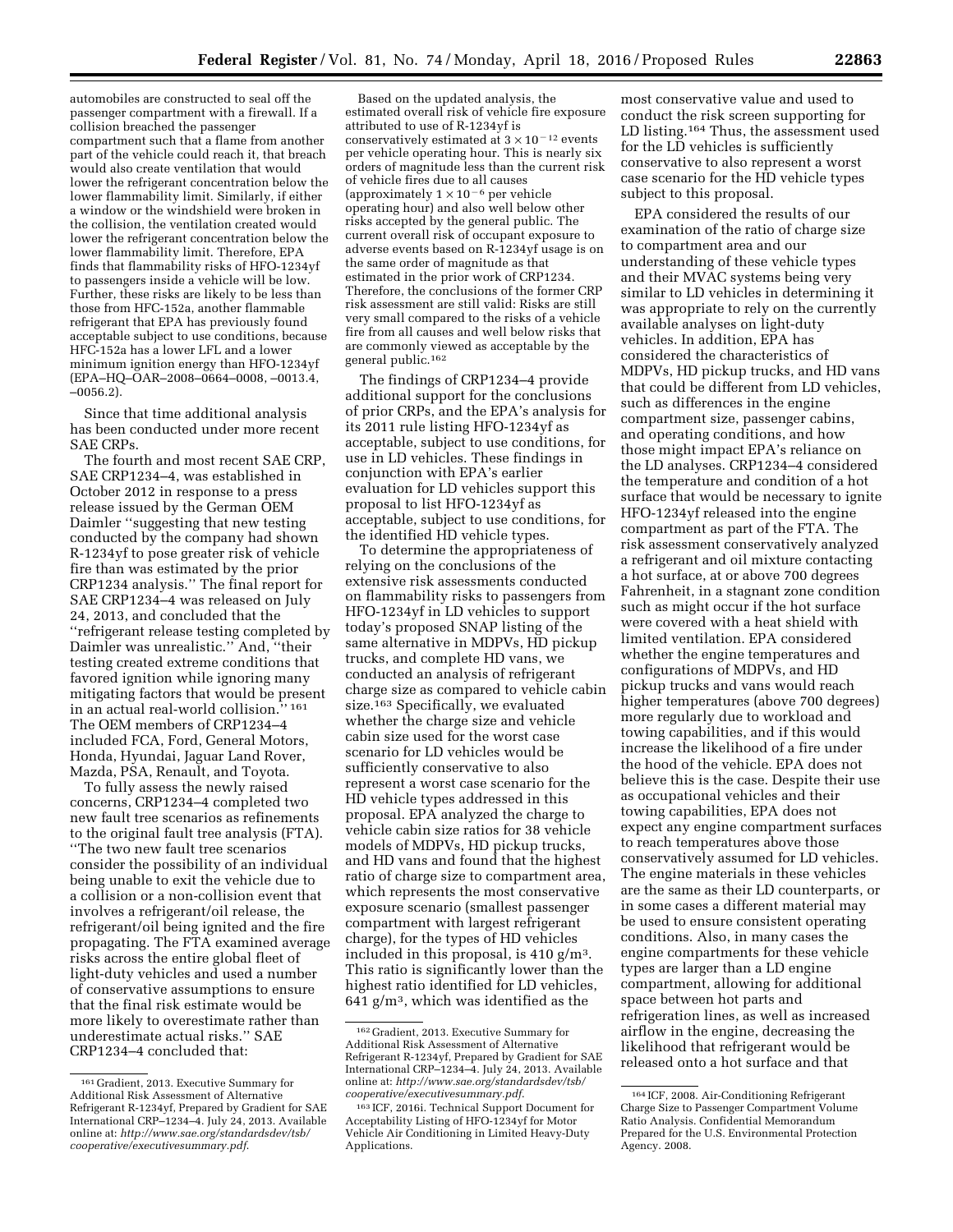automobiles are constructed to seal off the passenger compartment with a firewall. If a collision breached the passenger compartment such that a flame from another part of the vehicle could reach it, that breach would also create ventilation that would lower the refrigerant concentration below the lower flammability limit. Similarly, if either a window or the windshield were broken in the collision, the ventilation created would lower the refrigerant concentration below the lower flammability limit. Therefore, EPA finds that flammability risks of HFO-1234yf to passengers inside a vehicle will be low. Further, these risks are likely to be less than those from HFC-152a, another flammable refrigerant that EPA has previously found acceptable subject to use conditions, because HFC-152a has a lower LFL and a lower minimum ignition energy than HFO-1234yf (EPA–HQ–OAR–2008–0664–0008, –0013.4, –0056.2).

Since that time additional analysis has been conducted under more recent SAE CRPs.

The fourth and most recent SAE CRP, SAE CRP1234–4, was established in October 2012 in response to a press release issued by the German OEM Daimler ''suggesting that new testing conducted by the company had shown R-1234yf to pose greater risk of vehicle fire than was estimated by the prior CRP1234 analysis.'' The final report for SAE CRP1234–4 was released on July 24, 2013, and concluded that the ''refrigerant release testing completed by Daimler was unrealistic.'' And, ''their testing created extreme conditions that favored ignition while ignoring many mitigating factors that would be present in an actual real-world collision.''[161] The OEM members of CRP1234–4 included FCA, Ford, General Motors, Honda, Hyundai, Jaguar Land Rover, Mazda, PSA, Renault, and Toyota.

To fully assess the newly raised concerns, CRP1234–4 completed two new fault tree scenarios as refinements to the original fault tree analysis (FTA). ''The two new fault tree scenarios consider the possibility of an individual being unable to exit the vehicle due to a collision or a non-collision event that involves a refrigerant/oil release, the refrigerant/oil being ignited and the fire propagating. The FTA examined average risks across the entire global fleet of light-duty vehicles and used a number of conservative assumptions to ensure that the final risk estimate would be more likely to overestimate rather than underestimate actual risks.'' SAE CRP1234–4 concluded that:

Based on the updated analysis, the estimated overall risk of vehicle fire exposure attributed to use of R-1234yf is conservatively estimated at $3 \times 10^{-12}$ events per vehicle operating hour. This is nearly six orders of magnitude less than the current risk of vehicle fires due to all causes (approximately $1 \times 10^{-6}$ per vehicle operating hour) and also well below other risks accepted by the general public. The current overall risk of occupant exposure to adverse events based on R-1234yf usage is on the same order of magnitude as that estimated in the prior work of CRP1234. Therefore, the conclusions of the former CRP risk assessment are still valid: Risks are still very small compared to the risks of a vehicle fire from all causes and well below risks that are commonly viewed as acceptable by the general public.[162]

The findings of CRP1234–4 provide additional support for the conclusions of prior CRPs, and the EPA's analysis for its 2011 rule listing HFO-1234yf as acceptable, subject to use conditions, for use in LD vehicles. These findings in conjunction with EPA's earlier evaluation for LD vehicles support this proposal to list HFO-1234yf as acceptable, subject to use conditions, for the identified HD vehicle types.

To determine the appropriateness of relying on the conclusions of the extensive risk assessments conducted on flammability risks to passengers from HFO-1234yf in LD vehicles to support today's proposed SNAP listing of the same alternative in MDPVs, HD pickup trucks, and complete HD vans, we conducted an analysis of refrigerant charge size as compared to vehicle cabin size.[163] Specifically, we evaluated whether the charge size and vehicle cabin size used for the worst case scenario for LD vehicles would be sufficiently conservative to also represent a worst case scenario for the HD vehicle types addressed in this proposal. EPA analyzed the charge to vehicle cabin size ratios for 38 vehicle models of MDPVs, HD pickup trucks, and HD vans and found that the highest ratio of charge size to compartment area, which represents the most conservative exposure scenario (smallest passenger compartment with largest refrigerant charge), for the types of HD vehicles included in this proposal, is 410 g/m$^3$. This ratio is significantly lower than the highest ratio identified for LD vehicles, 641 g/m$^3$, which was identified as the most conservative value and used to conduct the risk screen supporting for LD listing.[164] Thus, the assessment used for the LD vehicles is sufficiently conservative to also represent a worst case scenario for the HD vehicle types subject to this proposal.

EPA considered the results of our examination of the ratio of charge size to compartment area and our understanding of these vehicle types and their MVAC systems being very similar to LD vehicles in determining it was appropriate to rely on the currently available analyses on light-duty vehicles. In addition, EPA has considered the characteristics of MDPVs, HD pickup trucks, and HD vans that could be different from LD vehicles, such as differences in the engine compartment size, passenger cabins, and operating conditions, and how those might impact EPA's reliance on the LD analyses. CRP1234–4 considered the temperature and condition of a hot surface that would be necessary to ignite HFO-1234yf released into the engine compartment as part of the FTA. The risk assessment conservatively analyzed a refrigerant and oil mixture contacting a hot surface, at or above 700 degrees Fahrenheit, in a stagnant zone condition such as might occur if the hot surface were covered with a heat shield with limited ventilation. EPA considered whether the engine temperatures and configurations of MDPVs, and HD pickup trucks and vans would reach higher temperatures (above 700 degrees) more regularly due to workload and towing capabilities, and if this would increase the likelihood of a fire under the hood of the vehicle. EPA does not believe this is the case. Despite their use as occupational vehicles and their towing capabilities, EPA does not expect any engine compartment surfaces to reach temperatures above those conservatively assumed for LD vehicles. The engine materials in these vehicles are the same as their LD counterparts, or in some cases a different material may be used to ensure consistent operating conditions. Also, in many cases the engine compartments for these vehicle types are larger than a LD engine compartment, allowing for additional space between hot parts and refrigeration lines, as well as increased airflow in the engine, decreasing the likelihood that refrigerant would be released onto a hot surface and that

---

[161] Gradient, 2013. Executive Summary for Additional Risk Assessment of Alternative Refrigerant R-1234yf, Prepared by Gradient for SAE International CRP–1234–4. July 24, 2013. Available online at: *http://www.sae.org/standardsdev/tsb/cooperative/executivesummary.pdf*.

[162] Gradient, 2013. Executive Summary for Additional Risk Assessment of Alternative Refrigerant R-1234yf, Prepared by Gradient for SAE International CRP–1234–4. July 24, 2013. Available online at: *http://www.sae.org/standardsdev/tsb/cooperative/executivesummary.pdf*.

[163] ICF, 2016i. Technical Support Document for Acceptability Listing of HFO-1234yf for Motor Vehicle Air Conditioning in Limited Heavy-Duty Applications.

[164] ICF, 2008. Air-Conditioning Refrigerant Charge Size to Passenger Compartment Volume Ratio Analysis. Confidential Memorandum Prepared for the U.S. Environmental Protection Agency. 2008.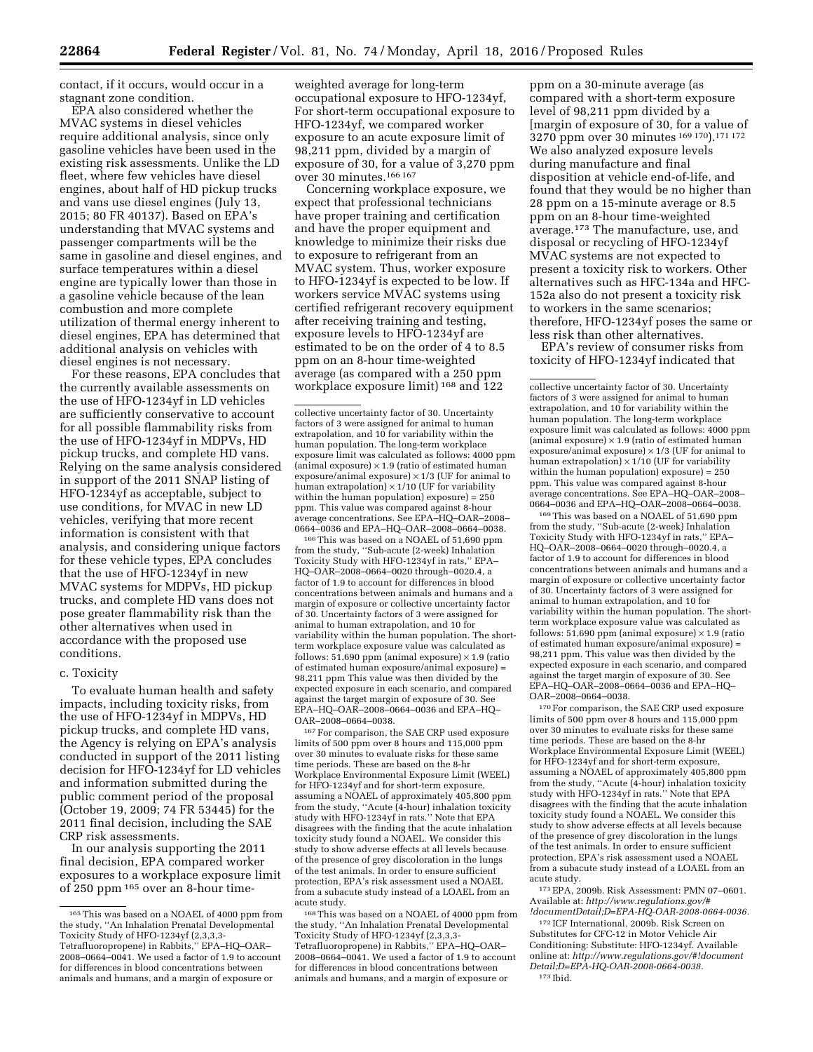contact, if it occurs, would occur in a stagnant zone condition.

EPA also considered whether the MVAC systems in diesel vehicles require additional analysis, since only gasoline vehicles have been used in the existing risk assessments. Unlike the LD fleet, where few vehicles have diesel engines, about half of HD pickup trucks and vans use diesel engines (July 13, 2015; 80 FR 40137). Based on EPA's understanding that MVAC systems and passenger compartments will be the same in gasoline and diesel engines, and surface temperatures within a diesel engine are typically lower than those in a gasoline vehicle because of the lean combustion and more complete utilization of thermal energy inherent to diesel engines, EPA has determined that additional analysis on vehicles with diesel engines is not necessary.

For these reasons, EPA concludes that the currently available assessments on the use of HFO-1234yf in LD vehicles are sufficiently conservative to account for all possible flammability risks from the use of HFO-1234yf in MDPVs, HD pickup trucks, and complete HD vans. Relying on the same analysis considered in support of the 2011 SNAP listing of HFO-1234yf as acceptable, subject to use conditions, for MVAC in new LD vehicles, verifying that more recent information is consistent with that analysis, and considering unique factors for these vehicle types, EPA concludes that the use of HFO-1234yf in new MVAC systems for MDPVs, HD pickup trucks, and complete HD vans does not pose greater flammability risk than the other alternatives when used in accordance with the proposed use conditions.

c. Toxicity

To evaluate human health and safety impacts, including toxicity risks, from the use of HFO-1234yf in MDPVs, HD pickup trucks, and complete HD vans, the Agency is relying on EPA's analysis conducted in support of the 2011 listing decision for HFO-1234yf for LD vehicles and information submitted during the public comment period of the proposal (October 19, 2009; 74 FR 53445) for the 2011 final decision, including the SAE CRP risk assessments.

In our analysis supporting the 2011 final decision, EPA compared worker exposures to a workplace exposure limit of 250 ppm [165] over an 8-hour time-weighted average for long-term occupational exposure to HFO-1234yf, For short-term occupational exposure to HFO-1234yf, we compared worker exposure to an acute exposure limit of 98,211 ppm, divided by a margin of exposure of 30, for a value of 3,270 ppm over 30 minutes.[166] [167]

Concerning workplace exposure, we expect that professional technicians have proper training and certification and have the proper equipment and knowledge to minimize their risks due to exposure to refrigerant from an MVAC system. Thus, worker exposure to HFO-1234yf is expected to be low. If workers service MVAC systems using certified refrigerant recovery equipment after receiving training and testing, exposure levels to HFO-1234yf are estimated to be on the order of 4 to 8.5 ppm on an 8-hour time-weighted average (as compared with a 250 ppm workplace exposure limit) [168] and 122 ppm on a 30-minute average (as compared with a short-term exposure level of 98,211 ppm divided by a [margin of exposure of 30, for a value of 3270 ppm over 30 minutes [169] [170]).[171] [172] We also analyzed exposure levels during manufacture and final disposition at vehicle end-of-life, and found that they would be no higher than 28 ppm on a 15-minute average or 8.5 ppm on an 8-hour time-weighted average.[173] The manufacture, use, and disposal or recycling of HFO-1234yf MVAC systems are not expected to present a toxicity risk to workers. Other alternatives such as HFC-134a and HFC-152a also do not present a toxicity risk to workers in the same scenarios; therefore, HFO-1234yf poses the same or less risk than other alternatives.

EPA's review of consumer risks from toxicity of HFO-1234yf indicated that

---

[165] This was based on a NOAEL of 4000 ppm from the study, "An Inhalation Prenatal Developmental Toxicity Study of HFO-1234yf (2,3,3,3-Tetrafluoropropene) in Rabbits," EPA–HQ–OAR–2008–0664–0041. We used a factor of 1.9 to account for differences in blood concentrations between animals and humans, and a margin of exposure or collective uncertainty factor of 30. Uncertainty factors of 3 were assigned for animal to human extrapolation, and 10 for variability within the human population. The long-term workplace exposure limit was calculated as follows: 4000 ppm (animal exposure) × 1.9 (ratio of estimated human exposure/animal exposure) × 1/3 (UF for animal to human extrapolation) × 1/10 (UF for variability within the human population) exposure) = 250 ppm. This value was compared against 8-hour average concentrations. See EPA–HQ–OAR–2008–0664–0036 and EPA–HQ–OAR–2008–0664–0038.

[166] This was based on a NOAEL of 51,690 ppm from the study, "Sub-acute (2-week) Inhalation Toxicity Study with HFO-1234yf in rats," EPA–HQ–OAR–2008–0664–0020 through–0020.4, a factor of 1.9 to account for differences in blood concentrations between animals and humans and a margin of exposure or collective uncertainty factor of 30. Uncertainty factors of 3 were assigned for animal to human extrapolation, and 10 for variability within the human population. The short-term workplace exposure value was calculated as follows: 51,690 ppm (animal exposure) × 1.9 (ratio of estimated human exposure/animal exposure) = 98,211 ppm This value was then divided by the expected exposure in each scenario, and compared against the target margin of exposure of 30. See EPA–HQ–OAR–2008–0664–0036 and EPA–HQ–OAR–2008–0664–0038.

[167] For comparison, the SAE CRP used exposure limits of 500 ppm over 8 hours and 115,000 ppm over 30 minutes to evaluate risks for these same time periods. These are based on the 8-hr Workplace Environmental Exposure Limit (WEEL) for HFO-1234yf and for short-term exposure, assuming a NOAEL of approximately 405,800 ppm from the study, "Acute (4-hour) inhalation toxicity study with HFO-1234yf in rats." Note that EPA disagrees with the finding that the acute inhalation toxicity study found a NOAEL. We consider this study to show adverse effects at all levels because of the presence of grey discoloration in the lungs of the test animals. In order to ensure sufficient protection, EPA's risk assessment used a NOAEL from a subacute study instead of a LOAEL from an acute study.

[168] This was based on a NOAEL of 4000 ppm from the study, "An Inhalation Prenatal Developmental Toxicity Study of HFO-1234yf (2,3,3,3-Tetrafluoropropene) in Rabbits," EPA–HQ–OAR–2008–0664–0041. We used a factor of 1.9 to account for differences in blood concentrations between animals and humans, and a margin of exposure or collective uncertainty factor of 30. Uncertainty factors of 3 were assigned for animal to human extrapolation, and 10 for variability within the human population. The long-term workplace exposure limit was calculated as follows: 4000 ppm (animal exposure) × 1.9 (ratio of estimated human exposure/animal exposure) × 1/3 (UF for animal to human extrapolation) × 1/10 (UF for variability within the human population) exposure) = 250 ppm. This value was compared against 8-hour average concentrations. See EPA–HQ–OAR–2008–0664–0036 and EPA–HQ–OAR–2008–0664–0038.

[169] This was based on a NOAEL of 51,690 ppm from the study, "Sub-acute (2-week) Inhalation Toxicity Study with HFO-1234yf in rats," EPA–HQ–OAR–2008–0664–0020 through–0020.4, a factor of 1.9 to account for differences in blood concentrations between animals and humans and a margin of exposure or collective uncertainty factor of 30. Uncertainty factors of 3 were assigned for animal to human extrapolation, and 10 for variability within the human population. The short-term workplace exposure value was calculated as follows: 51,690 ppm (animal exposure) × 1.9 (ratio of estimated human exposure/animal exposure) = 98,211 ppm. This value was then divided by the expected exposure in each scenario, and compared against the target margin of exposure of 30. See EPA–HQ–OAR–2008–0664–0036 and EPA–HQ–OAR–2008–0664–0038.

[170] For comparison, the SAE CRP used exposure limits of 500 ppm over 8 hours and 115,000 ppm over 30 minutes to evaluate risks for these same time periods. These are based on the 8-hr Workplace Environmental Exposure Limit (WEEL) for HFO-1234yf and for short-term exposure, assuming a NOAEL of approximately 405,800 ppm from the study, "Acute (4-hour) inhalation toxicity study with HFO-1234yf in rats." Note that EPA disagrees with the finding that the acute inhalation toxicity study found a NOAEL. We consider this study to show adverse effects at all levels because of the presence of grey discoloration in the lungs of the test animals. In order to ensure sufficient protection, EPA's risk assessment used a NOAEL from a subacute study instead of a LOAEL from an acute study.

[171] EPA, 2009b. Risk Assessment: PMN 07–0601. Available at: *http://www.regulations.gov/#!documentDetail;D=EPA-HQ-OAR-2008-0664-0036*.

[172] ICF International, 2009b. Risk Screen on Substitutes for CFC-12 in Motor Vehicle Air Conditioning: Substitute: HFO-1234yf. Available online at: *http://www.regulations.gov/#!document Detail;D=EPA-HQ-OAR-2008-0664-0038*.

[173] Ibid.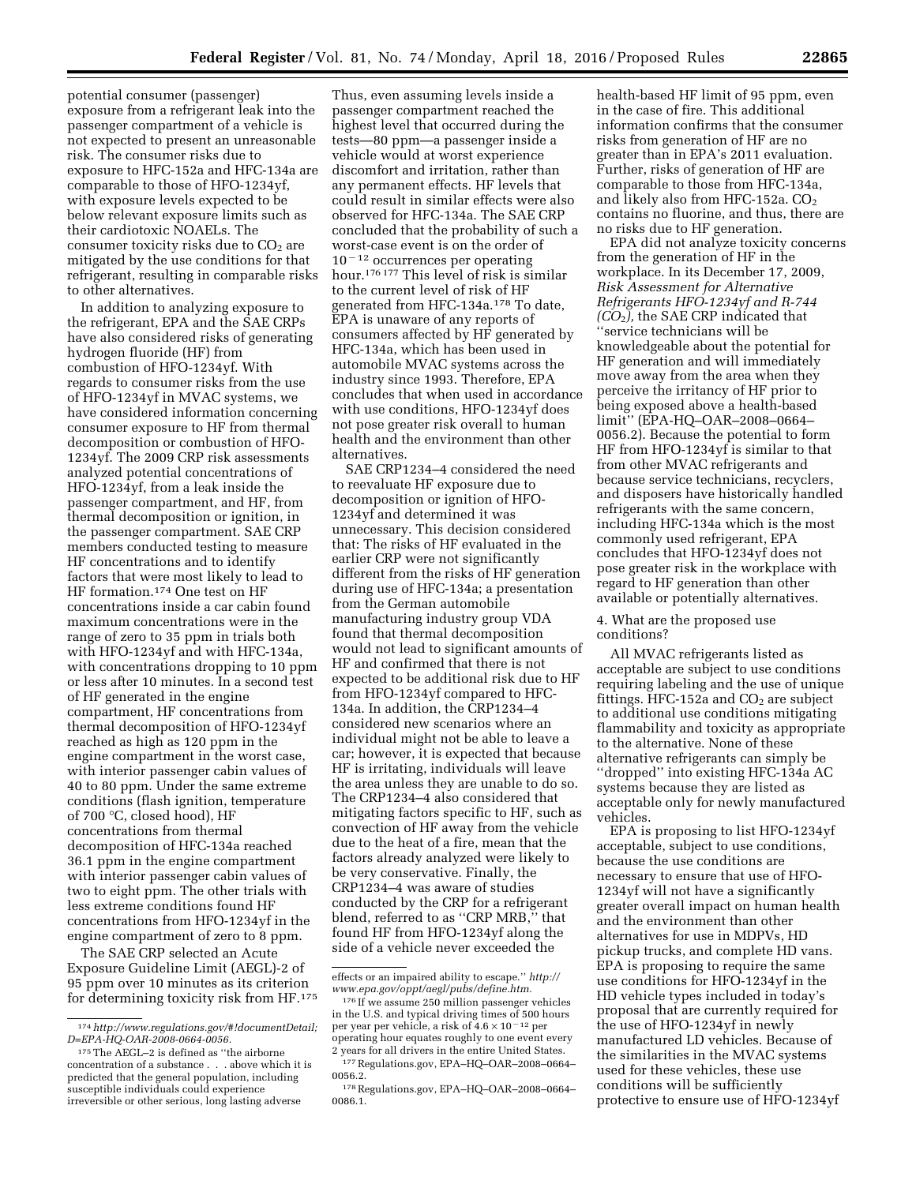potential consumer (passenger) exposure from a refrigerant leak into the passenger compartment of a vehicle is not expected to present an unreasonable risk. The consumer risks due to exposure to HFC-152a and HFC-134a are comparable to those of HFO-1234yf, with exposure levels expected to be below relevant exposure limits such as their cardiotoxic NOAELs. The consumer toxicity risks due to $CO_2$ are mitigated by the use conditions for that refrigerant, resulting in comparable risks to other alternatives.

In addition to analyzing exposure to the refrigerant, EPA and the SAE CRPs have also considered risks of generating hydrogen fluoride (HF) from combustion of HFO-1234yf. With regards to consumer risks from the use of HFO-1234yf in MVAC systems, we have considered information concerning consumer exposure to HF from thermal decomposition or combustion of HFO-1234yf. The 2009 CRP risk assessments analyzed potential concentrations of HFO-1234yf, from a leak inside the passenger compartment, and HF, from thermal decomposition or ignition, in the passenger compartment. SAE CRP members conducted testing to measure HF concentrations and to identify factors that were most likely to lead to HF formation.[174] One test on HF concentrations inside a car cabin found maximum concentrations were in the range of zero to 35 ppm in trials both with HFO-1234yf and with HFC-134a, with concentrations dropping to 10 ppm or less after 10 minutes. In a second test of HF generated in the engine compartment, HF concentrations from thermal decomposition of HFO-1234yf reached as high as 120 ppm in the engine compartment in the worst case, with interior passenger cabin values of 40 to 80 ppm. Under the same extreme conditions (flash ignition, temperature of 700 °C, closed hood), HF concentrations from thermal decomposition of HFC-134a reached 36.1 ppm in the engine compartment with interior passenger cabin values of two to eight ppm. The other trials with less extreme conditions found HF concentrations from HFO-1234yf in the engine compartment of zero to 8 ppm.

The SAE CRP selected an Acute Exposure Guideline Limit (AEGL)-2 of 95 ppm over 10 minutes as its criterion for determining toxicity risk from HF.[175] Thus, even assuming levels inside a passenger compartment reached the highest level that occurred during the tests—80 ppm—a passenger inside a vehicle would at worst experience discomfort and irritation, rather than any permanent effects. HF levels that could result in similar effects were also observed for HFC-134a. The SAE CRP concluded that the probability of such a worst-case event is on the order of $10^{-12}$ occurrences per operating hour.[176] [177] This level of risk is similar to the current level of risk of HF generated from HFC-134a.[178] To date, EPA is unaware of any reports of consumers affected by HF generated by HFC-134a, which has been used in automobile MVAC systems across the industry since 1993. Therefore, EPA concludes that when used in accordance with use conditions, HFO-1234yf does not pose greater risk overall to human health and the environment than other alternatives.

SAE CRP1234–4 considered the need to reevaluate HF exposure due to decomposition or ignition of HFO-1234yf and determined it was unnecessary. This decision considered that: The risks of HF evaluated in the earlier CRP were not significantly different from the risks of HF generation during use of HFC-134a; a presentation from the German automobile manufacturing industry group VDA found that thermal decomposition would not lead to significant amounts of HF and confirmed that there is not expected to be additional risk due to HF from HFO-1234yf compared to HFC-134a. In addition, the CRP1234–4 considered new scenarios where an individual might not be able to leave a car; however, it is expected that because HF is irritating, individuals will leave the area unless they are unable to do so. The CRP1234–4 also considered that mitigating factors specific to HF, such as convection of HF away from the vehicle due to the heat of a fire, mean that the factors already analyzed were likely to be very conservative. Finally, the CRP1234–4 was aware of studies conducted by the CRP for a refrigerant blend, referred to as ''CRP MRB,'' that found HF from HFO-1234yf along the side of a vehicle never exceeded the health-based HF limit of 95 ppm, even in the case of fire. This additional information confirms that the consumer risks from generation of HF are no greater than in EPA's 2011 evaluation. Further, risks of generation of HF are comparable to those from HFC-134a, and likely also from HFC-152a. $CO_2$ contains no fluorine, and thus, there are no risks due to HF generation.

EPA did not analyze toxicity concerns from the generation of HF in the workplace. In its December 17, 2009, *Risk Assessment for Alternative Refrigerants HFO-1234yf and R-744 ($CO_2$),* the SAE CRP indicated that ''service technicians will be knowledgeable about the potential for HF generation and will immediately move away from the area when they perceive the irritancy of HF prior to being exposed above a health-based limit'' (EPA-HQ-OAR-2008-0664-0056.2). Because the potential to form HF from HFO-1234yf is similar to that from other MVAC refrigerants and because service technicians, recyclers, and disposers have historically handled refrigerants with the same concern, including HFC-134a which is the most commonly used refrigerant, EPA concludes that HFO-1234yf does not pose greater risk in the workplace with regard to HF generation than other available or potentially alternatives.

4. What are the proposed use conditions?

All MVAC refrigerants listed as acceptable are subject to use conditions requiring labeling and the use of unique fittings. HFC-152a and $CO_2$ are subject to additional use conditions mitigating flammability and toxicity as appropriate to the alternative. None of these alternative refrigerants can simply be ''dropped'' into existing HFC-134a AC systems because they are listed as acceptable only for newly manufactured vehicles.

EPA is proposing to list HFO-1234yf acceptable, subject to use conditions, because the use conditions are necessary to ensure that use of HFO-1234yf will not have a significantly greater overall impact on human health and the environment than other alternatives for use in MDPVs, HD pickup trucks, and complete HD vans. EPA is proposing to require the same use conditions for HFO-1234yf in the HD vehicle types included in today's proposal that are currently required for the use of HFO-1234yf in newly manufactured LD vehicles. Because of the similarities in the MVAC systems used for these vehicles, these use conditions will be sufficiently protective to ensure use of HFO-1234yf

---

[174] *http://www.regulations.gov/#!documentDetail;D=EPA-HQ-OAR-2008-0664-0056.*

[175] The AEGL–2 is defined as ''the airborne concentration of a substance . . . above which it is predicted that the general population, including susceptible individuals could experience irreversible or other serious, long lasting adverse effects or an impaired ability to escape.'' *http://www.epa.gov/oppt/aegl/pubs/define.htm.*

[176] If we assume 250 million passenger vehicles in the U.S. and typical driving times of 500 hours per year per vehicle, a risk of $4.6 \times 10^{-12}$ per operating hour equates roughly to one event every 2 years for all drivers in the entire United States.

[177] Regulations.gov, EPA–HQ–OAR–2008–0664–0056.2.

[178] Regulations.gov, EPA–HQ–OAR–2008–0664–0086.1.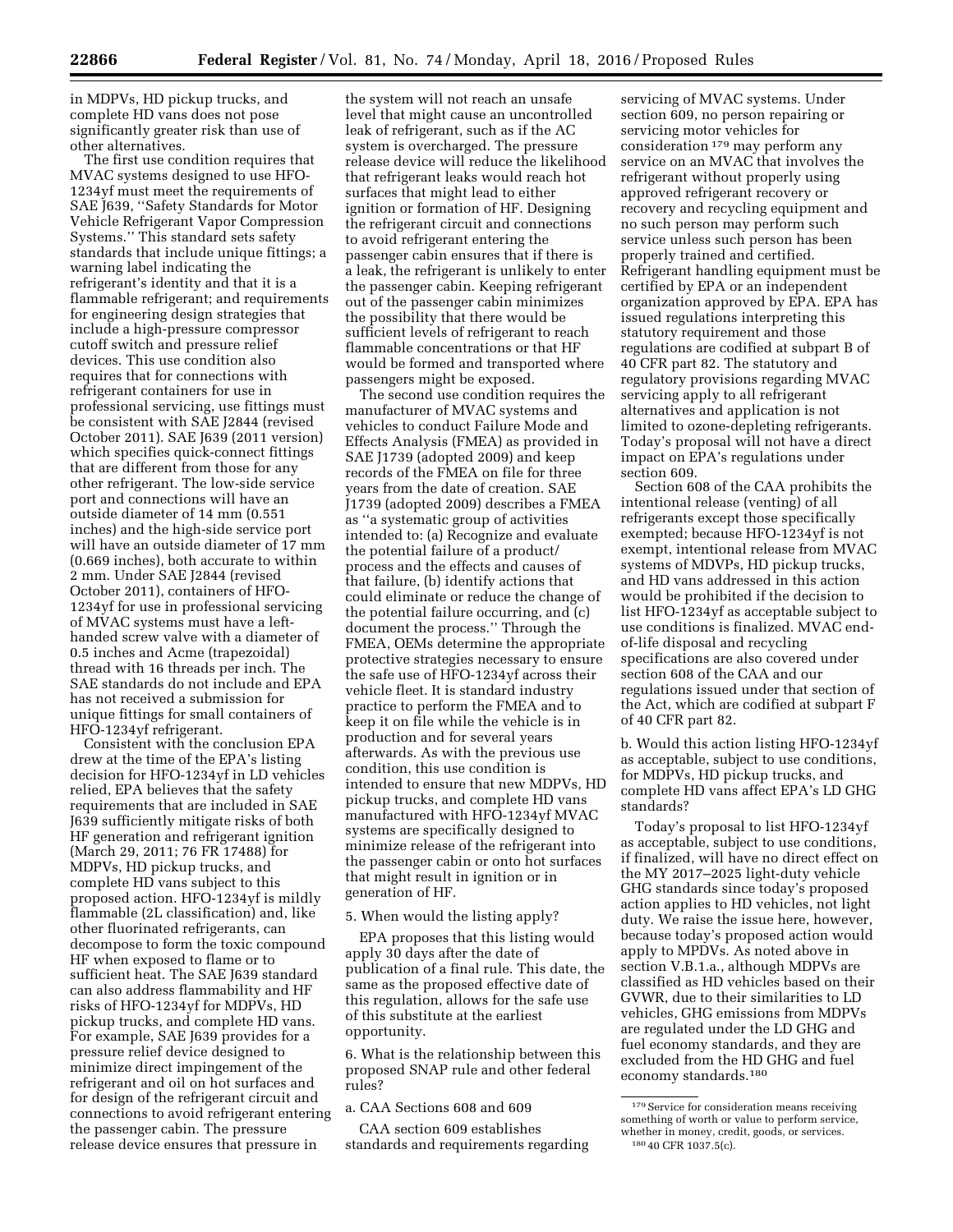in MDPVs, HD pickup trucks, and complete HD vans does not pose significantly greater risk than use of other alternatives.

The first use condition requires that MVAC systems designed to use HFO-1234yf must meet the requirements of SAE J639, ''Safety Standards for Motor Vehicle Refrigerant Vapor Compression Systems.'' This standard sets safety standards that include unique fittings; a warning label indicating the refrigerant's identity and that it is a flammable refrigerant; and requirements for engineering design strategies that include a high-pressure compressor cutoff switch and pressure relief devices. This use condition also requires that for connections with refrigerant containers for use in professional servicing, use fittings must be consistent with SAE J2844 (revised October 2011). SAE J639 (2011 version) which specifies quick-connect fittings that are different from those for any other refrigerant. The low-side service port and connections will have an outside diameter of 14 mm (0.551 inches) and the high-side service port will have an outside diameter of 17 mm (0.669 inches), both accurate to within 2 mm. Under SAE J2844 (revised October 2011), containers of HFO-1234yf for use in professional servicing of MVAC systems must have a left-handed screw valve with a diameter of 0.5 inches and Acme (trapezoidal) thread with 16 threads per inch. The SAE standards do not include and EPA has not received a submission for unique fittings for small containers of HFO-1234yf refrigerant.

Consistent with the conclusion EPA drew at the time of the EPA's listing decision for HFO-1234yf in LD vehicles relied, EPA believes that the safety requirements that are included in SAE J639 sufficiently mitigate risks of both HF generation and refrigerant ignition (March 29, 2011; 76 FR 17488) for MDPVs, HD pickup trucks, and complete HD vans subject to this proposed action. HFO-1234yf is mildly flammable (2L classification) and, like other fluorinated refrigerants, can decompose to form the toxic compound HF when exposed to flame or to sufficient heat. The SAE J639 standard can also address flammability and HF risks of HFO-1234yf for MDPVs, HD pickup trucks, and complete HD vans. For example, SAE J639 provides for a pressure relief device designed to minimize direct impingement of the refrigerant and oil on hot surfaces and for design of the refrigerant circuit and connections to avoid refrigerant entering the passenger cabin. The pressure release device ensures that pressure in the system will not reach an unsafe level that might cause an uncontrolled leak of refrigerant, such as if the AC system is overcharged. The pressure release device will reduce the likelihood that refrigerant leaks would reach hot surfaces that might lead to either ignition or formation of HF. Designing the refrigerant circuit and connections to avoid refrigerant entering the passenger cabin ensures that if there is a leak, the refrigerant is unlikely to enter the passenger cabin. Keeping refrigerant out of the passenger cabin minimizes the possibility that there would be sufficient levels of refrigerant to reach flammable concentrations or that HF would be formed and transported where passengers might be exposed.

The second use condition requires the manufacturer of MVAC systems and vehicles to conduct Failure Mode and Effects Analysis (FMEA) as provided in SAE J1739 (adopted 2009) and keep records of the FMEA on file for three years from the date of creation. SAE J1739 (adopted 2009) describes a FMEA as ''a systematic group of activities intended to: (a) Recognize and evaluate the potential failure of a product/process and the effects and causes of that failure, (b) identify actions that could eliminate or reduce the change of the potential failure occurring, and (c) document the process.'' Through the FMEA, OEMs determine the appropriate protective strategies necessary to ensure the safe use of HFO-1234yf across their vehicle fleet. It is standard industry practice to perform the FMEA and to keep it on file while the vehicle is in production and for several years afterwards. As with the previous use condition, this use condition is intended to ensure that new MDPVs, HD pickup trucks, and complete HD vans manufactured with HFO-1234yf MVAC systems are specifically designed to minimize release of the refrigerant into the passenger cabin or onto hot surfaces that might result in ignition or in generation of HF.

5. When would the listing apply?

EPA proposes that this listing would apply 30 days after the date of publication of a final rule. This date, the same as the proposed effective date of this regulation, allows for the safe use of this substitute at the earliest opportunity.

6. What is the relationship between this proposed SNAP rule and other federal rules?

a. CAA Sections 608 and 609

CAA section 609 establishes standards and requirements regarding servicing of MVAC systems. Under section 609, no person repairing or servicing motor vehicles for consideration[179] may perform any service on an MVAC that involves the refrigerant without properly using approved refrigerant recovery or recovery and recycling equipment and no such person may perform such service unless such person has been properly trained and certified. Refrigerant handling equipment must be certified by EPA or an independent organization approved by EPA. EPA has issued regulations interpreting this statutory requirement and those regulations are codified at subpart B of 40 CFR part 82. The statutory and regulatory provisions regarding MVAC servicing apply to all refrigerant alternatives and application is not limited to ozone-depleting refrigerants. Today's proposal will not have a direct impact on EPA's regulations under section 609.

Section 608 of the CAA prohibits the intentional release (venting) of all refrigerants except those specifically exempted; because HFO-1234yf is not exempt, intentional release from MVAC systems of MDVPs, HD pickup trucks, and HD vans addressed in this action would be prohibited if the decision to list HFO-1234yf as acceptable subject to use conditions is finalized. MVAC end-of-life disposal and recycling specifications are also covered under section 608 of the CAA and our regulations issued under that section of the Act, which are codified at subpart F of 40 CFR part 82.

b. Would this action listing HFO-1234yf as acceptable, subject to use conditions, for MDPVs, HD pickup trucks, and complete HD vans affect EPA's LD GHG standards?

Today's proposal to list HFO-1234yf as acceptable, subject to use conditions, if finalized, will have no direct effect on the MY 2017–2025 light-duty vehicle GHG standards since today's proposed action applies to HD vehicles, not light duty. We raise the issue here, however, because today's proposed action would apply to MPDVs. As noted above in section V.B.1.a., although MDPVs are classified as HD vehicles based on their GVWR, due to their similarities to LD vehicles, GHG emissions from MDPVs are regulated under the LD GHG and fuel economy standards, and they are excluded from the HD GHG and fuel economy standards.[180]

[179] Service for consideration means receiving something of worth or value to perform service, whether in money, credit, goods, or services.

[180] 40 CFR 1037.5(c).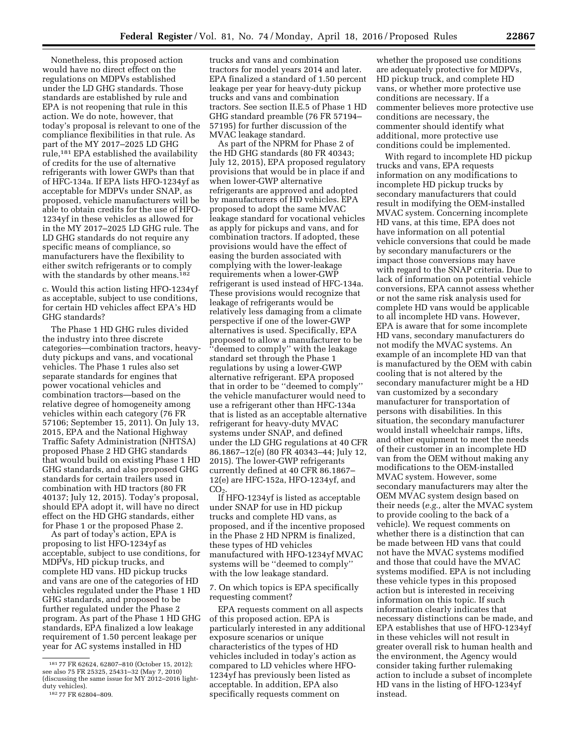Nonetheless, this proposed action would have no direct effect on the regulations on MDPVs established under the LD GHG standards. Those standards are established by rule and EPA is not reopening that rule in this action. We do note, however, that today's proposal is relevant to one of the compliance flexibilities in that rule. As part of the MY 2017–2025 LD GHG rule,[181] EPA established the availability of credits for the use of alternative refrigerants with lower GWPs than that of HFC-134a. If EPA lists HFO-1234yf as acceptable for MDPVs under SNAP, as proposed, vehicle manufacturers will be able to obtain credits for the use of HFO-1234yf in these vehicles as allowed for in the MY 2017–2025 LD GHG rule. The LD GHG standards do not require any specific means of compliance, so manufacturers have the flexibility to either switch refrigerants or to comply with the standards by other means.[182]

c. Would this action listing HFO-1234yf as acceptable, subject to use conditions, for certain HD vehicles affect EPA's HD GHG standards?

The Phase 1 HD GHG rules divided the industry into three discrete categories—combination tractors, heavy-duty pickups and vans, and vocational vehicles. The Phase 1 rules also set separate standards for engines that power vocational vehicles and combination tractors—based on the relative degree of homogeneity among vehicles within each category (76 FR 57106; September 15, 2011). On July 13, 2015, EPA and the National Highway Traffic Safety Administration (NHTSA) proposed Phase 2 HD GHG standards that would build on existing Phase 1 HD GHG standards, and also proposed GHG standards for certain trailers used in combination with HD tractors (80 FR 40137; July 12, 2015). Today's proposal, should EPA adopt it, will have no direct effect on the HD GHG standards, either for Phase 1 or the proposed Phase 2.

As part of today's action, EPA is proposing to list HFO-1234yf as acceptable, subject to use conditions, for MDPVs, HD pickup trucks, and complete HD vans. HD pickup trucks and vans are one of the categories of HD vehicles regulated under the Phase 1 HD GHG standards, and proposed to be further regulated under the Phase 2 program. As part of the Phase 1 HD GHG standards, EPA finalized a low leakage requirement of 1.50 percent leakage per year for AC systems installed in HD trucks and vans and combination tractors for model years 2014 and later. EPA finalized a standard of 1.50 percent leakage per year for heavy-duty pickup trucks and vans and combination tractors. See section II.E.5 of Phase 1 HD GHG standard preamble (76 FR 57194–57195) for further discussion of the MVAC leakage standard.

As part of the NPRM for Phase 2 of the HD GHG standards (80 FR 40343; July 12, 2015), EPA proposed regulatory provisions that would be in place if and when lower-GWP alternative refrigerants are approved and adopted by manufacturers of HD vehicles. EPA proposed to adopt the same MVAC leakage standard for vocational vehicles as apply for pickups and vans, and for combination tractors. If adopted, these provisions would have the effect of easing the burden associated with complying with the lower-leakage requirements when a lower-GWP refrigerant is used instead of HFC-134a. These provisions would recognize that leakage of refrigerants would be relatively less damaging from a climate perspective if one of the lower-GWP alternatives is used. Specifically, EPA proposed to allow a manufacturer to be "deemed to comply" with the leakage standard set through the Phase 1 regulations by using a lower-GWP alternative refrigerant. EPA proposed that in order to be "deemed to comply" the vehicle manufacturer would need to use a refrigerant other than HFC-134a that is listed as an acceptable alternative refrigerant for heavy-duty MVAC systems under SNAP, and defined under the LD GHG regulations at 40 CFR 86.1867–12(e) (80 FR 40343–44; July 12, 2015). The lower-GWP refrigerants currently defined at 40 CFR 86.1867–12(e) are HFC-152a, HFO-1234yf, and $CO_2$.

If HFO-1234yf is listed as acceptable under SNAP for use in HD pickup trucks and complete HD vans, as proposed, and if the incentive proposed in the Phase 2 HD NPRM is finalized, these types of HD vehicles manufactured with HFO-1234yf MVAC systems will be "deemed to comply" with the low leakage standard.

7. On which topics is EPA specifically requesting comment?

EPA requests comment on all aspects of this proposed action. EPA is particularly interested in any additional exposure scenarios or unique characteristics of the types of HD vehicles included in today's action as compared to LD vehicles where HFO-1234yf has previously been listed as acceptable. In addition, EPA also specifically requests comment on whether the proposed use conditions are adequately protective for MDPVs, HD pickup truck, and complete HD vans, or whether more protective use conditions are necessary. If a commenter believes more protective use conditions are necessary, the commenter should identify what additional, more protective use conditions could be implemented.

With regard to incomplete HD pickup trucks and vans, EPA requests information on any modifications to incomplete HD pickup trucks by secondary manufacturers that could result in modifying the OEM-installed MVAC system. Concerning incomplete HD vans, at this time, EPA does not have information on all potential vehicle conversions that could be made by secondary manufacturers or the impact those conversions may have with regard to the SNAP criteria. Due to lack of information on potential vehicle conversions, EPA cannot assess whether or not the same risk analysis used for complete HD vans would be applicable to all incomplete HD vans. However, EPA is aware that for some incomplete HD vans, secondary manufacturers do not modify the MVAC systems. An example of an incomplete HD van that is manufactured by the OEM with cabin cooling that is not altered by the secondary manufacturer might be a HD van customized by a secondary manufacturer for transportation of persons with disabilities. In this situation, the secondary manufacturer would install wheelchair ramps, lifts, and other equipment to meet the needs of their customer in an incomplete HD van from the OEM without making any modifications to the OEM-installed MVAC system. However, some secondary manufacturers may alter the OEM MVAC system design based on their needs (*e.g.,* alter the MVAC system to provide cooling to the back of a vehicle). We request comments on whether there is a distinction that can be made between HD vans that could not have the MVAC systems modified and those that could have the MVAC systems modified. EPA is not including these vehicle types in this proposed action but is interested in receiving information on this topic. If such information clearly indicates that necessary distinctions can be made, and EPA establishes that use of HFO-1234yf in these vehicles will not result in greater overall risk to human health and the environment, the Agency would consider taking further rulemaking action to include a subset of incomplete HD vans in the listing of HFO-1234yf instead.

---

[181] 77 FR 62624, 62807–810 (October 15, 2012); see also 75 FR 25325, 25431–32 (May 7, 2010) (discussing the same issue for MY 2012–2016 light-duty vehicles).

[182] 77 FR 62804–809.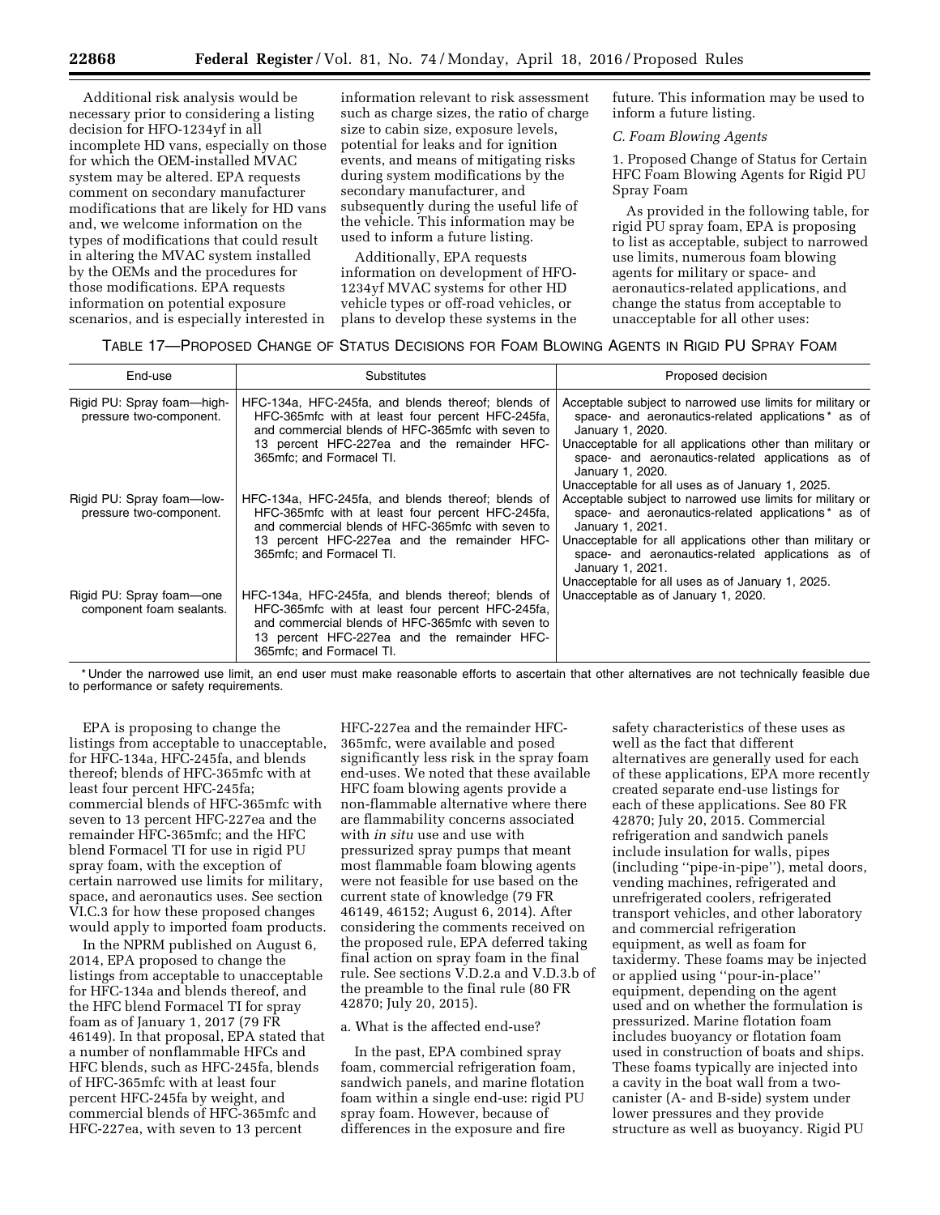Additional risk analysis would be necessary prior to considering a listing decision for HFO-1234yf in all incomplete HD vans, especially on those for which the OEM-installed MVAC system may be altered. EPA requests comment on secondary manufacturer modifications that are likely for HD vans and, we welcome information on the types of modifications that could result in altering the MVAC system installed by the OEMs and the procedures for those modifications. EPA requests information on potential exposure scenarios, and is especially interested in information relevant to risk assessment such as charge sizes, the ratio of charge size to cabin size, exposure levels, potential for leaks and for ignition events, and means of mitigating risks during system modifications by the secondary manufacturer, and subsequently during the useful life of the vehicle. This information may be used to inform a future listing.

Additionally, EPA requests information on development of HFO-1234yf MVAC systems for other HD vehicle types or off-road vehicles, or plans to develop these systems in the future. This information may be used to inform a future listing.

### C. Foam Blowing Agents

1. Proposed Change of Status for Certain HFC Foam Blowing Agents for Rigid PU Spray Foam

As provided in the following table, for rigid PU spray foam, EPA is proposing to list as acceptable, subject to narrowed use limits, numerous foam blowing agents for military or space- and aeronautics-related applications, and change the status from acceptable to unacceptable for all other uses:

TABLE 17—PROPOSED CHANGE OF STATUS DECISIONS FOR FOAM BLOWING AGENTS IN RIGID PU SPRAY FOAM

| End-use | Substitutes | Proposed decision |
|---|---|---|
| Rigid PU: Spray foam—high-pressure two-component. | HFC-134a, HFC-245fa, and blends thereof; blends of HFC-365mfc with at least four percent HFC-245fa, and commercial blends of HFC-365mfc with seven to 13 percent HFC-227ea and the remainder HFC-365mfc; and Formacel TI. | Acceptable subject to narrowed use limits for military or space- and aeronautics-related applications* as of January 1, 2020. Unacceptable for all applications other than military or space- and aeronautics-related applications as of January 1, 2020. Unacceptable for all uses as of January 1, 2025. |
| Rigid PU: Spray foam—low-pressure two-component. | HFC-134a, HFC-245fa, and blends thereof; blends of HFC-365mfc with at least four percent HFC-245fa, and commercial blends of HFC-365mfc with seven to 13 percent HFC-227ea and the remainder HFC-365mfc; and Formacel TI. | Acceptable subject to narrowed use limits for military or space- and aeronautics-related applications* as of January 1, 2021. Unacceptable for all applications other than military or space- and aeronautics-related applications as of January 1, 2021. Unacceptable for all uses as of January 1, 2025. |
| Rigid PU: Spray foam—one component foam sealants. | HFC-134a, HFC-245fa, and blends thereof; blends of HFC-365mfc with at least four percent HFC-245fa, and commercial blends of HFC-365mfc with seven to 13 percent HFC-227ea and the remainder HFC-365mfc; and Formacel TI. | Unacceptable as of January 1, 2020. |

* Under the narrowed use limit, an end user must make reasonable efforts to ascertain that other alternatives are not technically feasible due to performance or safety requirements.

EPA is proposing to change the listings from acceptable to unacceptable, for HFC-134a, HFC-245fa, and blends thereof; blends of HFC-365mfc with at least four percent HFC-245fa; commercial blends of HFC-365mfc with seven to 13 percent HFC-227ea and the remainder HFC-365mfc; and the HFC blend Formacel TI for use in rigid PU spray foam, with the exception of certain narrowed use limits for military, space, and aeronautics uses. See section VI.C.3 for how these proposed changes would apply to imported foam products.

In the NPRM published on August 6, 2014, EPA proposed to change the listings from acceptable to unacceptable for HFC-134a and blends thereof, and the HFC blend Formacel TI for spray foam as of January 1, 2017 (79 FR 46149). In that proposal, EPA stated that a number of nonflammable HFCs and HFC blends, such as HFC-245fa, blends of HFC-365mfc with at least four percent HFC-245fa by weight, and commercial blends of HFC-365mfc and HFC-227ea, with seven to 13 percent HFC-227ea and the remainder HFC-365mfc, were available and posed significantly less risk in the spray foam end-uses. We noted that these available HFC foam blowing agents provide a non-flammable alternative where there are flammability concerns associated with *in situ* use and use with pressurized spray pumps that meant most flammable foam blowing agents were not feasible for use based on the current state of knowledge (79 FR 46149, 46152; August 6, 2014). After considering the comments received on the proposed rule, EPA deferred taking final action on spray foam in the final rule. See sections V.D.2.a and V.D.3.b of the preamble to the final rule (80 FR 42870; July 20, 2015).

a. What is the affected end-use?

In the past, EPA combined spray foam, commercial refrigeration foam, sandwich panels, and marine flotation foam within a single end-use: rigid PU spray foam. However, because of differences in the exposure and fire safety characteristics of these uses as well as the fact that different alternatives are generally used for each of these applications, EPA more recently created separate end-use listings for each of these applications. See 80 FR 42870; July 20, 2015. Commercial refrigeration and sandwich panels include insulation for walls, pipes (including ''pipe-in-pipe''), metal doors, vending machines, refrigerated and unrefrigerated coolers, refrigerated transport vehicles, and other laboratory and commercial refrigeration equipment, as well as foam for taxidermy. These foams may be injected or applied using ''pour-in-place'' equipment, depending on the agent used and on whether the formulation is pressurized. Marine flotation foam includes buoyancy or flotation foam used in construction of boats and ships. These foams typically are injected into a cavity in the boat wall from a two-canister (A- and B-side) system under lower pressures and they provide structure as well as buoyancy. Rigid PU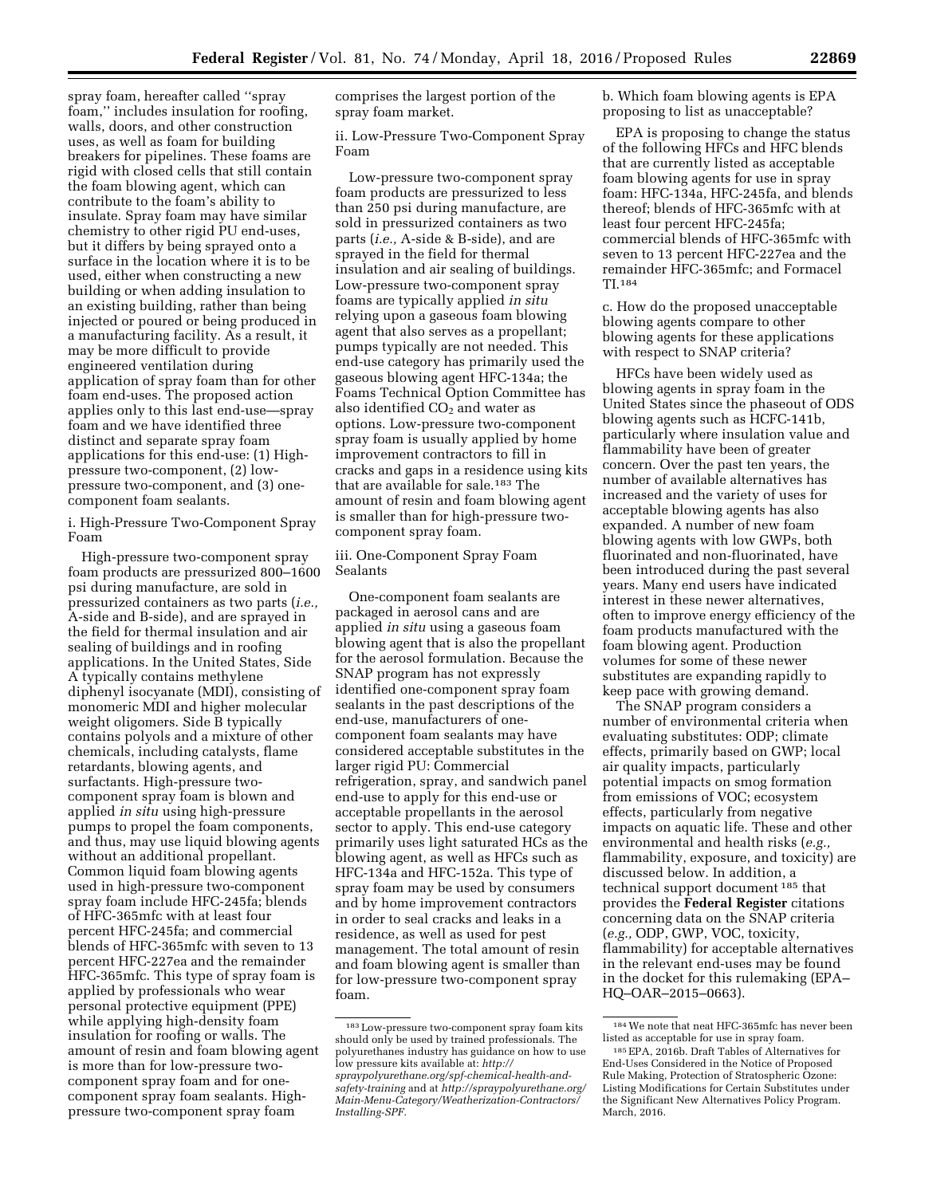spray foam, hereafter called ''spray foam,'' includes insulation for roofing, walls, doors, and other construction uses, as well as foam for building breakers for pipelines. These foams are rigid with closed cells that still contain the foam blowing agent, which can contribute to the foam's ability to insulate. Spray foam may have similar chemistry to other rigid PU end-uses, but it differs by being sprayed onto a surface in the location where it is to be used, either when constructing a new building or when adding insulation to an existing building, rather than being injected or poured or being produced in a manufacturing facility. As a result, it may be more difficult to provide engineered ventilation during application of spray foam than for other foam end-uses. The proposed action applies only to this last end-use—spray foam and we have identified three distinct and separate spray foam applications for this end-use: (1) High-pressure two-component, (2) low-pressure two-component, and (3) one-component foam sealants.

i. High-Pressure Two-Component Spray Foam

High-pressure two-component spray foam products are pressurized 800–1600 psi during manufacture, are sold in pressurized containers as two parts (*i.e.,* A-side and B-side), and are sprayed in the field for thermal insulation and air sealing of buildings and in roofing applications. In the United States, Side A typically contains methylene diphenyl isocyanate (MDI), consisting of monomeric MDI and higher molecular weight oligomers. Side B typically contains polyols and a mixture of other chemicals, including catalysts, flame retardants, blowing agents, and surfactants. High-pressure two-component spray foam is blown and applied *in situ* using high-pressure pumps to propel the foam components, and thus, may use liquid blowing agents without an additional propellant. Common liquid foam blowing agents used in high-pressure two-component spray foam include HFC-245fa; blends of HFC-365mfc with at least four percent HFC-245fa; and commercial blends of HFC-365mfc with seven to 13 percent HFC-227ea and the remainder HFC-365mfc. This type of spray foam is applied by professionals who wear personal protective equipment (PPE) while applying high-density foam insulation for roofing or walls. The amount of resin and foam blowing agent is more than for low-pressure two-component spray foam and for one-component spray foam sealants. High-pressure two-component spray foam comprises the largest portion of the spray foam market.

ii. Low-Pressure Two-Component Spray Foam

Low-pressure two-component spray foam products are pressurized to less than 250 psi during manufacture, are sold in pressurized containers as two parts (*i.e.,* A-side & B-side), and are sprayed in the field for thermal insulation and air sealing of buildings. Low-pressure two-component spray foams are typically applied *in situ* relying upon a gaseous foam blowing agent that also serves as a propellant; pumps typically are not needed. This end-use category has primarily used the gaseous blowing agent HFC-134a; the Foams Technical Option Committee has also identified $CO_2$ and water as options. Low-pressure two-component spray foam is usually applied by home improvement contractors to fill in cracks and gaps in a residence using kits that are available for sale.[183] The amount of resin and foam blowing agent is smaller than for high-pressure two-component spray foam.

iii. One-Component Spray Foam Sealants

One-component foam sealants are packaged in aerosol cans and are applied *in situ* using a gaseous foam blowing agent that is also the propellant for the aerosol formulation. Because the SNAP program has not expressly identified one-component spray foam sealants in the past descriptions of the end-use, manufacturers of one-component foam sealants may have considered acceptable substitutes in the larger rigid PU: Commercial refrigeration, spray, and sandwich panel end-use to apply for this end-use or acceptable propellants in the aerosol sector to apply. This end-use category primarily uses light saturated HCs as the blowing agent, as well as HFCs such as HFC-134a and HFC-152a. This type of spray foam may be used by consumers and by home improvement contractors in order to seal cracks and leaks in a residence, as well as used for pest management. The total amount of resin and foam blowing agent is smaller than for low-pressure two-component spray foam.

b. Which foam blowing agents is EPA proposing to list as unacceptable?

EPA is proposing to change the status of the following HFCs and HFC blends that are currently listed as acceptable foam blowing agents for use in spray foam: HFC-134a, HFC-245fa, and blends thereof; blends of HFC-365mfc with at least four percent HFC-245fa; commercial blends of HFC-365mfc with seven to 13 percent HFC-227ea and the remainder HFC-365mfc; and Formacel TI.[184]

c. How do the proposed unacceptable blowing agents compare to other blowing agents for these applications with respect to SNAP criteria?

HFCs have been widely used as blowing agents in spray foam in the United States since the phaseout of ODS blowing agents such as HCFC-141b, particularly where insulation value and flammability have been of greater concern. Over the past ten years, the number of available alternatives has increased and the variety of uses for acceptable blowing agents has also expanded. A number of new foam blowing agents with low GWPs, both fluorinated and non-fluorinated, have been introduced during the past several years. Many end users have indicated interest in these newer alternatives, often to improve energy efficiency of the foam products manufactured with the foam blowing agent. Production volumes for some of these newer substitutes are expanding rapidly to keep pace with growing demand.

The SNAP program considers a number of environmental criteria when evaluating substitutes: ODP; climate effects, primarily based on GWP; local air quality impacts, particularly potential impacts on smog formation from emissions of VOC; ecosystem effects, particularly from negative impacts on aquatic life. These and other environmental and health risks (*e.g.,* flammability, exposure, and toxicity) are discussed below. In addition, a technical support document[185] that provides the **Federal Register** citations concerning data on the SNAP criteria (*e.g.,* ODP, GWP, VOC, toxicity, flammability) for acceptable alternatives in the relevant end-uses may be found in the docket for this rulemaking (EPA–HQ–OAR–2015–0663).

[183] Low-pressure two-component spray foam kits should only be used by trained professionals. The polyurethanes industry has guidance on how to use low pressure kits available at: *http://spraypolyurethane.org/spf-chemical-health-and-safety-training* and at *http://spraypolyurethane.org/Main-Menu-Category/Weatherization-Contractors/Installing-SPF.*

[184] We note that neat HFC-365mfc has never been listed as acceptable for use in spray foam.

[185] EPA, 2016b. Draft Tables of Alternatives for End-Uses Considered in the Notice of Proposed Rule Making, Protection of Stratospheric Ozone: Listing Modifications for Certain Substitutes under the Significant New Alternatives Policy Program. March, 2016.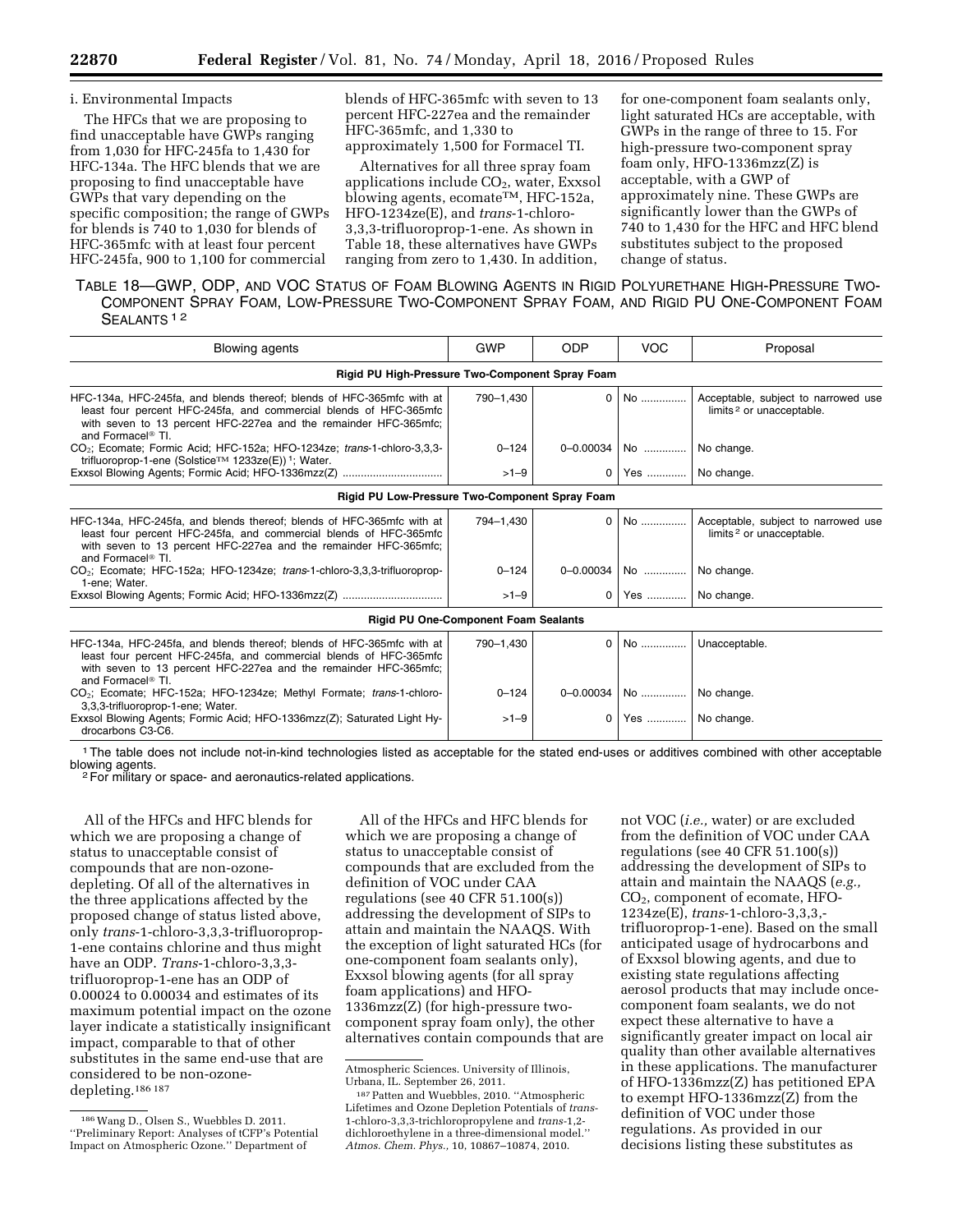i. Environmental Impacts

The HFCs that we are proposing to find unacceptable have GWPs ranging from 1,030 for HFC-245fa to 1,430 for HFC-134a. The HFC blends that we are proposing to find unacceptable have GWPs that vary depending on the specific composition; the range of GWPs for blends is 740 to 1,030 for blends of HFC-365mfc with at least four percent HFC-245fa, 900 to 1,100 for commercial blends of HFC-365mfc with seven to 13 percent HFC-227ea and the remainder HFC-365mfc, and 1,330 to approximately 1,500 for Formacel TI.

Alternatives for all three spray foam applications include $CO_2$, water, Exxsol blowing agents, ecomate™, HFC-152a, HFO-1234ze(E), and *trans*-1-chloro-3,3,3-trifluoroprop-1-ene. As shown in Table 18, these alternatives have GWPs ranging from zero to 1,430. In addition, for one-component foam sealants only, light saturated HCs are acceptable, with GWPs in the range of three to 15. For high-pressure two-component spray foam only, HFO-1336mzz(Z) is acceptable, with a GWP of approximately nine. These GWPs are significantly lower than the GWPs of 740 to 1,430 for the HFC and HFC blend substitutes subject to the proposed change of status.

TABLE 18—GWP, ODP, AND VOC STATUS OF FOAM BLOWING AGENTS IN RIGID POLYURETHANE HIGH-PRESSURE TWO-COMPONENT SPRAY FOAM, LOW-PRESSURE TWO-COMPONENT SPRAY FOAM, AND RIGID PU ONE-COMPONENT FOAM SEALANTS [1 2]

| Blowing agents | GWP | ODP | VOC | Proposal |
|---|---|---|---|---|
| **Rigid PU High-Pressure Two-Component Spray Foam** | | | | |
| HFC-134a, HFC-245fa, and blends thereof; blends of HFC-365mfc with at least four percent HFC-245fa, and commercial blends of HFC-365mfc with seven to 13 percent HFC-227ea and the remainder HFC-365mfc; and Formacel® TI. | 790–1,430 | 0 | No | Acceptable, subject to narrowed use limits [2] or unacceptable. |
| $CO_2$; Ecomate; Formic Acid; HFC-152a; HFO-1234ze; *trans*-1-chloro-3,3,3-trifluoroprop-1-ene (Solstice™ 1233ze(E)) [1]; Water. | 0–124 | 0–0.00034 | No | No change. |
| Exxsol Blowing Agents; Formic Acid; HFO-1336mzz(Z) | >1–9 | 0 | Yes | No change. |
| **Rigid PU Low-Pressure Two-Component Spray Foam** | | | | |
| HFC-134a, HFC-245fa, and blends thereof; blends of HFC-365mfc with at least four percent HFC-245fa, and commercial blends of HFC-365mfc with seven to 13 percent HFC-227ea and the remainder HFC-365mfc; and Formacel® TI. | 794–1,430 | 0 | No | Acceptable, subject to narrowed use limits [2] or unacceptable. |
| $CO_2$; Ecomate; HFC-152a; HFO-1234ze; *trans*-1-chloro-3,3,3-trifluoroprop-1-ene; Water. | 0–124 | 0–0.00034 | No | No change. |
| Exxsol Blowing Agents; Formic Acid; HFO-1336mzz(Z) | >1–9 | 0 | Yes | No change. |
| **Rigid PU One-Component Foam Sealants** | | | | |
| HFC-134a, HFC-245fa, and blends thereof; blends of HFC-365mfc with at least four percent HFC-245fa, and commercial blends of HFC-365mfc with seven to 13 percent HFC-227ea and the remainder HFC-365mfc; and Formacel® TI. | 790–1,430 | 0 | No | Unacceptable. |
| $CO_2$; Ecomate; HFC-152a; HFO-1234ze; Methyl Formate; *trans*-1-chloro-3,3,3-trifluoroprop-1-ene; Water. | 0–124 | 0–0.00034 | No | No change. |
| Exxsol Blowing Agents; Formic Acid; HFO-1336mzz(Z); Saturated Light Hydrocarbons C3-C6. | >1–9 | 0 | Yes | No change. |

[1] The table does not include not-in-kind technologies listed as acceptable for the stated end-uses or additives combined with other acceptable blowing agents.
[2] For military or space- and aeronautics-related applications.

All of the HFCs and HFC blends for which we are proposing a change of status to unacceptable consist of compounds that are non-ozone-depleting. Of all of the alternatives in the three applications affected by the proposed change of status listed above, only *trans*-1-chloro-3,3,3-trifluoroprop-1-ene contains chlorine and thus might have an ODP. *Trans*-1-chloro-3,3,3-trifluoroprop-1-ene has an ODP of 0.00024 to 0.00034 and estimates of its maximum potential impact on the ozone layer indicate a statistically insignificant impact, comparable to that of other substitutes in the same end-use that are considered to be non-ozone-depleting.[186 187]

All of the HFCs and HFC blends for which we are proposing a change of status to unacceptable consist of compounds that are excluded from the definition of VOC under CAA regulations (see 40 CFR 51.100(s)) addressing the development of SIPs to attain and maintain the NAAQS. With the exception of light saturated HCs (for one-component foam sealants only), Exxsol blowing agents (for all spray foam applications) and HFO-1336mzz(Z) (for high-pressure two-component spray foam only), the other alternatives contain compounds that are not VOC (*i.e.,* water) or are excluded from the definition of VOC under CAA regulations (see 40 CFR 51.100(s)) addressing the development of SIPs to attain and maintain the NAAQS (*e.g.,* $CO_2$, component of ecomate, HFO-1234ze(E), *trans*-1-chloro-3,3,3,-trifluoroprop-1-ene). Based on the small anticipated usage of hydrocarbons and of Exxsol blowing agents, and due to existing state regulations affecting aerosol products that may include once-component foam sealants, we do not expect these alternative to have a significantly greater impact on local air quality than other available alternatives in these applications. The manufacturer of HFO-1336mzz(Z) has petitioned EPA to exempt HFO-1336mzz(Z) from the definition of VOC under those regulations. As provided in our decisions listing these substitutes as

---

[186] Wang D., Olsen S., Wuebbles D. 2011. ''Preliminary Report: Analyses of tCFP's Potential Impact on Atmospheric Ozone.'' Department of Atmospheric Sciences. University of Illinois, Urbana, IL. September 26, 2011.

[187] Patten and Wuebbles, 2010. ''Atmospheric Lifetimes and Ozone Depletion Potentials of *trans*-1-chloro-3,3,3-trichloropropylene and *trans*-1,2-dichloroethylene in a three-dimensional model.'' *Atmos. Chem. Phys.,* 10, 10867–10874, 2010.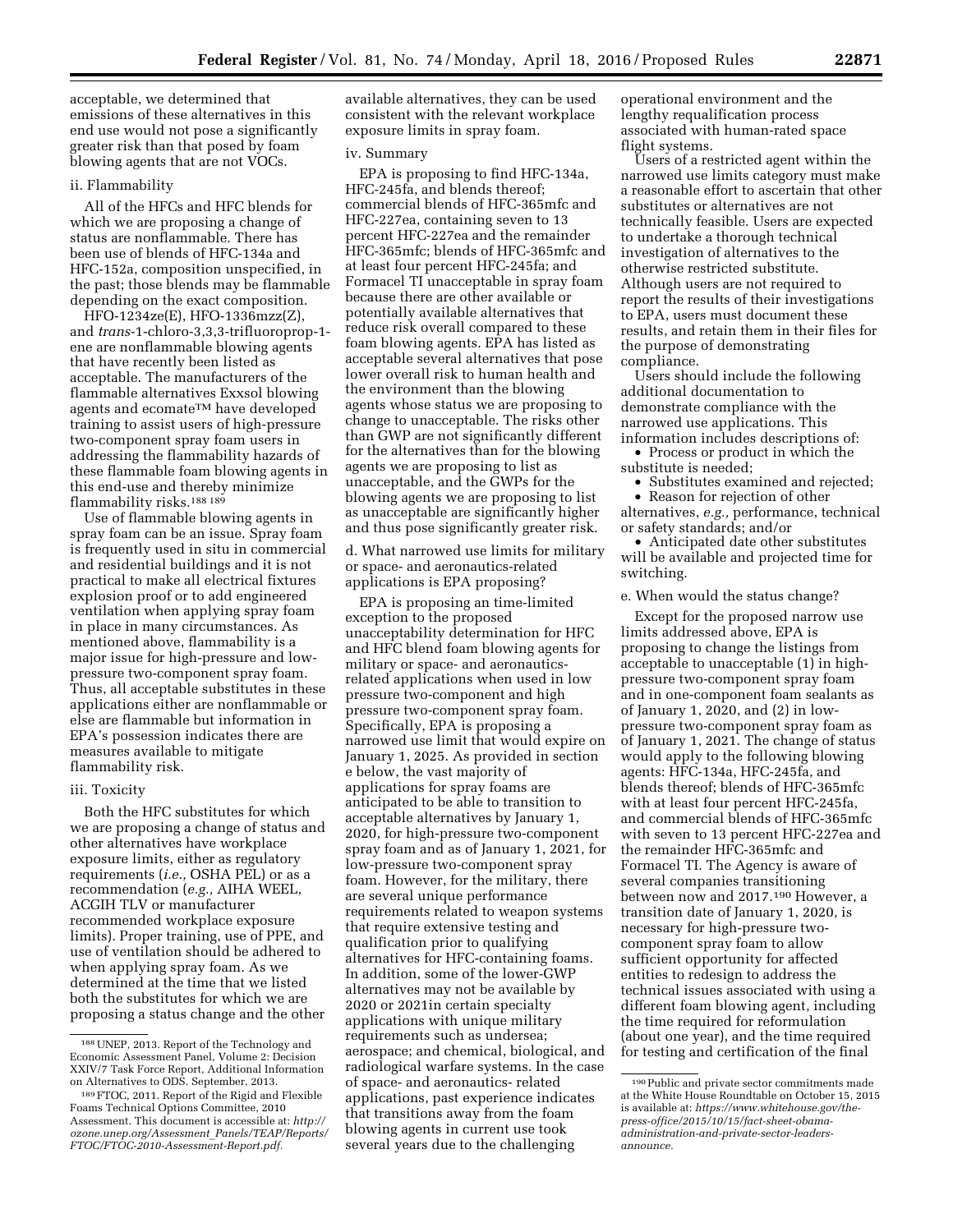acceptable, we determined that emissions of these alternatives in this end use would not pose a significantly greater risk than that posed by foam blowing agents that are not VOCs.

ii. Flammability

All of the HFCs and HFC blends for which we are proposing a change of status are nonflammable. There has been use of blends of HFC-134a and HFC-152a, composition unspecified, in the past; those blends may be flammable depending on the exact composition.

HFO-1234ze(E), HFO-1336mzz(Z), and *trans*-1-chloro-3,3,3-trifluoroprop-1-ene are nonflammable blowing agents that have recently been listed as acceptable. The manufacturers of the flammable alternatives Exxsol blowing agents and ecomate™ have developed training to assist users of high-pressure two-component spray foam users in addressing the flammability hazards of these flammable foam blowing agents in this end-use and thereby minimize flammability risks.[188] [189]

Use of flammable blowing agents in spray foam can be an issue. Spray foam is frequently used in situ in commercial and residential buildings and it is not practical to make all electrical fixtures explosion proof or to add engineered ventilation when applying spray foam in place in many circumstances. As mentioned above, flammability is a major issue for high-pressure and low-pressure two-component spray foam. Thus, all acceptable substitutes in these applications either are nonflammable or else are flammable but information in EPA's possession indicates there are measures available to mitigate flammability risk.

iii. Toxicity

Both the HFC substitutes for which we are proposing a change of status and other alternatives have workplace exposure limits, either as regulatory requirements (*i.e.,* OSHA PEL) or as a recommendation (*e.g.,* AIHA WEEL, ACGIH TLV or manufacturer recommended workplace exposure limits). Proper training, use of PPE, and use of ventilation should be adhered to when applying spray foam. As we determined at the time that we listed both the substitutes for which we are proposing a status change and the other available alternatives, they can be used consistent with the relevant workplace exposure limits in spray foam.

iv. Summary

EPA is proposing to find HFC-134a, HFC-245fa, and blends thereof; commercial blends of HFC-365mfc and HFC-227ea, containing seven to 13 percent HFC-227ea and the remainder HFC-365mfc; blends of HFC-365mfc and at least four percent HFC-245fa; and Formacel TI unacceptable in spray foam because there are other available or potentially available alternatives that reduce risk overall compared to these foam blowing agents. EPA has listed as acceptable several alternatives that pose lower overall risk to human health and the environment than the blowing agents whose status we are proposing to change to unacceptable. The risks other than GWP are not significantly different for the alternatives than for the blowing agents we are proposing to list as unacceptable, and the GWPs for the blowing agents we are proposing to list as unacceptable are significantly higher and thus pose significantly greater risk.

d. What narrowed use limits for military or space- and aeronautics-related applications is EPA proposing?

EPA is proposing an time-limited exception to the proposed unacceptability determination for HFC and HFC blend foam blowing agents for military or space- and aeronautics-related applications when used in low pressure two-component and high pressure two-component spray foam. Specifically, EPA is proposing a narrowed use limit that would expire on January 1, 2025. As provided in section e below, the vast majority of applications for spray foams are anticipated to be able to transition to acceptable alternatives by January 1, 2020, for high-pressure two-component spray foam and as of January 1, 2021, for low-pressure two-component spray foam. However, for the military, there are several unique performance requirements related to weapon systems that require extensive testing and qualification prior to qualifying alternatives for HFC-containing foams. In addition, some of the lower-GWP alternatives may not be available by 2020 or 2021in certain specialty applications with unique military requirements such as undersea; aerospace; and chemical, biological, and radiological warfare systems. In the case of space- and aeronautics- related applications, past experience indicates that transitions away from the foam blowing agents in current use took several years due to the challenging operational environment and the lengthy requalification process associated with human-rated space flight systems.

Users of a restricted agent within the narrowed use limits category must make a reasonable effort to ascertain that other substitutes or alternatives are not technically feasible. Users are expected to undertake a thorough technical investigation of alternatives to the otherwise restricted substitute. Although users are not required to report the results of their investigations to EPA, users must document these results, and retain them in their files for the purpose of demonstrating compliance.

Users should include the following additional documentation to demonstrate compliance with the narrowed use applications. This information includes descriptions of:

- Process or product in which the substitute is needed;
- Substitutes examined and rejected;
- Reason for rejection of other alternatives, *e.g.,* performance, technical or safety standards; and/or
- Anticipated date other substitutes will be available and projected time for switching.

e. When would the status change?

Except for the proposed narrow use limits addressed above, EPA is proposing to change the listings from acceptable to unacceptable (1) in high-pressure two-component spray foam and in one-component foam sealants as of January 1, 2020, and (2) in low-pressure two-component spray foam as of January 1, 2021. The change of status would apply to the following blowing agents: HFC-134a, HFC-245fa, and blends thereof; blends of HFC-365mfc with at least four percent HFC-245fa, and commercial blends of HFC-365mfc with seven to 13 percent HFC-227ea and the remainder HFC-365mfc and Formacel TI. The Agency is aware of several companies transitioning between now and 2017.[190] However, a transition date of January 1, 2020, is necessary for high-pressure two-component spray foam to allow sufficient opportunity for affected entities to redesign to address the technical issues associated with using a different foam blowing agent, including the time required for reformulation (about one year), and the time required for testing and certification of the final

---

[188] UNEP, 2013. Report of the Technology and Economic Assessment Panel, Volume 2: Decision XXIV/7 Task Force Report, Additional Information on Alternatives to ODS. September, 2013.

[189] FTOC, 2011. Report of the Rigid and Flexible Foams Technical Options Committee, 2010 Assessment. This document is accessible at: *http://ozone.unep.org/Assessment_Panels/TEAP/Reports/FTOC/FTOC-2010-Assessment-Report.pdf.*

[190] Public and private sector commitments made at the White House Roundtable on October 15, 2015 is available at: *https://www.whitehouse.gov/the-press-office/2015/10/15/fact-sheet-obama-administration-and-private-sector-leaders-announce.*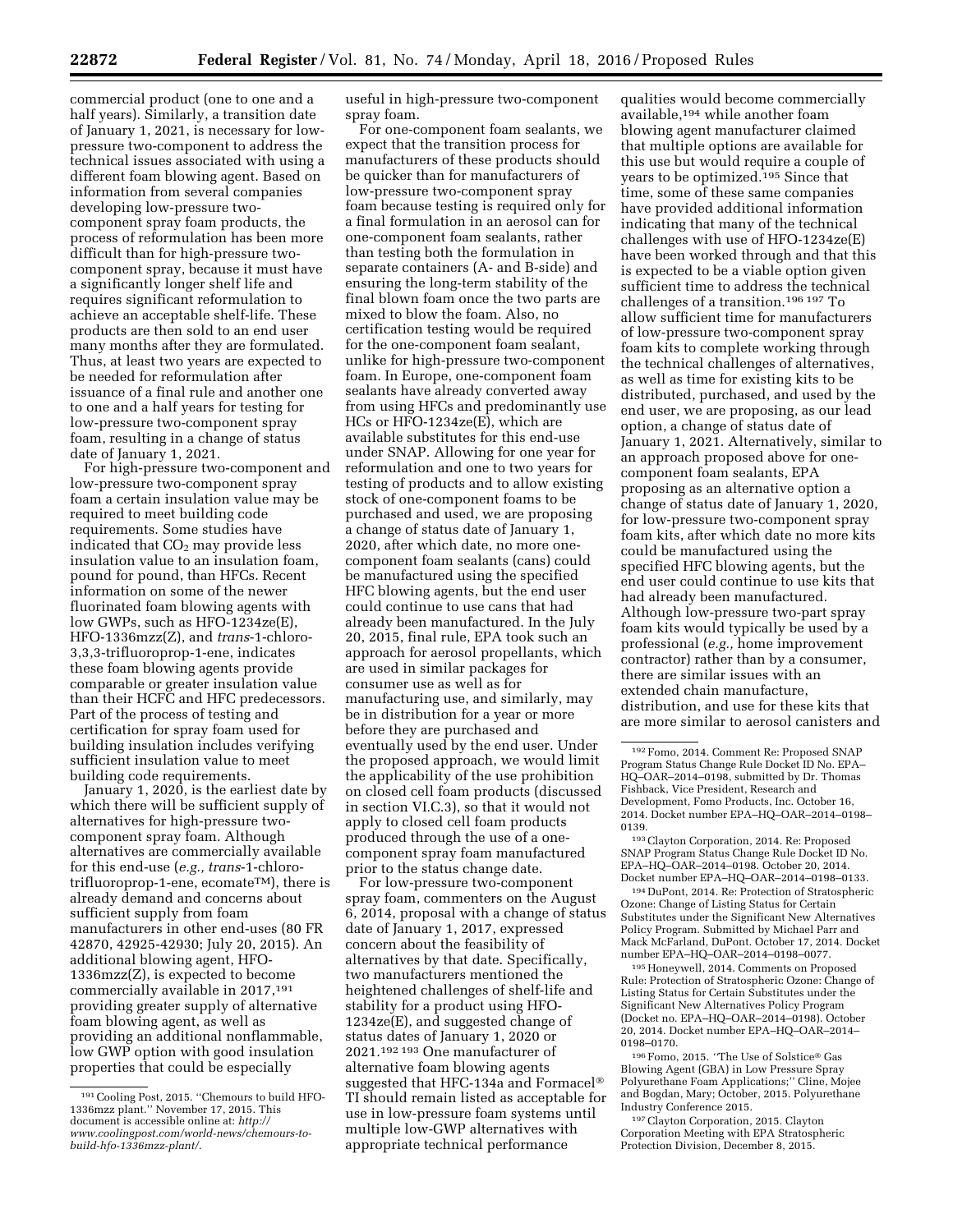commercial product (one to one and a half years). Similarly, a transition date of January 1, 2021, is necessary for low-pressure two-component to address the technical issues associated with using a different foam blowing agent. Based on information from several companies developing low-pressure two-component spray foam products, the process of reformulation has been more difficult than for high-pressure two-component spray, because it must have a significantly longer shelf life and requires significant reformulation to achieve an acceptable shelf-life. These products are then sold to an end user many months after they are formulated. Thus, at least two years are expected to be needed for reformulation after issuance of a final rule and another one to one and a half years for testing for low-pressure two-component spray foam, resulting in a change of status date of January 1, 2021.

For high-pressure two-component and low-pressure two-component spray foam a certain insulation value may be required to meet building code requirements. Some studies have indicated that $CO_2$ may provide less insulation value to an insulation foam, pound for pound, than HFCs. Recent information on some of the newer fluorinated foam blowing agents with low GWPs, such as HFO-1234ze(E), HFO-1336mzz(Z), and *trans*-1-chloro-3,3,3-trifluoroprop-1-ene, indicates these foam blowing agents provide comparable or greater insulation value than their HCFC and HFC predecessors. Part of the process of testing and certification for spray foam used for building insulation includes verifying sufficient insulation value to meet building code requirements.

January 1, 2020, is the earliest date by which there will be sufficient supply of alternatives for high-pressure two-component spray foam. Although alternatives are commercially available for this end-use (*e.g., trans*-1-chloro-trifluoroprop-1-ene, ecomate™), there is already demand and concerns about sufficient supply from foam manufacturers in other end-uses (80 FR 42870, 42925-42930; July 20, 2015). An additional blowing agent, HFO-1336mzz(Z), is expected to become commercially available in 2017,[191] providing greater supply of alternative foam blowing agent, as well as providing an additional nonflammable, low GWP option with good insulation properties that could be especially useful in high-pressure two-component spray foam.

For one-component foam sealants, we expect that the transition process for manufacturers of these products should be quicker than for manufacturers of low-pressure two-component spray foam because testing is required only for a final formulation in an aerosol can for one-component foam sealants, rather than testing both the formulation in separate containers (A- and B-side) and ensuring the long-term stability of the final blown foam once the two parts are mixed to blow the foam. Also, no certification testing would be required for the one-component foam sealant, unlike for high-pressure two-component foam. In Europe, one-component foam sealants have already converted away from using HFCs and predominantly use HCs or HFO-1234ze(E), which are available substitutes for this end-use under SNAP. Allowing for one year for reformulation and one to two years for testing of products and to allow existing stock of one-component foams to be purchased and used, we are proposing a change of status date of January 1, 2020, after which date, no more one-component foam sealants (cans) could be manufactured using the specified HFC blowing agents, but the end user could continue to use cans that had already been manufactured. In the July 20, 2015, final rule, EPA took such an approach for aerosol propellants, which are used in similar packages for consumer use as well as for manufacturing use, and similarly, may be in distribution for a year or more before they are purchased and eventually used by the end user. Under the proposed approach, we would limit the applicability of the use prohibition on closed cell foam products (discussed in section VI.C.3), so that it would not apply to closed cell foam products produced through the use of a one-component spray foam manufactured prior to the status change date.

For low-pressure two-component spray foam, commenters on the August 6, 2014, proposal with a change of status date of January 1, 2017, expressed concern about the feasibility of alternatives by that date. Specifically, two manufacturers mentioned the heightened challenges of shelf-life and stability for a product using HFO-1234ze(E), and suggested change of status dates of January 1, 2020 or 2021.[192] [193] One manufacturer of alternative foam blowing agents suggested that HFC-134a and Formacel® TI should remain listed as acceptable for use in low-pressure foam systems until multiple low-GWP alternatives with appropriate technical performance qualities would become commercially available,[194] while another foam blowing agent manufacturer claimed that multiple options are available for this use but would require a couple of years to be optimized.[195] Since that time, some of these same companies have provided additional information indicating that many of the technical challenges with use of HFO-1234ze(E) have been worked through and that this is expected to be a viable option given sufficient time to address the technical challenges of a transition.[196] [197] To allow sufficient time for manufacturers of low-pressure two-component spray foam kits to complete working through the technical challenges of alternatives, as well as time for existing kits to be distributed, purchased, and used by the end user, we are proposing, as our lead option, a change of status date of January 1, 2021. Alternatively, similar to an approach proposed above for one-component foam sealants, EPA proposing as an alternative option a change of status date of January 1, 2020, for low-pressure two-component spray foam kits, after which date no more kits could be manufactured using the specified HFC blowing agents, but the end user could continue to use kits that had already been manufactured. Although low-pressure two-part spray foam kits would typically be used by a professional (*e.g.,* home improvement contractor) rather than by a consumer, there are similar issues with an extended chain manufacture, distribution, and use for these kits that are more similar to aerosol canisters and

---

[191] Cooling Post, 2015. "Chemours to build HFO-1336mzz plant." November 17, 2015. This document is accessible online at: *http://www.coolingpost.com/world-news/chemours-to-build-hfo-1336mzz-plant/.*

[192] Fomo, 2014. Comment Re: Proposed SNAP Program Status Change Rule Docket ID No. EPA–HQ–OAR–2014–0198, submitted by Dr. Thomas Fishback, Vice President, Research and Development, Fomo Products, Inc. October 16, 2014. Docket number EPA–HQ–OAR–2014–0198–0139.

[193] Clayton Corporation, 2014. Re: Proposed SNAP Program Status Change Rule Docket ID No. EPA–HQ–OAR–2014–0198. October 20, 2014. Docket number EPA–HQ–OAR–2014–0198–0133.

[194] DuPont, 2014. Re: Protection of Stratospheric Ozone: Change of Listing Status for Certain Substitutes under the Significant New Alternatives Policy Program. Submitted by Michael Parr and Mack McFarland, DuPont. October 17, 2014. Docket number EPA–HQ–OAR–2014–0198–0077.

[195] Honeywell, 2014. Comments on Proposed Rule: Protection of Stratospheric Ozone: Change of Listing Status for Certain Substitutes under the Significant New Alternatives Policy Program (Docket no. EPA–HQ–OAR–2014–0198). October 20, 2014. Docket number EPA–HQ–OAR–2014–0198–0170.

[196] Fomo, 2015. "The Use of Solstice® Gas Blowing Agent (GBA) in Low Pressure Spray Polyurethane Foam Applications;" Cline, Mojee and Bogdan, Mary; October, 2015. Polyurethane Industry Conference 2015.

[197] Clayton Corporation, 2015. Clayton Corporation Meeting with EPA Stratospheric Protection Division, December 8, 2015.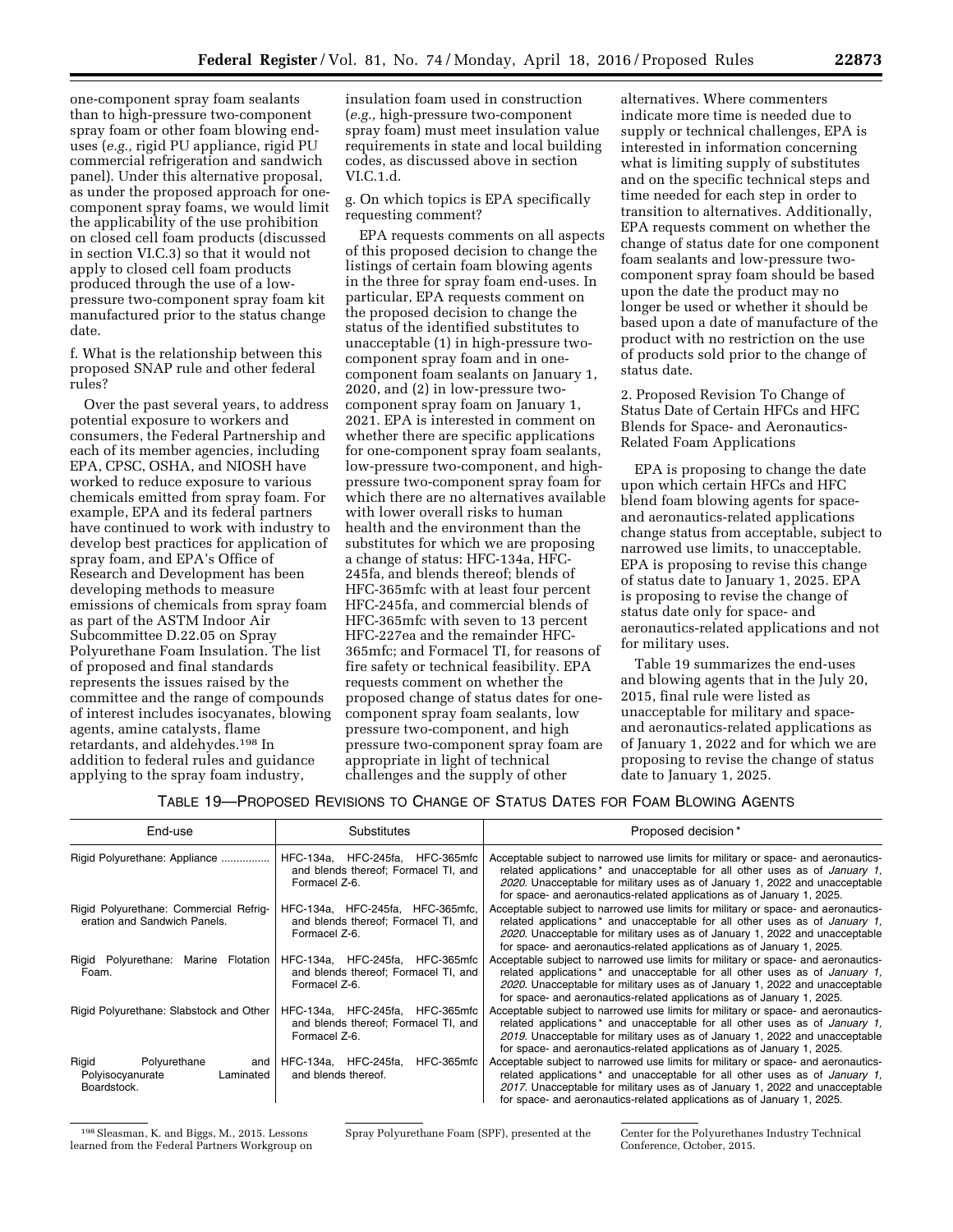one-component spray foam sealants than to high-pressure two-component spray foam or other foam blowing end-uses (*e.g.,* rigid PU appliance, rigid PU commercial refrigeration and sandwich panel). Under this alternative proposal, as under the proposed approach for one-component spray foams, we would limit the applicability of the use prohibition on closed cell foam products (discussed in section VI.C.3) so that it would not apply to closed cell foam products produced through the use of a low-pressure two-component spray foam kit manufactured prior to the status change date.

f. What is the relationship between this proposed SNAP rule and other federal rules?

Over the past several years, to address potential exposure to workers and consumers, the Federal Partnership and each of its member agencies, including EPA, CPSC, OSHA, and NIOSH have worked to reduce exposure to various chemicals emitted from spray foam. For example, EPA and its federal partners have continued to work with industry to develop best practices for application of spray foam, and EPA's Office of Research and Development has been developing methods to measure emissions of chemicals from spray foam as part of the ASTM Indoor Air Subcommittee D.22.05 on Spray Polyurethane Foam Insulation. The list of proposed and final standards represents the issues raised by the committee and the range of compounds of interest includes isocyanates, blowing agents, amine catalysts, flame retardants, and aldehydes.[198] In addition to federal rules and guidance applying to the spray foam industry, insulation foam used in construction (*e.g.,* high-pressure two-component spray foam) must meet insulation value requirements in state and local building codes, as discussed above in section VI.C.1.d.

g. On which topics is EPA specifically requesting comment?

EPA requests comments on all aspects of this proposed decision to change the listings of certain foam blowing agents in the three for spray foam end-uses. In particular, EPA requests comment on the proposed decision to change the status of the identified substitutes to unacceptable (1) in high-pressure two-component spray foam and in one-component foam sealants on January 1, 2020, and (2) in low-pressure two-component spray foam on January 1, 2021. EPA is interested in comment on whether there are specific applications for one-component spray foam sealants, low-pressure two-component, and high-pressure two-component spray foam for which there are no alternatives available with lower overall risks to human health and the environment than the substitutes for which we are proposing a change of status: HFC-134a, HFC-245fa, and blends thereof; blends of HFC-365mfc with at least four percent HFC-245fa, and commercial blends of HFC-365mfc with seven to 13 percent HFC-227ea and the remainder HFC-365mfc; and Formacel TI, for reasons of fire safety or technical feasibility. EPA requests comment on whether the proposed change of status dates for one-component spray foam sealants, low pressure two-component, and high pressure two-component spray foam are appropriate in light of technical challenges and the supply of other alternatives. Where commenters indicate more time is needed due to supply or technical challenges, EPA is interested in information concerning what is limiting supply of substitutes and on the specific technical steps and time needed for each step in order to transition to alternatives. Additionally, EPA requests comment on whether the change of status date for one component foam sealants and low-pressure two-component spray foam should be based upon the date the product may no longer be used or whether it should be based upon a date of manufacture of the product with no restriction on the use of products sold prior to the change of status date.

2. Proposed Revision To Change of Status Date of Certain HFCs and HFC Blends for Space- and Aeronautics-Related Foam Applications

EPA is proposing to change the date upon which certain HFCs and HFC blend foam blowing agents for space- and aeronautics-related applications change status from acceptable, subject to narrowed use limits, to unacceptable. EPA is proposing to revise this change of status date to January 1, 2025. EPA is proposing to revise the change of status date only for space- and aeronautics-related applications and not for military uses.

Table 19 summarizes the end-uses and blowing agents that in the July 20, 2015, final rule were listed as unacceptable for military and space- and aeronautics-related applications as of January 1, 2022 and for which we are proposing to revise the change of status date to January 1, 2025.

TABLE 19—PROPOSED REVISIONS TO CHANGE OF STATUS DATES FOR FOAM BLOWING AGENTS

| End-use | Substitutes | Proposed decision * |
|---|---|---|
| Rigid Polyurethane: Appliance | HFC-134a, HFC-245fa, HFC-365mfc and blends thereof; Formacel TI, and Formacel Z-6. | Acceptable subject to narrowed use limits for military or space- and aeronautics-related applications * and unacceptable for all other uses as of *January 1, 2020*. Unacceptable for military uses as of January 1, 2022 and unacceptable for space- and aeronautics-related applications as of January 1, 2025. |
| Rigid Polyurethane: Commercial Refrigeration and Sandwich Panels. | HFC-134a, HFC-245fa, HFC-365mfc, and blends thereof; Formacel TI, and Formacel Z-6. | Acceptable subject to narrowed use limits for military or space- and aeronautics-related applications * and unacceptable for all other uses as of *January 1, 2020*. Unacceptable for military uses as of January 1, 2022 and unacceptable for space- and aeronautics-related applications as of January 1, 2025. |
| Rigid Polyurethane: Marine Flotation Foam. | HFC-134a, HFC-245fa, HFC-365mfc and blends thereof; Formacel TI, and Formacel Z-6. | Acceptable subject to narrowed use limits for military or space- and aeronautics-related applications * and unacceptable for all other uses as of *January 1, 2020*. Unacceptable for military uses as of January 1, 2022 and unacceptable for space- and aeronautics-related applications as of January 1, 2025. |
| Rigid Polyurethane: Slabstock and Other | HFC-134a, HFC-245fa, HFC-365mfc and blends thereof; Formacel TI, and Formacel Z-6. | Acceptable subject to narrowed use limits for military or space- and aeronautics-related applications * and unacceptable for all other uses as of *January 1, 2019*. Unacceptable for military uses as of January 1, 2022 and unacceptable for space- and aeronautics-related applications as of January 1, 2025. |
| Rigid Polyurethane and Polyisocyanurate Laminated Boardstock. | HFC-134a, HFC-245fa, HFC-365mfc and blends thereof. | Acceptable subject to narrowed use limits for military or space- and aeronautics-related applications * and unacceptable for all other uses as of *January 1, 2017*. Unacceptable for military uses as of January 1, 2022 and unacceptable for space- and aeronautics-related applications as of January 1, 2025. |

[198] Sleasman, K. and Biggs, M., 2015. Lessons learned from the Federal Partners Workgroup on Spray Polyurethane Foam (SPF), presented at the Center for the Polyurethanes Industry Technical Conference, October, 2015.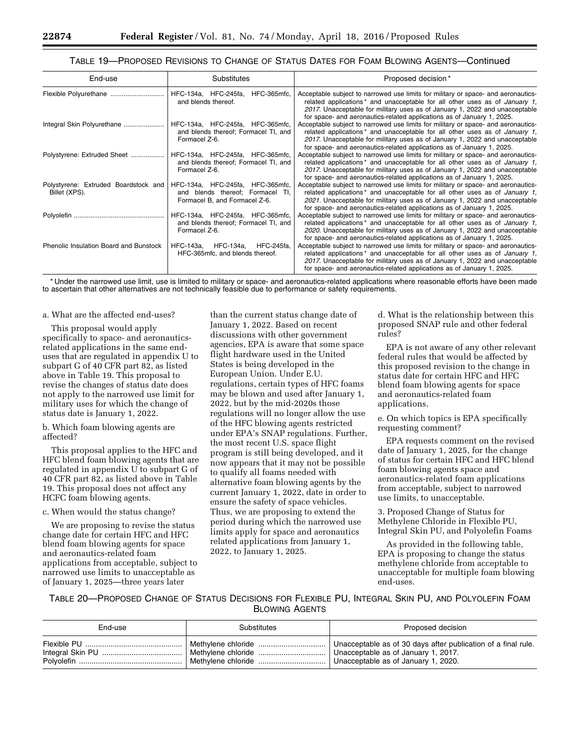TABLE 19—PROPOSED REVISIONS TO CHANGE OF STATUS DATES FOR FOAM BLOWING AGENTS—Continued

| End-use | Substitutes | Proposed decision* |
| --- | --- | --- |
| Flexible Polyurethane | HFC-134a, HFC-245fa, HFC-365mfc, and blends thereof. | Acceptable subject to narrowed use limits for military or space- and aeronautics-related applications* and unacceptable for all other uses as of *January 1, 2017.* Unacceptable for military uses as of January 1, 2022 and unacceptable for space- and aeronautics-related applications as of January 1, 2025. |
| Integral Skin Polyurethane | HFC-134a, HFC-245fa, HFC-365mfc, and blends thereof; Formacel TI, and Formacel Z-6. | Acceptable subject to narrowed use limits for military or space- and aeronautics-related applications* and unacceptable for all other uses as of *January 1, 2017.* Unacceptable for military uses as of January 1, 2022 and unacceptable for space- and aeronautics-related applications as of January 1, 2025. |
| Polystyrene: Extruded Sheet | HFC-134a, HFC-245fa, HFC-365mfc, and blends thereof; Formacel TI, and Formacel Z-6. | Acceptable subject to narrowed use limits for military or space- and aeronautics-related applications* and unacceptable for all other uses as of *January 1, 2017.* Unacceptable for military uses as of January 1, 2022 and unacceptable for space- and aeronautics-related applications as of January 1, 2025. |
| Polystyrene: Extruded Boardstock and Billet (XPS). | HFC-134a, HFC-245fa, HFC-365mfc, and blends thereof; Formacel TI, Formacel B, and Formacel Z-6. | Acceptable subject to narrowed use limits for military or space- and aeronautics-related applications* and unacceptable for all other uses as of *January 1, 2021.* Unacceptable for military uses as of January 1, 2022 and unacceptable for space- and aeronautics-related applications as of January 1, 2025. |
| Polyolefin | HFC-134a, HFC-245fa, HFC-365mfc, and blends thereof; Formacel TI, and Formacel Z-6. | Acceptable subject to narrowed use limits for military or space- and aeronautics-related applications* and unacceptable for all other uses as of *January 1, 2020.* Unacceptable for military uses as of January 1, 2022 and unacceptable for space- and aeronautics-related applications as of January 1, 2025. |
| Phenolic Insulation Board and Bunstock | HFC-143a, HFC-134a, HFC-245fa, HFC-365mfc, and blends thereof. | Acceptable subject to narrowed use limits for military or space- and aeronautics-related applications* and unacceptable for all other uses as of *January 1, 2017.* Unacceptable for military uses as of January 1, 2022 and unacceptable for space- and aeronautics-related applications as of January 1, 2025. |

* Under the narrowed use limit, use is limited to military or space- and aeronautics-related applications where reasonable efforts have been made to ascertain that other alternatives are not technically feasible due to performance or safety requirements.

a. What are the affected end-uses?

This proposal would apply specifically to space- and aeronautics-related applications in the same end-uses that are regulated in appendix U to subpart G of 40 CFR part 82, as listed above in Table 19. This proposal to revise the changes of status date does not apply to the narrowed use limit for military uses for which the change of status date is January 1, 2022.

b. Which foam blowing agents are affected?

This proposal applies to the HFC and HFC blend foam blowing agents that are regulated in appendix U to subpart G of 40 CFR part 82, as listed above in Table 19. This proposal does not affect any HCFC foam blowing agents.

c. When would the status change?

We are proposing to revise the status change date for certain HFC and HFC blend foam blowing agents for space and aeronautics-related foam applications from acceptable, subject to narrowed use limits to unacceptable as of January 1, 2025—three years later than the current status change date of January 1, 2022. Based on recent discussions with other government agencies, EPA is aware that some space flight hardware used in the United States is being developed in the European Union. Under E.U. regulations, certain types of HFC foams may be blown and used after January 1, 2022, but by the mid-2020s those regulations will no longer allow the use of the HFC blowing agents restricted under EPA's SNAP regulations. Further, the most recent U.S. space flight program is still being developed, and it now appears that it may not be possible to qualify all foams needed with alternative foam blowing agents by the current January 1, 2022, date in order to ensure the safety of space vehicles. Thus, we are proposing to extend the period during which the narrowed use limits apply for space and aeronautics related applications from January 1, 2022, to January 1, 2025.

d. What is the relationship between this proposed SNAP rule and other federal rules?

EPA is not aware of any other relevant federal rules that would be affected by this proposed revision to the change in status date for certain HFC and HFC blend foam blowing agents for space and aeronautics-related foam applications.

e. On which topics is EPA specifically requesting comment?

EPA requests comment on the revised date of January 1, 2025, for the change of status for certain HFC and HFC blend foam blowing agents space and aeronautics-related foam applications from acceptable, subject to narrowed use limits, to unacceptable.

3. Proposed Change of Status for Methylene Chloride in Flexible PU, Integral Skin PU, and Polyolefin Foams

As provided in the following table, EPA is proposing to change the status methylene chloride from acceptable to unacceptable for multiple foam blowing end-uses.

TABLE 20—PROPOSED CHANGE OF STATUS DECISIONS FOR FLEXIBLE PU, INTEGRAL SKIN PU, AND POLYOLEFIN FOAM BLOWING AGENTS

| End-use | Substitutes | Proposed decision |
| --- | --- | --- |
| Flexible PU | Methylene chloride | Unacceptable as of 30 days after publication of a final rule. |
| Integral Skin PU | Methylene chloride | Unacceptable as of January 1, 2017. |
| Polyolefin | Methylene chloride | Unacceptable as of January 1, 2020. |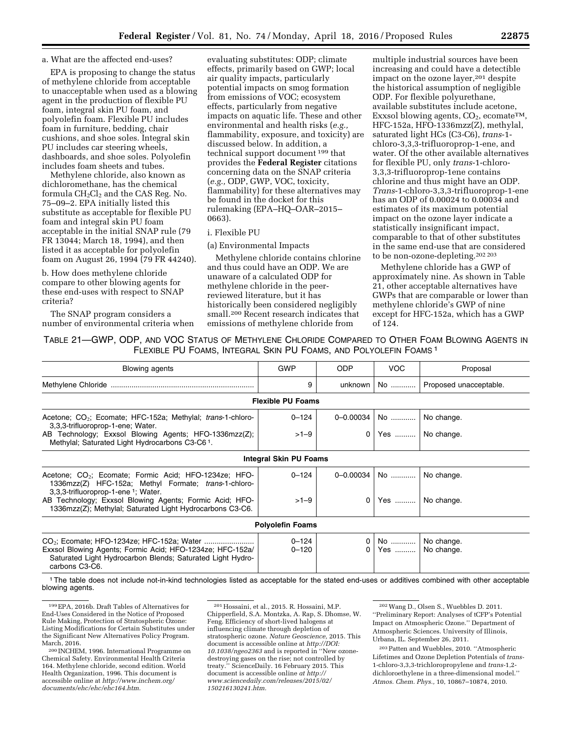a. What are the affected end-uses?

EPA is proposing to change the status of methylene chloride from acceptable to unacceptable when used as a blowing agent in the production of flexible PU foam, integral skin PU foam, and polyolefin foam. Flexible PU includes foam in furniture, bedding, chair cushions, and shoe soles. Integral skin PU includes car steering wheels, dashboards, and shoe soles. Polyolefin includes foam sheets and tubes.

Methylene chloride, also known as dichloromethane, has the chemical formula $CH_2Cl_2$ and the CAS Reg. No. 75–09–2. EPA initially listed this substitute as acceptable for flexible PU foam and integral skin PU foam acceptable in the initial SNAP rule (79 FR 13044; March 18, 1994), and then listed it as acceptable for polyolefin foam on August 26, 1994 (79 FR 44240).

b. How does methylene chloride compare to other blowing agents for these end-uses with respect to SNAP criteria?

The SNAP program considers a number of environmental criteria when evaluating substitutes: ODP; climate effects, primarily based on GWP; local air quality impacts, particularly potential impacts on smog formation from emissions of VOC; ecosystem effects, particularly from negative impacts on aquatic life. These and other environmental and health risks (*e.g.,* flammability, exposure, and toxicity) are discussed below. In addition, a technical support document [199] that provides the **Federal Register** citations concerning data on the SNAP criteria (*e.g.,* ODP, GWP, VOC, toxicity, flammability) for these alternatives may be found in the docket for this rulemaking (EPA–HQ–OAR–2015–0663).

i. Flexible PU

(a) Environmental Impacts

Methylene chloride contains chlorine and thus could have an ODP. We are unaware of a calculated ODP for methylene chloride in the peer-reviewed literature, but it has historically been considered negligibly small.[200] Recent research indicates that emissions of methylene chloride from multiple industrial sources have been increasing and could have a detectible impact on the ozone layer,[201] despite the historical assumption of negligible ODP. For flexible polyurethane, available substitutes include acetone, Exxsol blowing agents, $CO_2$, ecomate™, HFC-152a, HFO-1336mzz(Z), methylal, saturated light HCs (C3-C6), *trans*-1-chloro-3,3,3-trifluoroprop-1-ene, and water. Of the other available alternatives for flexible PU, only *trans*-1-chloro-3,3,3-trifluoroprop-1ene contains chlorine and thus might have an ODP. *Trans*-1-chloro-3,3,3-trifluoroprop-1-ene has an ODP of 0.00024 to 0.00034 and estimates of its maximum potential impact on the ozone layer indicate a statistically insignificant impact, comparable to that of other substitutes in the same end-use that are considered to be non-ozone-depleting.[202 203]

Methylene chloride has a GWP of approximately nine. As shown in Table 21, other acceptable alternatives have GWPs that are comparable or lower than methylene chloride's GWP of nine except for HFC-152a, which has a GWP of 124.

TABLE 21—GWP, ODP, AND VOC STATUS OF METHYLENE CHLORIDE COMPARED TO OTHER FOAM BLOWING AGENTS IN FLEXIBLE PU FOAMS, INTEGRAL SKIN PU FOAMS, AND POLYOLEFIN FOAMS [1]

| Blowing agents | GWP | ODP | VOC | Proposal |
|---|---|---|---|---|
| Methylene Chloride | 9 | unknown | No | Proposed unacceptable. |
| **Flexible PU Foams** | | | | |
| Acetone; $CO_2$; Ecomate; HFC-152a; Methylal; *trans*-1-chloro-3,3,3-trifluoroprop-1-ene; Water. | 0–124 | 0–0.00034 | No | No change. |
| AB Technology; Exxsol Blowing Agents; HFO-1336mzz(Z); Methylal; Saturated Light Hydrocarbons C3-C6 [1]. | >1–9 | 0 | Yes | No change. |
| **Integral Skin PU Foams** | | | | |
| Acetone; $CO_2$; Ecomate; Formic Acid; HFO-1234ze; HFO-1336mzz(Z) HFC-152a; Methyl Formate; *trans*-1-chloro-3,3,3-trifluoroprop-1-ene [1]; Water. | 0–124 | 0–0.00034 | No | No change. |
| AB Technology; Exxsol Blowing Agents; Formic Acid; HFO-1336mzz(Z); Methylal; Saturated Light Hydrocarbons C3-C6. | >1–9 | 0 | Yes | No change. |
| **Polyolefin Foams** | | | | |
| $CO_2$; Ecomate; HFO-1234ze; HFC-152a; Water | 0–124 | 0 | No | No change. |
| Exxsol Blowing Agents; Formic Acid; HFO-1234ze; HFC-152a/Saturated Light Hydrocarbon Blends; Saturated Light Hydrocarbons C3-C6. | 0–120 | 0 | Yes | No change. |

[1] The table does not include not-in-kind technologies listed as acceptable for the stated end-uses or additives combined with other acceptable blowing agents.

[199] EPA, 2016b. Draft Tables of Alternatives for End-Uses Considered in the Notice of Proposed Rule Making, Protection of Stratospheric Ozone: Listing Modifications for Certain Substitutes under the Significant New Alternatives Policy Program. March, 2016.

[200] INCHEM, 1996. International Programme on Chemical Safety. Environmental Health Criteria 164. Methylene chloride, second edition. World Health Organization, 1996. This document is accessible online at *http://www.inchem.org/documents/ehc/ehc/ehc164.htm.*

[201] Hossaini, et al., 2015. R. Hossaini, M.P. Chipperfield, S.A. Montzka, A. Rap, S. Dhomse, W. Feng. Efficiency of short-lived halogens at influencing climate through depletion of stratospheric ozone. *Nature Geoscience,* 2015. This document is accessible online at *http://DOI:10.1038/ngeo2363* and is reported in ''New ozone-destroying gases on the rise; not controlled by treaty.'' ScienceDaily. 16 February 2015. This document is accessible online *at http://www.sciencedaily.com/releases/2015/02/150216130241.htm.*

[202] Wang D., Olsen S., Wuebbles D. 2011. ''Preliminary Report: Analyses of tCFP's Potential Impact on Atmospheric Ozone.'' Department of Atmospheric Sciences. University of Illinois, Urbana, IL. September 26, 2011.

[203] Patten and Wuebbles, 2010. ''Atmospheric Lifetimes and Ozone Depletion Potentials of *trans*-1-chloro-3,3,3-trichloropropylene and *trans*-1,2-dichloroethylene in a three-dimensional model.'' *Atmos. Chem. Phys.,* 10, 10867–10874, 2010.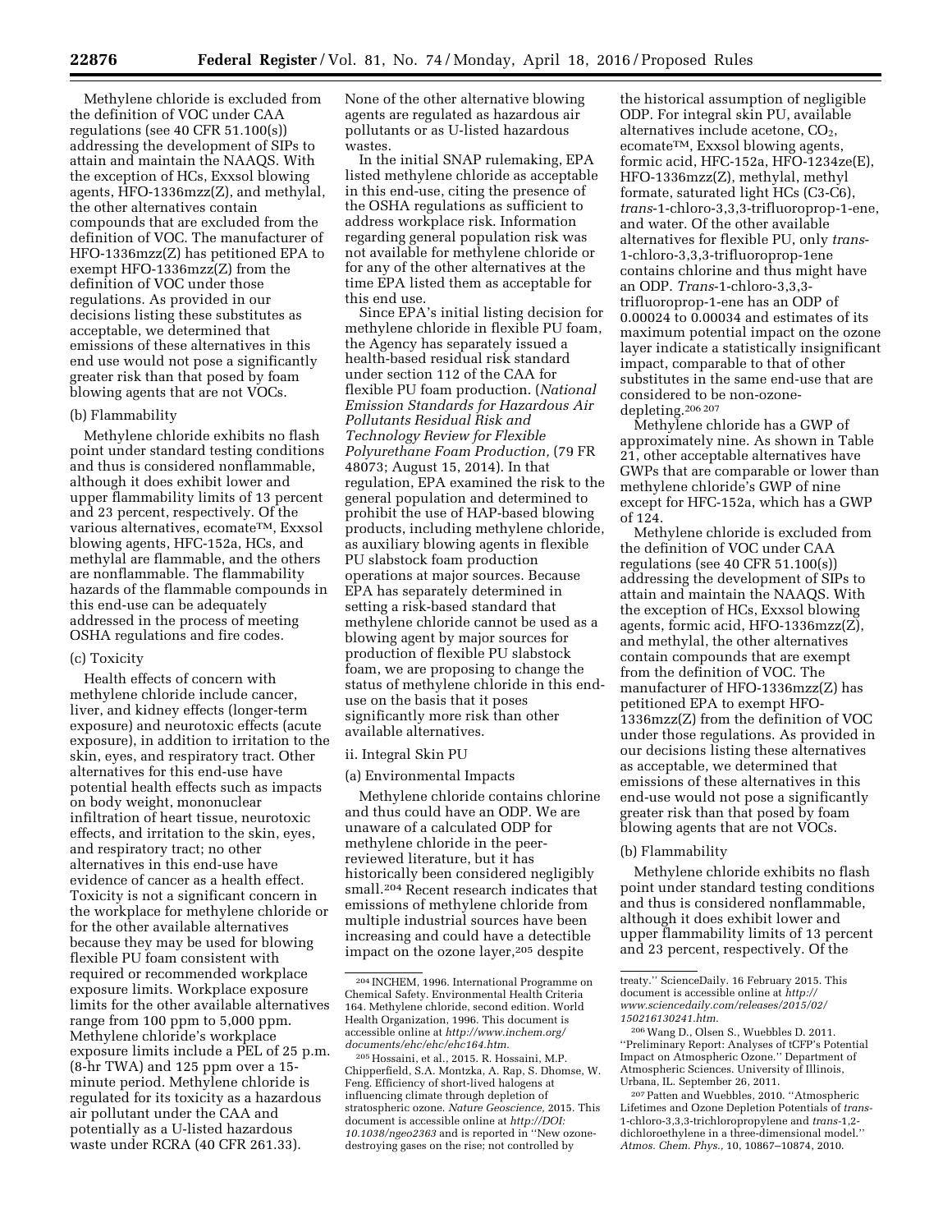Methylene chloride is excluded from the definition of VOC under CAA regulations (see 40 CFR 51.100(s)) addressing the development of SIPs to attain and maintain the NAAQS. With the exception of HCs, Exxsol blowing agents, HFO-1336mzz(Z), and methylal, the other alternatives contain compounds that are excluded from the definition of VOC. The manufacturer of HFO-1336mzz(Z) has petitioned EPA to exempt HFO-1336mzz(Z) from the definition of VOC under those regulations. As provided in our decisions listing these substitutes as acceptable, we determined that emissions of these alternatives in this end use would not pose a significantly greater risk than that posed by foam blowing agents that are not VOCs.

(b) Flammability

Methylene chloride exhibits no flash point under standard testing conditions and thus is considered nonflammable, although it does exhibit lower and upper flammability limits of 13 percent and 23 percent, respectively. Of the various alternatives, ecomate™, Exxsol blowing agents, HFC-152a, HCs, and methylal are flammable, and the others are nonflammable. The flammability hazards of the flammable compounds in this end-use can be adequately addressed in the process of meeting OSHA regulations and fire codes.

(c) Toxicity

Health effects of concern with methylene chloride include cancer, liver, and kidney effects (longer-term exposure) and neurotoxic effects (acute exposure), in addition to irritation to the skin, eyes, and respiratory tract. Other alternatives for this end-use have potential health effects such as impacts on body weight, mononuclear infiltration of heart tissue, neurotoxic effects, and irritation to the skin, eyes, and respiratory tract; no other alternatives in this end-use have evidence of cancer as a health effect. Toxicity is not a significant concern in the workplace for methylene chloride or for the other available alternatives because they may be used for blowing flexible PU foam consistent with required or recommended workplace exposure limits. Workplace exposure limits for the other available alternatives range from 100 ppm to 5,000 ppm. Methylene chloride's workplace exposure limits include a PEL of 25 p.m. (8-hr TWA) and 125 ppm over a 15-minute period. Methylene chloride is regulated for its toxicity as a hazardous air pollutant under the CAA and potentially as a U-listed hazardous waste under RCRA (40 CFR 261.33). None of the other alternative blowing agents are regulated as hazardous air pollutants or as U-listed hazardous wastes.

In the initial SNAP rulemaking, EPA listed methylene chloride as acceptable in this end-use, citing the presence of the OSHA regulations as sufficient to address workplace risk. Information regarding general population risk was not available for methylene chloride or for any of the other alternatives at the time EPA listed them as acceptable for this end use.

Since EPA's initial listing decision for methylene chloride in flexible PU foam, the Agency has separately issued a health-based residual risk standard under section 112 of the CAA for flexible PU foam production. (*National Emission Standards for Hazardous Air Pollutants Residual Risk and Technology Review for Flexible Polyurethane Foam Production,* (79 FR 48073; August 15, 2014). In that regulation, EPA examined the risk to the general population and determined to prohibit the use of HAP-based blowing products, including methylene chloride, as auxiliary blowing agents in flexible PU slabstock foam production operations at major sources. Because EPA has separately determined in setting a risk-based standard that methylene chloride cannot be used as a blowing agent by major sources for production of flexible PU slabstock foam, we are proposing to change the status of methylene chloride in this end-use on the basis that it poses significantly more risk than other available alternatives.

ii. Integral Skin PU

(a) Environmental Impacts

Methylene chloride contains chlorine and thus could have an ODP. We are unaware of a calculated ODP for methylene chloride in the peer-reviewed literature, but it has historically been considered negligibly small.[204] Recent research indicates that emissions of methylene chloride from multiple industrial sources have been increasing and could have a detectible impact on the ozone layer,[205] despite the historical assumption of negligible ODP. For integral skin PU, available alternatives include acetone, $CO_2$, ecomate™, Exxsol blowing agents, formic acid, HFC-152a, HFO-1234ze(E), HFO-1336mzz(Z), methylal, methyl formate, saturated light HCs (C3-C6), *trans*-1-chloro-3,3,3-trifluoroprop-1-ene, and water. Of the other available alternatives for flexible PU, only *trans*-1-chloro-3,3,3-trifluoroprop-1ene contains chlorine and thus might have an ODP. *Trans*-1-chloro-3,3,3-trifluoroprop-1-ene has an ODP of 0.00024 to 0.00034 and estimates of its maximum potential impact on the ozone layer indicate a statistically insignificant impact, comparable to that of other substitutes in the same end-use that are considered to be non-ozone-depleting.[206,207]

Methylene chloride has a GWP of approximately nine. As shown in Table 21, other acceptable alternatives have GWPs that are comparable or lower than methylene chloride's GWP of nine except for HFC-152a, which has a GWP of 124.

Methylene chloride is excluded from the definition of VOC under CAA regulations (see 40 CFR 51.100(s)) addressing the development of SIPs to attain and maintain the NAAQS. With the exception of HCs, Exxsol blowing agents, formic acid, HFO-1336mzz(Z), and methylal, the other alternatives contain compounds that are exempt from the definition of VOC. The manufacturer of HFO-1336mzz(Z) has petitioned EPA to exempt HFO-1336mzz(Z) from the definition of VOC under those regulations. As provided in our decisions listing these alternatives as acceptable, we determined that emissions of these alternatives in this end-use would not pose a significantly greater risk than that posed by foam blowing agents that are not VOCs.

(b) Flammability

Methylene chloride exhibits no flash point under standard testing conditions and thus is considered nonflammable, although it does exhibit lower and upper flammability limits of 13 percent and 23 percent, respectively. Of the

---

[204] INCHEM, 1996. International Programme on Chemical Safety. Environmental Health Criteria 164. Methylene chloride, second edition. World Health Organization, 1996. This document is accessible online at *http://www.inchem.org/documents/ehc/ehc/ehc164.htm.*

[205] Hossaini, et al., 2015. R. Hossaini, M.P. Chipperfield, S.A. Montzka, A. Rap, S. Dhomse, W. Feng. Efficiency of short-lived halogens at influencing climate through depletion of stratospheric ozone. *Nature Geoscience,* 2015. This document is accessible online at *http://DOI: 10.1038/ngeo2363* and is reported in ''New ozone-destroying gases on the rise; not controlled by treaty.'' ScienceDaily. 16 February 2015. This document is accessible online at *http://www.sciencedaily.com/releases/2015/02/150216130241.htm.*

[206] Wang D., Olsen S., Wuebbles D. 2011. ''Preliminary Report: Analyses of tCFP's Potential Impact on Atmospheric Ozone.'' Department of Atmospheric Sciences. University of Illinois, Urbana, IL. September 26, 2011.

[207] Patten and Wuebbles, 2010. ''Atmospheric Lifetimes and Ozone Depletion Potentials of *trans*-1-chloro-3,3,3-trichloropropylene and *trans*-1,2-dichloroethylene in a three-dimensional model.'' *Atmos. Chem. Phys.,* 10, 10867–10874, 2010.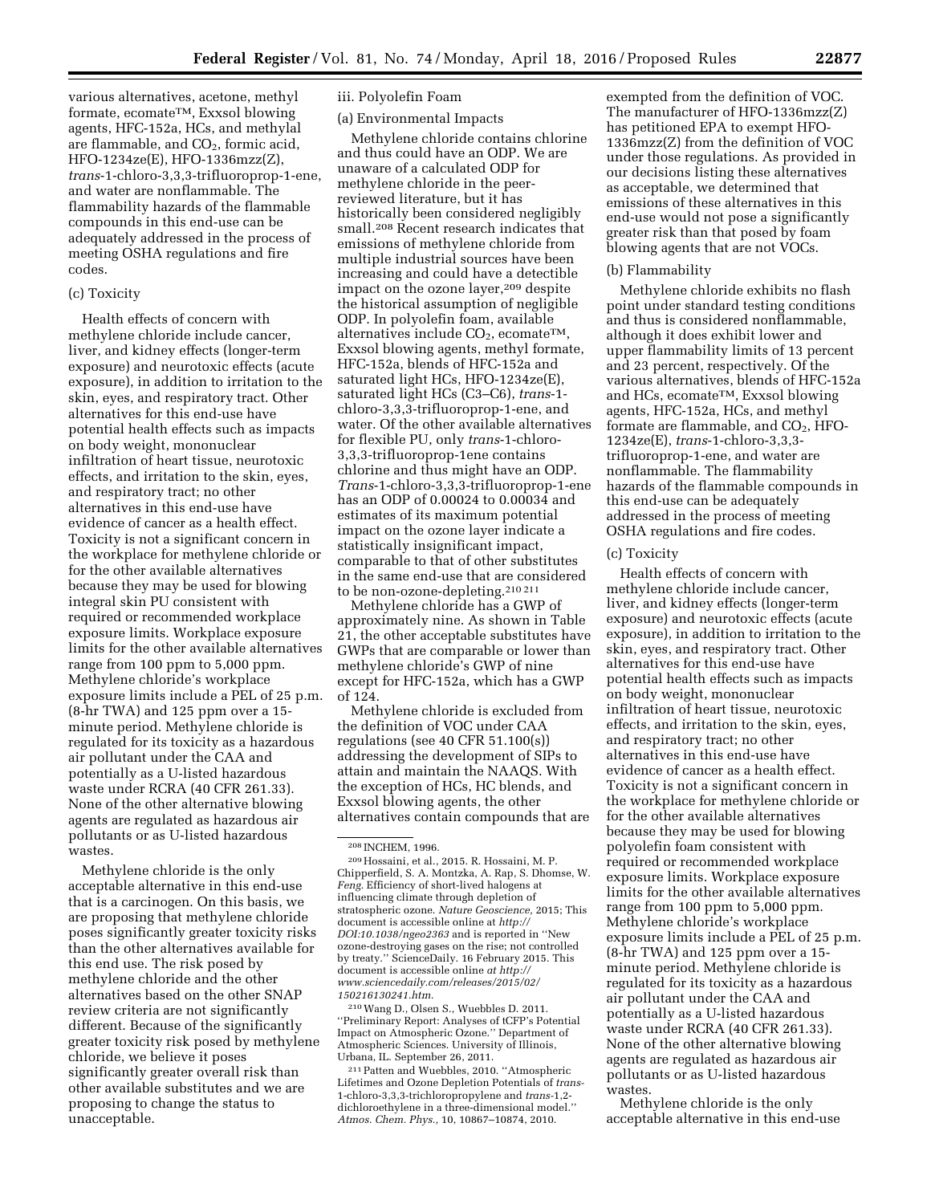various alternatives, acetone, methyl formate, ecomate™, Exxsol blowing agents, HFC-152a, HCs, and methylal are flammable, and $CO_2$, formic acid, HFO-1234ze(E), HFO-1336mzz(Z), *trans*-1-chloro-3,3,3-trifluoroprop-1-ene, and water are nonflammable. The flammability hazards of the flammable compounds in this end-use can be adequately addressed in the process of meeting OSHA regulations and fire codes.

(c) Toxicity

Health effects of concern with methylene chloride include cancer, liver, and kidney effects (longer-term exposure) and neurotoxic effects (acute exposure), in addition to irritation to the skin, eyes, and respiratory tract. Other alternatives for this end-use have potential health effects such as impacts on body weight, mononuclear infiltration of heart tissue, neurotoxic effects, and irritation to the skin, eyes, and respiratory tract; no other alternatives in this end-use have evidence of cancer as a health effect. Toxicity is not a significant concern in the workplace for methylene chloride or for the other available alternatives because they may be used for blowing integral skin PU consistent with required or recommended workplace exposure limits. Workplace exposure limits for the other available alternatives range from 100 ppm to 5,000 ppm. Methylene chloride's workplace exposure limits include a PEL of 25 p.m. (8-hr TWA) and 125 ppm over a 15-minute period. Methylene chloride is regulated for its toxicity as a hazardous air pollutant under the CAA and potentially as a U-listed hazardous waste under RCRA (40 CFR 261.33). None of the other alternative blowing agents are regulated as hazardous air pollutants or as U-listed hazardous wastes.

Methylene chloride is the only acceptable alternative in this end-use that is a carcinogen. On this basis, we are proposing that methylene chloride poses significantly greater toxicity risks than the other alternatives available for this end use. The risk posed by methylene chloride and the other alternatives based on the other SNAP review criteria are not significantly different. Because of the significantly greater toxicity risk posed by methylene chloride, we believe it poses significantly greater overall risk than other available substitutes and we are proposing to change the status to unacceptable.

iii. Polyolefin Foam

(a) Environmental Impacts

Methylene chloride contains chlorine and thus could have an ODP. We are unaware of a calculated ODP for methylene chloride in the peer-reviewed literature, but it has historically been considered negligibly small.[208] Recent research indicates that emissions of methylene chloride from multiple industrial sources have been increasing and could have a detectible impact on the ozone layer,[209] despite the historical assumption of negligible ODP. In polyolefin foam, available alternatives include $CO_2$, ecomate™, Exxsol blowing agents, methyl formate, HFC-152a, blends of HFC-152a and saturated light HCs, HFO-1234ze(E), saturated light HCs (C3–C6), *trans*-1-chloro-3,3,3-trifluoroprop-1-ene, and water. Of the other available alternatives for flexible PU, only *trans*-1-chloro-3,3,3-trifluoroprop-1ene contains chlorine and thus might have an ODP. *Trans*-1-chloro-3,3,3-trifluoroprop-1-ene has an ODP of 0.00024 to 0.00034 and estimates of its maximum potential impact on the ozone layer indicate a statistically insignificant impact, comparable to that of other substitutes in the same end-use that are considered to be non-ozone-depleting.[210 211]

Methylene chloride has a GWP of approximately nine. As shown in Table 21, the other acceptable substitutes have GWPs that are comparable or lower than methylene chloride's GWP of nine except for HFC-152a, which has a GWP of 124.

Methylene chloride is excluded from the definition of VOC under CAA regulations (see 40 CFR 51.100(s)) addressing the development of SIPs to attain and maintain the NAAQS. With the exception of HCs, HC blends, and Exxsol blowing agents, the other alternatives contain compounds that are exempted from the definition of VOC. The manufacturer of HFO-1336mzz(Z) has petitioned EPA to exempt HFO-1336mzz(Z) from the definition of VOC under those regulations. As provided in our decisions listing these alternatives as acceptable, we determined that emissions of these alternatives in this end-use would not pose a significantly greater risk than that posed by foam blowing agents that are not VOCs.

(b) Flammability

Methylene chloride exhibits no flash point under standard testing conditions and thus is considered nonflammable, although it does exhibit lower and upper flammability limits of 13 percent and 23 percent, respectively. Of the various alternatives, blends of HFC-152a and HCs, ecomate™, Exxsol blowing agents, HFC-152a, HCs, and methyl formate are flammable, and $CO_2$, HFO-1234ze(E), *trans*-1-chloro-3,3,3-trifluoroprop-1-ene, and water are nonflammable. The flammability hazards of the flammable compounds in this end-use can be adequately addressed in the process of meeting OSHA regulations and fire codes.

(c) Toxicity

Health effects of concern with methylene chloride include cancer, liver, and kidney effects (longer-term exposure) and neurotoxic effects (acute exposure), in addition to irritation to the skin, eyes, and respiratory tract. Other alternatives for this end-use have potential health effects such as impacts on body weight, mononuclear infiltration of heart tissue, neurotoxic effects, and irritation to the skin, eyes, and respiratory tract; no other alternatives in this end-use have evidence of cancer as a health effect. Toxicity is not a significant concern in the workplace for methylene chloride or for the other available alternatives because they may be used for blowing polyolefin foam consistent with required or recommended workplace exposure limits. Workplace exposure limits for the other available alternatives range from 100 ppm to 5,000 ppm. Methylene chloride's workplace exposure limits include a PEL of 25 p.m. (8-hr TWA) and 125 ppm over a 15-minute period. Methylene chloride is regulated for its toxicity as a hazardous air pollutant under the CAA and potentially as a U-listed hazardous waste under RCRA (40 CFR 261.33). None of the other alternative blowing agents are regulated as hazardous air pollutants or as U-listed hazardous wastes.

Methylene chloride is the only acceptable alternative in this end-use

---

[208] INCHEM, 1996.

[209] Hossaini, et al., 2015. R. Hossaini, M. P. Chipperfield, S. A. Montzka, A. Rap, S. Dhomse, W. *Feng*. Efficiency of short-lived halogens at influencing climate through depletion of stratospheric ozone. *Nature Geoscience,* 2015; This document is accessible online at *http://DOI:10.1038/ngeo2363* and is reported in ''New ozone-destroying gases on the rise; not controlled by treaty.'' ScienceDaily. 16 February 2015. This document is accessible online *at http://www.sciencedaily.com/releases/2015/02/150216130241.htm.*

[210] Wang D., Olsen S., Wuebbles D. 2011. ''Preliminary Report: Analyses of tCFP's Potential Impact on Atmospheric Ozone.'' Department of Atmospheric Sciences. University of Illinois, Urbana, IL. September 26, 2011.

[211] Patten and Wuebbles, 2010. ''Atmospheric Lifetimes and Ozone Depletion Potentials of *trans*-1-chloro-3,3,3-trichloropropylene and *trans*-1,2-dichloroethylene in a three-dimensional model.'' *Atmos. Chem. Phys.,* 10, 10867–10874, 2010.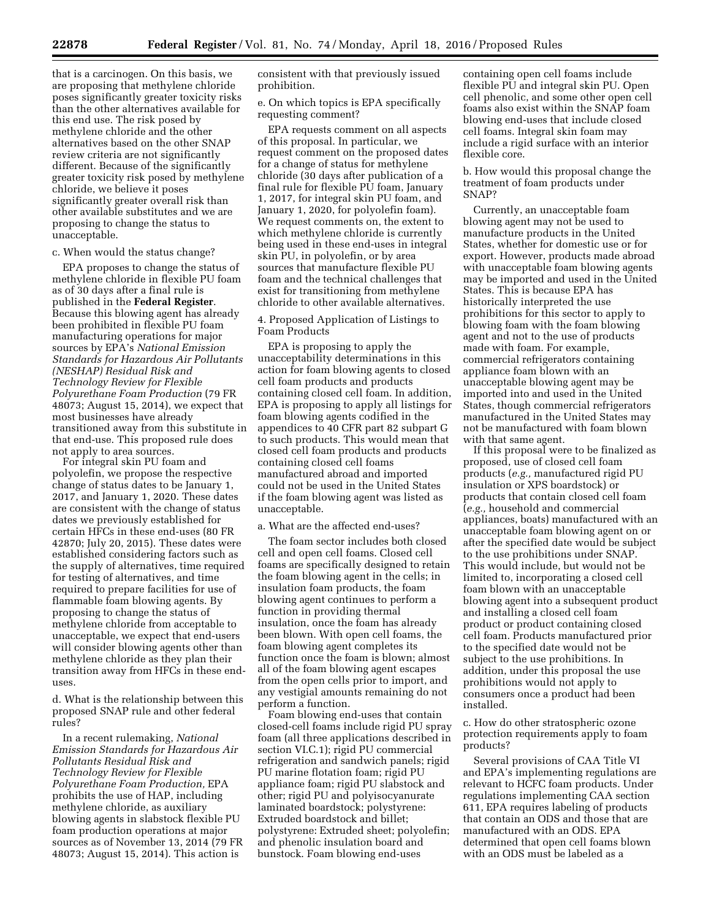that is a carcinogen. On this basis, we are proposing that methylene chloride poses significantly greater toxicity risks than the other alternatives available for this end use. The risk posed by methylene chloride and the other alternatives based on the other SNAP review criteria are not significantly different. Because of the significantly greater toxicity risk posed by methylene chloride, we believe it poses significantly greater overall risk than other available substitutes and we are proposing to change the status to unacceptable.

c. When would the status change?

EPA proposes to change the status of methylene chloride in flexible PU foam as of 30 days after a final rule is published in the **Federal Register**. Because this blowing agent has already been prohibited in flexible PU foam manufacturing operations for major sources by EPA's *National Emission Standards for Hazardous Air Pollutants (NESHAP) Residual Risk and Technology Review for Flexible Polyurethane Foam Production* (79 FR 48073; August 15, 2014), we expect that most businesses have already transitioned away from this substitute in that end-use. This proposed rule does not apply to area sources.

For integral skin PU foam and polyolefin, we propose the respective change of status dates to be January 1, 2017, and January 1, 2020. These dates are consistent with the change of status dates we previously established for certain HFCs in these end-uses (80 FR 42870; July 20, 2015). These dates were established considering factors such as the supply of alternatives, time required for testing of alternatives, and time required to prepare facilities for use of flammable foam blowing agents. By proposing to change the status of methylene chloride from acceptable to unacceptable, we expect that end-users will consider blowing agents other than methylene chloride as they plan their transition away from HFCs in these end-uses.

d. What is the relationship between this proposed SNAP rule and other federal rules?

In a recent rulemaking, *National Emission Standards for Hazardous Air Pollutants Residual Risk and Technology Review for Flexible Polyurethane Foam Production,* EPA prohibits the use of HAP, including methylene chloride, as auxiliary blowing agents in slabstock flexible PU foam production operations at major sources as of November 13, 2014 (79 FR 48073; August 15, 2014). This action is consistent with that previously issued prohibition.

e. On which topics is EPA specifically requesting comment?

EPA requests comment on all aspects of this proposal. In particular, we request comment on the proposed dates for a change of status for methylene chloride (30 days after publication of a final rule for flexible PU foam, January 1, 2017, for integral skin PU foam, and January 1, 2020, for polyolefin foam). We request comments on, the extent to which methylene chloride is currently being used in these end-uses in integral skin PU, in polyolefin, or by area sources that manufacture flexible PU foam and the technical challenges that exist for transitioning from methylene chloride to other available alternatives.

4. Proposed Application of Listings to Foam Products

EPA is proposing to apply the unacceptability determinations in this action for foam blowing agents to closed cell foam products and products containing closed cell foam. In addition, EPA is proposing to apply all listings for foam blowing agents codified in the appendices to 40 CFR part 82 subpart G to such products. This would mean that closed cell foam products and products containing closed cell foams manufactured abroad and imported could not be used in the United States if the foam blowing agent was listed as unacceptable.

a. What are the affected end-uses?

The foam sector includes both closed cell and open cell foams. Closed cell foams are specifically designed to retain the foam blowing agent in the cells; in insulation foam products, the foam blowing agent continues to perform a function in providing thermal insulation, once the foam has already been blown. With open cell foams, the foam blowing agent completes its function once the foam is blown; almost all of the foam blowing agent escapes from the open cells prior to import, and any vestigial amounts remaining do not perform a function.

Foam blowing end-uses that contain closed-cell foams include rigid PU spray foam (all three applications described in section VI.C.1); rigid PU commercial refrigeration and sandwich panels; rigid PU marine flotation foam; rigid PU appliance foam; rigid PU slabstock and other; rigid PU and polyisocyanurate laminated boardstock; polystyrene: Extruded boardstock and billet; polystyrene: Extruded sheet; polyolefin; and phenolic insulation board and bunstock. Foam blowing end-uses containing open cell foams include flexible PU and integral skin PU. Open cell phenolic, and some other open cell foams also exist within the SNAP foam blowing end-uses that include closed cell foams. Integral skin foam may include a rigid surface with an interior flexible core.

b. How would this proposal change the treatment of foam products under SNAP?

Currently, an unacceptable foam blowing agent may not be used to manufacture products in the United States, whether for domestic use or for export. However, products made abroad with unacceptable foam blowing agents may be imported and used in the United States. This is because EPA has historically interpreted the use prohibitions for this sector to apply to blowing foam with the foam blowing agent and not to the use of products made with foam. For example, commercial refrigerators containing appliance foam blown with an unacceptable blowing agent may be imported into and used in the United States, though commercial refrigerators manufactured in the United States may not be manufactured with foam blown with that same agent.

If this proposal were to be finalized as proposed, use of closed cell foam products (*e.g.,* manufactured rigid PU insulation or XPS boardstock) or products that contain closed cell foam (*e.g.,* household and commercial appliances, boats) manufactured with an unacceptable foam blowing agent on or after the specified date would be subject to the use prohibitions under SNAP. This would include, but would not be limited to, incorporating a closed cell foam blown with an unacceptable blowing agent into a subsequent product and installing a closed cell foam product or product containing closed cell foam. Products manufactured prior to the specified date would not be subject to the use prohibitions. In addition, under this proposal the use prohibitions would not apply to consumers once a product had been installed.

c. How do other stratospheric ozone protection requirements apply to foam products?

Several provisions of CAA Title VI and EPA's implementing regulations are relevant to HCFC foam products. Under regulations implementing CAA section 611, EPA requires labeling of products that contain an ODS and those that are manufactured with an ODS. EPA determined that open cell foams blown with an ODS must be labeled as a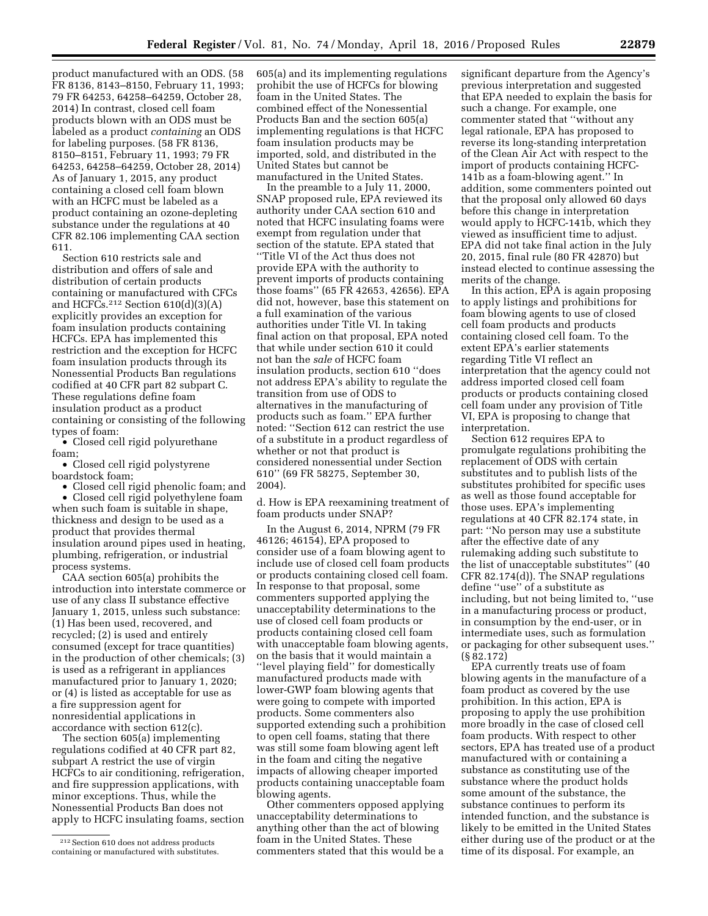product manufactured with an ODS. (58 FR 8136, 8143–8150, February 11, 1993; 79 FR 64253, 64258–64259, October 28, 2014) In contrast, closed cell foam products blown with an ODS must be labeled as a product *containing* an ODS for labeling purposes. (58 FR 8136, 8150–8151, February 11, 1993; 79 FR 64253, 64258–64259, October 28, 2014) As of January 1, 2015, any product containing a closed cell foam blown with an HCFC must be labeled as a product containing an ozone-depleting substance under the regulations at 40 CFR 82.106 implementing CAA section 611.

Section 610 restricts sale and distribution and offers of sale and distribution of certain products containing or manufactured with CFCs and HCFCs.[212] Section 610(d)(3)(A) explicitly provides an exception for foam insulation products containing HCFCs. EPA has implemented this restriction and the exception for HCFC foam insulation products through its Nonessential Products Ban regulations codified at 40 CFR part 82 subpart C. These regulations define foam insulation product as a product containing or consisting of the following types of foam:

- Closed cell rigid polyurethane foam;
- Closed cell rigid polystyrene boardstock foam;
- Closed cell rigid phenolic foam; and
- Closed cell rigid polyethylene foam when such foam is suitable in shape, thickness and design to be used as a product that provides thermal insulation around pipes used in heating, plumbing, refrigeration, or industrial process systems.

CAA section 605(a) prohibits the introduction into interstate commerce or use of any class II substance effective January 1, 2015, unless such substance: (1) Has been used, recovered, and recycled; (2) is used and entirely consumed (except for trace quantities) in the production of other chemicals; (3) is used as a refrigerant in appliances manufactured prior to January 1, 2020; or (4) is listed as acceptable for use as a fire suppression agent for nonresidential applications in accordance with section 612(c).

The section 605(a) implementing regulations codified at 40 CFR part 82, subpart A restrict the use of virgin HCFCs to air conditioning, refrigeration, and fire suppression applications, with minor exceptions. Thus, while the Nonessential Products Ban does not apply to HCFC insulating foams, section 605(a) and its implementing regulations prohibit the use of HCFCs for blowing foam in the United States. The combined effect of the Nonessential Products Ban and the section 605(a) implementing regulations is that HCFC foam insulation products may be imported, sold, and distributed in the United States but cannot be manufactured in the United States.

In the preamble to a July 11, 2000, SNAP proposed rule, EPA reviewed its authority under CAA section 610 and noted that HCFC insulating foams were exempt from regulation under that section of the statute. EPA stated that "Title VI of the Act thus does not provide EPA with the authority to prevent imports of products containing those foams" (65 FR 42653, 42656). EPA did not, however, base this statement on a full examination of the various authorities under Title VI. In taking final action on that proposal, EPA noted that while under section 610 it could not ban the *sale* of HCFC foam insulation products, section 610 "does not address EPA's ability to regulate the transition from use of ODS to alternatives in the manufacturing of products such as foam." EPA further noted: "Section 612 can restrict the use of a substitute in a product regardless of whether or not that product is considered nonessential under Section 610" (69 FR 58275, September 30, 2004).

d. How is EPA reexamining treatment of foam products under SNAP?

In the August 6, 2014, NPRM (79 FR 46126; 46154), EPA proposed to consider use of a foam blowing agent to include use of closed cell foam products or products containing closed cell foam. In response to that proposal, some commenters supported applying the unacceptability determinations to the use of closed cell foam products or products containing closed cell foam with unacceptable foam blowing agents, on the basis that it would maintain a "level playing field" for domestically manufactured products made with lower-GWP foam blowing agents that were going to compete with imported products. Some commenters also supported extending such a prohibition to open cell foams, stating that there was still some foam blowing agent left in the foam and citing the negative impacts of allowing cheaper imported products containing unacceptable foam blowing agents.

Other commenters opposed applying unacceptability determinations to anything other than the act of blowing foam in the United States. These commenters stated that this would be a significant departure from the Agency's previous interpretation and suggested that EPA needed to explain the basis for such a change. For example, one commenter stated that "without any legal rationale, EPA has proposed to reverse its long-standing interpretation of the Clean Air Act with respect to the import of products containing HCFC-141b as a foam-blowing agent." In addition, some commenters pointed out that the proposal only allowed 60 days before this change in interpretation would apply to HCFC-141b, which they viewed as insufficient time to adjust. EPA did not take final action in the July 20, 2015, final rule (80 FR 42870) but instead elected to continue assessing the merits of the change.

In this action, EPA is again proposing to apply listings and prohibitions for foam blowing agents to use of closed cell foam products and products containing closed cell foam. To the extent EPA's earlier statements regarding Title VI reflect an interpretation that the agency could not address imported closed cell foam products or products containing closed cell foam under any provision of Title VI, EPA is proposing to change that interpretation.

Section 612 requires EPA to promulgate regulations prohibiting the replacement of ODS with certain substitutes and to publish lists of the substitutes prohibited for specific uses as well as those found acceptable for those uses. EPA's implementing regulations at 40 CFR 82.174 state, in part: "No person may use a substitute after the effective date of any rulemaking adding such substitute to the list of unacceptable substitutes" (40 CFR 82.174(d)). The SNAP regulations define "use" of a substitute as including, but not being limited to, "use in a manufacturing process or product, in consumption by the end-user, or in intermediate uses, such as formulation or packaging for other subsequent uses." (§ 82.172)

EPA currently treats use of foam blowing agents in the manufacture of a foam product as covered by the use prohibition. In this action, EPA is proposing to apply the use prohibition more broadly in the case of closed cell foam products. With respect to other sectors, EPA has treated use of a product manufactured with or containing a substance as constituting use of the substance where the product holds some amount of the substance, the substance continues to perform its intended function, and the substance is likely to be emitted in the United States either during use of the product or at the time of its disposal. For example, an

[212] Section 610 does not address products containing or manufactured with substitutes.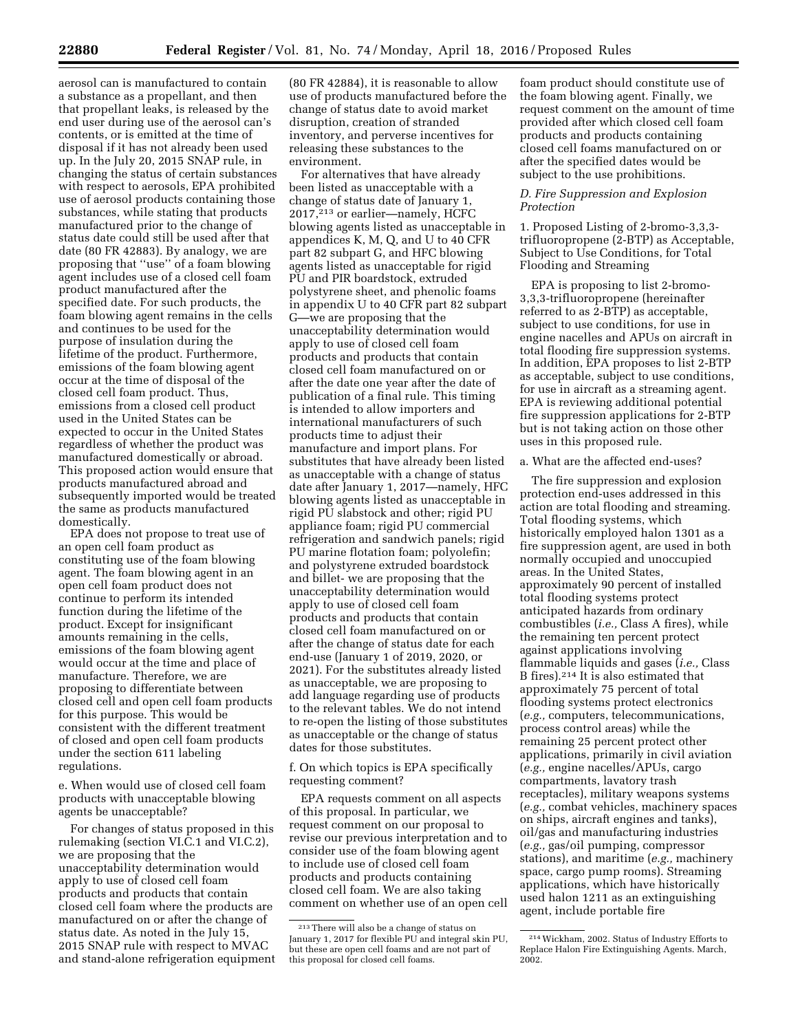aerosol can is manufactured to contain a substance as a propellant, and then that propellant leaks, is released by the end user during use of the aerosol can's contents, or is emitted at the time of disposal if it has not already been used up. In the July 20, 2015 SNAP rule, in changing the status of certain substances with respect to aerosols, EPA prohibited use of aerosol products containing those substances, while stating that products manufactured prior to the change of status date could still be used after that date (80 FR 42883). By analogy, we are proposing that "use" of a foam blowing agent includes use of a closed cell foam product manufactured after the specified date. For such products, the foam blowing agent remains in the cells and continues to be used for the purpose of insulation during the lifetime of the product. Furthermore, emissions of the foam blowing agent occur at the time of disposal of the closed cell foam product. Thus, emissions from a closed cell product used in the United States can be expected to occur in the United States regardless of whether the product was manufactured domestically or abroad. This proposed action would ensure that products manufactured abroad and subsequently imported would be treated the same as products manufactured domestically.

EPA does not propose to treat use of an open cell foam product as constituting use of the foam blowing agent. The foam blowing agent in an open cell foam product does not continue to perform its intended function during the lifetime of the product. Except for insignificant amounts remaining in the cells, emissions of the foam blowing agent would occur at the time and place of manufacture. Therefore, we are proposing to differentiate between closed cell and open cell foam products for this purpose. This would be consistent with the different treatment of closed and open cell foam products under the section 611 labeling regulations.

e. When would use of closed cell foam products with unacceptable blowing agents be unacceptable?

For changes of status proposed in this rulemaking (section VI.C.1 and VI.C.2), we are proposing that the unacceptability determination would apply to use of closed cell foam products and products that contain closed cell foam where the products are manufactured on or after the change of status date. As noted in the July 15, 2015 SNAP rule with respect to MVAC and stand-alone refrigeration equipment (80 FR 42884), it is reasonable to allow use of products manufactured before the change of status date to avoid market disruption, creation of stranded inventory, and perverse incentives for releasing these substances to the environment.

For alternatives that have already been listed as unacceptable with a change of status date of January 1, 2017,[213] or earlier—namely, HCFC blowing agents listed as unacceptable in appendices K, M, Q, and U to 40 CFR part 82 subpart G, and HFC blowing agents listed as unacceptable for rigid PU and PIR boardstock, extruded polystyrene sheet, and phenolic foams in appendix U to 40 CFR part 82 subpart G—we are proposing that the unacceptability determination would apply to use of closed cell foam products and products that contain closed cell foam manufactured on or after the date one year after the date of publication of a final rule. This timing is intended to allow importers and international manufacturers of such products time to adjust their manufacture and import plans. For substitutes that have already been listed as unacceptable with a change of status date after January 1, 2017—namely, HFC blowing agents listed as unacceptable in rigid PU slabstock and other; rigid PU appliance foam; rigid PU commercial refrigeration and sandwich panels; rigid PU marine flotation foam; polyolefin; and polystyrene extruded boardstock and billet- we are proposing that the unacceptability determination would apply to use of closed cell foam products and products that contain closed cell foam manufactured on or after the change of status date for each end-use (January 1 of 2019, 2020, or 2021). For the substitutes already listed as unacceptable, we are proposing to add language regarding use of products to the relevant tables. We do not intend to re-open the listing of those substitutes as unacceptable or the change of status dates for those substitutes.

f. On which topics is EPA specifically requesting comment?

EPA requests comment on all aspects of this proposal. In particular, we request comment on our proposal to revise our previous interpretation and to consider use of the foam blowing agent to include use of closed cell foam products and products containing closed cell foam. We are also taking comment on whether use of an open cell foam product should constitute use of the foam blowing agent. Finally, we request comment on the amount of time provided after which closed cell foam products and products containing closed cell foams manufactured on or after the specified dates would be subject to the use prohibitions.

### D. Fire Suppression and Explosion Protection

1. Proposed Listing of 2-bromo-3,3,3-trifluoropropene (2-BTP) as Acceptable, Subject to Use Conditions, for Total Flooding and Streaming

EPA is proposing to list 2-bromo-3,3,3-trifluoropropene (hereinafter referred to as 2-BTP) as acceptable, subject to use conditions, for use in engine nacelles and APUs on aircraft in total flooding fire suppression systems. In addition, EPA proposes to list 2-BTP as acceptable, subject to use conditions, for use in aircraft as a streaming agent. EPA is reviewing additional potential fire suppression applications for 2-BTP but is not taking action on those other uses in this proposed rule.

a. What are the affected end-uses?

The fire suppression and explosion protection end-uses addressed in this action are total flooding and streaming. Total flooding systems, which historically employed halon 1301 as a fire suppression agent, are used in both normally occupied and unoccupied areas. In the United States, approximately 90 percent of installed total flooding systems protect anticipated hazards from ordinary combustibles (*i.e.,* Class A fires), while the remaining ten percent protect against applications involving flammable liquids and gases (*i.e.,* Class B fires).[214] It is also estimated that approximately 75 percent of total flooding systems protect electronics (*e.g.,* computers, telecommunications, process control areas) while the remaining 25 percent protect other applications, primarily in civil aviation (*e.g.,* engine nacelles/APUs, cargo compartments, lavatory trash receptacles), military weapons systems (*e.g.,* combat vehicles, machinery spaces on ships, aircraft engines and tanks), oil/gas and manufacturing industries (*e.g.,* gas/oil pumping, compressor stations), and maritime (*e.g.,* machinery space, cargo pump rooms). Streaming applications, which have historically used halon 1211 as an extinguishing agent, include portable fire

[213] There will also be a change of status on January 1, 2017 for flexible PU and integral skin PU, but these are open cell foams and are not part of this proposal for closed cell foams.

[214] Wickham, 2002. Status of Industry Efforts to Replace Halon Fire Extinguishing Agents. March, 2002.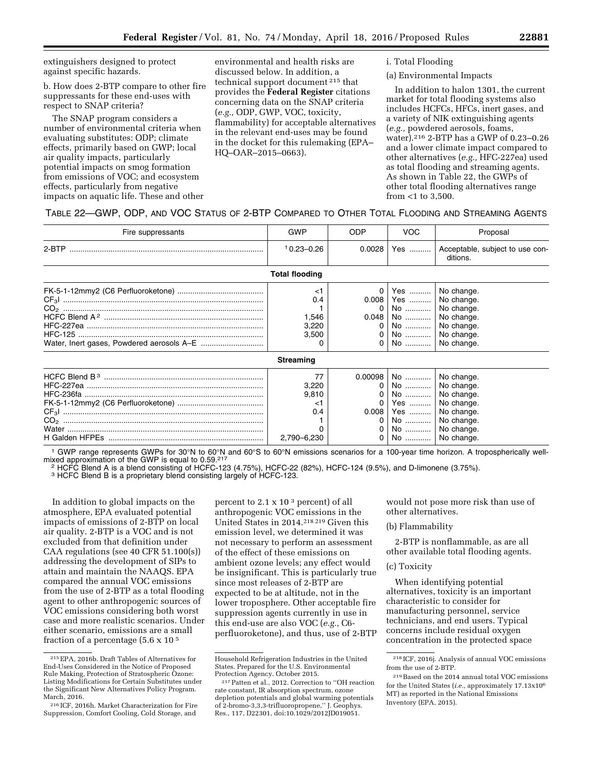extinguishers designed to protect against specific hazards.

b. How does 2-BTP compare to other fire suppressants for these end-uses with respect to SNAP criteria?

The SNAP program considers a number of environmental criteria when evaluating substitutes: ODP; climate effects, primarily based on GWP; local air quality impacts, particularly potential impacts on smog formation from emissions of VOC; and ecosystem effects, particularly from negative impacts on aquatic life. These and other environmental and health risks are discussed below. In addition, a technical support document [215] that provides the **Federal Register** citations concerning data on the SNAP criteria (*e.g.,* ODP, GWP, VOC, toxicity, flammability) for acceptable alternatives in the relevant end-uses may be found in the docket for this rulemaking (EPA–HQ–OAR–2015–0663).

i. Total Flooding

(a) Environmental Impacts

In addition to halon 1301, the current market for total flooding systems also includes HCFCs, HFCs, inert gases, and a variety of NIK extinguishing agents (*e.g.,* powdered aerosols, foams, water).[216] 2-BTP has a GWP of 0.23–0.26 and a lower climate impact compared to other alternatives (*e.g.,* HFC-227ea) used as total flooding and streaming agents. As shown in Table 22, the GWPs of other total flooding alternatives range from <1 to 3,500.

TABLE 22—GWP, ODP, AND VOC STATUS OF 2-BTP COMPARED TO OTHER TOTAL FLOODING AND STREAMING AGENTS

| Fire suppressants | GWP | ODP | VOC | Proposal |
|---|---|---|---|---|
| 2-BTP | [1] 0.23–0.26 | 0.0028 | Yes | Acceptable, subject to use conditions. |
| **Total flooding** | | | | |
| FK-5-1-12mmy2 (C6 Perfluoroketone) | <1 | 0 | Yes | No change. |
| $CF_3I$ | 0.4 | 0.008 | Yes | No change. |
| $CO_2$ | 1 | 0 | No | No change. |
| HCFC Blend A [2] | 1,546 | 0.048 | No | No change. |
| HFC-227ea | 3,220 | 0 | No | No change. |
| HFC-125 | 3,500 | 0 | No | No change. |
| Water, Inert gases, Powdered aerosols A–E | 0 | 0 | No | No change. |
| **Streaming** | | | | |
| HCFC Blend B [3] | 77 | 0.00098 | No | No change. |
| HFC-227ea | 3,220 | 0 | No | No change. |
| HFC-236fa | 9,810 | 0 | No | No change. |
| FK-5-1-12mmy2 (C6 Perfluoroketone) | <1 | 0 | Yes | No change. |
| $CF_3I$ | 0.4 | 0.008 | Yes | No change. |
| $CO_2$ | 1 | 0 | No | No change. |
| Water | 0 | 0 | No | No change. |
| H Galden HFPEs | 2,790–6,230 | 0 | No | No change. |

[1] GWP range represents GWPs for 30°N to 60°N and 60°S to 60°N emissions scenarios for a 100-year time horizon. A tropospherically well-mixed approximation of the GWP is equal to 0.59.[217]

[2] HCFC Blend A is a blend consisting of HCFC-123 (4.75%), HCFC-22 (82%), HCFC-124 (9.5%), and D-limonene (3.75%).

[3] HCFC Blend B is a proprietary blend consisting largely of HCFC-123.

In addition to global impacts on the atmosphere, EPA evaluated potential impacts of emissions of 2-BTP on local air quality. 2-BTP is a VOC and is not excluded from that definition under CAA regulations (see 40 CFR 51.100(s)) addressing the development of SIPs to attain and maintain the NAAQS. EPA compared the annual VOC emissions from the use of 2-BTP as a total flooding agent to other anthropogenic sources of VOC emissions considering both worst case and more realistic scenarios. Under either scenario, emissions are a small fraction of a percentage ($5.6 \times 10^{5}$ percent to $2.1 \times 10^{3}$ percent) of all anthropogenic VOC emissions in the United States in 2014.[218] [219] Given this emission level, we determined it was not necessary to perform an assessment of the effect of these emissions on ambient ozone levels; any effect would be insignificant. This is particularly true since most releases of 2-BTP are expected to be at altitude, not in the lower troposphere. Other acceptable fire suppression agents currently in use in this end-use are also VOC (*e.g.,* C6-perfluoroketone), and thus, use of 2-BTP would not pose more risk than use of other alternatives.

(b) Flammability

2-BTP is nonflammable, as are all other available total flooding agents.

(c) Toxicity

When identifying potential alternatives, toxicity is an important characteristic to consider for manufacturing personnel, service technicians, and end users. Typical concerns include residual oxygen concentration in the protected space

[215] EPA, 2016b. Draft Tables of Alternatives for End-Uses Considered in the Notice of Proposed Rule Making, Protection of Stratospheric Ozone: Listing Modifications for Certain Substitutes under the Significant New Alternatives Policy Program. March, 2016.

[216] ICF, 2016h. Market Characterization for Fire Suppression, Comfort Cooling, Cold Storage, and Household Refrigeration Industries in the United States. Prepared for the U.S. Environmental Protection Agency. October 2015.

[217] Patten et al., 2012. Correction to "OH reaction rate constant, IR absorption spectrum, ozone depletion potentials and global warming potentials of 2-bromo-3,3,3-trifluoropropene," J. Geophys. Res., 117, D22301, doi:10.1029/2012JD019051.

[218] ICF, 2016j. Analysis of annual VOC emissions from the use of 2-BTP.

[219] Based on the 2014 annual total VOC emissions for the United States (*i.e.,* approximately $17.13 \times 10^{6}$ MT) as reported in the National Emissions Inventory (EPA, 2015).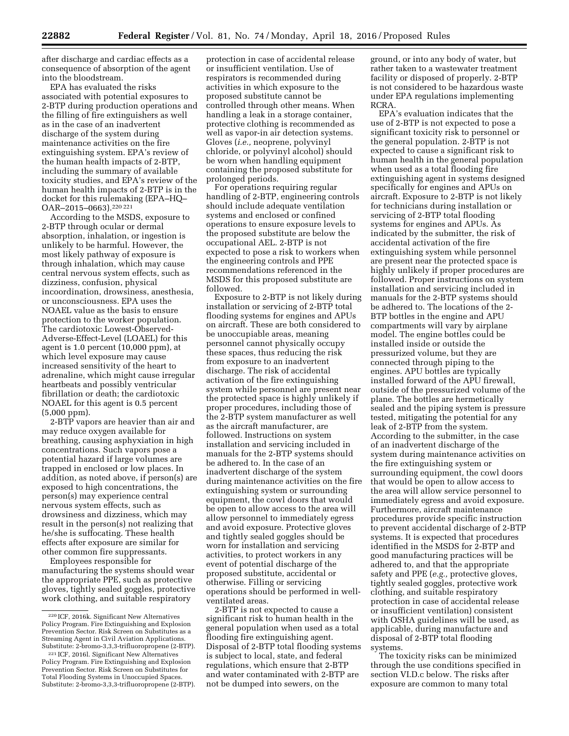after discharge and cardiac effects as a consequence of absorption of the agent into the bloodstream.

EPA has evaluated the risks associated with potential exposures to 2-BTP during production operations and the filling of fire extinguishers as well as in the case of an inadvertent discharge of the system during maintenance activities on the fire extinguishing system. EPA's review of the human health impacts of 2-BTP, including the summary of available toxicity studies, and EPA's review of the human health impacts of 2-BTP is in the docket for this rulemaking (EPA–HQ–OAR–2015–0663).[220] [221]

According to the MSDS, exposure to 2-BTP through ocular or dermal absorption, inhalation, or ingestion is unlikely to be harmful. However, the most likely pathway of exposure is through inhalation, which may cause central nervous system effects, such as dizziness, confusion, physical incoordination, drowsiness, anesthesia, or unconsciousness. EPA uses the NOAEL value as the basis to ensure protection to the worker population. The cardiotoxic Lowest-Observed-Adverse-Effect-Level (LOAEL) for this agent is 1.0 percent (10,000 ppm), at which level exposure may cause increased sensitivity of the heart to adrenaline, which might cause irregular heartbeats and possibly ventricular fibrillation or death; the cardiotoxic NOAEL for this agent is 0.5 percent (5,000 ppm).

2-BTP vapors are heavier than air and may reduce oxygen available for breathing, causing asphyxiation in high concentrations. Such vapors pose a potential hazard if large volumes are trapped in enclosed or low places. In addition, as noted above, if person(s) are exposed to high concentrations, the person(s) may experience central nervous system effects, such as drowsiness and dizziness, which may result in the person(s) not realizing that he/she is suffocating. These health effects after exposure are similar for other common fire suppressants.

Employees responsible for manufacturing the systems should wear the appropriate PPE, such as protective gloves, tightly sealed goggles, protective work clothing, and suitable respiratory protection in case of accidental release or insufficient ventilation. Use of respirators is recommended during activities in which exposure to the proposed substitute cannot be controlled through other means. When handling a leak in a storage container, protective clothing is recommended as well as vapor-in air detection systems. Gloves (*i.e.,* neoprene, polyvinyl chloride, or polyvinyl alcohol) should be worn when handling equipment containing the proposed substitute for prolonged periods.

For operations requiring regular handling of 2-BTP, engineering controls should include adequate ventilation systems and enclosed or confined operations to ensure exposure levels to the proposed substitute are below the occupational AEL. 2-BTP is not expected to pose a risk to workers when the engineering controls and PPE recommendations referenced in the MSDS for this proposed substitute are followed.

Exposure to 2-BTP is not likely during installation or servicing of 2-BTP total flooding systems for engines and APUs on aircraft. These are both considered to be unoccupiable areas, meaning personnel cannot physically occupy these spaces, thus reducing the risk from exposure to an inadvertent discharge. The risk of accidental activation of the fire extinguishing system while personnel are present near the protected space is highly unlikely if proper procedures, including those of the 2-BTP system manufacturer as well as the aircraft manufacturer, are followed. Instructions on system installation and servicing included in manuals for the 2-BTP systems should be adhered to. In the case of an inadvertent discharge of the system during maintenance activities on the fire extinguishing system or surrounding equipment, the cowl doors that would be open to allow access to the area will allow personnel to immediately egress and avoid exposure. Protective gloves and tightly sealed goggles should be worn for installation and servicing activities, to protect workers in any event of potential discharge of the proposed substitute, accidental or otherwise. Filling or servicing operations should be performed in well-ventilated areas.

2-BTP is not expected to cause a significant risk to human health in the general population when used as a total flooding fire extinguishing agent. Disposal of 2-BTP total flooding systems is subject to local, state, and federal regulations, which ensure that 2-BTP and water contaminated with 2-BTP are not be dumped into sewers, on the ground, or into any body of water, but rather taken to a wastewater treatment facility or disposed of properly. 2-BTP is not considered to be hazardous waste under EPA regulations implementing RCRA.

EPA's evaluation indicates that the use of 2-BTP is not expected to pose a significant toxicity risk to personnel or the general population. 2-BTP is not expected to cause a significant risk to human health in the general population when used as a total flooding fire extinguishing agent in systems designed specifically for engines and APUs on aircraft. Exposure to 2-BTP is not likely for technicians during installation or servicing of 2-BTP total flooding systems for engines and APUs. As indicated by the submitter, the risk of accidental activation of the fire extinguishing system while personnel are present near the protected space is highly unlikely if proper procedures are followed. Proper instructions on system installation and servicing included in manuals for the 2-BTP systems should be adhered to. The locations of the 2-BTP bottles in the engine and APU compartments will vary by airplane model. The engine bottles could be installed inside or outside the pressurized volume, but they are connected through piping to the engines. APU bottles are typically installed forward of the APU firewall, outside of the pressurized volume of the plane. The bottles are hermetically sealed and the piping system is pressure tested, mitigating the potential for any leak of 2-BTP from the system. According to the submitter, in the case of an inadvertent discharge of the system during maintenance activities on the fire extinguishing system or surrounding equipment, the cowl doors that would be open to allow access to the area will allow service personnel to immediately egress and avoid exposure. Furthermore, aircraft maintenance procedures provide specific instruction to prevent accidental discharge of 2-BTP systems. It is expected that procedures identified in the MSDS for 2-BTP and good manufacturing practices will be adhered to, and that the appropriate safety and PPE (*e.g.,* protective gloves, tightly sealed goggles, protective work clothing, and suitable respiratory protection in case of accidental release or insufficient ventilation) consistent with OSHA guidelines will be used, as applicable, during manufacture and disposal of 2-BTP total flooding systems.

The toxicity risks can be minimized through the use conditions specified in section VI.D.c below. The risks after exposure are common to many total

---

[220] ICF, 2016k. Significant New Alternatives Policy Program. Fire Extinguishing and Explosion Prevention Sector. Risk Screen on Substitutes as a Streaming Agent in Civil Aviation Applications. Substitute: 2-bromo-3,3,3-trifluoropropene (2-BTP).

[221] ICF, 2016l. Significant New Alternatives Policy Program. Fire Extinguishing and Explosion Prevention Sector. Risk Screen on Substitutes for Total Flooding Systems in Unoccupied Spaces. Substitute: 2-bromo-3,3,3-trifluoropropene (2-BTP).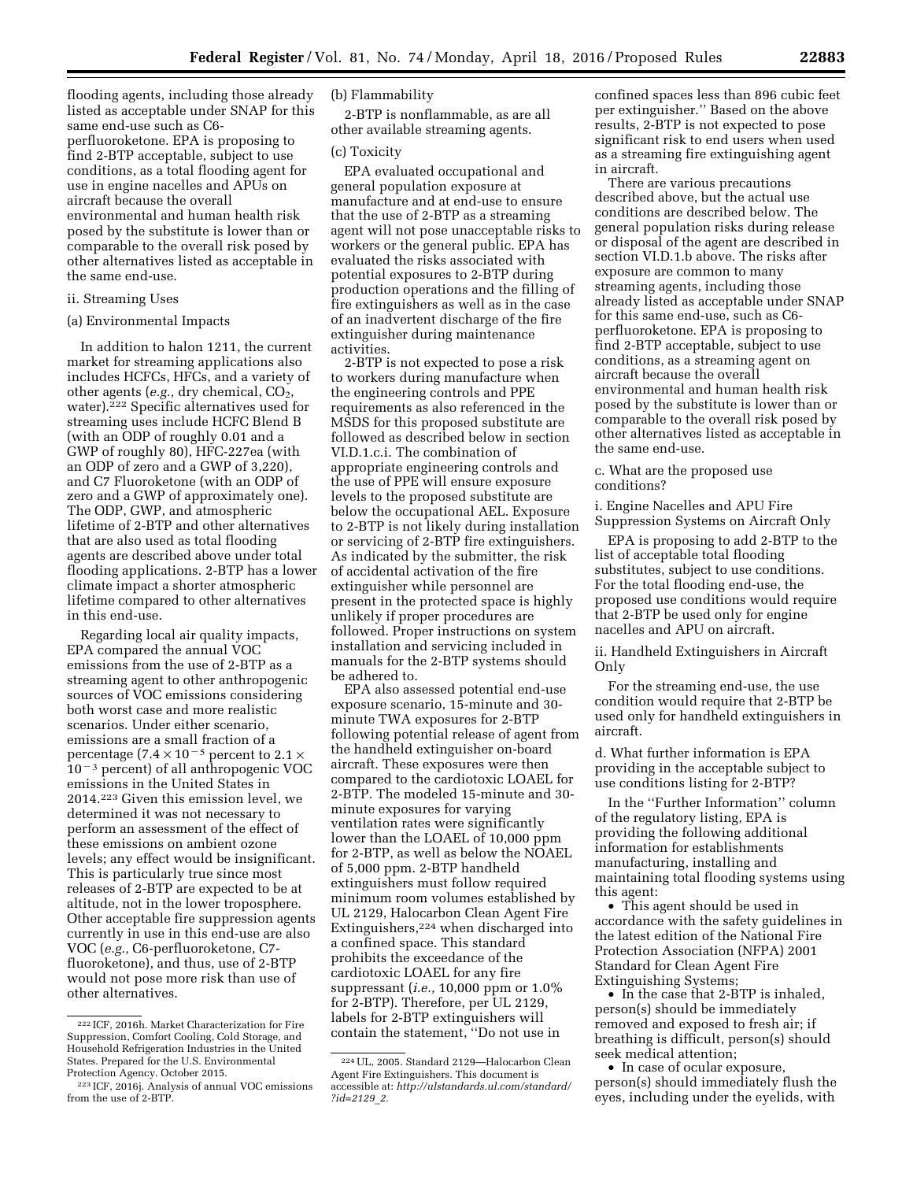flooding agents, including those already listed as acceptable under SNAP for this same end-use such as C6-perfluoroketone. EPA is proposing to find 2-BTP acceptable, subject to use conditions, as a total flooding agent for use in engine nacelles and APUs on aircraft because the overall environmental and human health risk posed by the substitute is lower than or comparable to the overall risk posed by other alternatives listed as acceptable in the same end-use.

ii. Streaming Uses

(a) Environmental Impacts

In addition to halon 1211, the current market for streaming applications also includes HCFCs, HFCs, and a variety of other agents (*e.g.,* dry chemical, $CO_2$, water).[222] Specific alternatives used for streaming uses include HCFC Blend B (with an ODP of roughly 0.01 and a GWP of roughly 80), HFC-227ea (with an ODP of zero and a GWP of 3,220), and C7 Fluoroketone (with an ODP of zero and a GWP of approximately one). The ODP, GWP, and atmospheric lifetime of 2-BTP and other alternatives that are also used as total flooding agents are described above under total flooding applications. 2-BTP has a lower climate impact a shorter atmospheric lifetime compared to other alternatives in this end-use.

Regarding local air quality impacts, EPA compared the annual VOC emissions from the use of 2-BTP as a streaming agent to other anthropogenic sources of VOC emissions considering both worst case and more realistic scenarios. Under either scenario, emissions are a small fraction of a percentage ($7.4 \times 10^{-5}$ percent to $2.1 \times 10^{-3}$ percent) of all anthropogenic VOC emissions in the United States in 2014.[223] Given this emission level, we determined it was not necessary to perform an assessment of the effect of these emissions on ambient ozone levels; any effect would be insignificant. This is particularly true since most releases of 2-BTP are expected to be at altitude, not in the lower troposphere. Other acceptable fire suppression agents currently in use in this end-use are also VOC (*e.g.,* C6-perfluoroketone, C7-fluoroketone), and thus, use of 2-BTP would not pose more risk than use of other alternatives.

(b) Flammability

2-BTP is nonflammable, as are all other available streaming agents.

(c) Toxicity

EPA evaluated occupational and general population exposure at manufacture and at end-use to ensure that the use of 2-BTP as a streaming agent will not pose unacceptable risks to workers or the general public. EPA has evaluated the risks associated with potential exposures to 2-BTP during production operations and the filling of fire extinguishers as well as in the case of an inadvertent discharge of the fire extinguisher during maintenance activities.

2-BTP is not expected to pose a risk to workers during manufacture when the engineering controls and PPE requirements as also referenced in the MSDS for this proposed substitute are followed as described below in section VI.D.1.c.i. The combination of appropriate engineering controls and the use of PPE will ensure exposure levels to the proposed substitute are below the occupational AEL. Exposure to 2-BTP is not likely during installation or servicing of 2-BTP fire extinguishers. As indicated by the submitter, the risk of accidental activation of the fire extinguisher while personnel are present in the protected space is highly unlikely if proper procedures are followed. Proper instructions on system installation and servicing included in manuals for the 2-BTP systems should be adhered to.

EPA also assessed potential end-use exposure scenario, 15-minute and 30-minute TWA exposures for 2-BTP following potential release of agent from the handheld extinguisher on-board aircraft. These exposures were then compared to the cardiotoxic LOAEL for 2-BTP. The modeled 15-minute and 30-minute exposures for varying ventilation rates were significantly lower than the LOAEL of 10,000 ppm for 2-BTP, as well as below the NOAEL of 5,000 ppm. 2-BTP handheld extinguishers must follow required minimum room volumes established by UL 2129, Halocarbon Clean Agent Fire Extinguishers,[224] when discharged into a confined space. This standard prohibits the exceedance of the cardiotoxic LOAEL for any fire suppressant (*i.e.,* 10,000 ppm or 1.0% for 2-BTP). Therefore, per UL 2129, labels for 2-BTP extinguishers will contain the statement, ''Do not use in confined spaces less than 896 cubic feet per extinguisher.'' Based on the above results, 2-BTP is not expected to pose significant risk to end users when used as a streaming fire extinguishing agent in aircraft.

There are various precautions described above, but the actual use conditions are described below. The general population risks during release or disposal of the agent are described in section VI.D.1.b above. The risks after exposure are common to many streaming agents, including those already listed as acceptable under SNAP for this same end-use, such as C6-perfluoroketone. EPA is proposing to find 2-BTP acceptable, subject to use conditions, as a streaming agent on aircraft because the overall environmental and human health risk posed by the substitute is lower than or comparable to the overall risk posed by other alternatives listed as acceptable in the same end-use.

c. What are the proposed use conditions?

i. Engine Nacelles and APU Fire Suppression Systems on Aircraft Only

EPA is proposing to add 2-BTP to the list of acceptable total flooding substitutes, subject to use conditions. For the total flooding end-use, the proposed use conditions would require that 2-BTP be used only for engine nacelles and APU on aircraft.

ii. Handheld Extinguishers in Aircraft Only

For the streaming end-use, the use condition would require that 2-BTP be used only for handheld extinguishers in aircraft.

d. What further information is EPA providing in the acceptable subject to use conditions listing for 2-BTP?

In the ''Further Information'' column of the regulatory listing, EPA is providing the following additional information for establishments manufacturing, installing and maintaining total flooding systems using this agent:

- This agent should be used in accordance with the safety guidelines in the latest edition of the National Fire Protection Association (NFPA) 2001 Standard for Clean Agent Fire Extinguishing Systems;
- In the case that 2-BTP is inhaled, person(s) should be immediately removed and exposed to fresh air; if breathing is difficult, person(s) should seek medical attention;
- In case of ocular exposure, person(s) should immediately flush the eyes, including under the eyelids, with

---

[222] ICF, 2016h. Market Characterization for Fire Suppression, Comfort Cooling, Cold Storage, and Household Refrigeration Industries in the United States. Prepared for the U.S. Environmental Protection Agency. October 2015.

[223] ICF, 2016j. Analysis of annual VOC emissions from the use of 2-BTP.

[224] UL, 2005. Standard 2129—Halocarbon Clean Agent Fire Extinguishers. This document is accessible at: *http://ulstandards.ul.com/standard/?id=2129_2.*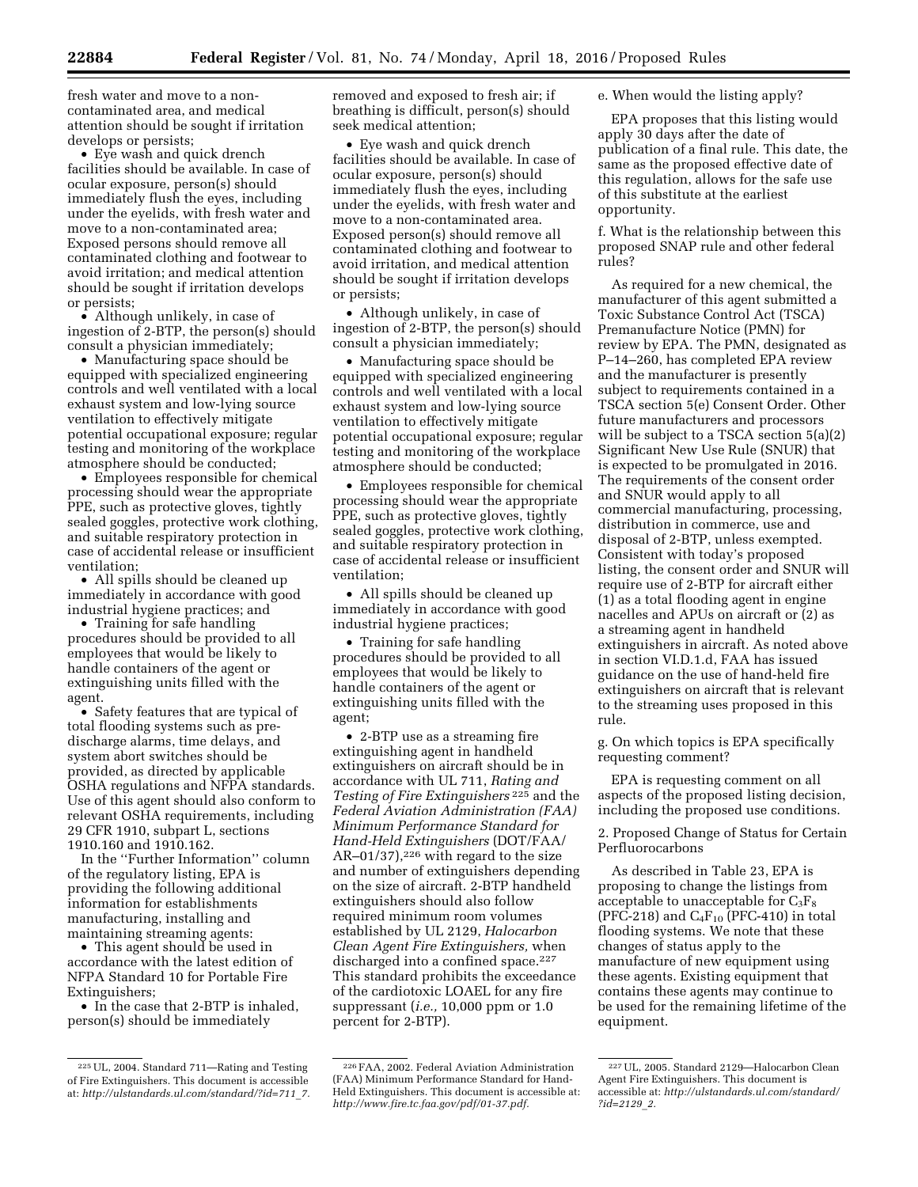fresh water and move to a non-contaminated area, and medical attention should be sought if irritation develops or persists;

- Eye wash and quick drench facilities should be available. In case of ocular exposure, person(s) should immediately flush the eyes, including under the eyelids, with fresh water and move to a non-contaminated area; Exposed persons should remove all contaminated clothing and footwear to avoid irritation; and medical attention should be sought if irritation develops or persists;
- Although unlikely, in case of ingestion of 2-BTP, the person(s) should consult a physician immediately;
- Manufacturing space should be equipped with specialized engineering controls and well ventilated with a local exhaust system and low-lying source ventilation to effectively mitigate potential occupational exposure; regular testing and monitoring of the workplace atmosphere should be conducted;
- Employees responsible for chemical processing should wear the appropriate PPE, such as protective gloves, tightly sealed goggles, protective work clothing, and suitable respiratory protection in case of accidental release or insufficient ventilation;
- All spills should be cleaned up immediately in accordance with good industrial hygiene practices; and
- Training for safe handling procedures should be provided to all employees that would be likely to handle containers of the agent or extinguishing units filled with the agent.
- Safety features that are typical of total flooding systems such as pre-discharge alarms, time delays, and system abort switches should be provided, as directed by applicable OSHA regulations and NFPA standards. Use of this agent should also conform to relevant OSHA requirements, including 29 CFR 1910, subpart L, sections 1910.160 and 1910.162.

In the ''Further Information'' column of the regulatory listing, EPA is providing the following additional information for establishments manufacturing, installing and maintaining streaming agents:

- This agent should be used in accordance with the latest edition of NFPA Standard 10 for Portable Fire Extinguishers;
- In the case that 2-BTP is inhaled, person(s) should be immediately removed and exposed to fresh air; if breathing is difficult, person(s) should seek medical attention;
- Eye wash and quick drench facilities should be available. In case of ocular exposure, person(s) should immediately flush the eyes, including under the eyelids, with fresh water and move to a non-contaminated area. Exposed person(s) should remove all contaminated clothing and footwear to avoid irritation, and medical attention should be sought if irritation develops or persists;
- Although unlikely, in case of ingestion of 2-BTP, the person(s) should consult a physician immediately;
- Manufacturing space should be equipped with specialized engineering controls and well ventilated with a local exhaust system and low-lying source ventilation to effectively mitigate potential occupational exposure; regular testing and monitoring of the workplace atmosphere should be conducted;
- Employees responsible for chemical processing should wear the appropriate PPE, such as protective gloves, tightly sealed goggles, protective work clothing, and suitable respiratory protection in case of accidental release or insufficient ventilation;
- All spills should be cleaned up immediately in accordance with good industrial hygiene practices;
- Training for safe handling procedures should be provided to all employees that would be likely to handle containers of the agent or extinguishing units filled with the agent;
- 2-BTP use as a streaming fire extinguishing agent in handheld extinguishers on aircraft should be in accordance with UL 711, *Rating and Testing of Fire Extinguishers* [225] and the *Federal Aviation Administration (FAA) Minimum Performance Standard for Hand-Held Extinguishers* (DOT/FAA/AR–01/37),[226] with regard to the size and number of extinguishers depending on the size of aircraft. 2-BTP handheld extinguishers should also follow required minimum room volumes established by UL 2129, *Halocarbon Clean Agent Fire Extinguishers,* when discharged into a confined space.[227] This standard prohibits the exceedance of the cardiotoxic LOAEL for any fire suppressant (*i.e.,* 10,000 ppm or 1.0 percent for 2-BTP).

e. When would the listing apply?

EPA proposes that this listing would apply 30 days after the date of publication of a final rule. This date, the same as the proposed effective date of this regulation, allows for the safe use of this substitute at the earliest opportunity.

f. What is the relationship between this proposed SNAP rule and other federal rules?

As required for a new chemical, the manufacturer of this agent submitted a Toxic Substance Control Act (TSCA) Premanufacture Notice (PMN) for review by EPA. The PMN, designated as P–14–260, has completed EPA review and the manufacturer is presently subject to requirements contained in a TSCA section 5(e) Consent Order. Other future manufacturers and processors will be subject to a TSCA section 5(a)(2) Significant New Use Rule (SNUR) that is expected to be promulgated in 2016. The requirements of the consent order and SNUR would apply to all commercial manufacturing, processing, distribution in commerce, use and disposal of 2-BTP, unless exempted. Consistent with today's proposed listing, the consent order and SNUR will require use of 2-BTP for aircraft either (1) as a total flooding agent in engine nacelles and APUs on aircraft or (2) as a streaming agent in handheld extinguishers in aircraft. As noted above in section VI.D.1.d, FAA has issued guidance on the use of hand-held fire extinguishers on aircraft that is relevant to the streaming uses proposed in this rule.

g. On which topics is EPA specifically requesting comment?

EPA is requesting comment on all aspects of the proposed listing decision, including the proposed use conditions.

2. Proposed Change of Status for Certain Perfluorocarbons

As described in Table 23, EPA is proposing to change the listings from acceptable to unacceptable for $C_3F_8$ (PFC-218) and $C_4F_{10}$ (PFC-410) in total flooding systems. We note that these changes of status apply to the manufacture of new equipment using these agents. Existing equipment that contains these agents may continue to be used for the remaining lifetime of the equipment.

---

[225] UL, 2004. Standard 711—Rating and Testing of Fire Extinguishers. This document is accessible at: *http://ulstandards.ul.com/standard/?id=711_7.*

[226] FAA, 2002. Federal Aviation Administration (FAA) Minimum Performance Standard for Hand-Held Extinguishers. This document is accessible at: *http://www.fire.tc.faa.gov/pdf/01-37.pdf.*

[227] UL, 2005. Standard 2129—Halocarbon Clean Agent Fire Extinguishers. This document is accessible at: *http://ulstandards.ul.com/standard/?id=2129_2.*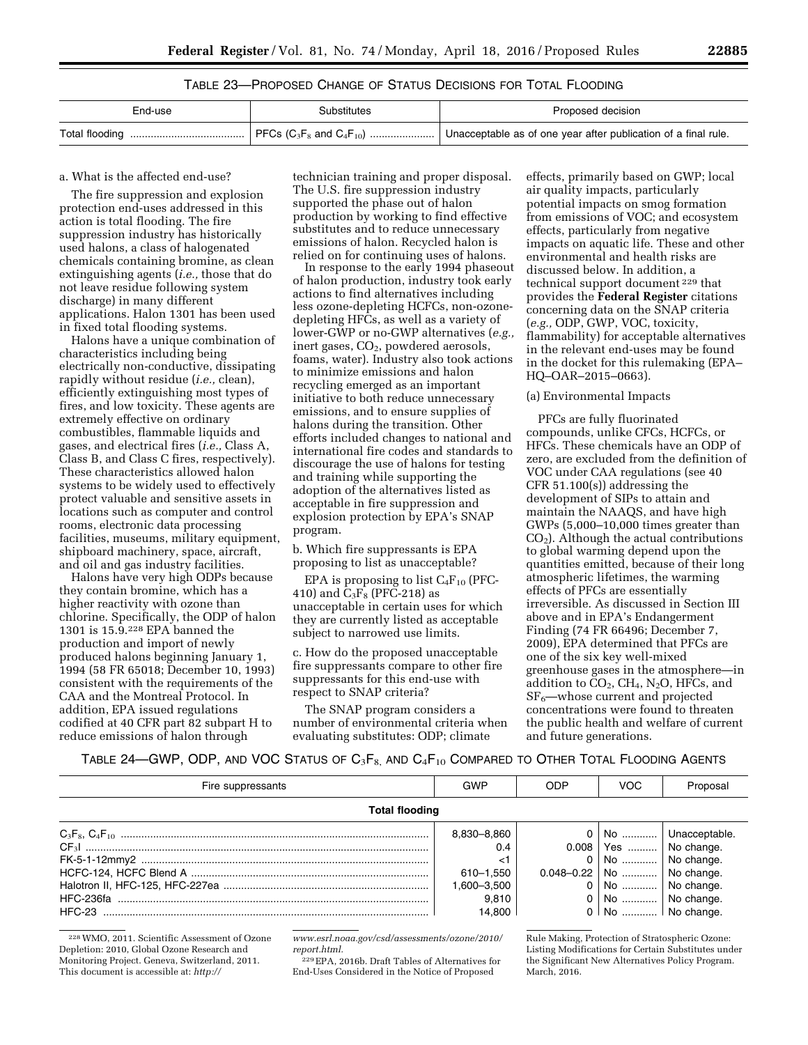TABLE 23—PROPOSED CHANGE OF STATUS DECISIONS FOR TOTAL FLOODING

| End-use | Substitutes | Proposed decision |
| --- | --- | --- |
| Total flooding | PFCs ($C_3F_8$ and $C_4F_{10}$) | Unacceptable as of one year after publication of a final rule. |

a. What is the affected end-use?

The fire suppression and explosion protection end-uses addressed in this action is total flooding. The fire suppression industry has historically used halons, a class of halogenated chemicals containing bromine, as clean extinguishing agents (*i.e.,* those that do not leave residue following system discharge) in many different applications. Halon 1301 has been used in fixed total flooding systems.

Halons have a unique combination of characteristics including being electrically non-conductive, dissipating rapidly without residue (*i.e.,* clean), efficiently extinguishing most types of fires, and low toxicity. These agents are extremely effective on ordinary combustibles, flammable liquids and gases, and electrical fires (*i.e.,* Class A, Class B, and Class C fires, respectively). These characteristics allowed halon systems to be widely used to effectively protect valuable and sensitive assets in locations such as computer and control rooms, electronic data processing facilities, museums, military equipment, shipboard machinery, space, aircraft, and oil and gas industry facilities.

Halons have very high ODPs because they contain bromine, which has a higher reactivity with ozone than chlorine. Specifically, the ODP of halon 1301 is 15.9.[228] EPA banned the production and import of newly produced halons beginning January 1, 1994 (58 FR 65018; December 10, 1993) consistent with the requirements of the CAA and the Montreal Protocol. In addition, EPA issued regulations codified at 40 CFR part 82 subpart H to reduce emissions of halon through technician training and proper disposal. The U.S. fire suppression industry supported the phase out of halon production by working to find effective substitutes and to reduce unnecessary emissions of halon. Recycled halon is relied on for continuing uses of halons.

In response to the early 1994 phaseout of halon production, industry took early actions to find alternatives including less ozone-depleting HCFCs, non-ozone-depleting HFCs, as well as a variety of lower-GWP or no-GWP alternatives (*e.g.,* inert gases, $CO_2$, powdered aerosols, foams, water). Industry also took actions to minimize emissions and halon recycling emerged as an important initiative to both reduce unnecessary emissions, and to ensure supplies of halons during the transition. Other efforts included changes to national and international fire codes and standards to discourage the use of halons for testing and training while supporting the adoption of the alternatives listed as acceptable in fire suppression and explosion protection by EPA's SNAP program.

b. Which fire suppressants is EPA proposing to list as unacceptable?

EPA is proposing to list $C_4F_{10}$ (PFC-410) and $C_3F_8$ (PFC-218) as unacceptable in certain uses for which they are currently listed as acceptable subject to narrowed use limits.

c. How do the proposed unacceptable fire suppressants compare to other fire suppressants for this end-use with respect to SNAP criteria?

The SNAP program considers a number of environmental criteria when evaluating substitutes: ODP; climate effects, primarily based on GWP; local air quality impacts, particularly potential impacts on smog formation from emissions of VOC; and ecosystem effects, particularly from negative impacts on aquatic life. These and other environmental and health risks are discussed below. In addition, a technical support document[229] that provides the **Federal Register** citations concerning data on the SNAP criteria (*e.g.,* ODP, GWP, VOC, toxicity, flammability) for acceptable alternatives in the relevant end-uses may be found in the docket for this rulemaking (EPA–HQ–OAR–2015–0663).

(a) Environmental Impacts

PFCs are fully fluorinated compounds, unlike CFCs, HCFCs, or HFCs. These chemicals have an ODP of zero, are excluded from the definition of VOC under CAA regulations (see 40 CFR 51.100(s)) addressing the development of SIPs to attain and maintain the NAAQS, and have high GWPs (5,000–10,000 times greater than $CO_2$). Although the actual contributions to global warming depend upon the quantities emitted, because of their long atmospheric lifetimes, the warming effects of PFCs are essentially irreversible. As discussed in Section III above and in EPA's Endangerment Finding (74 FR 66496; December 7, 2009), EPA determined that PFCs are one of the six key well-mixed greenhouse gases in the atmosphere—in addition to $CO_2$, $CH_4$, $N_2O$, HFCs, and $SF_6$—whose current and projected concentrations were found to threaten the public health and welfare of current and future generations.

TABLE 24—GWP, ODP, AND VOC STATUS OF $C_3F_8$, AND $C_4F_{10}$ COMPARED TO OTHER TOTAL FLOODING AGENTS

| Fire suppressants | GWP | ODP | VOC | Proposal |
| --- | --- | --- | --- | --- |
| **Total flooding** | | | | |
| $C_3F_8$, $C_4F_{10}$ | 8,830–8,860 | 0 | No | Unacceptable. |
| $CF_3I$ | 0.4 | 0.008 | Yes | No change. |
| FK-5-1-12mmy2 | <1 | 0 | No | No change. |
| HCFC-124, HCFC Blend A | 610–1,550 | 0.048–0.22 | No | No change. |
| Halotron II, HFC-125, HFC-227ea | 1,600–3,500 | 0 | No | No change. |
| HFC-236fa | 9,810 | 0 | No | No change. |
| HFC-23 | 14,800 | 0 | No | No change. |

[228] WMO, 2011. Scientific Assessment of Ozone Depletion: 2010, Global Ozone Research and Monitoring Project. Geneva, Switzerland, 2011. This document is accessible at: *http://www.esrl.noaa.gov/csd/assessments/ozone/2010/report.html.*

[229] EPA, 2016b. Draft Tables of Alternatives for End-Uses Considered in the Notice of Proposed Rule Making, Protection of Stratospheric Ozone: Listing Modifications for Certain Substitutes under the Significant New Alternatives Policy Program. March, 2016.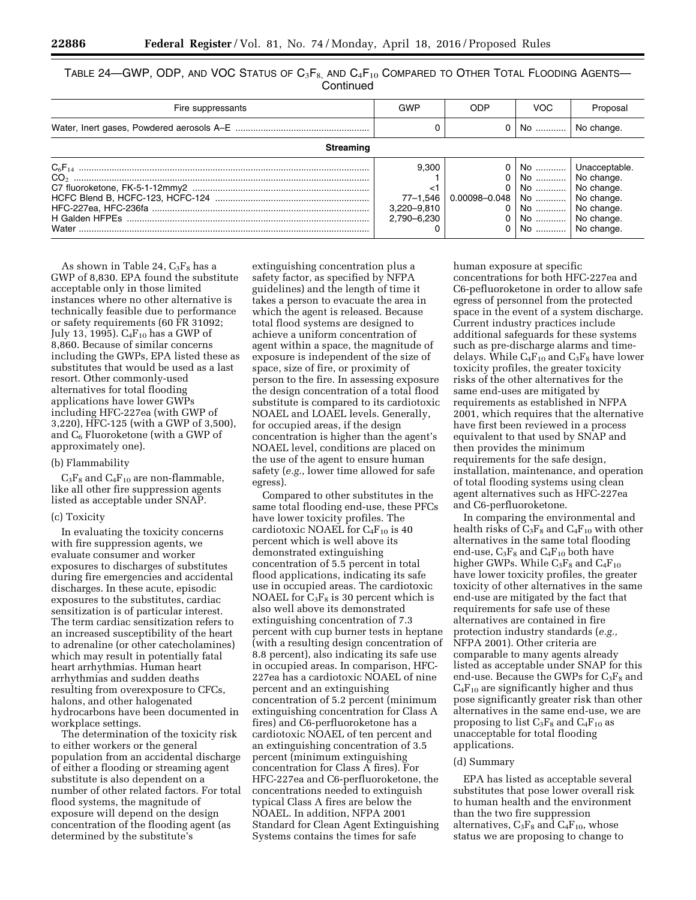TABLE 24—GWP, ODP, AND VOC STATUS OF $C_3F_8$, AND $C_4F_{10}$ COMPARED TO OTHER TOTAL FLOODING AGENTS—Continued

| Fire suppressants | GWP | ODP | VOC | Proposal |
|---|---|---|---|---|
| Water, Inert gases, Powdered aerosols A–E | 0 | 0 | No | No change. |
| **Streaming** | | | | |
| $C_6F_{14}$ | 9,300 | 0 | No | Unacceptable. |
| $CO_2$ | 1 | 0 | No | No change. |
| C7 fluoroketone, FK-5-1-12mmy2 | <1 | 0 | No | No change. |
| HCFC Blend B, HCFC-123, HCFC-124 | 77–1,546 | 0.00098–0.048 | No | No change. |
| HFC-227ea, HFC-236fa | 3,220–9,810 | 0 | No | No change. |
| H Galden HFPEs | 2,790–6,230 | 0 | No | No change. |
| Water | 0 | 0 | No | No change. |

As shown in Table 24, $C_3F_8$ has a GWP of 8,830. EPA found the substitute acceptable only in those limited instances where no other alternative is technically feasible due to performance or safety requirements (60 FR 31092; July 13, 1995). $C_4F_{10}$ has a GWP of 8,860. Because of similar concerns including the GWPs, EPA listed these as substitutes that would be used as a last resort. Other commonly-used alternatives for total flooding applications have lower GWPs including HFC-227ea (with GWP of 3,220), HFC-125 (with a GWP of 3,500), and $C_6$ Fluoroketone (with a GWP of approximately one).

(b) Flammability

$C_3F_8$ and $C_4F_{10}$ are non-flammable, like all other fire suppression agents listed as acceptable under SNAP.

(c) Toxicity

In evaluating the toxicity concerns with fire suppression agents, we evaluate consumer and worker exposures to discharges of substitutes during fire emergencies and accidental discharges. In these acute, episodic exposures to the substitutes, cardiac sensitization is of particular interest. The term cardiac sensitization refers to an increased susceptibility of the heart to adrenaline (or other catecholamines) which may result in potentially fatal heart arrhythmias. Human heart arrhythmias and sudden deaths resulting from overexposure to CFCs, halons, and other halogenated hydrocarbons have been documented in workplace settings.

The determination of the toxicity risk to either workers or the general population from an accidental discharge of either a flooding or streaming agent substitute is also dependent on a number of other related factors. For total flood systems, the magnitude of exposure will depend on the design concentration of the flooding agent (as determined by the substitute's extinguishing concentration plus a safety factor, as specified by NFPA guidelines) and the length of time it takes a person to evacuate the area in which the agent is released. Because total flood systems are designed to achieve a uniform concentration of agent within a space, the magnitude of exposure is independent of the size of space, size of fire, or proximity of person to the fire. In assessing exposure the design concentration of a total flood substitute is compared to its cardiotoxic NOAEL and LOAEL levels. Generally, for occupied areas, if the design concentration is higher than the agent's NOAEL level, conditions are placed on the use of the agent to ensure human safety (*e.g.,* lower time allowed for safe egress).

Compared to other substitutes in the same total flooding end-use, these PFCs have lower toxicity profiles. The cardiotoxic NOAEL for $C_4F_{10}$ is 40 percent which is well above its demonstrated extinguishing concentration of 5.5 percent in total flood applications, indicating its safe use in occupied areas. The cardiotoxic NOAEL for $C_3F_8$ is 30 percent which is also well above its demonstrated extinguishing concentration of 7.3 percent with cup burner tests in heptane (with a resulting design concentration of 8.8 percent), also indicating its safe use in occupied areas. In comparison, HFC-227ea has a cardiotoxic NOAEL of nine percent and an extinguishing concentration of 5.2 percent (minimum extinguishing concentration for Class A fires) and C6-perfluoroketone has a cardiotoxic NOAEL of ten percent and an extinguishing concentration of 3.5 percent (minimum extinguishing concentration for Class A fires). For HFC-227ea and C6-perfluoroketone, the concentrations needed to extinguish typical Class A fires are below the NOAEL. In addition, NFPA 2001 Standard for Clean Agent Extinguishing Systems contains the times for safe human exposure at specific concentrations for both HFC-227ea and C6-pefluoroketone in order to allow safe egress of personnel from the protected space in the event of a system discharge. Current industry practices include additional safeguards for these systems such as pre-discharge alarms and time-delays. While $C_4F_{10}$ and $C_3F_8$ have lower toxicity profiles, the greater toxicity risks of the other alternatives for the same end-uses are mitigated by requirements as established in NFPA 2001, which requires that the alternative have first been reviewed in a process equivalent to that used by SNAP and then provides the minimum requirements for the safe design, installation, maintenance, and operation of total flooding systems using clean agent alternatives such as HFC-227ea and C6-perfluoroketone.

In comparing the environmental and health risks of $C_3F_8$ and $C_4F_{10}$ with other alternatives in the same total flooding end-use, $C_3F_8$ and $C_4F_{10}$ both have higher GWPs. While $C_3F_8$ and $C_4F_{10}$ have lower toxicity profiles, the greater toxicity of other alternatives in the same end-use are mitigated by the fact that requirements for safe use of these alternatives are contained in fire protection industry standards (*e.g.,* NFPA 2001). Other criteria are comparable to many agents already listed as acceptable under SNAP for this end-use. Because the GWPs for $C_3F_8$ and $C_4F_{10}$ are significantly higher and thus pose significantly greater risk than other alternatives in the same end-use, we are proposing to list $C_3F_8$ and $C_4F_{10}$ as unacceptable for total flooding applications.

(d) Summary

EPA has listed as acceptable several substitutes that pose lower overall risk to human health and the environment than the two fire suppression alternatives, $C_3F_8$ and $C_4F_{10}$, whose status we are proposing to change to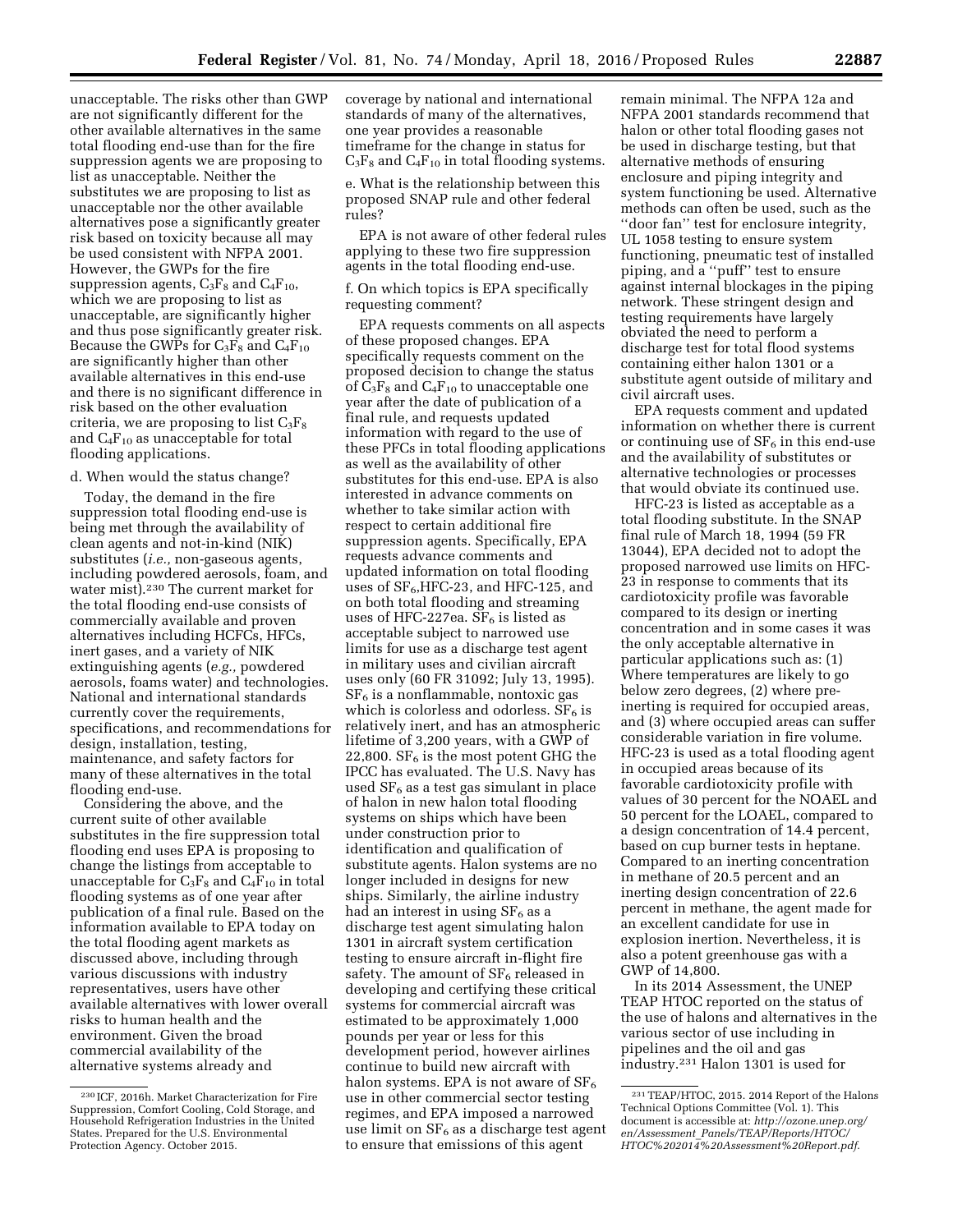unacceptable. The risks other than GWP are not significantly different for the other available alternatives in the same total flooding end-use than for the fire suppression agents we are proposing to list as unacceptable. Neither the substitutes we are proposing to list as unacceptable nor the other available alternatives pose a significantly greater risk based on toxicity because all may be used consistent with NFPA 2001. However, the GWPs for the fire suppression agents, $C_3F_8$ and $C_4F_{10}$, which we are proposing to list as unacceptable, are significantly higher and thus pose significantly greater risk. Because the GWPs for $C_3F_8$ and $C_4F_{10}$ are significantly higher than other available alternatives in this end-use and there is no significant difference in risk based on the other evaluation criteria, we are proposing to list $C_3F_8$ and $C_4F_{10}$ as unacceptable for total flooding applications.

d. When would the status change?

Today, the demand in the fire suppression total flooding end-use is being met through the availability of clean agents and not-in-kind (NIK) substitutes (*i.e.,* non-gaseous agents, including powdered aerosols, foam, and water mist).[230] The current market for the total flooding end-use consists of commercially available and proven alternatives including HCFCs, HFCs, inert gases, and a variety of NIK extinguishing agents (*e.g.,* powdered aerosols, foams water) and technologies. National and international standards currently cover the requirements, specifications, and recommendations for design, installation, testing, maintenance, and safety factors for many of these alternatives in the total flooding end-use.

Considering the above, and the current suite of other available substitutes in the fire suppression total flooding end uses EPA is proposing to change the listings from acceptable to unacceptable for $C_3F_8$ and $C_4F_{10}$ in total flooding systems as of one year after publication of a final rule. Based on the information available to EPA today on the total flooding agent markets as discussed above, including through various discussions with industry representatives, users have other available alternatives with lower overall risks to human health and the environment. Given the broad commercial availability of the alternative systems already and coverage by national and international standards of many of the alternatives, one year provides a reasonable timeframe for the change in status for $C_3F_8$ and $C_4F_{10}$ in total flooding systems.

e. What is the relationship between this proposed SNAP rule and other federal rules?

EPA is not aware of other federal rules applying to these two fire suppression agents in the total flooding end-use.

f. On which topics is EPA specifically requesting comment?

EPA requests comments on all aspects of these proposed changes. EPA specifically requests comment on the proposed decision to change the status of $C_3F_8$ and $C_4F_{10}$ to unacceptable one year after the date of publication of a final rule, and requests updated information with regard to the use of these PFCs in total flooding applications as well as the availability of other substitutes for this end-use. EPA is also interested in advance comments on whether to take similar action with respect to certain additional fire suppression agents. Specifically, EPA requests advance comments and updated information on total flooding uses of $SF_6$,HFC-23, and HFC-125, and on both total flooding and streaming uses of HFC-227ea. $SF_6$ is listed as acceptable subject to narrowed use limits for use as a discharge test agent in military uses and civilian aircraft uses only (60 FR 31092; July 13, 1995). $SF_6$ is a nonflammable, nontoxic gas which is colorless and odorless. $SF_6$ is relatively inert, and has an atmospheric lifetime of 3,200 years, with a GWP of 22,800. $SF_6$ is the most potent GHG the IPCC has evaluated. The U.S. Navy has used $SF_6$ as a test gas simulant in place of halon in new halon total flooding systems on ships which have been under construction prior to identification and qualification of substitute agents. Halon systems are no longer included in designs for new ships. Similarly, the airline industry had an interest in using $SF_6$ as a discharge test agent simulating halon 1301 in aircraft system certification testing to ensure aircraft in-flight fire safety. The amount of $SF_6$ released in developing and certifying these critical systems for commercial aircraft was estimated to be approximately 1,000 pounds per year or less for this development period, however airlines continue to build new aircraft with halon systems. EPA is not aware of $SF_6$ use in other commercial sector testing regimes, and EPA imposed a narrowed use limit on $SF_6$ as a discharge test agent to ensure that emissions of this agent remain minimal. The NFPA 12a and NFPA 2001 standards recommend that halon or other total flooding gases not be used in discharge testing, but that alternative methods of ensuring enclosure and piping integrity and system functioning be used. Alternative methods can often be used, such as the ''door fan'' test for enclosure integrity, UL 1058 testing to ensure system functioning, pneumatic test of installed piping, and a ''puff'' test to ensure against internal blockages in the piping network. These stringent design and testing requirements have largely obviated the need to perform a discharge test for total flood systems containing either halon 1301 or a substitute agent outside of military and civil aircraft uses.

EPA requests comment and updated information on whether there is current or continuing use of $SF_6$ in this end-use and the availability of substitutes or alternative technologies or processes that would obviate its continued use.

HFC-23 is listed as acceptable as a total flooding substitute. In the SNAP final rule of March 18, 1994 (59 FR 13044), EPA decided not to adopt the proposed narrowed use limits on HFC-23 in response to comments that its cardiotoxicity profile was favorable compared to its design or inerting concentration and in some cases it was the only acceptable alternative in particular applications such as: (1) Where temperatures are likely to go below zero degrees, (2) where pre-inerting is required for occupied areas, and (3) where occupied areas can suffer considerable variation in fire volume. HFC-23 is used as a total flooding agent in occupied areas because of its favorable cardiotoxicity profile with values of 30 percent for the NOAEL and 50 percent for the LOAEL, compared to a design concentration of 14.4 percent, based on cup burner tests in heptane. Compared to an inerting concentration in methane of 20.5 percent and an inerting design concentration of 22.6 percent in methane, the agent made for an excellent candidate for use in explosion inertion. Nevertheless, it is also a potent greenhouse gas with a GWP of 14,800.

In its 2014 Assessment, the UNEP TEAP HTOC reported on the status of the use of halons and alternatives in the various sector of use including in pipelines and the oil and gas industry.[231] Halon 1301 is used for

[230] ICF, 2016h. Market Characterization for Fire Suppression, Comfort Cooling, Cold Storage, and Household Refrigeration Industries in the United States. Prepared for the U.S. Environmental Protection Agency. October 2015.

[231] TEAP/HTOC, 2015. 2014 Report of the Halons Technical Options Committee (Vol. 1). This document is accessible at: *http://ozone.unep.org/en/Assessment_Panels/TEAP/Reports/HTOC/HTOC%202014%20Assessment%20Report.pdf.*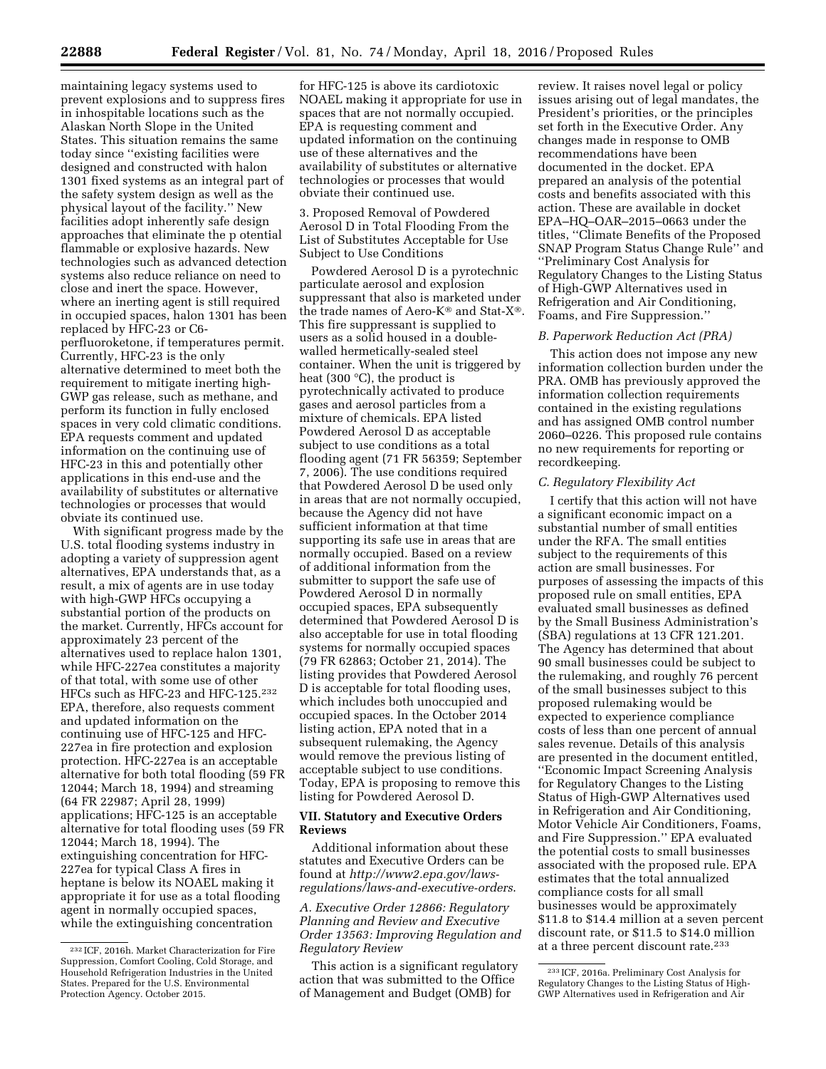maintaining legacy systems used to prevent explosions and to suppress fires in inhospitable locations such as the Alaskan North Slope in the United States. This situation remains the same today since ''existing facilities were designed and constructed with halon 1301 fixed systems as an integral part of the safety system design as well as the physical layout of the facility.'' New facilities adopt inherently safe design approaches that eliminate the p otential flammable or explosive hazards. New technologies such as advanced detection systems also reduce reliance on need to close and inert the space. However, where an inerting agent is still required in occupied spaces, halon 1301 has been replaced by HFC-23 or C6-perfluoroketone, if temperatures permit. Currently, HFC-23 is the only alternative determined to meet both the requirement to mitigate inerting high-GWP gas release, such as methane, and perform its function in fully enclosed spaces in very cold climatic conditions. EPA requests comment and updated information on the continuing use of HFC-23 in this and potentially other applications in this end-use and the availability of substitutes or alternative technologies or processes that would obviate their continued use.

With significant progress made by the U.S. total flooding systems industry in adopting a variety of suppression agent alternatives, EPA understands that, as a result, a mix of agents are in use today with high-GWP HFCs occupying a substantial portion of the products on the market. Currently, HFCs account for approximately 23 percent of the alternatives used to replace halon 1301, while HFC-227ea constitutes a majority of that total, with some use of other HFCs such as HFC-23 and HFC-125.[232] EPA, therefore, also requests comment and updated information on the continuing use of HFC-125 and HFC-227ea in fire protection and explosion protection. HFC-227ea is an acceptable alternative for both total flooding (59 FR 12044; March 18, 1994) and streaming (64 FR 22987; April 28, 1999) applications; HFC-125 is an acceptable alternative for total flooding uses (59 FR 12044; March 18, 1994). The extinguishing concentration for HFC-227ea for typical Class A fires in heptane is below its NOAEL making it appropriate it for use as a total flooding agent in normally occupied spaces, while the extinguishing concentration for HFC-125 is above its cardiotoxic NOAEL making it appropriate for use in spaces that are not normally occupied. EPA is requesting comment and updated information on the continuing use of these alternatives and the availability of substitutes or alternative technologies or processes that would obviate their continued use.

3. Proposed Removal of Powdered Aerosol D in Total Flooding From the List of Substitutes Acceptable for Use Subject to Use Conditions

Powdered Aerosol D is a pyrotechnic particulate aerosol and explosion suppressant that also is marketed under the trade names of Aero-K® and Stat-X®. This fire suppressant is supplied to users as a solid housed in a double-walled hermetically-sealed steel container. When the unit is triggered by heat (300 °C), the product is pyrotechnically activated to produce gases and aerosol particles from a mixture of chemicals. EPA listed Powdered Aerosol D as acceptable subject to use conditions as a total flooding agent (71 FR 56359; September 7, 2006). The use conditions required that Powdered Aerosol D be used only in areas that are not normally occupied, because the Agency did not have sufficient information at that time supporting its safe use in areas that are normally occupied. Based on a review of additional information from the submitter to support the safe use of Powdered Aerosol D in normally occupied spaces, EPA subsequently determined that Powdered Aerosol D is also acceptable for use in total flooding systems for normally occupied spaces (79 FR 62863; October 21, 2014). The listing provides that Powdered Aerosol D is acceptable for total flooding uses, which includes both unoccupied and occupied spaces. In the October 2014 listing action, EPA noted that in a subsequent rulemaking, the Agency would remove the previous listing of acceptable subject to use conditions. Today, EPA is proposing to remove this listing for Powdered Aerosol D.

## VII. Statutory and Executive Orders Reviews

Additional information about these statutes and Executive Orders can be found at *http://www2.epa.gov/laws-regulations/laws-and-executive-orders*.

### *A. Executive Order 12866: Regulatory Planning and Review and Executive Order 13563: Improving Regulation and Regulatory Review*

This action is a significant regulatory action that was submitted to the Office of Management and Budget (OMB) for review. It raises novel legal or policy issues arising out of legal mandates, the President's priorities, or the principles set forth in the Executive Order. Any changes made in response to OMB recommendations have been documented in the docket. EPA prepared an analysis of the potential costs and benefits associated with this action. These are available in docket EPA–HQ–OAR–2015–0663 under the titles, ''Climate Benefits of the Proposed SNAP Program Status Change Rule'' and ''Preliminary Cost Analysis for Regulatory Changes to the Listing Status of High-GWP Alternatives used in Refrigeration and Air Conditioning, Foams, and Fire Suppression.''

### *B. Paperwork Reduction Act (PRA)*

This action does not impose any new information collection burden under the PRA. OMB has previously approved the information collection requirements contained in the existing regulations and has assigned OMB control number 2060–0226. This proposed rule contains no new requirements for reporting or recordkeeping.

### *C. Regulatory Flexibility Act*

I certify that this action will not have a significant economic impact on a substantial number of small entities under the RFA. The small entities subject to the requirements of this action are small businesses. For purposes of assessing the impacts of this proposed rule on small entities, EPA evaluated small businesses as defined by the Small Business Administration's (SBA) regulations at 13 CFR 121.201. The Agency has determined that about 90 small businesses could be subject to the rulemaking, and roughly 76 percent of the small businesses subject to this proposed rulemaking would be expected to experience compliance costs of less than one percent of annual sales revenue. Details of this analysis are presented in the document entitled, ''Economic Impact Screening Analysis for Regulatory Changes to the Listing Status of High-GWP Alternatives used in Refrigeration and Air Conditioning, Motor Vehicle Air Conditioners, Foams, and Fire Suppression.'' EPA evaluated the potential costs to small businesses associated with the proposed rule. EPA estimates that the total annualized compliance costs for all small businesses would be approximately $11.8 to $14.4 million at a seven percent discount rate, or $11.5 to $14.0 million at a three percent discount rate.[233]

---

[232] ICF, 2016h. Market Characterization for Fire Suppression, Comfort Cooling, Cold Storage, and Household Refrigeration Industries in the United States. Prepared for the U.S. Environmental Protection Agency. October 2015.

[233] ICF, 2016a. Preliminary Cost Analysis for Regulatory Changes to the Listing Status of High-GWP Alternatives used in Refrigeration and Air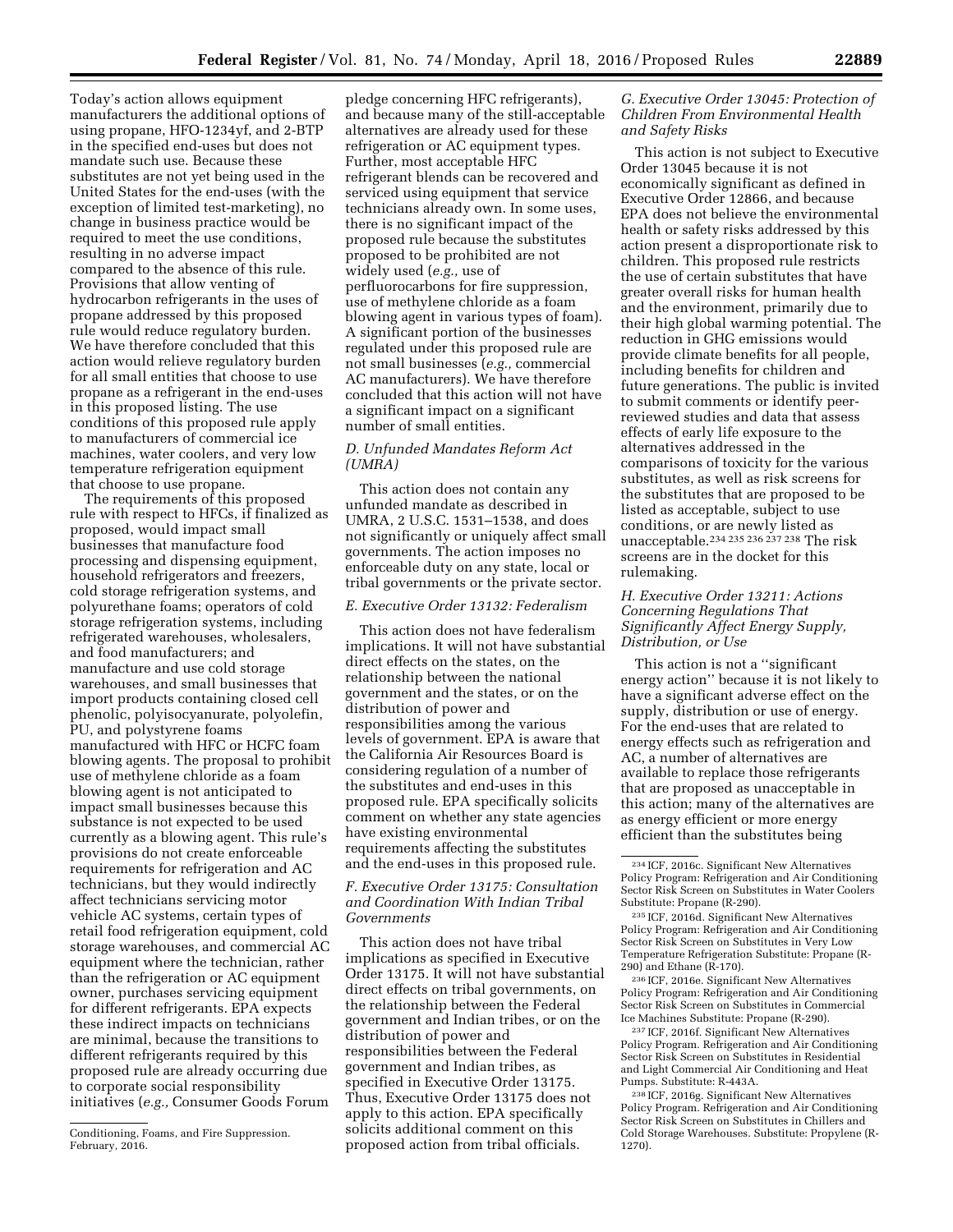Today's action allows equipment manufacturers the additional options of using propane, HFO-1234yf, and 2-BTP in the specified end-uses but does not mandate such use. Because these substitutes are not yet being used in the United States for the end-uses (with the exception of limited test-marketing), no change in business practice would be required to meet the use conditions, resulting in no adverse impact compared to the absence of this rule. Provisions that allow venting of hydrocarbon refrigerants in the uses of propane addressed by this proposed rule would reduce regulatory burden. We have therefore concluded that this action would relieve regulatory burden for all small entities that choose to use propane as a refrigerant in the end-uses in this proposed listing. The use conditions of this proposed rule apply to manufacturers of commercial ice machines, water coolers, and very low temperature refrigeration equipment that choose to use propane.

The requirements of this proposed rule with respect to HFCs, if finalized as proposed, would impact small businesses that manufacture food processing and dispensing equipment, household refrigerators and freezers, cold storage refrigeration systems, and polyurethane foams; operators of cold storage refrigeration systems, including refrigerated warehouses, wholesalers, and food manufacturers; and manufacture and use cold storage warehouses, and small businesses that import products containing closed cell phenolic, polyisocyanurate, polyolefin, PU, and polystyrene foams manufactured with HFC or HCFC foam blowing agents. The proposal to prohibit use of methylene chloride as a foam blowing agent is not anticipated to impact small businesses because this substance is not expected to be used currently as a blowing agent. This rule's provisions do not create enforceable requirements for refrigeration and AC technicians, but they would indirectly affect technicians servicing motor vehicle AC systems, certain types of retail food refrigeration equipment, cold storage warehouses, and commercial AC equipment where the technician, rather than the refrigeration or AC equipment owner, purchases servicing equipment for different refrigerants. EPA expects these indirect impacts on technicians are minimal, because the transitions to different refrigerants required by this proposed rule are already occurring due to corporate social responsibility initiatives (*e.g.,* Consumer Goods Forum pledge concerning HFC refrigerants), and because many of the still-acceptable alternatives are already used for these refrigeration or AC equipment types. Further, most acceptable HFC refrigerant blends can be recovered and serviced using equipment that service technicians already own. In some uses, there is no significant impact of the proposed rule because the substitutes proposed to be prohibited are not widely used (*e.g.,* use of perfluorocarbons for fire suppression, use of methylene chloride as a foam blowing agent in various types of foam). A significant portion of the businesses regulated under this proposed rule are not small businesses (*e.g.,* commercial AC manufacturers). We have therefore concluded that this action will not have a significant impact on a significant number of small entities.

### *D. Unfunded Mandates Reform Act (UMRA)*

This action does not contain any unfunded mandate as described in UMRA, 2 U.S.C. 1531–1538, and does not significantly or uniquely affect small governments. The action imposes no enforceable duty on any state, local or tribal governments or the private sector.

### *E. Executive Order 13132: Federalism*

This action does not have federalism implications. It will not have substantial direct effects on the states, on the relationship between the national government and the states, or on the distribution of power and responsibilities among the various levels of government. EPA is aware that the California Air Resources Board is considering regulation of a number of the substitutes and end-uses in this proposed rule. EPA specifically solicits comment on whether any state agencies have existing environmental requirements affecting the substitutes and the end-uses in this proposed rule.

### *F. Executive Order 13175: Consultation and Coordination With Indian Tribal Governments*

This action does not have tribal implications as specified in Executive Order 13175. It will not have substantial direct effects on tribal governments, on the relationship between the Federal government and Indian tribes, or on the distribution of power and responsibilities between the Federal government and Indian tribes, as specified in Executive Order 13175. Thus, Executive Order 13175 does not apply to this action. EPA specifically solicits additional comment on this proposed action from tribal officials.

### *G. Executive Order 13045: Protection of Children From Environmental Health and Safety Risks*

This action is not subject to Executive Order 13045 because it is not economically significant as defined in Executive Order 12866, and because EPA does not believe the environmental health or safety risks addressed by this action present a disproportionate risk to children. This proposed rule restricts the use of certain substitutes that have greater overall risks for human health and the environment, primarily due to their high global warming potential. The reduction in GHG emissions would provide climate benefits for all people, including benefits for children and future generations. The public is invited to submit comments or identify peer-reviewed studies and data that assess effects of early life exposure to the alternatives addressed in the comparisons of toxicity for the various substitutes, as well as risk screens for the substitutes that are proposed to be listed as acceptable, subject to use conditions, or are newly listed as unacceptable.[234] [235] [236] [237] [238] The risk screens are in the docket for this rulemaking.

### *H. Executive Order 13211: Actions Concerning Regulations That Significantly Affect Energy Supply, Distribution, or Use*

This action is not a ''significant energy action'' because it is not likely to have a significant adverse effect on the supply, distribution or use of energy. For the end-uses that are related to energy effects such as refrigeration and AC, a number of alternatives are available to replace those refrigerants that are proposed as unacceptable in this action; many of the alternatives are as energy efficient or more energy efficient than the substitutes being

---

Conditioning, Foams, and Fire Suppression. February, 2016.

[234] ICF, 2016c. Significant New Alternatives Policy Program: Refrigeration and Air Conditioning Sector Risk Screen on Substitutes in Water Coolers Substitute: Propane (R-290).

[235] ICF, 2016d. Significant New Alternatives Policy Program: Refrigeration and Air Conditioning Sector Risk Screen on Substitutes in Very Low Temperature Refrigeration Substitute: Propane (R-290) and Ethane (R-170).

[236] ICF, 2016e. Significant New Alternatives Policy Program: Refrigeration and Air Conditioning Sector Risk Screen on Substitutes in Commercial Ice Machines Substitute: Propane (R-290).

[237] ICF, 2016f. Significant New Alternatives Policy Program. Refrigeration and Air Conditioning Sector Risk Screen on Substitutes in Residential and Light Commercial Air Conditioning and Heat Pumps. Substitute: R-443A.

[238] ICF, 2016g. Significant New Alternatives Policy Program. Refrigeration and Air Conditioning Sector Risk Screen on Substitutes in Chillers and Cold Storage Warehouses. Substitute: Propylene (R-1270).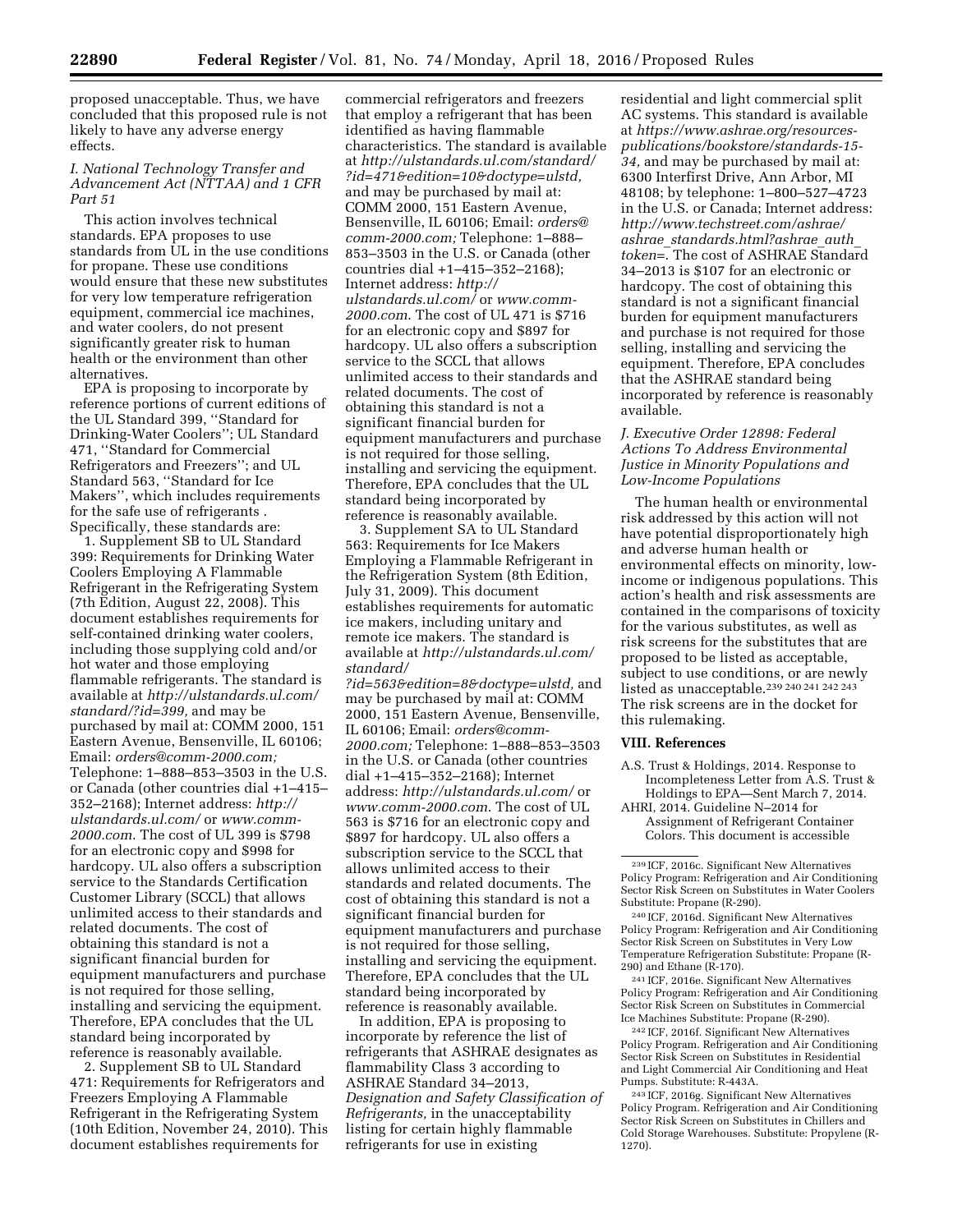proposed unacceptable. Thus, we have concluded that this proposed rule is not likely to have any adverse energy effects.

### *I. National Technology Transfer and Advancement Act (NTTAA) and 1 CFR Part 51*

This action involves technical standards. EPA proposes to use standards from UL in the use conditions for propane. These use conditions would ensure that these new substitutes for very low temperature refrigeration equipment, commercial ice machines, and water coolers, do not present significantly greater risk to human health or the environment than other alternatives.

EPA is proposing to incorporate by reference portions of current editions of the UL Standard 399, ''Standard for Drinking-Water Coolers''; UL Standard 471, ''Standard for Commercial Refrigerators and Freezers''; and UL Standard 563, ''Standard for Ice Makers'', which includes requirements for the safe use of refrigerants . Specifically, these standards are:

1. Supplement SB to UL Standard 399: Requirements for Drinking Water Coolers Employing A Flammable Refrigerant in the Refrigerating System (7th Edition, August 22, 2008). This document establishes requirements for self-contained drinking water coolers, including those supplying cold and/or hot water and those employing flammable refrigerants. The standard is available at *http://ulstandards.ul.com/standard/?id=399,* and may be purchased by mail at: COMM 2000, 151 Eastern Avenue, Bensenville, IL 60106; Email: *orders@comm-2000.com;* Telephone: 1–888–853–3503 in the U.S. or Canada (other countries dial +1–415–352–2168); Internet address: *http://ulstandards.ul.com/* or *www.comm-2000.com.* The cost of UL 399 is $798 for an electronic copy and $998 for hardcopy. UL also offers a subscription service to the Standards Certification Customer Library (SCCL) that allows unlimited access to their standards and related documents. The cost of obtaining this standard is not a significant financial burden for equipment manufacturers and purchase is not required for those selling, installing and servicing the equipment. Therefore, EPA concludes that the UL standard being incorporated by reference is reasonably available.

2. Supplement SB to UL Standard 471: Requirements for Refrigerators and Freezers Employing A Flammable Refrigerant in the Refrigerating System (10th Edition, November 24, 2010). This document establishes requirements for commercial refrigerators and freezers that employ a refrigerant that has been identified as having flammable characteristics. The standard is available at *http://ulstandards.ul.com/standard/?id=471&edition=10&doctype=ulstd,* and may be purchased by mail at: COMM 2000, 151 Eastern Avenue, Bensenville, IL 60106; Email: *orders@comm-2000.com;* Telephone: 1–888–853–3503 in the U.S. or Canada (other countries dial +1–415–352–2168); Internet address: *http://ulstandards.ul.com/* or *www.comm-2000.com.* The cost of UL 471 is $716 for an electronic copy and $897 for hardcopy. UL also offers a subscription service to the SCCL that allows unlimited access to their standards and related documents. The cost of obtaining this standard is not a significant financial burden for equipment manufacturers and purchase is not required for those selling, installing and servicing the equipment. Therefore, EPA concludes that the UL standard being incorporated by reference is reasonably available.

3. Supplement SA to UL Standard 563: Requirements for Ice Makers Employing a Flammable Refrigerant in the Refrigeration System (8th Edition, July 31, 2009). This document establishes requirements for automatic ice makers, including unitary and remote ice makers. The standard is available at *http://ulstandards.ul.com/standard/?id=563&edition=8&doctype=ulstd,* and may be purchased by mail at: COMM 2000, 151 Eastern Avenue, Bensenville, IL 60106; Email: *orders@comm-2000.com;* Telephone: 1–888–853–3503 in the U.S. or Canada (other countries dial +1–415–352–2168); Internet address: *http://ulstandards.ul.com/* or *www.comm-2000.com.* The cost of UL 563 is $716 for an electronic copy and $897 for hardcopy. UL also offers a subscription service to the SCCL that allows unlimited access to their standards and related documents. The cost of obtaining this standard is not a significant financial burden for equipment manufacturers and purchase is not required for those selling, installing and servicing the equipment. Therefore, EPA concludes that the UL standard being incorporated by reference is reasonably available.

In addition, EPA is proposing to incorporate by reference the list of refrigerants that ASHRAE designates as flammability Class 3 according to ASHRAE Standard 34–2013, *Designation and Safety Classification of Refrigerants,* in the unacceptability listing for certain highly flammable refrigerants for use in existing residential and light commercial split AC systems. This standard is available at *https://www.ashrae.org/resources-publications/bookstore/standards-15-34,* and may be purchased by mail at: 6300 Interfirst Drive, Ann Arbor, MI 48108; by telephone: 1–800–527–4723 in the U.S. or Canada; Internet address: *http://www.techstreet.com/ashrae/ashrae_standards.html?ashrae_auth_token=.* The cost of ASHRAE Standard 34–2013 is $107 for an electronic or hardcopy. The cost of obtaining this standard is not a significant financial burden for equipment manufacturers and purchase is not required for those selling, installing and servicing the equipment. Therefore, EPA concludes that the ASHRAE standard being incorporated by reference is reasonably available.

### *J. Executive Order 12898: Federal Actions To Address Environmental Justice in Minority Populations and Low-Income Populations*

The human health or environmental risk addressed by this action will not have potential disproportionately high and adverse human health or environmental effects on minority, low-income or indigenous populations. This action's health and risk assessments are contained in the comparisons of toxicity for the various substitutes, as well as risk screens for the substitutes that are proposed to be listed as acceptable, subject to use conditions, or are newly listed as unacceptable.[239 240 241 242 243] The risk screens are in the docket for this rulemaking.

## VIII. References

A.S. Trust & Holdings, 2014. Response to Incompleteness Letter from A.S. Trust & Holdings to EPA—Sent March 7, 2014.

AHRI, 2014. Guideline N–2014 for Assignment of Refrigerant Container Colors. This document is accessible

---

[239] ICF, 2016c. Significant New Alternatives Policy Program: Refrigeration and Air Conditioning Sector Risk Screen on Substitutes in Water Coolers Substitute: Propane (R-290).

[240] ICF, 2016d. Significant New Alternatives Policy Program: Refrigeration and Air Conditioning Sector Risk Screen on Substitutes in Very Low Temperature Refrigeration Substitute: Propane (R-290) and Ethane (R-170).

[241] ICF, 2016e. Significant New Alternatives Policy Program: Refrigeration and Air Conditioning Sector Risk Screen on Substitutes in Commercial Ice Machines Substitute: Propane (R-290).

[242] ICF, 2016f. Significant New Alternatives Policy Program. Refrigeration and Air Conditioning Sector Risk Screen on Substitutes in Residential and Light Commercial Air Conditioning and Heat Pumps. Substitute: R-443A.

[243] ICF, 2016g. Significant New Alternatives Policy Program. Refrigeration and Air Conditioning Sector Risk Screen on Substitutes in Chillers and Cold Storage Warehouses. Substitute: Propylene (R-1270).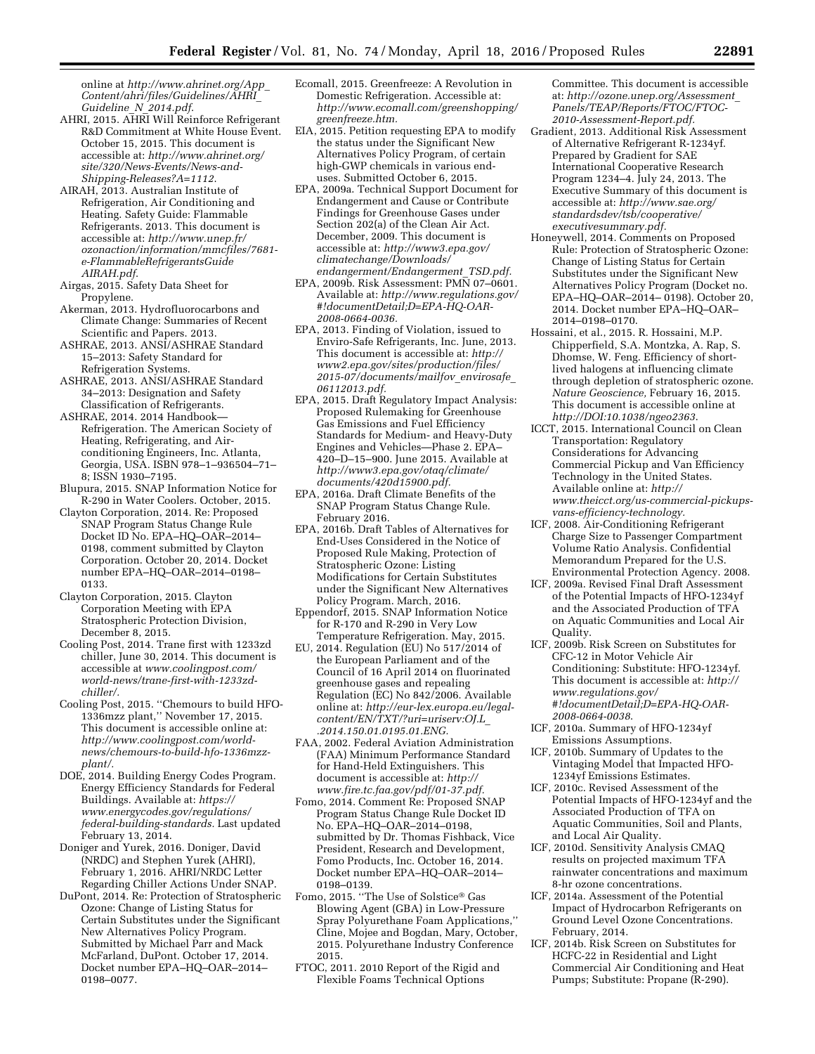online at *http://www.ahrinet.org/App_Content/ahri/files/Guidelines/AHRI_Guideline_N_2014.pdf*.

AHRI, 2015. AHRI Will Reinforce Refrigerant R&D Commitment at White House Event. October 15, 2015. This document is accessible at: *http://www.ahrinet.org/site/320/News-Events/News-and-Shipping-Releases?A=1112*.

AIRAH, 2013. Australian Institute of Refrigeration, Air Conditioning and Heating. Safety Guide: Flammable Refrigerants. 2013. This document is accessible at: *http://www.unep.fr/ozonaction/information/mmcfiles/7681-e-FlammableRefrigerantsGuide AIRAH.pdf*.

Airgas, 2015. Safety Data Sheet for Propylene.

Akerman, 2013. Hydrofluorocarbons and Climate Change: Summaries of Recent Scientific and Papers. 2013.

ASHRAE, 2013. ANSI/ASHRAE Standard 15–2013: Safety Standard for Refrigeration Systems.

ASHRAE, 2013. ANSI/ASHRAE Standard 34–2013: Designation and Safety Classification of Refrigerants.

ASHRAE, 2014. 2014 Handbook—Refrigeration. The American Society of Heating, Refrigerating, and Air-conditioning Engineers, Inc. Atlanta, Georgia, USA. ISBN 978–1–936504–71–8; ISSN 1930–7195.

Blupura, 2015. SNAP Information Notice for R-290 in Water Coolers. October, 2015.

Clayton Corporation, 2014. Re: Proposed SNAP Program Status Change Rule Docket ID No. EPA–HQ–OAR–2014–0198, comment submitted by Clayton Corporation. October 20, 2014. Docket number EPA–HQ–OAR–2014–0198–0133.

Clayton Corporation, 2015. Clayton Corporation Meeting with EPA Stratospheric Protection Division, December 8, 2015.

Cooling Post, 2014. Trane first with 1233zd chiller, June 30, 2014. This document is accessible at *www.coolingpost.com/world-news/trane-first-with-1233zd-chiller/*.

Cooling Post, 2015. ''Chemours to build HFO-1336mzz plant,'' November 17, 2015. This document is accessible online at: *http://www.coolingpost.com/world-news/chemours-to-build-hfo-1336mzz-plant/*.

DOE, 2014. Building Energy Codes Program. Energy Efficiency Standards for Federal Buildings. Available at: *https://www.energycodes.gov/regulations/federal-building-standards*. Last updated February 13, 2014.

Doniger and Yurek, 2016. Doniger, David (NRDC) and Stephen Yurek (AHRI), February 1, 2016. AHRI/NRDC Letter Regarding Chiller Actions Under SNAP.

DuPont, 2014. Re: Protection of Stratospheric Ozone: Change of Listing Status for Certain Substitutes under the Significant New Alternatives Policy Program. Submitted by Michael Parr and Mack McFarland, DuPont. October 17, 2014. Docket number EPA–HQ–OAR–2014–0198–0077.

Ecomall, 2015. Greenfreeze: A Revolution in Domestic Refrigeration. Accessible at: *http://www.ecomall.com/greenshopping/greenfreeze.htm*.

EIA, 2015. Petition requesting EPA to modify the status under the Significant New Alternatives Policy Program, of certain high-GWP chemicals in various end-uses. Submitted October 6, 2015.

EPA, 2009a. Technical Support Document for Endangerment and Cause or Contribute Findings for Greenhouse Gases under Section 202(a) of the Clean Air Act. December, 2009. This document is accessible at: *http://www3.epa.gov/climatechange/Downloads/endangerment/Endangerment_TSD.pdf*.

EPA, 2009b. Risk Assessment: PMN 07–0601. Available at: *http://www.regulations.gov/#!documentDetail;D=EPA-HQ-OAR-2008-0664-0036*.

EPA, 2013. Finding of Violation, issued to Enviro-Safe Refrigerants, Inc. June, 2013. This document is accessible at: *http://www2.epa.gov/sites/production/files/2015-07/documents/mailfov_envirosafe_06112013.pdf*.

EPA, 2015. Draft Regulatory Impact Analysis: Proposed Rulemaking for Greenhouse Gas Emissions and Fuel Efficiency Standards for Medium- and Heavy-Duty Engines and Vehicles—Phase 2. EPA–420–D–15–900. June 2015. Available at *http://www3.epa.gov/otaq/climate/documents/420d15900.pdf*.

EPA, 2016a. Draft Climate Benefits of the SNAP Program Status Change Rule. February 2016.

EPA, 2016b. Draft Tables of Alternatives for End-Uses Considered in the Notice of Proposed Rule Making, Protection of Stratospheric Ozone: Listing Modifications for Certain Substitutes under the Significant New Alternatives Policy Program. March, 2016.

Eppendorf, 2015. SNAP Information Notice for R-170 and R-290 in Very Low Temperature Refrigeration. May, 2015.

EU, 2014. Regulation (EU) No 517/2014 of the European Parliament and of the Council of 16 April 2014 on fluorinated greenhouse gases and repealing Regulation (EC) No 842/2006. Available online at: *http://eur-lex.europa.eu/legal-content/EN/TXT/?uri=uriserv:OJ.L_.2014.150.01.0195.01.ENG*.

FAA, 2002. Federal Aviation Administration (FAA) Minimum Performance Standard for Hand-Held Extinguishers. This document is accessible at: *http://www.fire.tc.faa.gov/pdf/01-37.pdf*.

Fomo, 2014. Comment Re: Proposed SNAP Program Status Change Rule Docket ID No. EPA–HQ–OAR–2014–0198, submitted by Dr. Thomas Fishback, Vice President, Research and Development, Fomo Products, Inc. October 16, 2014. Docket number EPA–HQ–OAR–2014–0198–0139.

Fomo, 2015. ''The Use of Solstice® Gas Blowing Agent (GBA) in Low-Pressure Spray Polyurethane Foam Applications,'' Cline, Mojee and Bogdan, Mary, October, 2015. Polyurethane Industry Conference 2015.

FTOC, 2011. 2010 Report of the Rigid and Flexible Foams Technical Options Committee. This document is accessible at: *http://ozone.unep.org/Assessment_Panels/TEAP/Reports/FTOC/FTOC-2010-Assessment-Report.pdf*.

Gradient, 2013. Additional Risk Assessment of Alternative Refrigerant R-1234yf. Prepared by Gradient for SAE International Cooperative Research Program 1234–4. July 24, 2013. The Executive Summary of this document is accessible at: *http://www.sae.org/standardsdev/tsb/cooperative/executivesummary.pdf*.

Honeywell, 2014. Comments on Proposed Rule: Protection of Stratospheric Ozone: Change of Listing Status for Certain Substitutes under the Significant New Alternatives Policy Program (Docket no. EPA–HQ–OAR–2014– 0198). October 20, 2014. Docket number EPA–HQ–OAR–2014–0198–0170.

Hossaini, et al., 2015. R. Hossaini, M.P. Chipperfield, S.A. Montzka, A. Rap, S. Dhomse, W. Feng. Efficiency of short-lived halogens at influencing climate through depletion of stratospheric ozone. *Nature Geoscience,* February 16, 2015. This document is accessible online at *http://DOI:10.1038/ngeo2363*.

ICCT, 2015. International Council on Clean Transportation: Regulatory Considerations for Advancing Commercial Pickup and Van Efficiency Technology in the United States. Available online at: *http://www.theicct.org/us-commercial-pickups-vans-efficiency-technology*.

ICF, 2008. Air-Conditioning Refrigerant Charge Size to Passenger Compartment Volume Ratio Analysis. Confidential Memorandum Prepared for the U.S. Environmental Protection Agency. 2008.

ICF, 2009a. Revised Final Draft Assessment of the Potential Impacts of HFO-1234yf and the Associated Production of TFA on Aquatic Communities and Local Air Quality.

ICF, 2009b. Risk Screen on Substitutes for CFC-12 in Motor Vehicle Air Conditioning: Substitute: HFO-1234yf. This document is accessible at: *http://www.regulations.gov/#!documentDetail;D=EPA-HQ-OAR-2008-0664-0038*.

ICF, 2010a. Summary of HFO-1234yf Emissions Assumptions.

ICF, 2010b. Summary of Updates to the Vintaging Model that Impacted HFO-1234yf Emissions Estimates.

ICF, 2010c. Revised Assessment of the Potential Impacts of HFO-1234yf and the Associated Production of TFA on Aquatic Communities, Soil and Plants, and Local Air Quality.

ICF, 2010d. Sensitivity Analysis CMAQ results on projected maximum TFA rainwater concentrations and maximum 8-hr ozone concentrations.

ICF, 2014a. Assessment of the Potential Impact of Hydrocarbon Refrigerants on Ground Level Ozone Concentrations. February, 2014.

ICF, 2014b. Risk Screen on Substitutes for HCFC-22 in Residential and Light Commercial Air Conditioning and Heat Pumps; Substitute: Propane (R-290).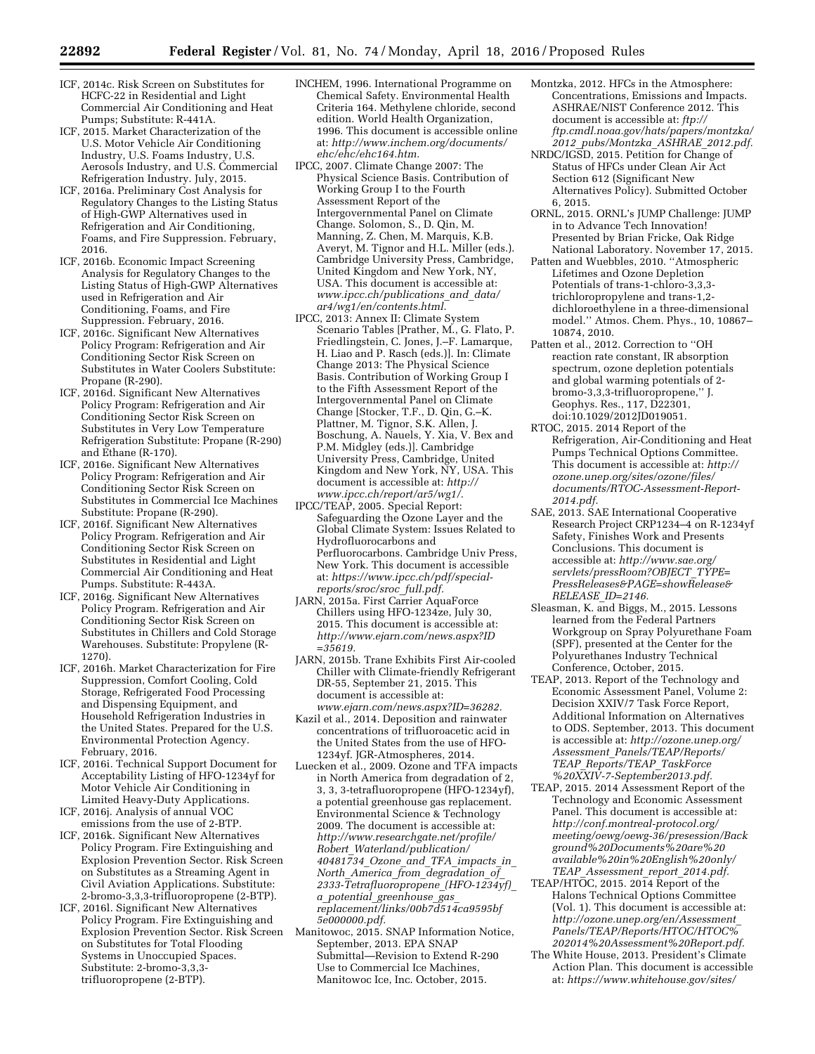ICF, 2014c. Risk Screen on Substitutes for HCFC-22 in Residential and Light Commercial Air Conditioning and Heat Pumps; Substitute: R-441A.

ICF, 2015. Market Characterization of the U.S. Motor Vehicle Air Conditioning Industry, U.S. Foams Industry, U.S. Aerosols Industry, and U.S. Commercial Refrigeration Industry. July, 2015.

ICF, 2016a. Preliminary Cost Analysis for Regulatory Changes to the Listing Status of High-GWP Alternatives used in Refrigeration and Air Conditioning, Foams, and Fire Suppression. February, 2016.

ICF, 2016b. Economic Impact Screening Analysis for Regulatory Changes to the Listing Status of High-GWP Alternatives used in Refrigeration and Air Conditioning, Foams, and Fire Suppression. February, 2016.

ICF, 2016c. Significant New Alternatives Policy Program: Refrigeration and Air Conditioning Sector Risk Screen on Substitutes in Water Coolers Substitute: Propane (R-290).

ICF, 2016d. Significant New Alternatives Policy Program: Refrigeration and Air Conditioning Sector Risk Screen on Substitutes in Very Low Temperature Refrigeration Substitute: Propane (R-290) and Ethane (R-170).

ICF, 2016e. Significant New Alternatives Policy Program: Refrigeration and Air Conditioning Sector Risk Screen on Substitutes in Commercial Ice Machines Substitute: Propane (R-290).

ICF, 2016f. Significant New Alternatives Policy Program. Refrigeration and Air Conditioning Sector Risk Screen on Substitutes in Residential and Light Commercial Air Conditioning and Heat Pumps. Substitute: R-443A.

ICF, 2016g. Significant New Alternatives Policy Program. Refrigeration and Air Conditioning Sector Risk Screen on Substitutes in Chillers and Cold Storage Warehouses. Substitute: Propylene (R-1270).

ICF, 2016h. Market Characterization for Fire Suppression, Comfort Cooling, Cold Storage, Refrigerated Food Processing and Dispensing Equipment, and Household Refrigeration Industries in the United States. Prepared for the U.S. Environmental Protection Agency. February, 2016.

ICF, 2016i. Technical Support Document for Acceptability Listing of HFO-1234yf for Motor Vehicle Air Conditioning in Limited Heavy-Duty Applications.

ICF, 2016j. Analysis of annual VOC emissions from the use of 2-BTP.

ICF, 2016k. Significant New Alternatives Policy Program. Fire Extinguishing and Explosion Prevention Sector. Risk Screen on Substitutes as a Streaming Agent in Civil Aviation Applications. Substitute: 2-bromo-3,3,3-trifluoropropene (2-BTP).

ICF, 2016l. Significant New Alternatives Policy Program. Fire Extinguishing and Explosion Prevention Sector. Risk Screen on Substitutes for Total Flooding Systems in Unoccupied Spaces. Substitute: 2-bromo-3,3,3-trifluoropropene (2-BTP).

INCHEM, 1996. International Programme on Chemical Safety. Environmental Health Criteria 164. Methylene chloride, second edition. World Health Organization, 1996. This document is accessible online at: *http://www.inchem.org/documents/ehc/ehc/ehc164.htm.*

IPCC, 2007. Climate Change 2007: The Physical Science Basis. Contribution of Working Group I to the Fourth Assessment Report of the Intergovernmental Panel on Climate Change. Solomon, S., D. Qin, M. Manning, Z. Chen, M. Marquis, K.B. Averyt, M. Tignor and H.L. Miller (eds.). Cambridge University Press, Cambridge, United Kingdom and New York, NY, USA. This document is accessible at: *www.ipcc.ch/publications_and_data/ar4/wg1/en/contents.html.*

IPCC, 2013: Annex II: Climate System Scenario Tables [Prather, M., G. Flato, P. Friedlingstein, C. Jones, J.–F. Lamarque, H. Liao and P. Rasch (eds.)]. In: Climate Change 2013: The Physical Science Basis. Contribution of Working Group I to the Fifth Assessment Report of the Intergovernmental Panel on Climate Change [Stocker, T.F., D. Qin, G.–K. Plattner, M. Tignor, S.K. Allen, J. Boschung, A. Nauels, Y. Xia, V. Bex and P.M. Midgley (eds.)]. Cambridge University Press, Cambridge, United Kingdom and New York, NY, USA. This document is accessible at: *http://www.ipcc.ch/report/ar5/wg1/.*

IPCC/TEAP, 2005. Special Report: Safeguarding the Ozone Layer and the Global Climate System: Issues Related to Hydrofluorocarbons and Perfluorocarbons. Cambridge Univ Press, New York. This document is accessible at: *https://www.ipcc.ch/pdf/special-reports/sroc/sroc_full.pdf.*

JARN, 2015a. First Carrier AquaForce Chillers using HFO-1234ze, July 30, 2015. This document is accessible at: *http://www.ejarn.com/news.aspx?ID=35619.*

JARN, 2015b. Trane Exhibits First Air-cooled Chiller with Climate-friendly Refrigerant DR-55, September 21, 2015. This document is accessible at: *www.ejarn.com/news.aspx?ID=36282.*

Kazil et al., 2014. Deposition and rainwater concentrations of trifluoroacetic acid in the United States from the use of HFO-1234yf. JGR-Atmospheres, 2014.

Luecken et al., 2009. Ozone and TFA impacts in North America from degradation of 2, 3, 3, 3-tetrafluoropropene (HFO-1234yf), a potential greenhouse gas replacement. Environmental Science & Technology 2009. The document is accessible at: *http://www.researchgate.net/profile/Robert_Waterland/publication/40481734_Ozone_and_TFA_impacts_in_North_America_from_degradation_of_2333-Tetrafluoropropene_(HFO-1234yf)_a_potential_greenhouse_gas_replacement/links/00b7d514ca9595bf5e000000.pdf.*

Manitowoc, 2015. SNAP Information Notice, September, 2013. EPA SNAP Submittal—Revision to Extend R-290 Use to Commercial Ice Machines, Manitowoc Ice, Inc. October, 2015.

Montzka, 2012. HFCs in the Atmosphere: Concentrations, Emissions and Impacts. ASHRAE/NIST Conference 2012. This document is accessible at: *ftp://ftp.cmdl.noaa.gov/hats/papers/montzka/2012_pubs/Montzka_ASHRAE_2012.pdf.*

NRDC/IGSD, 2015. Petition for Change of Status of HFCs under Clean Air Act Section 612 (Significant New Alternatives Policy). Submitted October 6, 2015.

ORNL, 2015. ORNL's JUMP Challenge: JUMP in to Advance Tech Innovation! Presented by Brian Fricke, Oak Ridge National Laboratory. November 17, 2015.

Patten and Wuebbles, 2010. ''Atmospheric Lifetimes and Ozone Depletion Potentials of trans-1-chloro-3,3,3-trichloropropylene and trans-1,2-dichloroethylene in a three-dimensional model.'' Atmos. Chem. Phys., 10, 10867–10874, 2010.

Patten et al., 2012. Correction to ''OH reaction rate constant, IR absorption spectrum, ozone depletion potentials and global warming potentials of 2-bromo-3,3,3-trifluoropropene,'' J. Geophys. Res., 117, D22301, doi:10.1029/2012JD019051.

RTOC, 2015. 2014 Report of the Refrigeration, Air-Conditioning and Heat Pumps Technical Options Committee. This document is accessible at: *http://ozone.unep.org/sites/ozone/files/documents/RTOC-Assessment-Report-2014.pdf.*

SAE, 2013. SAE International Cooperative Research Project CRP1234–4 on R-1234yf Safety, Finishes Work and Presents Conclusions. This document is accessible at: *http://www.sae.org/servlets/pressRoom?OBJECT_TYPE=PressReleases&PAGE=showRelease&RELEASE_ID=2146.*

Sleasman, K. and Biggs, M., 2015. Lessons learned from the Federal Partners Workgroup on Spray Polyurethane Foam (SPF), presented at the Center for the Polyurethanes Industry Technical Conference, October, 2015.

TEAP, 2013. Report of the Technology and Economic Assessment Panel, Volume 2: Decision XXIV/7 Task Force Report, Additional Information on Alternatives to ODS. September, 2013. This document is accessible at: *http://ozone.unep.org/Assessment_Panels/TEAP/Reports/TEAP_Reports/TEAP_TaskForce%20XXIV-7-September2013.pdf.*

TEAP, 2015. 2014 Assessment Report of the Technology and Economic Assessment Panel. This document is accessible at: *http://conf.montreal-protocol.org/meeting/oewg/oewg-36/presession/Background%20Documents%20are%20available%20in%20English%20only/TEAP_Assessment_report_2014.pdf.*

TEAP/HTOC, 2015. 2014 Report of the Halons Technical Options Committee (Vol. 1). This document is accessible at: *http://ozone.unep.org/en/Assessment_Panels/TEAP/Reports/HTOC/HTOC%202014%20Assessment%20Report.pdf.*

The White House, 2013. President's Climate Action Plan. This document is accessible at: *https://www.whitehouse.gov/sites/*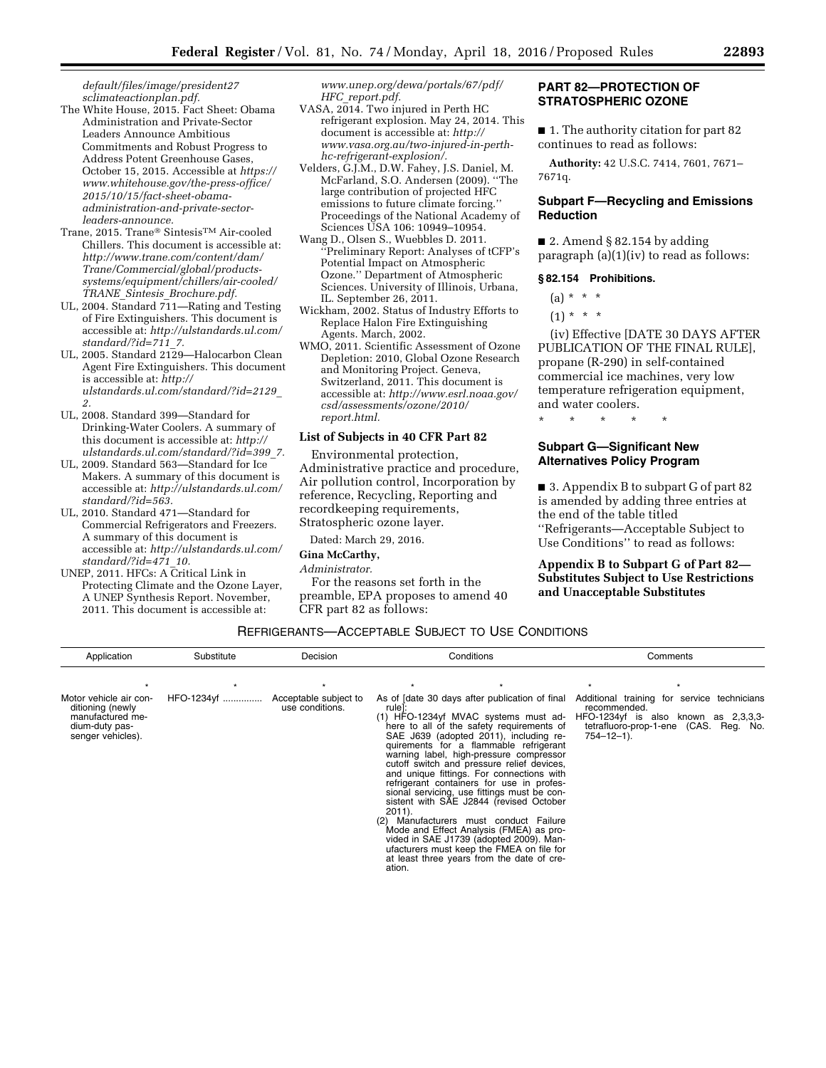*default/files/image/president27sclimateactionplan.pdf.*

The White House, 2015. Fact Sheet: Obama Administration and Private-Sector Leaders Announce Ambitious Commitments and Robust Progress to Address Potent Greenhouse Gases, October 15, 2015. Accessible at *https://www.whitehouse.gov/the-press-office/2015/10/15/fact-sheet-obama-administration-and-private-sector-leaders-announce.*

Trane, 2015. Trane® Sintesis™ Air-cooled Chillers. This document is accessible at: *http://www.trane.com/content/dam/Trane/Commercial/global/products-systems/equipment/chillers/air-cooled/TRANE_Sintesis_Brochure.pdf.*

UL, 2004. Standard 711—Rating and Testing of Fire Extinguishers. This document is accessible at: *http://ulstandards.ul.com/standard/?id=711_7.*

UL, 2005. Standard 2129—Halocarbon Clean Agent Fire Extinguishers. This document is accessible at: *http://ulstandards.ul.com/standard/?id=2129_2.*

UL, 2008. Standard 399—Standard for Drinking-Water Coolers. A summary of this document is accessible at: *http://ulstandards.ul.com/standard/?id=399_7.*

UL, 2009. Standard 563—Standard for Ice Makers. A summary of this document is accessible at: *http://ulstandards.ul.com/standard/?id=563.*

UL, 2010. Standard 471—Standard for Commercial Refrigerators and Freezers. A summary of this document is accessible at: *http://ulstandards.ul.com/standard/?id=471_10.*

UNEP, 2011. HFCs: A Critical Link in Protecting Climate and the Ozone Layer, A UNEP Synthesis Report. November, 2011. This document is accessible at: *www.unep.org/dewa/portals/67/pdf/HFC_report.pdf.*

VASA, 2014. Two injured in Perth HC refrigerant explosion. May 24, 2014. This document is accessible at: *http://www.vasa.org.au/two-injured-in-perth-hc-refrigerant-explosion/.*

Velders, G.J.M., D.W. Fahey, J.S. Daniel, M. McFarland, S.O. Andersen (2009). ''The large contribution of projected HFC emissions to future climate forcing.'' Proceedings of the National Academy of Sciences USA 106: 10949–10954.

Wang D., Olsen S., Wuebbles D. 2011. ''Preliminary Report: Analyses of tCFP's Potential Impact on Atmospheric Ozone.'' Department of Atmospheric Sciences. University of Illinois, Urbana, IL. September 26, 2011.

Wickham, 2002. Status of Industry Efforts to Replace Halon Fire Extinguishing Agents. March, 2002.

WMO, 2011. Scientific Assessment of Ozone Depletion: 2010, Global Ozone Research and Monitoring Project. Geneva, Switzerland, 2011. This document is accessible at: *http://www.esrl.noaa.gov/csd/assessments/ozone/2010/report.html.*

### List of Subjects in 40 CFR Part 82

Environmental protection, Administrative practice and procedure, Air pollution control, Incorporation by reference, Recycling, Reporting and recordkeeping requirements, Stratospheric ozone layer.

Dated: March 29, 2016.

**Gina McCarthy,**

*Administrator.*

For the reasons set forth in the preamble, EPA proposes to amend 40 CFR part 82 as follows:

## PART 82—PROTECTION OF STRATOSPHERIC OZONE

■ 1. The authority citation for part 82 continues to read as follows:

**Authority:** 42 U.S.C. 7414, 7601, 7671–7671q.

## Subpart F—Recycling and Emissions Reduction

■ 2. Amend § 82.154 by adding paragraph (a)(1)(iv) to read as follows:

**§ 82.154 Prohibitions.**

(a) * * *

(1) * * *

(iv) Effective [DATE 30 DAYS AFTER PUBLICATION OF THE FINAL RULE], propane (R-290) in self-contained commercial ice machines, very low temperature refrigeration equipment, and water coolers.

\* \* \* \* \*

## Subpart G—Significant New Alternatives Policy Program

■ 3. Appendix B to subpart G of part 82 is amended by adding three entries at the end of the table titled ''Refrigerants—Acceptable Subject to Use Conditions'' to read as follows:

## Appendix B to Subpart G of Part 82—Substitutes Subject to Use Restrictions and Unacceptable Substitutes

REFRIGERANTS—ACCEPTABLE SUBJECT TO USE CONDITIONS

| Application | Substitute | Decision | Conditions | Comments |
|---|---|---|---|---|
| * | * | * | * * | * * |
| Motor vehicle air conditioning (newly manufactured medium-duty passenger vehicles). | HFO-1234yf | Acceptable subject to use conditions. | As of [date 30 days after publication of final rule]: (1) HFO-1234yf MVAC systems must adhere to all of the safety requirements of SAE J639 (adopted 2011), including requirements for a flammable refrigerant warning label, high-pressure compressor cutoff switch and pressure relief devices, and unique fittings. For connections with refrigerant containers for use in professional servicing, use fittings must be consistent with SAE J2844 (revised October 2011). (2) Manufacturers must conduct Failure Mode and Effect Analysis (FMEA) as provided in SAE J1739 (adopted 2009). Manufacturers must keep the FMEA on file for at least three years from the date of creation. | Additional training for service technicians recommended. HFO-1234yf is also known as 2,3,3,3-tetrafluoro-prop-1-ene (CAS. Reg. No. 754–12–1). |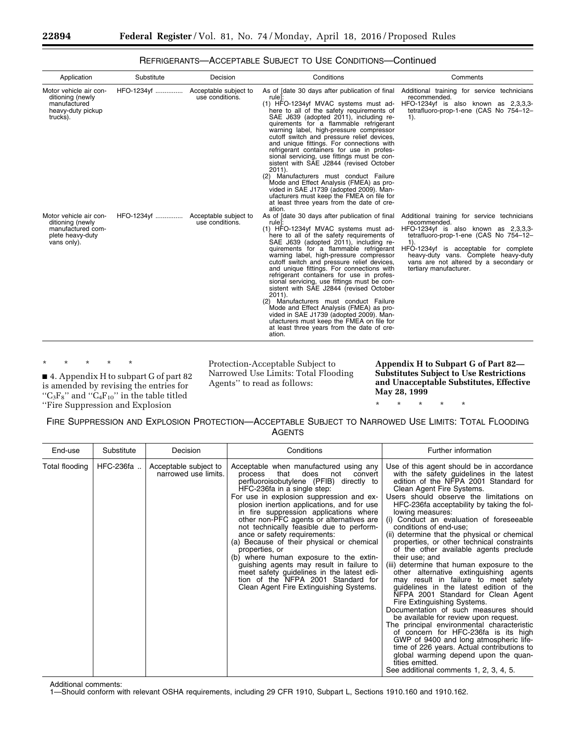REFRIGERANTS—ACCEPTABLE SUBJECT TO USE CONDITIONS—Continued

| Application | Substitute | Decision | Conditions | Comments |
| --- | --- | --- | --- | --- |
| Motor vehicle air conditioning (newly manufactured heavy-duty pickup trucks). | HFO-1234yf ............... | Acceptable subject to use conditions. | As of [date 30 days after publication of final rule]:<br>(1) HFO-1234yf MVAC systems must adhere to all of the safety requirements of SAE J639 (adopted 2011), including requirements for a flammable refrigerant warning label, high-pressure compressor cutoff switch and pressure relief devices, and unique fittings. For connections with refrigerant containers for use in professional servicing, use fittings must be consistent with SAE J2844 (revised October 2011).<br>(2) Manufacturers must conduct Failure Mode and Effect Analysis (FMEA) as provided in SAE J1739 (adopted 2009). Manufacturers must keep the FMEA on file for at least three years from the date of creation. | Additional training for service technicians recommended.<br>HFO-1234yf is also known as 2,3,3,3-tetrafluoro-prop-1-ene (CAS No 754–12–1). |
| Motor vehicle air conditioning (newly manufactured complete heavy-duty vans only). | HFO-1234yf .............. | Acceptable subject to use conditions. | As of [date 30 days after publication of final rule]:<br>(1) HFO-1234yf MVAC systems must adhere to all of the safety requirements of SAE J639 (adopted 2011), including requirements for a flammable refrigerant warning label, high-pressure compressor cutoff switch and pressure relief devices, and unique fittings. For connections with refrigerant containers for use in professional servicing, use fittings must be consistent with SAE J2844 (revised October 2011).<br>(2) Manufacturers must conduct Failure Mode and Effect Analysis (FMEA) as provided in SAE J1739 (adopted 2009). Manufacturers must keep the FMEA on file for at least three years from the date of creation. | Additional training for service technicians recommended.<br>HFO-1234yf is also known as 2,3,3,3-tetrafluoro-prop-1-ene (CAS No 754–12–1).<br>HFO-1234yf is acceptable for complete heavy-duty vans. Complete heavy-duty vans are not altered by a secondary or tertiary manufacturer. |

\* \* \* \* \*

■ 4. Appendix H to subpart G of part 82 is amended by revising the entries for ''$C_3F_8$'' and ''$C_4F_{10}$'' in the table titled ''Fire Suppression and Explosion Protection-Acceptable Subject to Narrowed Use Limits: Total Flooding Agents'' to read as follows:

**Appendix H to Subpart G of Part 82—Substitutes Subject to Use Restrictions and Unacceptable Substitutes, Effective May 28, 1999**

\* \* \* \* \*

FIRE SUPPRESSION AND EXPLOSION PROTECTION—ACCEPTABLE SUBJECT TO NARROWED USE LIMITS: TOTAL FLOODING AGENTS

| End-use | Substitute | Decision | Conditions | Further information |
| --- | --- | --- | --- | --- |
| Total flooding | HFC-236fa .. | Acceptable subject to narrowed use limits. | Acceptable when manufactured using any process that does not convert perfluoroisobutylene (PFIB) directly to HFC-236fa in a single step:<br>For use in explosion suppression and explosion inertion applications, and for use in fire suppression applications where other non-PFC agents or alternatives are not technically feasible due to performance or safety requirements:<br>(a) Because of their physical or chemical properties, or<br>(b) where human exposure to the extinguishing agents may result in failure to meet safety guidelines in the latest edition of the NFPA 2001 Standard for Clean Agent Fire Extinguishing Systems. | Use of this agent should be in accordance with the safety guidelines in the latest edition of the NFPA 2001 Standard for Clean Agent Fire Systems.<br>Users should observe the limitations on HFC-236fa acceptability by taking the following measures:<br>(i) Conduct an evaluation of foreseeable conditions of end-use;<br>(ii) determine that the physical or chemical properties, or other technical constraints of the other available agents preclude their use; and<br>(iii) determine that human exposure to the other alternative extinguishing agents may result in failure to meet safety guidelines in the latest edition of the NFPA 2001 Standard for Clean Agent Fire Extinguishing Systems.<br>Documentation of such measures should be available for review upon request.<br>The principal environmental characteristic of concern for HFC-236fa is its high GWP of 9400 and long atmospheric lifetime of 226 years. Actual contributions to global warming depend upon the quantities emitted.<br>See additional comments 1, 2, 3, 4, 5. |

Additional comments:

1—Should conform with relevant OSHA requirements, including 29 CFR 1910, Subpart L, Sections 1910.160 and 1910.162.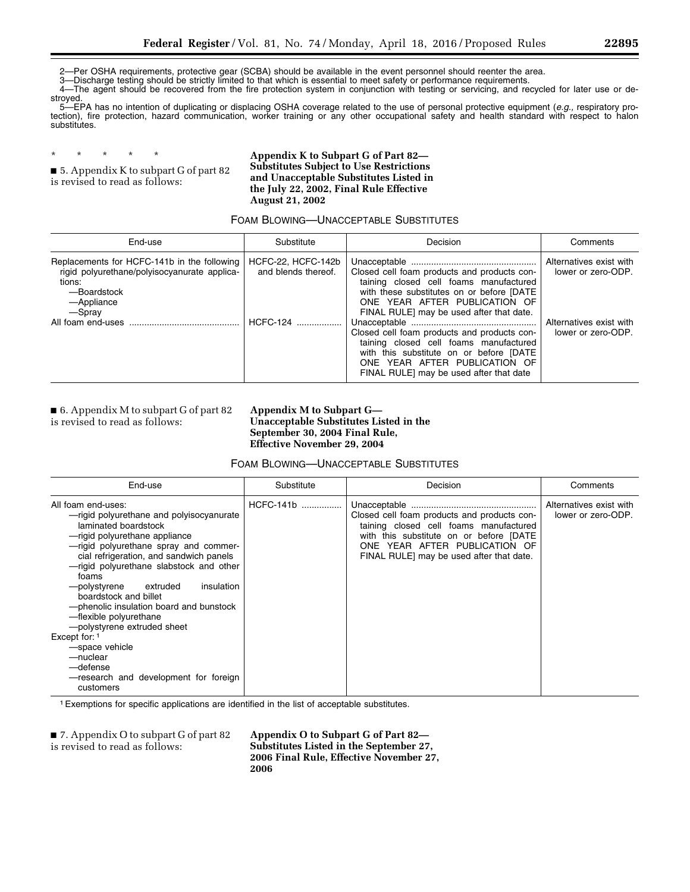2—Per OSHA requirements, protective gear (SCBA) should be available in the event personnel should reenter the area.

3—Discharge testing should be strictly limited to that which is essential to meet safety or performance requirements.

4—The agent should be recovered from the fire protection system in conjunction with testing or servicing, and recycled for later use or destroyed.

5—EPA has no intention of duplicating or displacing OSHA coverage related to the use of personal protective equipment (*e.g.,* respiratory protection), fire protection, hazard communication, worker training or any other occupational safety and health standard with respect to halon substitutes.

\* \* \* \* \*

■ 5. Appendix K to subpart G of part 82 is revised to read as follows:

**Appendix K to Subpart G of Part 82—Substitutes Subject to Use Restrictions and Unacceptable Substitutes Listed in the July 22, 2002, Final Rule Effective August 21, 2002**

FOAM BLOWING—UNACCEPTABLE SUBSTITUTES

| End-use | Substitute | Decision | Comments |
| --- | --- | --- | --- |
| Replacements for HCFC-141b in the following rigid polyurethane/polyisocyanurate applications: —Boardstock —Appliance —Spray | HCFC-22, HCFC-142b and blends thereof. | Unacceptable. Closed cell foam products and products containing closed cell foams manufactured with these substitutes on or before [DATE ONE YEAR AFTER PUBLICATION OF FINAL RULE] may be used after that date. | Alternatives exist with lower or zero-ODP. |
| All foam end-uses | HCFC-124 | Unacceptable. Closed cell foam products and products containing closed cell foams manufactured with this substitute on or before [DATE ONE YEAR AFTER PUBLICATION OF FINAL RULE] may be used after that date | Alternatives exist with lower or zero-ODP. |

■ 6. Appendix M to subpart G of part 82 is revised to read as follows:

**Appendix M to Subpart G—Unacceptable Substitutes Listed in the September 30, 2004 Final Rule, Effective November 29, 2004**

FOAM BLOWING—UNACCEPTABLE SUBSTITUTES

| End-use | Substitute | Decision | Comments |
| --- | --- | --- | --- |
| All foam end-uses: —rigid polyurethane and polyisocyanurate laminated boardstock —rigid polyurethane appliance —rigid polyurethane spray and commercial refrigeration, and sandwich panels —rigid polyurethane slabstock and other foams —polystyrene extruded insulation boardstock and billet —phenolic insulation board and bunstock —flexible polyurethane —polystyrene extruded sheet Except for: [1] —space vehicle —nuclear —defense —research and development for foreign customers | HCFC-141b | Unacceptable. Closed cell foam products and products containing closed cell foams manufactured with this substitute on or before [DATE ONE YEAR AFTER PUBLICATION OF FINAL RULE] may be used after that date. | Alternatives exist with lower or zero-ODP. |

[1] Exemptions for specific applications are identified in the list of acceptable substitutes.

■ 7. Appendix O to subpart G of part 82 is revised to read as follows:

**Appendix O to Subpart G of Part 82—Substitutes Listed in the September 27, 2006 Final Rule, Effective November 27, 2006**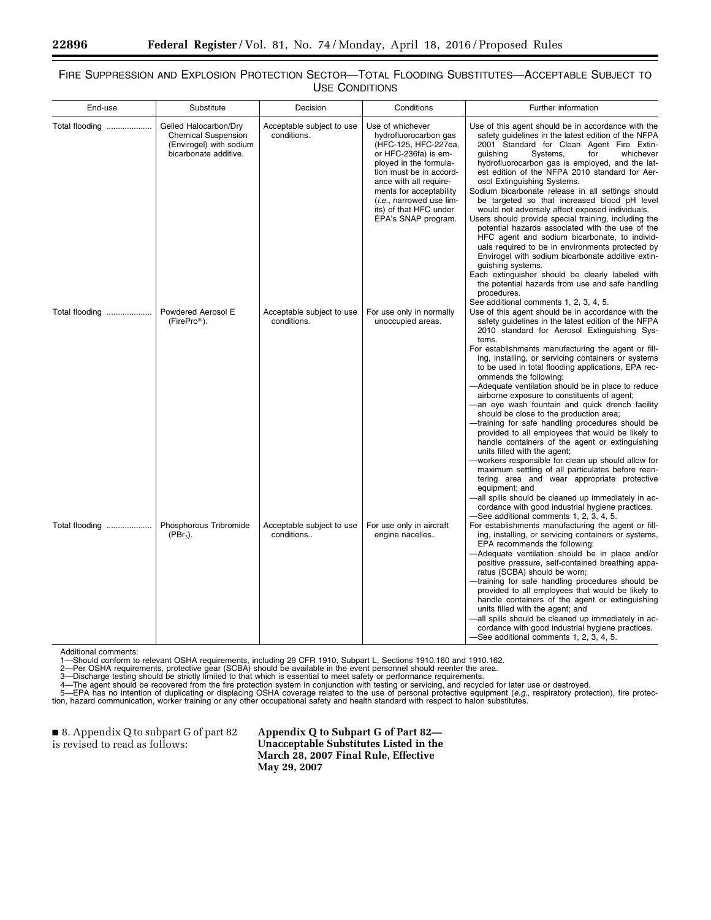## FIRE SUPPRESSION AND EXPLOSION PROTECTION SECTOR—TOTAL FLOODING SUBSTITUTES—ACCEPTABLE SUBJECT TO USE CONDITIONS

| End-use | Substitute | Decision | Conditions | Further information |
|---|---|---|---|---|
| Total flooding | Gelled Halocarbon/Dry Chemical Suspension (Envirogel) with sodium bicarbonate additive. | Acceptable subject to use conditions. | Use of whichever hydrofluorocarbon gas (HFC-125, HFC-227ea, or HFC-236fa) is employed in the formulation must be in accordance with all requirements for acceptability (*i.e.*, narrowed use limits) of that HFC under EPA's SNAP program. | Use of this agent should be in accordance with the safety guidelines in the latest edition of the NFPA 2001 Standard for Clean Agent Fire Extinguishing Systems, for whichever hydrofluorocarbon gas is employed, and the latest edition of the NFPA 2010 standard for Aerosol Extinguishing Systems.<br>Sodium bicarbonate release in all settings should be targeted so that increased blood pH level would not adversely affect exposed individuals.<br>Users should provide special training, including the potential hazards associated with the use of the HFC agent and sodium bicarbonate, to individuals required to be in environments protected by Envirogel with sodium bicarbonate additive extinguishing systems.<br>Each extinguisher should be clearly labeled with the potential hazards from use and safe handling procedures.<br>See additional comments 1, 2, 3, 4, 5. |
| Total flooding | Powdered Aerosol E (FirePro®). | Acceptable subject to use conditions. | For use only in normally unoccupied areas. | Use of this agent should be in accordance with the safety guidelines in the latest edition of the NFPA 2010 standard for Aerosol Extinguishing Systems.<br>For establishments manufacturing the agent or filling, installing, or servicing containers or systems to be used in total flooding applications, EPA recommends the following:<br>—Adequate ventilation should be in place to reduce airborne exposure to constituents of agent;<br>—an eye wash fountain and quick drench facility should be close to the production area;<br>—training for safe handling procedures should be provided to all employees that would be likely to handle containers of the agent or extinguishing units filled with the agent;<br>—workers responsible for clean up should allow for maximum settling of all particulates before reentering area and wear appropriate protective equipment; and<br>—all spills should be cleaned up immediately in accordance with good industrial hygiene practices.<br>—See additional comments 1, 2, 3, 4, 5. |
| Total flooding | Phosphorous Tribromide ($PBr_3$). | Acceptable subject to use conditions.. | For use only in aircraft engine nacelles.. | For establishments manufacturing the agent or filling, installing, or servicing containers or systems, EPA recommends the following:<br>—Adequate ventilation should be in place and/or positive pressure, self-contained breathing apparatus (SCBA) should be worn;<br>—training for safe handling procedures should be provided to all employees that would be likely to handle containers of the agent or extinguishing units filled with the agent; and<br>—all spills should be cleaned up immediately in accordance with good industrial hygiene practices.<br>—See additional comments 1, 2, 3, 4, 5. |

Additional comments:

1—Should conform to relevant OSHA requirements, including 29 CFR 1910, Subpart L, Sections 1910.160 and 1910.162.

2—Per OSHA requirements, protective gear (SCBA) should be available in the event personnel should reenter the area.

3—Discharge testing should be strictly limited to that which is essential to meet safety or performance requirements.

4—The agent should be recovered from the fire protection system in conjunction with testing or servicing, and recycled for later use or destroyed.

5—EPA has no intention of duplicating or displacing OSHA coverage related to the use of personal protective equipment (*e.g.,* respiratory protection), fire protection, hazard communication, worker training or any other occupational safety and health standard with respect to halon substitutes.

■ 8. Appendix Q to subpart G of part 82 is revised to read as follows:

**Appendix Q to Subpart G of Part 82—Unacceptable Substitutes Listed in the March 28, 2007 Final Rule, Effective May 29, 2007**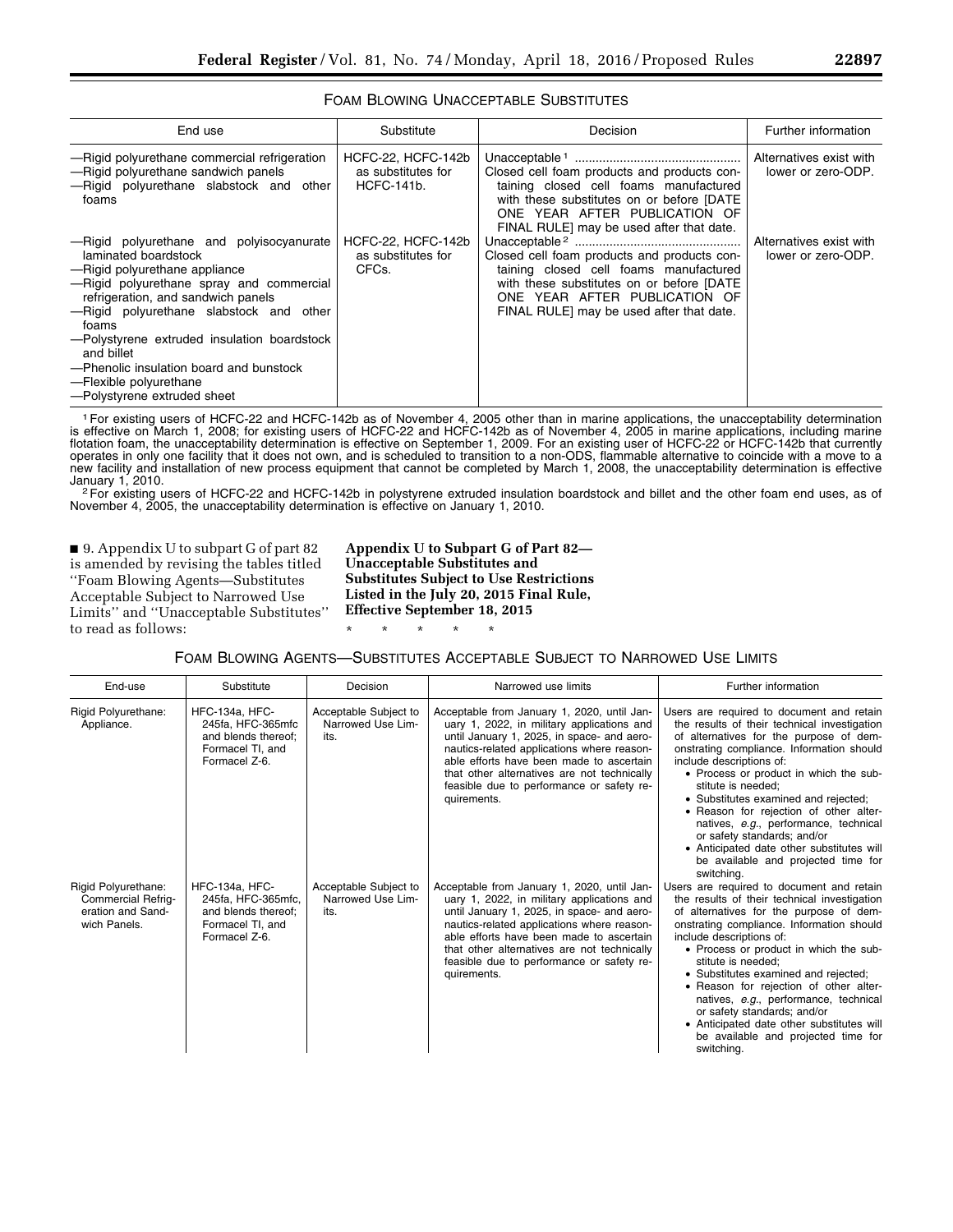FOAM BLOWING UNACCEPTABLE SUBSTITUTES

| End use | Substitute | Decision | Further information |
| --- | --- | --- | --- |
| —Rigid polyurethane commercial refrigeration<br>—Rigid polyurethane sandwich panels<br>—Rigid polyurethane slabstock and other foams | HCFC-22, HCFC-142b as substitutes for HCFC-141b. | Unacceptable[1] ................................................ Closed cell foam products and products containing closed cell foams manufactured with these substitutes on or before [DATE ONE YEAR AFTER PUBLICATION OF FINAL RULE] may be used after that date. | Alternatives exist with lower or zero-ODP. |
| —Rigid polyurethane and polyisocyanurate laminated boardstock<br>—Rigid polyurethane appliance<br>—Rigid polyurethane spray and commercial refrigeration, and sandwich panels<br>—Rigid polyurethane slabstock and other foams<br>—Polystyrene extruded insulation boardstock and billet<br>—Phenolic insulation board and bunstock<br>—Flexible polyurethane<br>—Polystyrene extruded sheet | HCFC-22, HCFC-142b as substitutes for CFCs. | Unacceptable[2] ................................................ Closed cell foam products and products containing closed cell foams manufactured with these substitutes on or before [DATE ONE YEAR AFTER PUBLICATION OF FINAL RULE] may be used after that date. | Alternatives exist with lower or zero-ODP. |

[1] For existing users of HCFC-22 and HCFC-142b as of November 4, 2005 other than in marine applications, the unacceptability determination is effective on March 1, 2008; for existing users of HCFC-22 and HCFC-142b as of November 4, 2005 in marine applications, including marine flotation foam, the unacceptability determination is effective on September 1, 2009. For an existing user of HCFC-22 or HCFC-142b that currently operates in only one facility that it does not own, and is scheduled to transition to a non-ODS, flammable alternative to coincide with a move to a new facility and installation of new process equipment that cannot be completed by March 1, 2008, the unacceptability determination is effective January 1, 2010.

[2] For existing users of HCFC-22 and HCFC-142b in polystyrene extruded insulation boardstock and billet and the other foam end uses, as of November 4, 2005, the unacceptability determination is effective on January 1, 2010.

■ 9. Appendix U to subpart G of part 82 is amended by revising the tables titled "Foam Blowing Agents—Substitutes Acceptable Subject to Narrowed Use Limits" and "Unacceptable Substitutes" to read as follows:

**Appendix U to Subpart G of Part 82—Unacceptable Substitutes and Substitutes Subject to Use Restrictions Listed in the July 20, 2015 Final Rule, Effective September 18, 2015**

\* \* \* \* \*

FOAM BLOWING AGENTS—SUBSTITUTES ACCEPTABLE SUBJECT TO NARROWED USE LIMITS

| End-use | Substitute | Decision | Narrowed use limits | Further information |
| --- | --- | --- | --- | --- |
| Rigid Polyurethane: Appliance. | HFC-134a, HFC-245fa, HFC-365mfc and blends thereof; Formacel TI, and Formacel Z-6. | Acceptable Subject to Narrowed Use Limits. | Acceptable from January 1, 2020, until January 1, 2022, in military applications and until January 1, 2025, in space- and aeronautics-related applications where reasonable efforts have been made to ascertain that other alternatives are not technically feasible due to performance or safety requirements. | Users are required to document and retain the results of their technical investigation of alternatives for the purpose of demonstrating compliance. Information should include descriptions of:<br>• Process or product in which the substitute is needed;<br>• Substitutes examined and rejected;<br>• Reason for rejection of other alternatives, *e.g.*, performance, technical or safety standards; and/or<br>• Anticipated date other substitutes will be available and projected time for switching. |
| Rigid Polyurethane: Commercial Refrigeration and Sandwich Panels. | HFC-134a, HFC-245fa, HFC-365mfc, and blends thereof; Formacel TI, and Formacel Z-6. | Acceptable Subject to Narrowed Use Limits. | Acceptable from January 1, 2020, until January 1, 2022, in military applications and until January 1, 2025, in space- and aeronautics-related applications where reasonable efforts have been made to ascertain that other alternatives are not technically feasible due to performance or safety requirements. | Users are required to document and retain the results of their technical investigation of alternatives for the purpose of demonstrating compliance. Information should include descriptions of:<br>• Process or product in which the substitute is needed;<br>• Substitutes examined and rejected;<br>• Reason for rejection of other alternatives, *e.g.*, performance, technical or safety standards; and/or<br>• Anticipated date other substitutes will be available and projected time for switching. |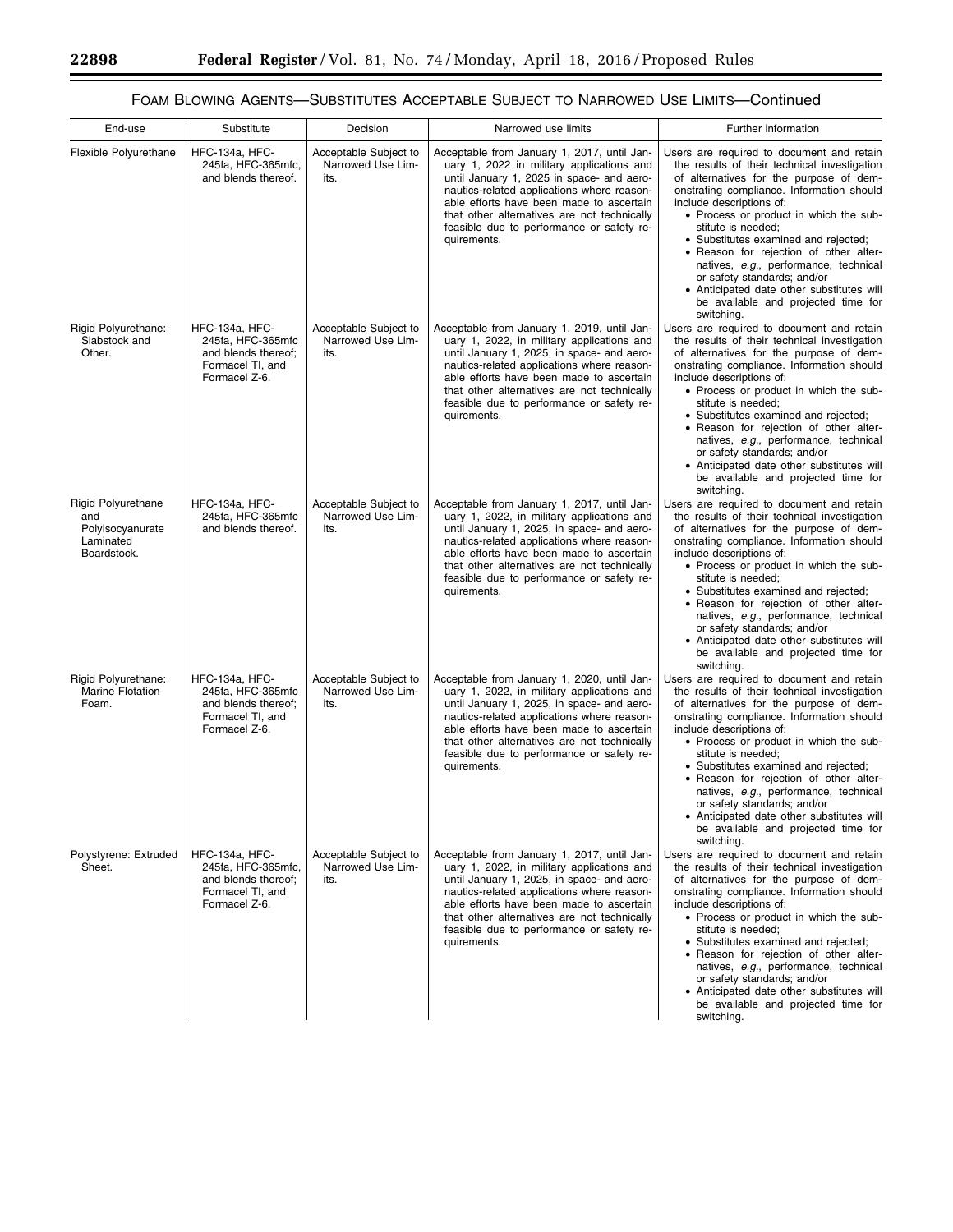## FOAM BLOWING AGENTS—SUBSTITUTES ACCEPTABLE SUBJECT TO NARROWED USE LIMITS—Continued

| End-use | Substitute | Decision | Narrowed use limits | Further information |
| --- | --- | --- | --- | --- |
| Flexible Polyurethane | HFC-134a, HFC-245fa, HFC-365mfc, and blends thereof. | Acceptable Subject to Narrowed Use Limits. | Acceptable from January 1, 2017, until January 1, 2022 in military applications and until January 1, 2025 in space- and aeronautics-related applications where reasonable efforts have been made to ascertain that other alternatives are not technically feasible due to performance or safety requirements. | Users are required to document and retain the results of their technical investigation of alternatives for the purpose of demonstrating compliance. Information should include descriptions of: • Process or product in which the substitute is needed; • Substitutes examined and rejected; • Reason for rejection of other alternatives, *e.g.*, performance, technical or safety standards; and/or • Anticipated date other substitutes will be available and projected time for switching. |
| Rigid Polyurethane: Slabstock and Other. | HFC-134a, HFC-245fa, HFC-365mfc and blends thereof; Formacel TI, and Formacel Z-6. | Acceptable Subject to Narrowed Use Limits. | Acceptable from January 1, 2019, until January 1, 2022, in military applications and until January 1, 2025, in space- and aeronautics-related applications where reasonable efforts have been made to ascertain that other alternatives are not technically feasible due to performance or safety requirements. | Users are required to document and retain the results of their technical investigation of alternatives for the purpose of demonstrating compliance. Information should include descriptions of: • Process or product in which the substitute is needed; • Substitutes examined and rejected; • Reason for rejection of other alternatives, *e.g.*, performance, technical or safety standards; and/or • Anticipated date other substitutes will be available and projected time for switching. |
| Rigid Polyurethane and Polyisocyanurate Laminated Boardstock. | HFC-134a, HFC-245fa, HFC-365mfc and blends thereof. | Acceptable Subject to Narrowed Use Limits. | Acceptable from January 1, 2017, until January 1, 2022, in military applications and until January 1, 2025, in space- and aeronautics-related applications where reasonable efforts have been made to ascertain that other alternatives are not technically feasible due to performance or safety requirements. | Users are required to document and retain the results of their technical investigation of alternatives for the purpose of demonstrating compliance. Information should include descriptions of: • Process or product in which the substitute is needed; • Substitutes examined and rejected; • Reason for rejection of other alternatives, *e.g.*, performance, technical or safety standards; and/or • Anticipated date other substitutes will be available and projected time for switching. |
| Rigid Polyurethane: Marine Flotation Foam. | HFC-134a, HFC-245fa, HFC-365mfc and blends thereof; Formacel TI, and Formacel Z-6. | Acceptable Subject to Narrowed Use Limits. | Acceptable from January 1, 2020, until January 1, 2022, in military applications and until January 1, 2025, in space- and aeronautics-related applications where reasonable efforts have been made to ascertain that other alternatives are not technically feasible due to performance or safety requirements. | Users are required to document and retain the results of their technical investigation of alternatives for the purpose of demonstrating compliance. Information should include descriptions of: • Process or product in which the substitute is needed; • Substitutes examined and rejected; • Reason for rejection of other alternatives, *e.g.*, performance, technical or safety standards; and/or • Anticipated date other substitutes will be available and projected time for switching. |
| Polystyrene: Extruded Sheet. | HFC-134a, HFC-245fa, HFC-365mfc, and blends thereof; Formacel TI, and Formacel Z-6. | Acceptable Subject to Narrowed Use Limits. | Acceptable from January 1, 2017, until January 1, 2022, in military applications and until January 1, 2025, in space- and aeronautics-related applications where reasonable efforts have been made to ascertain that other alternatives are not technically feasible due to performance or safety requirements. | Users are required to document and retain the results of their technical investigation of alternatives for the purpose of demonstrating compliance. Information should include descriptions of: • Process or product in which the substitute is needed; • Substitutes examined and rejected; • Reason for rejection of other alternatives, *e.g.*, performance, technical or safety standards; and/or • Anticipated date other substitutes will be available and projected time for switching. |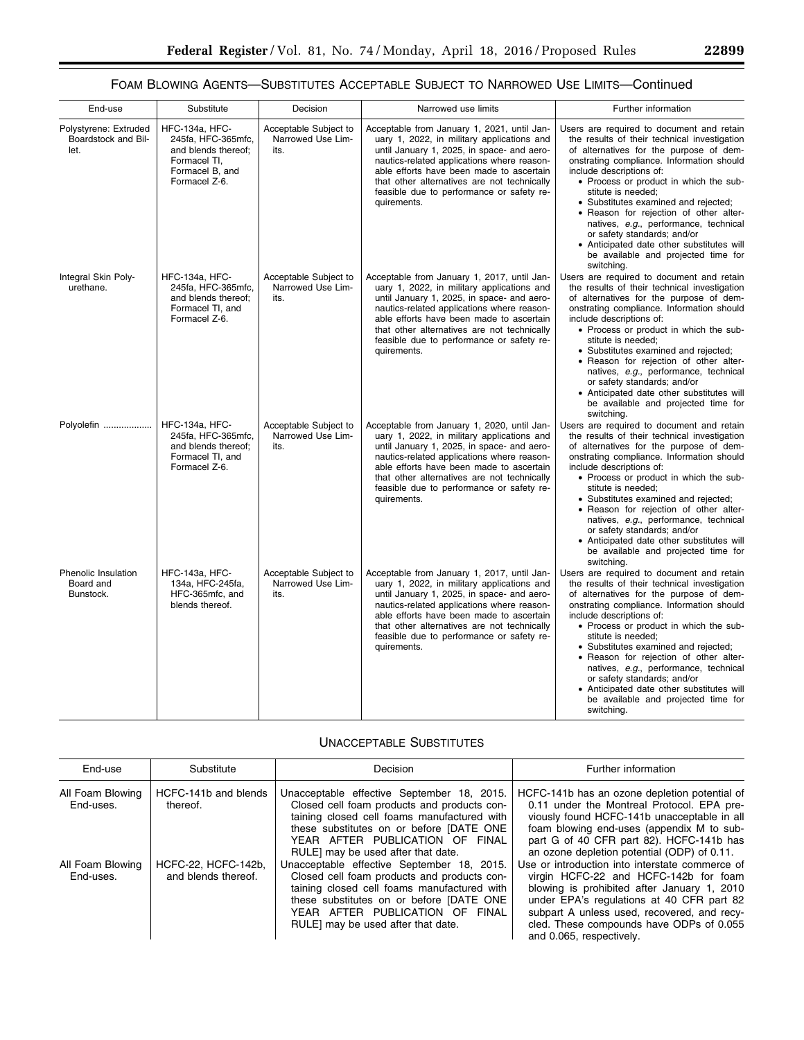## Foam Blowing Agents—Substitutes Acceptable Subject to Narrowed Use Limits—Continued

| End-use | Substitute | Decision | Narrowed use limits | Further information |
| --- | --- | --- | --- | --- |
| Polystyrene: Extruded Boardstock and Billet. | HFC-134a, HFC-245fa, HFC-365mfc, and blends thereof; Formacel TI, Formacel B, and Formacel Z-6. | Acceptable Subject to Narrowed Use Limits. | Acceptable from January 1, 2021, until January 1, 2022, in military applications and until January 1, 2025, in space- and aeronautics-related applications where reasonable efforts have been made to ascertain that other alternatives are not technically feasible due to performance or safety requirements. | Users are required to document and retain the results of their technical investigation of alternatives for the purpose of demonstrating compliance. Information should include descriptions of: • Process or product in which the substitute is needed; • Substitutes examined and rejected; • Reason for rejection of other alternatives, *e.g.*, performance, technical or safety standards; and/or • Anticipated date other substitutes will be available and projected time for switching. |
| Integral Skin Polyurethane. | HFC-134a, HFC-245fa, HFC-365mfc, and blends thereof; Formacel TI, and Formacel Z-6. | Acceptable Subject to Narrowed Use Limits. | Acceptable from January 1, 2017, until January 1, 2022, in military applications and until January 1, 2025, in space- and aeronautics-related applications where reasonable efforts have been made to ascertain that other alternatives are not technically feasible due to performance or safety requirements. | Users are required to document and retain the results of their technical investigation of alternatives for the purpose of demonstrating compliance. Information should include descriptions of: • Process or product in which the substitute is needed; • Substitutes examined and rejected; • Reason for rejection of other alternatives, *e.g.*, performance, technical or safety standards; and/or • Anticipated date other substitutes will be available and projected time for switching. |
| Polyolefin | HFC-134a, HFC-245fa, HFC-365mfc, and blends thereof; Formacel TI, and Formacel Z-6. | Acceptable Subject to Narrowed Use Limits. | Acceptable from January 1, 2020, until January 1, 2022, in military applications and until January 1, 2025, in space- and aeronautics-related applications where reasonable efforts have been made to ascertain that other alternatives are not technically feasible due to performance or safety requirements. | Users are required to document and retain the results of their technical investigation of alternatives for the purpose of demonstrating compliance. Information should include descriptions of: • Process or product in which the substitute is needed; • Substitutes examined and rejected; • Reason for rejection of other alternatives, *e.g.*, performance, technical or safety standards; and/or • Anticipated date other substitutes will be available and projected time for switching. |
| Phenolic Insulation Board and Bunstock. | HFC-143a, HFC-134a, HFC-245fa, HFC-365mfc, and blends thereof. | Acceptable Subject to Narrowed Use Limits. | Acceptable from January 1, 2017, until January 1, 2022, in military applications and until January 1, 2025, in space- and aeronautics-related applications where reasonable efforts have been made to ascertain that other alternatives are not technically feasible due to performance or safety requirements. | Users are required to document and retain the results of their technical investigation of alternatives for the purpose of demonstrating compliance. Information should include descriptions of: • Process or product in which the substitute is needed; • Substitutes examined and rejected; • Reason for rejection of other alternatives, *e.g.*, performance, technical or safety standards; and/or • Anticipated date other substitutes will be available and projected time for switching. |

## Unacceptable Substitutes

| End-use | Substitute | Decision | Further information |
| --- | --- | --- | --- |
| All Foam Blowing End-uses. | HCFC-141b and blends thereof. | Unacceptable effective September 18, 2015. Closed cell foam products and products containing closed cell foams manufactured with these substitutes on or before [DATE ONE YEAR AFTER PUBLICATION OF FINAL RULE] may be used after that date. | HCFC-141b has an ozone depletion potential of 0.11 under the Montreal Protocol. EPA previously found HCFC-141b unacceptable in all foam blowing end-uses (appendix M to subpart G of 40 CFR part 82). HCFC-141b has an ozone depletion potential (ODP) of 0.11. |
| All Foam Blowing End-uses. | HCFC-22, HCFC-142b, and blends thereof. | Unacceptable effective September 18, 2015. Closed cell foam products and products containing closed cell foams manufactured with these substitutes on or before [DATE ONE YEAR AFTER PUBLICATION OF FINAL RULE] may be used after that date. | Use or introduction into interstate commerce of virgin HCFC-22 and HCFC-142b for foam blowing is prohibited after January 1, 2010 under EPA's regulations at 40 CFR part 82 subpart A unless used, recovered, and recycled. These compounds have ODPs of 0.055 and 0.065, respectively. |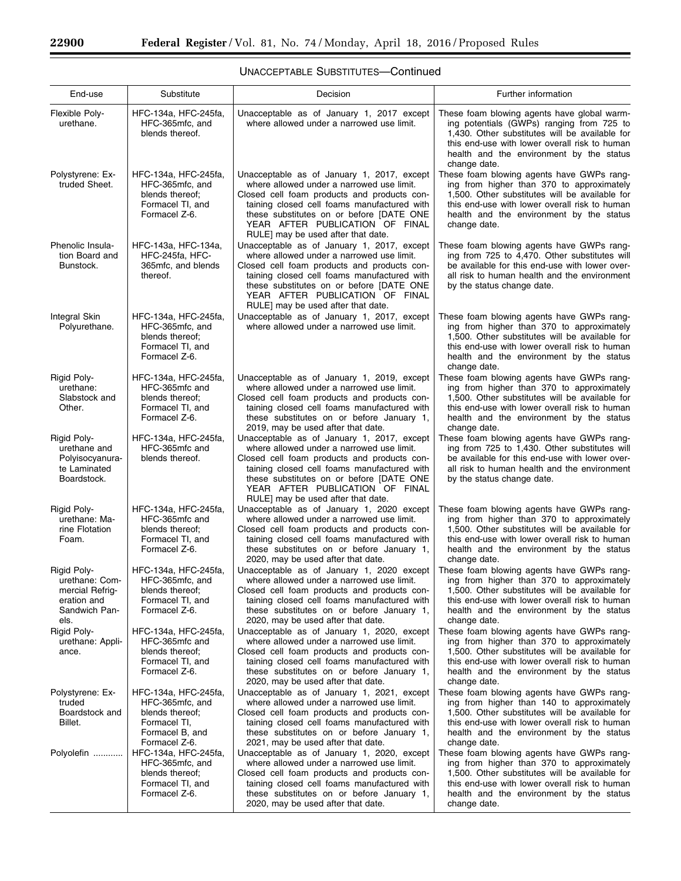## UNACCEPTABLE SUBSTITUTES—Continued

| End-use | Substitute | Decision | Further information |
| --- | --- | --- | --- |
| Flexible Polyurethane. | HFC-134a, HFC-245fa, HFC-365mfc, and blends thereof. | Unacceptable as of January 1, 2017 except where allowed under a narrowed use limit. | These foam blowing agents have global warming potentials (GWPs) ranging from 725 to 1,430. Other substitutes will be available for this end-use with lower overall risk to human health and the environment by the status change date. |
| Polystyrene: Extruded Sheet. | HFC-134a, HFC-245fa, HFC-365mfc, and blends thereof; Formacel TI, and Formacel Z-6. | Unacceptable as of January 1, 2017, except where allowed under a narrowed use limit. Closed cell foam products and products containing closed cell foams manufactured with these substitutes on or before [DATE ONE YEAR AFTER PUBLICATION OF FINAL RULE] may be used after that date. | These foam blowing agents have GWPs ranging from higher than 370 to approximately 1,500. Other substitutes will be available for this end-use with lower overall risk to human health and the environment by the status change date. |
| Phenolic Insulation Board and Bunstock. | HFC-143a, HFC-134a, HFC-245fa, HFC-365mfc, and blends thereof. | Unacceptable as of January 1, 2017, except where allowed under a narrowed use limit. Closed cell foam products and products containing closed cell foams manufactured with these substitutes on or before [DATE ONE YEAR AFTER PUBLICATION OF FINAL RULE] may be used after that date. | These foam blowing agents have GWPs ranging from 725 to 4,470. Other substitutes will be available for this end-use with lower overall risk to human health and the environment by the status change date. |
| Integral Skin Polyurethane. | HFC-134a, HFC-245fa, HFC-365mfc, and blends thereof; Formacel TI, and Formacel Z-6. | Unacceptable as of January 1, 2017, except where allowed under a narrowed use limit. | These foam blowing agents have GWPs ranging from higher than 370 to approximately 1,500. Other substitutes will be available for this end-use with lower overall risk to human health and the environment by the status change date. |
| Rigid Polyurethane: Slabstock and Other. | HFC-134a, HFC-245fa, HFC-365mfc and blends thereof; Formacel TI, and Formacel Z-6. | Unacceptable as of January 1, 2019, except where allowed under a narrowed use limit. Closed cell foam products and products containing closed cell foams manufactured with these substitutes on or before January 1, 2019, may be used after that date. | These foam blowing agents have GWPs ranging from higher than 370 to approximately 1,500. Other substitutes will be available for this end-use with lower overall risk to human health and the environment by the status change date. |
| Rigid Polyurethane and Polyisocyanurate Laminated Boardstock. | HFC-134a, HFC-245fa, HFC-365mfc and blends thereof. | Unacceptable as of January 1, 2017, except where allowed under a narrowed use limit. Closed cell foam products and products containing closed cell foams manufactured with these substitutes on or before [DATE ONE YEAR AFTER PUBLICATION OF FINAL RULE] may be used after that date. | These foam blowing agents have GWPs ranging from 725 to 1,430. Other substitutes will be available for this end-use with lower overall risk to human health and the environment by the status change date. |
| Rigid Polyurethane: Marine Flotation Foam. | HFC-134a, HFC-245fa, HFC-365mfc and blends thereof; Formacel TI, and Formacel Z-6. | Unacceptable as of January 1, 2020 except where allowed under a narrowed use limit. Closed cell foam products and products containing closed cell foams manufactured with these substitutes on or before January 1, 2020, may be used after that date. | These foam blowing agents have GWPs ranging from higher than 370 to approximately 1,500. Other substitutes will be available for this end-use with lower overall risk to human health and the environment by the status change date. |
| Rigid Polyurethane: Commercial Refrigeration and Sandwich Panels. | HFC-134a, HFC-245fa, HFC-365mfc, and blends thereof; Formacel TI, and Formacel Z-6. | Unacceptable as of January 1, 2020 except where allowed under a narrowed use limit. Closed cell foam products and products containing closed cell foams manufactured with these substitutes on or before January 1, 2020, may be used after that date. | These foam blowing agents have GWPs ranging from higher than 370 to approximately 1,500. Other substitutes will be available for this end-use with lower overall risk to human health and the environment by the status change date. |
| Rigid Polyurethane: Appliance. | HFC-134a, HFC-245fa, HFC-365mfc and blends thereof; Formacel TI, and Formacel Z-6. | Unacceptable as of January 1, 2020, except where allowed under a narrowed use limit. Closed cell foam products and products containing closed cell foams manufactured with these substitutes on or before January 1, 2020, may be used after that date. | These foam blowing agents have GWPs ranging from higher than 370 to approximately 1,500. Other substitutes will be available for this end-use with lower overall risk to human health and the environment by the status change date. |
| Polystyrene: Extruded Boardstock and Billet. | HFC-134a, HFC-245fa, HFC-365mfc, and blends thereof; Formacel TI, Formacel B, and Formacel Z-6. | Unacceptable as of January 1, 2021, except where allowed under a narrowed use limit. Closed cell foam products and products containing closed cell foams manufactured with these substitutes on or before January 1, 2021, may be used after that date. | These foam blowing agents have GWPs ranging from higher than 140 to approximately 1,500. Other substitutes will be available for this end-use with lower overall risk to human health and the environment by the status change date. |
| Polyolefin | HFC-134a, HFC-245fa, HFC-365mfc, and blends thereof; Formacel TI, and Formacel Z-6. | Unacceptable as of January 1, 2020, except where allowed under a narrowed use limit. Closed cell foam products and products containing closed cell foams manufactured with these substitutes on or before January 1, 2020, may be used after that date. | These foam blowing agents have GWPs ranging from higher than 370 to approximately 1,500. Other substitutes will be available for this end-use with lower overall risk to human health and the environment by the status change date. |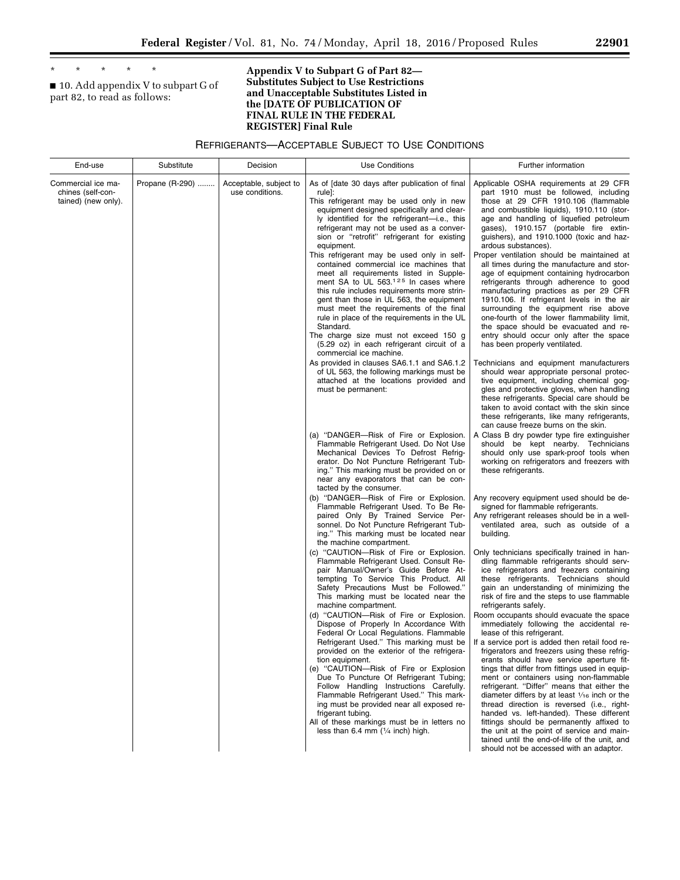\* \* \* \* \*

■ 10. Add appendix V to subpart G of part 82, to read as follows:

## Appendix V to Subpart G of Part 82—Substitutes Subject to Use Restrictions and Unacceptable Substitutes Listed in the [DATE OF PUBLICATION OF FINAL RULE IN THE FEDERAL REGISTER] Final Rule

### REFRIGERANTS—ACCEPTABLE SUBJECT TO USE CONDITIONS

| End-use | Substitute | Decision | Use Conditions | Further information |
|---|---|---|---|---|
| Commercial ice machines (self-contained) (new only). | Propane (R-290) | Acceptable, subject to use conditions. | As of [date 30 days after publication of final rule]:<br>This refrigerant may be used only in new equipment designed specifically and clearly identified for the refrigerant—i.e., this refrigerant may not be used as a conversion or "retrofit" refrigerant for existing equipment.<br>This refrigerant may be used only in self-contained commercial ice machines that meet all requirements listed in Supplement SA to UL 563.[125] In cases where this rule includes requirements more stringent than those in UL 563, the equipment must meet the requirements of the final rule in place of the requirements in the UL Standard.<br>The charge size must not exceed 150 g (5.29 oz) in each refrigerant circuit of a commercial ice machine. | Applicable OSHA requirements at 29 CFR part 1910 must be followed, including those at 29 CFR 1910.106 (flammable and combustible liquids), 1910.110 (storage and handling of liquefied petroleum gases), 1910.157 (portable fire extinguishers), and 1910.1000 (toxic and hazardous substances).<br>Proper ventilation should be maintained at all times during the manufacture and storage of equipment containing hydrocarbon refrigerants through adherence to good manufacturing practices as per 29 CFR 1910.106. If refrigerant levels in the air surrounding the equipment rise above one-fourth of the lower flammability limit, the space should be evacuated and re-entry should occur only after the space has been properly ventilated. |
| | | | As provided in clauses SA6.1.1 and SA6.1.2 of UL 563, the following markings must be attached at the locations provided and must be permanent: | Technicians and equipment manufacturers should wear appropriate personal protective equipment, including chemical goggles and protective gloves, when handling these refrigerants. Special care should be taken to avoid contact with the skin since these refrigerants, like many refrigerants, can cause freeze burns on the skin. |
| | | | (a) "DANGER—Risk of Fire or Explosion. Flammable Refrigerant Used. Do Not Use Mechanical Devices To Defrost Refrigerator. Do Not Puncture Refrigerant Tubing." This marking must be provided on or near any evaporators that can be contacted by the consumer. | A Class B dry powder type fire extinguisher should be kept nearby. Technicians should only use spark-proof tools when working on refrigerators and freezers with these refrigerants. |
| | | | (b) "DANGER—Risk of Fire or Explosion. Flammable Refrigerant Used. To Be Repaired Only By Trained Service Personnel. Do Not Puncture Refrigerant Tubing." This marking must be located near the machine compartment. | Any recovery equipment used should be designed for flammable refrigerants.<br>Any refrigerant releases should be in a well-ventilated area, such as outside of a building. |
| | | | (c) "CAUTION—Risk of Fire or Explosion. Flammable Refrigerant Used. Consult Repair Manual/Owner's Guide Before Attempting To Service This Product. All Safety Precautions Must be Followed." This marking must be located near the machine compartment.<br>(d) "CAUTION—Risk of Fire or Explosion. Dispose of Properly In Accordance With Federal Or Local Regulations. Flammable Refrigerant Used." This marking must be provided on the exterior of the refrigeration equipment.<br>(e) "CAUTION—Risk of Fire or Explosion Due To Puncture Of Refrigerant Tubing; Follow Handling Instructions Carefully. Flammable Refrigerant Used." This marking must be provided near all exposed refrigerant tubing.<br>All of these markings must be in letters no less than 6.4 mm (1/4 inch) high. | Only technicians specifically trained in handling flammable refrigerants should service refrigerators and freezers containing these refrigerants. Technicians should gain an understanding of minimizing the risk of fire and the steps to use flammable refrigerants safely.<br>Room occupants should evacuate the space immediately following the accidental release of this refrigerant.<br>If a service port is added then retail food refrigerators and freezers using these refrigerants should have service aperture fittings that differ from fittings used in equipment or containers using non-flammable refrigerant. "Differ" means that either the diameter differs by at least 1/16 inch or the thread direction is reversed (i.e., right-handed vs. left-handed). These different fittings should be permanently affixed to the unit at the point of service and maintained until the end-of-life of the unit, and should not be accessed with an adaptor. |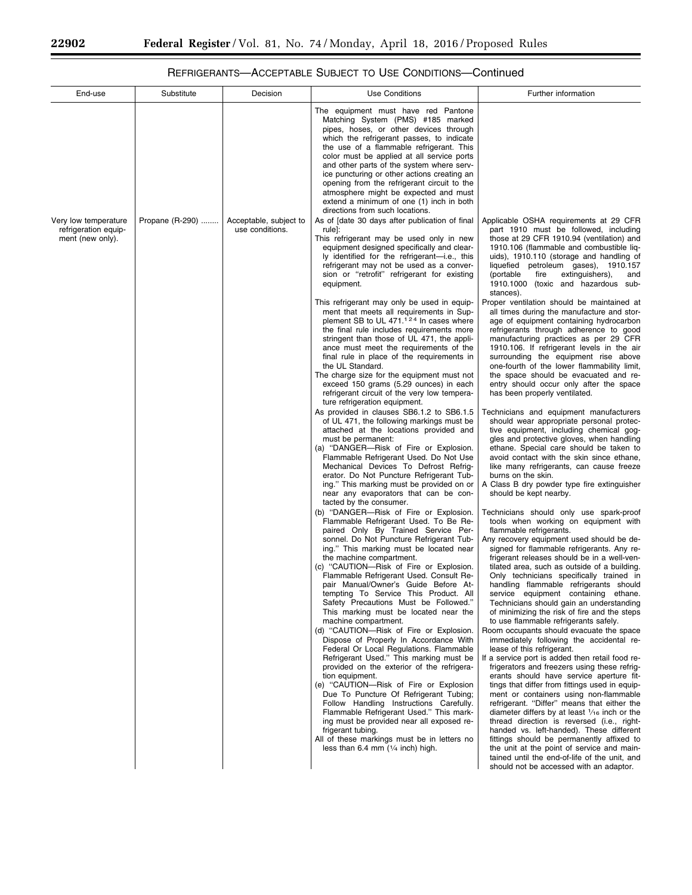## REFRIGERANTS—ACCEPTABLE SUBJECT TO USE CONDITIONS—Continued

| End-use | Substitute | Decision | Use Conditions | Further information |
|---|---|---|---|---|
| | | | The equipment must have red Pantone Matching System (PMS) #185 marked pipes, hoses, or other devices through which the refrigerant passes, to indicate the use of a flammable refrigerant. This color must be applied at all service ports and other parts of the system where service puncturing or other actions creating an opening from the refrigerant circuit to the atmosphere might be expected and must extend a minimum of one (1) inch in both directions from such locations. | |
| Very low temperature refrigeration equipment (new only). | Propane (R-290) ........ | Acceptable, subject to use conditions. | As of [date 30 days after publication of final rule]:<br>This refrigerant may be used only in new equipment designed specifically and clearly identified for the refrigerant—i.e., this refrigerant may not be used as a conversion or "retrofit" refrigerant for existing equipment. | Applicable OSHA requirements at 29 CFR part 1910 must be followed, including those at 29 CFR 1910.94 (ventilation) and 1910.106 (flammable and combustible liquids), 1910.110 (storage and handling of liquefied petroleum gases), 1910.157 (portable fire extinguishers), and 1910.1000 (toxic and hazardous substances). |
| | | | This refrigerant may only be used in equipment that meets all requirements in Supplement SB to UL 471.[124] In cases where the final rule includes requirements more stringent than those of UL 471, the appliance must meet the requirements of the final rule in place of the requirements in the UL Standard.<br>The charge size for the equipment must not exceed 150 grams (5.29 ounces) in each refrigerant circuit of the very low temperature refrigeration equipment. | Proper ventilation should be maintained at all times during the manufacture and storage of equipment containing hydrocarbon refrigerants through adherence to good manufacturing practices as per 29 CFR 1910.106. If refrigerant levels in the air surrounding the equipment rise above one-fourth of the lower flammability limit, the space should be evacuated and re-entry should occur only after the space has been properly ventilated. |
| | | | As provided in clauses SB6.1.2 to SB6.1.5 of UL 471, the following markings must be attached at the locations provided and must be permanent:<br>(a) "DANGER—Risk of Fire or Explosion. Flammable Refrigerant Used. Do Not Use Mechanical Devices To Defrost Refrigerator. Do Not Puncture Refrigerant Tubing." This marking must be provided on or near any evaporators that can be contacted by the consumer. | Technicians and equipment manufacturers should wear appropriate personal protective equipment, including chemical goggles and protective gloves, when handling ethane. Special care should be taken to avoid contact with the skin since ethane, like many refrigerants, can cause freeze burns on the skin.<br>A Class B dry powder type fire extinguisher should be kept nearby. |
| | | | (b) "DANGER—Risk of Fire or Explosion. Flammable Refrigerant Used. To Be Repaired Only By Trained Service Personnel. Do Not Puncture Refrigerant Tubing." This marking must be located near the machine compartment.<br>(c) "CAUTION—Risk of Fire or Explosion. Flammable Refrigerant Used. Consult Repair Manual/Owner's Guide Before Attempting To Service This Product. All Safety Precautions Must be Followed." This marking must be located near the machine compartment.<br>(d) "CAUTION—Risk of Fire or Explosion. Dispose of Properly In Accordance With Federal Or Local Regulations. Flammable Refrigerant Used." This marking must be provided on the exterior of the refrigeration equipment.<br>(e) "CAUTION—Risk of Fire or Explosion Due To Puncture Of Refrigerant Tubing; Follow Handling Instructions Carefully. Flammable Refrigerant Used." This marking must be provided near all exposed refrigerant tubing.<br>All of these markings must be in letters no less than 6.4 mm (1⁄4 inch) high. | Technicians should only use spark-proof tools when working on equipment with flammable refrigerants.<br>Any recovery equipment used should be designed for flammable refrigerants. Any refrigerant releases should be in a well-ventilated area, such as outside of a building. Only technicians specifically trained in handling flammable refrigerants should service equipment containing ethane. Technicians should gain an understanding of minimizing the risk of fire and the steps to use flammable refrigerants safely.<br>Room occupants should evacuate the space immediately following the accidental release of this refrigerant.<br>If a service port is added then retail food refrigerators and freezers using these refrigerants should have service aperture fittings that differ from fittings used in equipment or containers using non-flammable refrigerant. "Differ" means that either the diameter differs by at least 1⁄16 inch or the thread direction is reversed (i.e., right-handed vs. left-handed). These different fittings should be permanently affixed to the unit at the point of service and maintained until the end-of-life of the unit, and should not be accessed with an adaptor. |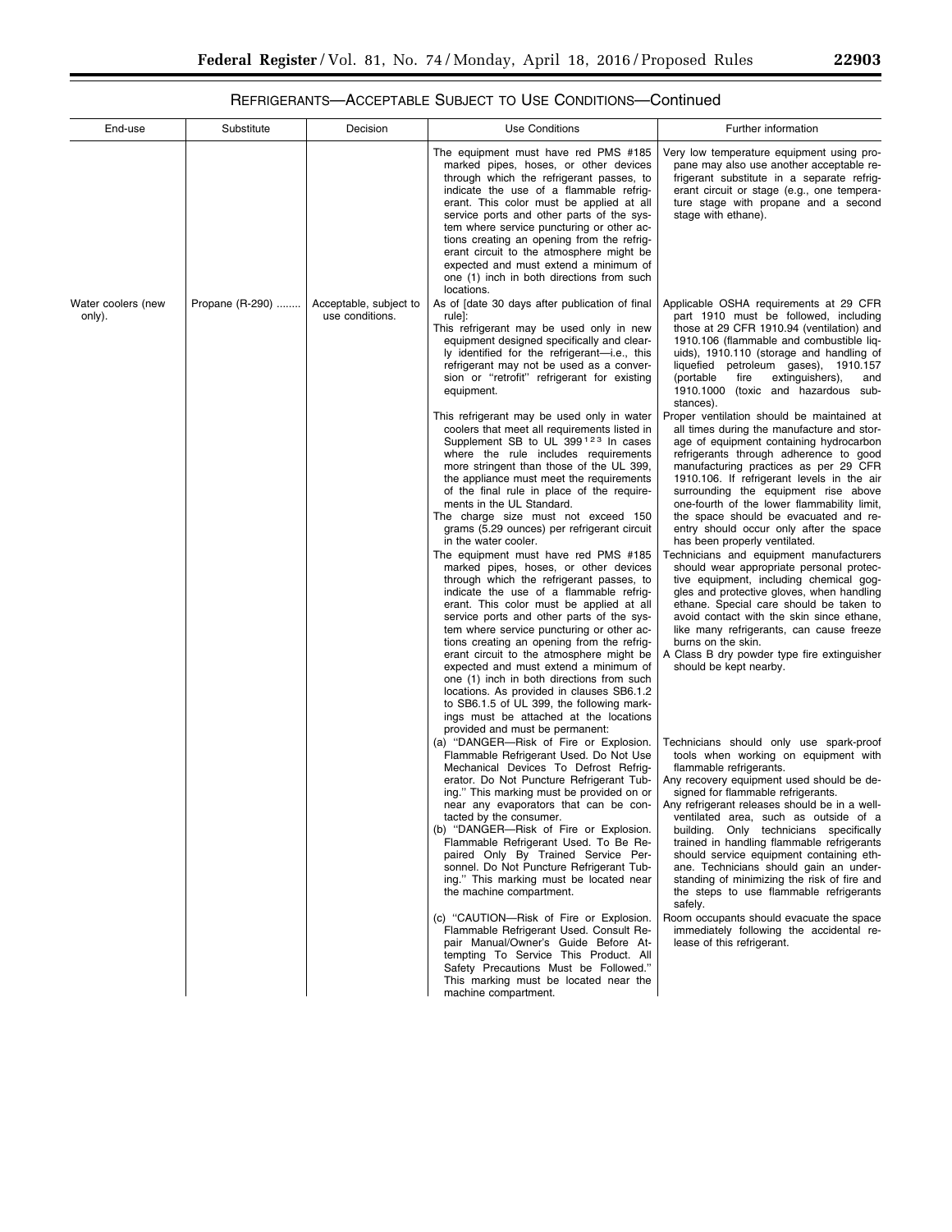REFRIGERANTS—ACCEPTABLE SUBJECT TO USE CONDITIONS—Continued

| End-use | Substitute | Decision | Use Conditions | Further information |
|---|---|---|---|---|
| | | | The equipment must have red PMS #185 marked pipes, hoses, or other devices through which the refrigerant passes, to indicate the use of a flammable refrigerant. This color must be applied at all service ports and other parts of the system where service puncturing or other actions creating an opening from the refrigerant circuit to the atmosphere might be expected and must extend a minimum of one (1) inch in both directions from such locations. | Very low temperature equipment using propane may also use another acceptable refrigerant substitute in a separate refrigerant circuit or stage (e.g., one temperature stage with propane and a second stage with ethane). |
| Water coolers (new only). | Propane (R-290) | Acceptable, subject to use conditions. | As of [date 30 days after publication of final rule]:<br>This refrigerant may be used only in new equipment designed specifically and clearly identified for the refrigerant—i.e., this refrigerant may not be used as a conversion or "retrofit" refrigerant for existing equipment.<br>This refrigerant may be used only in water coolers that meet all requirements listed in Supplement SB to UL 399[123] In cases where the rule includes requirements more stringent than those of the UL 399, the appliance must meet the requirements of the final rule in place of the requirements in the UL Standard.<br>The charge size must not exceed 150 grams (5.29 ounces) per refrigerant circuit in the water cooler.<br>The equipment must have red PMS #185 marked pipes, hoses, or other devices through which the refrigerant passes, to indicate the use of a flammable refrigerant. This color must be applied at all service ports and other parts of the system where service puncturing or other actions creating an opening from the refrigerant circuit to the atmosphere might be expected and must extend a minimum of one (1) inch in both directions from such locations. As provided in clauses SB6.1.2 to SB6.1.5 of UL 399, the following markings must be attached at the locations provided and must be permanent:<br>(a) "DANGER—Risk of Fire or Explosion. Flammable Refrigerant Used. Do Not Use Mechanical Devices To Defrost Refrigerator. Do Not Puncture Refrigerant Tubing." This marking must be provided on or near any evaporators that can be contacted by the consumer.<br>(b) "DANGER—Risk of Fire or Explosion. Flammable Refrigerant Used. To Be Repaired Only By Trained Service Personnel. Do Not Puncture Refrigerant Tubing." This marking must be located near the machine compartment.<br>(c) "CAUTION—Risk of Fire or Explosion. Flammable Refrigerant Used. Consult Repair Manual/Owner's Guide Before Attempting To Service This Product. All Safety Precautions Must be Followed." This marking must be located near the machine compartment. | Applicable OSHA requirements at 29 CFR part 1910 must be followed, including those at 29 CFR 1910.94 (ventilation) and 1910.106 (flammable and combustible liquids), 1910.110 (storage and handling of liquefied petroleum gases), 1910.157 (portable fire extinguishers), and 1910.1000 (toxic and hazardous substances).<br>Proper ventilation should be maintained at all times during the manufacture and storage of equipment containing hydrocarbon refrigerants through adherence to good manufacturing practices as per 29 CFR 1910.106. If refrigerant levels in the air surrounding the equipment rise above one-fourth of the lower flammability limit, the space should be evacuated and re-entry should occur only after the space has been properly ventilated.<br>Technicians and equipment manufacturers should wear appropriate personal protective equipment, including chemical goggles and protective gloves, when handling ethane. Special care should be taken to avoid contact with the skin since ethane, like many refrigerants, can cause freeze burns on the skin.<br>A Class B dry powder type fire extinguisher should be kept nearby.<br>Technicians should only use spark-proof tools when working on equipment with flammable refrigerants.<br>Any recovery equipment used should be designed for flammable refrigerants.<br>Any refrigerant releases should be in a well-ventilated area, such as outside of a building. Only technicians specifically trained in handling flammable refrigerants should service equipment containing ethane. Technicians should gain an understanding of minimizing the risk of fire and the steps to use flammable refrigerants safely.<br>Room occupants should evacuate the space immediately following the accidental release of this refrigerant. |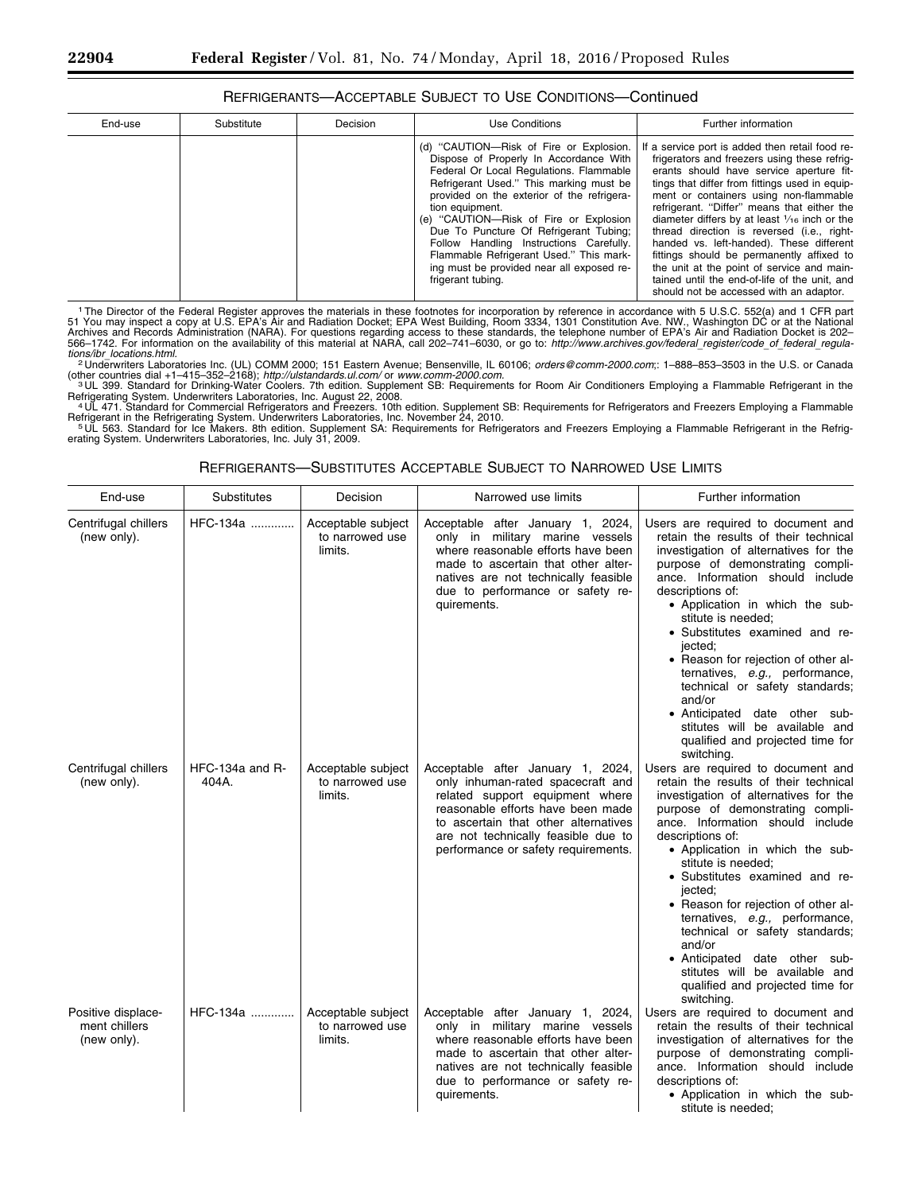REFRIGERANTS—ACCEPTABLE SUBJECT TO USE CONDITIONS—Continued

| End-use | Substitute | Decision | Use Conditions | Further information |
| --- | --- | --- | --- | --- |
| | | | (d) "CAUTION—Risk of Fire or Explosion. Dispose of Properly In Accordance With Federal Or Local Regulations. Flammable Refrigerant Used." This marking must be provided on the exterior of the refrigeration equipment.<br>(e) "CAUTION—Risk of Fire or Explosion Due To Puncture Of Refrigerant Tubing; Follow Handling Instructions Carefully. Flammable Refrigerant Used." This marking must be provided near all exposed refrigerant tubing. | If a service port is added then retail food refrigerators and freezers using these refrigerants should have service aperture fittings that differ from fittings used in equipment or containers using non-flammable refrigerant. "Differ" means that either the diameter differs by at least 1⁄16 inch or the thread direction is reversed (i.e., right-handed vs. left-handed). These different fittings should be permanently affixed to the unit at the point of service and maintained until the end-of-life of the unit, and should not be accessed with an adaptor. |

[1] The Director of the Federal Register approves the materials in these footnotes for incorporation by reference in accordance with 5 U.S.C. 552(a) and 1 CFR part 51 You may inspect a copy at U.S. EPA's Air and Radiation Docket; EPA West Building, Room 3334, 1301 Constitution Ave. NW., Washington DC or at the National Archives and Records Administration (NARA). For questions regarding access to these standards, the telephone number of EPA's Air and Radiation Docket is 202–566–1742. For information on the availability of this material at NARA, call 202–741–6030, or go to: *http://www.archives.gov/federal_register/code_of_federal_regulations/ibr_locations.html*.

[2] Underwriters Laboratories Inc. (UL) COMM 2000; 151 Eastern Avenue; Bensenville, IL 60106; *orders@comm-2000.com*;: 1–888–853–3503 in the U.S. or Canada (other countries dial +1–415–352–2168); *http://ulstandards.ul.com/* or *www.comm-2000.com*.

[3] UL 399. Standard for Drinking-Water Coolers. 7th edition. Supplement SB: Requirements for Room Air Conditioners Employing a Flammable Refrigerant in the Refrigerating System. Underwriters Laboratories, Inc. August 22, 2008.

[4] UL 471. Standard for Commercial Refrigerators and Freezers. 10th edition. Supplement SB: Requirements for Refrigerators and Freezers Employing a Flammable Refrigerant in the Refrigerating System. Underwriters Laboratories, Inc. November 24, 2010.

[5] UL 563. Standard for Ice Makers. 8th edition. Supplement SA: Requirements for Refrigerators and Freezers Employing a Flammable Refrigerant in the Refrigerating System. Underwriters Laboratories, Inc. July 31, 2009.

REFRIGERANTS—SUBSTITUTES ACCEPTABLE SUBJECT TO NARROWED USE LIMITS

| End-use | Substitutes | Decision | Narrowed use limits | Further information |
| --- | --- | --- | --- | --- |
| Centrifugal chillers (new only). | HFC-134a ............ | Acceptable subject to narrowed use limits. | Acceptable after January 1, 2024, only in military marine vessels where reasonable efforts have been made to ascertain that other alternatives are not technically feasible due to performance or safety requirements. | Users are required to document and retain the results of their technical investigation of alternatives for the purpose of demonstrating compliance. Information should include descriptions of:<br>• Application in which the substitute is needed;<br>• Substitutes examined and rejected;<br>• Reason for rejection of other alternatives, *e.g.,* performance, technical or safety standards; and/or<br>• Anticipated date other substitutes will be available and qualified and projected time for switching. |
| Centrifugal chillers (new only). | HFC-134a and R-404A. | Acceptable subject to narrowed use limits. | Acceptable after January 1, 2024, only inhuman-rated spacecraft and related support equipment where reasonable efforts have been made to ascertain that other alternatives are not technically feasible due to performance or safety requirements. | Users are required to document and retain the results of their technical investigation of alternatives for the purpose of demonstrating compliance. Information should include descriptions of:<br>• Application in which the substitute is needed;<br>• Substitutes examined and rejected;<br>• Reason for rejection of other alternatives, *e.g.,* performance, technical or safety standards; and/or<br>• Anticipated date other substitutes will be available and qualified and projected time for switching. |
| Positive displacement chillers (new only). | HFC-134a ............ | Acceptable subject to narrowed use limits. | Acceptable after January 1, 2024, only in military marine vessels where reasonable efforts have been made to ascertain that other alternatives are not technically feasible due to performance or safety requirements. | Users are required to document and retain the results of their technical investigation of alternatives for the purpose of demonstrating compliance. Information should include descriptions of:<br>• Application in which the substitute is needed; |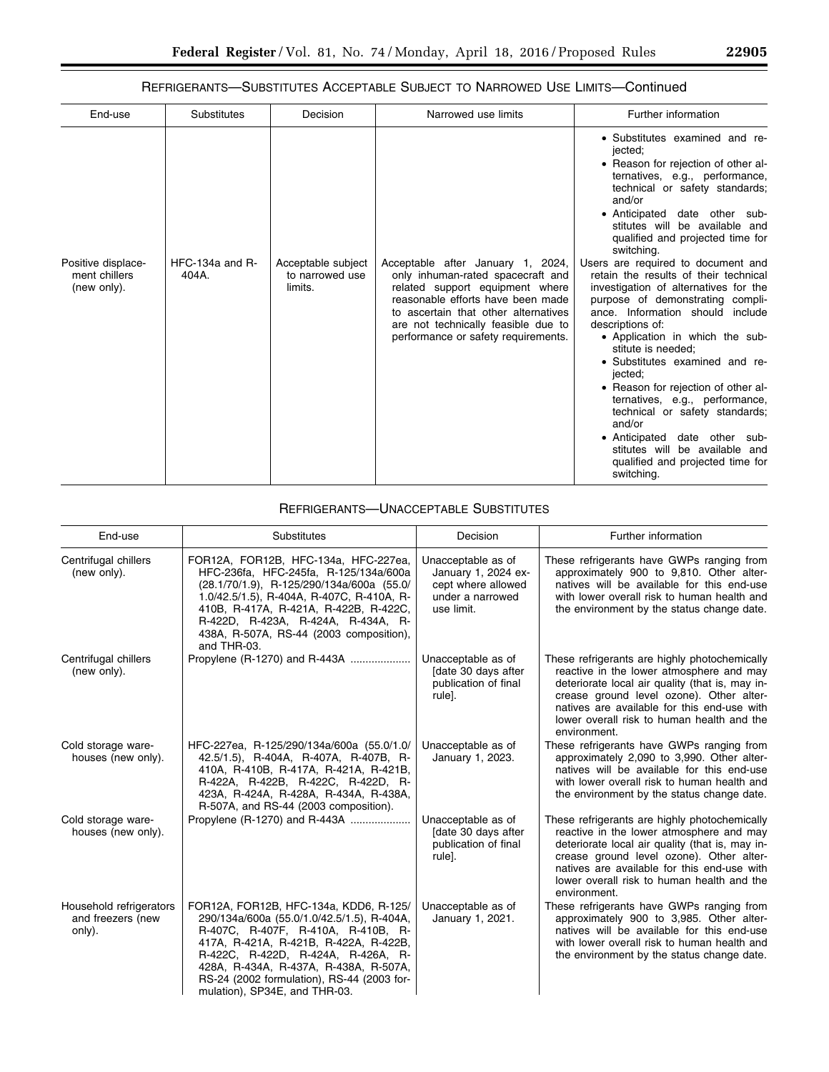REFRIGERANTS—SUBSTITUTES ACCEPTABLE SUBJECT TO NARROWED USE LIMITS—Continued

| End-use | Substitutes | Decision | Narrowed use limits | Further information |
| --- | --- | --- | --- | --- |
| | | | | • Substitutes examined and rejected; • Reason for rejection of other alternatives, e.g., performance, technical or safety standards; and/or • Anticipated date other substitutes will be available and qualified and projected time for switching. |
| Positive displacement chillers (new only). | HFC-134a and R-404A. | Acceptable subject to narrowed use limits. | Acceptable after January 1, 2024, only inhuman-rated spacecraft and related support equipment where reasonable efforts have been made to ascertain that other alternatives are not technically feasible due to performance or safety requirements. | Users are required to document and retain the results of their technical investigation of alternatives for the purpose of demonstrating compliance. Information should include descriptions of: • Application in which the substitute is needed; • Substitutes examined and rejected; • Reason for rejection of other alternatives, e.g., performance, technical or safety standards; and/or • Anticipated date other substitutes will be available and qualified and projected time for switching. |

REFRIGERANTS—UNACCEPTABLE SUBSTITUTES

| End-use | Substitutes | Decision | Further information |
| --- | --- | --- | --- |
| Centrifugal chillers (new only). | FOR12A, FOR12B, HFC-134a, HFC-227ea, HFC-236fa, HFC-245fa, R-125/134a/600a (28.1/70/1.9), R-125/290/134a/600a (55.0/1.0/42.5/1.5), R-404A, R-407C, R-410A, R-410B, R-417A, R-421A, R-422B, R-422C, R-422D, R-423A, R-424A, R-434A, R-438A, R-507A, RS-44 (2003 composition), and THR-03. | Unacceptable as of January 1, 2024 except where allowed under a narrowed use limit. | These refrigerants have GWPs ranging from approximately 900 to 9,810. Other alternatives will be available for this end-use with lower overall risk to human health and the environment by the status change date. |
| Centrifugal chillers (new only). | Propylene (R-1270) and R-443A .................... | Unacceptable as of [date 30 days after publication of final rule]. | These refrigerants are highly photochemically reactive in the lower atmosphere and may deteriorate local air quality (that is, may increase ground level ozone). Other alternatives are available for this end-use with lower overall risk to human health and the environment. |
| Cold storage warehouses (new only). | HFC-227ea, R-125/290/134a/600a (55.0/1.0/42.5/1.5), R-404A, R-407A, R-407B, R-410A, R-410B, R-417A, R-421A, R-421B, R-422A, R-422B, R-422C, R-422D, R-423A, R-424A, R-428A, R-434A, R-438A, R-507A, and RS-44 (2003 composition). | Unacceptable as of January 1, 2023. | These refrigerants have GWPs ranging from approximately 2,090 to 3,990. Other alternatives will be available for this end-use with lower overall risk to human health and the environment by the status change date. |
| Cold storage warehouses (new only). | Propylene (R-1270) and R-443A .................... | Unacceptable as of [date 30 days after publication of final rule]. | These refrigerants are highly photochemically reactive in the lower atmosphere and may deteriorate local air quality (that is, may increase ground level ozone). Other alternatives are available for this end-use with lower overall risk to human health and the environment. |
| Household refrigerators and freezers (new only). | FOR12A, FOR12B, HFC-134a, KDD6, R-125/290/134a/600a (55.0/1.0/42.5/1.5), R-404A, R-407C, R-407F, R-410A, R-410B, R-417A, R-421A, R-421B, R-422A, R-422B, R-422C, R-422D, R-424A, R-426A, R-428A, R-434A, R-437A, R-438A, R-507A, RS-24 (2002 formulation), RS-44 (2003 formulation), SP34E, and THR-03. | Unacceptable as of January 1, 2021. | These refrigerants have GWPs ranging from approximately 900 to 3,985. Other alternatives will be available for this end-use with lower overall risk to human health and the environment by the status change date. |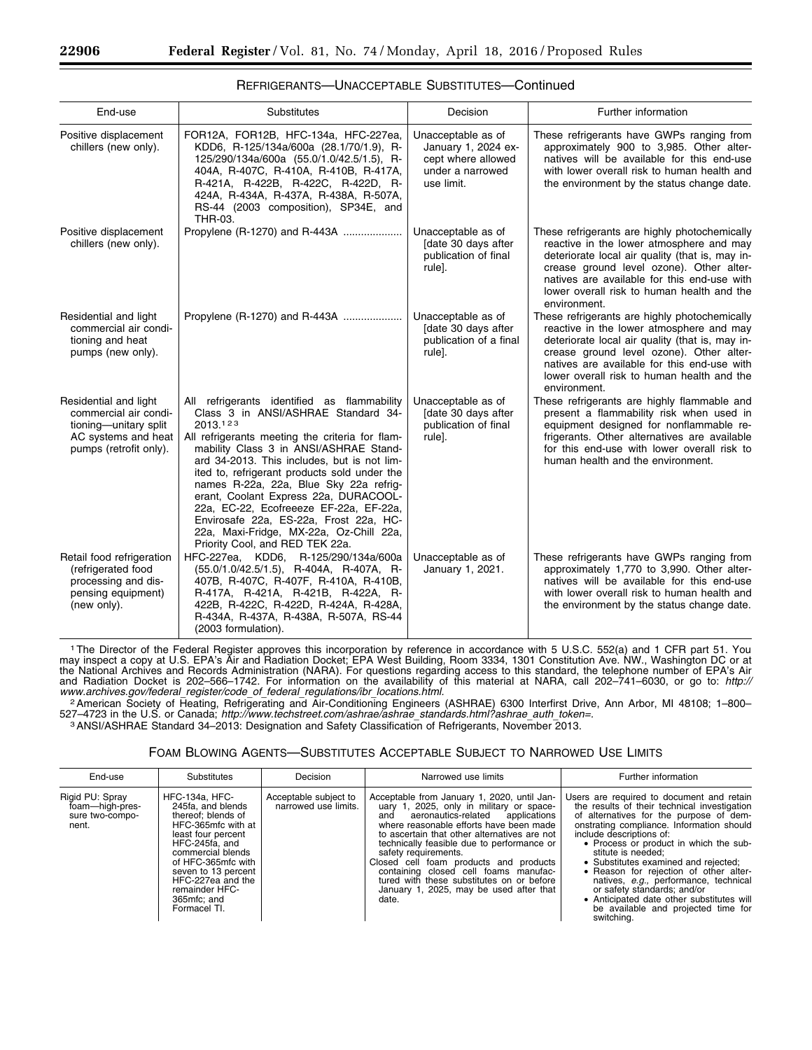### REFRIGERANTS—UNACCEPTABLE SUBSTITUTES—Continued

| End-use | Substitutes | Decision | Further information |
|---|---|---|---|
| Positive displacement chillers (new only). | FOR12A, FOR12B, HFC-134a, HFC-227ea, KDD6, R-125/134a/600a (28.1/70/1.9), R-125/290/134a/600a (55.0/1.0/42.5/1.5), R-404A, R-407C, R-410A, R-410B, R-417A, R-421A, R-422B, R-422C, R-422D, R-424A, R-434A, R-437A, R-438A, R-507A, RS-44 (2003 composition), SP34E, and THR-03. | Unacceptable as of January 1, 2024 except where allowed under a narrowed use limit. | These refrigerants have GWPs ranging from approximately 900 to 3,985. Other alternatives will be available for this end-use with lower overall risk to human health and the environment by the status change date. |
| Positive displacement chillers (new only). | Propylene (R-1270) and R-443A | Unacceptable as of [date 30 days after publication of final rule]. | These refrigerants are highly photochemically reactive in the lower atmosphere and may deteriorate local air quality (that is, may increase ground level ozone). Other alternatives are available for this end-use with lower overall risk to human health and the environment. |
| Residential and light commercial air conditioning and heat pumps (new only). | Propylene (R-1270) and R-443A | Unacceptable as of [date 30 days after publication of a final rule]. | These refrigerants are highly photochemically reactive in the lower atmosphere and may deteriorate local air quality (that is, may increase ground level ozone). Other alternatives are available for this end-use with lower overall risk to human health and the environment. |
| Residential and light commercial air conditioning—unitary split AC systems and heat pumps (retrofit only). | All refrigerants identified as flammability Class 3 in ANSI/ASHRAE Standard 34-2013.[1 2 3] All refrigerants meeting the criteria for flammability Class 3 in ANSI/ASHRAE Standard 34-2013. This includes, but is not limited to, refrigerant products sold under the names R-22a, 22a, Blue Sky 22a refrigerant, Coolant Express 22a, DURACOOL-22a, EC-22, Ecofreeeze EF-22a, EF-22a, Envirosafe 22a, ES-22a, Frost 22a, HC-22a, Maxi-Fridge, MX-22a, Oz-Chill 22a, Priority Cool, and RED TEK 22a. | Unacceptable as of [date 30 days after publication of final rule]. | These refrigerants are highly flammable and present a flammability risk when used in equipment designed for nonflammable refrigerants. Other alternatives are available for this end-use with lower overall risk to human health and the environment. |
| Retail food refrigeration (refrigerated food processing and dispensing equipment) (new only). | HFC-227ea, KDD6, R-125/290/134a/600a (55.0/1.0/42.5/1.5), R-404A, R-407A, R-407B, R-407C, R-407F, R-410A, R-410B, R-417A, R-421A, R-421B, R-422A, R-422B, R-422C, R-422D, R-424A, R-428A, R-434A, R-437A, R-438A, R-507A, RS-44 (2003 formulation). | Unacceptable as of January 1, 2021. | These refrigerants have GWPs ranging from approximately 1,770 to 3,990. Other alternatives will be available for this end-use with lower overall risk to human health and the environment by the status change date. |

[1] The Director of the Federal Register approves this incorporation by reference in accordance with 5 U.S.C. 552(a) and 1 CFR part 51. You may inspect a copy at U.S. EPA's Air and Radiation Docket; EPA West Building, Room 3334, 1301 Constitution Ave. NW., Washington DC or at the National Archives and Records Administration (NARA). For questions regarding access to this standard, the telephone number of EPA's Air and Radiation Docket is 202–566–1742. For information on the availability of this material at NARA, call 202–741–6030, or go to: *http://www.archives.gov/federal_register/code_of_federal_regulations/ibr_locations.html.*

[2] American Society of Heating, Refrigerating and Air-Conditioning Engineers (ASHRAE) 6300 Interfirst Drive, Ann Arbor, MI 48108; 1–800–527–4723 in the U.S. or Canada; *http://www.techstreet.com/ashrae/ashrae_standards.html?ashrae_auth_token=.*

[3] ANSI/ASHRAE Standard 34–2013: Designation and Safety Classification of Refrigerants, November 2013.

### FOAM BLOWING AGENTS—SUBSTITUTES ACCEPTABLE SUBJECT TO NARROWED USE LIMITS

| End-use | Substitutes | Decision | Narrowed use limits | Further information |
|---|---|---|---|---|
| Rigid PU: Spray foam—high-pressure two-component. | HFC-134a, HFC-245fa, and blends thereof; blends of HFC-365mfc with at least four percent HFC-245fa, and commercial blends of HFC-365mfc with seven to 13 percent HFC-227ea and the remainder HFC-365mfc; and Formacel TI. | Acceptable subject to narrowed use limits. | Acceptable from January 1, 2020, until January 1, 2025, only in military or space- and aeronautics-related applications where reasonable efforts have been made to ascertain that other alternatives are not technically feasible due to performance or safety requirements. Closed cell foam products and products containing closed cell foams manufactured with these substitutes on or before January 1, 2025, may be used after that date. | Users are required to document and retain the results of their technical investigation of alternatives for the purpose of demonstrating compliance. Information should include descriptions of: • Process or product in which the substitute is needed; • Substitutes examined and rejected; • Reason for rejection of other alternatives, *e.g.*, performance, technical or safety standards; and/or • Anticipated date other substitutes will be available and projected time for switching. |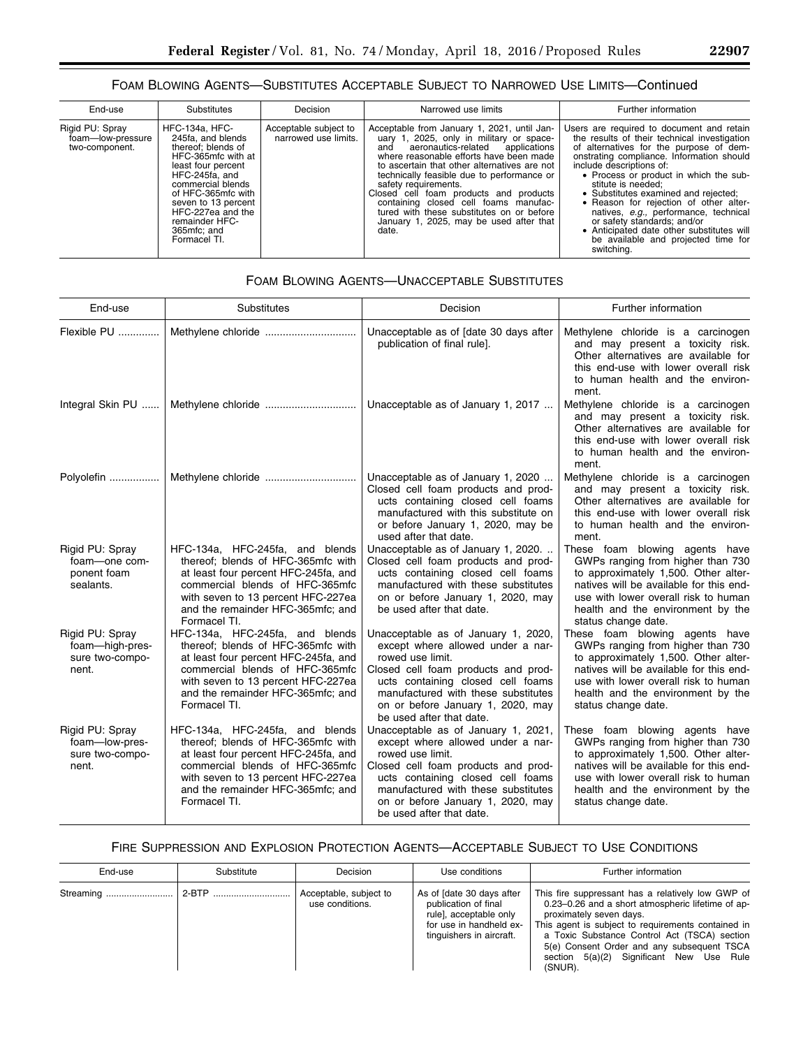## Foam Blowing Agents—Substitutes Acceptable Subject to Narrowed Use Limits—Continued

| End-use | Substitutes | Decision | Narrowed use limits | Further information |
|---|---|---|---|---|
| Rigid PU: Spray foam—low-pressure two-component. | HFC-134a, HFC-245fa, and blends thereof; blends of HFC-365mfc with at least four percent HFC-245fa, and commercial blends of HFC-365mfc with seven to 13 percent HFC-227ea and the remainder HFC-365mfc; and Formacel TI. | Acceptable subject to narrowed use limits. | Acceptable from January 1, 2021, until January 1, 2025, only in military or space- and aeronautics-related applications where reasonable efforts have been made to ascertain that other alternatives are not technically feasible due to performance or safety requirements. Closed cell foam products and products containing closed cell foams manufactured with these substitutes on or before January 1, 2025, may be used after that date. | Users are required to document and retain the results of their technical investigation of alternatives for the purpose of demonstrating compliance. Information should include descriptions of: • Process or product in which the substitute is needed; • Substitutes examined and rejected; • Reason for rejection of other alternatives, *e.g.,* performance, technical or safety standards; and/or • Anticipated date other substitutes will be available and projected time for switching. |

## Foam Blowing Agents—Unacceptable Substitutes

| End-use | Substitutes | Decision | Further information |
|---|---|---|---|
| Flexible PU | Methylene chloride | Unacceptable as of [date 30 days after publication of final rule]. | Methylene chloride is a carcinogen and may present a toxicity risk. Other alternatives are available for this end-use with lower overall risk to human health and the environment. |
| Integral Skin PU | Methylene chloride | Unacceptable as of January 1, 2017 | Methylene chloride is a carcinogen and may present a toxicity risk. Other alternatives are available for this end-use with lower overall risk to human health and the environment. |
| Polyolefin | Methylene chloride | Unacceptable as of January 1, 2020 Closed cell foam products and products containing closed cell foams manufactured with this substitute on or before January 1, 2020, may be used after that date. | Methylene chloride is a carcinogen and may present a toxicity risk. Other alternatives are available for this end-use with lower overall risk to human health and the environment. |
| Rigid PU: Spray foam—one component foam sealants. | HFC-134a, HFC-245fa, and blends thereof; blends of HFC-365mfc with at least four percent HFC-245fa, and commercial blends of HFC-365mfc with seven to 13 percent HFC-227ea and the remainder HFC-365mfc; and Formacel TI. | Unacceptable as of January 1, 2020. Closed cell foam products and products containing closed cell foams manufactured with these substitutes on or before January 1, 2020, may be used after that date. | These foam blowing agents have GWPs ranging from higher than 730 to approximately 1,500. Other alternatives will be available for this end-use with lower overall risk to human health and the environment by the status change date. |
| Rigid PU: Spray foam—high-pressure two-component. | HFC-134a, HFC-245fa, and blends thereof; blends of HFC-365mfc with at least four percent HFC-245fa, and commercial blends of HFC-365mfc with seven to 13 percent HFC-227ea and the remainder HFC-365mfc; and Formacel TI. | Unacceptable as of January 1, 2020, except where allowed under a narrowed use limit. Closed cell foam products and products containing closed cell foams manufactured with these substitutes on or before January 1, 2020, may be used after that date. | These foam blowing agents have GWPs ranging from higher than 730 to approximately 1,500. Other alternatives will be available for this end-use with lower overall risk to human health and the environment by the status change date. |
| Rigid PU: Spray foam—low-pressure two-component. | HFC-134a, HFC-245fa, and blends thereof; blends of HFC-365mfc with at least four percent HFC-245fa, and commercial blends of HFC-365mfc with seven to 13 percent HFC-227ea and the remainder HFC-365mfc; and Formacel TI. | Unacceptable as of January 1, 2021, except where allowed under a narrowed use limit. Closed cell foam products and products containing closed cell foams manufactured with these substitutes on or before January 1, 2020, may be used after that date. | These foam blowing agents have GWPs ranging from higher than 730 to approximately 1,500. Other alternatives will be available for this end-use with lower overall risk to human health and the environment by the status change date. |

## Fire Suppression and Explosion Protection Agents—Acceptable Subject to Use Conditions

| End-use | Substitute | Decision | Use conditions | Further information |
|---|---|---|---|---|
| Streaming | 2-BTP | Acceptable, subject to use conditions. | As of [date 30 days after publication of final rule], acceptable only for use in handheld extinguishers in aircraft. | This fire suppressant has a relatively low GWP of 0.23–0.26 and a short atmospheric lifetime of approximately seven days. This agent is subject to requirements contained in a Toxic Substance Control Act (TSCA) section 5(e) Consent Order and any subsequent TSCA section 5(a)(2) Significant New Use Rule (SNUR). |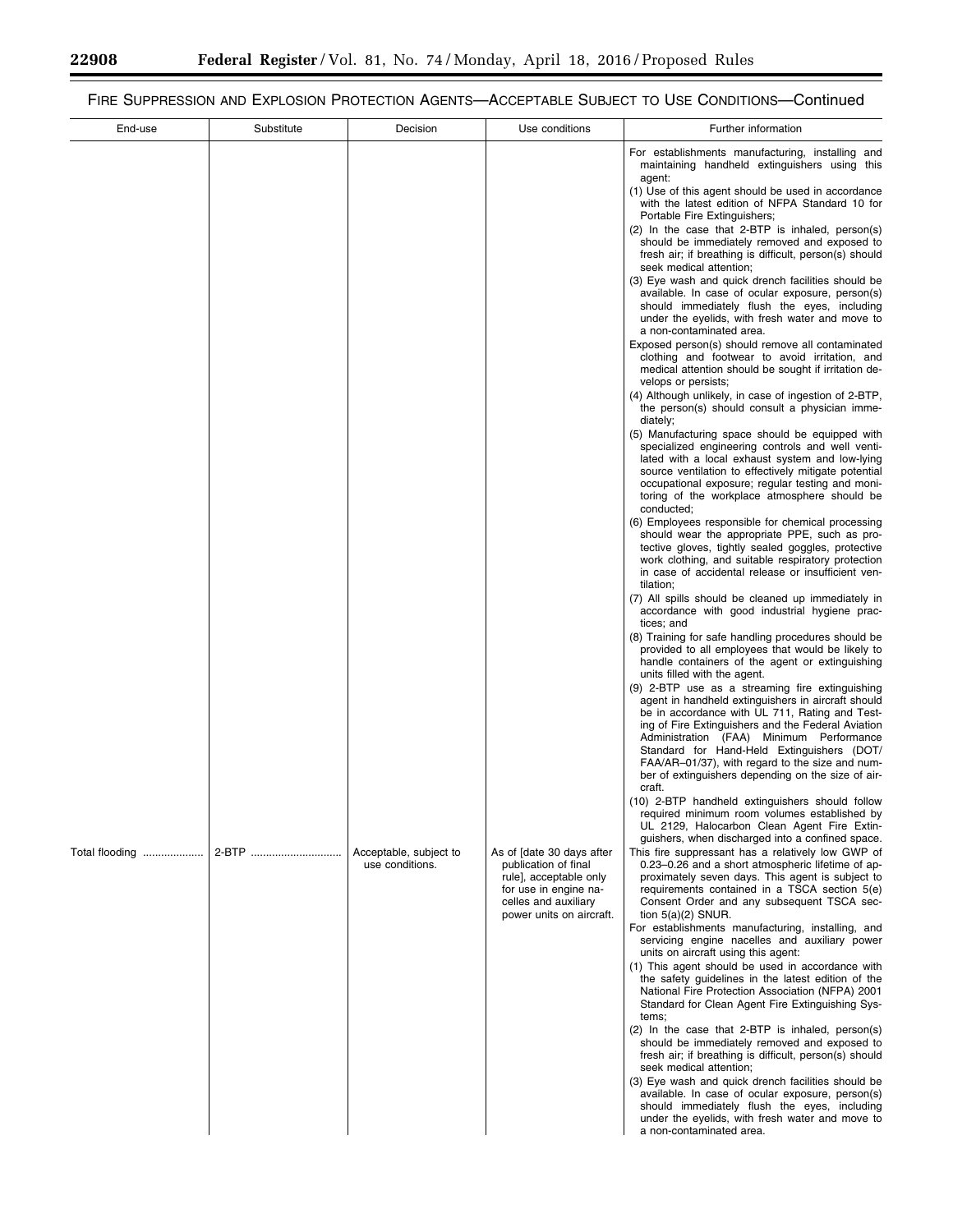## Fire Suppression and Explosion Protection Agents—Acceptable Subject to Use Conditions—Continued

| End-use | Substitute | Decision | Use conditions | Further information |
|---|---|---|---|---|
| | | | | For establishments manufacturing, installing and maintaining handheld extinguishers using this agent:<br>(1) Use of this agent should be used in accordance with the latest edition of NFPA Standard 10 for Portable Fire Extinguishers;<br>(2) In the case that 2-BTP is inhaled, person(s) should be immediately removed and exposed to fresh air; if breathing is difficult, person(s) should seek medical attention;<br>(3) Eye wash and quick drench facilities should be available. In case of ocular exposure, person(s) should immediately flush the eyes, including under the eyelids, with fresh water and move to a non-contaminated area.<br>Exposed person(s) should remove all contaminated clothing and footwear to avoid irritation, and medical attention should be sought if irritation develops or persists;<br>(4) Although unlikely, in case of ingestion of 2-BTP, the person(s) should consult a physician immediately;<br>(5) Manufacturing space should be equipped with specialized engineering controls and well ventilated with a local exhaust system and low-lying source ventilation to effectively mitigate potential occupational exposure; regular testing and monitoring of the workplace atmosphere should be conducted;<br>(6) Employees responsible for chemical processing should wear the appropriate PPE, such as protective gloves, tightly sealed goggles, protective work clothing, and suitable respiratory protection in case of accidental release or insufficient ventilation;<br>(7) All spills should be cleaned up immediately in accordance with good industrial hygiene practices; and<br>(8) Training for safe handling procedures should be provided to all employees that would be likely to handle containers of the agent or extinguishing units filled with the agent.<br>(9) 2-BTP use as a streaming fire extinguishing agent in handheld extinguishers in aircraft should be in accordance with UL 711, Rating and Testing of Fire Extinguishers and the Federal Aviation Administration (FAA) Minimum Performance Standard for Hand-Held Extinguishers (DOT/FAA/AR–01/37), with regard to the size and number of extinguishers depending on the size of aircraft.<br>(10) 2-BTP handheld extinguishers should follow required minimum room volumes established by UL 2129, Halocarbon Clean Agent Fire Extinguishers, when discharged into a confined space. |
| Total flooding | 2-BTP | Acceptable, subject to use conditions. | As of [date 30 days after publication of final rule], acceptable only for use in engine nacelles and auxiliary power units on aircraft. | This fire suppressant has a relatively low GWP of 0.23–0.26 and a short atmospheric lifetime of approximately seven days. This agent is subject to requirements contained in a TSCA section 5(e) Consent Order and any subsequent TSCA section 5(a)(2) SNUR.<br>For establishments manufacturing, installing, and servicing engine nacelles and auxiliary power units on aircraft using this agent:<br>(1) This agent should be used in accordance with the safety guidelines in the latest edition of the National Fire Protection Association (NFPA) 2001 Standard for Clean Agent Fire Extinguishing Systems;<br>(2) In the case that 2-BTP is inhaled, person(s) should be immediately removed and exposed to fresh air; if breathing is difficult, person(s) should seek medical attention;<br>(3) Eye wash and quick drench facilities should be available. In case of ocular exposure, person(s) should immediately flush the eyes, including under the eyelids, with fresh water and move to a non-contaminated area. |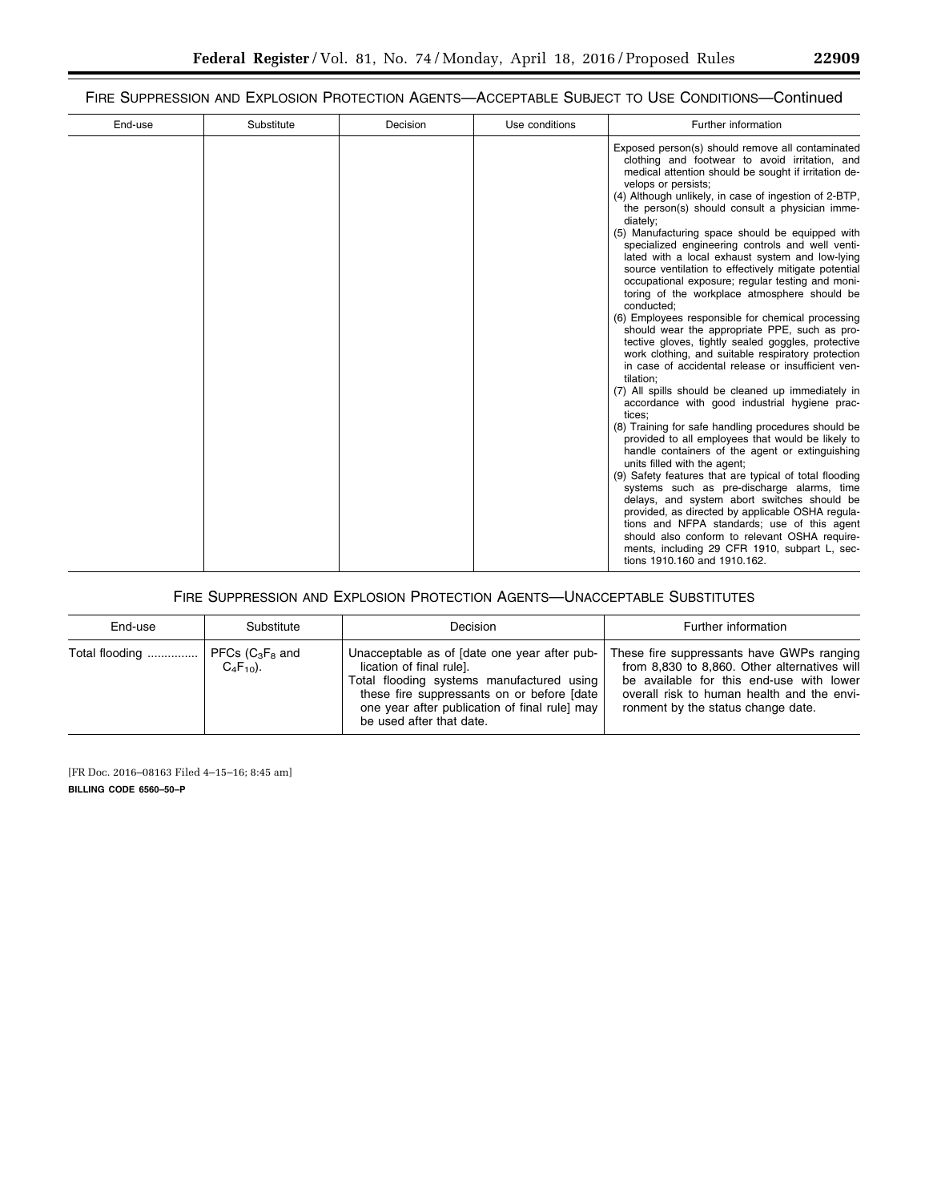FIRE SUPPRESSION AND EXPLOSION PROTECTION AGENTS—ACCEPTABLE SUBJECT TO USE CONDITIONS—Continued

| End-use | Substitute | Decision | Use conditions | Further information |
|---|---|---|---|---|
| | | | | Exposed person(s) should remove all contaminated clothing and footwear to avoid irritation, and medical attention should be sought if irritation develops or persists;<br>(4) Although unlikely, in case of ingestion of 2-BTP, the person(s) should consult a physician immediately;<br>(5) Manufacturing space should be equipped with specialized engineering controls and well ventilated with a local exhaust system and low-lying source ventilation to effectively mitigate potential occupational exposure; regular testing and monitoring of the workplace atmosphere should be conducted;<br>(6) Employees responsible for chemical processing should wear the appropriate PPE, such as protective gloves, tightly sealed goggles, protective work clothing, and suitable respiratory protection in case of accidental release or insufficient ventilation;<br>(7) All spills should be cleaned up immediately in accordance with good industrial hygiene practices;<br>(8) Training for safe handling procedures should be provided to all employees that would be likely to handle containers of the agent or extinguishing units filled with the agent;<br>(9) Safety features that are typical of total flooding systems such as pre-discharge alarms, time delays, and system abort switches should be provided, as directed by applicable OSHA regulations and NFPA standards; use of this agent should also conform to relevant OSHA requirements, including 29 CFR 1910, subpart L, sections 1910.160 and 1910.162. |

FIRE SUPPRESSION AND EXPLOSION PROTECTION AGENTS—UNACCEPTABLE SUBSTITUTES

| End-use | Substitute | Decision | Further information |
|---|---|---|---|
| Total flooding | PFCs ($C_3F_8$ and $C_4F_{10}$). | Unacceptable as of [date one year after publication of final rule].<br>Total flooding systems manufactured using these fire suppressants on or before [date one year after publication of final rule] may be used after that date. | These fire suppressants have GWPs ranging from 8,830 to 8,860. Other alternatives will be available for this end-use with lower overall risk to human health and the environment by the status change date. |

[FR Doc. 2016–08163 Filed 4–15–16; 8:45 am]

**BILLING CODE 6560–50–P**